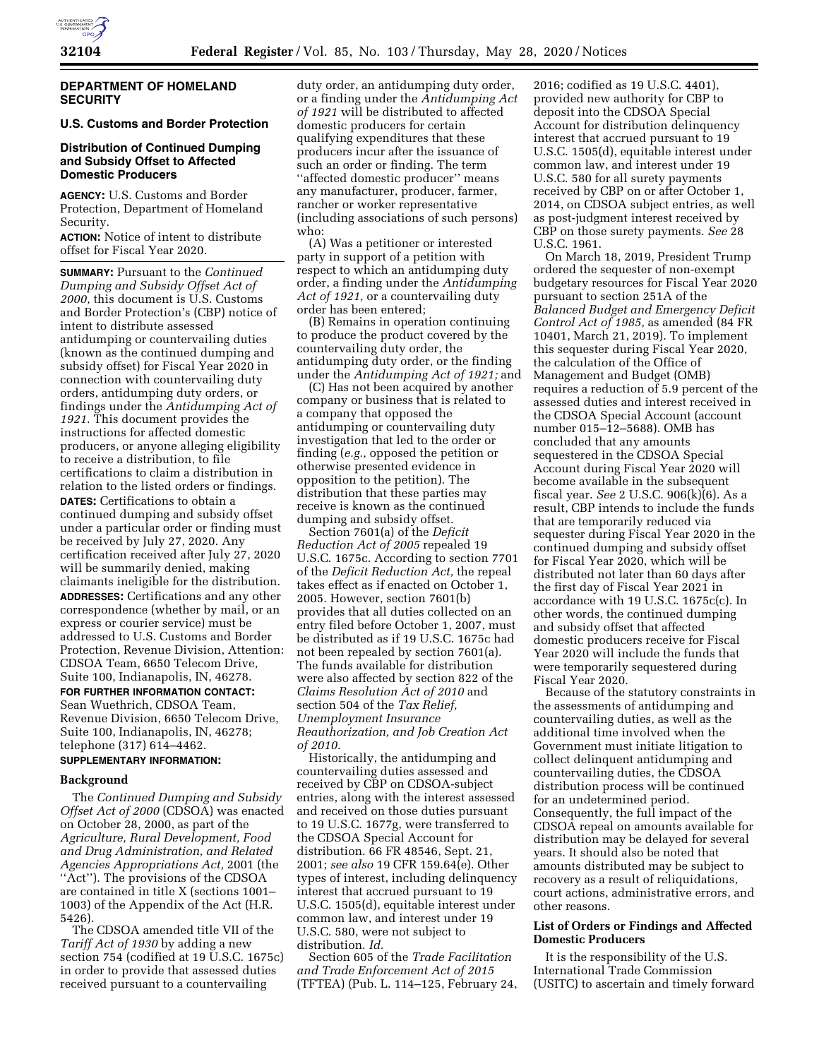## DEPARTMENT OF HOMELAND SECURITY

### U.S. Customs and Border Protection

### Distribution of Continued Dumping and Subsidy Offset to Affected Domestic Producers

**AGENCY:** U.S. Customs and Border Protection, Department of Homeland Security.

**ACTION:** Notice of intent to distribute offset for Fiscal Year 2020.

**SUMMARY:** Pursuant to the *Continued Dumping and Subsidy Offset Act of 2000,* this document is U.S. Customs and Border Protection's (CBP) notice of intent to distribute assessed antidumping or countervailing duties (known as the continued dumping and subsidy offset) for Fiscal Year 2020 in connection with countervailing duty orders, antidumping duty orders, or findings under the *Antidumping Act of 1921.* This document provides the instructions for affected domestic producers, or anyone alleging eligibility to receive a distribution, to file certifications to claim a distribution in relation to the listed orders or findings.

**DATES:** Certifications to obtain a continued dumping and subsidy offset under a particular order or finding must be received by July 27, 2020. Any certification received after July 27, 2020 will be summarily denied, making claimants ineligible for the distribution.

**ADDRESSES:** Certifications and any other correspondence (whether by mail, or an express or courier service) must be addressed to U.S. Customs and Border Protection, Revenue Division, Attention: CDSOA Team, 6650 Telecom Drive, Suite 100, Indianapolis, IN, 46278.

**FOR FURTHER INFORMATION CONTACT:** Sean Wuethrich, CDSOA Team, Revenue Division, 6650 Telecom Drive, Suite 100, Indianapolis, IN, 46278; telephone (317) 614–4462.

**SUPPLEMENTARY INFORMATION:**

#### Background

The *Continued Dumping and Subsidy Offset Act of 2000* (CDSOA) was enacted on October 28, 2000, as part of the *Agriculture, Rural Development, Food and Drug Administration, and Related Agencies Appropriations Act,* 2001 (the "Act"). The provisions of the CDSOA are contained in title X (sections 1001–1003) of the Appendix of the Act (H.R. 5426).

The CDSOA amended title VII of the *Tariff Act of 1930* by adding a new section 754 (codified at 19 U.S.C. 1675c) in order to provide that assessed duties received pursuant to a countervailing duty order, an antidumping duty order, or a finding under the *Antidumping Act of 1921* will be distributed to affected domestic producers for certain qualifying expenditures that these producers incur after the issuance of such an order or finding. The term "affected domestic producer" means any manufacturer, producer, farmer, rancher or worker representative (including associations of such persons) who:

(A) Was a petitioner or interested party in support of a petition with respect to which an antidumping duty order, a finding under the *Antidumping Act of 1921,* or a countervailing duty order has been entered;

(B) Remains in operation continuing to produce the product covered by the countervailing duty order, the antidumping duty order, or the finding under the *Antidumping Act of 1921;* and

(C) Has not been acquired by another company or business that is related to a company that opposed the antidumping or countervailing duty investigation that led to the order or finding (*e.g.,* opposed the petition or otherwise presented evidence in opposition to the petition). The distribution that these parties may receive is known as the continued dumping and subsidy offset.

Section 7601(a) of the *Deficit Reduction Act of 2005* repealed 19 U.S.C. 1675c. According to section 7701 of the *Deficit Reduction Act,* the repeal takes effect as if enacted on October 1, 2005. However, section 7601(b) provides that all duties collected on an entry filed before October 1, 2007, must be distributed as if 19 U.S.C. 1675c had not been repealed by section 7601(a). The funds available for distribution were also affected by section 822 of the *Claims Resolution Act of 2010* and section 504 of the *Tax Relief, Unemployment Insurance Reauthorization, and Job Creation Act of 2010*.

Historically, the antidumping and countervailing duties assessed and received by CBP on CDSOA-subject entries, along with the interest assessed and received on those duties pursuant to 19 U.S.C. 1677g, were transferred to the CDSOA Special Account for distribution. 66 FR 48546, Sept. 21, 2001; *see also* 19 CFR 159.64(e). Other types of interest, including delinquency interest that accrued pursuant to 19 U.S.C. 1505(d), equitable interest under common law, and interest under 19 U.S.C. 580, were not subject to distribution. *Id.*

Section 605 of the *Trade Facilitation and Trade Enforcement Act of 2015* (TFTEA) (Pub. L. 114–125, February 24, 2016; codified as 19 U.S.C. 4401), provided new authority for CBP to deposit into the CDSOA Special Account for distribution delinquency interest that accrued pursuant to 19 U.S.C. 1505(d), equitable interest under common law, and interest under 19 U.S.C. 580 for all surety payments received by CBP on or after October 1, 2014, on CDSOA subject entries, as well as post-judgment interest received by CBP on those surety payments. *See* 28 U.S.C. 1961.

On March 18, 2019, President Trump ordered the sequester of non-exempt budgetary resources for Fiscal Year 2020 pursuant to section 251A of the *Balanced Budget and Emergency Deficit Control Act of 1985,* as amended (84 FR 10401, March 21, 2019). To implement this sequester during Fiscal Year 2020, the calculation of the Office of Management and Budget (OMB) requires a reduction of 5.9 percent of the assessed duties and interest received in the CDSOA Special Account (account number 015–12–5688). OMB has concluded that any amounts sequestered in the CDSOA Special Account during Fiscal Year 2020 will become available in the subsequent fiscal year. *See* 2 U.S.C. 906(k)(6). As a result, CBP intends to include the funds that are temporarily reduced via sequester during Fiscal Year 2020 in the continued dumping and subsidy offset for Fiscal Year 2020, which will be distributed not later than 60 days after the first day of Fiscal Year 2021 in accordance with 19 U.S.C. 1675c(c). In other words, the continued dumping and subsidy offset that affected domestic producers receive for Fiscal Year 2020 will include the funds that were temporarily sequestered during Fiscal Year 2020.

Because of the statutory constraints in the assessments of antidumping and countervailing duties, as well as the additional time involved when the Government must initiate litigation to collect delinquent antidumping and countervailing duties, the CDSOA distribution process will be continued for an undetermined period. Consequently, the full impact of the CDSOA repeal on amounts available for distribution may be delayed for several years. It should also be noted that amounts distributed may be subject to recovery as a result of reliquidations, court actions, administrative errors, and other reasons.

#### List of Orders or Findings and Affected Domestic Producers

It is the responsibility of the U.S. International Trade Commission (USITC) to ascertain and timely forward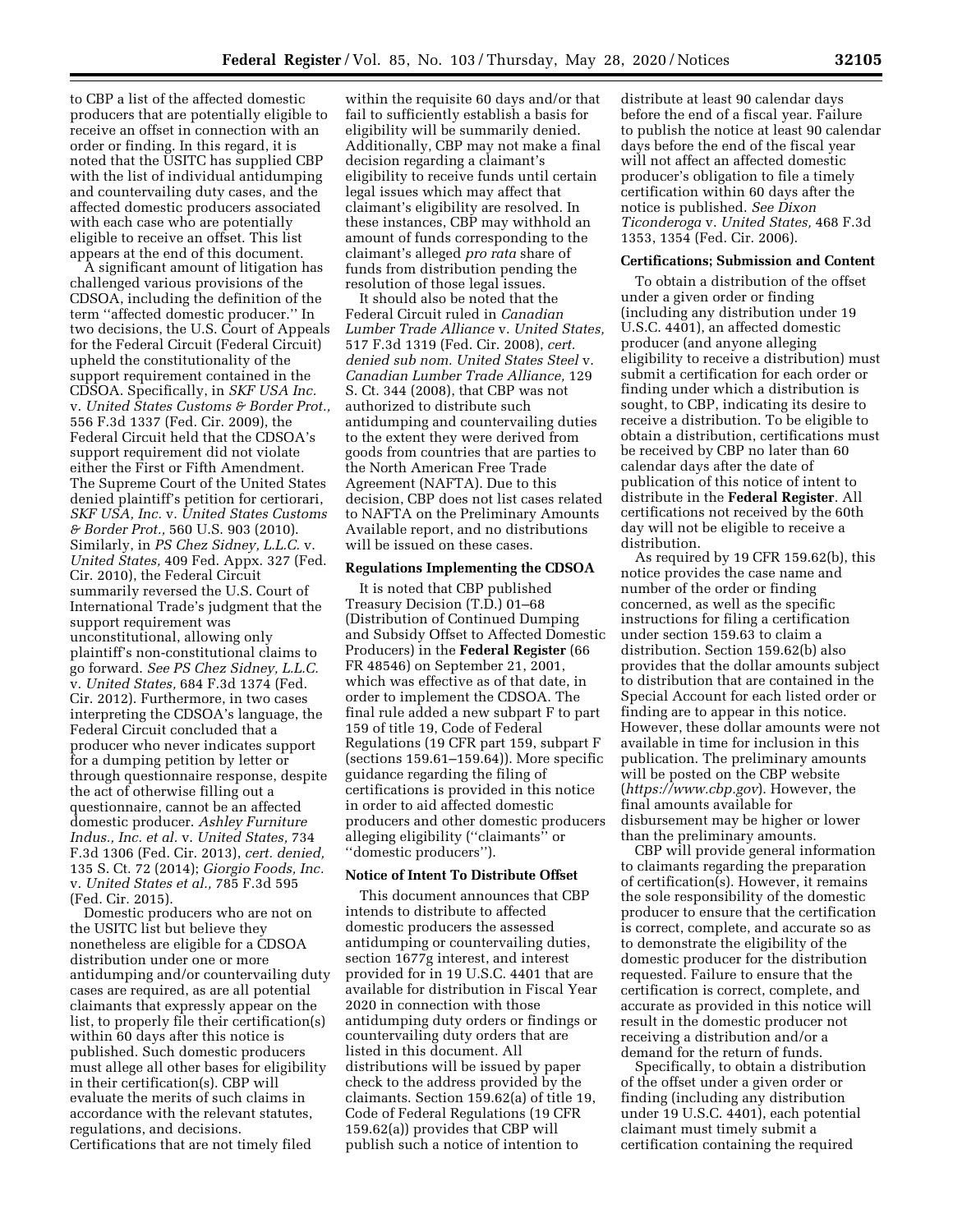to CBP a list of the affected domestic producers that are potentially eligible to receive an offset in connection with an order or finding. In this regard, it is noted that the USITC has supplied CBP with the list of individual antidumping and countervailing duty cases, and the affected domestic producers associated with each case who are potentially eligible to receive an offset. This list appears at the end of this document.

A significant amount of litigation has challenged various provisions of the CDSOA, including the definition of the term ''affected domestic producer.'' In two decisions, the U.S. Court of Appeals for the Federal Circuit (Federal Circuit) upheld the constitutionality of the support requirement contained in the CDSOA. Specifically, in *SKF USA Inc.* v. *United States Customs & Border Prot.,* 556 F.3d 1337 (Fed. Cir. 2009), the Federal Circuit held that the CDSOA's support requirement did not violate either the First or Fifth Amendment. The Supreme Court of the United States denied plaintiff's petition for certiorari, *SKF USA, Inc.* v. *United States Customs & Border Prot.,* 560 U.S. 903 (2010). Similarly, in *PS Chez Sidney, L.L.C.* v. *United States,* 409 Fed. Appx. 327 (Fed. Cir. 2010), the Federal Circuit summarily reversed the U.S. Court of International Trade's judgment that the support requirement was unconstitutional, allowing only plaintiff's non-constitutional claims to go forward. *See PS Chez Sidney, L.L.C.* v. *United States,* 684 F.3d 1374 (Fed. Cir. 2012). Furthermore, in two cases interpreting the CDSOA's language, the Federal Circuit concluded that a producer who never indicates support for a dumping petition by letter or through questionnaire response, despite the act of otherwise filling out a questionnaire, cannot be an affected domestic producer. *Ashley Furniture Indus., Inc. et al.* v. *United States,* 734 F.3d 1306 (Fed. Cir. 2013), *cert. denied,* 135 S. Ct. 72 (2014); *Giorgio Foods, Inc.* v. *United States et al.,* 785 F.3d 595 (Fed. Cir. 2015).

Domestic producers who are not on the USITC list but believe they nonetheless are eligible for a CDSOA distribution under one or more antidumping and/or countervailing duty cases are required, as are all potential claimants that expressly appear on the list, to properly file their certification(s) within 60 days after this notice is published. Such domestic producers must allege all other bases for eligibility in their certification(s). CBP will evaluate the merits of such claims in accordance with the relevant statutes, regulations, and decisions. Certifications that are not timely filed within the requisite 60 days and/or that fail to sufficiently establish a basis for eligibility will be summarily denied. Additionally, CBP may not make a final decision regarding a claimant's eligibility to receive funds until certain legal issues which may affect that claimant's eligibility are resolved. In these instances, CBP may withhold an amount of funds corresponding to the claimant's alleged *pro rata* share of funds from distribution pending the resolution of those legal issues.

It should also be noted that the Federal Circuit ruled in *Canadian Lumber Trade Alliance* v. *United States,* 517 F.3d 1319 (Fed. Cir. 2008), *cert. denied sub nom. United States Steel* v. *Canadian Lumber Trade Alliance,* 129 S. Ct. 344 (2008), that CBP was not authorized to distribute such antidumping and countervailing duties to the extent they were derived from goods from countries that are parties to the North American Free Trade Agreement (NAFTA). Due to this decision, CBP does not list cases related to NAFTA on the Preliminary Amounts Available report, and no distributions will be issued on these cases.

**Regulations Implementing the CDSOA**

It is noted that CBP published Treasury Decision (T.D.) 01–68 (Distribution of Continued Dumping and Subsidy Offset to Affected Domestic Producers) in the **Federal Register** (66 FR 48546) on September 21, 2001, which was effective as of that date, in order to implement the CDSOA. The final rule added a new subpart F to part 159 of title 19, Code of Federal Regulations (19 CFR part 159, subpart F (sections 159.61–159.64)). More specific guidance regarding the filing of certifications is provided in this notice in order to aid affected domestic producers and other domestic producers alleging eligibility (''claimants'' or ''domestic producers'').

**Notice of Intent To Distribute Offset**

This document announces that CBP intends to distribute to affected domestic producers the assessed antidumping or countervailing duties, section 1677g interest, and interest provided for in 19 U.S.C. 4401 that are available for distribution in Fiscal Year 2020 in connection with those antidumping duty orders or findings or countervailing duty orders that are listed in this document. All distributions will be issued by paper check to the address provided by the claimants. Section 159.62(a) of title 19, Code of Federal Regulations (19 CFR 159.62(a)) provides that CBP will publish such a notice of intention to distribute at least 90 calendar days before the end of a fiscal year. Failure to publish the notice at least 90 calendar days before the end of the fiscal year will not affect an affected domestic producer's obligation to file a timely certification within 60 days after the notice is published. *See Dixon Ticonderoga* v. *United States,* 468 F.3d 1353, 1354 (Fed. Cir. 2006).

**Certifications; Submission and Content**

To obtain a distribution of the offset under a given order or finding (including any distribution under 19 U.S.C. 4401), an affected domestic producer (and anyone alleging eligibility to receive a distribution) must submit a certification for each order or finding under which a distribution is sought, to CBP, indicating its desire to receive a distribution. To be eligible to obtain a distribution, certifications must be received by CBP no later than 60 calendar days after the date of publication of this notice of intent to distribute in the **Federal Register**. All certifications not received by the 60th day will not be eligible to receive a distribution.

As required by 19 CFR 159.62(b), this notice provides the case name and number of the order or finding concerned, as well as the specific instructions for filing a certification under section 159.63 to claim a distribution. Section 159.62(b) also provides that the dollar amounts subject to distribution that are contained in the Special Account for each listed order or finding are to appear in this notice. However, these dollar amounts were not available in time for inclusion in this publication. The preliminary amounts will be posted on the CBP website (*https://www.cbp.gov*). However, the final amounts available for disbursement may be higher or lower than the preliminary amounts.

CBP will provide general information to claimants regarding the preparation of certification(s). However, it remains the sole responsibility of the domestic producer to ensure that the certification is correct, complete, and accurate so as to demonstrate the eligibility of the domestic producer for the distribution requested. Failure to ensure that the certification is correct, complete, and accurate as provided in this notice will result in the domestic producer not receiving a distribution and/or a demand for the return of funds.

Specifically, to obtain a distribution of the offset under a given order or finding (including any distribution under 19 U.S.C. 4401), each potential claimant must timely submit a certification containing the required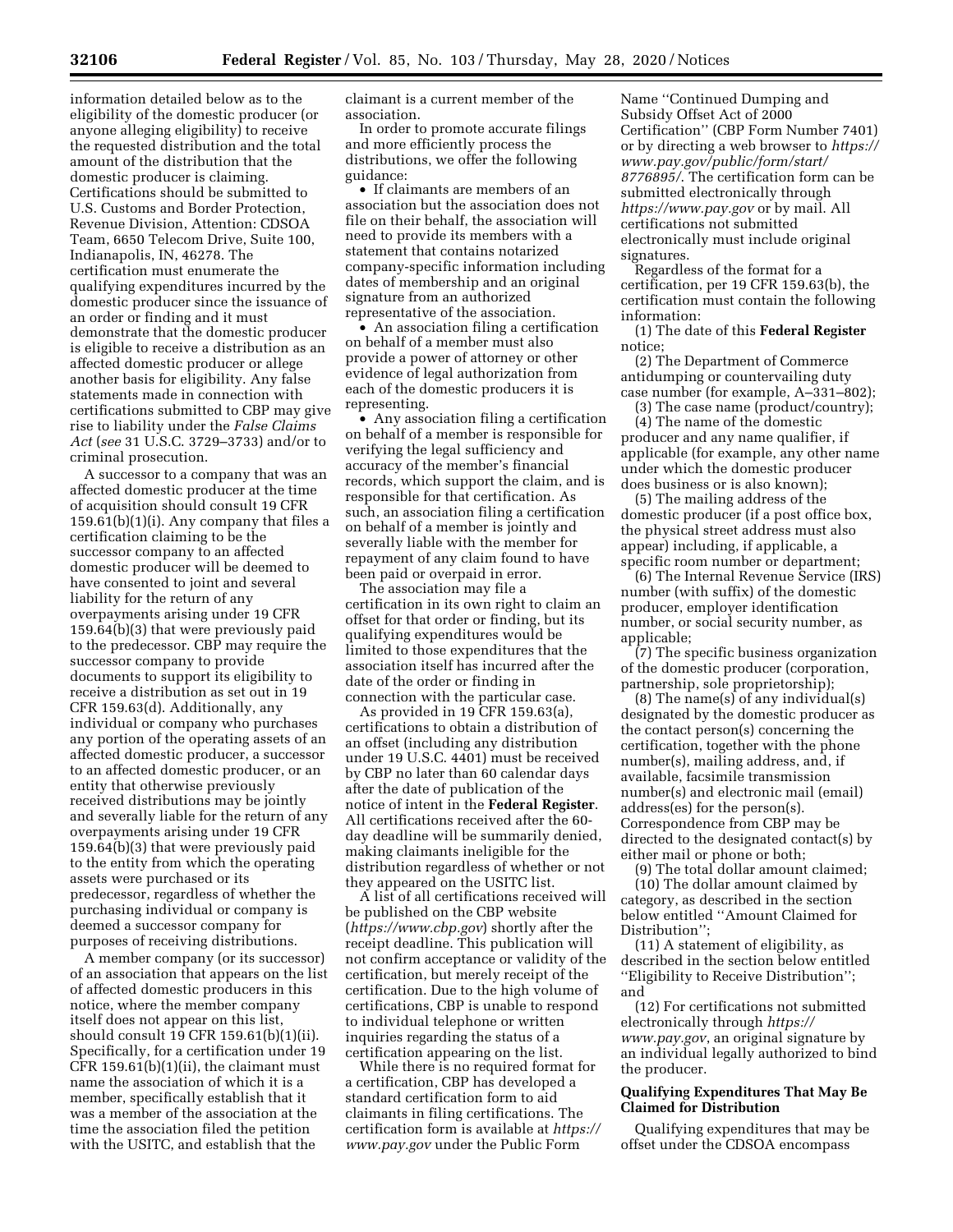information detailed below as to the eligibility of the domestic producer (or anyone alleging eligibility) to receive the requested distribution and the total amount of the distribution that the domestic producer is claiming. Certifications should be submitted to U.S. Customs and Border Protection, Revenue Division, Attention: CDSOA Team, 6650 Telecom Drive, Suite 100, Indianapolis, IN, 46278. The certification must enumerate the qualifying expenditures incurred by the domestic producer since the issuance of an order or finding and it must demonstrate that the domestic producer is eligible to receive a distribution as an affected domestic producer or allege another basis for eligibility. Any false statements made in connection with certifications submitted to CBP may give rise to liability under the *False Claims Act* (*see* 31 U.S.C. 3729–3733) and/or to criminal prosecution.

A successor to a company that was an affected domestic producer at the time of acquisition should consult 19 CFR 159.61(b)(1)(i). Any company that files a certification claiming to be the successor company to an affected domestic producer will be deemed to have consented to joint and several liability for the return of any overpayments arising under 19 CFR 159.64(b)(3) that were previously paid to the predecessor. CBP may require the successor company to provide documents to support its eligibility to receive a distribution as set out in 19 CFR 159.63(d). Additionally, any individual or company who purchases any portion of the operating assets of an affected domestic producer, a successor to an affected domestic producer, or an entity that otherwise previously received distributions may be jointly and severally liable for the return of any overpayments arising under 19 CFR 159.64(b)(3) that were previously paid to the entity from which the operating assets were purchased or its predecessor, regardless of whether the purchasing individual or company is deemed a successor company for purposes of receiving distributions.

A member company (or its successor) of an association that appears on the list of affected domestic producers in this notice, where the member company itself does not appear on this list, should consult 19 CFR 159.61(b)(1)(ii). Specifically, for a certification under 19 CFR 159.61(b)(1)(ii), the claimant must name the association of which it is a member, specifically establish that it was a member of the association at the time the association filed the petition with the USITC, and establish that the claimant is a current member of the association.

In order to promote accurate filings and more efficiently process the distributions, we offer the following guidance:

- If claimants are members of an association but the association does not file on their behalf, the association will need to provide its members with a statement that contains notarized company-specific information including dates of membership and an original signature from an authorized representative of the association.
- An association filing a certification on behalf of a member must also provide a power of attorney or other evidence of legal authorization from each of the domestic producers it is representing.
- Any association filing a certification on behalf of a member is responsible for verifying the legal sufficiency and accuracy of the member's financial records, which support the claim, and is responsible for that certification. As such, an association filing a certification on behalf of a member is jointly and severally liable with the member for repayment of any claim found to have been paid or overpaid in error.

The association may file a certification in its own right to claim an offset for that order or finding, but its qualifying expenditures would be limited to those expenditures that the association itself has incurred after the date of the order or finding in connection with the particular case.

As provided in 19 CFR 159.63(a), certifications to obtain a distribution of an offset (including any distribution under 19 U.S.C. 4401) must be received by CBP no later than 60 calendar days after the date of publication of the notice of intent in the **Federal Register**. All certifications received after the 60-day deadline will be summarily denied, making claimants ineligible for the distribution regardless of whether or not they appeared on the USITC list.

A list of all certifications received will be published on the CBP website (*https://www.cbp.gov*) shortly after the receipt deadline. This publication will not confirm acceptance or validity of the certification, but merely receipt of the certification. Due to the high volume of certifications, CBP is unable to respond to individual telephone or written inquiries regarding the status of a certification appearing on the list.

While there is no required format for a certification, CBP has developed a standard certification form to aid claimants in filing certifications. The certification form is available at *https://www.pay.gov* under the Public Form Name ''Continued Dumping and Subsidy Offset Act of 2000 Certification'' (CBP Form Number 7401) or by directing a web browser to *https://www.pay.gov/public/form/start/8776895/*. The certification form can be submitted electronically through *https://www.pay.gov* or by mail. All certifications not submitted electronically must include original signatures.

Regardless of the format for a certification, per 19 CFR 159.63(b), the certification must contain the following information:

(1) The date of this **Federal Register** notice;

(2) The Department of Commerce antidumping or countervailing duty case number (for example, A–331–802);

(3) The case name (product/country);

(4) The name of the domestic producer and any name qualifier, if applicable (for example, any other name under which the domestic producer does business or is also known);

(5) The mailing address of the domestic producer (if a post office box, the physical street address must also appear) including, if applicable, a specific room number or department;

(6) The Internal Revenue Service (IRS) number (with suffix) of the domestic producer, employer identification number, or social security number, as applicable;

(7) The specific business organization of the domestic producer (corporation, partnership, sole proprietorship);

(8) The name(s) of any individual(s) designated by the domestic producer as the contact person(s) concerning the certification, together with the phone number(s), mailing address, and, if available, facsimile transmission number(s) and electronic mail (email) address(es) for the person(s). Correspondence from CBP may be directed to the designated contact(s) by either mail or phone or both;

(9) The total dollar amount claimed;

(10) The dollar amount claimed by category, as described in the section below entitled ''Amount Claimed for Distribution'';

(11) A statement of eligibility, as described in the section below entitled ''Eligibility to Receive Distribution''; and

(12) For certifications not submitted electronically through *https://www.pay.gov*, an original signature by an individual legally authorized to bind the producer.

**Qualifying Expenditures That May Be Claimed for Distribution**

Qualifying expenditures that may be offset under the CDSOA encompass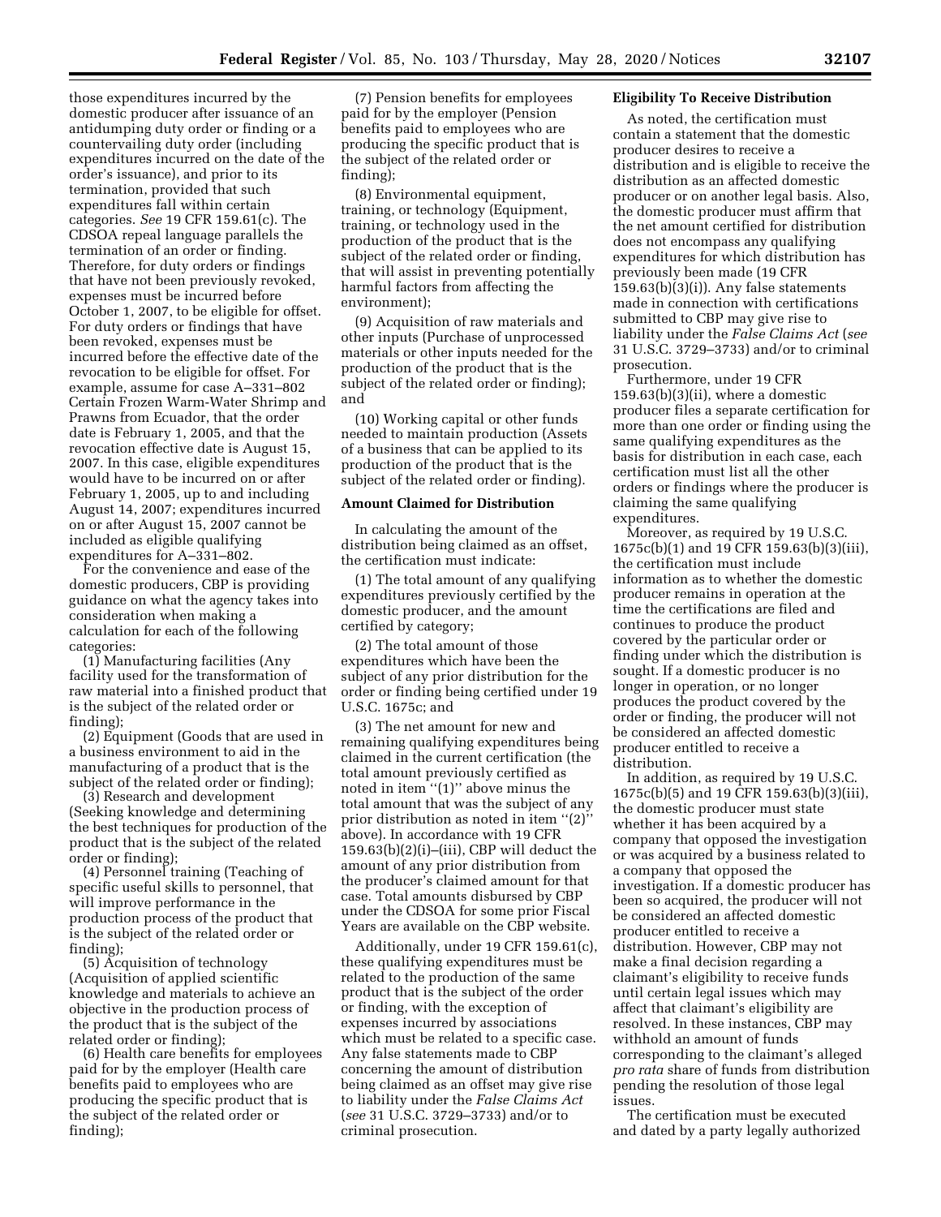those expenditures incurred by the domestic producer after issuance of an antidumping duty order or finding or a countervailing duty order (including expenditures incurred on the date of the order's issuance), and prior to its termination, provided that such expenditures fall within certain categories. *See* 19 CFR 159.61(c). The CDSOA repeal language parallels the termination of an order or finding. Therefore, for duty orders or findings that have not been previously revoked, expenses must be incurred before October 1, 2007, to be eligible for offset. For duty orders or findings that have been revoked, expenses must be incurred before the effective date of the revocation to be eligible for offset. For example, assume for case A–331–802 Certain Frozen Warm-Water Shrimp and Prawns from Ecuador, that the order date is February 1, 2005, and that the revocation effective date is August 15, 2007. In this case, eligible expenditures would have to be incurred on or after February 1, 2005, up to and including August 14, 2007; expenditures incurred on or after August 15, 2007 cannot be included as eligible qualifying expenditures for A–331–802.

For the convenience and ease of the domestic producers, CBP is providing guidance on what the agency takes into consideration when making a calculation for each of the following categories:

(1) Manufacturing facilities (Any facility used for the transformation of raw material into a finished product that is the subject of the related order or finding);

(2) Equipment (Goods that are used in a business environment to aid in the manufacturing of a product that is the subject of the related order or finding);

(3) Research and development (Seeking knowledge and determining the best techniques for production of the product that is the subject of the related order or finding);

(4) Personnel training (Teaching of specific useful skills to personnel, that will improve performance in the production process of the product that is the subject of the related order or finding);

(5) Acquisition of technology (Acquisition of applied scientific knowledge and materials to achieve an objective in the production process of the product that is the subject of the related order or finding);

(6) Health care benefits for employees paid for by the employer (Health care benefits paid to employees who are producing the specific product that is the subject of the related order or finding);

(7) Pension benefits for employees paid for by the employer (Pension benefits paid to employees who are producing the specific product that is the subject of the related order or finding);

(8) Environmental equipment, training, or technology (Equipment, training, or technology used in the production of the product that is the subject of the related order or finding, that will assist in preventing potentially harmful factors from affecting the environment);

(9) Acquisition of raw materials and other inputs (Purchase of unprocessed materials or other inputs needed for the production of the product that is the subject of the related order or finding); and

(10) Working capital or other funds needed to maintain production (Assets of a business that can be applied to its production of the product that is the subject of the related order or finding).

**Amount Claimed for Distribution**

In calculating the amount of the distribution being claimed as an offset, the certification must indicate:

(1) The total amount of any qualifying expenditures previously certified by the domestic producer, and the amount certified by category;

(2) The total amount of those expenditures which have been the subject of any prior distribution for the order or finding being certified under 19 U.S.C. 1675c; and

(3) The net amount for new and remaining qualifying expenditures being claimed in the current certification (the total amount previously certified as noted in item "(1)" above minus the total amount that was the subject of any prior distribution as noted in item "(2)" above). In accordance with 19 CFR 159.63(b)(2)(i)–(iii), CBP will deduct the amount of any prior distribution from the producer's claimed amount for that case. Total amounts disbursed by CBP under the CDSOA for some prior Fiscal Years are available on the CBP website.

Additionally, under 19 CFR 159.61(c), these qualifying expenditures must be related to the production of the same product that is the subject of the order or finding, with the exception of expenses incurred by associations which must be related to a specific case. Any false statements made to CBP concerning the amount of distribution being claimed as an offset may give rise to liability under the *False Claims Act* (*see* 31 U.S.C. 3729–3733) and/or to criminal prosecution.

**Eligibility To Receive Distribution**

As noted, the certification must contain a statement that the domestic producer desires to receive a distribution and is eligible to receive the distribution as an affected domestic producer or on another legal basis. Also, the domestic producer must affirm that the net amount certified for distribution does not encompass any qualifying expenditures for which distribution has previously been made (19 CFR 159.63(b)(3)(i)). Any false statements made in connection with certifications submitted to CBP may give rise to liability under the *False Claims Act* (*see* 31 U.S.C. 3729–3733) and/or to criminal prosecution.

Furthermore, under 19 CFR 159.63(b)(3)(ii), where a domestic producer files a separate certification for more than one order or finding using the same qualifying expenditures as the basis for distribution in each case, each certification must list all the other orders or findings where the producer is claiming the same qualifying expenditures.

Moreover, as required by 19 U.S.C. 1675c(b)(1) and 19 CFR 159.63(b)(3)(iii), the certification must include information as to whether the domestic producer remains in operation at the time the certifications are filed and continues to produce the product covered by the particular order or finding under which the distribution is sought. If a domestic producer is no longer in operation, or no longer produces the product covered by the order or finding, the producer will not be considered an affected domestic producer entitled to receive a distribution.

In addition, as required by 19 U.S.C. 1675c(b)(5) and 19 CFR 159.63(b)(3)(iii), the domestic producer must state whether it has been acquired by a company that opposed the investigation or was acquired by a business related to a company that opposed the investigation. If a domestic producer has been so acquired, the producer will not be considered an affected domestic producer entitled to receive a distribution. However, CBP may not make a final decision regarding a claimant's eligibility to receive funds until certain legal issues which may affect that claimant's eligibility are resolved. In these instances, CBP may withhold an amount of funds corresponding to the claimant's alleged *pro rata* share of funds from distribution pending the resolution of those legal issues.

The certification must be executed and dated by a party legally authorized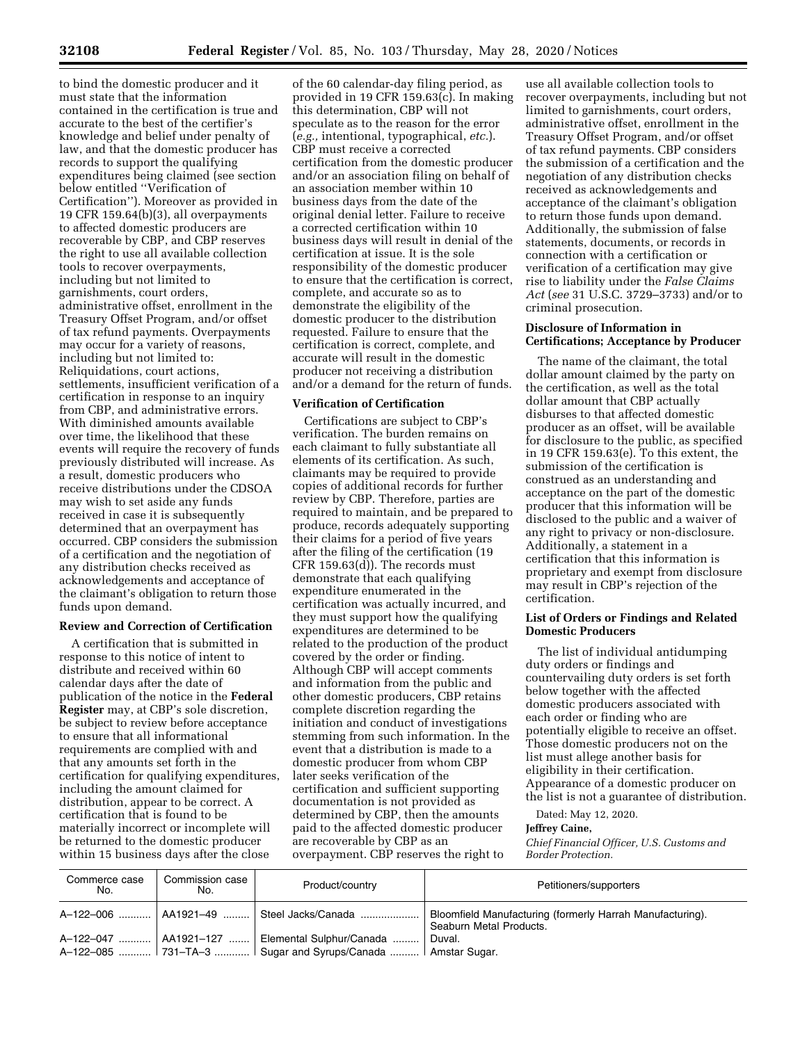to bind the domestic producer and it must state that the information contained in the certification is true and accurate to the best of the certifier's knowledge and belief under penalty of law, and that the domestic producer has records to support the qualifying expenditures being claimed (see section below entitled "Verification of Certification"). Moreover as provided in 19 CFR 159.64(b)(3), all overpayments to affected domestic producers are recoverable by CBP, and CBP reserves the right to use all available collection tools to recover overpayments, including but not limited to garnishments, court orders, administrative offset, enrollment in the Treasury Offset Program, and/or offset of tax refund payments. Overpayments may occur for a variety of reasons, including but not limited to: Reliquidations, court actions, settlements, insufficient verification of a certification in response to an inquiry from CBP, and administrative errors. With diminished amounts available over time, the likelihood that these events will require the recovery of funds previously distributed will increase. As a result, domestic producers who receive distributions under the CDSOA may wish to set aside any funds received in case it is subsequently determined that an overpayment has occurred. CBP considers the submission of a certification and the negotiation of any distribution checks received as acknowledgements and acceptance of the claimant's obligation to return those funds upon demand.

**Review and Correction of Certification**

A certification that is submitted in response to this notice of intent to distribute and received within 60 calendar days after the date of publication of the notice in the **Federal Register** may, at CBP's sole discretion, be subject to review before acceptance to ensure that all informational requirements are complied with and that any amounts set forth in the certification for qualifying expenditures, including the amount claimed for distribution, appear to be correct. A certification that is found to be materially incorrect or incomplete will be returned to the domestic producer within 15 business days after the close of the 60 calendar-day filing period, as provided in 19 CFR 159.63(c). In making this determination, CBP will not speculate as to the reason for the error (*e.g.,* intentional, typographical, *etc.*). CBP must receive a corrected certification from the domestic producer and/or an association filing on behalf of an association member within 10 business days from the date of the original denial letter. Failure to receive a corrected certification within 10 business days will result in denial of the certification at issue. It is the sole responsibility of the domestic producer to ensure that the certification is correct, complete, and accurate so as to demonstrate the eligibility of the domestic producer to the distribution requested. Failure to ensure that the certification is correct, complete, and accurate will result in the domestic producer not receiving a distribution and/or a demand for the return of funds.

**Verification of Certification**

Certifications are subject to CBP's verification. The burden remains on each claimant to fully substantiate all elements of its certification. As such, claimants may be required to provide copies of additional records for further review by CBP. Therefore, parties are required to maintain, and be prepared to produce, records adequately supporting their claims for a period of five years after the filing of the certification (19 CFR 159.63(d)). The records must demonstrate that each qualifying expenditure enumerated in the certification was actually incurred, and they must support how the qualifying expenditures are determined to be related to the production of the product covered by the order or finding. Although CBP will accept comments and information from the public and other domestic producers, CBP retains complete discretion regarding the initiation and conduct of investigations stemming from such information. In the event that a distribution is made to a domestic producer from whom CBP later seeks verification of the certification and sufficient supporting documentation is not provided as determined by CBP, then the amounts paid to the affected domestic producer are recoverable by CBP as an overpayment. CBP reserves the right to use all available collection tools to recover overpayments, including but not limited to garnishments, court orders, administrative offset, enrollment in the Treasury Offset Program, and/or offset of tax refund payments. CBP considers the submission of a certification and the negotiation of any distribution checks received as acknowledgements and acceptance of the claimant's obligation to return those funds upon demand. Additionally, the submission of false statements, documents, or records in connection with a certification or verification of a certification may give rise to liability under the *False Claims Act* (*see* 31 U.S.C. 3729–3733) and/or to criminal prosecution.

**Disclosure of Information in Certifications; Acceptance by Producer**

The name of the claimant, the total dollar amount claimed by the party on the certification, as well as the total dollar amount that CBP actually disburses to that affected domestic producer as an offset, will be available for disclosure to the public, as specified in 19 CFR 159.63(e). To this extent, the submission of the certification is construed as an understanding and acceptance on the part of the domestic producer that this information will be disclosed to the public and a waiver of any right to privacy or non-disclosure. Additionally, a statement in a certification that this information is proprietary and exempt from disclosure may result in CBP's rejection of the certification.

**List of Orders or Findings and Related Domestic Producers**

The list of individual antidumping duty orders or findings and countervailing duty orders is set forth below together with the affected domestic producers associated with each order or finding who are potentially eligible to receive an offset. Those domestic producers not on the list must allege another basis for eligibility in their certification. Appearance of a domestic producer on the list is not a guarantee of distribution.

Dated: May 12, 2020.

**Jeffrey Caine,**

*Chief Financial Officer, U.S. Customs and Border Protection.*

| Commerce case No. | Commission case No. | Product/country | Petitioners/supporters |
|---|---|---|---|
| A–122–006 | AA1921–49 | Steel Jacks/Canada | Bloomfield Manufacturing (formerly Harrah Manufacturing). Seaburn Metal Products. |
| A–122–047 | AA1921–127 | Elemental Sulphur/Canada | Duval. |
| A–122–085 | 731–TA–3 | Sugar and Syrups/Canada | Amstar Sugar. |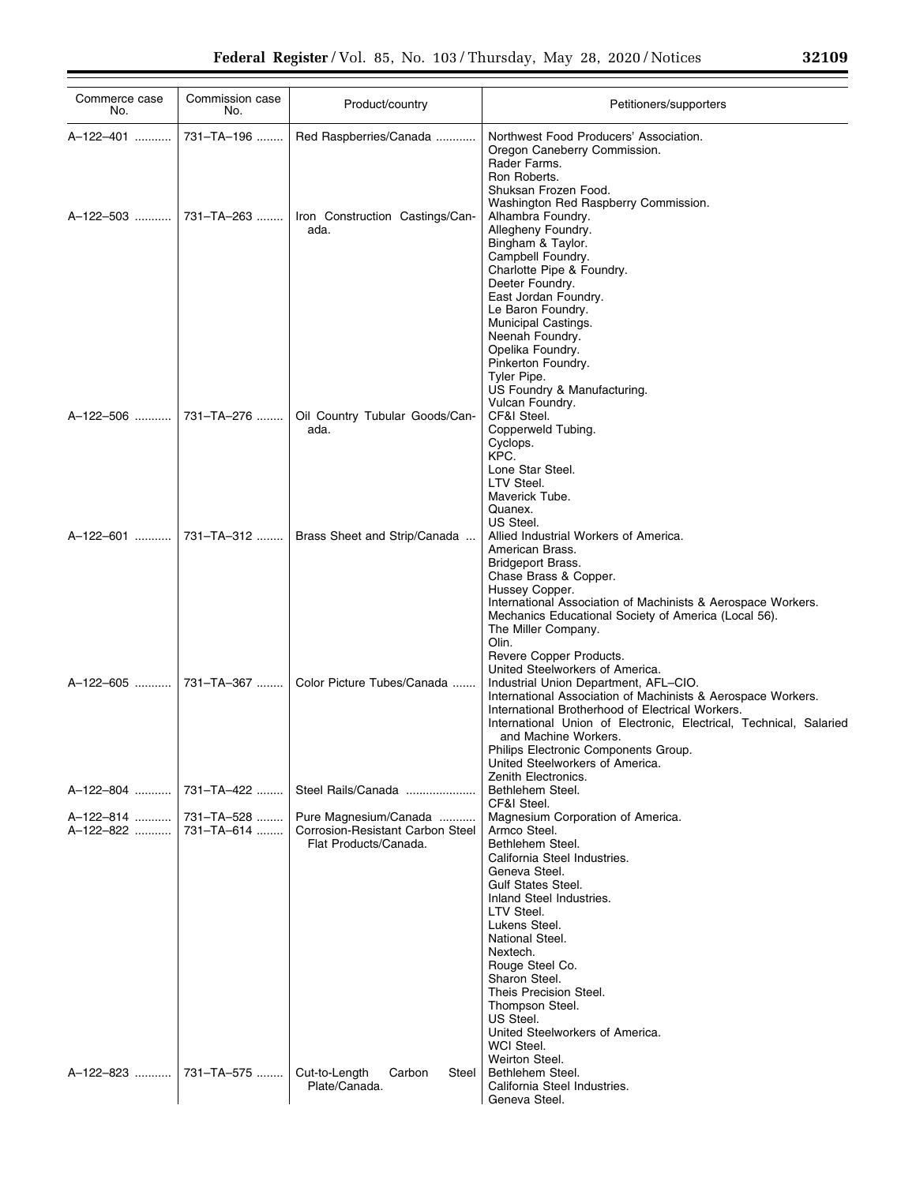| Commerce case No. | Commission case No. | Product/country | Petitioners/supporters |
| --- | --- | --- | --- |
| A–122–401 | 731–TA–196 | Red Raspberries/Canada | Northwest Food Producers' Association.<br>Oregon Caneberry Commission.<br>Rader Farms.<br>Ron Roberts.<br>Shuksan Frozen Food.<br>Washington Red Raspberry Commission. |
| A–122–503 | 731–TA–263 | Iron Construction Castings/Canada. | Alhambra Foundry.<br>Allegheny Foundry.<br>Bingham & Taylor.<br>Campbell Foundry.<br>Charlotte Pipe & Foundry.<br>Deeter Foundry.<br>East Jordan Foundry.<br>Le Baron Foundry.<br>Municipal Castings.<br>Neenah Foundry.<br>Opelika Foundry.<br>Pinkerton Foundry.<br>Tyler Pipe.<br>US Foundry & Manufacturing.<br>Vulcan Foundry. |
| A–122–506 | 731–TA–276 | Oil Country Tubular Goods/Canada. | CF&I Steel.<br>Copperweld Tubing.<br>Cyclops.<br>KPC.<br>Lone Star Steel.<br>LTV Steel.<br>Maverick Tube.<br>Quanex.<br>US Steel. |
| A–122–601 | 731–TA–312 | Brass Sheet and Strip/Canada | Allied Industrial Workers of America.<br>American Brass.<br>Bridgeport Brass.<br>Chase Brass & Copper.<br>Hussey Copper.<br>International Association of Machinists & Aerospace Workers.<br>Mechanics Educational Society of America (Local 56).<br>The Miller Company.<br>Olin.<br>Revere Copper Products.<br>United Steelworkers of America. |
| A–122–605 | 731–TA–367 | Color Picture Tubes/Canada | Industrial Union Department, AFL–CIO.<br>International Association of Machinists & Aerospace Workers.<br>International Brotherhood of Electrical Workers.<br>International Union of Electronic, Electrical, Technical, Salaried and Machine Workers.<br>Philips Electronic Components Group.<br>United Steelworkers of America.<br>Zenith Electronics. |
| A–122–804 | 731–TA–422 | Steel Rails/Canada | Bethlehem Steel.<br>CF&I Steel. |
| A–122–814 | 731–TA–528 | Pure Magnesium/Canada | Magnesium Corporation of America. |
| A–122–822 | 731–TA–614 | Corrosion-Resistant Carbon Steel Flat Products/Canada. | Armco Steel.<br>Bethlehem Steel.<br>California Steel Industries.<br>Geneva Steel.<br>Gulf States Steel.<br>Inland Steel Industries.<br>LTV Steel.<br>Lukens Steel.<br>National Steel.<br>Nextech.<br>Rouge Steel Co.<br>Sharon Steel.<br>Theis Precision Steel.<br>Thompson Steel.<br>US Steel.<br>United Steelworkers of America.<br>WCI Steel.<br>Weirton Steel. |
| A–122–823 | 731–TA–575 | Cut-to-Length Carbon Steel Plate/Canada. | Bethlehem Steel.<br>California Steel Industries.<br>Geneva Steel. |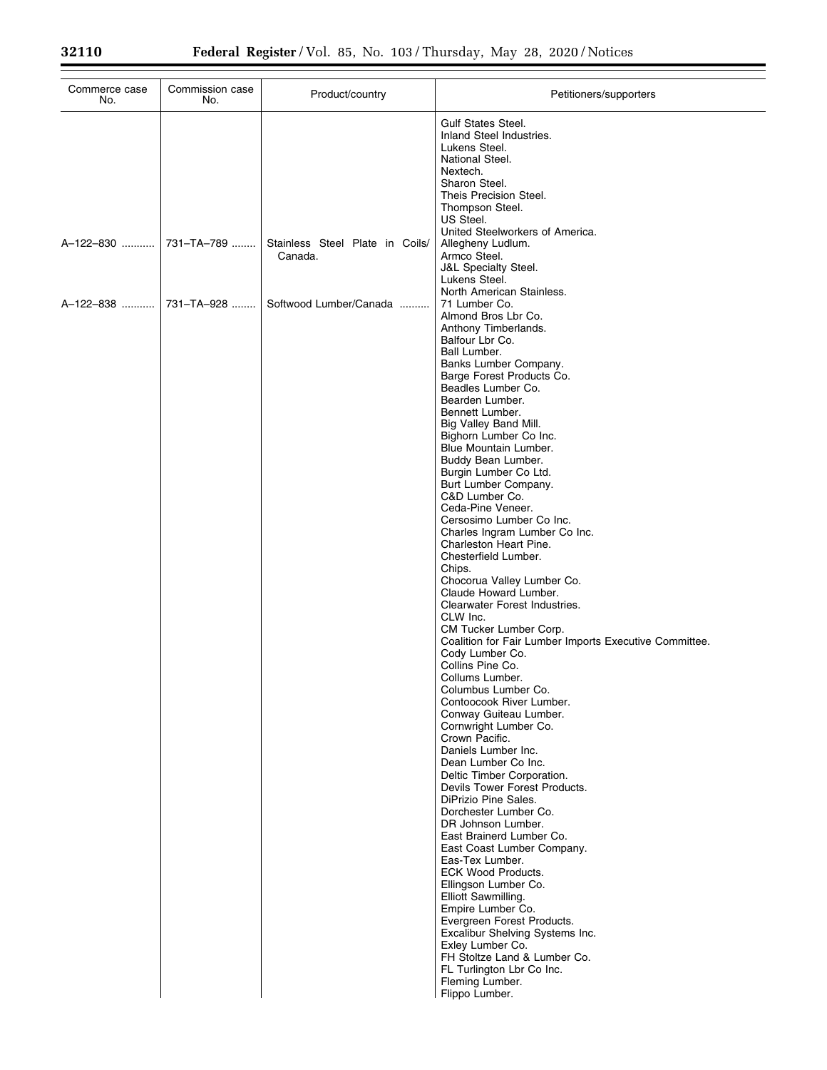| Commerce case No. | Commission case No. | Product/country | Petitioners/supporters |
|---|---|---|---|
| | | | Gulf States Steel. |
| | | | Inland Steel Industries. |
| | | | Lukens Steel. |
| | | | National Steel. |
| | | | Nextech. |
| | | | Sharon Steel. |
| | | | Theis Precision Steel. |
| | | | Thompson Steel. |
| | | | US Steel. |
| | | | United Steelworkers of America. |
| A–122–830 | 731–TA–789 | Stainless Steel Plate in Coils/ Canada. | Allegheny Ludlum. |
| | | | Armco Steel. |
| | | | J&L Specialty Steel. |
| | | | Lukens Steel. |
| | | | North American Stainless. |
| A–122–838 | 731–TA–928 | Softwood Lumber/Canada | 71 Lumber Co. |
| | | | Almond Bros Lbr Co. |
| | | | Anthony Timberlands. |
| | | | Balfour Lbr Co. |
| | | | Ball Lumber. |
| | | | Banks Lumber Company. |
| | | | Barge Forest Products Co. |
| | | | Beadles Lumber Co. |
| | | | Bearden Lumber. |
| | | | Bennett Lumber. |
| | | | Big Valley Band Mill. |
| | | | Bighorn Lumber Co Inc. |
| | | | Blue Mountain Lumber. |
| | | | Buddy Bean Lumber. |
| | | | Burgin Lumber Co Ltd. |
| | | | Burt Lumber Company. |
| | | | C&D Lumber Co. |
| | | | Ceda-Pine Veneer. |
| | | | Cersosimo Lumber Co Inc. |
| | | | Charles Ingram Lumber Co Inc. |
| | | | Charleston Heart Pine. |
| | | | Chesterfield Lumber. |
| | | | Chips. |
| | | | Chocorua Valley Lumber Co. |
| | | | Claude Howard Lumber. |
| | | | Clearwater Forest Industries. |
| | | | CLW Inc. |
| | | | CM Tucker Lumber Corp. |
| | | | Coalition for Fair Lumber Imports Executive Committee. |
| | | | Cody Lumber Co. |
| | | | Collins Pine Co. |
| | | | Collums Lumber. |
| | | | Columbus Lumber Co. |
| | | | Contoocook River Lumber. |
| | | | Conway Guiteau Lumber. |
| | | | Cornwright Lumber Co. |
| | | | Crown Pacific. |
| | | | Daniels Lumber Inc. |
| | | | Dean Lumber Co Inc. |
| | | | Deltic Timber Corporation. |
| | | | Devils Tower Forest Products. |
| | | | DiPrizio Pine Sales. |
| | | | Dorchester Lumber Co. |
| | | | DR Johnson Lumber. |
| | | | East Brainerd Lumber Co. |
| | | | East Coast Lumber Company. |
| | | | Eas-Tex Lumber. |
| | | | ECK Wood Products. |
| | | | Ellingson Lumber Co. |
| | | | Elliott Sawmilling. |
| | | | Empire Lumber Co. |
| | | | Evergreen Forest Products. |
| | | | Excalibur Shelving Systems Inc. |
| | | | Exley Lumber Co. |
| | | | FH Stoltze Land & Lumber Co. |
| | | | FL Turlington Lbr Co Inc. |
| | | | Fleming Lumber. |
| | | | Flippo Lumber. |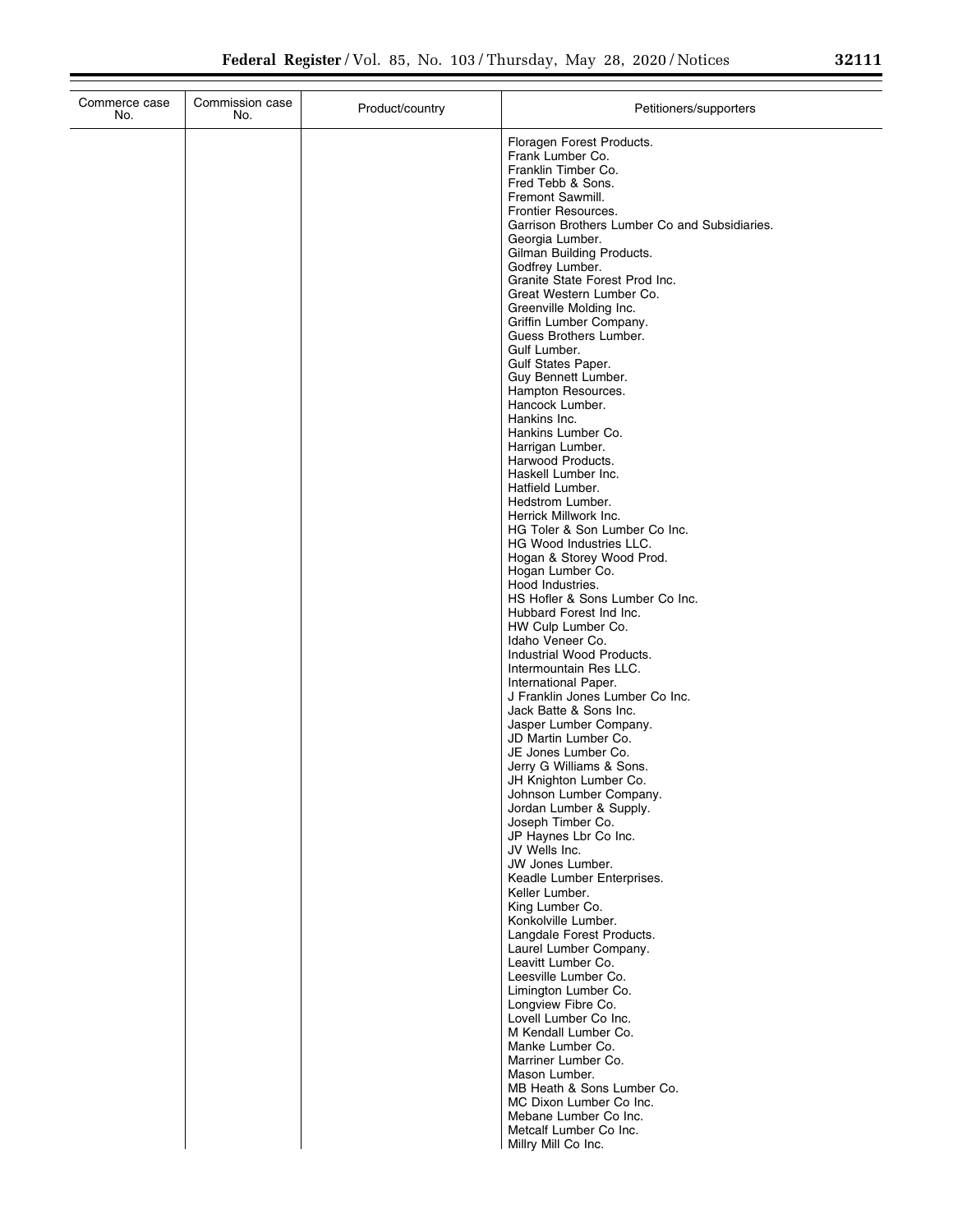| Commerce case No. | Commission case No. | Product/country | Petitioners/supporters |
|---|---|---|---|
| | | | Floragen Forest Products.<br>Frank Lumber Co.<br>Franklin Timber Co.<br>Fred Tebb & Sons.<br>Fremont Sawmill.<br>Frontier Resources.<br>Garrison Brothers Lumber Co and Subsidiaries.<br>Georgia Lumber.<br>Gilman Building Products.<br>Godfrey Lumber.<br>Granite State Forest Prod Inc.<br>Great Western Lumber Co.<br>Greenville Molding Inc.<br>Griffin Lumber Company.<br>Guess Brothers Lumber.<br>Gulf Lumber.<br>Gulf States Paper.<br>Guy Bennett Lumber.<br>Hampton Resources.<br>Hancock Lumber.<br>Hankins Inc.<br>Hankins Lumber Co.<br>Harrigan Lumber.<br>Harwood Products.<br>Haskell Lumber Inc.<br>Hatfield Lumber.<br>Hedstrom Lumber.<br>Herrick Millwork Inc.<br>HG Toler & Son Lumber Co Inc.<br>HG Wood Industries LLC.<br>Hogan & Storey Wood Prod.<br>Hogan Lumber Co.<br>Hood Industries.<br>HS Hofler & Sons Lumber Co Inc.<br>Hubbard Forest Ind Inc.<br>HW Culp Lumber Co.<br>Idaho Veneer Co.<br>Industrial Wood Products.<br>Intermountain Res LLC.<br>International Paper.<br>J Franklin Jones Lumber Co Inc.<br>Jack Batte & Sons Inc.<br>Jasper Lumber Company.<br>JD Martin Lumber Co.<br>JE Jones Lumber Co.<br>Jerry G Williams & Sons.<br>JH Knighton Lumber Co.<br>Johnson Lumber Company.<br>Jordan Lumber & Supply.<br>Joseph Timber Co.<br>JP Haynes Lbr Co Inc.<br>JV Wells Inc.<br>JW Jones Lumber.<br>Keadle Lumber Enterprises.<br>Keller Lumber.<br>King Lumber Co.<br>Konkolville Lumber.<br>Langdale Forest Products.<br>Laurel Lumber Company.<br>Leavitt Lumber Co.<br>Leesville Lumber Co.<br>Limington Lumber Co.<br>Longview Fibre Co.<br>Lovell Lumber Co Inc.<br>M Kendall Lumber Co.<br>Manke Lumber Co.<br>Marriner Lumber Co.<br>Mason Lumber.<br>MB Heath & Sons Lumber Co.<br>MC Dixon Lumber Co Inc.<br>Mebane Lumber Co Inc.<br>Metcalf Lumber Co Inc.<br>Millry Mill Co Inc. |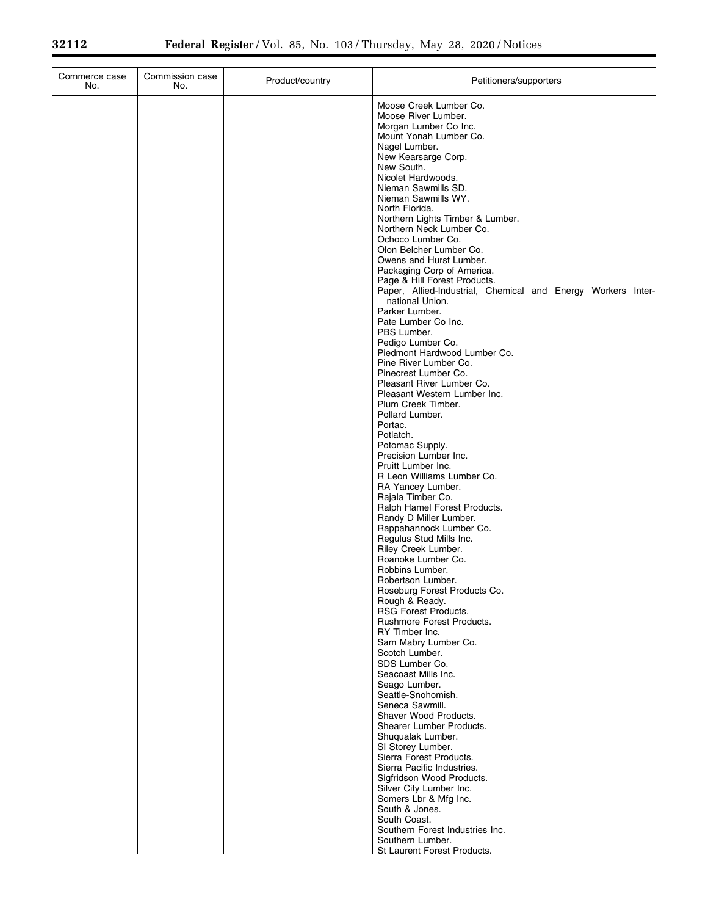| Commerce case No. | Commission case No. | Product/country | Petitioners/supporters |
| --- | --- | --- | --- |
| | | | Moose Creek Lumber Co. |
| | | | Moose River Lumber. |
| | | | Morgan Lumber Co Inc. |
| | | | Mount Yonah Lumber Co. |
| | | | Nagel Lumber. |
| | | | New Kearsarge Corp. |
| | | | New South. |
| | | | Nicolet Hardwoods. |
| | | | Nieman Sawmills SD. |
| | | | Nieman Sawmills WY. |
| | | | North Florida. |
| | | | Northern Lights Timber & Lumber. |
| | | | Northern Neck Lumber Co. |
| | | | Ochoco Lumber Co. |
| | | | Olon Belcher Lumber Co. |
| | | | Owens and Hurst Lumber. |
| | | | Packaging Corp of America. |
| | | | Page & Hill Forest Products. |
| | | | Paper, Allied-Industrial, Chemical and Energy Workers International Union. |
| | | | Parker Lumber. |
| | | | Pate Lumber Co Inc. |
| | | | PBS Lumber. |
| | | | Pedigo Lumber Co. |
| | | | Piedmont Hardwood Lumber Co. |
| | | | Pine River Lumber Co. |
| | | | Pinecrest Lumber Co. |
| | | | Pleasant River Lumber Co. |
| | | | Pleasant Western Lumber Inc. |
| | | | Plum Creek Timber. |
| | | | Pollard Lumber. |
| | | | Portac. |
| | | | Potlatch. |
| | | | Potomac Supply. |
| | | | Precision Lumber Inc. |
| | | | Pruitt Lumber Inc. |
| | | | R Leon Williams Lumber Co. |
| | | | RA Yancey Lumber. |
| | | | Rajala Timber Co. |
| | | | Ralph Hamel Forest Products. |
| | | | Randy D Miller Lumber. |
| | | | Rappahannock Lumber Co. |
| | | | Regulus Stud Mills Inc. |
| | | | Riley Creek Lumber. |
| | | | Roanoke Lumber Co. |
| | | | Robbins Lumber. |
| | | | Robertson Lumber. |
| | | | Roseburg Forest Products Co. |
| | | | Rough & Ready. |
| | | | RSG Forest Products. |
| | | | Rushmore Forest Products. |
| | | | RY Timber Inc. |
| | | | Sam Mabry Lumber Co. |
| | | | Scotch Lumber. |
| | | | SDS Lumber Co. |
| | | | Seacoast Mills Inc. |
| | | | Seago Lumber. |
| | | | Seattle-Snohomish. |
| | | | Seneca Sawmill. |
| | | | Shaver Wood Products. |
| | | | Shearer Lumber Products. |
| | | | Shuqualak Lumber. |
| | | | SI Storey Lumber. |
| | | | Sierra Forest Products. |
| | | | Sierra Pacific Industries. |
| | | | Sigfridson Wood Products. |
| | | | Silver City Lumber Inc. |
| | | | Somers Lbr & Mfg Inc. |
| | | | South & Jones. |
| | | | South Coast. |
| | | | Southern Forest Industries Inc. |
| | | | Southern Lumber. |
| | | | St Laurent Forest Products. |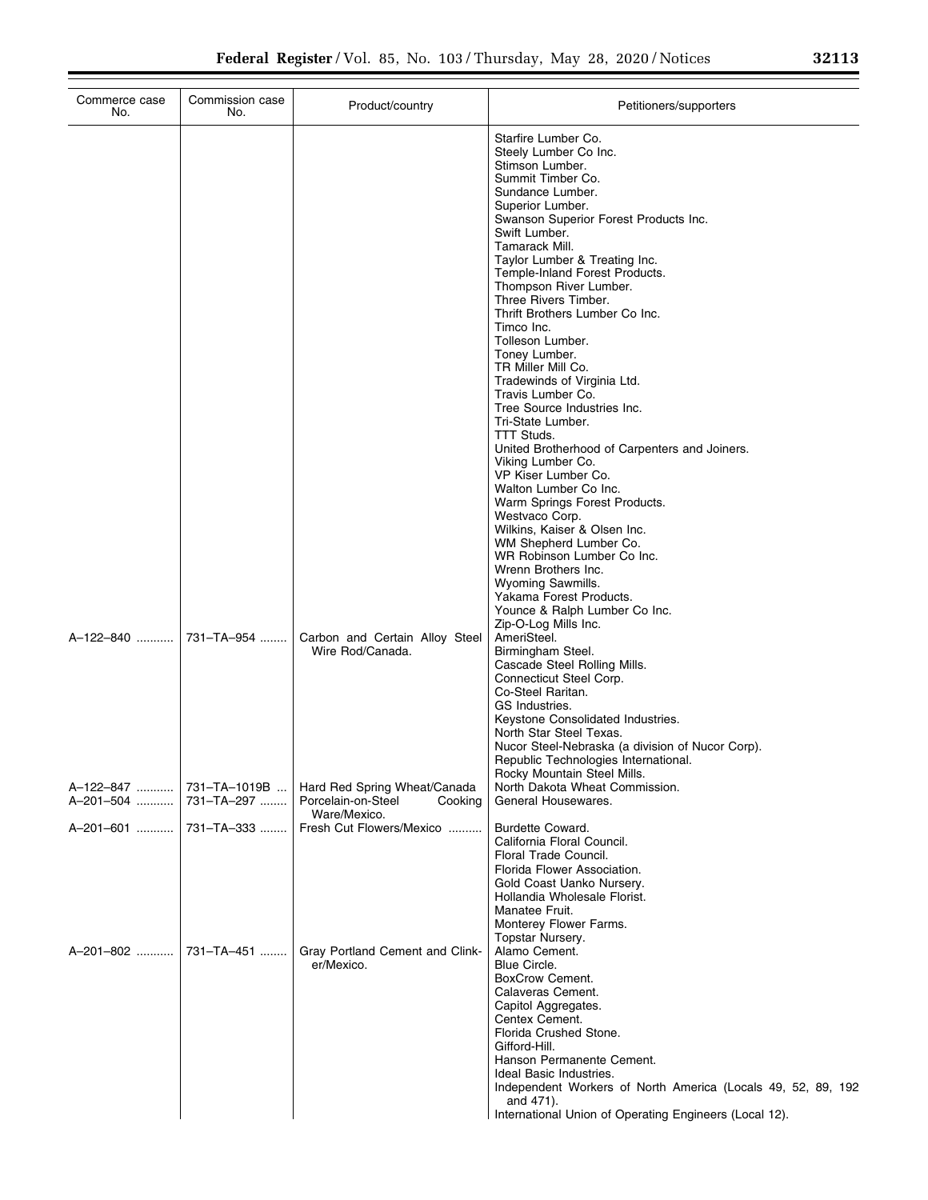| Commerce case No. | Commission case No. | Product/country | Petitioners/supporters |
| --- | --- | --- | --- |
| | | | Starfire Lumber Co. |
| | | | Steely Lumber Co Inc. |
| | | | Stimson Lumber. |
| | | | Summit Timber Co. |
| | | | Sundance Lumber. |
| | | | Superior Lumber. |
| | | | Swanson Superior Forest Products Inc. |
| | | | Swift Lumber. |
| | | | Tamarack Mill. |
| | | | Taylor Lumber & Treating Inc. |
| | | | Temple-Inland Forest Products. |
| | | | Thompson River Lumber. |
| | | | Three Rivers Timber. |
| | | | Thrift Brothers Lumber Co Inc. |
| | | | Timco Inc. |
| | | | Tolleson Lumber. |
| | | | Toney Lumber. |
| | | | TR Miller Mill Co. |
| | | | Tradewinds of Virginia Ltd. |
| | | | Travis Lumber Co. |
| | | | Tree Source Industries Inc. |
| | | | Tri-State Lumber. |
| | | | TTT Studs. |
| | | | United Brotherhood of Carpenters and Joiners. |
| | | | Viking Lumber Co. |
| | | | VP Kiser Lumber Co. |
| | | | Walton Lumber Co Inc. |
| | | | Warm Springs Forest Products. |
| | | | Westvaco Corp. |
| | | | Wilkins, Kaiser & Olsen Inc. |
| | | | WM Shepherd Lumber Co. |
| | | | WR Robinson Lumber Co Inc. |
| | | | Wrenn Brothers Inc. |
| | | | Wyoming Sawmills. |
| | | | Yakama Forest Products. |
| | | | Younce & Ralph Lumber Co Inc. |
| | | | Zip-O-Log Mills Inc. |
| A–122–840 | 731–TA–954 | Carbon and Certain Alloy Steel Wire Rod/Canada. | AmeriSteel. |
| | | | Birmingham Steel. |
| | | | Cascade Steel Rolling Mills. |
| | | | Connecticut Steel Corp. |
| | | | Co-Steel Raritan. |
| | | | GS Industries. |
| | | | Keystone Consolidated Industries. |
| | | | North Star Steel Texas. |
| | | | Nucor Steel-Nebraska (a division of Nucor Corp). |
| | | | Republic Technologies International. |
| | | | Rocky Mountain Steel Mills. |
| A–122–847 | 731–TA–1019B | Hard Red Spring Wheat/Canada | North Dakota Wheat Commission. |
| A–201–504 | 731–TA–297 | Porcelain-on-Steel Cooking Ware/Mexico. | General Housewares. |
| A–201–601 | 731–TA–333 | Fresh Cut Flowers/Mexico | Burdette Coward. |
| | | | California Floral Council. |
| | | | Floral Trade Council. |
| | | | Florida Flower Association. |
| | | | Gold Coast Uanko Nursery. |
| | | | Hollandia Wholesale Florist. |
| | | | Manatee Fruit. |
| | | | Monterey Flower Farms. |
| | | | Topstar Nursery. |
| A–201–802 | 731–TA–451 | Gray Portland Cement and Clinker/Mexico. | Alamo Cement. |
| | | | Blue Circle. |
| | | | BoxCrow Cement. |
| | | | Calaveras Cement. |
| | | | Capitol Aggregates. |
| | | | Centex Cement. |
| | | | Florida Crushed Stone. |
| | | | Gifford-Hill. |
| | | | Hanson Permanente Cement. |
| | | | Ideal Basic Industries. |
| | | | Independent Workers of North America (Locals 49, 52, 89, 192 and 471). |
| | | | International Union of Operating Engineers (Local 12). |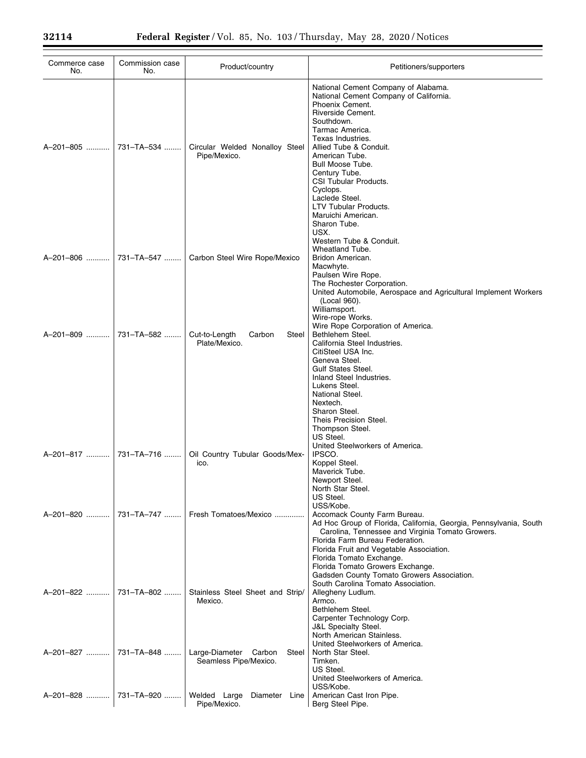| Commerce case No. | Commission case No. | Product/country | Petitioners/supporters |
|---|---|---|---|
| | | | National Cement Company of Alabama. |
| | | | National Cement Company of California. |
| | | | Phoenix Cement. |
| | | | Riverside Cement. |
| | | | Southdown. |
| | | | Tarmac America. |
| | | | Texas Industries. |
| A–201–805 | 731–TA–534 | Circular Welded Nonalloy Steel Pipe/Mexico. | Allied Tube & Conduit. |
| | | | American Tube. |
| | | | Bull Moose Tube. |
| | | | Century Tube. |
| | | | CSI Tubular Products. |
| | | | Cyclops. |
| | | | Laclede Steel. |
| | | | LTV Tubular Products. |
| | | | Maruichi American. |
| | | | Sharon Tube. |
| | | | USX. |
| | | | Western Tube & Conduit. |
| | | | Wheatland Tube. |
| A–201–806 | 731–TA–547 | Carbon Steel Wire Rope/Mexico | Bridon American. |
| | | | Macwhyte. |
| | | | Paulsen Wire Rope. |
| | | | The Rochester Corporation. |
| | | | United Automobile, Aerospace and Agricultural Implement Workers (Local 960). |
| | | | Williamsport. |
| | | | Wire-rope Works. |
| | | | Wire Rope Corporation of America. |
| A–201–809 | 731–TA–582 | Cut-to-Length Carbon Steel Plate/Mexico. | Bethlehem Steel. |
| | | | California Steel Industries. |
| | | | CitiSteel USA Inc. |
| | | | Geneva Steel. |
| | | | Gulf States Steel. |
| | | | Inland Steel Industries. |
| | | | Lukens Steel. |
| | | | National Steel. |
| | | | Nextech. |
| | | | Sharon Steel. |
| | | | Theis Precision Steel. |
| | | | Thompson Steel. |
| | | | US Steel. |
| | | | United Steelworkers of America. |
| A–201–817 | 731–TA–716 | Oil Country Tubular Goods/Mexico. | IPSCO. |
| | | | Koppel Steel. |
| | | | Maverick Tube. |
| | | | Newport Steel. |
| | | | North Star Steel. |
| | | | US Steel. |
| | | | USS/Kobe. |
| A–201–820 | 731–TA–747 | Fresh Tomatoes/Mexico | Accomack County Farm Bureau. |
| | | | Ad Hoc Group of Florida, California, Georgia, Pennsylvania, South Carolina, Tennessee and Virginia Tomato Growers. |
| | | | Florida Farm Bureau Federation. |
| | | | Florida Fruit and Vegetable Association. |
| | | | Florida Tomato Exchange. |
| | | | Florida Tomato Growers Exchange. |
| | | | Gadsden County Tomato Growers Association. |
| | | | South Carolina Tomato Association. |
| A–201–822 | 731–TA–802 | Stainless Steel Sheet and Strip/Mexico. | Allegheny Ludlum. |
| | | | Armco. |
| | | | Bethlehem Steel. |
| | | | Carpenter Technology Corp. |
| | | | J&L Specialty Steel. |
| | | | North American Stainless. |
| | | | United Steelworkers of America. |
| A–201–827 | 731–TA–848 | Large-Diameter Carbon Steel Seamless Pipe/Mexico. | North Star Steel. |
| | | | Timken. |
| | | | US Steel. |
| | | | United Steelworkers of America. |
| | | | USS/Kobe. |
| A–201–828 | 731–TA–920 | Welded Large Diameter Line Pipe/Mexico. | American Cast Iron Pipe. |
| | | | Berg Steel Pipe. |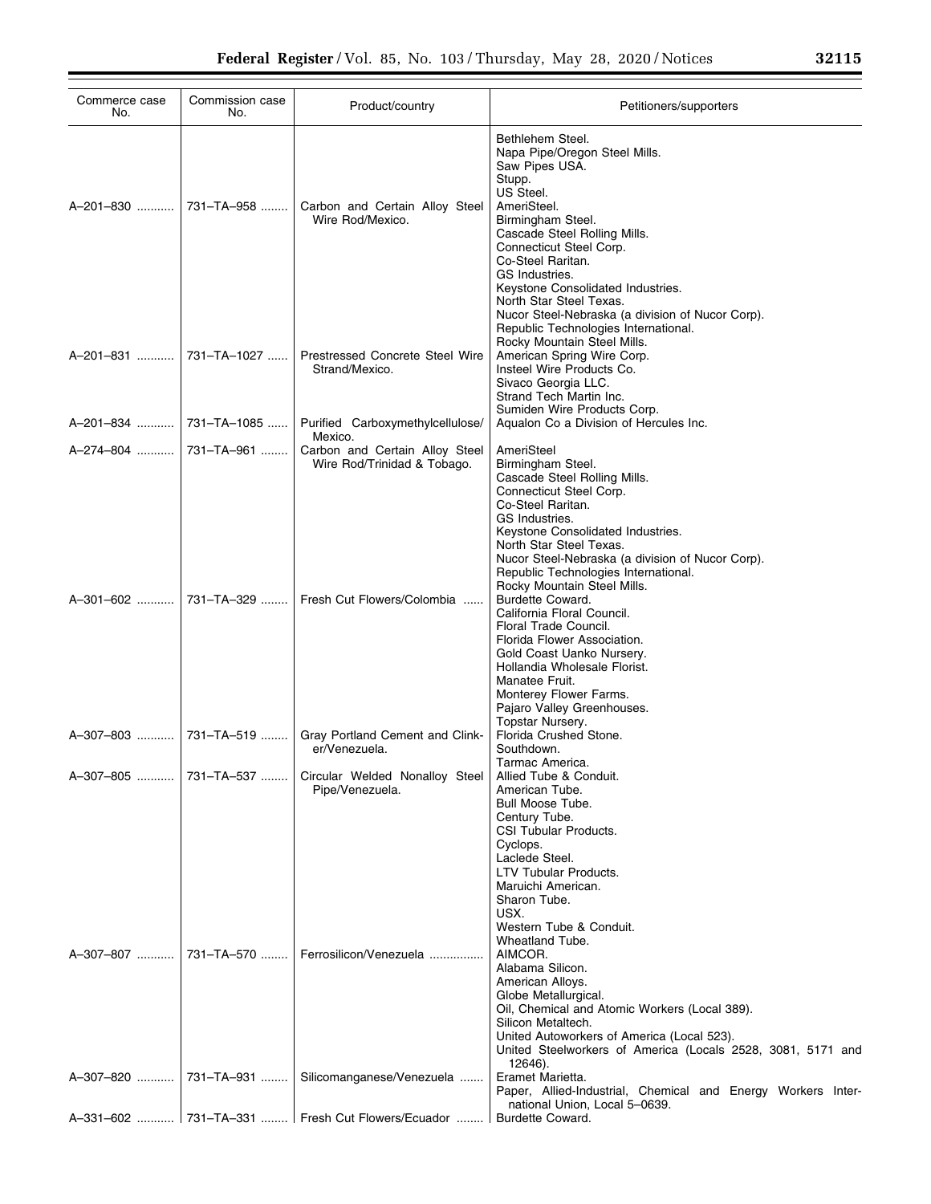| Commerce case No. | Commission case No. | Product/country | Petitioners/supporters |
|---|---|---|---|
| | | | Bethlehem Steel.<br>Napa Pipe/Oregon Steel Mills.<br>Saw Pipes USA.<br>Stupp.<br>US Steel. |
| A–201–830 | 731–TA–958 | Carbon and Certain Alloy Steel Wire Rod/Mexico. | AmeriSteel.<br>Birmingham Steel.<br>Cascade Steel Rolling Mills.<br>Connecticut Steel Corp.<br>Co-Steel Raritan.<br>GS Industries.<br>Keystone Consolidated Industries.<br>North Star Steel Texas.<br>Nucor Steel-Nebraska (a division of Nucor Corp).<br>Republic Technologies International.<br>Rocky Mountain Steel Mills. |
| A–201–831 | 731–TA–1027 | Prestressed Concrete Steel Wire Strand/Mexico. | American Spring Wire Corp.<br>Insteel Wire Products Co.<br>Sivaco Georgia LLC.<br>Strand Tech Martin Inc.<br>Sumiden Wire Products Corp. |
| A–201–834 | 731–TA–1085 | Purified Carboxymethylcellulose/Mexico. | Aqualon Co a Division of Hercules Inc. |
| A–274–804 | 731–TA–961 | Carbon and Certain Alloy Steel Wire Rod/Trinidad & Tobago. | AmeriSteel<br>Birmingham Steel.<br>Cascade Steel Rolling Mills.<br>Connecticut Steel Corp.<br>Co-Steel Raritan.<br>GS Industries.<br>Keystone Consolidated Industries.<br>North Star Steel Texas.<br>Nucor Steel-Nebraska (a division of Nucor Corp).<br>Republic Technologies International.<br>Rocky Mountain Steel Mills. |
| A–301–602 | 731–TA–329 | Fresh Cut Flowers/Colombia | Burdette Coward.<br>California Floral Council.<br>Floral Trade Council.<br>Florida Flower Association.<br>Gold Coast Uanko Nursery.<br>Hollandia Wholesale Florist.<br>Manatee Fruit.<br>Monterey Flower Farms.<br>Pajaro Valley Greenhouses.<br>Topstar Nursery. |
| A–307–803 | 731–TA–519 | Gray Portland Cement and Clinker/Venezuela. | Florida Crushed Stone.<br>Southdown.<br>Tarmac America. |
| A–307–805 | 731–TA–537 | Circular Welded Nonalloy Steel Pipe/Venezuela. | Allied Tube & Conduit.<br>American Tube.<br>Bull Moose Tube.<br>Century Tube.<br>CSI Tubular Products.<br>Cyclops.<br>Laclede Steel.<br>LTV Tubular Products.<br>Maruichi American.<br>Sharon Tube.<br>USX.<br>Western Tube & Conduit.<br>Wheatland Tube. |
| A–307–807 | 731–TA–570 | Ferrosilicon/Venezuela | AIMCOR.<br>Alabama Silicon.<br>American Alloys.<br>Globe Metallurgical.<br>Oil, Chemical and Atomic Workers (Local 389).<br>Silicon Metaltech.<br>United Autoworkers of America (Local 523).<br>United Steelworkers of America (Locals 2528, 3081, 5171 and 12646). |
| A–307–820 | 731–TA–931 | Silicomanganese/Venezuela | Eramet Marietta.<br>Paper, Allied-Industrial, Chemical and Energy Workers International Union, Local 5–0639. |
| A–331–602 | 731–TA–331 | Fresh Cut Flowers/Ecuador | Burdette Coward. |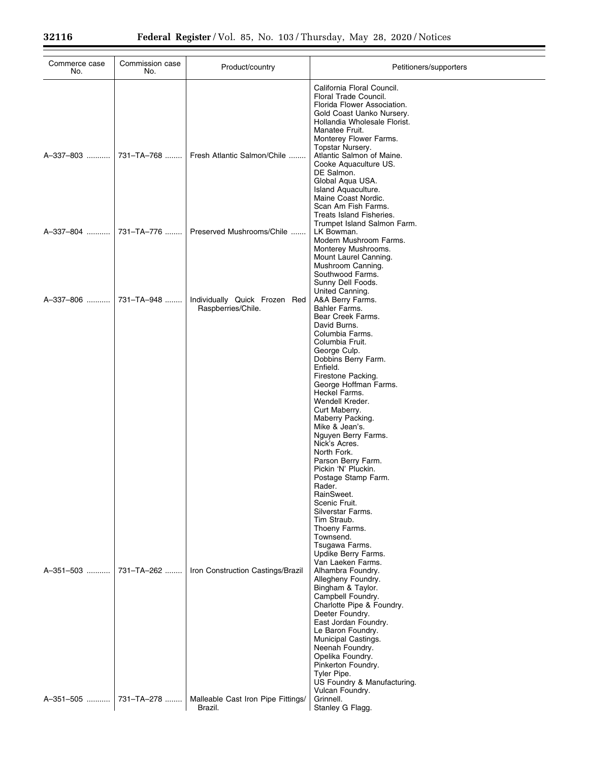| Commerce case No. | Commission case No. | Product/country | Petitioners/supporters |
|---|---|---|---|
| | | | California Floral Council. |
| | | | Floral Trade Council. |
| | | | Florida Flower Association. |
| | | | Gold Coast Uanko Nursery. |
| | | | Hollandia Wholesale Florist. |
| | | | Manatee Fruit. |
| | | | Monterey Flower Farms. |
| | | | Topstar Nursery. |
| A–337–803 | 731–TA–768 | Fresh Atlantic Salmon/Chile | Atlantic Salmon of Maine. |
| | | | Cooke Aquaculture US. |
| | | | DE Salmon. |
| | | | Global Aqua USA. |
| | | | Island Aquaculture. |
| | | | Maine Coast Nordic. |
| | | | Scan Am Fish Farms. |
| | | | Treats Island Fisheries. |
| | | | Trumpet Island Salmon Farm. |
| A–337–804 | 731–TA–776 | Preserved Mushrooms/Chile | LK Bowman. |
| | | | Modern Mushroom Farms. |
| | | | Monterey Mushrooms. |
| | | | Mount Laurel Canning. |
| | | | Mushroom Canning. |
| | | | Southwood Farms. |
| | | | Sunny Dell Foods. |
| | | | United Canning. |
| A–337–806 | 731–TA–948 | Individually Quick Frozen Red Raspberries/Chile. | A&A Berry Farms. |
| | | | Bahler Farms. |
| | | | Bear Creek Farms. |
| | | | David Burns. |
| | | | Columbia Farms. |
| | | | Columbia Fruit. |
| | | | George Culp. |
| | | | Dobbins Berry Farm. |
| | | | Enfield. |
| | | | Firestone Packing. |
| | | | George Hoffman Farms. |
| | | | Heckel Farms. |
| | | | Wendell Kreder. |
| | | | Curt Maberry. |
| | | | Maberry Packing. |
| | | | Mike & Jean's. |
| | | | Nguyen Berry Farms. |
| | | | Nick's Acres. |
| | | | North Fork. |
| | | | Parson Berry Farm. |
| | | | Pickin 'N' Pluckin. |
| | | | Postage Stamp Farm. |
| | | | Rader. |
| | | | RainSweet. |
| | | | Scenic Fruit. |
| | | | Silverstar Farms. |
| | | | Tim Straub. |
| | | | Thoeny Farms. |
| | | | Townsend. |
| | | | Tsugawa Farms. |
| | | | Updike Berry Farms. |
| | | | Van Laeken Farms. |
| A–351–503 | 731–TA–262 | Iron Construction Castings/Brazil | Alhambra Foundry. |
| | | | Allegheny Foundry. |
| | | | Bingham & Taylor. |
| | | | Campbell Foundry. |
| | | | Charlotte Pipe & Foundry. |
| | | | Deeter Foundry. |
| | | | East Jordan Foundry. |
| | | | Le Baron Foundry. |
| | | | Municipal Castings. |
| | | | Neenah Foundry. |
| | | | Opelika Foundry. |
| | | | Pinkerton Foundry. |
| | | | Tyler Pipe. |
| | | | US Foundry & Manufacturing. |
| | | | Vulcan Foundry. |
| A–351–505 | 731–TA–278 | Malleable Cast Iron Pipe Fittings/ Brazil. | Grinnell. |
| | | | Stanley G Flagg. |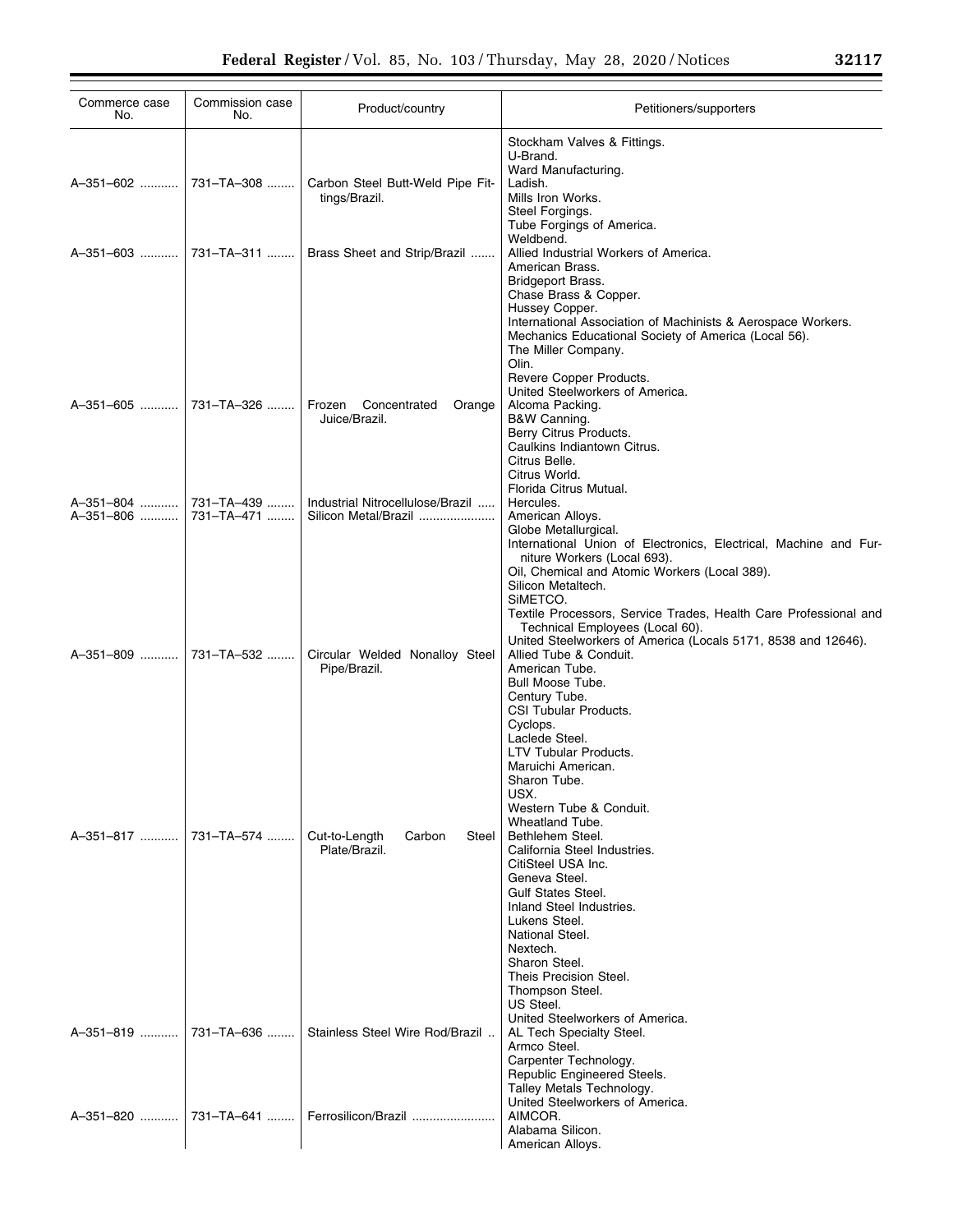| Commerce case No. | Commission case No. | Product/country | Petitioners/supporters |
| --- | --- | --- | --- |
| | | | Stockham Valves & Fittings.<br>U-Brand.<br>Ward Manufacturing. |
| A–351–602 | 731–TA–308 | Carbon Steel Butt-Weld Pipe Fittings/Brazil. | Ladish.<br>Mills Iron Works.<br>Steel Forgings.<br>Tube Forgings of America.<br>Weldbend. |
| A–351–603 | 731–TA–311 | Brass Sheet and Strip/Brazil | Allied Industrial Workers of America.<br>American Brass.<br>Bridgeport Brass.<br>Chase Brass & Copper.<br>Hussey Copper.<br>International Association of Machinists & Aerospace Workers.<br>Mechanics Educational Society of America (Local 56).<br>The Miller Company.<br>Olin.<br>Revere Copper Products.<br>United Steelworkers of America. |
| A–351–605 | 731–TA–326 | Frozen Concentrated Orange Juice/Brazil. | Alcoma Packing.<br>B&W Canning.<br>Berry Citrus Products.<br>Caulkins Indiantown Citrus.<br>Citrus Belle.<br>Citrus World.<br>Florida Citrus Mutual. |
| A–351–804 | 731–TA–439 | Industrial Nitrocellulose/Brazil | Hercules. |
| A–351–806 | 731–TA–471 | Silicon Metal/Brazil | American Alloys.<br>Globe Metallurgical.<br>International Union of Electronics, Electrical, Machine and Furniture Workers (Local 693).<br>Oil, Chemical and Atomic Workers (Local 389).<br>Silicon Metaltech.<br>SiMETCO.<br>Textile Processors, Service Trades, Health Care Professional and Technical Employees (Local 60).<br>United Steelworkers of America (Locals 5171, 8538 and 12646). |
| A–351–809 | 731–TA–532 | Circular Welded Nonalloy Steel Pipe/Brazil. | Allied Tube & Conduit.<br>American Tube.<br>Bull Moose Tube.<br>Century Tube.<br>CSI Tubular Products.<br>Cyclops.<br>Laclede Steel.<br>LTV Tubular Products.<br>Maruichi American.<br>Sharon Tube.<br>USX.<br>Western Tube & Conduit.<br>Wheatland Tube. |
| A–351–817 | 731–TA–574 | Cut-to-Length Carbon Steel Plate/Brazil. | Bethlehem Steel.<br>California Steel Industries.<br>CitiSteel USA Inc.<br>Geneva Steel.<br>Gulf States Steel.<br>Inland Steel Industries.<br>Lukens Steel.<br>National Steel.<br>Nextech.<br>Sharon Steel.<br>Theis Precision Steel.<br>Thompson Steel.<br>US Steel.<br>United Steelworkers of America. |
| A–351–819 | 731–TA–636 | Stainless Steel Wire Rod/Brazil | AL Tech Specialty Steel.<br>Armco Steel.<br>Carpenter Technology.<br>Republic Engineered Steels.<br>Talley Metals Technology.<br>United Steelworkers of America. |
| A–351–820 | 731–TA–641 | Ferrosilicon/Brazil | AIMCOR.<br>Alabama Silicon.<br>American Alloys. |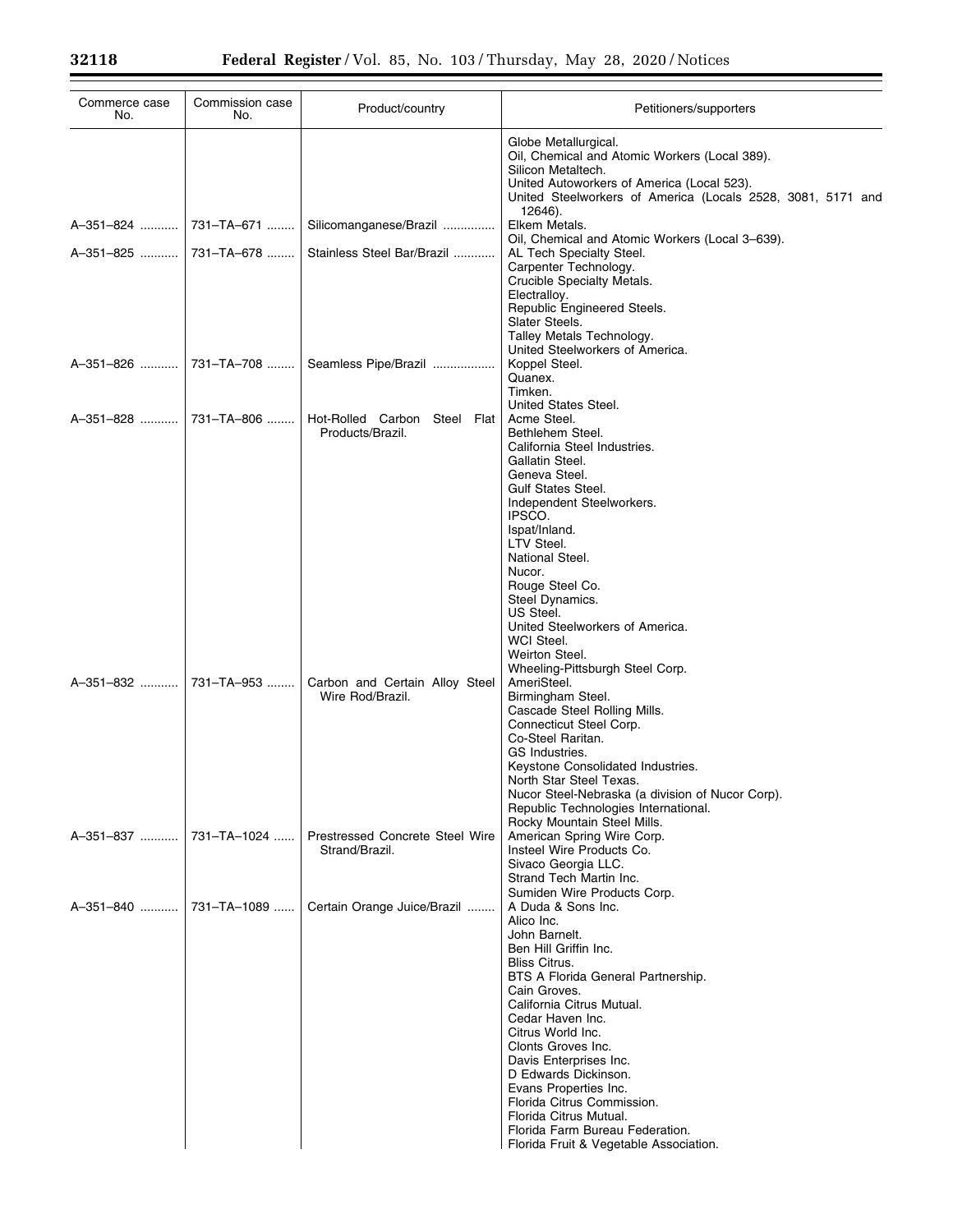| Commerce case No. | Commission case No. | Product/country | Petitioners/supporters |
|---|---|---|---|
| | | | Globe Metallurgical.<br>Oil, Chemical and Atomic Workers (Local 389).<br>Silicon Metaltech.<br>United Autoworkers of America (Local 523).<br>United Steelworkers of America (Locals 2528, 3081, 5171 and 12646). |
| A–351–824 | 731–TA–671 | Silicomanganese/Brazil | Elkem Metals.<br>Oil, Chemical and Atomic Workers (Local 3–639). |
| A–351–825 | 731–TA–678 | Stainless Steel Bar/Brazil | AL Tech Specialty Steel.<br>Carpenter Technology.<br>Crucible Specialty Metals.<br>Electralloy.<br>Republic Engineered Steels.<br>Slater Steels.<br>Talley Metals Technology.<br>United Steelworkers of America. |
| A–351–826 | 731–TA–708 | Seamless Pipe/Brazil | Koppel Steel.<br>Quanex.<br>Timken.<br>United States Steel. |
| A–351–828 | 731–TA–806 | Hot-Rolled Carbon Steel Flat Products/Brazil. | Acme Steel.<br>Bethlehem Steel.<br>California Steel Industries.<br>Gallatin Steel.<br>Geneva Steel.<br>Gulf States Steel.<br>Independent Steelworkers.<br>IPSCO.<br>Ispat/Inland.<br>LTV Steel.<br>National Steel.<br>Nucor.<br>Rouge Steel Co.<br>Steel Dynamics.<br>US Steel.<br>United Steelworkers of America.<br>WCI Steel.<br>Weirton Steel.<br>Wheeling-Pittsburgh Steel Corp. |
| A–351–832 | 731–TA–953 | Carbon and Certain Alloy Steel Wire Rod/Brazil. | AmeriSteel.<br>Birmingham Steel.<br>Cascade Steel Rolling Mills.<br>Connecticut Steel Corp.<br>Co-Steel Raritan.<br>GS Industries.<br>Keystone Consolidated Industries.<br>North Star Steel Texas.<br>Nucor Steel-Nebraska (a division of Nucor Corp).<br>Republic Technologies International.<br>Rocky Mountain Steel Mills. |
| A–351–837 | 731–TA–1024 | Prestressed Concrete Steel Wire Strand/Brazil. | American Spring Wire Corp.<br>Insteel Wire Products Co.<br>Sivaco Georgia LLC.<br>Strand Tech Martin Inc.<br>Sumiden Wire Products Corp. |
| A–351–840 | 731–TA–1089 | Certain Orange Juice/Brazil | A Duda & Sons Inc.<br>Alico Inc.<br>John Barnelt.<br>Ben Hill Griffin Inc.<br>Bliss Citrus.<br>BTS A Florida General Partnership.<br>Cain Groves.<br>California Citrus Mutual.<br>Cedar Haven Inc.<br>Citrus World Inc.<br>Clonts Groves Inc.<br>Davis Enterprises Inc.<br>D Edwards Dickinson.<br>Evans Properties Inc.<br>Florida Citrus Commission.<br>Florida Citrus Mutual.<br>Florida Farm Bureau Federation.<br>Florida Fruit & Vegetable Association. |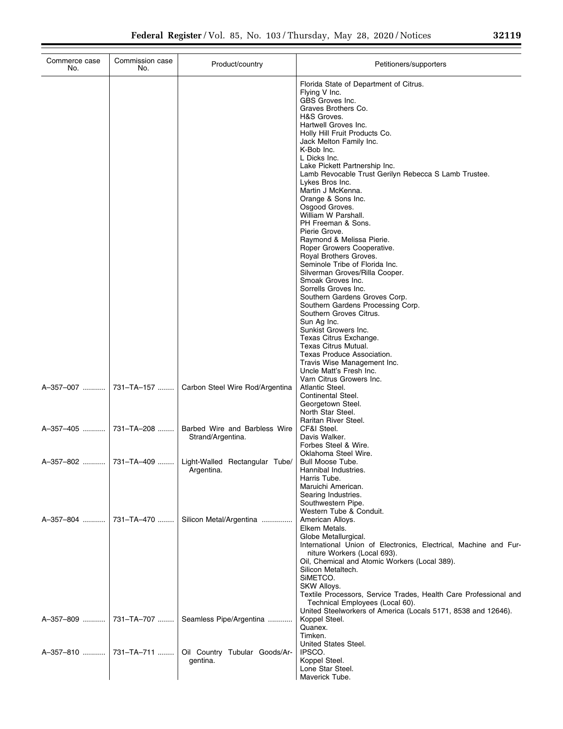| Commerce case No. | Commission case No. | Product/country | Petitioners/supporters |
|---|---|---|---|
| | | | Florida State of Department of Citrus. |
| | | | Flying V Inc. |
| | | | GBS Groves Inc. |
| | | | Graves Brothers Co. |
| | | | H&S Groves. |
| | | | Hartwell Groves Inc. |
| | | | Holly Hill Fruit Products Co. |
| | | | Jack Melton Family Inc. |
| | | | K-Bob Inc. |
| | | | L Dicks Inc. |
| | | | Lake Pickett Partnership Inc. |
| | | | Lamb Revocable Trust Gerilyn Rebecca S Lamb Trustee. |
| | | | Lykes Bros Inc. |
| | | | Martin J McKenna. |
| | | | Orange & Sons Inc. |
| | | | Osgood Groves. |
| | | | William W Parshall. |
| | | | PH Freeman & Sons. |
| | | | Pierie Grove. |
| | | | Raymond & Melissa Pierie. |
| | | | Roper Growers Cooperative. |
| | | | Royal Brothers Groves. |
| | | | Seminole Tribe of Florida Inc. |
| | | | Silverman Groves/Rilla Cooper. |
| | | | Smoak Groves Inc. |
| | | | Sorrells Groves Inc. |
| | | | Southern Gardens Groves Corp. |
| | | | Southern Gardens Processing Corp. |
| | | | Southern Groves Citrus. |
| | | | Sun Ag Inc. |
| | | | Sunkist Growers Inc. |
| | | | Texas Citrus Exchange. |
| | | | Texas Citrus Mutual. |
| | | | Texas Produce Association. |
| | | | Travis Wise Management Inc. |
| | | | Uncle Matt's Fresh Inc. |
| | | | Varn Citrus Growers Inc. |
| A–357–007 | 731–TA–157 | Carbon Steel Wire Rod/Argentina | Atlantic Steel. |
| | | | Continental Steel. |
| | | | Georgetown Steel. |
| | | | North Star Steel. |
| | | | Raritan River Steel. |
| A–357–405 | 731–TA–208 | Barbed Wire and Barbless Wire Strand/Argentina. | CF&I Steel. |
| | | | Davis Walker. |
| | | | Forbes Steel & Wire. |
| | | | Oklahoma Steel Wire. |
| A–357–802 | 731–TA–409 | Light-Walled Rectangular Tube/ Argentina. | Bull Moose Tube. |
| | | | Hannibal Industries. |
| | | | Harris Tube. |
| | | | Maruichi American. |
| | | | Searing Industries. |
| | | | Southwestern Pipe. |
| | | | Western Tube & Conduit. |
| A–357–804 | 731–TA–470 | Silicon Metal/Argentina | American Alloys. |
| | | | Elkem Metals. |
| | | | Globe Metallurgical. |
| | | | International Union of Electronics, Electrical, Machine and Furniture Workers (Local 693). |
| | | | Oil, Chemical and Atomic Workers (Local 389). |
| | | | Silicon Metaltech. |
| | | | SiMETCO. |
| | | | SKW Alloys. |
| | | | Textile Processors, Service Trades, Health Care Professional and Technical Employees (Local 60). |
| | | | United Steelworkers of America (Locals 5171, 8538 and 12646). |
| A–357–809 | 731–TA–707 | Seamless Pipe/Argentina | Koppel Steel. |
| | | | Quanex. |
| | | | Timken. |
| | | | United States Steel. |
| A–357–810 | 731–TA–711 | Oil Country Tubular Goods/Argentina. | IPSCO. |
| | | | Koppel Steel. |
| | | | Lone Star Steel. |
| | | | Maverick Tube. |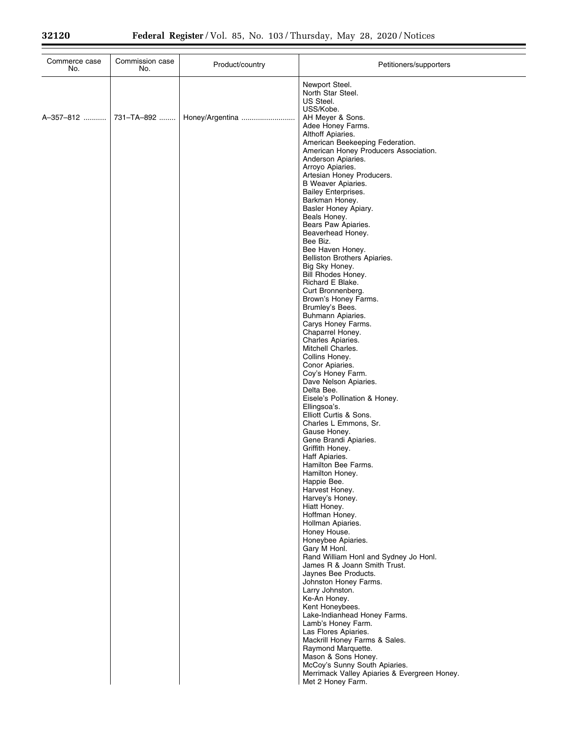| Commerce case No. | Commission case No. | Product/country | Petitioners/supporters |
| --- | --- | --- | --- |
| | | | Newport Steel. |
| | | | North Star Steel. |
| | | | US Steel. |
| | | | USS/Kobe. |
| A–357–812 | 731–TA–892 | Honey/Argentina | AH Meyer & Sons. |
| | | | Adee Honey Farms. |
| | | | Althoff Apiaries. |
| | | | American Beekeeping Federation. |
| | | | American Honey Producers Association. |
| | | | Anderson Apiaries. |
| | | | Arroyo Apiaries. |
| | | | Artesian Honey Producers. |
| | | | B Weaver Apiaries. |
| | | | Bailey Enterprises. |
| | | | Barkman Honey. |
| | | | Basler Honey Apiary. |
| | | | Beals Honey. |
| | | | Bears Paw Apiaries. |
| | | | Beaverhead Honey. |
| | | | Bee Biz. |
| | | | Bee Haven Honey. |
| | | | Belliston Brothers Apiaries. |
| | | | Big Sky Honey. |
| | | | Bill Rhodes Honey. |
| | | | Richard E Blake. |
| | | | Curt Bronnenberg. |
| | | | Brown's Honey Farms. |
| | | | Brumley's Bees. |
| | | | Buhmann Apiaries. |
| | | | Carys Honey Farms. |
| | | | Chaparrel Honey. |
| | | | Charles Apiaries. |
| | | | Mitchell Charles. |
| | | | Collins Honey. |
| | | | Conor Apiaries. |
| | | | Coy's Honey Farm. |
| | | | Dave Nelson Apiaries. |
| | | | Delta Bee. |
| | | | Eisele's Pollination & Honey. |
| | | | Ellingsoa's. |
| | | | Elliott Curtis & Sons. |
| | | | Charles L Emmons, Sr. |
| | | | Gause Honey. |
| | | | Gene Brandi Apiaries. |
| | | | Griffith Honey. |
| | | | Haff Apiaries. |
| | | | Hamilton Bee Farms. |
| | | | Hamilton Honey. |
| | | | Happie Bee. |
| | | | Harvest Honey. |
| | | | Harvey's Honey. |
| | | | Hiatt Honey. |
| | | | Hoffman Honey. |
| | | | Hollman Apiaries. |
| | | | Honey House. |
| | | | Honeybee Apiaries. |
| | | | Gary M Honl. |
| | | | Rand William Honl and Sydney Jo Honl. |
| | | | James R & Joann Smith Trust. |
| | | | Jaynes Bee Products. |
| | | | Johnston Honey Farms. |
| | | | Larry Johnston. |
| | | | Ke-An Honey. |
| | | | Kent Honeybees. |
| | | | Lake-Indianhead Honey Farms. |
| | | | Lamb's Honey Farm. |
| | | | Las Flores Apiaries. |
| | | | Mackrill Honey Farms & Sales. |
| | | | Raymond Marquette. |
| | | | Mason & Sons Honey. |
| | | | McCoy's Sunny South Apiaries. |
| | | | Merrimack Valley Apiaries & Evergreen Honey. |
| | | | Met 2 Honey Farm. |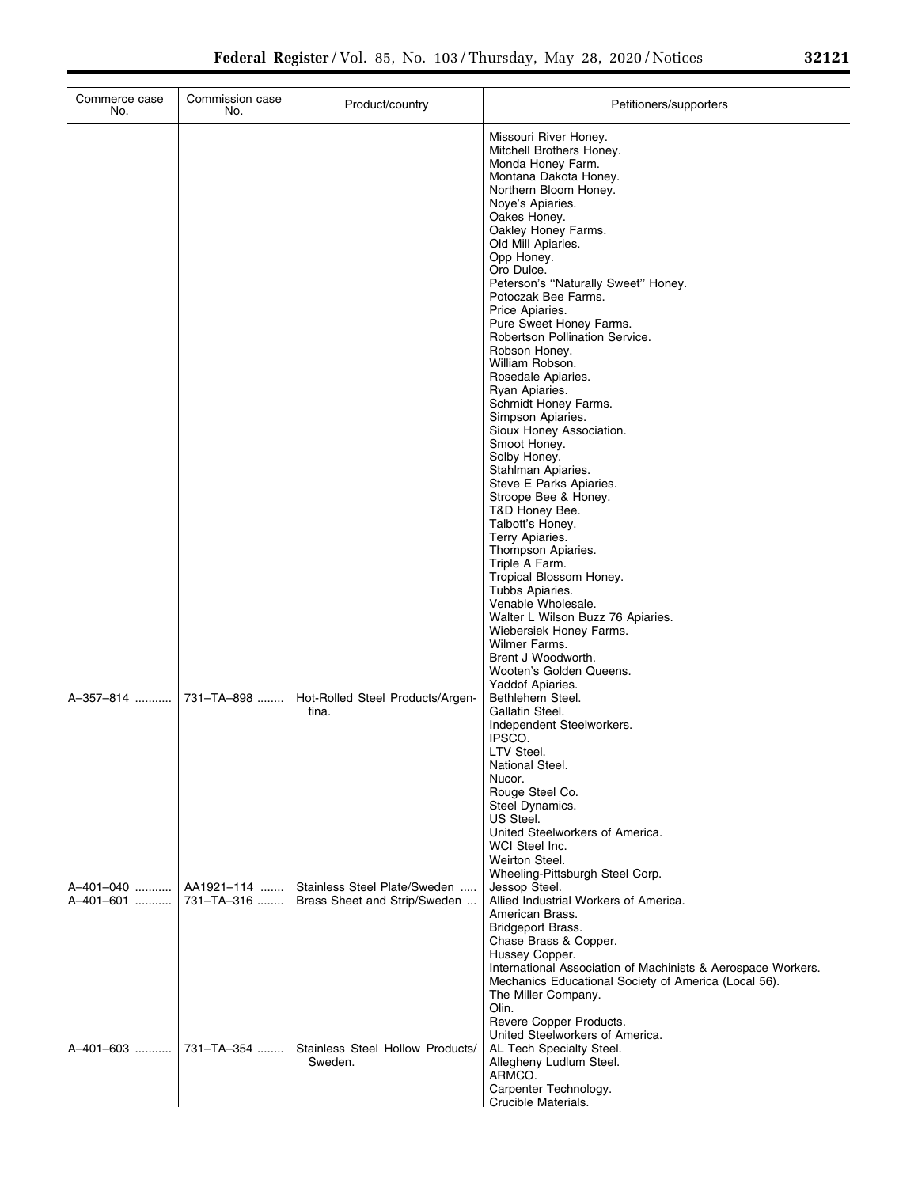| Commerce case No. | Commission case No. | Product/country | Petitioners/supporters |
|---|---|---|---|
| | | | Missouri River Honey. |
| | | | Mitchell Brothers Honey. |
| | | | Monda Honey Farm. |
| | | | Montana Dakota Honey. |
| | | | Northern Bloom Honey. |
| | | | Noye's Apiaries. |
| | | | Oakes Honey. |
| | | | Oakley Honey Farms. |
| | | | Old Mill Apiaries. |
| | | | Opp Honey. |
| | | | Oro Dulce. |
| | | | Peterson's ''Naturally Sweet'' Honey. |
| | | | Potoczak Bee Farms. |
| | | | Price Apiaries. |
| | | | Pure Sweet Honey Farms. |
| | | | Robertson Pollination Service. |
| | | | Robson Honey. |
| | | | William Robson. |
| | | | Rosedale Apiaries. |
| | | | Ryan Apiaries. |
| | | | Schmidt Honey Farms. |
| | | | Simpson Apiaries. |
| | | | Sioux Honey Association. |
| | | | Smoot Honey. |
| | | | Solby Honey. |
| | | | Stahlman Apiaries. |
| | | | Steve E Parks Apiaries. |
| | | | Stroope Bee & Honey. |
| | | | T&D Honey Bee. |
| | | | Talbott's Honey. |
| | | | Terry Apiaries. |
| | | | Thompson Apiaries. |
| | | | Triple A Farm. |
| | | | Tropical Blossom Honey. |
| | | | Tubbs Apiaries. |
| | | | Venable Wholesale. |
| | | | Walter L Wilson Buzz 76 Apiaries. |
| | | | Wiebersiek Honey Farms. |
| | | | Wilmer Farms. |
| | | | Brent J Woodworth. |
| | | | Wooten's Golden Queens. |
| | | | Yaddof Apiaries. |
| A–357–814 | 731–TA–898 | Hot-Rolled Steel Products/Argentina. | Bethlehem Steel. |
| | | | Gallatin Steel. |
| | | | Independent Steelworkers. |
| | | | IPSCO. |
| | | | LTV Steel. |
| | | | National Steel. |
| | | | Nucor. |
| | | | Rouge Steel Co. |
| | | | Steel Dynamics. |
| | | | US Steel. |
| | | | United Steelworkers of America. |
| | | | WCI Steel Inc. |
| | | | Weirton Steel. |
| | | | Wheeling-Pittsburgh Steel Corp. |
| A–401–040 | AA1921–114 | Stainless Steel Plate/Sweden | Jessop Steel. |
| A–401–601 | 731–TA–316 | Brass Sheet and Strip/Sweden | Allied Industrial Workers of America. |
| | | | American Brass. |
| | | | Bridgeport Brass. |
| | | | Chase Brass & Copper. |
| | | | Hussey Copper. |
| | | | International Association of Machinists & Aerospace Workers. |
| | | | Mechanics Educational Society of America (Local 56). |
| | | | The Miller Company. |
| | | | Olin. |
| | | | Revere Copper Products. |
| | | | United Steelworkers of America. |
| A–401–603 | 731–TA–354 | Stainless Steel Hollow Products/Sweden. | AL Tech Specialty Steel. |
| | | | Allegheny Ludlum Steel. |
| | | | ARMCO. |
| | | | Carpenter Technology. |
| | | | Crucible Materials. |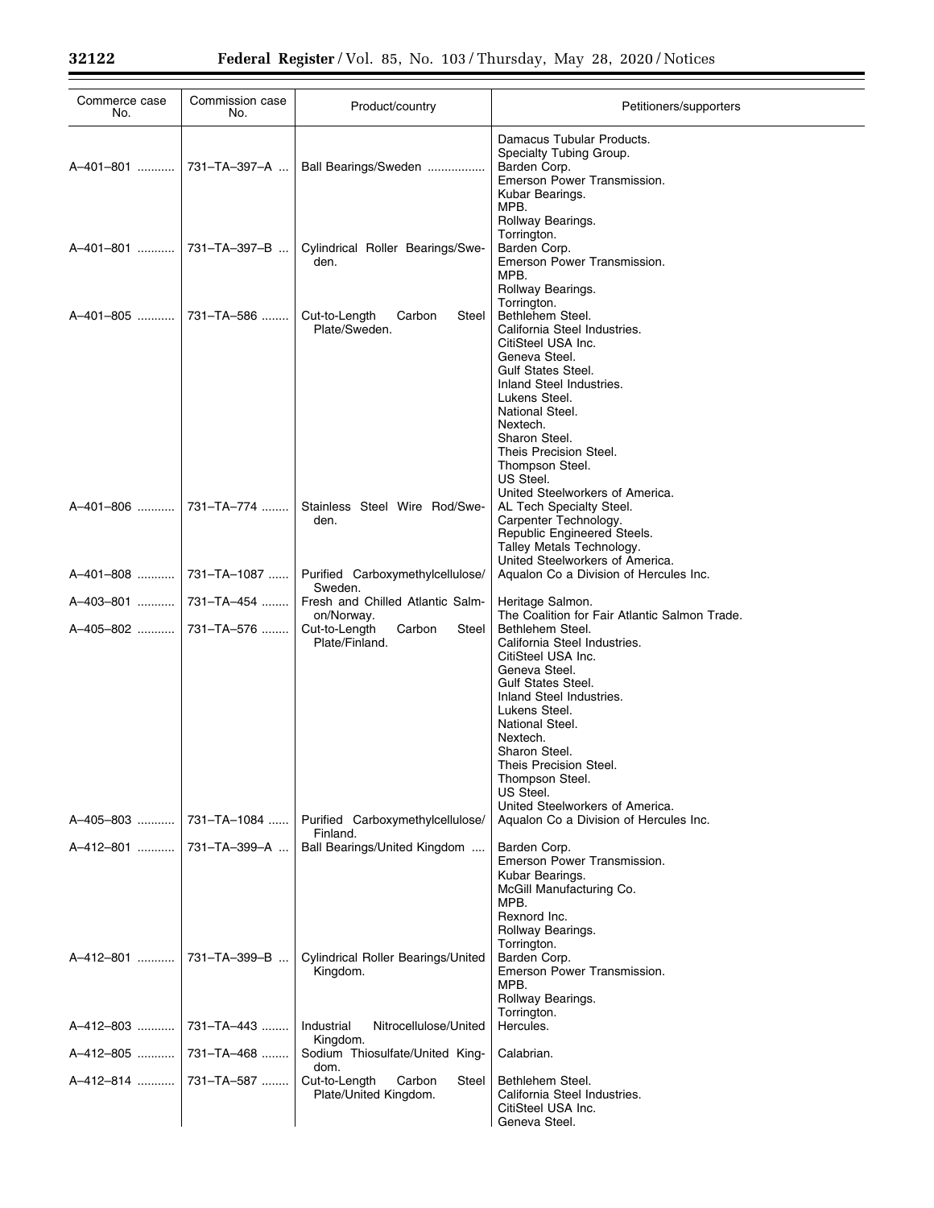| Commerce case No. | Commission case No. | Product/country | Petitioners/supporters |
|---|---|---|---|
| | | | Damacus Tubular Products.<br>Specialty Tubing Group. |
| A–401–801 | 731–TA–397–A | Ball Bearings/Sweden | Barden Corp.<br>Emerson Power Transmission.<br>Kubar Bearings.<br>MPB.<br>Rollway Bearings.<br>Torrington. |
| A–401–801 | 731–TA–397–B | Cylindrical Roller Bearings/Sweden. | Barden Corp.<br>Emerson Power Transmission.<br>MPB.<br>Rollway Bearings.<br>Torrington. |
| A–401–805 | 731–TA–586 | Cut-to-Length Carbon Steel Plate/Sweden. | Bethlehem Steel.<br>California Steel Industries.<br>CitiSteel USA Inc.<br>Geneva Steel.<br>Gulf States Steel.<br>Inland Steel Industries.<br>Lukens Steel.<br>National Steel.<br>Nextech.<br>Sharon Steel.<br>Theis Precision Steel.<br>Thompson Steel.<br>US Steel.<br>United Steelworkers of America. |
| A–401–806 | 731–TA–774 | Stainless Steel Wire Rod/Sweden. | AL Tech Specialty Steel.<br>Carpenter Technology.<br>Republic Engineered Steels.<br>Talley Metals Technology.<br>United Steelworkers of America. |
| A–401–808 | 731–TA–1087 | Purified Carboxymethylcellulose/Sweden. | Aqualon Co a Division of Hercules Inc. |
| A–403–801 | 731–TA–454 | Fresh and Chilled Atlantic Salmon/Norway. | Heritage Salmon.<br>The Coalition for Fair Atlantic Salmon Trade. |
| A–405–802 | 731–TA–576 | Cut-to-Length Carbon Steel Plate/Finland. | Bethlehem Steel.<br>California Steel Industries.<br>CitiSteel USA Inc.<br>Geneva Steel.<br>Gulf States Steel.<br>Inland Steel Industries.<br>Lukens Steel.<br>National Steel.<br>Nextech.<br>Sharon Steel.<br>Theis Precision Steel.<br>Thompson Steel.<br>US Steel.<br>United Steelworkers of America. |
| A–405–803 | 731–TA–1084 | Purified Carboxymethylcellulose/Finland. | Aqualon Co a Division of Hercules Inc. |
| A–412–801 | 731–TA–399–A | Ball Bearings/United Kingdom | Barden Corp.<br>Emerson Power Transmission.<br>Kubar Bearings.<br>McGill Manufacturing Co.<br>MPB.<br>Rexnord Inc.<br>Rollway Bearings.<br>Torrington. |
| A–412–801 | 731–TA–399–B | Cylindrical Roller Bearings/United Kingdom. | Barden Corp.<br>Emerson Power Transmission.<br>MPB.<br>Rollway Bearings.<br>Torrington. |
| A–412–803 | 731–TA–443 | Industrial Nitrocellulose/United Kingdom. | Hercules. |
| A–412–805 | 731–TA–468 | Sodium Thiosulfate/United Kingdom. | Calabrian. |
| A–412–814 | 731–TA–587 | Cut-to-Length Carbon Steel Plate/United Kingdom. | Bethlehem Steel.<br>California Steel Industries.<br>CitiSteel USA Inc.<br>Geneva Steel. |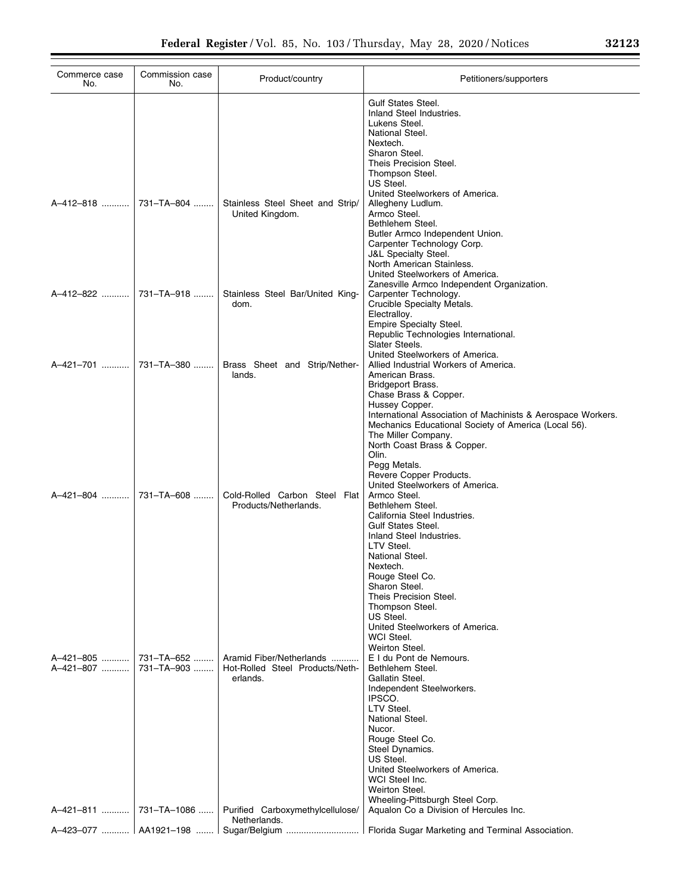| Commerce case No. | Commission case No. | Product/country | Petitioners/supporters |
| --- | --- | --- | --- |
| | | | Gulf States Steel.<br>Inland Steel Industries.<br>Lukens Steel.<br>National Steel.<br>Nextech.<br>Sharon Steel.<br>Theis Precision Steel.<br>Thompson Steel.<br>US Steel.<br>United Steelworkers of America. |
| A–412–818 | 731–TA–804 | Stainless Steel Sheet and Strip/ United Kingdom. | Allegheny Ludlum.<br>Armco Steel.<br>Bethlehem Steel.<br>Butler Armco Independent Union.<br>Carpenter Technology Corp.<br>J&L Specialty Steel.<br>North American Stainless.<br>United Steelworkers of America.<br>Zanesville Armco Independent Organization. |
| A–412–822 | 731–TA–918 | Stainless Steel Bar/United Kingdom. | Carpenter Technology.<br>Crucible Specialty Metals.<br>Electralloy.<br>Empire Specialty Steel.<br>Republic Technologies International.<br>Slater Steels.<br>United Steelworkers of America. |
| A–421–701 | 731–TA–380 | Brass Sheet and Strip/Netherlands. | Allied Industrial Workers of America.<br>American Brass.<br>Bridgeport Brass.<br>Chase Brass & Copper.<br>Hussey Copper.<br>International Association of Machinists & Aerospace Workers.<br>Mechanics Educational Society of America (Local 56).<br>The Miller Company.<br>North Coast Brass & Copper.<br>Olin.<br>Pegg Metals.<br>Revere Copper Products.<br>United Steelworkers of America. |
| A–421–804 | 731–TA–608 | Cold-Rolled Carbon Steel Flat Products/Netherlands. | Armco Steel.<br>Bethlehem Steel.<br>California Steel Industries.<br>Gulf States Steel.<br>Inland Steel Industries.<br>LTV Steel.<br>National Steel.<br>Nextech.<br>Rouge Steel Co.<br>Sharon Steel.<br>Theis Precision Steel.<br>Thompson Steel.<br>US Steel.<br>United Steelworkers of America.<br>WCI Steel.<br>Weirton Steel. |
| A–421–805 | 731–TA–652 | Aramid Fiber/Netherlands | E I du Pont de Nemours. |
| A–421–807 | 731–TA–903 | Hot-Rolled Steel Products/Netherlands. | Bethlehem Steel.<br>Gallatin Steel.<br>Independent Steelworkers.<br>IPSCO.<br>LTV Steel.<br>National Steel.<br>Nucor.<br>Rouge Steel Co.<br>Steel Dynamics.<br>US Steel.<br>United Steelworkers of America.<br>WCI Steel Inc.<br>Weirton Steel.<br>Wheeling-Pittsburgh Steel Corp. |
| A–421–811 | 731–TA–1086 | Purified Carboxymethylcellulose/ Netherlands. | Aqualon Co a Division of Hercules Inc. |
| A–423–077 | AA1921–198 | Sugar/Belgium | Florida Sugar Marketing and Terminal Association. |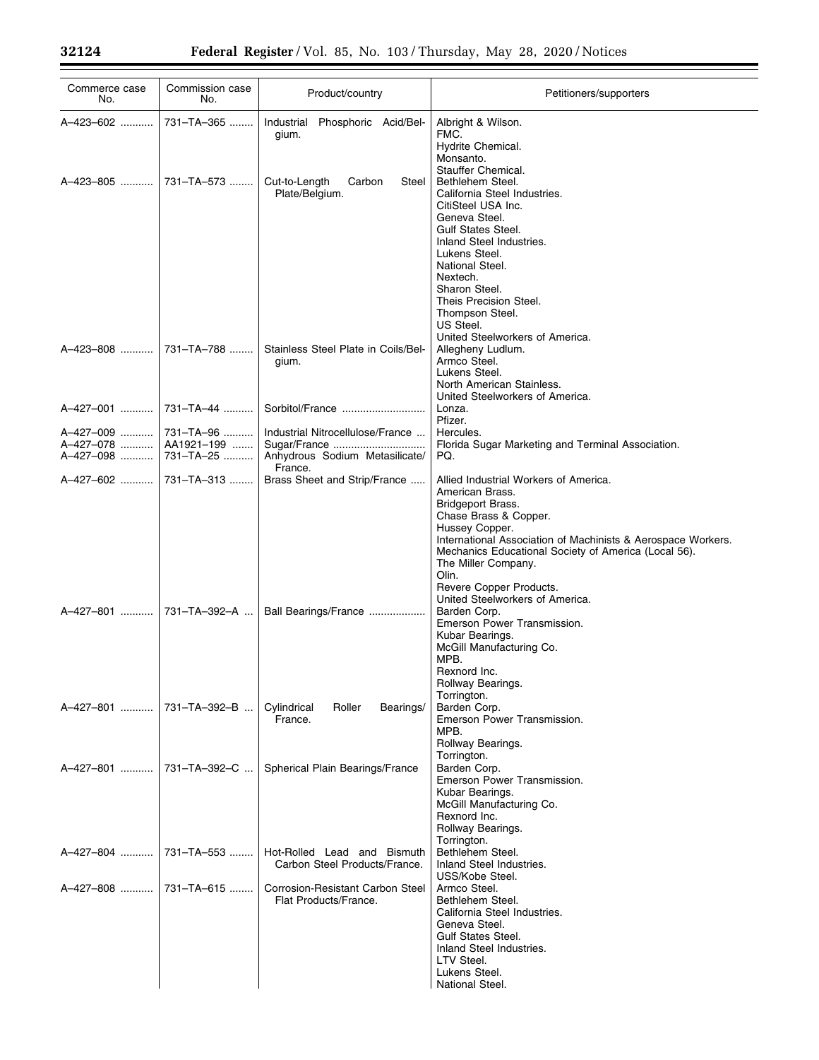| Commerce case No. | Commission case No. | Product/country | Petitioners/supporters |
|---|---|---|---|
| A–423–602 | 731–TA–365 | Industrial Phosphoric Acid/Belgium. | Albright & Wilson.<br>FMC.<br>Hydrite Chemical.<br>Monsanto.<br>Stauffer Chemical. |
| A–423–805 | 731–TA–573 | Cut-to-Length Carbon Steel Plate/Belgium. | Bethlehem Steel.<br>California Steel Industries.<br>CitiSteel USA Inc.<br>Geneva Steel.<br>Gulf States Steel.<br>Inland Steel Industries.<br>Lukens Steel.<br>National Steel.<br>Nextech.<br>Sharon Steel.<br>Theis Precision Steel.<br>Thompson Steel.<br>US Steel.<br>United Steelworkers of America. |
| A–423–808 | 731–TA–788 | Stainless Steel Plate in Coils/Belgium. | Allegheny Ludlum.<br>Armco Steel.<br>Lukens Steel.<br>North American Stainless.<br>United Steelworkers of America. |
| A–427–001 | 731–TA–44 | Sorbitol/France | Lonza.<br>Pfizer. |
| A–427–009 | 731–TA–96 | Industrial Nitrocellulose/France | Hercules. |
| A–427–078 | AA1921–199 | Sugar/France | Florida Sugar Marketing and Terminal Association. |
| A–427–098 | 731–TA–25 | Anhydrous Sodium Metasilicate/France. | PQ. |
| A–427–602 | 731–TA–313 | Brass Sheet and Strip/France | Allied Industrial Workers of America.<br>American Brass.<br>Bridgeport Brass.<br>Chase Brass & Copper.<br>Hussey Copper.<br>International Association of Machinists & Aerospace Workers.<br>Mechanics Educational Society of America (Local 56).<br>The Miller Company.<br>Olin.<br>Revere Copper Products.<br>United Steelworkers of America. |
| A–427–801 | 731–TA–392–A | Ball Bearings/France | Barden Corp.<br>Emerson Power Transmission.<br>Kubar Bearings.<br>McGill Manufacturing Co.<br>MPB.<br>Rexnord Inc.<br>Rollway Bearings.<br>Torrington. |
| A–427–801 | 731–TA–392–B | Cylindrical Roller Bearings/France. | Barden Corp.<br>Emerson Power Transmission.<br>MPB.<br>Rollway Bearings.<br>Torrington. |
| A–427–801 | 731–TA–392–C | Spherical Plain Bearings/France | Barden Corp.<br>Emerson Power Transmission.<br>Kubar Bearings.<br>McGill Manufacturing Co.<br>Rexnord Inc.<br>Rollway Bearings.<br>Torrington. |
| A–427–804 | 731–TA–553 | Hot-Rolled Lead and Bismuth Carbon Steel Products/France. | Bethlehem Steel.<br>Inland Steel Industries.<br>USS/Kobe Steel. |
| A–427–808 | 731–TA–615 | Corrosion-Resistant Carbon Steel Flat Products/France. | Armco Steel.<br>Bethlehem Steel.<br>California Steel Industries.<br>Geneva Steel.<br>Gulf States Steel.<br>Inland Steel Industries.<br>LTV Steel.<br>Lukens Steel.<br>National Steel. |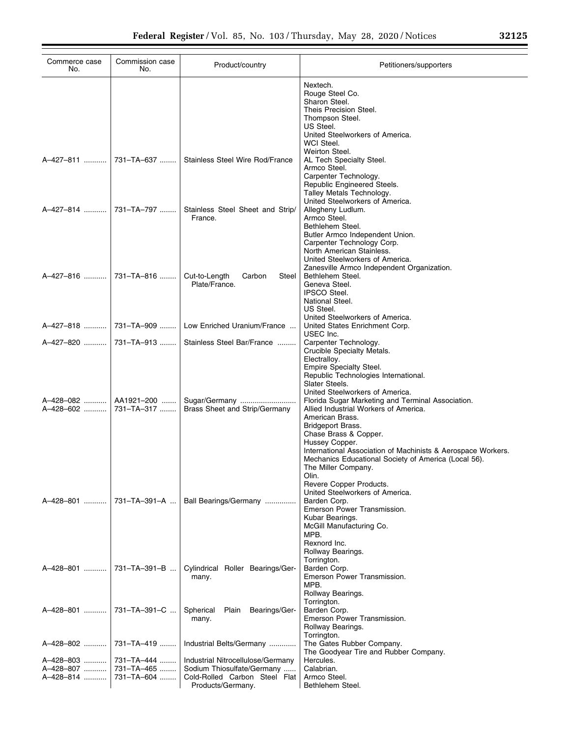| Commerce case No. | Commission case No. | Product/country | Petitioners/supporters |
|---|---|---|---|
| | | | Nextech. |
| | | | Rouge Steel Co. |
| | | | Sharon Steel. |
| | | | Theis Precision Steel. |
| | | | Thompson Steel. |
| | | | US Steel. |
| | | | United Steelworkers of America. |
| | | | WCI Steel. |
| | | | Weirton Steel. |
| A–427–811 | 731–TA–637 | Stainless Steel Wire Rod/France | AL Tech Specialty Steel. |
| | | | Armco Steel. |
| | | | Carpenter Technology. |
| | | | Republic Engineered Steels. |
| | | | Talley Metals Technology. |
| | | | United Steelworkers of America. |
| A–427–814 | 731–TA–797 | Stainless Steel Sheet and Strip/France. | Allegheny Ludlum. |
| | | | Armco Steel. |
| | | | Bethlehem Steel. |
| | | | Butler Armco Independent Union. |
| | | | Carpenter Technology Corp. |
| | | | North American Stainless. |
| | | | United Steelworkers of America. |
| | | | Zanesville Armco Independent Organization. |
| A–427–816 | 731–TA–816 | Cut-to-Length Carbon Steel Plate/France. | Bethlehem Steel. |
| | | | Geneva Steel. |
| | | | IPSCO Steel. |
| | | | National Steel. |
| | | | US Steel. |
| | | | United Steelworkers of America. |
| A–427–818 | 731–TA–909 | Low Enriched Uranium/France | United States Enrichment Corp. |
| | | | USEC Inc. |
| A–427–820 | 731–TA–913 | Stainless Steel Bar/France | Carpenter Technology. |
| | | | Crucible Specialty Metals. |
| | | | Electralloy. |
| | | | Empire Specialty Steel. |
| | | | Republic Technologies International. |
| | | | Slater Steels. |
| | | | United Steelworkers of America. |
| A–428–082 | AA1921–200 | Sugar/Germany | Florida Sugar Marketing and Terminal Association. |
| A–428–602 | 731–TA–317 | Brass Sheet and Strip/Germany | Allied Industrial Workers of America. |
| | | | American Brass. |
| | | | Bridgeport Brass. |
| | | | Chase Brass & Copper. |
| | | | Hussey Copper. |
| | | | International Association of Machinists & Aerospace Workers. |
| | | | Mechanics Educational Society of America (Local 56). |
| | | | The Miller Company. |
| | | | Olin. |
| | | | Revere Copper Products. |
| | | | United Steelworkers of America. |
| A–428–801 | 731–TA–391–A | Ball Bearings/Germany | Barden Corp. |
| | | | Emerson Power Transmission. |
| | | | Kubar Bearings. |
| | | | McGill Manufacturing Co. |
| | | | MPB. |
| | | | Rexnord Inc. |
| | | | Rollway Bearings. |
| | | | Torrington. |
| A–428–801 | 731–TA–391–B | Cylindrical Roller Bearings/Germany. | Barden Corp. |
| | | | Emerson Power Transmission. |
| | | | MPB. |
| | | | Rollway Bearings. |
| | | | Torrington. |
| A–428–801 | 731–TA–391–C | Spherical Plain Bearings/Germany. | Barden Corp. |
| | | | Emerson Power Transmission. |
| | | | Rollway Bearings. |
| | | | Torrington. |
| A–428–802 | 731–TA–419 | Industrial Belts/Germany | The Gates Rubber Company. |
| | | | The Goodyear Tire and Rubber Company. |
| A–428–803 | 731–TA–444 | Industrial Nitrocellulose/Germany | Hercules. |
| A–428–807 | 731–TA–465 | Sodium Thiosulfate/Germany | Calabrian. |
| A–428–814 | 731–TA–604 | Cold-Rolled Carbon Steel Flat Products/Germany. | Armco Steel. |
| | | | Bethlehem Steel. |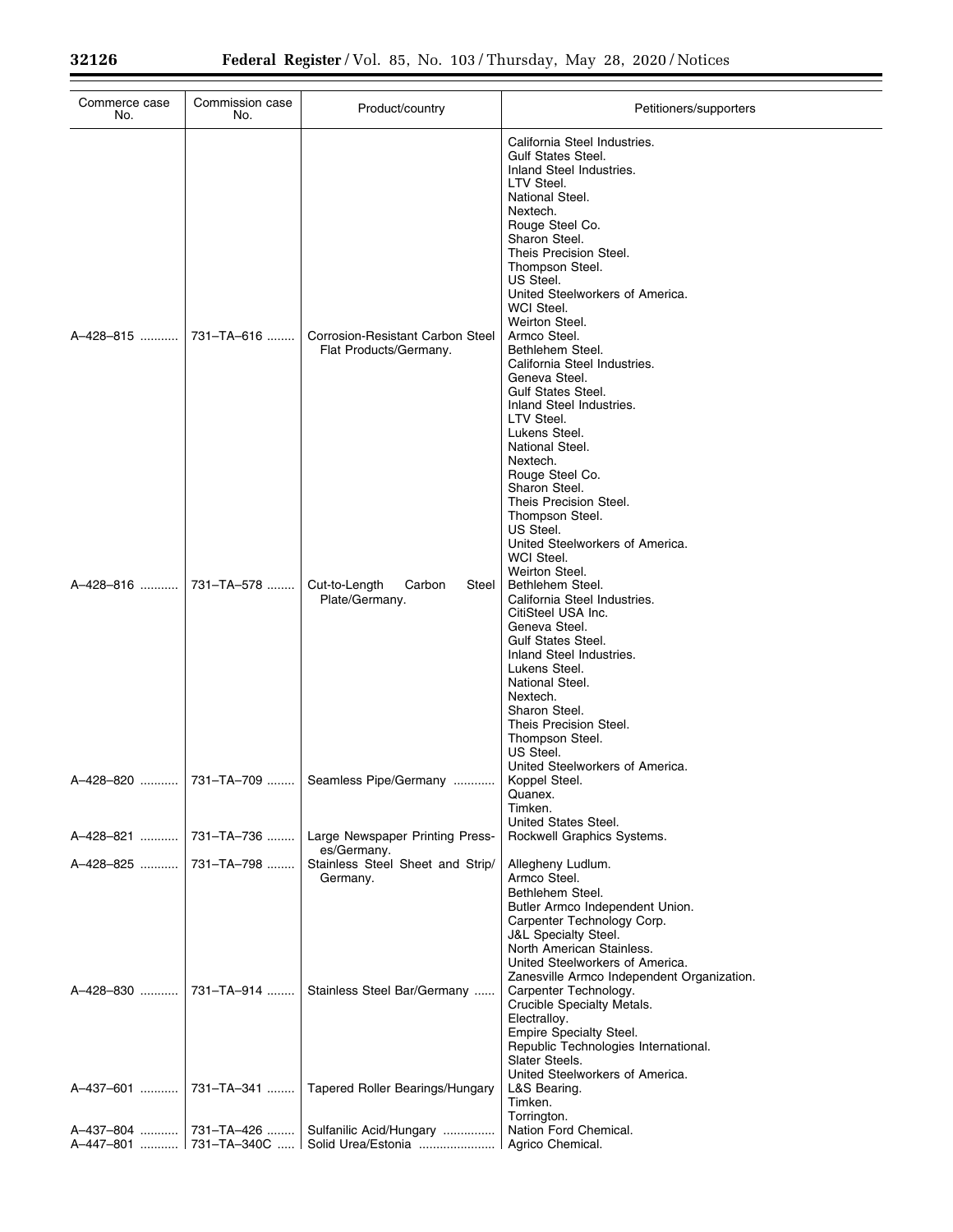| Commerce case No. | Commission case No. | Product/country | Petitioners/supporters |
| --- | --- | --- | --- |
| | | | California Steel Industries. |
| | | | Gulf States Steel. |
| | | | Inland Steel Industries. |
| | | | LTV Steel. |
| | | | National Steel. |
| | | | Nextech. |
| | | | Rouge Steel Co. |
| | | | Sharon Steel. |
| | | | Theis Precision Steel. |
| | | | Thompson Steel. |
| | | | US Steel. |
| | | | United Steelworkers of America. |
| | | | WCI Steel. |
| | | | Weirton Steel. |
| A–428–815 | 731–TA–616 | Corrosion-Resistant Carbon Steel Flat Products/Germany. | Armco Steel. |
| | | | Bethlehem Steel. |
| | | | California Steel Industries. |
| | | | Geneva Steel. |
| | | | Gulf States Steel. |
| | | | Inland Steel Industries. |
| | | | LTV Steel. |
| | | | Lukens Steel. |
| | | | National Steel. |
| | | | Nextech. |
| | | | Rouge Steel Co. |
| | | | Sharon Steel. |
| | | | Theis Precision Steel. |
| | | | Thompson Steel. |
| | | | US Steel. |
| | | | United Steelworkers of America. |
| | | | WCI Steel. |
| | | | Weirton Steel. |
| A–428–816 | 731–TA–578 | Cut-to-Length Carbon Steel Plate/Germany. | Bethlehem Steel. |
| | | | California Steel Industries. |
| | | | CitiSteel USA Inc. |
| | | | Geneva Steel. |
| | | | Gulf States Steel. |
| | | | Inland Steel Industries. |
| | | | Lukens Steel. |
| | | | National Steel. |
| | | | Nextech. |
| | | | Sharon Steel. |
| | | | Theis Precision Steel. |
| | | | Thompson Steel. |
| | | | US Steel. |
| | | | United Steelworkers of America. |
| A–428–820 | 731–TA–709 | Seamless Pipe/Germany | Koppel Steel. |
| | | | Quanex. |
| | | | Timken. |
| | | | United States Steel. |
| A–428–821 | 731–TA–736 | Large Newspaper Printing Presses/Germany. | Rockwell Graphics Systems. |
| A–428–825 | 731–TA–798 | Stainless Steel Sheet and Strip/Germany. | Allegheny Ludlum. |
| | | | Armco Steel. |
| | | | Bethlehem Steel. |
| | | | Butler Armco Independent Union. |
| | | | Carpenter Technology Corp. |
| | | | J&L Specialty Steel. |
| | | | North American Stainless. |
| | | | United Steelworkers of America. |
| | | | Zanesville Armco Independent Organization. |
| A–428–830 | 731–TA–914 | Stainless Steel Bar/Germany | Carpenter Technology. |
| | | | Crucible Specialty Metals. |
| | | | Electralloy. |
| | | | Empire Specialty Steel. |
| | | | Republic Technologies International. |
| | | | Slater Steels. |
| | | | United Steelworkers of America. |
| A–437–601 | 731–TA–341 | Tapered Roller Bearings/Hungary | L&S Bearing. |
| | | | Timken. |
| | | | Torrington. |
| A–437–804 | 731–TA–426 | Sulfanilic Acid/Hungary | Nation Ford Chemical. |
| A–447–801 | 731–TA–340C | Solid Urea/Estonia | Agrico Chemical. |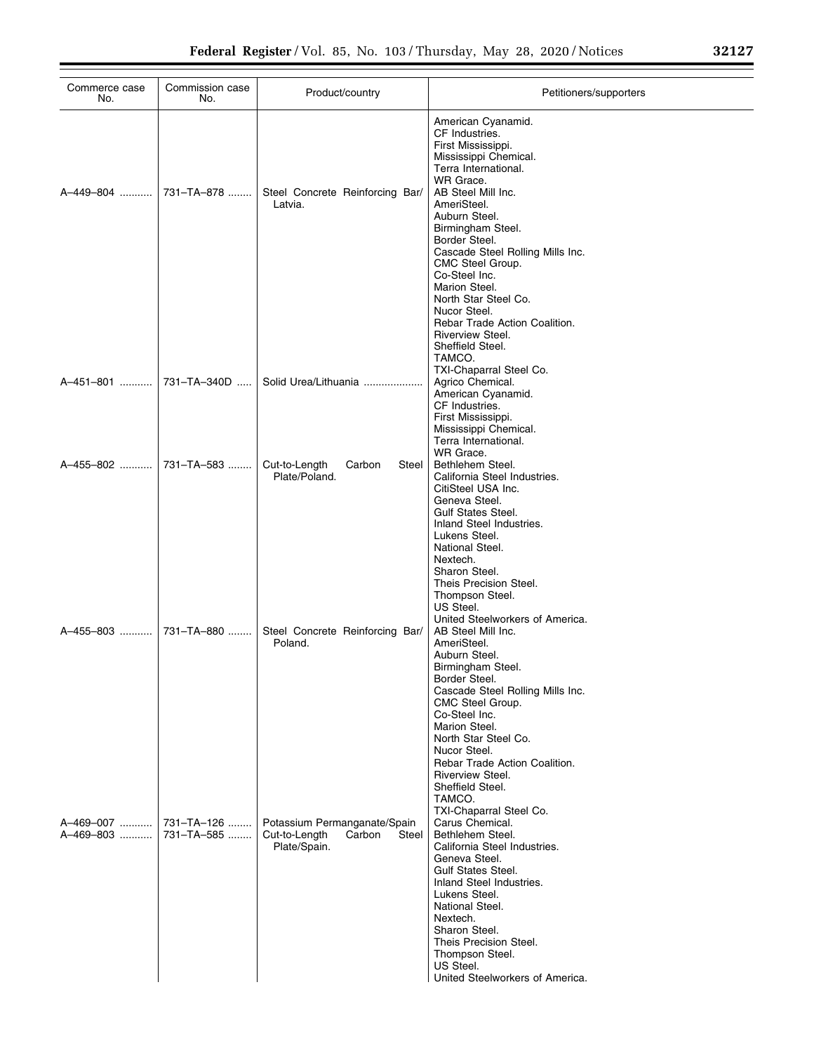| Commerce case No. | Commission case No. | Product/country | Petitioners/supporters |
|---|---|---|---|
| | | | American Cyanamid.<br>CF Industries.<br>First Mississippi.<br>Mississippi Chemical.<br>Terra International.<br>WR Grace. |
| A–449–804 | 731–TA–878 | Steel Concrete Reinforcing Bar/ Latvia. | AB Steel Mill Inc.<br>AmeriSteel.<br>Auburn Steel.<br>Birmingham Steel.<br>Border Steel.<br>Cascade Steel Rolling Mills Inc.<br>CMC Steel Group.<br>Co-Steel Inc.<br>Marion Steel.<br>North Star Steel Co.<br>Nucor Steel.<br>Rebar Trade Action Coalition.<br>Riverview Steel.<br>Sheffield Steel.<br>TAMCO.<br>TXI-Chaparral Steel Co. |
| A–451–801 | 731–TA–340D | Solid Urea/Lithuania | Agrico Chemical.<br>American Cyanamid.<br>CF Industries.<br>First Mississippi.<br>Mississippi Chemical.<br>Terra International.<br>WR Grace. |
| A–455–802 | 731–TA–583 | Cut-to-Length Carbon Steel Plate/Poland. | Bethlehem Steel.<br>California Steel Industries.<br>CitiSteel USA Inc.<br>Geneva Steel.<br>Gulf States Steel.<br>Inland Steel Industries.<br>Lukens Steel.<br>National Steel.<br>Nextech.<br>Sharon Steel.<br>Theis Precision Steel.<br>Thompson Steel.<br>US Steel.<br>United Steelworkers of America. |
| A–455–803 | 731–TA–880 | Steel Concrete Reinforcing Bar/ Poland. | AB Steel Mill Inc.<br>AmeriSteel.<br>Auburn Steel.<br>Birmingham Steel.<br>Border Steel.<br>Cascade Steel Rolling Mills Inc.<br>CMC Steel Group.<br>Co-Steel Inc.<br>Marion Steel.<br>North Star Steel Co.<br>Nucor Steel.<br>Rebar Trade Action Coalition.<br>Riverview Steel.<br>Sheffield Steel.<br>TAMCO.<br>TXI-Chaparral Steel Co. |
| A–469–007 | 731–TA–126 | Potassium Permanganate/Spain | Carus Chemical. |
| A–469–803 | 731–TA–585 | Cut-to-Length Carbon Steel Plate/Spain. | Bethlehem Steel.<br>California Steel Industries.<br>Geneva Steel.<br>Gulf States Steel.<br>Inland Steel Industries.<br>Lukens Steel.<br>National Steel.<br>Nextech.<br>Sharon Steel.<br>Theis Precision Steel.<br>Thompson Steel.<br>US Steel.<br>United Steelworkers of America. |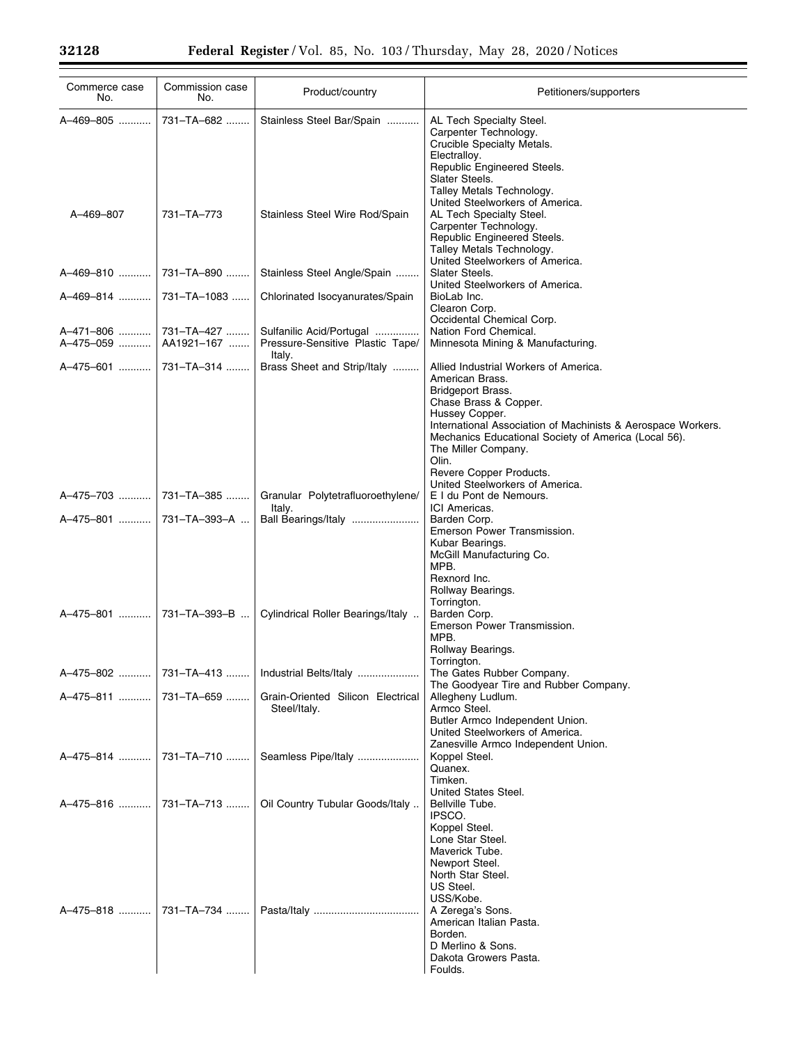| Commerce case No. | Commission case No. | Product/country | Petitioners/supporters |
|---|---|---|---|
| A–469–805 | 731–TA–682 | Stainless Steel Bar/Spain | AL Tech Specialty Steel.<br>Carpenter Technology.<br>Crucible Specialty Metals.<br>Electralloy.<br>Republic Engineered Steels.<br>Slater Steels.<br>Talley Metals Technology.<br>United Steelworkers of America. |
| A–469–807 | 731–TA–773 | Stainless Steel Wire Rod/Spain | AL Tech Specialty Steel.<br>Carpenter Technology.<br>Republic Engineered Steels.<br>Talley Metals Technology.<br>United Steelworkers of America. |
| A–469–810 | 731–TA–890 | Stainless Steel Angle/Spain | Slater Steels.<br>United Steelworkers of America. |
| A–469–814 | 731–TA–1083 | Chlorinated Isocyanurates/Spain | BioLab Inc.<br>Clearon Corp.<br>Occidental Chemical Corp. |
| A–471–806 | 731–TA–427 | Sulfanilic Acid/Portugal | Nation Ford Chemical. |
| A–475–059 | AA1921–167 | Pressure-Sensitive Plastic Tape/ Italy. | Minnesota Mining & Manufacturing. |
| A–475–601 | 731–TA–314 | Brass Sheet and Strip/Italy | Allied Industrial Workers of America.<br>American Brass.<br>Bridgeport Brass.<br>Chase Brass & Copper.<br>Hussey Copper.<br>International Association of Machinists & Aerospace Workers.<br>Mechanics Educational Society of America (Local 56).<br>The Miller Company.<br>Olin.<br>Revere Copper Products.<br>United Steelworkers of America. |
| A–475–703 | 731–TA–385 | Granular Polytetrafluoroethylene/ Italy. | E I du Pont de Nemours.<br>ICI Americas. |
| A–475–801 | 731–TA–393–A | Ball Bearings/Italy | Barden Corp.<br>Emerson Power Transmission.<br>Kubar Bearings.<br>McGill Manufacturing Co.<br>MPB.<br>Rexnord Inc.<br>Rollway Bearings.<br>Torrington. |
| A–475–801 | 731–TA–393–B | Cylindrical Roller Bearings/Italy | Barden Corp.<br>Emerson Power Transmission.<br>MPB.<br>Rollway Bearings.<br>Torrington. |
| A–475–802 | 731–TA–413 | Industrial Belts/Italy | The Gates Rubber Company.<br>The Goodyear Tire and Rubber Company. |
| A–475–811 | 731–TA–659 | Grain-Oriented Silicon Electrical Steel/Italy. | Allegheny Ludlum.<br>Armco Steel.<br>Butler Armco Independent Union.<br>United Steelworkers of America.<br>Zanesville Armco Independent Union. |
| A–475–814 | 731–TA–710 | Seamless Pipe/Italy | Koppel Steel.<br>Quanex.<br>Timken.<br>United States Steel. |
| A–475–816 | 731–TA–713 | Oil Country Tubular Goods/Italy | Bellville Tube.<br>IPSCO.<br>Koppel Steel.<br>Lone Star Steel.<br>Maverick Tube.<br>Newport Steel.<br>North Star Steel.<br>US Steel.<br>USS/Kobe. |
| A–475–818 | 731–TA–734 | Pasta/Italy | A Zerega's Sons.<br>American Italian Pasta.<br>Borden.<br>D Merlino & Sons.<br>Dakota Growers Pasta.<br>Foulds. |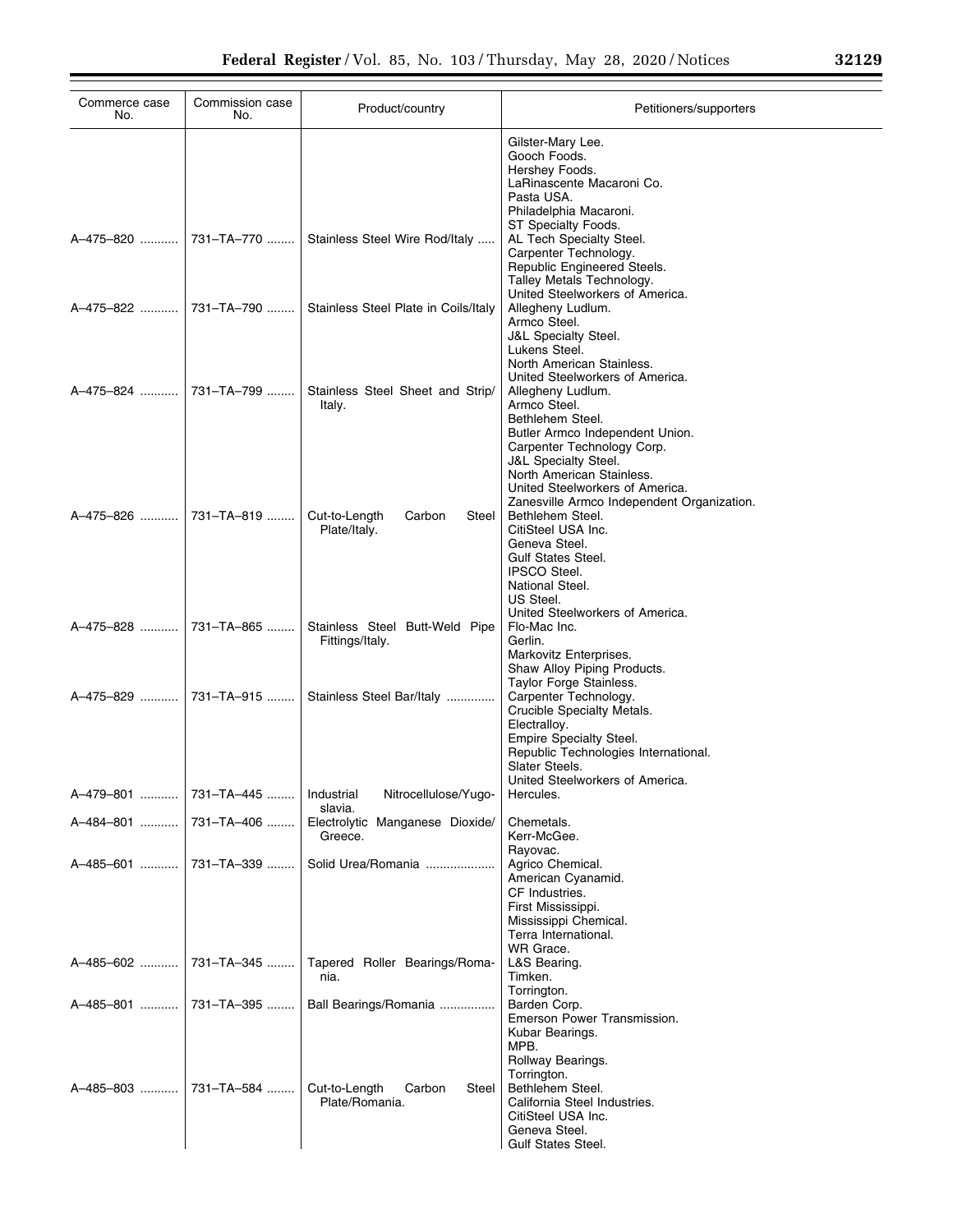| Commerce case No. | Commission case No. | Product/country | Petitioners/supporters |
| --- | --- | --- | --- |
| | | | Gilster-Mary Lee. |
| | | | Gooch Foods. |
| | | | Hershey Foods. |
| | | | LaRinascente Macaroni Co. |
| | | | Pasta USA. |
| | | | Philadelphia Macaroni. |
| | | | ST Specialty Foods. |
| A–475–820 | 731–TA–770 | Stainless Steel Wire Rod/Italy | AL Tech Specialty Steel. |
| | | | Carpenter Technology. |
| | | | Republic Engineered Steels. |
| | | | Talley Metals Technology. |
| | | | United Steelworkers of America. |
| A–475–822 | 731–TA–790 | Stainless Steel Plate in Coils/Italy | Allegheny Ludlum. |
| | | | Armco Steel. |
| | | | J&L Specialty Steel. |
| | | | Lukens Steel. |
| | | | North American Stainless. |
| | | | United Steelworkers of America. |
| A–475–824 | 731–TA–799 | Stainless Steel Sheet and Strip/Italy. | Allegheny Ludlum. |
| | | | Armco Steel. |
| | | | Bethlehem Steel. |
| | | | Butler Armco Independent Union. |
| | | | Carpenter Technology Corp. |
| | | | J&L Specialty Steel. |
| | | | North American Stainless. |
| | | | United Steelworkers of America. |
| | | | Zanesville Armco Independent Organization. |
| A–475–826 | 731–TA–819 | Cut-to-Length Carbon Steel Plate/Italy. | Bethlehem Steel. |
| | | | CitiSteel USA Inc. |
| | | | Geneva Steel. |
| | | | Gulf States Steel. |
| | | | IPSCO Steel. |
| | | | National Steel. |
| | | | US Steel. |
| | | | United Steelworkers of America. |
| A–475–828 | 731–TA–865 | Stainless Steel Butt-Weld Pipe Fittings/Italy. | Flo-Mac Inc. |
| | | | Gerlin. |
| | | | Markovitz Enterprises. |
| | | | Shaw Alloy Piping Products. |
| | | | Taylor Forge Stainless. |
| A–475–829 | 731–TA–915 | Stainless Steel Bar/Italy | Carpenter Technology. |
| | | | Crucible Specialty Metals. |
| | | | Electralloy. |
| | | | Empire Specialty Steel. |
| | | | Republic Technologies International. |
| | | | Slater Steels. |
| | | | United Steelworkers of America. |
| A–479–801 | 731–TA–445 | Industrial Nitrocellulose/Yugoslavia. | Hercules. |
| A–484–801 | 731–TA–406 | Electrolytic Manganese Dioxide/Greece. | Chemetals. |
| | | | Kerr-McGee. |
| | | | Rayovac. |
| A–485–601 | 731–TA–339 | Solid Urea/Romania | Agrico Chemical. |
| | | | American Cyanamid. |
| | | | CF Industries. |
| | | | First Mississippi. |
| | | | Mississippi Chemical. |
| | | | Terra International. |
| | | | WR Grace. |
| A–485–602 | 731–TA–345 | Tapered Roller Bearings/Romania. | L&S Bearing. |
| | | | Timken. |
| | | | Torrington. |
| A–485–801 | 731–TA–395 | Ball Bearings/Romania | Barden Corp. |
| | | | Emerson Power Transmission. |
| | | | Kubar Bearings. |
| | | | MPB. |
| | | | Rollway Bearings. |
| | | | Torrington. |
| A–485–803 | 731–TA–584 | Cut-to-Length Carbon Steel Plate/Romania. | Bethlehem Steel. |
| | | | California Steel Industries. |
| | | | CitiSteel USA Inc. |
| | | | Geneva Steel. |
| | | | Gulf States Steel. |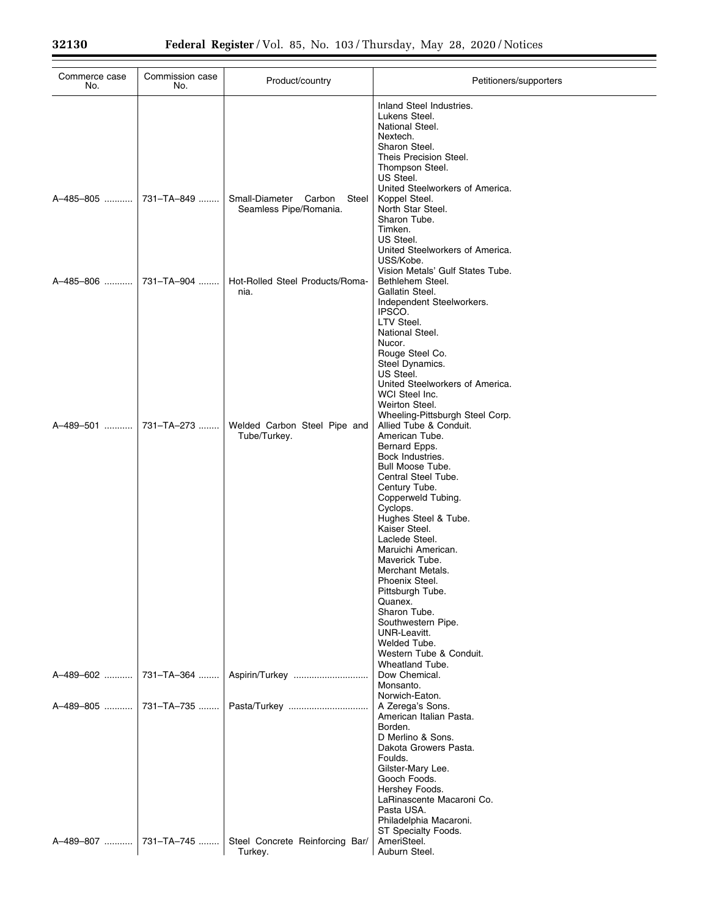| Commerce case No. | Commission case No. | Product/country | Petitioners/supporters |
|---|---|---|---|
| | | | Inland Steel Industries.<br>Lukens Steel.<br>National Steel.<br>Nextech.<br>Sharon Steel.<br>Theis Precision Steel.<br>Thompson Steel.<br>US Steel.<br>United Steelworkers of America. |
| A–485–805 | 731–TA–849 | Small-Diameter Carbon Steel Seamless Pipe/Romania. | Koppel Steel.<br>North Star Steel.<br>Sharon Tube.<br>Timken.<br>US Steel.<br>United Steelworkers of America.<br>USS/Kobe.<br>Vision Metals' Gulf States Tube. |
| A–485–806 | 731–TA–904 | Hot-Rolled Steel Products/Romania. | Bethlehem Steel.<br>Gallatin Steel.<br>Independent Steelworkers.<br>IPSCO.<br>LTV Steel.<br>National Steel.<br>Nucor.<br>Rouge Steel Co.<br>Steel Dynamics.<br>US Steel.<br>United Steelworkers of America.<br>WCI Steel Inc.<br>Weirton Steel.<br>Wheeling-Pittsburgh Steel Corp. |
| A–489–501 | 731–TA–273 | Welded Carbon Steel Pipe and Tube/Turkey. | Allied Tube & Conduit.<br>American Tube.<br>Bernard Epps.<br>Bock Industries.<br>Bull Moose Tube.<br>Central Steel Tube.<br>Century Tube.<br>Copperweld Tubing.<br>Cyclops.<br>Hughes Steel & Tube.<br>Kaiser Steel.<br>Laclede Steel.<br>Maruichi American.<br>Maverick Tube.<br>Merchant Metals.<br>Phoenix Steel.<br>Pittsburgh Tube.<br>Quanex.<br>Sharon Tube.<br>Southwestern Pipe.<br>UNR-Leavitt.<br>Welded Tube.<br>Western Tube & Conduit.<br>Wheatland Tube. |
| A–489–602 | 731–TA–364 | Aspirin/Turkey | Dow Chemical.<br>Monsanto.<br>Norwich-Eaton. |
| A–489–805 | 731–TA–735 | Pasta/Turkey | A Zerega's Sons.<br>American Italian Pasta.<br>Borden.<br>D Merlino & Sons.<br>Dakota Growers Pasta.<br>Foulds.<br>Gilster-Mary Lee.<br>Gooch Foods.<br>Hershey Foods.<br>LaRinascente Macaroni Co.<br>Pasta USA.<br>Philadelphia Macaroni.<br>ST Specialty Foods. |
| A–489–807 | 731–TA–745 | Steel Concrete Reinforcing Bar/Turkey. | AmeriSteel.<br>Auburn Steel. |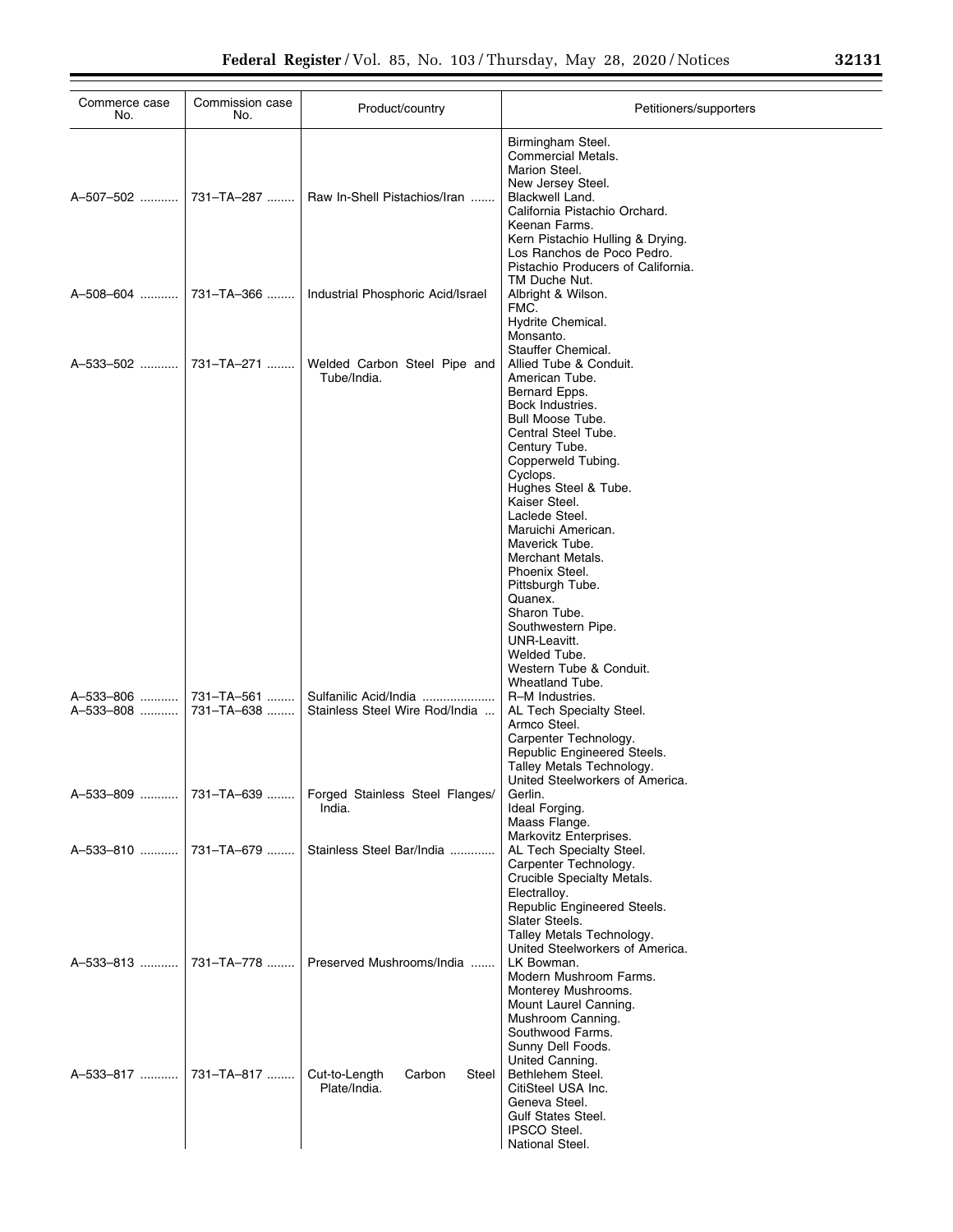| Commerce case No. | Commission case No. | Product/country | Petitioners/supporters |
|---|---|---|---|
| | | | Birmingham Steel.<br>Commercial Metals.<br>Marion Steel.<br>New Jersey Steel. |
| A–507–502 | 731–TA–287 | Raw In-Shell Pistachios/Iran | Blackwell Land.<br>California Pistachio Orchard.<br>Keenan Farms.<br>Kern Pistachio Hulling & Drying.<br>Los Ranchos de Poco Pedro.<br>Pistachio Producers of California.<br>TM Duche Nut. |
| A–508–604 | 731–TA–366 | Industrial Phosphoric Acid/Israel | Albright & Wilson.<br>FMC.<br>Hydrite Chemical.<br>Monsanto.<br>Stauffer Chemical. |
| A–533–502 | 731–TA–271 | Welded Carbon Steel Pipe and Tube/India. | Allied Tube & Conduit.<br>American Tube.<br>Bernard Epps.<br>Bock Industries.<br>Bull Moose Tube.<br>Central Steel Tube.<br>Century Tube.<br>Copperweld Tubing.<br>Cyclops.<br>Hughes Steel & Tube.<br>Kaiser Steel.<br>Laclede Steel.<br>Maruichi American.<br>Maverick Tube.<br>Merchant Metals.<br>Phoenix Steel.<br>Pittsburgh Tube.<br>Quanex.<br>Sharon Tube.<br>Southwestern Pipe.<br>UNR-Leavitt.<br>Welded Tube.<br>Western Tube & Conduit.<br>Wheatland Tube. |
| A–533–806 | 731–TA–561 | Sulfanilic Acid/India | R–M Industries. |
| A–533–808 | 731–TA–638 | Stainless Steel Wire Rod/India | AL Tech Specialty Steel.<br>Armco Steel.<br>Carpenter Technology.<br>Republic Engineered Steels.<br>Talley Metals Technology.<br>United Steelworkers of America. |
| A–533–809 | 731–TA–639 | Forged Stainless Steel Flanges/India. | Gerlin.<br>Ideal Forging.<br>Maass Flange.<br>Markovitz Enterprises. |
| A–533–810 | 731–TA–679 | Stainless Steel Bar/India | AL Tech Specialty Steel.<br>Carpenter Technology.<br>Crucible Specialty Metals.<br>Electralloy.<br>Republic Engineered Steels.<br>Slater Steels.<br>Talley Metals Technology.<br>United Steelworkers of America. |
| A–533–813 | 731–TA–778 | Preserved Mushrooms/India | LK Bowman.<br>Modern Mushroom Farms.<br>Monterey Mushrooms.<br>Mount Laurel Canning.<br>Mushroom Canning.<br>Southwood Farms.<br>Sunny Dell Foods.<br>United Canning. |
| A–533–817 | 731–TA–817 | Cut-to-Length Carbon Steel Plate/India. | Bethlehem Steel.<br>CitiSteel USA Inc.<br>Geneva Steel.<br>Gulf States Steel.<br>IPSCO Steel.<br>National Steel. |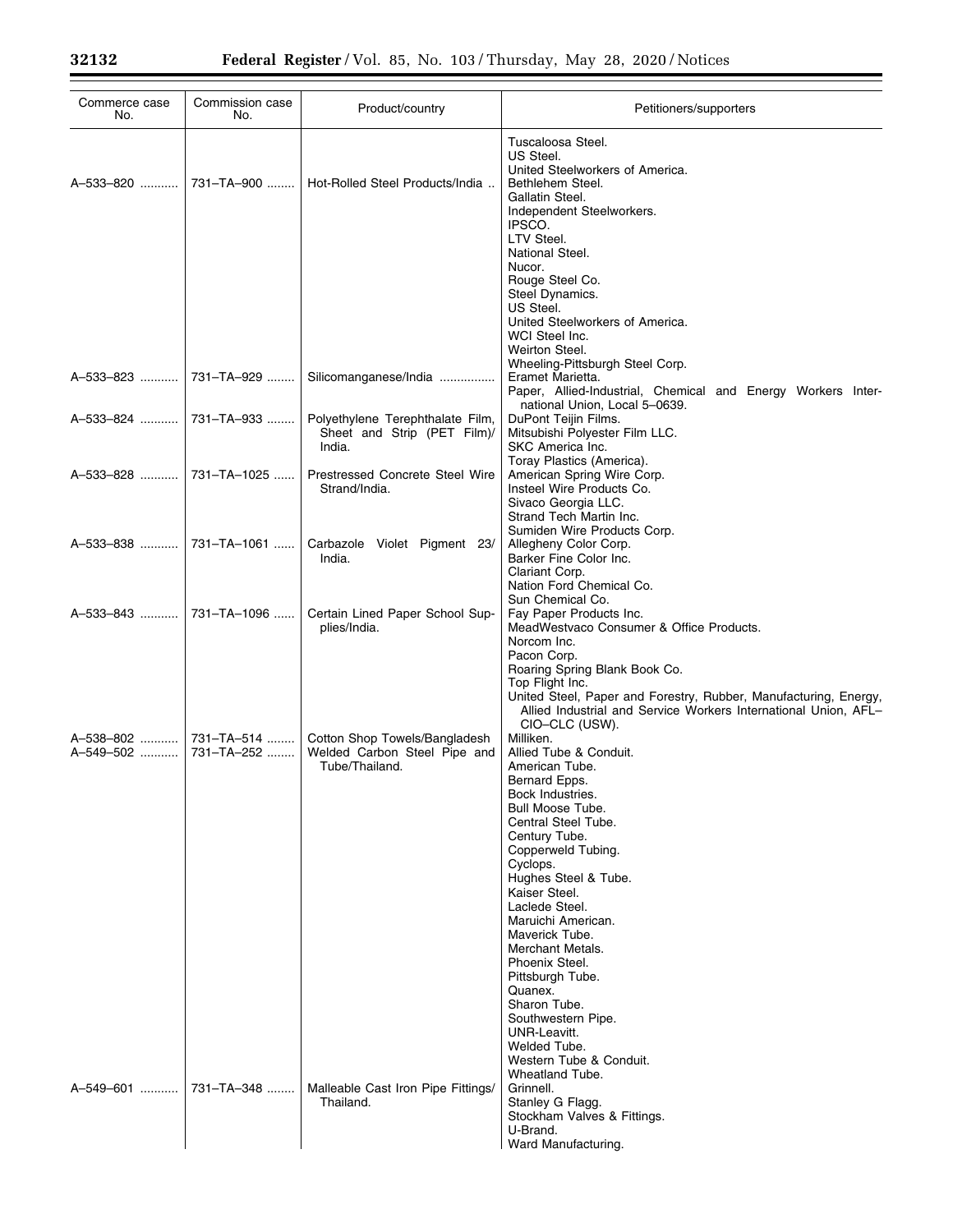| Commerce case No. | Commission case No. | Product/country | Petitioners/supporters |
|---|---|---|---|
| | | | Tuscaloosa Steel. |
| | | | US Steel. |
| | | | United Steelworkers of America. |
| A–533–820 | 731–TA–900 | Hot-Rolled Steel Products/India | Bethlehem Steel. |
| | | | Gallatin Steel. |
| | | | Independent Steelworkers. |
| | | | IPSCO. |
| | | | LTV Steel. |
| | | | National Steel. |
| | | | Nucor. |
| | | | Rouge Steel Co. |
| | | | Steel Dynamics. |
| | | | US Steel. |
| | | | United Steelworkers of America. |
| | | | WCI Steel Inc. |
| | | | Weirton Steel. |
| | | | Wheeling-Pittsburgh Steel Corp. |
| A–533–823 | 731–TA–929 | Silicomanganese/India | Eramet Marietta. |
| | | | Paper, Allied-Industrial, Chemical and Energy Workers International Union, Local 5–0639. |
| A–533–824 | 731–TA–933 | Polyethylene Terephthalate Film, Sheet and Strip (PET Film)/India. | DuPont Teijin Films. |
| | | | Mitsubishi Polyester Film LLC. |
| | | | SKC America Inc. |
| | | | Toray Plastics (America). |
| A–533–828 | 731–TA–1025 | Prestressed Concrete Steel Wire Strand/India. | American Spring Wire Corp. |
| | | | Insteel Wire Products Co. |
| | | | Sivaco Georgia LLC. |
| | | | Strand Tech Martin Inc. |
| | | | Sumiden Wire Products Corp. |
| A–533–838 | 731–TA–1061 | Carbazole Violet Pigment 23/India. | Allegheny Color Corp. |
| | | | Barker Fine Color Inc. |
| | | | Clariant Corp. |
| | | | Nation Ford Chemical Co. |
| | | | Sun Chemical Co. |
| A–533–843 | 731–TA–1096 | Certain Lined Paper School Supplies/India. | Fay Paper Products Inc. |
| | | | MeadWestvaco Consumer & Office Products. |
| | | | Norcom Inc. |
| | | | Pacon Corp. |
| | | | Roaring Spring Blank Book Co. |
| | | | Top Flight Inc. |
| | | | United Steel, Paper and Forestry, Rubber, Manufacturing, Energy, Allied Industrial and Service Workers International Union, AFL–CIO–CLC (USW). |
| A–538–802 | 731–TA–514 | Cotton Shop Towels/Bangladesh | Milliken. |
| A–549–502 | 731–TA–252 | Welded Carbon Steel Pipe and Tube/Thailand. | Allied Tube & Conduit. |
| | | | American Tube. |
| | | | Bernard Epps. |
| | | | Bock Industries. |
| | | | Bull Moose Tube. |
| | | | Central Steel Tube. |
| | | | Century Tube. |
| | | | Copperweld Tubing. |
| | | | Cyclops. |
| | | | Hughes Steel & Tube. |
| | | | Kaiser Steel. |
| | | | Laclede Steel. |
| | | | Maruichi American. |
| | | | Maverick Tube. |
| | | | Merchant Metals. |
| | | | Phoenix Steel. |
| | | | Pittsburgh Tube. |
| | | | Quanex. |
| | | | Sharon Tube. |
| | | | Southwestern Pipe. |
| | | | UNR-Leavitt. |
| | | | Welded Tube. |
| | | | Western Tube & Conduit. |
| | | | Wheatland Tube. |
| A–549–601 | 731–TA–348 | Malleable Cast Iron Pipe Fittings/Thailand. | Grinnell. |
| | | | Stanley G Flagg. |
| | | | Stockham Valves & Fittings. |
| | | | U-Brand. |
| | | | Ward Manufacturing. |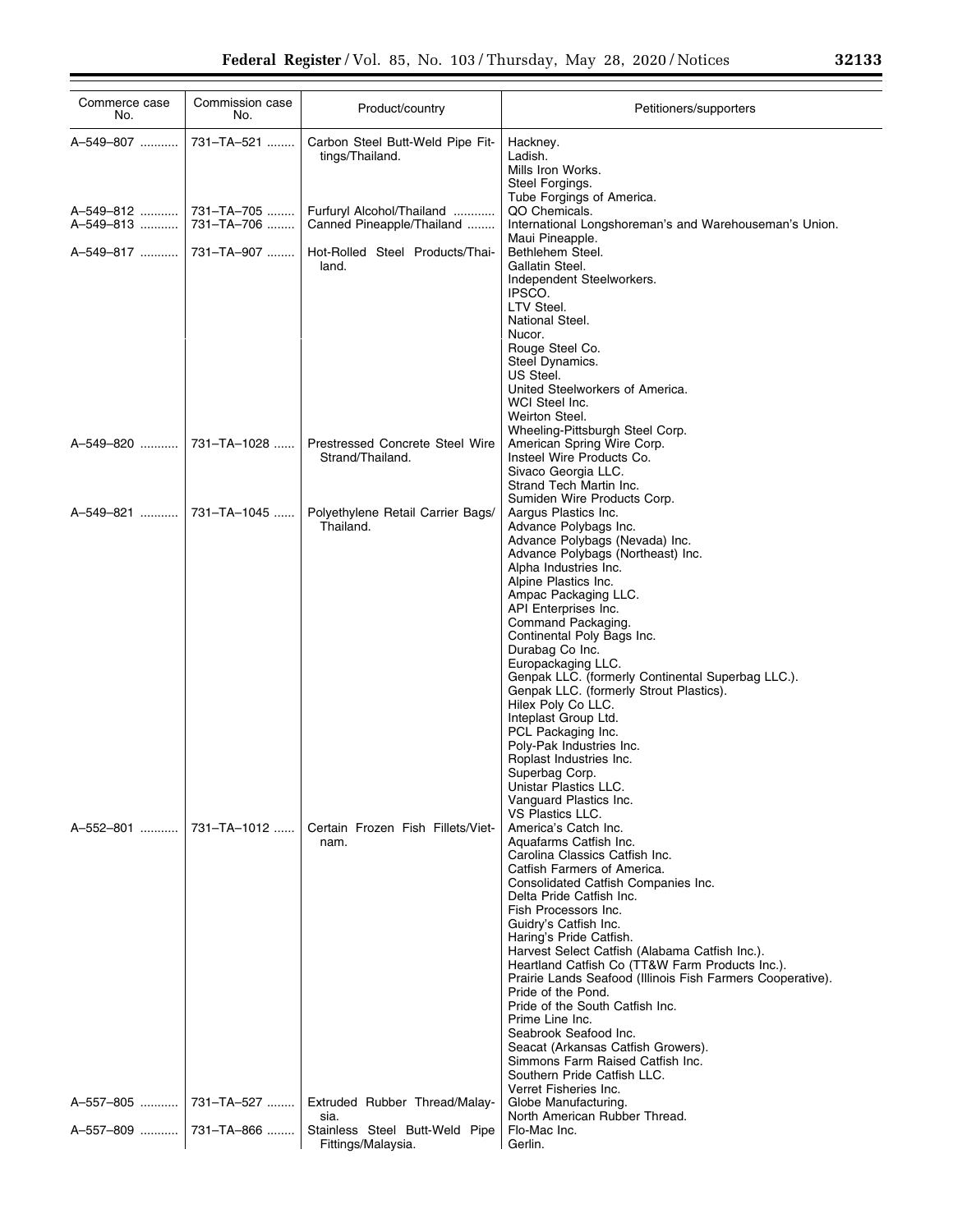| Commerce case No. | Commission case No. | Product/country | Petitioners/supporters |
|---|---|---|---|
| A–549–807 | 731–TA–521 | Carbon Steel Butt-Weld Pipe Fittings/Thailand. | Hackney. |
| | | | Ladish. |
| | | | Mills Iron Works. |
| | | | Steel Forgings. |
| | | | Tube Forgings of America. |
| A–549–812 | 731–TA–705 | Furfuryl Alcohol/Thailand | QO Chemicals. |
| A–549–813 | 731–TA–706 | Canned Pineapple/Thailand | International Longshoreman's and Warehouseman's Union. |
| | | | Maui Pineapple. |
| A–549–817 | 731–TA–907 | Hot-Rolled Steel Products/Thailand. | Bethlehem Steel. |
| | | | Gallatin Steel. |
| | | | Independent Steelworkers. |
| | | | IPSCO. |
| | | | LTV Steel. |
| | | | National Steel. |
| | | | Nucor. |
| | | | Rouge Steel Co. |
| | | | Steel Dynamics. |
| | | | US Steel. |
| | | | United Steelworkers of America. |
| | | | WCI Steel Inc. |
| | | | Weirton Steel. |
| | | | Wheeling-Pittsburgh Steel Corp. |
| A–549–820 | 731–TA–1028 | Prestressed Concrete Steel Wire Strand/Thailand. | American Spring Wire Corp. |
| | | | Insteel Wire Products Co. |
| | | | Sivaco Georgia LLC. |
| | | | Strand Tech Martin Inc. |
| | | | Sumiden Wire Products Corp. |
| A–549–821 | 731–TA–1045 | Polyethylene Retail Carrier Bags/Thailand. | Aargus Plastics Inc. |
| | | | Advance Polybags Inc. |
| | | | Advance Polybags (Nevada) Inc. |
| | | | Advance Polybags (Northeast) Inc. |
| | | | Alpha Industries Inc. |
| | | | Alpine Plastics Inc. |
| | | | Ampac Packaging LLC. |
| | | | API Enterprises Inc. |
| | | | Command Packaging. |
| | | | Continental Poly Bags Inc. |
| | | | Durabag Co Inc. |
| | | | Europackaging LLC. |
| | | | Genpak LLC. (formerly Continental Superbag LLC.). |
| | | | Genpak LLC. (formerly Strout Plastics). |
| | | | Hilex Poly Co LLC. |
| | | | Inteplast Group Ltd. |
| | | | PCL Packaging Inc. |
| | | | Poly-Pak Industries Inc. |
| | | | Roplast Industries Inc. |
| | | | Superbag Corp. |
| | | | Unistar Plastics LLC. |
| | | | Vanguard Plastics Inc. |
| | | | VS Plastics LLC. |
| A–552–801 | 731–TA–1012 | Certain Frozen Fish Fillets/Vietnam. | America's Catch Inc. |
| | | | Aquafarms Catfish Inc. |
| | | | Carolina Classics Catfish Inc. |
| | | | Catfish Farmers of America. |
| | | | Consolidated Catfish Companies Inc. |
| | | | Delta Pride Catfish Inc. |
| | | | Fish Processors Inc. |
| | | | Guidry's Catfish Inc. |
| | | | Haring's Pride Catfish. |
| | | | Harvest Select Catfish (Alabama Catfish Inc.). |
| | | | Heartland Catfish Co (TT&W Farm Products Inc.). |
| | | | Prairie Lands Seafood (Illinois Fish Farmers Cooperative). |
| | | | Pride of the Pond. |
| | | | Pride of the South Catfish Inc. |
| | | | Prime Line Inc. |
| | | | Seabrook Seafood Inc. |
| | | | Seacat (Arkansas Catfish Growers). |
| | | | Simmons Farm Raised Catfish Inc. |
| | | | Southern Pride Catfish LLC. |
| | | | Verret Fisheries Inc. |
| A–557–805 | 731–TA–527 | Extruded Rubber Thread/Malaysia. | Globe Manufacturing. |
| | | | North American Rubber Thread. |
| A–557–809 | 731–TA–866 | Stainless Steel Butt-Weld Pipe Fittings/Malaysia. | Flo-Mac Inc. |
| | | | Gerlin. |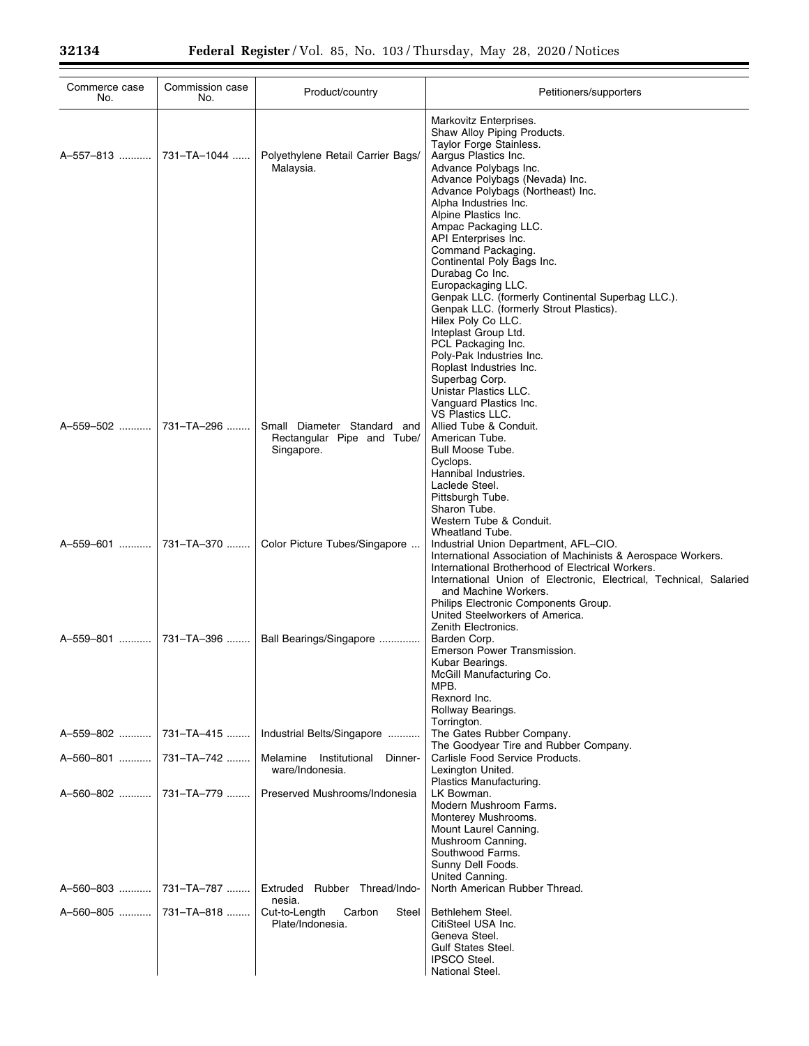| Commerce case No. | Commission case No. | Product/country | Petitioners/supporters |
|---|---|---|---|
| | | | Markovitz Enterprises.<br>Shaw Alloy Piping Products.<br>Taylor Forge Stainless. |
| A–557–813 | 731–TA–1044 | Polyethylene Retail Carrier Bags/Malaysia. | Aargus Plastics Inc.<br>Advance Polybags Inc.<br>Advance Polybags (Nevada) Inc.<br>Advance Polybags (Northeast) Inc.<br>Alpha Industries Inc.<br>Alpine Plastics Inc.<br>Ampac Packaging LLC.<br>API Enterprises Inc.<br>Command Packaging.<br>Continental Poly Bags Inc.<br>Durabag Co Inc.<br>Europackaging LLC.<br>Genpak LLC. (formerly Continental Superbag LLC.).<br>Genpak LLC. (formerly Strout Plastics).<br>Hilex Poly Co LLC.<br>Inteplast Group Ltd.<br>PCL Packaging Inc.<br>Poly-Pak Industries Inc.<br>Roplast Industries Inc.<br>Superbag Corp.<br>Unistar Plastics LLC.<br>Vanguard Plastics Inc.<br>VS Plastics LLC. |
| A–559–502 | 731–TA–296 | Small Diameter Standard and Rectangular Pipe and Tube/Singapore. | Allied Tube & Conduit.<br>American Tube.<br>Bull Moose Tube.<br>Cyclops.<br>Hannibal Industries.<br>Laclede Steel.<br>Pittsburgh Tube.<br>Sharon Tube.<br>Western Tube & Conduit.<br>Wheatland Tube. |
| A–559–601 | 731–TA–370 | Color Picture Tubes/Singapore | Industrial Union Department, AFL–CIO.<br>International Association of Machinists & Aerospace Workers.<br>International Brotherhood of Electrical Workers.<br>International Union of Electronic, Electrical, Technical, Salaried and Machine Workers.<br>Philips Electronic Components Group.<br>United Steelworkers of America.<br>Zenith Electronics. |
| A–559–801 | 731–TA–396 | Ball Bearings/Singapore | Barden Corp.<br>Emerson Power Transmission.<br>Kubar Bearings.<br>McGill Manufacturing Co.<br>MPB.<br>Rexnord Inc.<br>Rollway Bearings.<br>Torrington. |
| A–559–802 | 731–TA–415 | Industrial Belts/Singapore | The Gates Rubber Company.<br>The Goodyear Tire and Rubber Company. |
| A–560–801 | 731–TA–742 | Melamine Institutional Dinnerware/Indonesia. | Carlisle Food Service Products.<br>Lexington United.<br>Plastics Manufacturing. |
| A–560–802 | 731–TA–779 | Preserved Mushrooms/Indonesia | LK Bowman.<br>Modern Mushroom Farms.<br>Monterey Mushrooms.<br>Mount Laurel Canning.<br>Mushroom Canning.<br>Southwood Farms.<br>Sunny Dell Foods.<br>United Canning. |
| A–560–803 | 731–TA–787 | Extruded Rubber Thread/Indonesia. | North American Rubber Thread. |
| A–560–805 | 731–TA–818 | Cut-to-Length Carbon Steel Plate/Indonesia. | Bethlehem Steel.<br>CitiSteel USA Inc.<br>Geneva Steel.<br>Gulf States Steel.<br>IPSCO Steel.<br>National Steel. |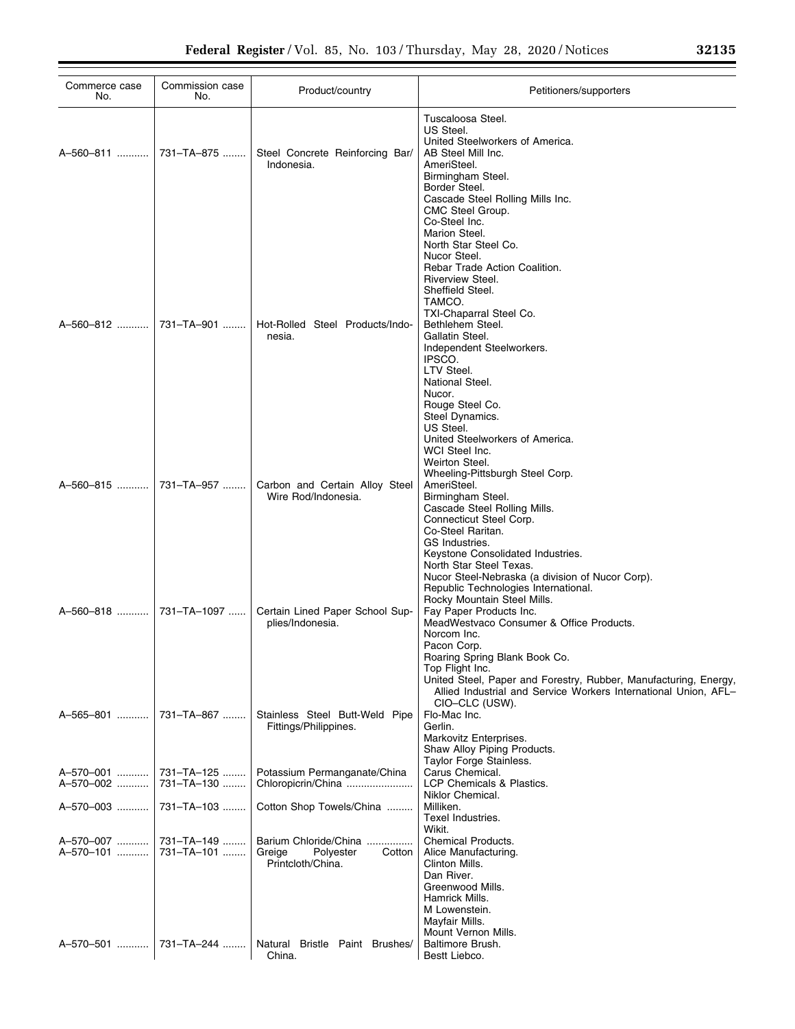| Commerce case No. | Commission case No. | Product/country | Petitioners/supporters |
| --- | --- | --- | --- |
| | | | Tuscaloosa Steel. |
| | | | US Steel. |
| | | | United Steelworkers of America. |
| A–560–811 | 731–TA–875 | Steel Concrete Reinforcing Bar/ Indonesia. | AB Steel Mill Inc. |
| | | | AmeriSteel. |
| | | | Birmingham Steel. |
| | | | Border Steel. |
| | | | Cascade Steel Rolling Mills Inc. |
| | | | CMC Steel Group. |
| | | | Co-Steel Inc. |
| | | | Marion Steel. |
| | | | North Star Steel Co. |
| | | | Nucor Steel. |
| | | | Rebar Trade Action Coalition. |
| | | | Riverview Steel. |
| | | | Sheffield Steel. |
| | | | TAMCO. |
| | | | TXI-Chaparral Steel Co. |
| A–560–812 | 731–TA–901 | Hot-Rolled Steel Products/Indonesia. | Bethlehem Steel. |
| | | | Gallatin Steel. |
| | | | Independent Steelworkers. |
| | | | IPSCO. |
| | | | LTV Steel. |
| | | | National Steel. |
| | | | Nucor. |
| | | | Rouge Steel Co. |
| | | | Steel Dynamics. |
| | | | US Steel. |
| | | | United Steelworkers of America. |
| | | | WCI Steel Inc. |
| | | | Weirton Steel. |
| | | | Wheeling-Pittsburgh Steel Corp. |
| A–560–815 | 731–TA–957 | Carbon and Certain Alloy Steel Wire Rod/Indonesia. | AmeriSteel. |
| | | | Birmingham Steel. |
| | | | Cascade Steel Rolling Mills. |
| | | | Connecticut Steel Corp. |
| | | | Co-Steel Raritan. |
| | | | GS Industries. |
| | | | Keystone Consolidated Industries. |
| | | | North Star Steel Texas. |
| | | | Nucor Steel-Nebraska (a division of Nucor Corp). |
| | | | Republic Technologies International. |
| | | | Rocky Mountain Steel Mills. |
| A–560–818 | 731–TA–1097 | Certain Lined Paper School Supplies/Indonesia. | Fay Paper Products Inc. |
| | | | MeadWestvaco Consumer & Office Products. |
| | | | Norcom Inc. |
| | | | Pacon Corp. |
| | | | Roaring Spring Blank Book Co. |
| | | | Top Flight Inc. |
| | | | United Steel, Paper and Forestry, Rubber, Manufacturing, Energy, Allied Industrial and Service Workers International Union, AFL–CIO–CLC (USW). |
| A–565–801 | 731–TA–867 | Stainless Steel Butt-Weld Pipe Fittings/Philippines. | Flo-Mac Inc. |
| | | | Gerlin. |
| | | | Markovitz Enterprises. |
| | | | Shaw Alloy Piping Products. |
| | | | Taylor Forge Stainless. |
| A–570–001 | 731–TA–125 | Potassium Permanganate/China | Carus Chemical. |
| A–570–002 | 731–TA–130 | Chloropicrin/China | LCP Chemicals & Plastics. |
| | | | Niklor Chemical. |
| A–570–003 | 731–TA–103 | Cotton Shop Towels/China | Milliken. |
| | | | Texel Industries. |
| | | | Wikit. |
| A–570–007 | 731–TA–149 | Barium Chloride/China | Chemical Products. |
| A–570–101 | 731–TA–101 | Greige Polyester Cotton Printcloth/China. | Alice Manufacturing. |
| | | | Clinton Mills. |
| | | | Dan River. |
| | | | Greenwood Mills. |
| | | | Hamrick Mills. |
| | | | M Lowenstein. |
| | | | Mayfair Mills. |
| | | | Mount Vernon Mills. |
| A–570–501 | 731–TA–244 | Natural Bristle Paint Brushes/ China. | Baltimore Brush. |
| | | | Bestt Liebco. |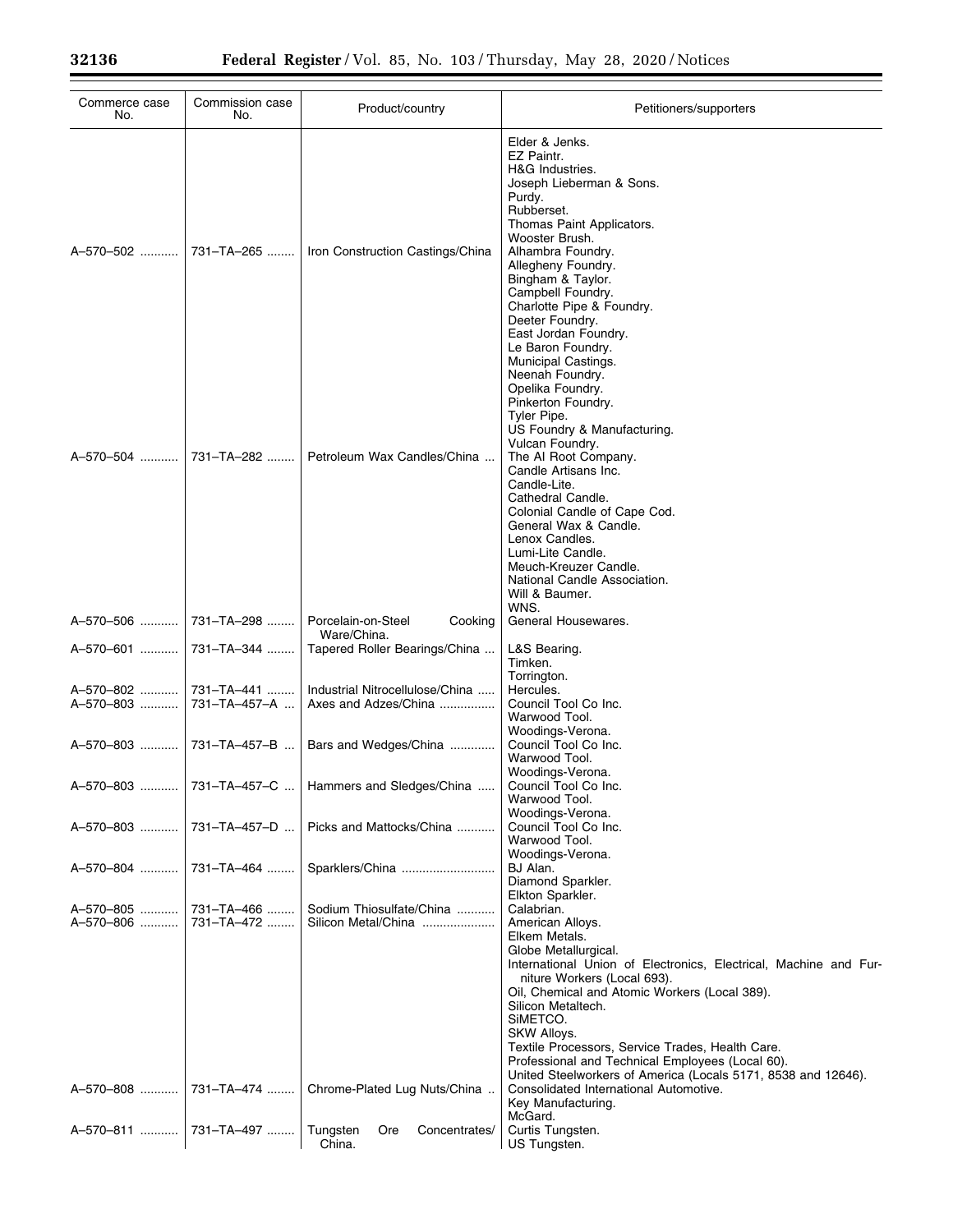| Commerce case No. | Commission case No. | Product/country | Petitioners/supporters |
|---|---|---|---|
| | | | Elder & Jenks.<br>EZ Paintr.<br>H&G Industries.<br>Joseph Lieberman & Sons.<br>Purdy.<br>Rubberset.<br>Thomas Paint Applicators.<br>Wooster Brush. |
| A–570–502 | 731–TA–265 | Iron Construction Castings/China | Alhambra Foundry.<br>Allegheny Foundry.<br>Bingham & Taylor.<br>Campbell Foundry.<br>Charlotte Pipe & Foundry.<br>Deeter Foundry.<br>East Jordan Foundry.<br>Le Baron Foundry.<br>Municipal Castings.<br>Neenah Foundry.<br>Opelika Foundry.<br>Pinkerton Foundry.<br>Tyler Pipe.<br>US Foundry & Manufacturing.<br>Vulcan Foundry. |
| A–570–504 | 731–TA–282 | Petroleum Wax Candles/China | The Al Root Company.<br>Candle Artisans Inc.<br>Candle-Lite.<br>Cathedral Candle.<br>Colonial Candle of Cape Cod.<br>General Wax & Candle.<br>Lenox Candles.<br>Lumi-Lite Candle.<br>Meuch-Kreuzer Candle.<br>National Candle Association.<br>Will & Baumer.<br>WNS. |
| A–570–506 | 731–TA–298 | Porcelain-on-Steel Cooking Ware/China. | General Housewares. |
| A–570–601 | 731–TA–344 | Tapered Roller Bearings/China | L&S Bearing.<br>Timken.<br>Torrington. |
| A–570–802 | 731–TA–441 | Industrial Nitrocellulose/China | Hercules. |
| A–570–803 | 731–TA–457–A | Axes and Adzes/China | Council Tool Co Inc.<br>Warwood Tool.<br>Woodings-Verona. |
| A–570–803 | 731–TA–457–B | Bars and Wedges/China | Council Tool Co Inc.<br>Warwood Tool.<br>Woodings-Verona. |
| A–570–803 | 731–TA–457–C | Hammers and Sledges/China | Council Tool Co Inc.<br>Warwood Tool.<br>Woodings-Verona. |
| A–570–803 | 731–TA–457–D | Picks and Mattocks/China | Council Tool Co Inc.<br>Warwood Tool.<br>Woodings-Verona. |
| A–570–804 | 731–TA–464 | Sparklers/China | BJ Alan.<br>Diamond Sparkler.<br>Elkton Sparkler. |
| A–570–805 | 731–TA–466 | Sodium Thiosulfate/China | Calabrian. |
| A–570–806 | 731–TA–472 | Silicon Metal/China | American Alloys.<br>Elkem Metals.<br>Globe Metallurgical.<br>International Union of Electronics, Electrical, Machine and Furniture Workers (Local 693).<br>Oil, Chemical and Atomic Workers (Local 389).<br>Silicon Metaltech.<br>SiMETCO.<br>SKW Alloys.<br>Textile Processors, Service Trades, Health Care.<br>Professional and Technical Employees (Local 60).<br>United Steelworkers of America (Locals 5171, 8538 and 12646). |
| A–570–808 | 731–TA–474 | Chrome-Plated Lug Nuts/China | Consolidated International Automotive.<br>Key Manufacturing.<br>McGard. |
| A–570–811 | 731–TA–497 | Tungsten Ore Concentrates/China. | Curtis Tungsten.<br>US Tungsten. |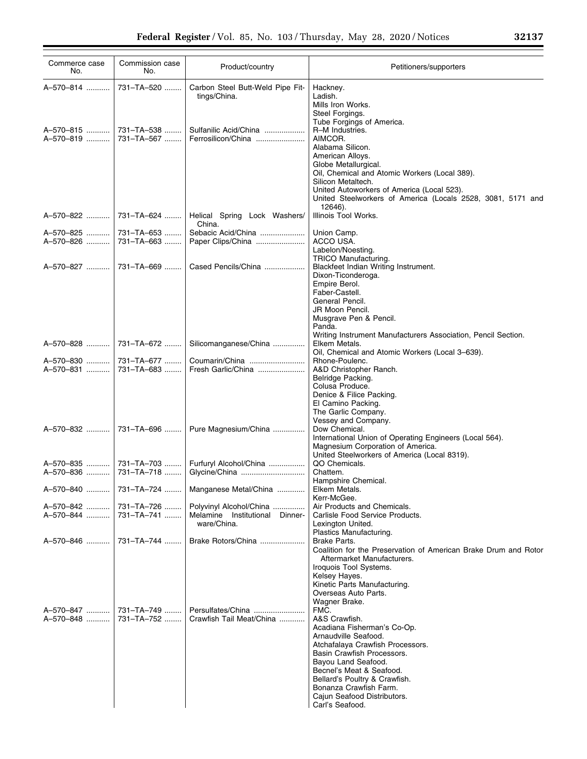| Commerce case No. | Commission case No. | Product/country | Petitioners/supporters |
| --- | --- | --- | --- |
| A–570–814 | 731–TA–520 | Carbon Steel Butt-Weld Pipe Fittings/China. | Hackney.<br>Ladish.<br>Mills Iron Works.<br>Steel Forgings.<br>Tube Forgings of America. |
| A–570–815 | 731–TA–538 | Sulfanilic Acid/China | R–M Industries. |
| A–570–819 | 731–TA–567 | Ferrosilicon/China | AIMCOR.<br>Alabama Silicon.<br>American Alloys.<br>Globe Metallurgical.<br>Oil, Chemical and Atomic Workers (Local 389).<br>Silicon Metaltech.<br>United Autoworkers of America (Local 523).<br>United Steelworkers of America (Locals 2528, 3081, 5171 and 12646). |
| A–570–822 | 731–TA–624 | Helical Spring Lock Washers/China. | Illinois Tool Works. |
| A–570–825 | 731–TA–653 | Sebacic Acid/China | Union Camp. |
| A–570–826 | 731–TA–663 | Paper Clips/China | ACCO USA.<br>Labelon/Noesting.<br>TRICO Manufacturing. |
| A–570–827 | 731–TA–669 | Cased Pencils/China | Blackfeet Indian Writing Instrument.<br>Dixon-Ticonderoga.<br>Empire Berol.<br>Faber-Castell.<br>General Pencil.<br>JR Moon Pencil.<br>Musgrave Pen & Pencil.<br>Panda.<br>Writing Instrument Manufacturers Association, Pencil Section. |
| A–570–828 | 731–TA–672 | Silicomanganese/China | Elkem Metals.<br>Oil, Chemical and Atomic Workers (Local 3–639). |
| A–570–830 | 731–TA–677 | Coumarin/China | Rhone-Poulenc. |
| A–570–831 | 731–TA–683 | Fresh Garlic/China | A&D Christopher Ranch.<br>Belridge Packing.<br>Colusa Produce.<br>Denice & Filice Packing.<br>El Camino Packing.<br>The Garlic Company.<br>Vessey and Company. |
| A–570–832 | 731–TA–696 | Pure Magnesium/China | Dow Chemical.<br>International Union of Operating Engineers (Local 564).<br>Magnesium Corporation of America.<br>United Steelworkers of America (Local 8319). |
| A–570–835 | 731–TA–703 | Furfuryl Alcohol/China | QO Chemicals. |
| A–570–836 | 731–TA–718 | Glycine/China | Chattem.<br>Hampshire Chemical. |
| A–570–840 | 731–TA–724 | Manganese Metal/China | Elkem Metals.<br>Kerr-McGee. |
| A–570–842 | 731–TA–726 | Polyvinyl Alcohol/China | Air Products and Chemicals. |
| A–570–844 | 731–TA–741 | Melamine Institutional Dinnerware/China. | Carlisle Food Service Products.<br>Lexington United.<br>Plastics Manufacturing. |
| A–570–846 | 731–TA–744 | Brake Rotors/China | Brake Parts.<br>Coalition for the Preservation of American Brake Drum and Rotor Aftermarket Manufacturers.<br>Iroquois Tool Systems.<br>Kelsey Hayes.<br>Kinetic Parts Manufacturing.<br>Overseas Auto Parts.<br>Wagner Brake. |
| A–570–847 | 731–TA–749 | Persulfates/China | FMC. |
| A–570–848 | 731–TA–752 | Crawfish Tail Meat/China | A&S Crawfish.<br>Acadiana Fisherman's Co-Op.<br>Arnaudville Seafood.<br>Atchafalaya Crawfish Processors.<br>Basin Crawfish Processors.<br>Bayou Land Seafood.<br>Becnel's Meat & Seafood.<br>Bellard's Poultry & Crawfish.<br>Bonanza Crawfish Farm.<br>Cajun Seafood Distributors.<br>Carl's Seafood. |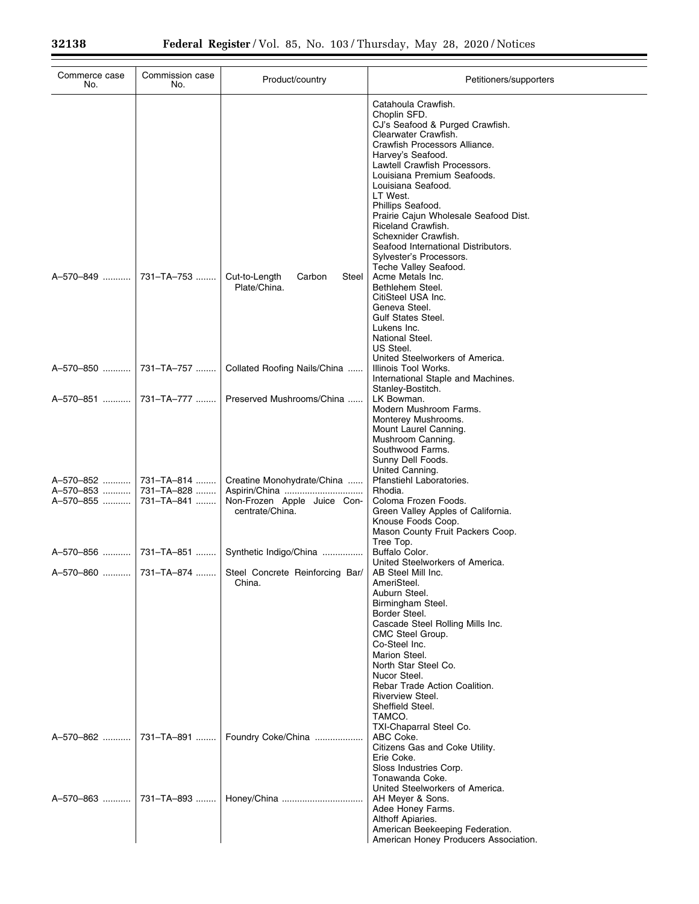| Commerce case No. | Commission case No. | Product/country | Petitioners/supporters |
|---|---|---|---|
| | | | Catahoula Crawfish. |
| | | | Choplin SFD. |
| | | | CJ's Seafood & Purged Crawfish. |
| | | | Clearwater Crawfish. |
| | | | Crawfish Processors Alliance. |
| | | | Harvey's Seafood. |
| | | | Lawtell Crawfish Processors. |
| | | | Louisiana Premium Seafoods. |
| | | | Louisiana Seafood. |
| | | | LT West. |
| | | | Phillips Seafood. |
| | | | Prairie Cajun Wholesale Seafood Dist. |
| | | | Riceland Crawfish. |
| | | | Schexnider Crawfish. |
| | | | Seafood International Distributors. |
| | | | Sylvester's Processors. |
| | | | Teche Valley Seafood. |
| A–570–849 | 731–TA–753 | Cut-to-Length Carbon Steel Plate/China. | Acme Metals Inc. |
| | | | Bethlehem Steel. |
| | | | CitiSteel USA Inc. |
| | | | Geneva Steel. |
| | | | Gulf States Steel. |
| | | | Lukens Inc. |
| | | | National Steel. |
| | | | US Steel. |
| | | | United Steelworkers of America. |
| A–570–850 | 731–TA–757 | Collated Roofing Nails/China | Illinois Tool Works. |
| | | | International Staple and Machines. |
| | | | Stanley-Bostitch. |
| A–570–851 | 731–TA–777 | Preserved Mushrooms/China | LK Bowman. |
| | | | Modern Mushroom Farms. |
| | | | Monterey Mushrooms. |
| | | | Mount Laurel Canning. |
| | | | Mushroom Canning. |
| | | | Southwood Farms. |
| | | | Sunny Dell Foods. |
| | | | United Canning. |
| A–570–852 | 731–TA–814 | Creatine Monohydrate/China | Pfanstiehl Laboratories. |
| A–570–853 | 731–TA–828 | Aspirin/China | Rhodia. |
| A–570–855 | 731–TA–841 | Non-Frozen Apple Juice Concentrate/China. | Coloma Frozen Foods. |
| | | | Green Valley Apples of California. |
| | | | Knouse Foods Coop. |
| | | | Mason County Fruit Packers Coop. |
| | | | Tree Top. |
| A–570–856 | 731–TA–851 | Synthetic Indigo/China | Buffalo Color. |
| | | | United Steelworkers of America. |
| A–570–860 | 731–TA–874 | Steel Concrete Reinforcing Bar/China. | AB Steel Mill Inc. |
| | | | AmeriSteel. |
| | | | Auburn Steel. |
| | | | Birmingham Steel. |
| | | | Border Steel. |
| | | | Cascade Steel Rolling Mills Inc. |
| | | | CMC Steel Group. |
| | | | Co-Steel Inc. |
| | | | Marion Steel. |
| | | | North Star Steel Co. |
| | | | Nucor Steel. |
| | | | Rebar Trade Action Coalition. |
| | | | Riverview Steel. |
| | | | Sheffield Steel. |
| | | | TAMCO. |
| | | | TXI-Chaparral Steel Co. |
| A–570–862 | 731–TA–891 | Foundry Coke/China | ABC Coke. |
| | | | Citizens Gas and Coke Utility. |
| | | | Erie Coke. |
| | | | Sloss Industries Corp. |
| | | | Tonawanda Coke. |
| | | | United Steelworkers of America. |
| A–570–863 | 731–TA–893 | Honey/China | AH Meyer & Sons. |
| | | | Adee Honey Farms. |
| | | | Althoff Apiaries. |
| | | | American Beekeeping Federation. |
| | | | American Honey Producers Association. |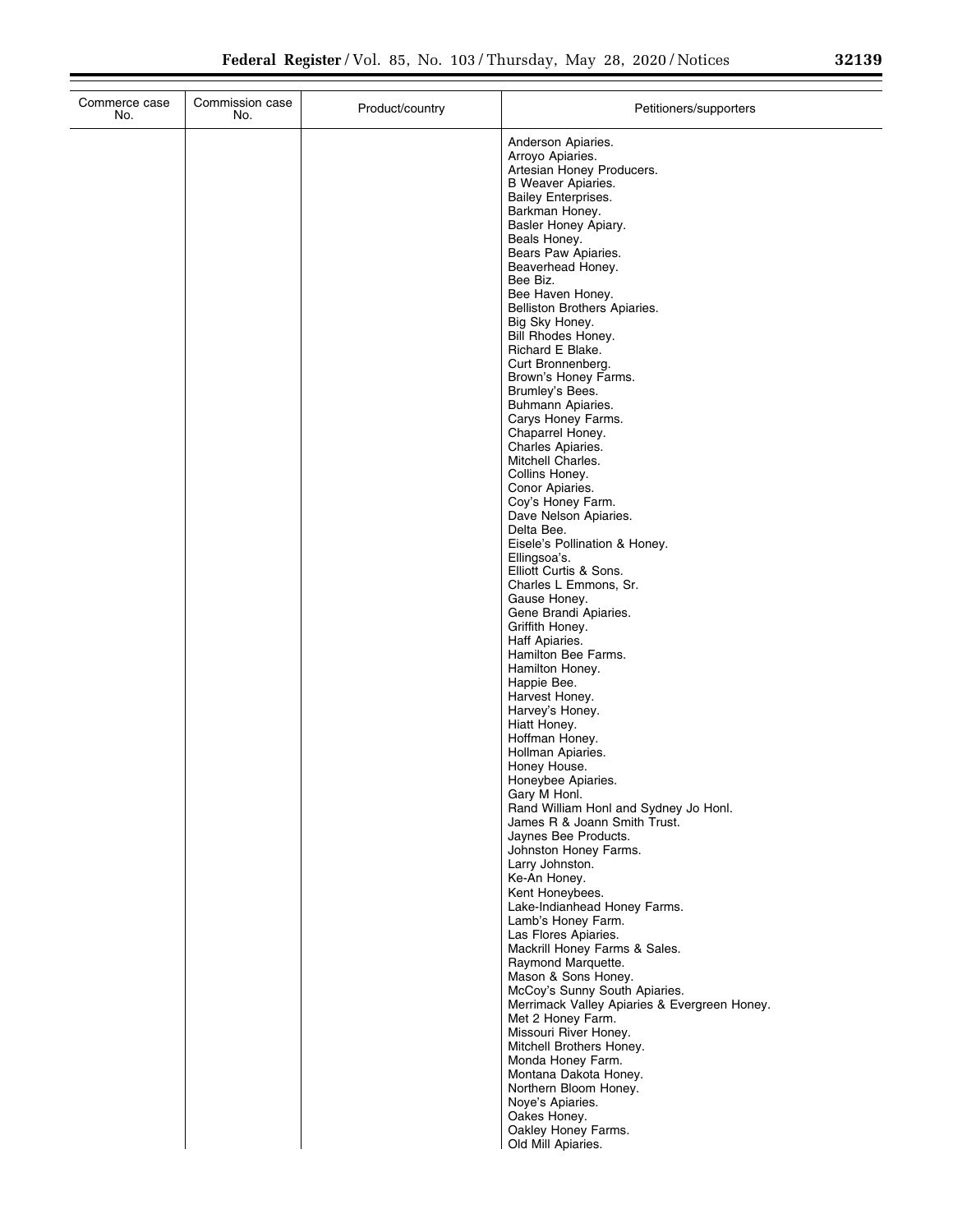| Commerce case No. | Commission case No. | Product/country | Petitioners/supporters |
| --- | --- | --- | --- |
| | | | Anderson Apiaries.<br>Arroyo Apiaries.<br>Artesian Honey Producers.<br>B Weaver Apiaries.<br>Bailey Enterprises.<br>Barkman Honey.<br>Basler Honey Apiary.<br>Beals Honey.<br>Bears Paw Apiaries.<br>Beaverhead Honey.<br>Bee Biz.<br>Bee Haven Honey.<br>Belliston Brothers Apiaries.<br>Big Sky Honey.<br>Bill Rhodes Honey.<br>Richard E Blake.<br>Curt Bronnenberg.<br>Brown's Honey Farms.<br>Brumley's Bees.<br>Buhmann Apiaries.<br>Carys Honey Farms.<br>Chaparrel Honey.<br>Charles Apiaries.<br>Mitchell Charles.<br>Collins Honey.<br>Conor Apiaries.<br>Coy's Honey Farm.<br>Dave Nelson Apiaries.<br>Delta Bee.<br>Eisele's Pollination & Honey.<br>Ellingsoa's.<br>Elliott Curtis & Sons.<br>Charles L Emmons, Sr.<br>Gause Honey.<br>Gene Brandi Apiaries.<br>Griffith Honey.<br>Haff Apiaries.<br>Hamilton Bee Farms.<br>Hamilton Honey.<br>Happie Bee.<br>Harvest Honey.<br>Harvey's Honey.<br>Hiatt Honey.<br>Hoffman Honey.<br>Hollman Apiaries.<br>Honey House.<br>Honeybee Apiaries.<br>Gary M Honl.<br>Rand William Honl and Sydney Jo Honl.<br>James R & Joann Smith Trust.<br>Jaynes Bee Products.<br>Johnston Honey Farms.<br>Larry Johnston.<br>Ke-An Honey.<br>Kent Honeybees.<br>Lake-Indianhead Honey Farms.<br>Lamb's Honey Farm.<br>Las Flores Apiaries.<br>Mackrill Honey Farms & Sales.<br>Raymond Marquette.<br>Mason & Sons Honey.<br>McCoy's Sunny South Apiaries.<br>Merrimack Valley Apiaries & Evergreen Honey.<br>Met 2 Honey Farm.<br>Missouri River Honey.<br>Mitchell Brothers Honey.<br>Monda Honey Farm.<br>Montana Dakota Honey.<br>Northern Bloom Honey.<br>Noye's Apiaries.<br>Oakes Honey.<br>Oakley Honey Farms.<br>Old Mill Apiaries. |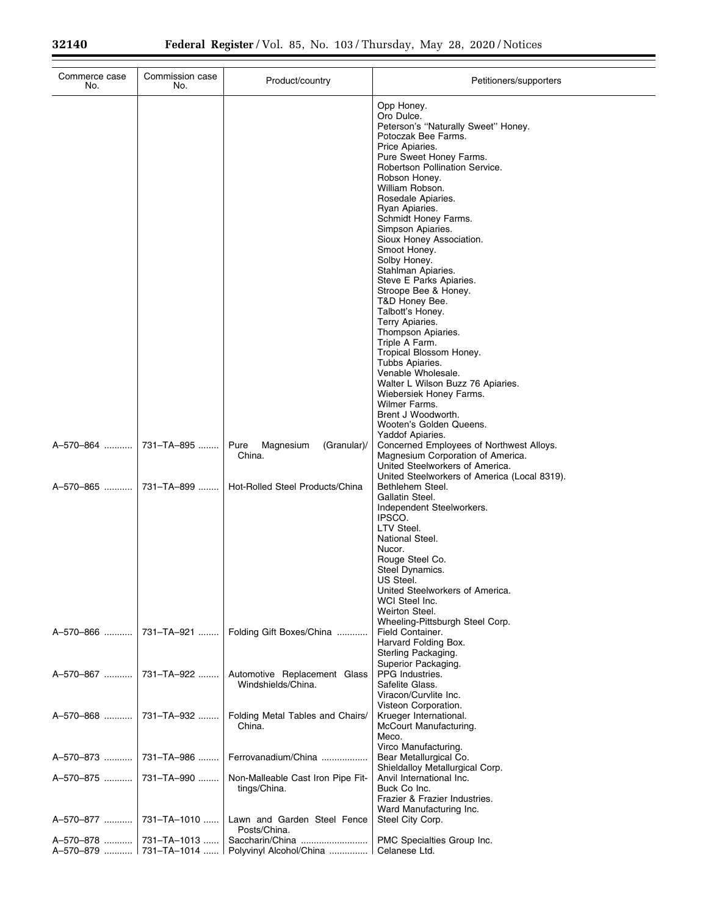| Commerce case No. | Commission case No. | Product/country | Petitioners/supporters |
|---|---|---|---|
| | | | Opp Honey.<br>Oro Dulce.<br>Peterson's ''Naturally Sweet'' Honey.<br>Potoczak Bee Farms.<br>Price Apiaries.<br>Pure Sweet Honey Farms.<br>Robertson Pollination Service.<br>Robson Honey.<br>William Robson.<br>Rosedale Apiaries.<br>Ryan Apiaries.<br>Schmidt Honey Farms.<br>Simpson Apiaries.<br>Sioux Honey Association.<br>Smoot Honey.<br>Solby Honey.<br>Stahlman Apiaries.<br>Steve E Parks Apiaries.<br>Stroope Bee & Honey.<br>T&D Honey Bee.<br>Talbott's Honey.<br>Terry Apiaries.<br>Thompson Apiaries.<br>Triple A Farm.<br>Tropical Blossom Honey.<br>Tubbs Apiaries.<br>Venable Wholesale.<br>Walter L Wilson Buzz 76 Apiaries.<br>Wiebersiek Honey Farms.<br>Wilmer Farms.<br>Brent J Woodworth.<br>Wooten's Golden Queens.<br>Yaddof Apiaries. |
| A–570–864 | 731–TA–895 | Pure Magnesium (Granular)/ China. | Concerned Employees of Northwest Alloys.<br>Magnesium Corporation of America.<br>United Steelworkers of America.<br>United Steelworkers of America (Local 8319). |
| A–570–865 | 731–TA–899 | Hot-Rolled Steel Products/China | Bethlehem Steel.<br>Gallatin Steel.<br>Independent Steelworkers.<br>IPSCO.<br>LTV Steel.<br>National Steel.<br>Nucor.<br>Rouge Steel Co.<br>Steel Dynamics.<br>US Steel.<br>United Steelworkers of America.<br>WCI Steel Inc.<br>Weirton Steel.<br>Wheeling-Pittsburgh Steel Corp. |
| A–570–866 | 731–TA–921 | Folding Gift Boxes/China | Field Container.<br>Harvard Folding Box.<br>Sterling Packaging.<br>Superior Packaging. |
| A–570–867 | 731–TA–922 | Automotive Replacement Glass Windshields/China. | PPG Industries.<br>Safelite Glass.<br>Viracon/Curvlite Inc.<br>Visteon Corporation. |
| A–570–868 | 731–TA–932 | Folding Metal Tables and Chairs/ China. | Krueger International.<br>McCourt Manufacturing.<br>Meco.<br>Virco Manufacturing. |
| A–570–873 | 731–TA–986 | Ferrovanadium/China | Bear Metallurgical Co.<br>Shieldalloy Metallurgical Corp. |
| A–570–875 | 731–TA–990 | Non-Malleable Cast Iron Pipe Fittings/China. | Anvil International Inc.<br>Buck Co Inc.<br>Frazier & Frazier Industries.<br>Ward Manufacturing Inc. |
| A–570–877 | 731–TA–1010 | Lawn and Garden Steel Fence Posts/China. | Steel City Corp. |
| A–570–878 | 731–TA–1013 | Saccharin/China | PMC Specialties Group Inc. |
| A–570–879 | 731–TA–1014 | Polyvinyl Alcohol/China | Celanese Ltd. |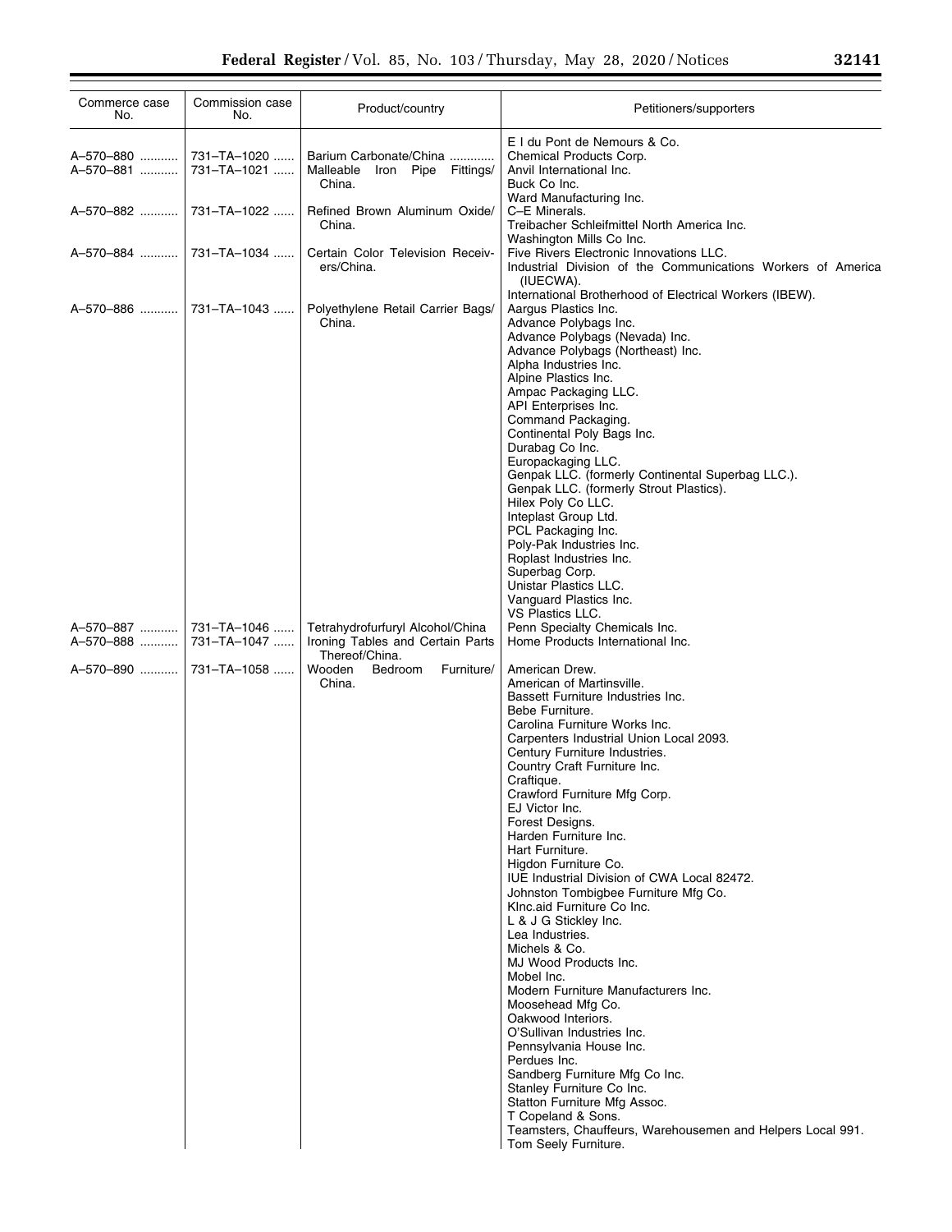| Commerce case No. | Commission case No. | Product/country | Petitioners/supporters |
|---|---|---|---|
| | | | E I du Pont de Nemours & Co. |
| A–570–880 | 731–TA–1020 | Barium Carbonate/China | Chemical Products Corp. |
| A–570–881 | 731–TA–1021 | Malleable Iron Pipe Fittings/ China. | Anvil International Inc. |
| | | | Buck Co Inc. |
| | | | Ward Manufacturing Inc. |
| A–570–882 | 731–TA–1022 | Refined Brown Aluminum Oxide/ China. | C–E Minerals. |
| | | | Treibacher Schleifmittel North America Inc. |
| | | | Washington Mills Co Inc. |
| A–570–884 | 731–TA–1034 | Certain Color Television Receivers/China. | Five Rivers Electronic Innovations LLC. |
| | | | Industrial Division of the Communications Workers of America (IUECWA). |
| | | | International Brotherhood of Electrical Workers (IBEW). |
| A–570–886 | 731–TA–1043 | Polyethylene Retail Carrier Bags/ China. | Aargus Plastics Inc. |
| | | | Advance Polybags Inc. |
| | | | Advance Polybags (Nevada) Inc. |
| | | | Advance Polybags (Northeast) Inc. |
| | | | Alpha Industries Inc. |
| | | | Alpine Plastics Inc. |
| | | | Ampac Packaging LLC. |
| | | | API Enterprises Inc. |
| | | | Command Packaging. |
| | | | Continental Poly Bags Inc. |
| | | | Durabag Co Inc. |
| | | | Europackaging LLC. |
| | | | Genpak LLC. (formerly Continental Superbag LLC.). |
| | | | Genpak LLC. (formerly Strout Plastics). |
| | | | Hilex Poly Co LLC. |
| | | | Inteplast Group Ltd. |
| | | | PCL Packaging Inc. |
| | | | Poly-Pak Industries Inc. |
| | | | Roplast Industries Inc. |
| | | | Superbag Corp. |
| | | | Unistar Plastics LLC. |
| | | | Vanguard Plastics Inc. |
| | | | VS Plastics LLC. |
| A–570–887 | 731–TA–1046 | Tetrahydrofurfuryl Alcohol/China | Penn Specialty Chemicals Inc. |
| A–570–888 | 731–TA–1047 | Ironing Tables and Certain Parts Thereof/China. | Home Products International Inc. |
| A–570–890 | 731–TA–1058 | Wooden Bedroom Furniture/ China. | American Drew. |
| | | | American of Martinsville. |
| | | | Bassett Furniture Industries Inc. |
| | | | Bebe Furniture. |
| | | | Carolina Furniture Works Inc. |
| | | | Carpenters Industrial Union Local 2093. |
| | | | Century Furniture Industries. |
| | | | Country Craft Furniture Inc. |
| | | | Craftique. |
| | | | Crawford Furniture Mfg Corp. |
| | | | EJ Victor Inc. |
| | | | Forest Designs. |
| | | | Harden Furniture Inc. |
| | | | Hart Furniture. |
| | | | Higdon Furniture Co. |
| | | | IUE Industrial Division of CWA Local 82472. |
| | | | Johnston Tombigbee Furniture Mfg Co. |
| | | | KInc.aid Furniture Co Inc. |
| | | | L & J G Stickley Inc. |
| | | | Lea Industries. |
| | | | Michels & Co. |
| | | | MJ Wood Products Inc. |
| | | | Mobel Inc. |
| | | | Modern Furniture Manufacturers Inc. |
| | | | Moosehead Mfg Co. |
| | | | Oakwood Interiors. |
| | | | O'Sullivan Industries Inc. |
| | | | Pennsylvania House Inc. |
| | | | Perdues Inc. |
| | | | Sandberg Furniture Mfg Co Inc. |
| | | | Stanley Furniture Co Inc. |
| | | | Statton Furniture Mfg Assoc. |
| | | | T Copeland & Sons. |
| | | | Teamsters, Chauffeurs, Warehousemen and Helpers Local 991. |
| | | | Tom Seely Furniture. |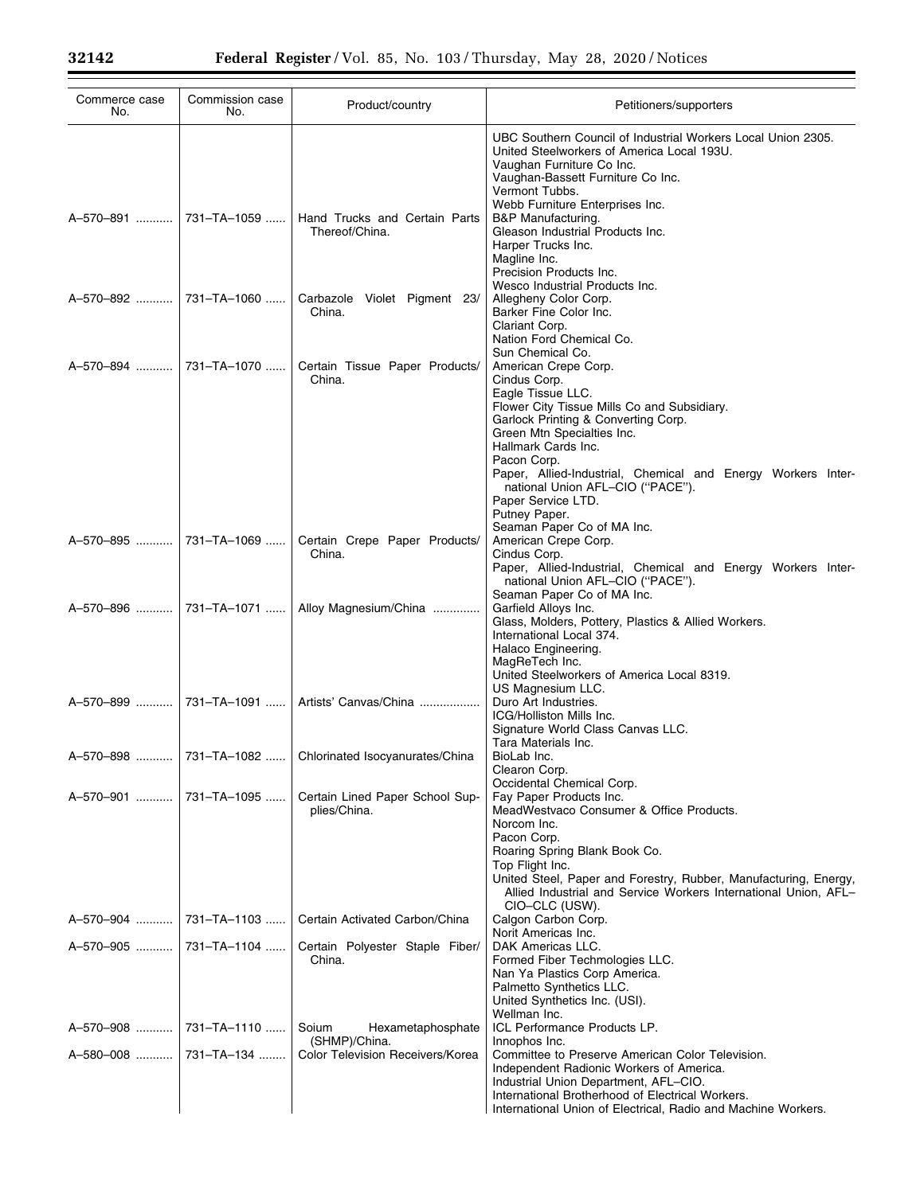| Commerce case No. | Commission case No. | Product/country | Petitioners/supporters |
|---|---|---|---|
| | | | UBC Southern Council of Industrial Workers Local Union 2305. United Steelworkers of America Local 193U. Vaughan Furniture Co Inc. Vaughan-Bassett Furniture Co Inc. Vermont Tubbs. Webb Furniture Enterprises Inc. |
| A–570–891 | 731–TA–1059 | Hand Trucks and Certain Parts Thereof/China. | B&P Manufacturing. Gleason Industrial Products Inc. Harper Trucks Inc. Magline Inc. Precision Products Inc. Wesco Industrial Products Inc. |
| A–570–892 | 731–TA–1060 | Carbazole Violet Pigment 23/China. | Allegheny Color Corp. Barker Fine Color Inc. Clariant Corp. Nation Ford Chemical Co. Sun Chemical Co. |
| A–570–894 | 731–TA–1070 | Certain Tissue Paper Products/China. | American Crepe Corp. Cindus Corp. Eagle Tissue LLC. Flower City Tissue Mills Co and Subsidiary. Garlock Printing & Converting Corp. Green Mtn Specialties Inc. Hallmark Cards Inc. Pacon Corp. Paper, Allied-Industrial, Chemical and Energy Workers International Union AFL–CIO (''PACE''). Paper Service LTD. Putney Paper. Seaman Paper Co of MA Inc. |
| A–570–895 | 731–TA–1069 | Certain Crepe Paper Products/China. | American Crepe Corp. Cindus Corp. Paper, Allied-Industrial, Chemical and Energy Workers International Union AFL–CIO (''PACE''). Seaman Paper Co of MA Inc. |
| A–570–896 | 731–TA–1071 | Alloy Magnesium/China | Garfield Alloys Inc. Glass, Molders, Pottery, Plastics & Allied Workers. International Local 374. Halaco Engineering. MagReTech Inc. United Steelworkers of America Local 8319. US Magnesium LLC. |
| A–570–899 | 731–TA–1091 | Artists' Canvas/China | Duro Art Industries. ICG/Holliston Mills Inc. Signature World Class Canvas LLC. Tara Materials Inc. |
| A–570–898 | 731–TA–1082 | Chlorinated Isocyanurates/China | BioLab Inc. Clearon Corp. Occidental Chemical Corp. |
| A–570–901 | 731–TA–1095 | Certain Lined Paper School Supplies/China. | Fay Paper Products Inc. MeadWestvaco Consumer & Office Products. Norcom Inc. Pacon Corp. Roaring Spring Blank Book Co. Top Flight Inc. United Steel, Paper and Forestry, Rubber, Manufacturing, Energy, Allied Industrial and Service Workers International Union, AFL–CIO–CLC (USW). |
| A–570–904 | 731–TA–1103 | Certain Activated Carbon/China | Calgon Carbon Corp. Norit Americas Inc. |
| A–570–905 | 731–TA–1104 | Certain Polyester Staple Fiber/China. | DAK Americas LLC. Formed Fiber Techmologies LLC. Nan Ya Plastics Corp America. Palmetto Synthetics LLC. United Synthetics Inc. (USI). Wellman Inc. |
| A–570–908 | 731–TA–1110 | Soium Hexametaphosphate (SHMP)/China. | ICL Performance Products LP. Innophos Inc. |
| A–580–008 | 731–TA–134 | Color Television Receivers/Korea | Committee to Preserve American Color Television. Independent Radionic Workers of America. Industrial Union Department, AFL–CIO. International Brotherhood of Electrical Workers. International Union of Electrical, Radio and Machine Workers. |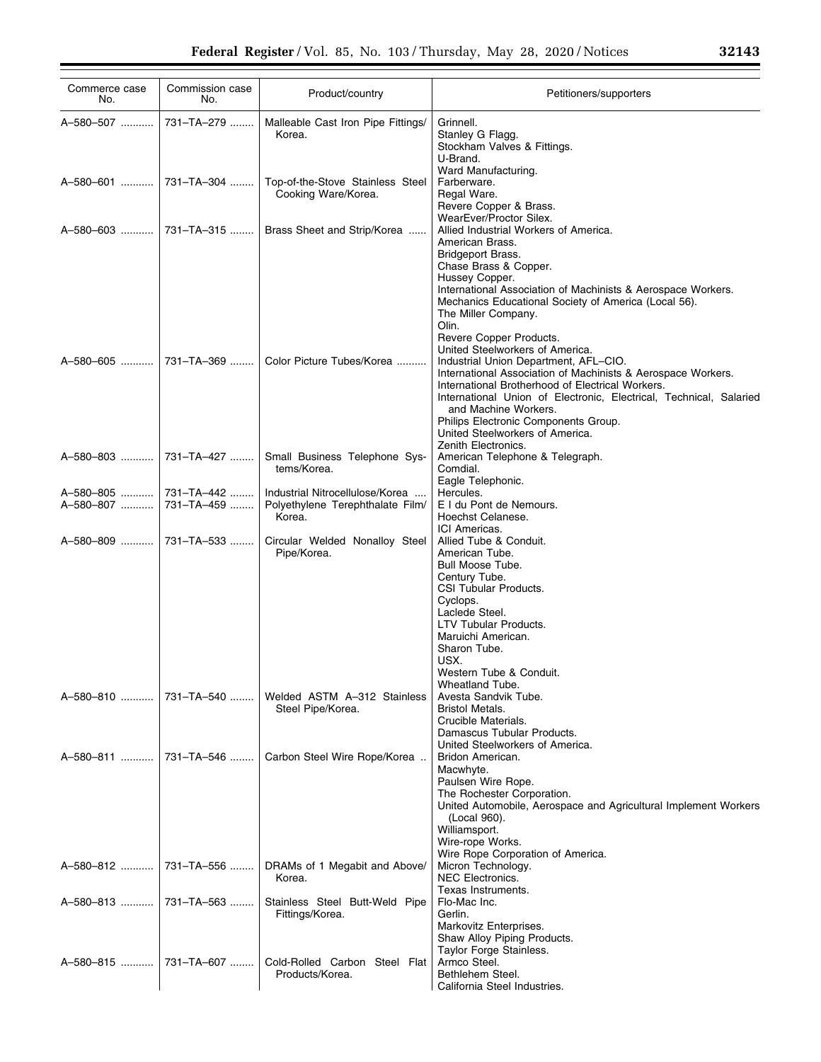| Commerce case No. | Commission case No. | Product/country | Petitioners/supporters |
|---|---|---|---|
| A–580–507 | 731–TA–279 | Malleable Cast Iron Pipe Fittings/Korea. | Grinnell.<br>Stanley G Flagg.<br>Stockham Valves & Fittings.<br>U-Brand.<br>Ward Manufacturing. |
| A–580–601 | 731–TA–304 | Top-of-the-Stove Stainless Steel Cooking Ware/Korea. | Farberware.<br>Regal Ware.<br>Revere Copper & Brass.<br>WearEver/Proctor Silex. |
| A–580–603 | 731–TA–315 | Brass Sheet and Strip/Korea | Allied Industrial Workers of America.<br>American Brass.<br>Bridgeport Brass.<br>Chase Brass & Copper.<br>Hussey Copper.<br>International Association of Machinists & Aerospace Workers.<br>Mechanics Educational Society of America (Local 56).<br>The Miller Company.<br>Olin.<br>Revere Copper Products.<br>United Steelworkers of America. |
| A–580–605 | 731–TA–369 | Color Picture Tubes/Korea | Industrial Union Department, AFL–CIO.<br>International Association of Machinists & Aerospace Workers.<br>International Brotherhood of Electrical Workers.<br>International Union of Electronic, Electrical, Technical, Salaried and Machine Workers.<br>Philips Electronic Components Group.<br>United Steelworkers of America.<br>Zenith Electronics. |
| A–580–803 | 731–TA–427 | Small Business Telephone Systems/Korea. | American Telephone & Telegraph.<br>Comdial.<br>Eagle Telephonic. |
| A–580–805 | 731–TA–442 | Industrial Nitrocellulose/Korea | Hercules. |
| A–580–807 | 731–TA–459 | Polyethylene Terephthalate Film/Korea. | E I du Pont de Nemours.<br>Hoechst Celanese.<br>ICI Americas. |
| A–580–809 | 731–TA–533 | Circular Welded Nonalloy Steel Pipe/Korea. | Allied Tube & Conduit.<br>American Tube.<br>Bull Moose Tube.<br>Century Tube.<br>CSI Tubular Products.<br>Cyclops.<br>Laclede Steel.<br>LTV Tubular Products.<br>Maruichi American.<br>Sharon Tube.<br>USX.<br>Western Tube & Conduit.<br>Wheatland Tube. |
| A–580–810 | 731–TA–540 | Welded ASTM A–312 Stainless Steel Pipe/Korea. | Avesta Sandvik Tube.<br>Bristol Metals.<br>Crucible Materials.<br>Damascus Tubular Products.<br>United Steelworkers of America. |
| A–580–811 | 731–TA–546 | Carbon Steel Wire Rope/Korea | Bridon American.<br>Macwhyte.<br>Paulsen Wire Rope.<br>The Rochester Corporation.<br>United Automobile, Aerospace and Agricultural Implement Workers (Local 960).<br>Williamsport.<br>Wire-rope Works.<br>Wire Rope Corporation of America. |
| A–580–812 | 731–TA–556 | DRAMs of 1 Megabit and Above/Korea. | Micron Technology.<br>NEC Electronics.<br>Texas Instruments. |
| A–580–813 | 731–TA–563 | Stainless Steel Butt-Weld Pipe Fittings/Korea. | Flo-Mac Inc.<br>Gerlin.<br>Markovitz Enterprises.<br>Shaw Alloy Piping Products.<br>Taylor Forge Stainless. |
| A–580–815 | 731–TA–607 | Cold-Rolled Carbon Steel Flat Products/Korea. | Armco Steel.<br>Bethlehem Steel.<br>California Steel Industries. |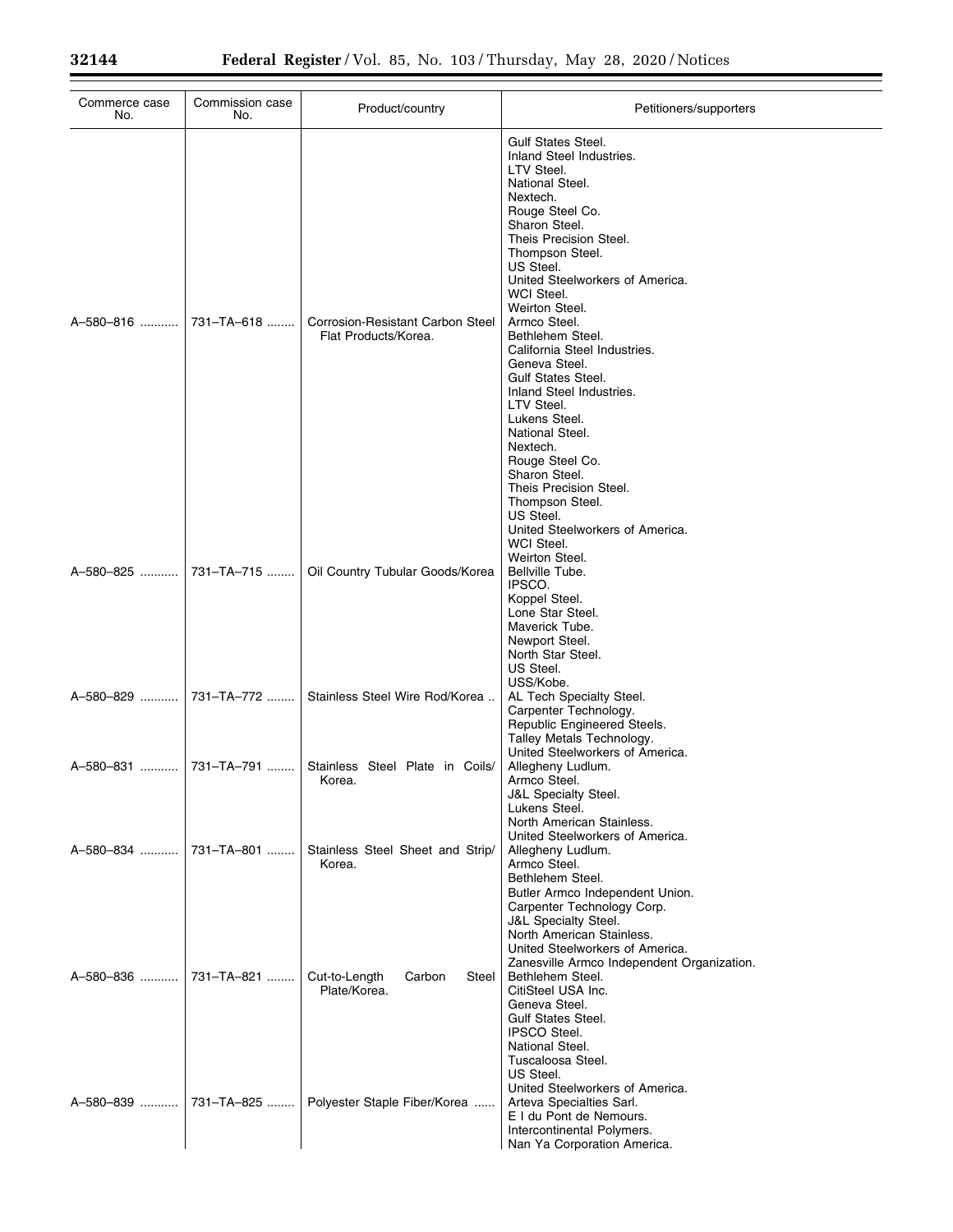| Commerce case No. | Commission case No. | Product/country | Petitioners/supporters |
|---|---|---|---|
| | | | Gulf States Steel.<br>Inland Steel Industries.<br>LTV Steel.<br>National Steel.<br>Nextech.<br>Rouge Steel Co.<br>Sharon Steel.<br>Theis Precision Steel.<br>Thompson Steel.<br>US Steel.<br>United Steelworkers of America.<br>WCI Steel.<br>Weirton Steel. |
| A–580–816 | 731–TA–618 | Corrosion-Resistant Carbon Steel Flat Products/Korea. | Armco Steel.<br>Bethlehem Steel.<br>California Steel Industries.<br>Geneva Steel.<br>Gulf States Steel.<br>Inland Steel Industries.<br>LTV Steel.<br>Lukens Steel.<br>National Steel.<br>Nextech.<br>Rouge Steel Co.<br>Sharon Steel.<br>Theis Precision Steel.<br>Thompson Steel.<br>US Steel.<br>United Steelworkers of America.<br>WCI Steel.<br>Weirton Steel. |
| A–580–825 | 731–TA–715 | Oil Country Tubular Goods/Korea | Bellville Tube.<br>IPSCO.<br>Koppel Steel.<br>Lone Star Steel.<br>Maverick Tube.<br>Newport Steel.<br>North Star Steel.<br>US Steel.<br>USS/Kobe. |
| A–580–829 | 731–TA–772 | Stainless Steel Wire Rod/Korea | AL Tech Specialty Steel.<br>Carpenter Technology.<br>Republic Engineered Steels.<br>Talley Metals Technology.<br>United Steelworkers of America. |
| A–580–831 | 731–TA–791 | Stainless Steel Plate in Coils/ Korea. | Allegheny Ludlum.<br>Armco Steel.<br>J&L Specialty Steel.<br>Lukens Steel.<br>North American Stainless.<br>United Steelworkers of America. |
| A–580–834 | 731–TA–801 | Stainless Steel Sheet and Strip/ Korea. | Allegheny Ludlum.<br>Armco Steel.<br>Bethlehem Steel.<br>Butler Armco Independent Union.<br>Carpenter Technology Corp.<br>J&L Specialty Steel.<br>North American Stainless.<br>United Steelworkers of America.<br>Zanesville Armco Independent Organization. |
| A–580–836 | 731–TA–821 | Cut-to-Length Carbon Steel Plate/Korea. | Bethlehem Steel.<br>CitiSteel USA Inc.<br>Geneva Steel.<br>Gulf States Steel.<br>IPSCO Steel.<br>National Steel.<br>Tuscaloosa Steel.<br>US Steel.<br>United Steelworkers of America. |
| A–580–839 | 731–TA–825 | Polyester Staple Fiber/Korea | Arteva Specialties Sarl.<br>E I du Pont de Nemours.<br>Intercontinental Polymers.<br>Nan Ya Corporation America. |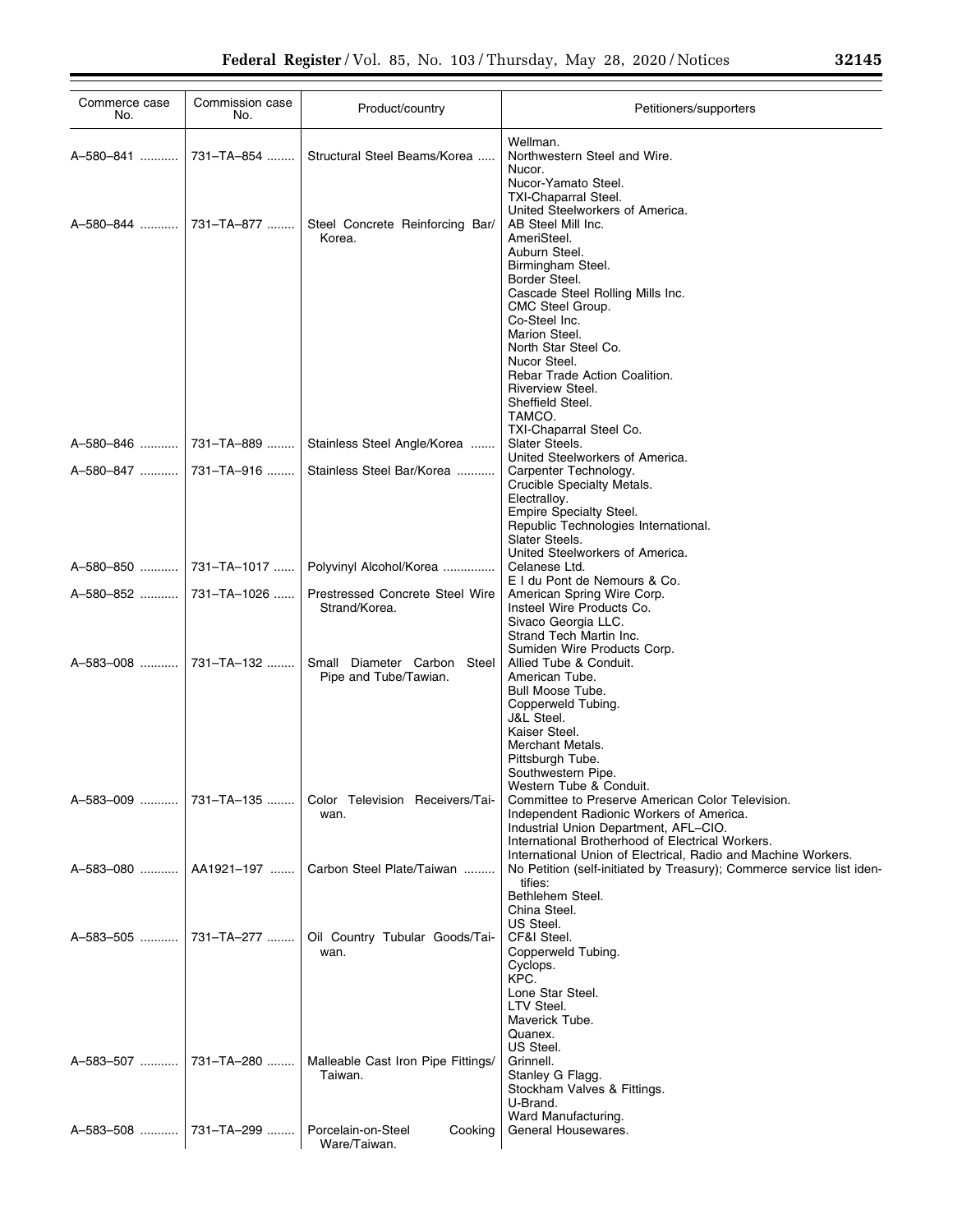| Commerce case No. | Commission case No. | Product/country | Petitioners/supporters |
|---|---|---|---|
| | | | Wellman. |
| A–580–841 | 731–TA–854 | Structural Steel Beams/Korea | Northwestern Steel and Wire. |
| | | | Nucor. |
| | | | Nucor-Yamato Steel. |
| | | | TXI-Chaparral Steel. |
| | | | United Steelworkers of America. |
| A–580–844 | 731–TA–877 | Steel Concrete Reinforcing Bar/Korea. | AB Steel Mill Inc. |
| | | | AmeriSteel. |
| | | | Auburn Steel. |
| | | | Birmingham Steel. |
| | | | Border Steel. |
| | | | Cascade Steel Rolling Mills Inc. |
| | | | CMC Steel Group. |
| | | | Co-Steel Inc. |
| | | | Marion Steel. |
| | | | North Star Steel Co. |
| | | | Nucor Steel. |
| | | | Rebar Trade Action Coalition. |
| | | | Riverview Steel. |
| | | | Sheffield Steel. |
| | | | TAMCO. |
| | | | TXI-Chaparral Steel Co. |
| A–580–846 | 731–TA–889 | Stainless Steel Angle/Korea | Slater Steels. |
| | | | United Steelworkers of America. |
| A–580–847 | 731–TA–916 | Stainless Steel Bar/Korea | Carpenter Technology. |
| | | | Crucible Specialty Metals. |
| | | | Electralloy. |
| | | | Empire Specialty Steel. |
| | | | Republic Technologies International. |
| | | | Slater Steels. |
| | | | United Steelworkers of America. |
| A–580–850 | 731–TA–1017 | Polyvinyl Alcohol/Korea | Celanese Ltd. |
| | | | E I du Pont de Nemours & Co. |
| A–580–852 | 731–TA–1026 | Prestressed Concrete Steel Wire Strand/Korea. | American Spring Wire Corp. |
| | | | Insteel Wire Products Co. |
| | | | Sivaco Georgia LLC. |
| | | | Strand Tech Martin Inc. |
| | | | Sumiden Wire Products Corp. |
| A–583–008 | 731–TA–132 | Small Diameter Carbon Steel Pipe and Tube/Tawian. | Allied Tube & Conduit. |
| | | | American Tube. |
| | | | Bull Moose Tube. |
| | | | Copperweld Tubing. |
| | | | J&L Steel. |
| | | | Kaiser Steel. |
| | | | Merchant Metals. |
| | | | Pittsburgh Tube. |
| | | | Southwestern Pipe. |
| | | | Western Tube & Conduit. |
| A–583–009 | 731–TA–135 | Color Television Receivers/Taiwan. | Committee to Preserve American Color Television. |
| | | | Independent Radionic Workers of America. |
| | | | Industrial Union Department, AFL–CIO. |
| | | | International Brotherhood of Electrical Workers. |
| | | | International Union of Electrical, Radio and Machine Workers. |
| A–583–080 | AA1921–197 | Carbon Steel Plate/Taiwan | No Petition (self-initiated by Treasury); Commerce service list identifies: |
| | | | Bethlehem Steel. |
| | | | China Steel. |
| | | | US Steel. |
| A–583–505 | 731–TA–277 | Oil Country Tubular Goods/Taiwan. | CF&I Steel. |
| | | | Copperweld Tubing. |
| | | | Cyclops. |
| | | | KPC. |
| | | | Lone Star Steel. |
| | | | LTV Steel. |
| | | | Maverick Tube. |
| | | | Quanex. |
| | | | US Steel. |
| A–583–507 | 731–TA–280 | Malleable Cast Iron Pipe Fittings/Taiwan. | Grinnell. |
| | | | Stanley G Flagg. |
| | | | Stockham Valves & Fittings. |
| | | | U-Brand. |
| | | | Ward Manufacturing. |
| A–583–508 | 731–TA–299 | Porcelain-on-Steel Cooking Ware/Taiwan. | General Housewares. |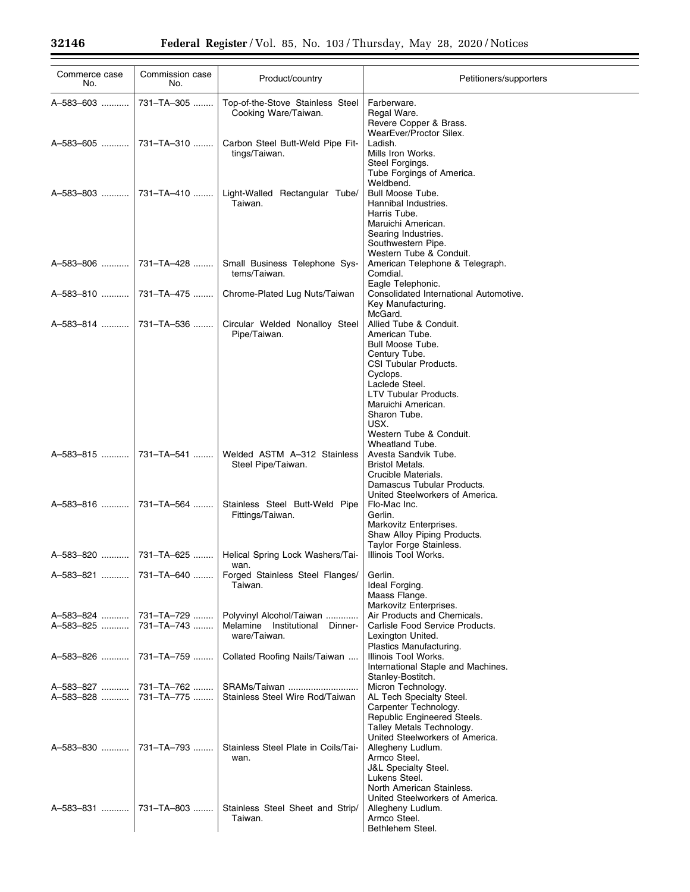| Commerce case No. | Commission case No. | Product/country | Petitioners/supporters |
|---|---|---|---|
| A–583–603 | 731–TA–305 | Top-of-the-Stove Stainless Steel Cooking Ware/Taiwan. | Farberware.<br>Regal Ware.<br>Revere Copper & Brass.<br>WearEver/Proctor Silex. |
| A–583–605 | 731–TA–310 | Carbon Steel Butt-Weld Pipe Fittings/Taiwan. | Ladish.<br>Mills Iron Works.<br>Steel Forgings.<br>Tube Forgings of America.<br>Weldbend. |
| A–583–803 | 731–TA–410 | Light-Walled Rectangular Tube/Taiwan. | Bull Moose Tube.<br>Hannibal Industries.<br>Harris Tube.<br>Maruichi American.<br>Searing Industries.<br>Southwestern Pipe.<br>Western Tube & Conduit. |
| A–583–806 | 731–TA–428 | Small Business Telephone Systems/Taiwan. | American Telephone & Telegraph.<br>Comdial.<br>Eagle Telephonic. |
| A–583–810 | 731–TA–475 | Chrome-Plated Lug Nuts/Taiwan | Consolidated International Automotive.<br>Key Manufacturing.<br>McGard. |
| A–583–814 | 731–TA–536 | Circular Welded Nonalloy Steel Pipe/Taiwan. | Allied Tube & Conduit.<br>American Tube.<br>Bull Moose Tube.<br>Century Tube.<br>CSI Tubular Products.<br>Cyclops.<br>Laclede Steel.<br>LTV Tubular Products.<br>Maruichi American.<br>Sharon Tube.<br>USX.<br>Western Tube & Conduit.<br>Wheatland Tube. |
| A–583–815 | 731–TA–541 | Welded ASTM A–312 Stainless Steel Pipe/Taiwan. | Avesta Sandvik Tube.<br>Bristol Metals.<br>Crucible Materials.<br>Damascus Tubular Products.<br>United Steelworkers of America. |
| A–583–816 | 731–TA–564 | Stainless Steel Butt-Weld Pipe Fittings/Taiwan. | Flo-Mac Inc.<br>Gerlin.<br>Markovitz Enterprises.<br>Shaw Alloy Piping Products.<br>Taylor Forge Stainless. |
| A–583–820 | 731–TA–625 | Helical Spring Lock Washers/Taiwan. | Illinois Tool Works. |
| A–583–821 | 731–TA–640 | Forged Stainless Steel Flanges/Taiwan. | Gerlin.<br>Ideal Forging.<br>Maass Flange.<br>Markovitz Enterprises. |
| A–583–824 | 731–TA–729 | Polyvinyl Alcohol/Taiwan | Air Products and Chemicals. |
| A–583–825 | 731–TA–743 | Melamine Institutional Dinnerware/Taiwan. | Carlisle Food Service Products.<br>Lexington United.<br>Plastics Manufacturing. |
| A–583–826 | 731–TA–759 | Collated Roofing Nails/Taiwan | Illinois Tool Works.<br>International Staple and Machines.<br>Stanley-Bostitch. |
| A–583–827 | 731–TA–762 | SRAMs/Taiwan | Micron Technology. |
| A–583–828 | 731–TA–775 | Stainless Steel Wire Rod/Taiwan | AL Tech Specialty Steel.<br>Carpenter Technology.<br>Republic Engineered Steels.<br>Talley Metals Technology.<br>United Steelworkers of America. |
| A–583–830 | 731–TA–793 | Stainless Steel Plate in Coils/Taiwan. | Allegheny Ludlum.<br>Armco Steel.<br>J&L Specialty Steel.<br>Lukens Steel.<br>North American Stainless.<br>United Steelworkers of America. |
| A–583–831 | 731–TA–803 | Stainless Steel Sheet and Strip/Taiwan. | Allegheny Ludlum.<br>Armco Steel.<br>Bethlehem Steel. |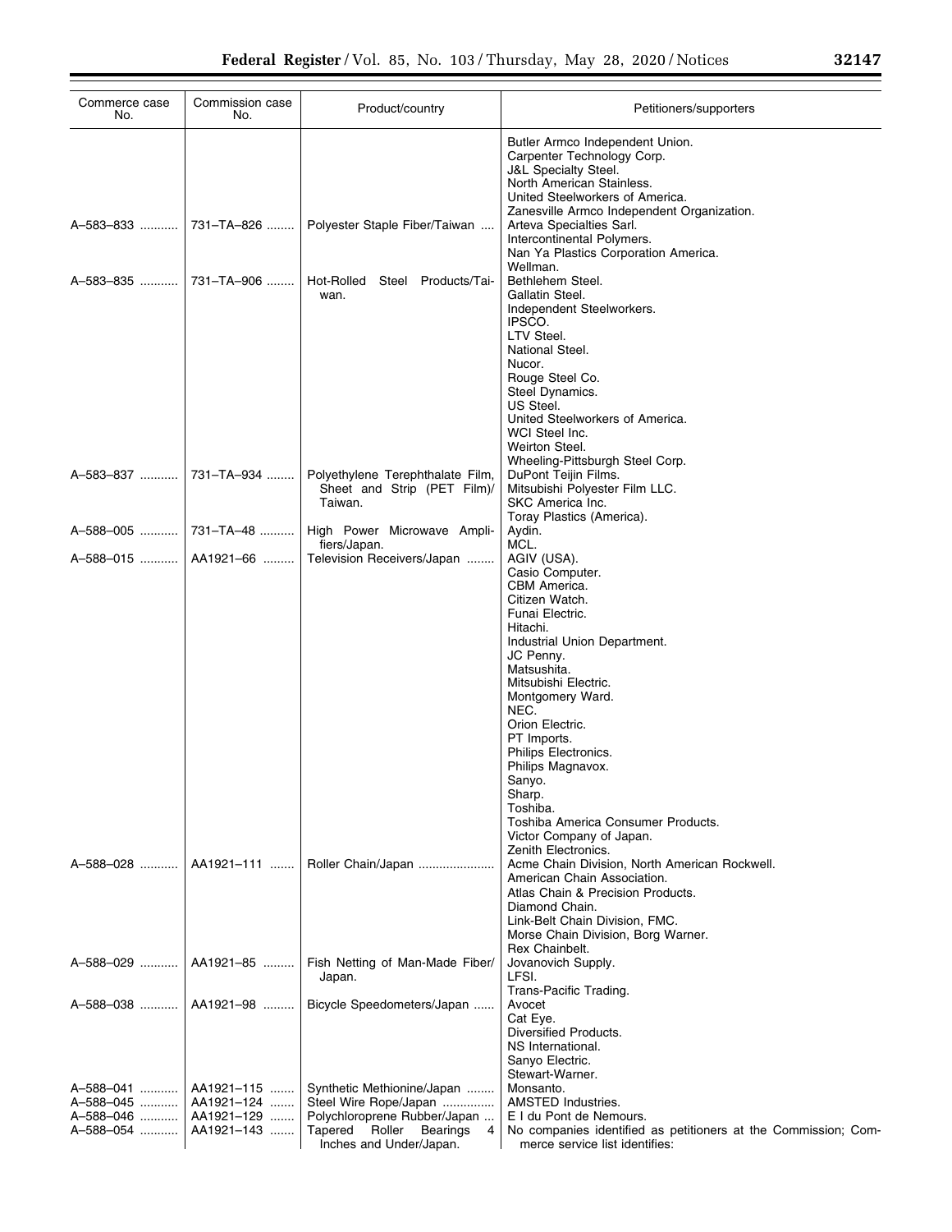| Commerce case No. | Commission case No. | Product/country | Petitioners/supporters |
|---|---|---|---|
| | | | Butler Armco Independent Union.<br>Carpenter Technology Corp.<br>J&L Specialty Steel.<br>North American Stainless.<br>United Steelworkers of America.<br>Zanesville Armco Independent Organization. |
| A–583–833 | 731–TA–826 | Polyester Staple Fiber/Taiwan | Arteva Specialties Sarl.<br>Intercontinental Polymers.<br>Nan Ya Plastics Corporation America.<br>Wellman. |
| A–583–835 | 731–TA–906 | Hot-Rolled Steel Products/Taiwan. | Bethlehem Steel.<br>Gallatin Steel.<br>Independent Steelworkers.<br>IPSCO.<br>LTV Steel.<br>National Steel.<br>Nucor.<br>Rouge Steel Co.<br>Steel Dynamics.<br>US Steel.<br>United Steelworkers of America.<br>WCI Steel Inc.<br>Weirton Steel.<br>Wheeling-Pittsburgh Steel Corp. |
| A–583–837 | 731–TA–934 | Polyethylene Terephthalate Film, Sheet and Strip (PET Film)/Taiwan. | DuPont Teijin Films.<br>Mitsubishi Polyester Film LLC.<br>SKC America Inc.<br>Toray Plastics (America). |
| A–588–005 | 731–TA–48 | High Power Microwave Amplifiers/Japan. | Aydin.<br>MCL. |
| A–588–015 | AA1921–66 | Television Receivers/Japan | AGIV (USA).<br>Casio Computer.<br>CBM America.<br>Citizen Watch.<br>Funai Electric.<br>Hitachi.<br>Industrial Union Department.<br>JC Penny.<br>Matsushita.<br>Mitsubishi Electric.<br>Montgomery Ward.<br>NEC.<br>Orion Electric.<br>PT Imports.<br>Philips Electronics.<br>Philips Magnavox.<br>Sanyo.<br>Sharp.<br>Toshiba.<br>Toshiba America Consumer Products.<br>Victor Company of Japan.<br>Zenith Electronics. |
| A–588–028 | AA1921–111 | Roller Chain/Japan | Acme Chain Division, North American Rockwell.<br>American Chain Association.<br>Atlas Chain & Precision Products.<br>Diamond Chain.<br>Link-Belt Chain Division, FMC.<br>Morse Chain Division, Borg Warner.<br>Rex Chainbelt. |
| A–588–029 | AA1921–85 | Fish Netting of Man-Made Fiber/Japan. | Jovanovich Supply.<br>LFSI.<br>Trans-Pacific Trading. |
| A–588–038 | AA1921–98 | Bicycle Speedometers/Japan | Avocet<br>Cat Eye.<br>Diversified Products.<br>NS International.<br>Sanyo Electric.<br>Stewart-Warner. |
| A–588–041 | AA1921–115 | Synthetic Methionine/Japan | Monsanto. |
| A–588–045 | AA1921–124 | Steel Wire Rope/Japan | AMSTED Industries. |
| A–588–046 | AA1921–129 | Polychloroprene Rubber/Japan | E I du Pont de Nemours. |
| A–588–054 | AA1921–143 | Tapered Roller Bearings 4 Inches and Under/Japan. | No companies identified as petitioners at the Commission; Commerce service list identifies: |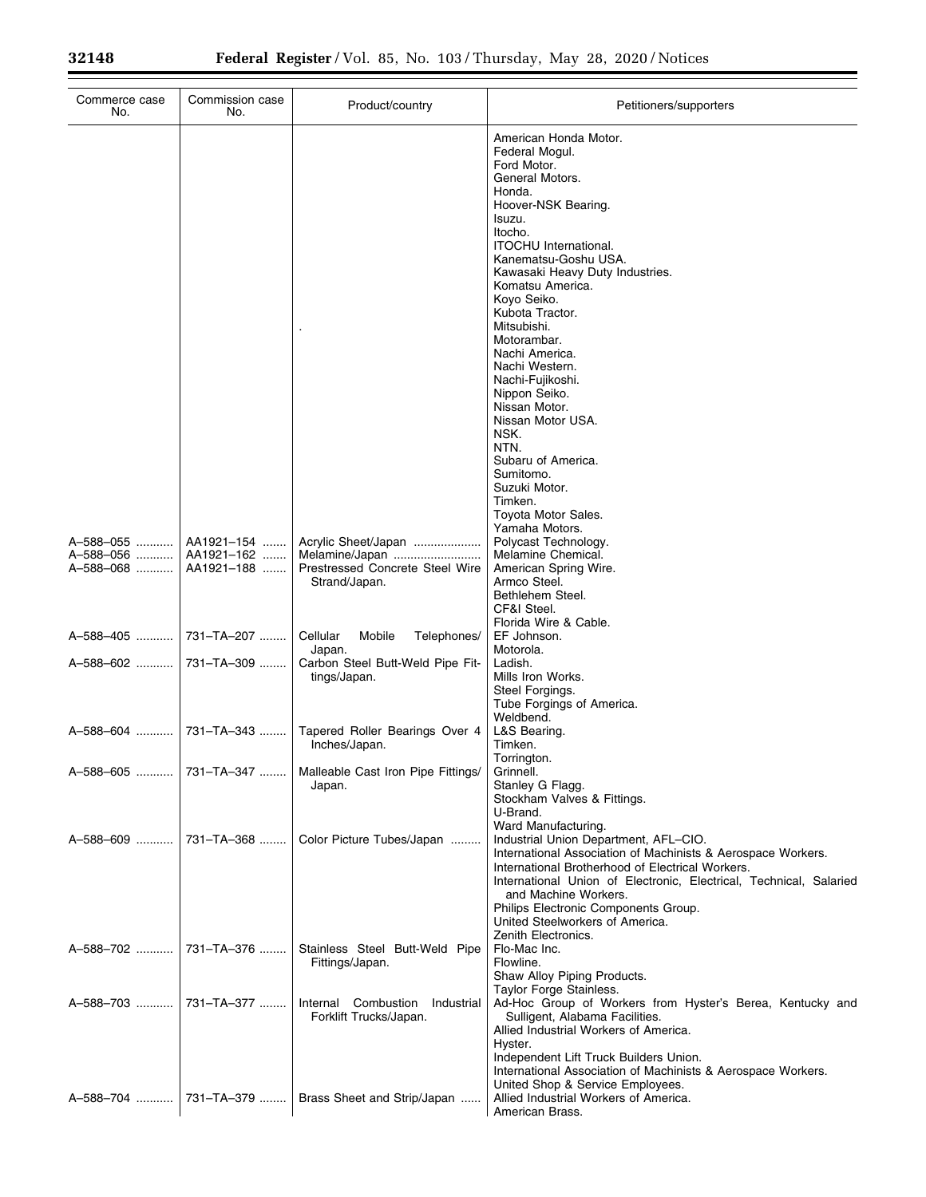| Commerce case No. | Commission case No. | Product/country | Petitioners/supporters |
|---|---|---|---|
| | | | American Honda Motor. |
| | | | Federal Mogul. |
| | | | Ford Motor. |
| | | | General Motors. |
| | | | Honda. |
| | | | Hoover-NSK Bearing. |
| | | | Isuzu. |
| | | | Itocho. |
| | | | ITOCHU International. |
| | | | Kanematsu-Goshu USA. |
| | | | Kawasaki Heavy Duty Industries. |
| | | | Komatsu America. |
| | | | Koyo Seiko. |
| | | | Kubota Tractor. |
| | | . | Mitsubishi. |
| | | | Motorambar. |
| | | | Nachi America. |
| | | | Nachi Western. |
| | | | Nachi-Fujikoshi. |
| | | | Nippon Seiko. |
| | | | Nissan Motor. |
| | | | Nissan Motor USA. |
| | | | NSK. |
| | | | NTN. |
| | | | Subaru of America. |
| | | | Sumitomo. |
| | | | Suzuki Motor. |
| | | | Timken. |
| | | | Toyota Motor Sales. |
| | | | Yamaha Motors. |
| A–588–055 | AA1921–154 | Acrylic Sheet/Japan | Polycast Technology. |
| A–588–056 | AA1921–162 | Melamine/Japan | Melamine Chemical. |
| A–588–068 | AA1921–188 | Prestressed Concrete Steel Wire Strand/Japan. | American Spring Wire. |
| | | | Armco Steel. |
| | | | Bethlehem Steel. |
| | | | CF&I Steel. |
| | | | Florida Wire & Cable. |
| A–588–405 | 731–TA–207 | Cellular Mobile Telephones/ Japan. | EF Johnson. |
| | | | Motorola. |
| A–588–602 | 731–TA–309 | Carbon Steel Butt-Weld Pipe Fittings/Japan. | Ladish. |
| | | | Mills Iron Works. |
| | | | Steel Forgings. |
| | | | Tube Forgings of America. |
| | | | Weldbend. |
| A–588–604 | 731–TA–343 | Tapered Roller Bearings Over 4 Inches/Japan. | L&S Bearing. |
| | | | Timken. |
| | | | Torrington. |
| A–588–605 | 731–TA–347 | Malleable Cast Iron Pipe Fittings/ Japan. | Grinnell. |
| | | | Stanley G Flagg. |
| | | | Stockham Valves & Fittings. |
| | | | U-Brand. |
| | | | Ward Manufacturing. |
| A–588–609 | 731–TA–368 | Color Picture Tubes/Japan | Industrial Union Department, AFL–CIO. |
| | | | International Association of Machinists & Aerospace Workers. |
| | | | International Brotherhood of Electrical Workers. |
| | | | International Union of Electronic, Electrical, Technical, Salaried and Machine Workers. |
| | | | Philips Electronic Components Group. |
| | | | United Steelworkers of America. |
| | | | Zenith Electronics. |
| A–588–702 | 731–TA–376 | Stainless Steel Butt-Weld Pipe Fittings/Japan. | Flo-Mac Inc. |
| | | | Flowline. |
| | | | Shaw Alloy Piping Products. |
| | | | Taylor Forge Stainless. |
| A–588–703 | 731–TA–377 | Internal Combustion Industrial Forklift Trucks/Japan. | Ad-Hoc Group of Workers from Hyster's Berea, Kentucky and Sulligent, Alabama Facilities. |
| | | | Allied Industrial Workers of America. |
| | | | Hyster. |
| | | | Independent Lift Truck Builders Union. |
| | | | International Association of Machinists & Aerospace Workers. |
| | | | United Shop & Service Employees. |
| A–588–704 | 731–TA–379 | Brass Sheet and Strip/Japan | Allied Industrial Workers of America. |
| | | | American Brass. |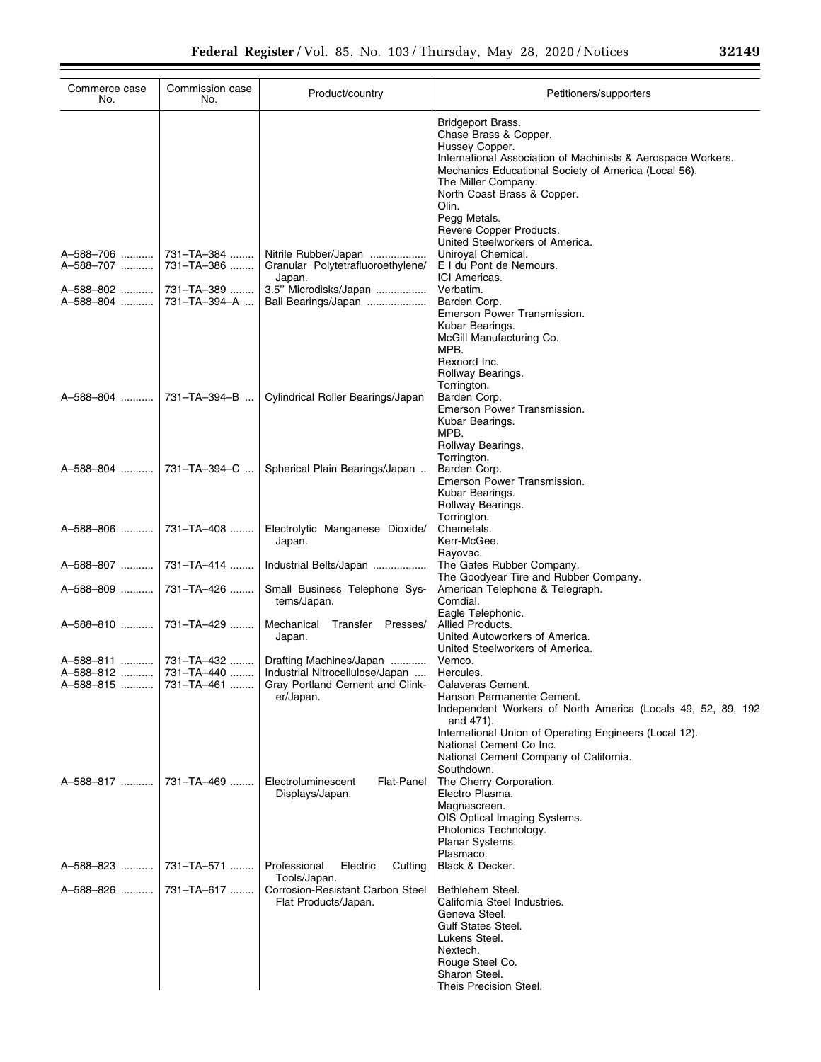| Commerce case No. | Commission case No. | Product/country | Petitioners/supporters |
|---|---|---|---|
| | | | Bridgeport Brass.<br>Chase Brass & Copper.<br>Hussey Copper.<br>International Association of Machinists & Aerospace Workers.<br>Mechanics Educational Society of America (Local 56).<br>The Miller Company.<br>North Coast Brass & Copper.<br>Olin.<br>Pegg Metals.<br>Revere Copper Products.<br>United Steelworkers of America. |
| A–588–706 | 731–TA–384 | Nitrile Rubber/Japan | Uniroyal Chemical. |
| A–588–707 | 731–TA–386 | Granular Polytetrafluoroethylene/ Japan. | E I du Pont de Nemours.<br>ICI Americas. |
| A–588–802 | 731–TA–389 | 3.5'' Microdisks/Japan | Verbatim. |
| A–588–804 | 731–TA–394–A | Ball Bearings/Japan | Barden Corp.<br>Emerson Power Transmission.<br>Kubar Bearings.<br>McGill Manufacturing Co.<br>MPB.<br>Rexnord Inc.<br>Rollway Bearings.<br>Torrington. |
| A–588–804 | 731–TA–394–B | Cylindrical Roller Bearings/Japan | Barden Corp.<br>Emerson Power Transmission.<br>Kubar Bearings.<br>MPB.<br>Rollway Bearings.<br>Torrington. |
| A–588–804 | 731–TA–394–C | Spherical Plain Bearings/Japan | Barden Corp.<br>Emerson Power Transmission.<br>Kubar Bearings.<br>Rollway Bearings.<br>Torrington. |
| A–588–806 | 731–TA–408 | Electrolytic Manganese Dioxide/ Japan. | Chemetals.<br>Kerr-McGee.<br>Rayovac. |
| A–588–807 | 731–TA–414 | Industrial Belts/Japan | The Gates Rubber Company.<br>The Goodyear Tire and Rubber Company. |
| A–588–809 | 731–TA–426 | Small Business Telephone Systems/Japan. | American Telephone & Telegraph.<br>Comdial.<br>Eagle Telephonic. |
| A–588–810 | 731–TA–429 | Mechanical Transfer Presses/ Japan. | Allied Products.<br>United Autoworkers of America.<br>United Steelworkers of America. |
| A–588–811 | 731–TA–432 | Drafting Machines/Japan | Vemco. |
| A–588–812 | 731–TA–440 | Industrial Nitrocellulose/Japan | Hercules. |
| A–588–815 | 731–TA–461 | Gray Portland Cement and Clinker/Japan. | Calaveras Cement.<br>Hanson Permanente Cement.<br>Independent Workers of North America (Locals 49, 52, 89, 192 and 471).<br>International Union of Operating Engineers (Local 12).<br>National Cement Co Inc.<br>National Cement Company of California.<br>Southdown. |
| A–588–817 | 731–TA–469 | Electroluminescent Flat-Panel Displays/Japan. | The Cherry Corporation.<br>Electro Plasma.<br>Magnascreen.<br>OIS Optical Imaging Systems.<br>Photonics Technology.<br>Planar Systems.<br>Plasmaco. |
| A–588–823 | 731–TA–571 | Professional Electric Cutting Tools/Japan. | Black & Decker. |
| A–588–826 | 731–TA–617 | Corrosion-Resistant Carbon Steel Flat Products/Japan. | Bethlehem Steel.<br>California Steel Industries.<br>Geneva Steel.<br>Gulf States Steel.<br>Lukens Steel.<br>Nextech.<br>Rouge Steel Co.<br>Sharon Steel.<br>Theis Precision Steel. |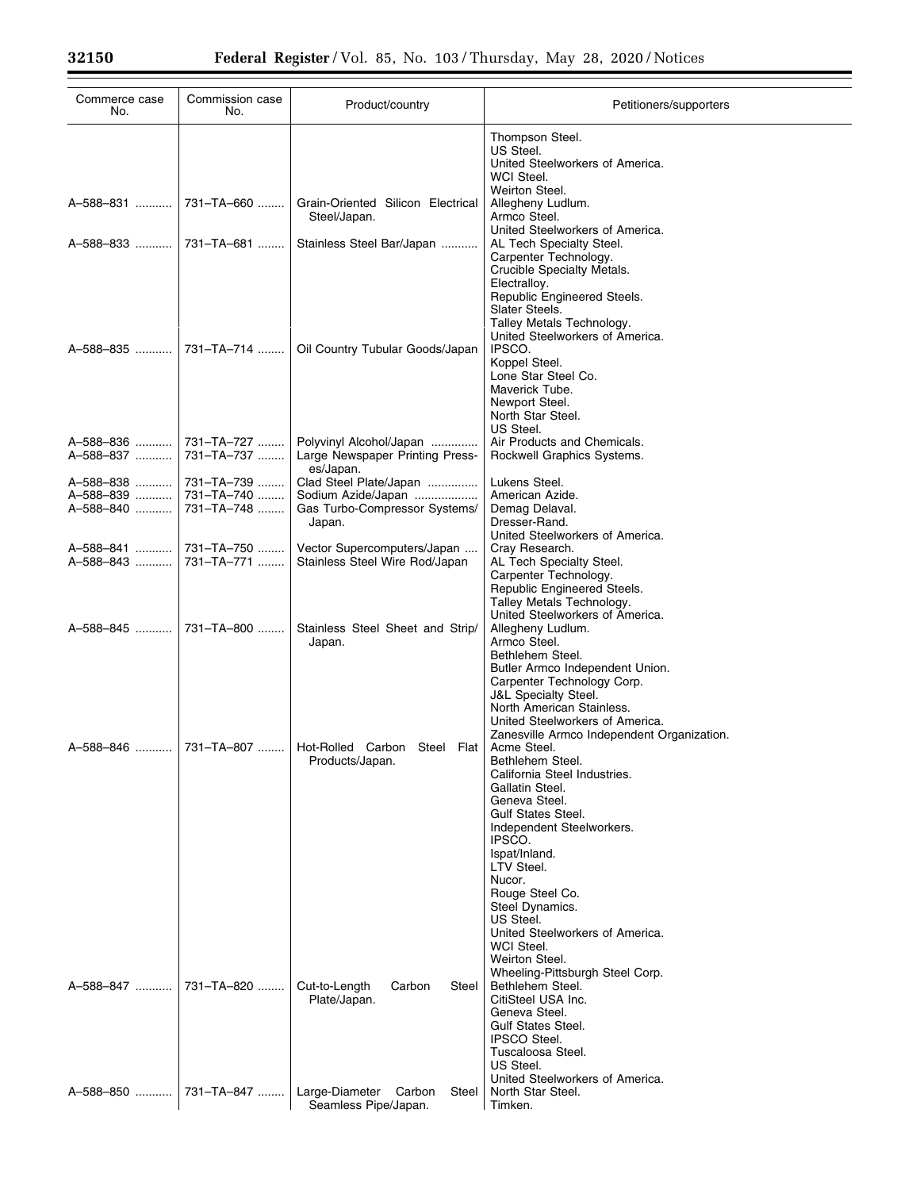| Commerce case No. | Commission case No. | Product/country | Petitioners/supporters |
|---|---|---|---|
| | | | Thompson Steel. |
| | | | US Steel. |
| | | | United Steelworkers of America. |
| | | | WCI Steel. |
| | | | Weirton Steel. |
| A–588–831 | 731–TA–660 | Grain-Oriented Silicon Electrical Steel/Japan. | Allegheny Ludlum. |
| | | | Armco Steel. |
| | | | United Steelworkers of America. |
| A–588–833 | 731–TA–681 | Stainless Steel Bar/Japan | AL Tech Specialty Steel. |
| | | | Carpenter Technology. |
| | | | Crucible Specialty Metals. |
| | | | Electralloy. |
| | | | Republic Engineered Steels. |
| | | | Slater Steels. |
| | | | Talley Metals Technology. |
| | | | United Steelworkers of America. |
| A–588–835 | 731–TA–714 | Oil Country Tubular Goods/Japan | IPSCO. |
| | | | Koppel Steel. |
| | | | Lone Star Steel Co. |
| | | | Maverick Tube. |
| | | | Newport Steel. |
| | | | North Star Steel. |
| | | | US Steel. |
| A–588–836 | 731–TA–727 | Polyvinyl Alcohol/Japan | Air Products and Chemicals. |
| A–588–837 | 731–TA–737 | Large Newspaper Printing Presses/Japan. | Rockwell Graphics Systems. |
| A–588–838 | 731–TA–739 | Clad Steel Plate/Japan | Lukens Steel. |
| A–588–839 | 731–TA–740 | Sodium Azide/Japan | American Azide. |
| A–588–840 | 731–TA–748 | Gas Turbo-Compressor Systems/Japan. | Demag Delaval. |
| | | | Dresser-Rand. |
| | | | United Steelworkers of America. |
| A–588–841 | 731–TA–750 | Vector Supercomputers/Japan | Cray Research. |
| A–588–843 | 731–TA–771 | Stainless Steel Wire Rod/Japan | AL Tech Specialty Steel. |
| | | | Carpenter Technology. |
| | | | Republic Engineered Steels. |
| | | | Talley Metals Technology. |
| | | | United Steelworkers of America. |
| A–588–845 | 731–TA–800 | Stainless Steel Sheet and Strip/Japan. | Allegheny Ludlum. |
| | | | Armco Steel. |
| | | | Bethlehem Steel. |
| | | | Butler Armco Independent Union. |
| | | | Carpenter Technology Corp. |
| | | | J&L Specialty Steel. |
| | | | North American Stainless. |
| | | | United Steelworkers of America. |
| | | | Zanesville Armco Independent Organization. |
| A–588–846 | 731–TA–807 | Hot-Rolled Carbon Steel Flat Products/Japan. | Acme Steel. |
| | | | Bethlehem Steel. |
| | | | California Steel Industries. |
| | | | Gallatin Steel. |
| | | | Geneva Steel. |
| | | | Gulf States Steel. |
| | | | Independent Steelworkers. |
| | | | IPSCO. |
| | | | Ispat/Inland. |
| | | | LTV Steel. |
| | | | Nucor. |
| | | | Rouge Steel Co. |
| | | | Steel Dynamics. |
| | | | US Steel. |
| | | | United Steelworkers of America. |
| | | | WCI Steel. |
| | | | Weirton Steel. |
| | | | Wheeling-Pittsburgh Steel Corp. |
| A–588–847 | 731–TA–820 | Cut-to-Length Carbon Steel Plate/Japan. | Bethlehem Steel. |
| | | | CitiSteel USA Inc. |
| | | | Geneva Steel. |
| | | | Gulf States Steel. |
| | | | IPSCO Steel. |
| | | | Tuscaloosa Steel. |
| | | | US Steel. |
| | | | United Steelworkers of America. |
| A–588–850 | 731–TA–847 | Large-Diameter Carbon Steel Seamless Pipe/Japan. | North Star Steel. |
| | | | Timken. |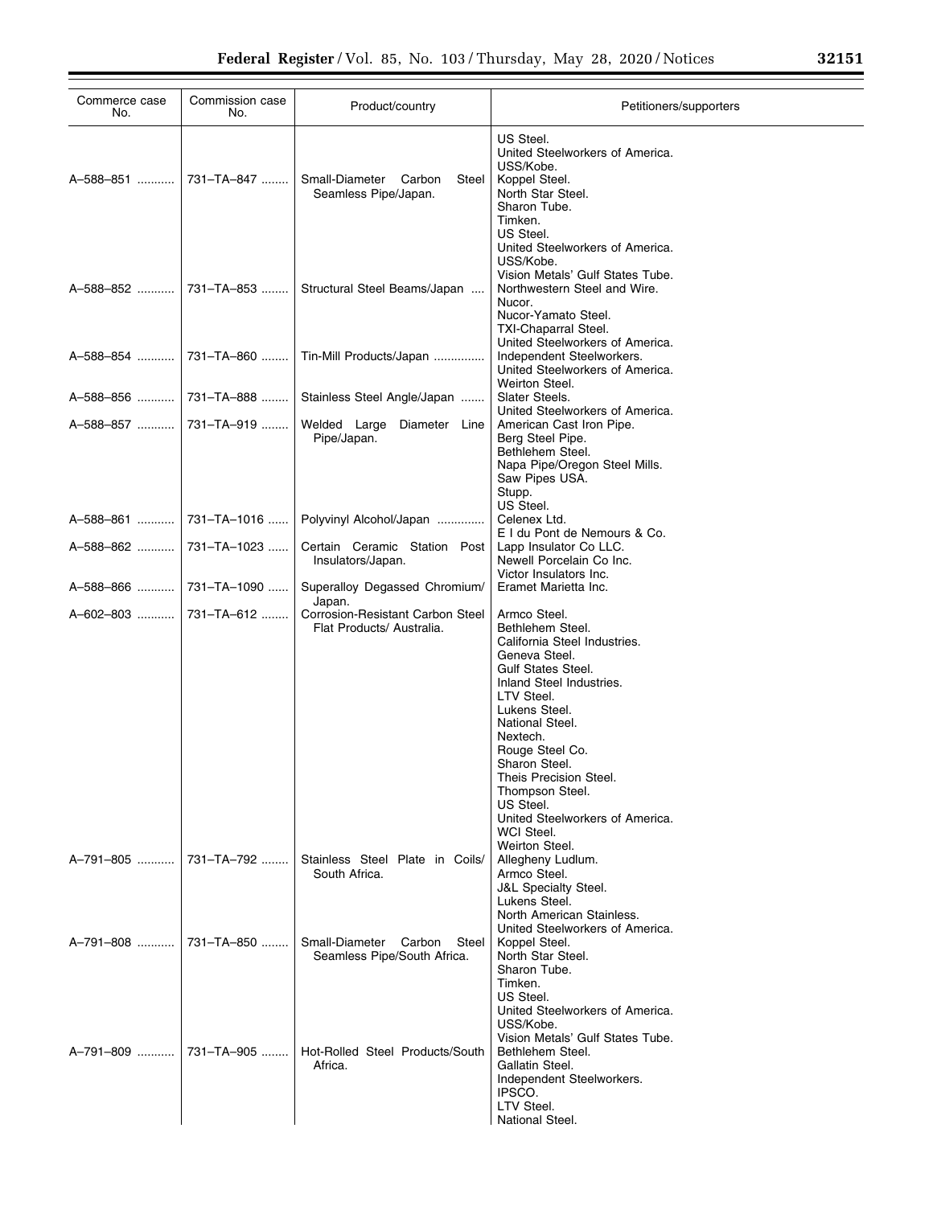| Commerce case No. | Commission case No. | Product/country | Petitioners/supporters |
| --- | --- | --- | --- |
| | | | US Steel. United Steelworkers of America. USS/Kobe. |
| A–588–851 | 731–TA–847 | Small-Diameter Carbon Steel Seamless Pipe/Japan. | Koppel Steel. North Star Steel. Sharon Tube. Timken. US Steel. United Steelworkers of America. USS/Kobe. Vision Metals' Gulf States Tube. |
| A–588–852 | 731–TA–853 | Structural Steel Beams/Japan | Northwestern Steel and Wire. Nucor. Nucor-Yamato Steel. TXI-Chaparral Steel. United Steelworkers of America. |
| A–588–854 | 731–TA–860 | Tin-Mill Products/Japan | Independent Steelworkers. United Steelworkers of America. Weirton Steel. |
| A–588–856 | 731–TA–888 | Stainless Steel Angle/Japan | Slater Steels. United Steelworkers of America. |
| A–588–857 | 731–TA–919 | Welded Large Diameter Line Pipe/Japan. | American Cast Iron Pipe. Berg Steel Pipe. Bethlehem Steel. Napa Pipe/Oregon Steel Mills. Saw Pipes USA. Stupp. US Steel. |
| A–588–861 | 731–TA–1016 | Polyvinyl Alcohol/Japan | Celenex Ltd. E I du Pont de Nemours & Co. |
| A–588–862 | 731–TA–1023 | Certain Ceramic Station Post Insulators/Japan. | Lapp Insulator Co LLC. Newell Porcelain Co Inc. Victor Insulators Inc. |
| A–588–866 | 731–TA–1090 | Superalloy Degassed Chromium/Japan. | Eramet Marietta Inc. |
| A–602–803 | 731–TA–612 | Corrosion-Resistant Carbon Steel Flat Products/ Australia. | Armco Steel. Bethlehem Steel. California Steel Industries. Geneva Steel. Gulf States Steel. Inland Steel Industries. LTV Steel. Lukens Steel. National Steel. Nextech. Rouge Steel Co. Sharon Steel. Theis Precision Steel. Thompson Steel. US Steel. United Steelworkers of America. WCI Steel. Weirton Steel. |
| A–791–805 | 731–TA–792 | Stainless Steel Plate in Coils/South Africa. | Allegheny Ludlum. Armco Steel. J&L Specialty Steel. Lukens Steel. North American Stainless. United Steelworkers of America. |
| A–791–808 | 731–TA–850 | Small-Diameter Carbon Steel Seamless Pipe/South Africa. | Koppel Steel. North Star Steel. Sharon Tube. Timken. US Steel. United Steelworkers of America. USS/Kobe. Vision Metals' Gulf States Tube. |
| A–791–809 | 731–TA–905 | Hot-Rolled Steel Products/South Africa. | Bethlehem Steel. Gallatin Steel. Independent Steelworkers. IPSCO. LTV Steel. National Steel. |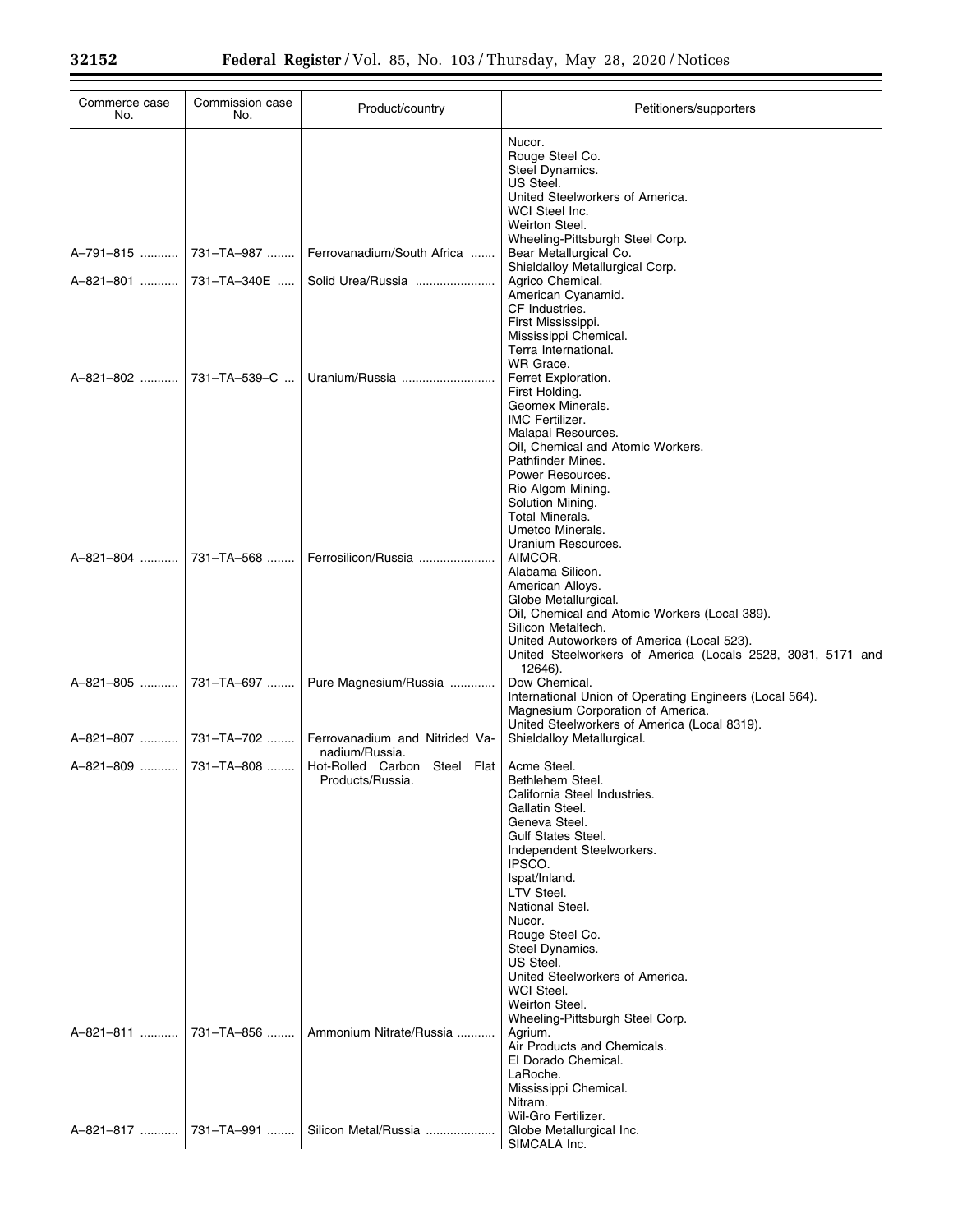| Commerce case No. | Commission case No. | Product/country | Petitioners/supporters |
|---|---|---|---|
| | | | Nucor.<br>Rouge Steel Co.<br>Steel Dynamics.<br>US Steel.<br>United Steelworkers of America.<br>WCI Steel Inc.<br>Weirton Steel.<br>Wheeling-Pittsburgh Steel Corp. |
| A–791–815 | 731–TA–987 | Ferrovanadium/South Africa | Bear Metallurgical Co.<br>Shieldalloy Metallurgical Corp. |
| A–821–801 | 731–TA–340E | Solid Urea/Russia | Agrico Chemical.<br>American Cyanamid.<br>CF Industries.<br>First Mississippi.<br>Mississippi Chemical.<br>Terra International.<br>WR Grace. |
| A–821–802 | 731–TA–539–C | Uranium/Russia | Ferret Exploration.<br>First Holding.<br>Geomex Minerals.<br>IMC Fertilizer.<br>Malapai Resources.<br>Oil, Chemical and Atomic Workers.<br>Pathfinder Mines.<br>Power Resources.<br>Rio Algom Mining.<br>Solution Mining.<br>Total Minerals.<br>Umetco Minerals.<br>Uranium Resources. |
| A–821–804 | 731–TA–568 | Ferrosilicon/Russia | AIMCOR.<br>Alabama Silicon.<br>American Alloys.<br>Globe Metallurgical.<br>Oil, Chemical and Atomic Workers (Local 389).<br>Silicon Metaltech.<br>United Autoworkers of America (Local 523).<br>United Steelworkers of America (Locals 2528, 3081, 5171 and 12646). |
| A–821–805 | 731–TA–697 | Pure Magnesium/Russia | Dow Chemical.<br>International Union of Operating Engineers (Local 564).<br>Magnesium Corporation of America.<br>United Steelworkers of America (Local 8319). |
| A–821–807 | 731–TA–702 | Ferrovanadium and Nitrided Vanadium/Russia. | Shieldalloy Metallurgical. |
| A–821–809 | 731–TA–808 | Hot-Rolled Carbon Steel Flat Products/Russia. | Acme Steel.<br>Bethlehem Steel.<br>California Steel Industries.<br>Gallatin Steel.<br>Geneva Steel.<br>Gulf States Steel.<br>Independent Steelworkers.<br>IPSCO.<br>Ispat/Inland.<br>LTV Steel.<br>National Steel.<br>Nucor.<br>Rouge Steel Co.<br>Steel Dynamics.<br>US Steel.<br>United Steelworkers of America.<br>WCI Steel.<br>Weirton Steel.<br>Wheeling-Pittsburgh Steel Corp. |
| A–821–811 | 731–TA–856 | Ammonium Nitrate/Russia | Agrium.<br>Air Products and Chemicals.<br>El Dorado Chemical.<br>LaRoche.<br>Mississippi Chemical.<br>Nitram.<br>Wil-Gro Fertilizer. |
| A–821–817 | 731–TA–991 | Silicon Metal/Russia | Globe Metallurgical Inc.<br>SIMCALA Inc. |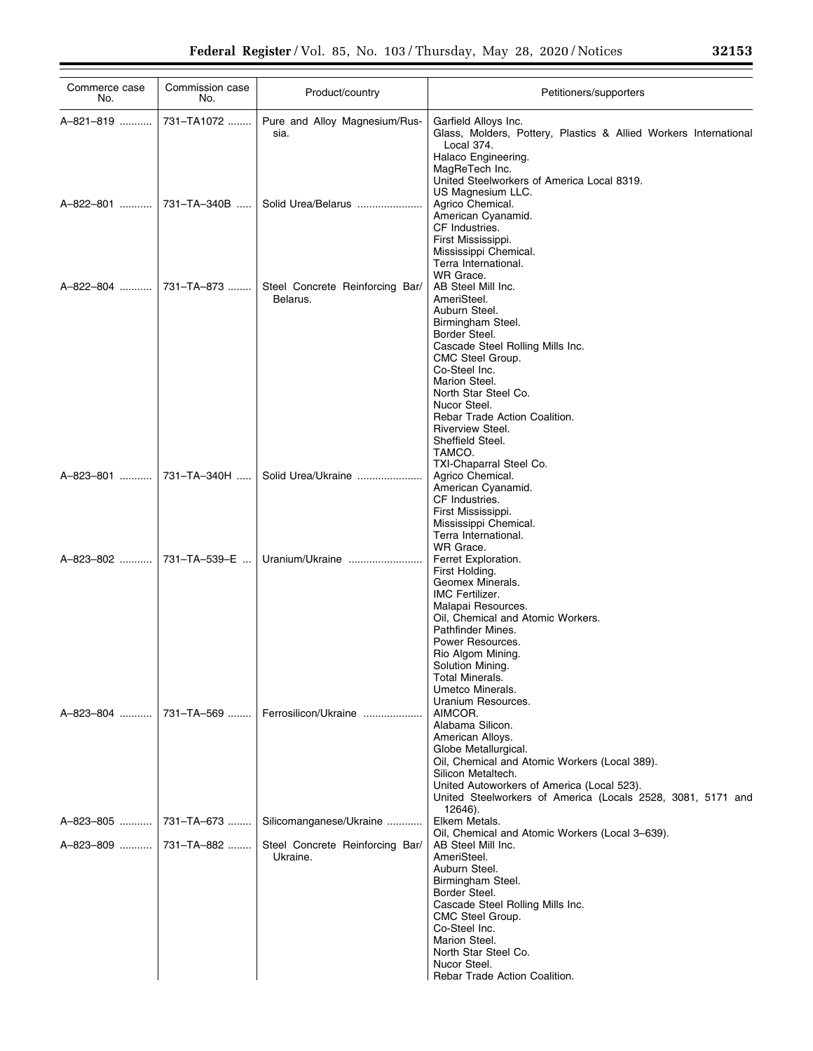| Commerce case No. | Commission case No. | Product/country | Petitioners/supporters |
|---|---|---|---|
| A–821–819 | 731–TA1072 | Pure and Alloy Magnesium/Russia. | Garfield Alloys Inc.<br>Glass, Molders, Pottery, Plastics & Allied Workers International Local 374.<br>Halaco Engineering.<br>MagReTech Inc.<br>United Steelworkers of America Local 8319.<br>US Magnesium LLC. |
| A–822–801 | 731–TA–340B | Solid Urea/Belarus | Agrico Chemical.<br>American Cyanamid.<br>CF Industries.<br>First Mississippi.<br>Mississippi Chemical.<br>Terra International.<br>WR Grace. |
| A–822–804 | 731–TA–873 | Steel Concrete Reinforcing Bar/ Belarus. | AB Steel Mill Inc.<br>AmeriSteel.<br>Auburn Steel.<br>Birmingham Steel.<br>Border Steel.<br>Cascade Steel Rolling Mills Inc.<br>CMC Steel Group.<br>Co-Steel Inc.<br>Marion Steel.<br>North Star Steel Co.<br>Nucor Steel.<br>Rebar Trade Action Coalition.<br>Riverview Steel.<br>Sheffield Steel.<br>TAMCO.<br>TXI-Chaparral Steel Co. |
| A–823–801 | 731–TA–340H | Solid Urea/Ukraine | Agrico Chemical.<br>American Cyanamid.<br>CF Industries.<br>First Mississippi.<br>Mississippi Chemical.<br>Terra International.<br>WR Grace. |
| A–823–802 | 731–TA–539–E | Uranium/Ukraine | Ferret Exploration.<br>First Holding.<br>Geomex Minerals.<br>IMC Fertilizer.<br>Malapai Resources.<br>Oil, Chemical and Atomic Workers.<br>Pathfinder Mines.<br>Power Resources.<br>Rio Algom Mining.<br>Solution Mining.<br>Total Minerals.<br>Umetco Minerals.<br>Uranium Resources. |
| A–823–804 | 731–TA–569 | Ferrosilicon/Ukraine | AIMCOR.<br>Alabama Silicon.<br>American Alloys.<br>Globe Metallurgical.<br>Oil, Chemical and Atomic Workers (Local 389).<br>Silicon Metaltech.<br>United Autoworkers of America (Local 523).<br>United Steelworkers of America (Locals 2528, 3081, 5171 and 12646). |
| A–823–805 | 731–TA–673 | Silicomanganese/Ukraine | Elkem Metals.<br>Oil, Chemical and Atomic Workers (Local 3–639). |
| A–823–809 | 731–TA–882 | Steel Concrete Reinforcing Bar/ Ukraine. | AB Steel Mill Inc.<br>AmeriSteel.<br>Auburn Steel.<br>Birmingham Steel.<br>Border Steel.<br>Cascade Steel Rolling Mills Inc.<br>CMC Steel Group.<br>Co-Steel Inc.<br>Marion Steel.<br>North Star Steel Co.<br>Nucor Steel.<br>Rebar Trade Action Coalition. |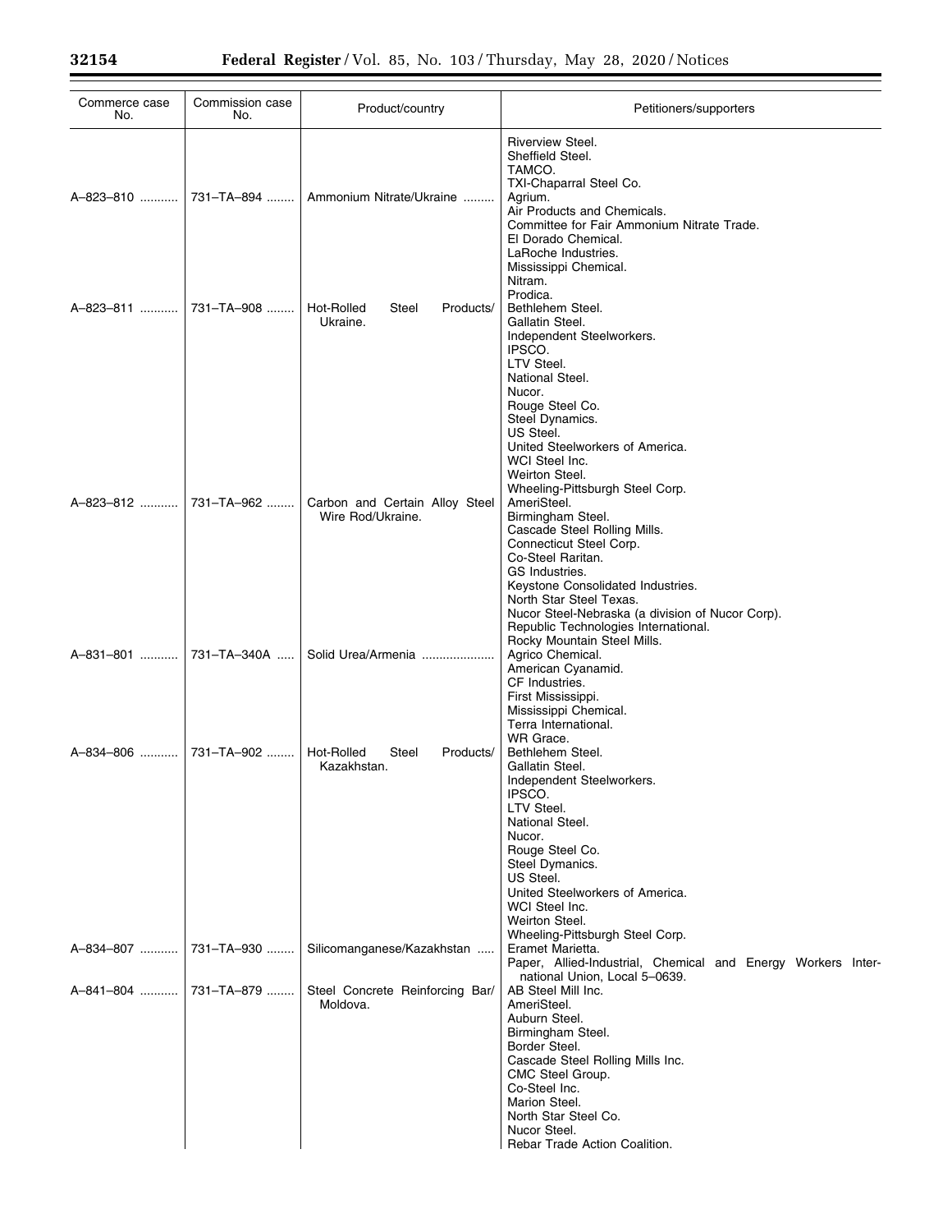| Commerce case No. | Commission case No. | Product/country | Petitioners/supporters |
|---|---|---|---|
| | | | Riverview Steel. |
| | | | Sheffield Steel. |
| | | | TAMCO. |
| | | | TXI-Chaparral Steel Co. |
| A–823–810 | 731–TA–894 | Ammonium Nitrate/Ukraine | Agrium. |
| | | | Air Products and Chemicals. |
| | | | Committee for Fair Ammonium Nitrate Trade. |
| | | | El Dorado Chemical. |
| | | | LaRoche Industries. |
| | | | Mississippi Chemical. |
| | | | Nitram. |
| | | | Prodica. |
| A–823–811 | 731–TA–908 | Hot-Rolled Steel Products/ Ukraine. | Bethlehem Steel. |
| | | | Gallatin Steel. |
| | | | Independent Steelworkers. |
| | | | IPSCO. |
| | | | LTV Steel. |
| | | | National Steel. |
| | | | Nucor. |
| | | | Rouge Steel Co. |
| | | | Steel Dynamics. |
| | | | US Steel. |
| | | | United Steelworkers of America. |
| | | | WCI Steel Inc. |
| | | | Weirton Steel. |
| | | | Wheeling-Pittsburgh Steel Corp. |
| A–823–812 | 731–TA–962 | Carbon and Certain Alloy Steel Wire Rod/Ukraine. | AmeriSteel. |
| | | | Birmingham Steel. |
| | | | Cascade Steel Rolling Mills. |
| | | | Connecticut Steel Corp. |
| | | | Co-Steel Raritan. |
| | | | GS Industries. |
| | | | Keystone Consolidated Industries. |
| | | | North Star Steel Texas. |
| | | | Nucor Steel-Nebraska (a division of Nucor Corp). |
| | | | Republic Technologies International. |
| | | | Rocky Mountain Steel Mills. |
| A–831–801 | 731–TA–340A | Solid Urea/Armenia | Agrico Chemical. |
| | | | American Cyanamid. |
| | | | CF Industries. |
| | | | First Mississippi. |
| | | | Mississippi Chemical. |
| | | | Terra International. |
| | | | WR Grace. |
| A–834–806 | 731–TA–902 | Hot-Rolled Steel Products/ Kazakhstan. | Bethlehem Steel. |
| | | | Gallatin Steel. |
| | | | Independent Steelworkers. |
| | | | IPSCO. |
| | | | LTV Steel. |
| | | | National Steel. |
| | | | Nucor. |
| | | | Rouge Steel Co. |
| | | | Steel Dymanics. |
| | | | US Steel. |
| | | | United Steelworkers of America. |
| | | | WCI Steel Inc. |
| | | | Weirton Steel. |
| | | | Wheeling-Pittsburgh Steel Corp. |
| A–834–807 | 731–TA–930 | Silicomanganese/Kazakhstan | Eramet Marietta. |
| | | | Paper, Allied-Industrial, Chemical and Energy Workers International Union, Local 5–0639. |
| A–841–804 | 731–TA–879 | Steel Concrete Reinforcing Bar/ Moldova. | AB Steel Mill Inc. |
| | | | AmeriSteel. |
| | | | Auburn Steel. |
| | | | Birmingham Steel. |
| | | | Border Steel. |
| | | | Cascade Steel Rolling Mills Inc. |
| | | | CMC Steel Group. |
| | | | Co-Steel Inc. |
| | | | Marion Steel. |
| | | | North Star Steel Co. |
| | | | Nucor Steel. |
| | | | Rebar Trade Action Coalition. |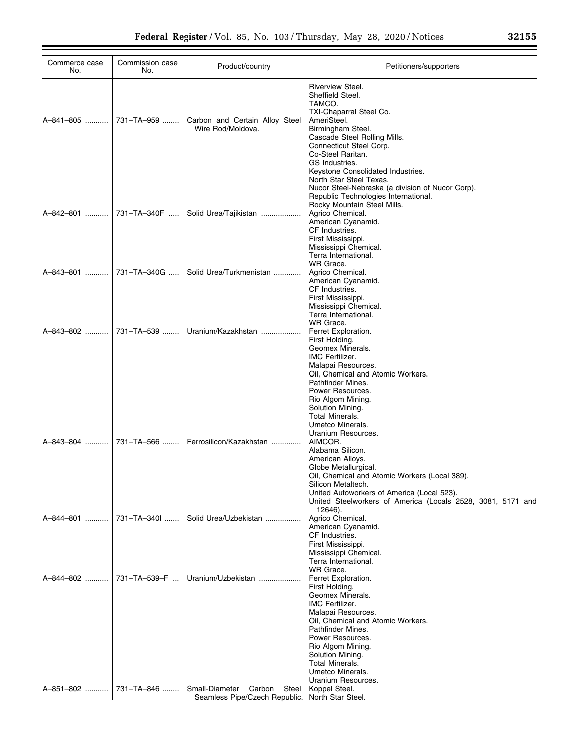| Commerce case No. | Commission case No. | Product/country | Petitioners/supporters |
|---|---|---|---|
| | | | Riverview Steel. |
| | | | Sheffield Steel. |
| | | | TAMCO. |
| | | | TXI-Chaparral Steel Co. |
| A–841–805 | 731–TA–959 | Carbon and Certain Alloy Steel Wire Rod/Moldova. | AmeriSteel. |
| | | | Birmingham Steel. |
| | | | Cascade Steel Rolling Mills. |
| | | | Connecticut Steel Corp. |
| | | | Co-Steel Raritan. |
| | | | GS Industries. |
| | | | Keystone Consolidated Industries. |
| | | | North Star Steel Texas. |
| | | | Nucor Steel-Nebraska (a division of Nucor Corp). |
| | | | Republic Technologies International. |
| | | | Rocky Mountain Steel Mills. |
| A–842–801 | 731–TA–340F | Solid Urea/Tajikistan | Agrico Chemical. |
| | | | American Cyanamid. |
| | | | CF Industries. |
| | | | First Mississippi. |
| | | | Mississippi Chemical. |
| | | | Terra International. |
| | | | WR Grace. |
| A–843–801 | 731–TA–340G | Solid Urea/Turkmenistan | Agrico Chemical. |
| | | | American Cyanamid. |
| | | | CF Industries. |
| | | | First Mississippi. |
| | | | Mississippi Chemical. |
| | | | Terra International. |
| | | | WR Grace. |
| A–843–802 | 731–TA–539 | Uranium/Kazakhstan | Ferret Exploration. |
| | | | First Holding. |
| | | | Geomex Minerals. |
| | | | IMC Fertilizer. |
| | | | Malapai Resources. |
| | | | Oil, Chemical and Atomic Workers. |
| | | | Pathfinder Mines. |
| | | | Power Resources. |
| | | | Rio Algom Mining. |
| | | | Solution Mining. |
| | | | Total Minerals. |
| | | | Umetco Minerals. |
| | | | Uranium Resources. |
| A–843–804 | 731–TA–566 | Ferrosilicon/Kazakhstan | AIMCOR. |
| | | | Alabama Silicon. |
| | | | American Alloys. |
| | | | Globe Metallurgical. |
| | | | Oil, Chemical and Atomic Workers (Local 389). |
| | | | Silicon Metaltech. |
| | | | United Autoworkers of America (Local 523). |
| | | | United Steelworkers of America (Locals 2528, 3081, 5171 and 12646). |
| A–844–801 | 731–TA–340I | Solid Urea/Uzbekistan | Agrico Chemical. |
| | | | American Cyanamid. |
| | | | CF Industries. |
| | | | First Mississippi. |
| | | | Mississippi Chemical. |
| | | | Terra International. |
| | | | WR Grace. |
| A–844–802 | 731–TA–539–F | Uranium/Uzbekistan | Ferret Exploration. |
| | | | First Holding. |
| | | | Geomex Minerals. |
| | | | IMC Fertilizer. |
| | | | Malapai Resources. |
| | | | Oil, Chemical and Atomic Workers. |
| | | | Pathfinder Mines. |
| | | | Power Resources. |
| | | | Rio Algom Mining. |
| | | | Solution Mining. |
| | | | Total Minerals. |
| | | | Umetco Minerals. |
| | | | Uranium Resources. |
| A–851–802 | 731–TA–846 | Small-Diameter Carbon Steel Seamless Pipe/Czech Republic. | Koppel Steel. |
| | | | North Star Steel. |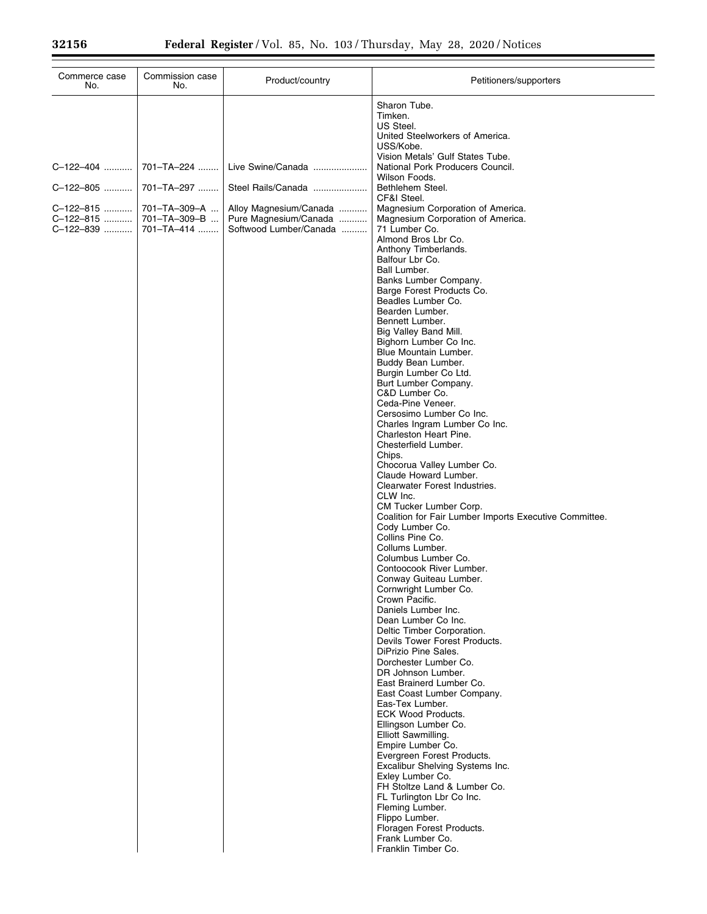| Commerce case No. | Commission case No. | Product/country | Petitioners/supporters |
|---|---|---|---|
| | | | Sharon Tube. |
| | | | Timken. |
| | | | US Steel. |
| | | | United Steelworkers of America. |
| | | | USS/Kobe. |
| | | | Vision Metals' Gulf States Tube. |
| C–122–404 | 701–TA–224 | Live Swine/Canada | National Pork Producers Council. |
| | | | Wilson Foods. |
| C–122–805 | 701–TA–297 | Steel Rails/Canada | Bethlehem Steel. |
| | | | CF&I Steel. |
| C–122–815 | 701–TA–309–A | Alloy Magnesium/Canada | Magnesium Corporation of America. |
| C–122–815 | 701–TA–309–B | Pure Magnesium/Canada | Magnesium Corporation of America. |
| C–122–839 | 701–TA–414 | Softwood Lumber/Canada | 71 Lumber Co. |
| | | | Almond Bros Lbr Co. |
| | | | Anthony Timberlands. |
| | | | Balfour Lbr Co. |
| | | | Ball Lumber. |
| | | | Banks Lumber Company. |
| | | | Barge Forest Products Co. |
| | | | Beadles Lumber Co. |
| | | | Bearden Lumber. |
| | | | Bennett Lumber. |
| | | | Big Valley Band Mill. |
| | | | Bighorn Lumber Co Inc. |
| | | | Blue Mountain Lumber. |
| | | | Buddy Bean Lumber. |
| | | | Burgin Lumber Co Ltd. |
| | | | Burt Lumber Company. |
| | | | C&D Lumber Co. |
| | | | Ceda-Pine Veneer. |
| | | | Cersosimo Lumber Co Inc. |
| | | | Charles Ingram Lumber Co Inc. |
| | | | Charleston Heart Pine. |
| | | | Chesterfield Lumber. |
| | | | Chips. |
| | | | Chocorua Valley Lumber Co. |
| | | | Claude Howard Lumber. |
| | | | Clearwater Forest Industries. |
| | | | CLW Inc. |
| | | | CM Tucker Lumber Corp. |
| | | | Coalition for Fair Lumber Imports Executive Committee. |
| | | | Cody Lumber Co. |
| | | | Collins Pine Co. |
| | | | Collums Lumber. |
| | | | Columbus Lumber Co. |
| | | | Contoocook River Lumber. |
| | | | Conway Guiteau Lumber. |
| | | | Cornwright Lumber Co. |
| | | | Crown Pacific. |
| | | | Daniels Lumber Inc. |
| | | | Dean Lumber Co Inc. |
| | | | Deltic Timber Corporation. |
| | | | Devils Tower Forest Products. |
| | | | DiPrizio Pine Sales. |
| | | | Dorchester Lumber Co. |
| | | | DR Johnson Lumber. |
| | | | East Brainerd Lumber Co. |
| | | | East Coast Lumber Company. |
| | | | Eas-Tex Lumber. |
| | | | ECK Wood Products. |
| | | | Ellingson Lumber Co. |
| | | | Elliott Sawmilling. |
| | | | Empire Lumber Co. |
| | | | Evergreen Forest Products. |
| | | | Excalibur Shelving Systems Inc. |
| | | | Exley Lumber Co. |
| | | | FH Stoltze Land & Lumber Co. |
| | | | FL Turlington Lbr Co Inc. |
| | | | Fleming Lumber. |
| | | | Flippo Lumber. |
| | | | Floragen Forest Products. |
| | | | Frank Lumber Co. |
| | | | Franklin Timber Co. |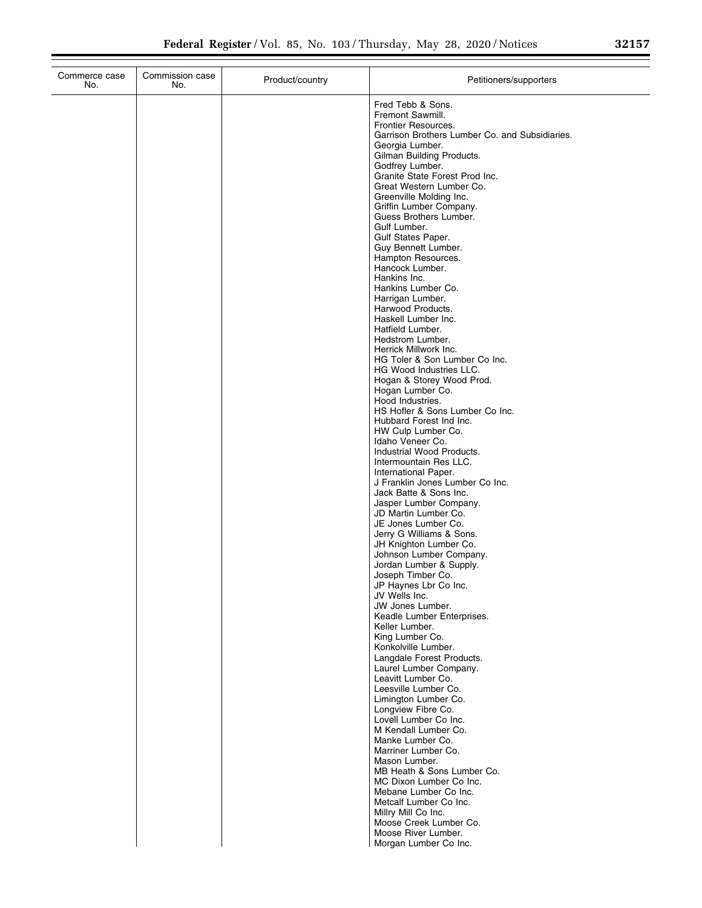| Commerce case No. | Commission case No. | Product/country | Petitioners/supporters |
|---|---|---|---|
| | | | Fred Tebb & Sons. |
| | | | Fremont Sawmill. |
| | | | Frontier Resources. |
| | | | Garrison Brothers Lumber Co. and Subsidiaries. |
| | | | Georgia Lumber. |
| | | | Gilman Building Products. |
| | | | Godfrey Lumber. |
| | | | Granite State Forest Prod Inc. |
| | | | Great Western Lumber Co. |
| | | | Greenville Molding Inc. |
| | | | Griffin Lumber Company. |
| | | | Guess Brothers Lumber. |
| | | | Gulf Lumber. |
| | | | Gulf States Paper. |
| | | | Guy Bennett Lumber. |
| | | | Hampton Resources. |
| | | | Hancock Lumber. |
| | | | Hankins Inc. |
| | | | Hankins Lumber Co. |
| | | | Harrigan Lumber. |
| | | | Harwood Products. |
| | | | Haskell Lumber Inc. |
| | | | Hatfield Lumber. |
| | | | Hedstrom Lumber. |
| | | | Herrick Millwork Inc. |
| | | | HG Toler & Son Lumber Co Inc. |
| | | | HG Wood Industries LLC. |
| | | | Hogan & Storey Wood Prod. |
| | | | Hogan Lumber Co. |
| | | | Hood Industries. |
| | | | HS Hofler & Sons Lumber Co Inc. |
| | | | Hubbard Forest Ind Inc. |
| | | | HW Culp Lumber Co. |
| | | | Idaho Veneer Co. |
| | | | Industrial Wood Products. |
| | | | Intermountain Res LLC. |
| | | | International Paper. |
| | | | J Franklin Jones Lumber Co Inc. |
| | | | Jack Batte & Sons Inc. |
| | | | Jasper Lumber Company. |
| | | | JD Martin Lumber Co. |
| | | | JE Jones Lumber Co. |
| | | | Jerry G Williams & Sons. |
| | | | JH Knighton Lumber Co. |
| | | | Johnson Lumber Company. |
| | | | Jordan Lumber & Supply. |
| | | | Joseph Timber Co. |
| | | | JP Haynes Lbr Co Inc. |
| | | | JV Wells Inc. |
| | | | JW Jones Lumber. |
| | | | Keadle Lumber Enterprises. |
| | | | Keller Lumber. |
| | | | King Lumber Co. |
| | | | Konkolville Lumber. |
| | | | Langdale Forest Products. |
| | | | Laurel Lumber Company. |
| | | | Leavitt Lumber Co. |
| | | | Leesville Lumber Co. |
| | | | Limington Lumber Co. |
| | | | Longview Fibre Co. |
| | | | Lovell Lumber Co Inc. |
| | | | M Kendall Lumber Co. |
| | | | Manke Lumber Co. |
| | | | Marriner Lumber Co. |
| | | | Mason Lumber. |
| | | | MB Heath & Sons Lumber Co. |
| | | | MC Dixon Lumber Co Inc. |
| | | | Mebane Lumber Co Inc. |
| | | | Metcalf Lumber Co Inc. |
| | | | Millry Mill Co Inc. |
| | | | Moose Creek Lumber Co. |
| | | | Moose River Lumber. |
| | | | Morgan Lumber Co Inc. |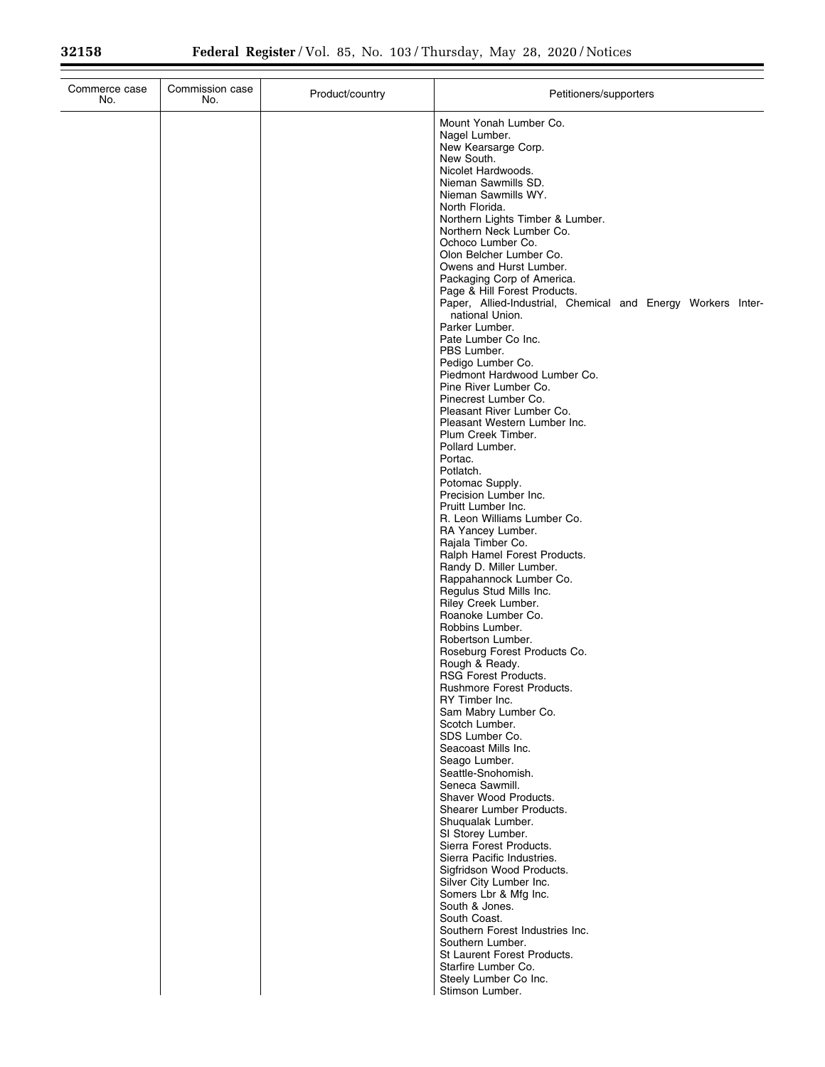| Commerce case No. | Commission case No. | Product/country | Petitioners/supporters |
|---|---|---|---|
| | | | Mount Yonah Lumber Co. |
| | | | Nagel Lumber. |
| | | | New Kearsarge Corp. |
| | | | New South. |
| | | | Nicolet Hardwoods. |
| | | | Nieman Sawmills SD. |
| | | | Nieman Sawmills WY. |
| | | | North Florida. |
| | | | Northern Lights Timber & Lumber. |
| | | | Northern Neck Lumber Co. |
| | | | Ochoco Lumber Co. |
| | | | Olon Belcher Lumber Co. |
| | | | Owens and Hurst Lumber. |
| | | | Packaging Corp of America. |
| | | | Page & Hill Forest Products. |
| | | | Paper, Allied-Industrial, Chemical and Energy Workers International Union. |
| | | | Parker Lumber. |
| | | | Pate Lumber Co Inc. |
| | | | PBS Lumber. |
| | | | Pedigo Lumber Co. |
| | | | Piedmont Hardwood Lumber Co. |
| | | | Pine River Lumber Co. |
| | | | Pinecrest Lumber Co. |
| | | | Pleasant River Lumber Co. |
| | | | Pleasant Western Lumber Inc. |
| | | | Plum Creek Timber. |
| | | | Pollard Lumber. |
| | | | Portac. |
| | | | Potlatch. |
| | | | Potomac Supply. |
| | | | Precision Lumber Inc. |
| | | | Pruitt Lumber Inc. |
| | | | R. Leon Williams Lumber Co. |
| | | | RA Yancey Lumber. |
| | | | Rajala Timber Co. |
| | | | Ralph Hamel Forest Products. |
| | | | Randy D. Miller Lumber. |
| | | | Rappahannock Lumber Co. |
| | | | Regulus Stud Mills Inc. |
| | | | Riley Creek Lumber. |
| | | | Roanoke Lumber Co. |
| | | | Robbins Lumber. |
| | | | Robertson Lumber. |
| | | | Roseburg Forest Products Co. |
| | | | Rough & Ready. |
| | | | RSG Forest Products. |
| | | | Rushmore Forest Products. |
| | | | RY Timber Inc. |
| | | | Sam Mabry Lumber Co. |
| | | | Scotch Lumber. |
| | | | SDS Lumber Co. |
| | | | Seacoast Mills Inc. |
| | | | Seago Lumber. |
| | | | Seattle-Snohomish. |
| | | | Seneca Sawmill. |
| | | | Shaver Wood Products. |
| | | | Shearer Lumber Products. |
| | | | Shuqualak Lumber. |
| | | | SI Storey Lumber. |
| | | | Sierra Forest Products. |
| | | | Sierra Pacific Industries. |
| | | | Sigfridson Wood Products. |
| | | | Silver City Lumber Inc. |
| | | | Somers Lbr & Mfg Inc. |
| | | | South & Jones. |
| | | | South Coast. |
| | | | Southern Forest Industries Inc. |
| | | | Southern Lumber. |
| | | | St Laurent Forest Products. |
| | | | Starfire Lumber Co. |
| | | | Steely Lumber Co Inc. |
| | | | Stimson Lumber. |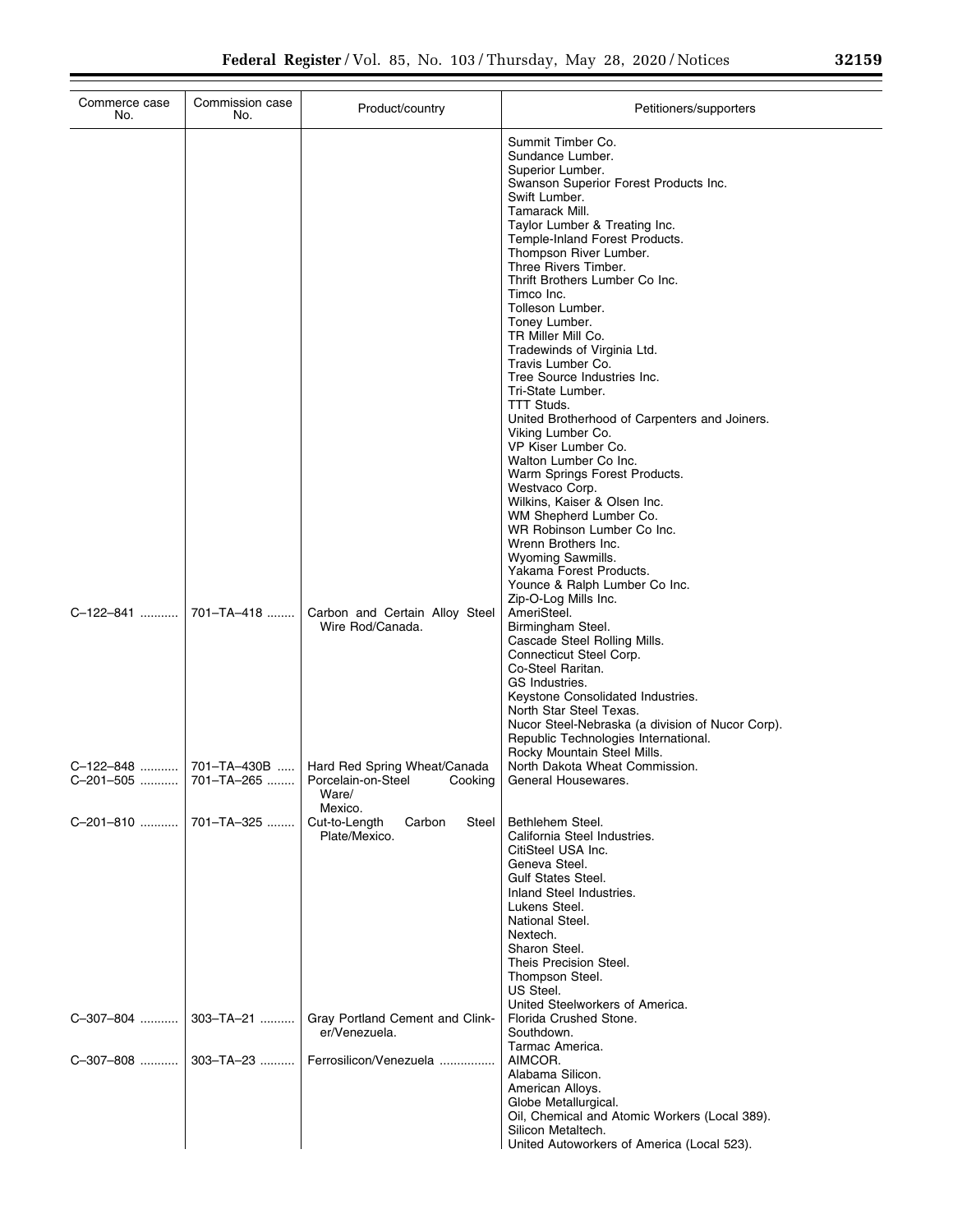| Commerce case No. | Commission case No. | Product/country | Petitioners/supporters |
|---|---|---|---|
| | | | Summit Timber Co. |
| | | | Sundance Lumber. |
| | | | Superior Lumber. |
| | | | Swanson Superior Forest Products Inc. |
| | | | Swift Lumber. |
| | | | Tamarack Mill. |
| | | | Taylor Lumber & Treating Inc. |
| | | | Temple-Inland Forest Products. |
| | | | Thompson River Lumber. |
| | | | Three Rivers Timber. |
| | | | Thrift Brothers Lumber Co Inc. |
| | | | Timco Inc. |
| | | | Tolleson Lumber. |
| | | | Toney Lumber. |
| | | | TR Miller Mill Co. |
| | | | Tradewinds of Virginia Ltd. |
| | | | Travis Lumber Co. |
| | | | Tree Source Industries Inc. |
| | | | Tri-State Lumber. |
| | | | TTT Studs. |
| | | | United Brotherhood of Carpenters and Joiners. |
| | | | Viking Lumber Co. |
| | | | VP Kiser Lumber Co. |
| | | | Walton Lumber Co Inc. |
| | | | Warm Springs Forest Products. |
| | | | Westvaco Corp. |
| | | | Wilkins, Kaiser & Olsen Inc. |
| | | | WM Shepherd Lumber Co. |
| | | | WR Robinson Lumber Co Inc. |
| | | | Wrenn Brothers Inc. |
| | | | Wyoming Sawmills. |
| | | | Yakama Forest Products. |
| | | | Younce & Ralph Lumber Co Inc. |
| | | | Zip-O-Log Mills Inc. |
| C–122–841 | 701–TA–418 | Carbon and Certain Alloy Steel Wire Rod/Canada. | AmeriSteel. |
| | | | Birmingham Steel. |
| | | | Cascade Steel Rolling Mills. |
| | | | Connecticut Steel Corp. |
| | | | Co-Steel Raritan. |
| | | | GS Industries. |
| | | | Keystone Consolidated Industries. |
| | | | North Star Steel Texas. |
| | | | Nucor Steel-Nebraska (a division of Nucor Corp). |
| | | | Republic Technologies International. |
| | | | Rocky Mountain Steel Mills. |
| C–122–848 | 701–TA–430B | Hard Red Spring Wheat/Canada | North Dakota Wheat Commission. |
| C–201–505 | 701–TA–265 | Porcelain-on-Steel Cooking Ware/ Mexico. | General Housewares. |
| C–201–810 | 701–TA–325 | Cut-to-Length Carbon Steel Plate/Mexico. | Bethlehem Steel. |
| | | | California Steel Industries. |
| | | | CitiSteel USA Inc. |
| | | | Geneva Steel. |
| | | | Gulf States Steel. |
| | | | Inland Steel Industries. |
| | | | Lukens Steel. |
| | | | National Steel. |
| | | | Nextech. |
| | | | Sharon Steel. |
| | | | Theis Precision Steel. |
| | | | Thompson Steel. |
| | | | US Steel. |
| | | | United Steelworkers of America. |
| C–307–804 | 303–TA–21 | Gray Portland Cement and Clinker/Venezuela. | Florida Crushed Stone. |
| | | | Southdown. |
| | | | Tarmac America. |
| C–307–808 | 303–TA–23 | Ferrosilicon/Venezuela | AIMCOR. |
| | | | Alabama Silicon. |
| | | | American Alloys. |
| | | | Globe Metallurgical. |
| | | | Oil, Chemical and Atomic Workers (Local 389). |
| | | | Silicon Metaltech. |
| | | | United Autoworkers of America (Local 523). |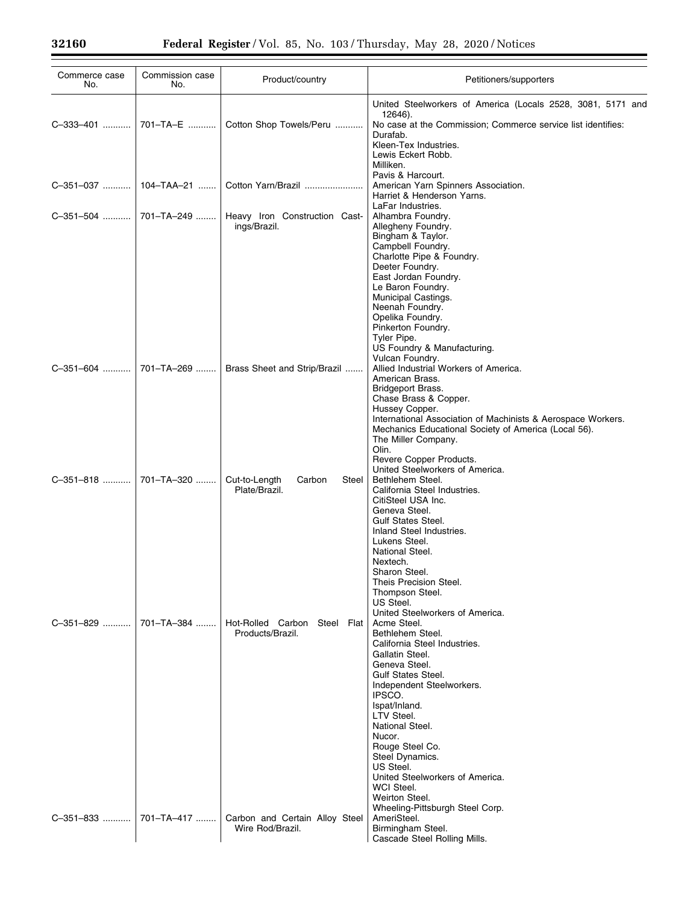| Commerce case No. | Commission case No. | Product/country | Petitioners/supporters |
|---|---|---|---|
| | | | United Steelworkers of America (Locals 2528, 3081, 5171 and 12646). |
| C–333–401 | 701–TA–E | Cotton Shop Towels/Peru | No case at the Commission; Commerce service list identifies:<br>Durafab.<br>Kleen-Tex Industries.<br>Lewis Eckert Robb.<br>Milliken.<br>Pavis & Harcourt. |
| C–351–037 | 104–TAA–21 | Cotton Yarn/Brazil | American Yarn Spinners Association.<br>Harriet & Henderson Yarns.<br>LaFar Industries. |
| C–351–504 | 701–TA–249 | Heavy Iron Construction Castings/Brazil. | Alhambra Foundry.<br>Allegheny Foundry.<br>Bingham & Taylor.<br>Campbell Foundry.<br>Charlotte Pipe & Foundry.<br>Deeter Foundry.<br>East Jordan Foundry.<br>Le Baron Foundry.<br>Municipal Castings.<br>Neenah Foundry.<br>Opelika Foundry.<br>Pinkerton Foundry.<br>Tyler Pipe.<br>US Foundry & Manufacturing.<br>Vulcan Foundry. |
| C–351–604 | 701–TA–269 | Brass Sheet and Strip/Brazil | Allied Industrial Workers of America.<br>American Brass.<br>Bridgeport Brass.<br>Chase Brass & Copper.<br>Hussey Copper.<br>International Association of Machinists & Aerospace Workers.<br>Mechanics Educational Society of America (Local 56).<br>The Miller Company.<br>Olin.<br>Revere Copper Products.<br>United Steelworkers of America. |
| C–351–818 | 701–TA–320 | Cut-to-Length Carbon Steel Plate/Brazil. | Bethlehem Steel.<br>California Steel Industries.<br>CitiSteel USA Inc.<br>Geneva Steel.<br>Gulf States Steel.<br>Inland Steel Industries.<br>Lukens Steel.<br>National Steel.<br>Nextech.<br>Sharon Steel.<br>Theis Precision Steel.<br>Thompson Steel.<br>US Steel.<br>United Steelworkers of America. |
| C–351–829 | 701–TA–384 | Hot-Rolled Carbon Steel Flat Products/Brazil. | Acme Steel.<br>Bethlehem Steel.<br>California Steel Industries.<br>Gallatin Steel.<br>Geneva Steel.<br>Gulf States Steel.<br>Independent Steelworkers.<br>IPSCO.<br>Ispat/Inland.<br>LTV Steel.<br>National Steel.<br>Nucor.<br>Rouge Steel Co.<br>Steel Dynamics.<br>US Steel.<br>United Steelworkers of America.<br>WCI Steel.<br>Weirton Steel.<br>Wheeling-Pittsburgh Steel Corp. |
| C–351–833 | 701–TA–417 | Carbon and Certain Alloy Steel Wire Rod/Brazil. | AmeriSteel.<br>Birmingham Steel.<br>Cascade Steel Rolling Mills. |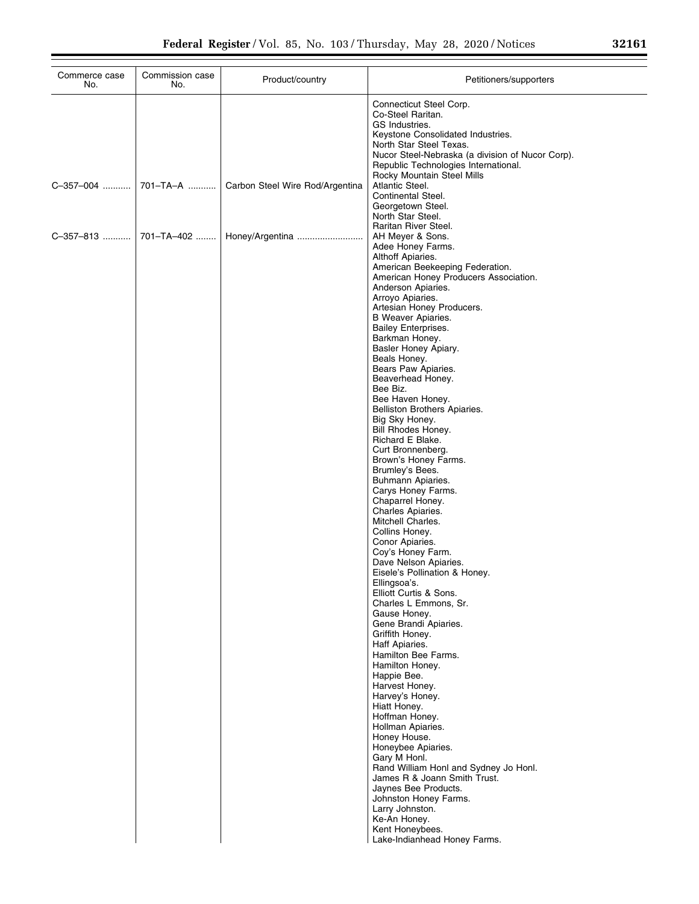| Commerce case No. | Commission case No. | Product/country | Petitioners/supporters |
|---|---|---|---|
| | | | Connecticut Steel Corp. |
| | | | Co-Steel Raritan. |
| | | | GS Industries. |
| | | | Keystone Consolidated Industries. |
| | | | North Star Steel Texas. |
| | | | Nucor Steel-Nebraska (a division of Nucor Corp). |
| | | | Republic Technologies International. |
| | | | Rocky Mountain Steel Mills |
| C–357–004 | 701–TA–A | Carbon Steel Wire Rod/Argentina | Atlantic Steel. |
| | | | Continental Steel. |
| | | | Georgetown Steel. |
| | | | North Star Steel. |
| | | | Raritan River Steel. |
| C–357–813 | 701–TA–402 | Honey/Argentina | AH Meyer & Sons. |
| | | | Adee Honey Farms. |
| | | | Althoff Apiaries. |
| | | | American Beekeeping Federation. |
| | | | American Honey Producers Association. |
| | | | Anderson Apiaries. |
| | | | Arroyo Apiaries. |
| | | | Artesian Honey Producers. |
| | | | B Weaver Apiaries. |
| | | | Bailey Enterprises. |
| | | | Barkman Honey. |
| | | | Basler Honey Apiary. |
| | | | Beals Honey. |
| | | | Bears Paw Apiaries. |
| | | | Beaverhead Honey. |
| | | | Bee Biz. |
| | | | Bee Haven Honey. |
| | | | Belliston Brothers Apiaries. |
| | | | Big Sky Honey. |
| | | | Bill Rhodes Honey. |
| | | | Richard E Blake. |
| | | | Curt Bronnenberg. |
| | | | Brown's Honey Farms. |
| | | | Brumley's Bees. |
| | | | Buhmann Apiaries. |
| | | | Carys Honey Farms. |
| | | | Chaparrel Honey. |
| | | | Charles Apiaries. |
| | | | Mitchell Charles. |
| | | | Collins Honey. |
| | | | Conor Apiaries. |
| | | | Coy's Honey Farm. |
| | | | Dave Nelson Apiaries. |
| | | | Eisele's Pollination & Honey. |
| | | | Ellingsoa's. |
| | | | Elliott Curtis & Sons. |
| | | | Charles L Emmons, Sr. |
| | | | Gause Honey. |
| | | | Gene Brandi Apiaries. |
| | | | Griffith Honey. |
| | | | Haff Apiaries. |
| | | | Hamilton Bee Farms. |
| | | | Hamilton Honey. |
| | | | Happie Bee. |
| | | | Harvest Honey. |
| | | | Harvey's Honey. |
| | | | Hiatt Honey. |
| | | | Hoffman Honey. |
| | | | Hollman Apiaries. |
| | | | Honey House. |
| | | | Honeybee Apiaries. |
| | | | Gary M Honl. |
| | | | Rand William Honl and Sydney Jo Honl. |
| | | | James R & Joann Smith Trust. |
| | | | Jaynes Bee Products. |
| | | | Johnston Honey Farms. |
| | | | Larry Johnston. |
| | | | Ke-An Honey. |
| | | | Kent Honeybees. |
| | | | Lake-Indianhead Honey Farms. |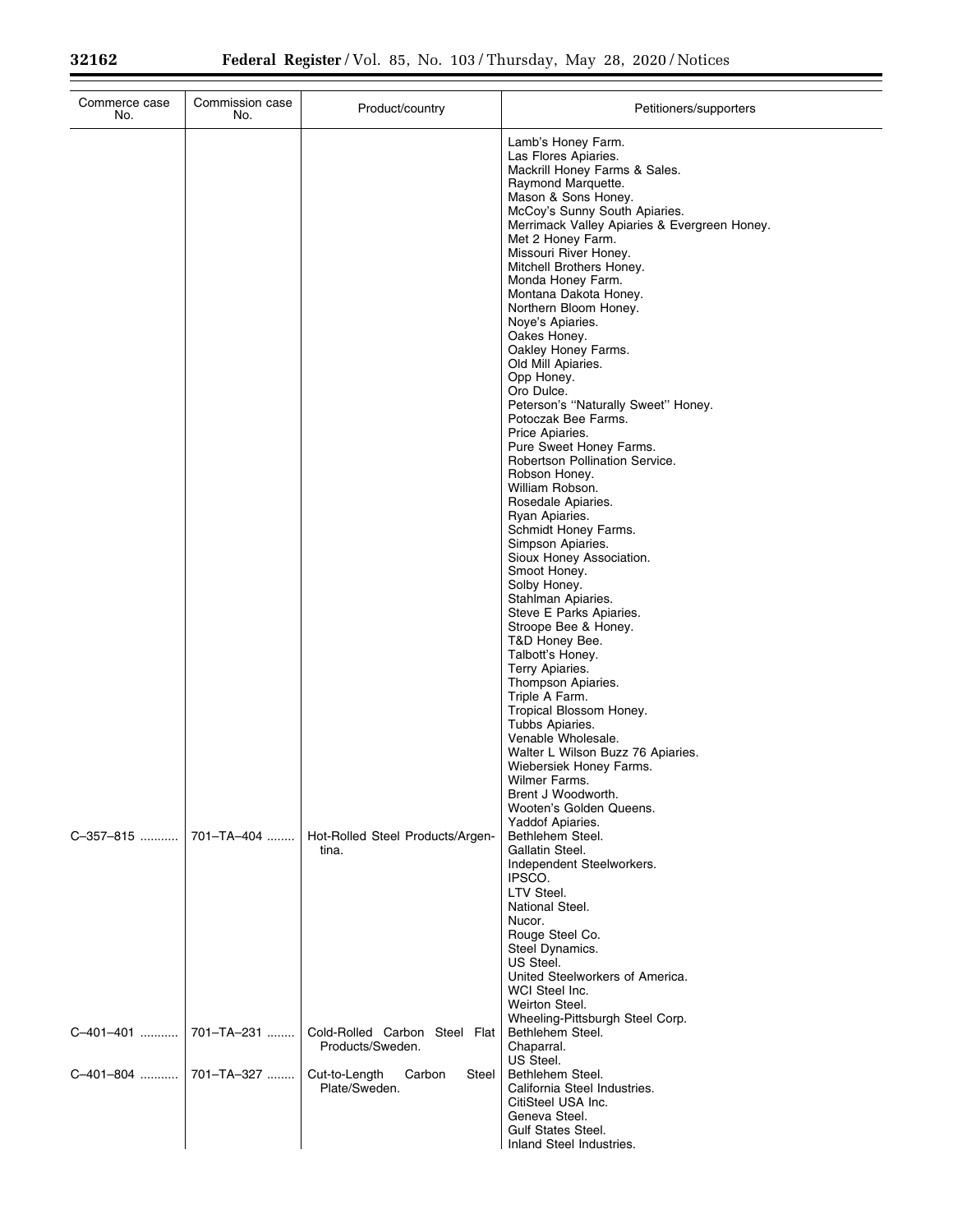| Commerce case No. | Commission case No. | Product/country | Petitioners/supporters |
|---|---|---|---|
| | | | Lamb's Honey Farm. |
| | | | Las Flores Apiaries. |
| | | | Mackrill Honey Farms & Sales. |
| | | | Raymond Marquette. |
| | | | Mason & Sons Honey. |
| | | | McCoy's Sunny South Apiaries. |
| | | | Merrimack Valley Apiaries & Evergreen Honey. |
| | | | Met 2 Honey Farm. |
| | | | Missouri River Honey. |
| | | | Mitchell Brothers Honey. |
| | | | Monda Honey Farm. |
| | | | Montana Dakota Honey. |
| | | | Northern Bloom Honey. |
| | | | Noye's Apiaries. |
| | | | Oakes Honey. |
| | | | Oakley Honey Farms. |
| | | | Old Mill Apiaries. |
| | | | Opp Honey. |
| | | | Oro Dulce. |
| | | | Peterson's ''Naturally Sweet'' Honey. |
| | | | Potoczak Bee Farms. |
| | | | Price Apiaries. |
| | | | Pure Sweet Honey Farms. |
| | | | Robertson Pollination Service. |
| | | | Robson Honey. |
| | | | William Robson. |
| | | | Rosedale Apiaries. |
| | | | Ryan Apiaries. |
| | | | Schmidt Honey Farms. |
| | | | Simpson Apiaries. |
| | | | Sioux Honey Association. |
| | | | Smoot Honey. |
| | | | Solby Honey. |
| | | | Stahlman Apiaries. |
| | | | Steve E Parks Apiaries. |
| | | | Stroope Bee & Honey. |
| | | | T&D Honey Bee. |
| | | | Talbott's Honey. |
| | | | Terry Apiaries. |
| | | | Thompson Apiaries. |
| | | | Triple A Farm. |
| | | | Tropical Blossom Honey. |
| | | | Tubbs Apiaries. |
| | | | Venable Wholesale. |
| | | | Walter L Wilson Buzz 76 Apiaries. |
| | | | Wiebersiek Honey Farms. |
| | | | Wilmer Farms. |
| | | | Brent J Woodworth. |
| | | | Wooten's Golden Queens. |
| | | | Yaddof Apiaries. |
| C–357–815 | 701–TA–404 | Hot-Rolled Steel Products/Argentina. | Bethlehem Steel. |
| | | | Gallatin Steel. |
| | | | Independent Steelworkers. |
| | | | IPSCO. |
| | | | LTV Steel. |
| | | | National Steel. |
| | | | Nucor. |
| | | | Rouge Steel Co. |
| | | | Steel Dynamics. |
| | | | US Steel. |
| | | | United Steelworkers of America. |
| | | | WCI Steel Inc. |
| | | | Weirton Steel. |
| | | | Wheeling-Pittsburgh Steel Corp. |
| C–401–401 | 701–TA–231 | Cold-Rolled Carbon Steel Flat Products/Sweden. | Bethlehem Steel. |
| | | | Chaparral. |
| | | | US Steel. |
| C–401–804 | 701–TA–327 | Cut-to-Length Carbon Steel Plate/Sweden. | Bethlehem Steel. |
| | | | California Steel Industries. |
| | | | CitiSteel USA Inc. |
| | | | Geneva Steel. |
| | | | Gulf States Steel. |
| | | | Inland Steel Industries. |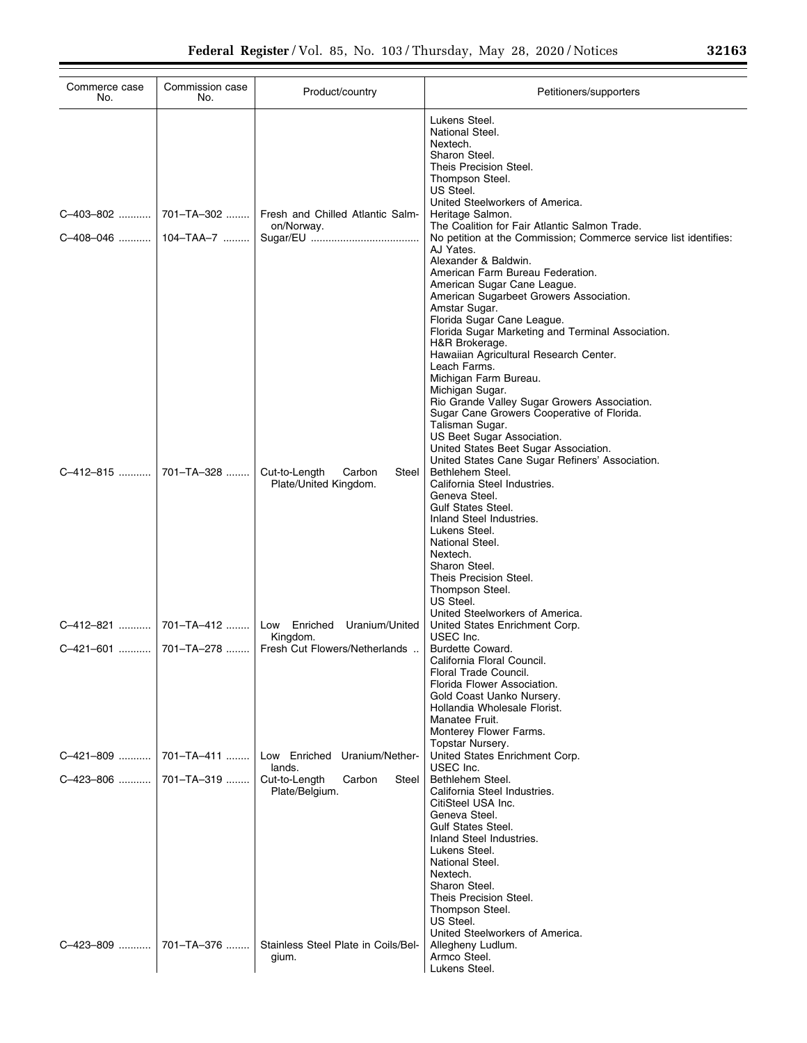| Commerce case No. | Commission case No. | Product/country | Petitioners/supporters |
|---|---|---|---|
| | | | Lukens Steel. |
| | | | National Steel. |
| | | | Nextech. |
| | | | Sharon Steel. |
| | | | Theis Precision Steel. |
| | | | Thompson Steel. |
| | | | US Steel. |
| | | | United Steelworkers of America. |
| C–403–802 | 701–TA–302 | Fresh and Chilled Atlantic Salmon/Norway. | Heritage Salmon. |
| | | | The Coalition for Fair Atlantic Salmon Trade. |
| C–408–046 | 104–TAA–7 | Sugar/EU | No petition at the Commission; Commerce service list identifies: |
| | | | AJ Yates. |
| | | | Alexander & Baldwin. |
| | | | American Farm Bureau Federation. |
| | | | American Sugar Cane League. |
| | | | American Sugarbeet Growers Association. |
| | | | Amstar Sugar. |
| | | | Florida Sugar Cane League. |
| | | | Florida Sugar Marketing and Terminal Association. |
| | | | H&R Brokerage. |
| | | | Hawaiian Agricultural Research Center. |
| | | | Leach Farms. |
| | | | Michigan Farm Bureau. |
| | | | Michigan Sugar. |
| | | | Rio Grande Valley Sugar Growers Association. |
| | | | Sugar Cane Growers Cooperative of Florida. |
| | | | Talisman Sugar. |
| | | | US Beet Sugar Association. |
| | | | United States Beet Sugar Association. |
| | | | United States Cane Sugar Refiners' Association. |
| C–412–815 | 701–TA–328 | Cut-to-Length Carbon Steel Plate/United Kingdom. | Bethlehem Steel. |
| | | | California Steel Industries. |
| | | | Geneva Steel. |
| | | | Gulf States Steel. |
| | | | Inland Steel Industries. |
| | | | Lukens Steel. |
| | | | National Steel. |
| | | | Nextech. |
| | | | Sharon Steel. |
| | | | Theis Precision Steel. |
| | | | Thompson Steel. |
| | | | US Steel. |
| | | | United Steelworkers of America. |
| C–412–821 | 701–TA–412 | Low Enriched Uranium/United Kingdom. | United States Enrichment Corp. |
| | | | USEC Inc. |
| C–421–601 | 701–TA–278 | Fresh Cut Flowers/Netherlands | Burdette Coward. |
| | | | California Floral Council. |
| | | | Floral Trade Council. |
| | | | Florida Flower Association. |
| | | | Gold Coast Uanko Nursery. |
| | | | Hollandia Wholesale Florist. |
| | | | Manatee Fruit. |
| | | | Monterey Flower Farms. |
| | | | Topstar Nursery. |
| C–421–809 | 701–TA–411 | Low Enriched Uranium/Netherlands. | United States Enrichment Corp. |
| | | | USEC Inc. |
| C–423–806 | 701–TA–319 | Cut-to-Length Carbon Steel Plate/Belgium. | Bethlehem Steel. |
| | | | California Steel Industries. |
| | | | CitiSteel USA Inc. |
| | | | Geneva Steel. |
| | | | Gulf States Steel. |
| | | | Inland Steel Industries. |
| | | | Lukens Steel. |
| | | | National Steel. |
| | | | Nextech. |
| | | | Sharon Steel. |
| | | | Theis Precision Steel. |
| | | | Thompson Steel. |
| | | | US Steel. |
| | | | United Steelworkers of America. |
| C–423–809 | 701–TA–376 | Stainless Steel Plate in Coils/Belgium. | Allegheny Ludlum. |
| | | | Armco Steel. |
| | | | Lukens Steel. |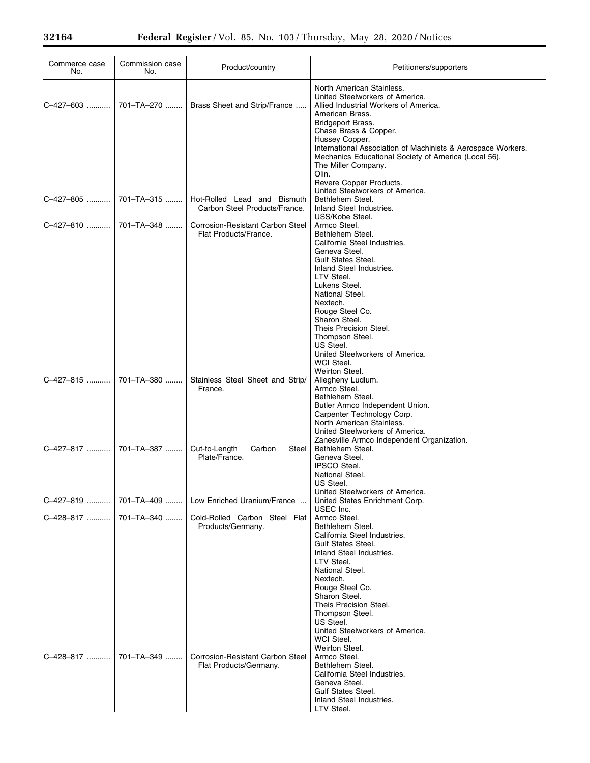| Commerce case No. | Commission case No. | Product/country | Petitioners/supporters |
| --- | --- | --- | --- |
| | | | North American Stainless. United Steelworkers of America. |
| C–427–603 | 701–TA–270 | Brass Sheet and Strip/France | Allied Industrial Workers of America. American Brass. Bridgeport Brass. Chase Brass & Copper. Hussey Copper. International Association of Machinists & Aerospace Workers. Mechanics Educational Society of America (Local 56). The Miller Company. Olin. Revere Copper Products. United Steelworkers of America. |
| C–427–805 | 701–TA–315 | Hot-Rolled Lead and Bismuth Carbon Steel Products/France. | Bethlehem Steel. Inland Steel Industries. USS/Kobe Steel. |
| C–427–810 | 701–TA–348 | Corrosion-Resistant Carbon Steel Flat Products/France. | Armco Steel. Bethlehem Steel. California Steel Industries. Geneva Steel. Gulf States Steel. Inland Steel Industries. LTV Steel. Lukens Steel. National Steel. Nextech. Rouge Steel Co. Sharon Steel. Theis Precision Steel. Thompson Steel. US Steel. United Steelworkers of America. WCI Steel. Weirton Steel. |
| C–427–815 | 701–TA–380 | Stainless Steel Sheet and Strip/France. | Allegheny Ludlum. Armco Steel. Bethlehem Steel. Butler Armco Independent Union. Carpenter Technology Corp. North American Stainless. United Steelworkers of America. Zanesville Armco Independent Organization. |
| C–427–817 | 701–TA–387 | Cut-to-Length Carbon Steel Plate/France. | Bethlehem Steel. Geneva Steel. IPSCO Steel. National Steel. US Steel. United Steelworkers of America. |
| C–427–819 | 701–TA–409 | Low Enriched Uranium/France | United States Enrichment Corp. USEC Inc. |
| C–428–817 | 701–TA–340 | Cold-Rolled Carbon Steel Flat Products/Germany. | Armco Steel. Bethlehem Steel. California Steel Industries. Gulf States Steel. Inland Steel Industries. LTV Steel. National Steel. Nextech. Rouge Steel Co. Sharon Steel. Theis Precision Steel. Thompson Steel. US Steel. United Steelworkers of America. WCI Steel. Weirton Steel. |
| C–428–817 | 701–TA–349 | Corrosion-Resistant Carbon Steel Flat Products/Germany. | Armco Steel. Bethlehem Steel. California Steel Industries. Geneva Steel. Gulf States Steel. Inland Steel Industries. LTV Steel. |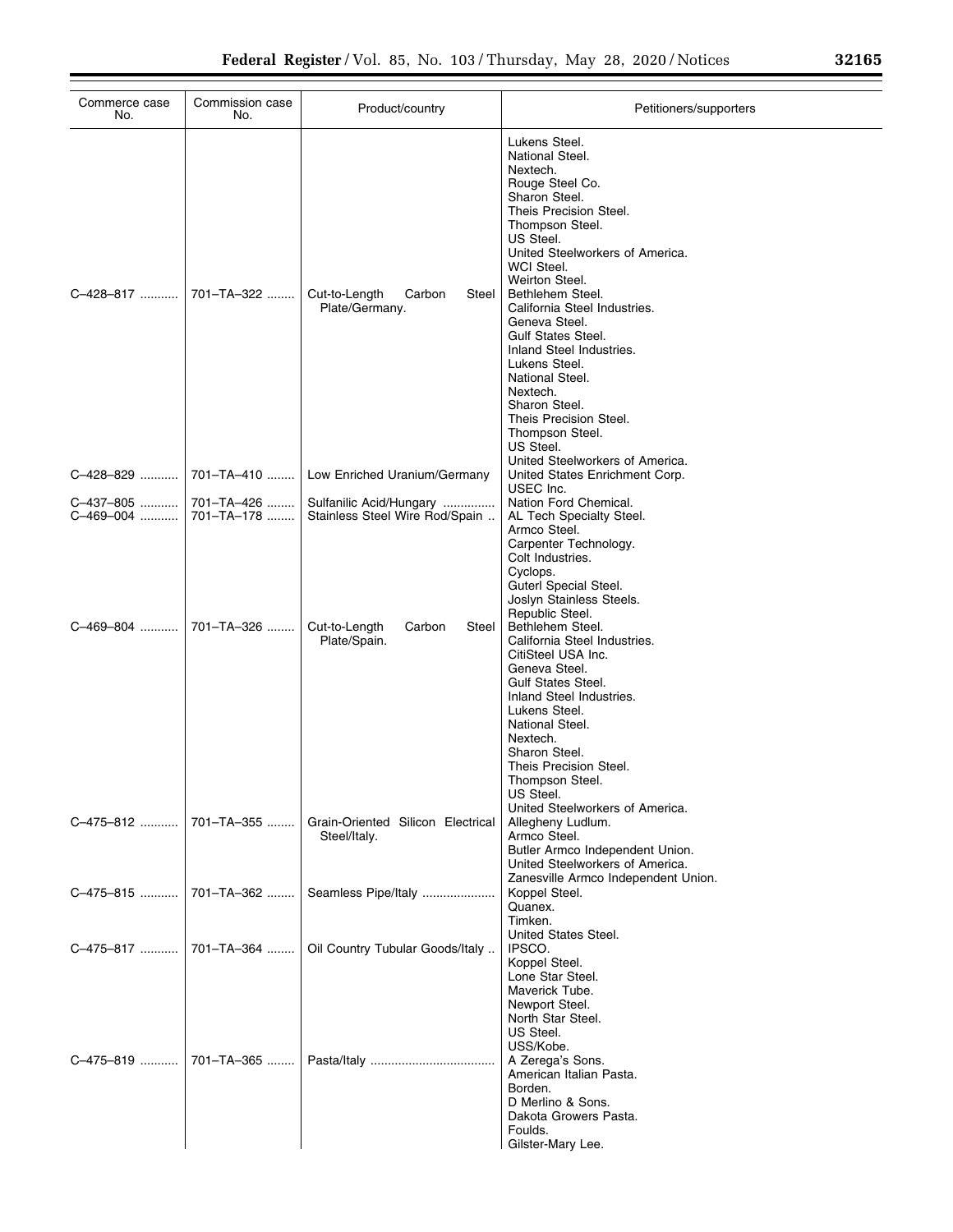| Commerce case No. | Commission case No. | Product/country | Petitioners/supporters |
|---|---|---|---|
| | | | Lukens Steel. |
| | | | National Steel. |
| | | | Nextech. |
| | | | Rouge Steel Co. |
| | | | Sharon Steel. |
| | | | Theis Precision Steel. |
| | | | Thompson Steel. |
| | | | US Steel. |
| | | | United Steelworkers of America. |
| | | | WCI Steel. |
| | | | Weirton Steel. |
| C–428–817 | 701–TA–322 | Cut-to-Length Carbon Steel Plate/Germany. | Bethlehem Steel. |
| | | | California Steel Industries. |
| | | | Geneva Steel. |
| | | | Gulf States Steel. |
| | | | Inland Steel Industries. |
| | | | Lukens Steel. |
| | | | National Steel. |
| | | | Nextech. |
| | | | Sharon Steel. |
| | | | Theis Precision Steel. |
| | | | Thompson Steel. |
| | | | US Steel. |
| | | | United Steelworkers of America. |
| C–428–829 | 701–TA–410 | Low Enriched Uranium/Germany | United States Enrichment Corp. |
| | | | USEC Inc. |
| C–437–805 | 701–TA–426 | Sulfanilic Acid/Hungary | Nation Ford Chemical. |
| C–469–004 | 701–TA–178 | Stainless Steel Wire Rod/Spain | AL Tech Specialty Steel. |
| | | | Armco Steel. |
| | | | Carpenter Technology. |
| | | | Colt Industries. |
| | | | Cyclops. |
| | | | Guterl Special Steel. |
| | | | Joslyn Stainless Steels. |
| | | | Republic Steel. |
| C–469–804 | 701–TA–326 | Cut-to-Length Carbon Steel Plate/Spain. | Bethlehem Steel. |
| | | | California Steel Industries. |
| | | | CitiSteel USA Inc. |
| | | | Geneva Steel. |
| | | | Gulf States Steel. |
| | | | Inland Steel Industries. |
| | | | Lukens Steel. |
| | | | National Steel. |
| | | | Nextech. |
| | | | Sharon Steel. |
| | | | Theis Precision Steel. |
| | | | Thompson Steel. |
| | | | US Steel. |
| | | | United Steelworkers of America. |
| C–475–812 | 701–TA–355 | Grain-Oriented Silicon Electrical Steel/Italy. | Allegheny Ludlum. |
| | | | Armco Steel. |
| | | | Butler Armco Independent Union. |
| | | | United Steelworkers of America. |
| | | | Zanesville Armco Independent Union. |
| C–475–815 | 701–TA–362 | Seamless Pipe/Italy | Koppel Steel. |
| | | | Quanex. |
| | | | Timken. |
| | | | United States Steel. |
| C–475–817 | 701–TA–364 | Oil Country Tubular Goods/Italy | IPSCO. |
| | | | Koppel Steel. |
| | | | Lone Star Steel. |
| | | | Maverick Tube. |
| | | | Newport Steel. |
| | | | North Star Steel. |
| | | | US Steel. |
| | | | USS/Kobe. |
| C–475–819 | 701–TA–365 | Pasta/Italy | A Zerega's Sons. |
| | | | American Italian Pasta. |
| | | | Borden. |
| | | | D Merlino & Sons. |
| | | | Dakota Growers Pasta. |
| | | | Foulds. |
| | | | Gilster-Mary Lee. |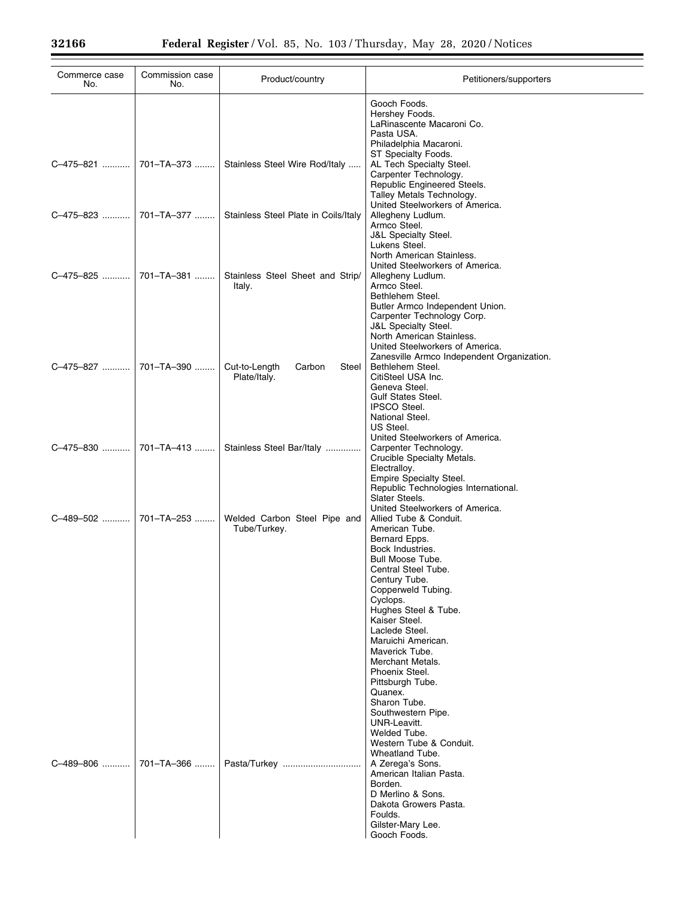| Commerce case No. | Commission case No. | Product/country | Petitioners/supporters |
|---|---|---|---|
| | | | Gooch Foods.<br>Hershey Foods.<br>LaRinascente Macaroni Co.<br>Pasta USA.<br>Philadelphia Macaroni.<br>ST Specialty Foods. |
| C–475–821 | 701–TA–373 | Stainless Steel Wire Rod/Italy | AL Tech Specialty Steel.<br>Carpenter Technology.<br>Republic Engineered Steels.<br>Talley Metals Technology.<br>United Steelworkers of America. |
| C–475–823 | 701–TA–377 | Stainless Steel Plate in Coils/Italy | Allegheny Ludlum.<br>Armco Steel.<br>J&L Specialty Steel.<br>Lukens Steel.<br>North American Stainless.<br>United Steelworkers of America. |
| C–475–825 | 701–TA–381 | Stainless Steel Sheet and Strip/Italy. | Allegheny Ludlum.<br>Armco Steel.<br>Bethlehem Steel.<br>Butler Armco Independent Union.<br>Carpenter Technology Corp.<br>J&L Specialty Steel.<br>North American Stainless.<br>United Steelworkers of America.<br>Zanesville Armco Independent Organization. |
| C–475–827 | 701–TA–390 | Cut-to-Length Carbon Steel Plate/Italy. | Bethlehem Steel.<br>CitiSteel USA Inc.<br>Geneva Steel.<br>Gulf States Steel.<br>IPSCO Steel.<br>National Steel.<br>US Steel.<br>United Steelworkers of America. |
| C–475–830 | 701–TA–413 | Stainless Steel Bar/Italy | Carpenter Technology.<br>Crucible Specialty Metals.<br>Electralloy.<br>Empire Specialty Steel.<br>Republic Technologies International.<br>Slater Steels.<br>United Steelworkers of America. |
| C–489–502 | 701–TA–253 | Welded Carbon Steel Pipe and Tube/Turkey. | Allied Tube & Conduit.<br>American Tube.<br>Bernard Epps.<br>Bock Industries.<br>Bull Moose Tube.<br>Central Steel Tube.<br>Century Tube.<br>Copperweld Tubing.<br>Cyclops.<br>Hughes Steel & Tube.<br>Kaiser Steel.<br>Laclede Steel.<br>Maruichi American.<br>Maverick Tube.<br>Merchant Metals.<br>Phoenix Steel.<br>Pittsburgh Tube.<br>Quanex.<br>Sharon Tube.<br>Southwestern Pipe.<br>UNR-Leavitt.<br>Welded Tube.<br>Western Tube & Conduit.<br>Wheatland Tube. |
| C–489–806 | 701–TA–366 | Pasta/Turkey | A Zerega's Sons.<br>American Italian Pasta.<br>Borden.<br>D Merlino & Sons.<br>Dakota Growers Pasta.<br>Foulds.<br>Gilster-Mary Lee.<br>Gooch Foods. |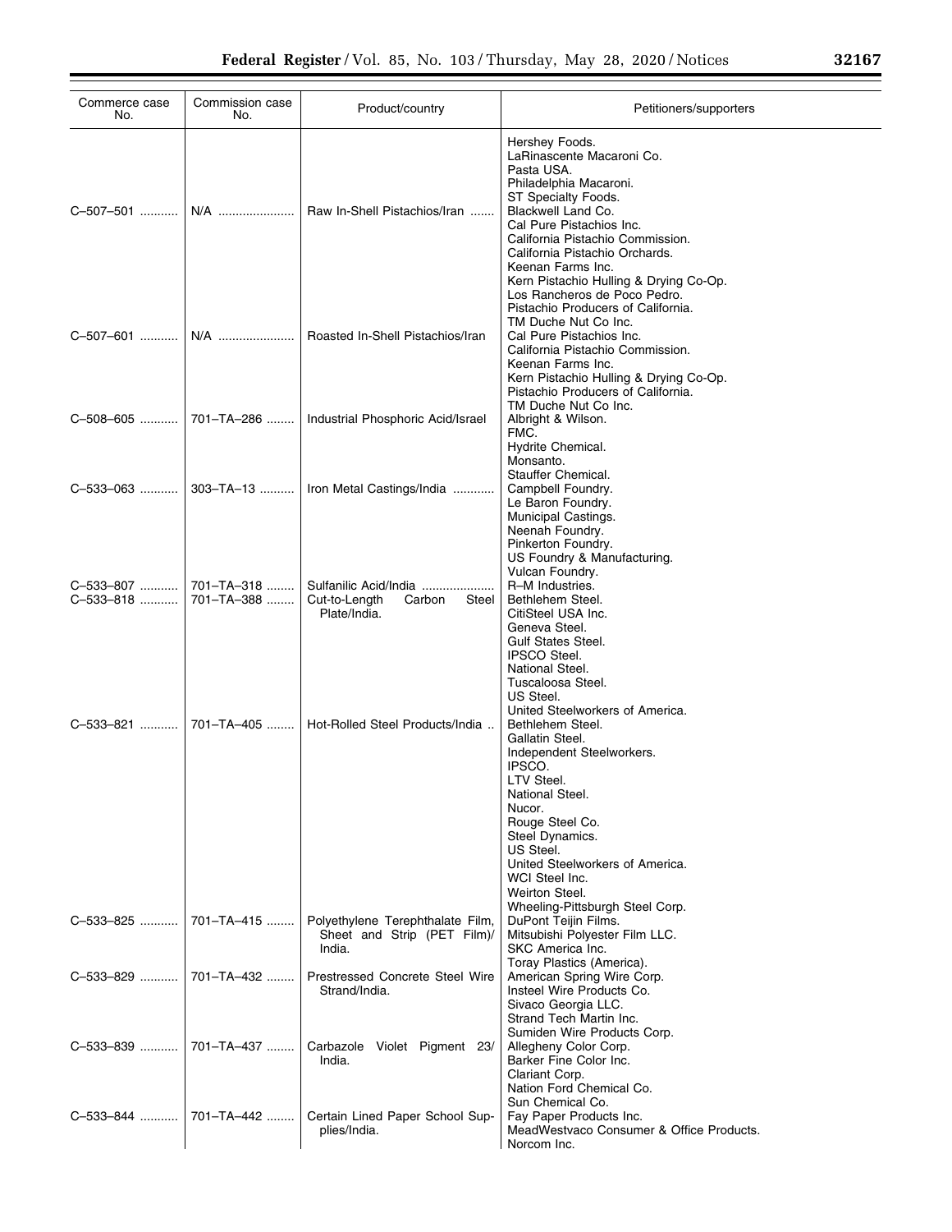| Commerce case No. | Commission case No. | Product/country | Petitioners/supporters |
|---|---|---|---|
| | | | Hershey Foods.<br>LaRinascente Macaroni Co.<br>Pasta USA.<br>Philadelphia Macaroni.<br>ST Specialty Foods. |
| C–507–501 | N/A | Raw In-Shell Pistachios/Iran | Blackwell Land Co.<br>Cal Pure Pistachios Inc.<br>California Pistachio Commission.<br>California Pistachio Orchards.<br>Keenan Farms Inc.<br>Kern Pistachio Hulling & Drying Co-Op.<br>Los Rancheros de Poco Pedro.<br>Pistachio Producers of California.<br>TM Duche Nut Co Inc. |
| C–507–601 | N/A | Roasted In-Shell Pistachios/Iran | Cal Pure Pistachios Inc.<br>California Pistachio Commission.<br>Keenan Farms Inc.<br>Kern Pistachio Hulling & Drying Co-Op.<br>Pistachio Producers of California.<br>TM Duche Nut Co Inc. |
| C–508–605 | 701–TA–286 | Industrial Phosphoric Acid/Israel | Albright & Wilson.<br>FMC.<br>Hydrite Chemical.<br>Monsanto.<br>Stauffer Chemical. |
| C–533–063 | 303–TA–13 | Iron Metal Castings/India | Campbell Foundry.<br>Le Baron Foundry.<br>Municipal Castings.<br>Neenah Foundry.<br>Pinkerton Foundry.<br>US Foundry & Manufacturing.<br>Vulcan Foundry. |
| C–533–807 | 701–TA–318 | Sulfanilic Acid/India | R–M Industries. |
| C–533–818 | 701–TA–388 | Cut-to-Length Carbon Steel Plate/India. | Bethlehem Steel.<br>CitiSteel USA Inc.<br>Geneva Steel.<br>Gulf States Steel.<br>IPSCO Steel.<br>National Steel.<br>Tuscaloosa Steel.<br>US Steel.<br>United Steelworkers of America. |
| C–533–821 | 701–TA–405 | Hot-Rolled Steel Products/India | Bethlehem Steel.<br>Gallatin Steel.<br>Independent Steelworkers.<br>IPSCO.<br>LTV Steel.<br>National Steel.<br>Nucor.<br>Rouge Steel Co.<br>Steel Dynamics.<br>US Steel.<br>United Steelworkers of America.<br>WCI Steel Inc.<br>Weirton Steel.<br>Wheeling-Pittsburgh Steel Corp. |
| C–533–825 | 701–TA–415 | Polyethylene Terephthalate Film, Sheet and Strip (PET Film)/India. | DuPont Teijin Films.<br>Mitsubishi Polyester Film LLC.<br>SKC America Inc.<br>Toray Plastics (America). |
| C–533–829 | 701–TA–432 | Prestressed Concrete Steel Wire Strand/India. | American Spring Wire Corp.<br>Insteel Wire Products Co.<br>Sivaco Georgia LLC.<br>Strand Tech Martin Inc.<br>Sumiden Wire Products Corp. |
| C–533–839 | 701–TA–437 | Carbazole Violet Pigment 23/India. | Allegheny Color Corp.<br>Barker Fine Color Inc.<br>Clariant Corp.<br>Nation Ford Chemical Co.<br>Sun Chemical Co. |
| C–533–844 | 701–TA–442 | Certain Lined Paper School Supplies/India. | Fay Paper Products Inc.<br>MeadWestvaco Consumer & Office Products.<br>Norcom Inc. |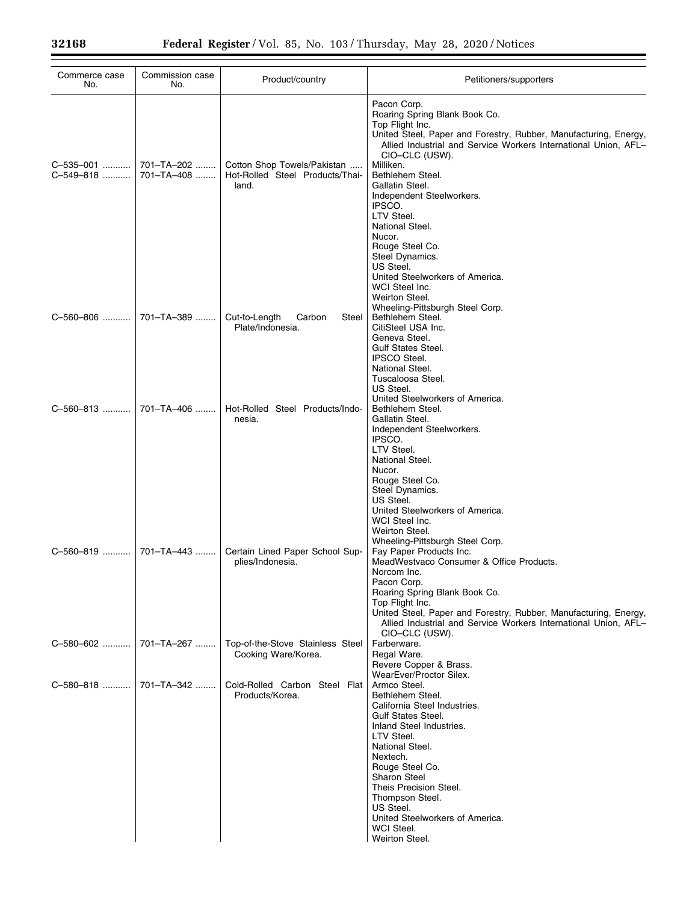| Commerce case No. | Commission case No. | Product/country | Petitioners/supporters |
| --- | --- | --- | --- |
| | | | Pacon Corp.<br>Roaring Spring Blank Book Co.<br>Top Flight Inc.<br>United Steel, Paper and Forestry, Rubber, Manufacturing, Energy, Allied Industrial and Service Workers International Union, AFL–CIO–CLC (USW). |
| C–535–001 | 701–TA–202 | Cotton Shop Towels/Pakistan | Milliken. |
| C–549–818 | 701–TA–408 | Hot-Rolled Steel Products/Thailand. | Bethlehem Steel.<br>Gallatin Steel.<br>Independent Steelworkers.<br>IPSCO.<br>LTV Steel.<br>National Steel.<br>Nucor.<br>Rouge Steel Co.<br>Steel Dynamics.<br>US Steel.<br>United Steelworkers of America.<br>WCI Steel Inc.<br>Weirton Steel.<br>Wheeling-Pittsburgh Steel Corp. |
| C–560–806 | 701–TA–389 | Cut-to-Length Carbon Steel Plate/Indonesia. | Bethlehem Steel.<br>CitiSteel USA Inc.<br>Geneva Steel.<br>Gulf States Steel.<br>IPSCO Steel.<br>National Steel.<br>Tuscaloosa Steel.<br>US Steel.<br>United Steelworkers of America. |
| C–560–813 | 701–TA–406 | Hot-Rolled Steel Products/Indonesia. | Bethlehem Steel.<br>Gallatin Steel.<br>Independent Steelworkers.<br>IPSCO.<br>LTV Steel.<br>National Steel.<br>Nucor.<br>Rouge Steel Co.<br>Steel Dynamics.<br>US Steel.<br>United Steelworkers of America.<br>WCI Steel Inc.<br>Weirton Steel.<br>Wheeling-Pittsburgh Steel Corp. |
| C–560–819 | 701–TA–443 | Certain Lined Paper School Supplies/Indonesia. | Fay Paper Products Inc.<br>MeadWestvaco Consumer & Office Products.<br>Norcom Inc.<br>Pacon Corp.<br>Roaring Spring Blank Book Co.<br>Top Flight Inc.<br>United Steel, Paper and Forestry, Rubber, Manufacturing, Energy, Allied Industrial and Service Workers International Union, AFL–CIO–CLC (USW). |
| C–580–602 | 701–TA–267 | Top-of-the-Stove Stainless Steel Cooking Ware/Korea. | Farberware.<br>Regal Ware.<br>Revere Copper & Brass.<br>WearEver/Proctor Silex. |
| C–580–818 | 701–TA–342 | Cold-Rolled Carbon Steel Flat Products/Korea. | Armco Steel.<br>Bethlehem Steel.<br>California Steel Industries.<br>Gulf States Steel.<br>Inland Steel Industries.<br>LTV Steel.<br>National Steel.<br>Nextech.<br>Rouge Steel Co.<br>Sharon Steel<br>Theis Precision Steel.<br>Thompson Steel.<br>US Steel.<br>United Steelworkers of America.<br>WCI Steel.<br>Weirton Steel. |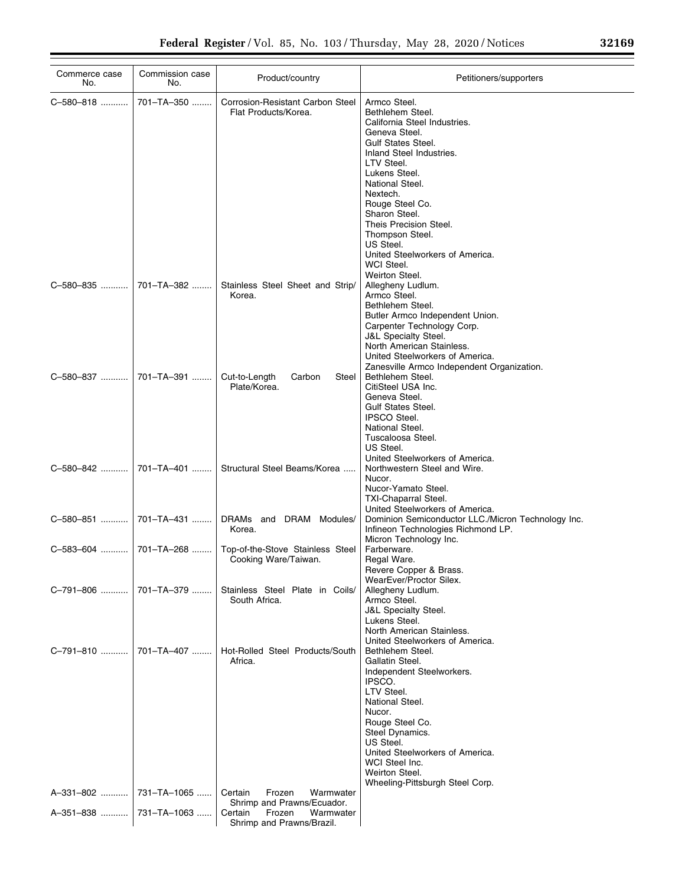| Commerce case No. | Commission case No. | Product/country | Petitioners/supporters |
|---|---|---|---|
| C–580–818 | 701–TA–350 | Corrosion-Resistant Carbon Steel Flat Products/Korea. | Armco Steel.<br>Bethlehem Steel.<br>California Steel Industries.<br>Geneva Steel.<br>Gulf States Steel.<br>Inland Steel Industries.<br>LTV Steel.<br>Lukens Steel.<br>National Steel.<br>Nextech.<br>Rouge Steel Co.<br>Sharon Steel.<br>Theis Precision Steel.<br>Thompson Steel.<br>US Steel.<br>United Steelworkers of America.<br>WCI Steel.<br>Weirton Steel. |
| C–580–835 | 701–TA–382 | Stainless Steel Sheet and Strip/Korea. | Allegheny Ludlum.<br>Armco Steel.<br>Bethlehem Steel.<br>Butler Armco Independent Union.<br>Carpenter Technology Corp.<br>J&L Specialty Steel.<br>North American Stainless.<br>United Steelworkers of America.<br>Zanesville Armco Independent Organization. |
| C–580–837 | 701–TA–391 | Cut-to-Length Carbon Steel Plate/Korea. | Bethlehem Steel.<br>CitiSteel USA Inc.<br>Geneva Steel.<br>Gulf States Steel.<br>IPSCO Steel.<br>National Steel.<br>Tuscaloosa Steel.<br>US Steel.<br>United Steelworkers of America. |
| C–580–842 | 701–TA–401 | Structural Steel Beams/Korea | Northwestern Steel and Wire.<br>Nucor.<br>Nucor-Yamato Steel.<br>TXI-Chaparral Steel.<br>United Steelworkers of America. |
| C–580–851 | 701–TA–431 | DRAMs and DRAM Modules/Korea. | Dominion Semiconductor LLC./Micron Technology Inc.<br>Infineon Technologies Richmond LP.<br>Micron Technology Inc. |
| C–583–604 | 701–TA–268 | Top-of-the-Stove Stainless Steel Cooking Ware/Taiwan. | Farberware.<br>Regal Ware.<br>Revere Copper & Brass.<br>WearEver/Proctor Silex. |
| C–791–806 | 701–TA–379 | Stainless Steel Plate in Coils/South Africa. | Allegheny Ludlum.<br>Armco Steel.<br>J&L Specialty Steel.<br>Lukens Steel.<br>North American Stainless.<br>United Steelworkers of America. |
| C–791–810 | 701–TA–407 | Hot-Rolled Steel Products/South Africa. | Bethlehem Steel.<br>Gallatin Steel.<br>Independent Steelworkers.<br>IPSCO.<br>LTV Steel.<br>National Steel.<br>Nucor.<br>Rouge Steel Co.<br>Steel Dynamics.<br>US Steel.<br>United Steelworkers of America.<br>WCI Steel Inc.<br>Weirton Steel.<br>Wheeling-Pittsburgh Steel Corp. |
| A–331–802 | 731–TA–1065 | Certain Frozen Warmwater Shrimp and Prawns/Ecuador. | |
| A–351–838 | 731–TA–1063 | Certain Frozen Warmwater Shrimp and Prawns/Brazil. | |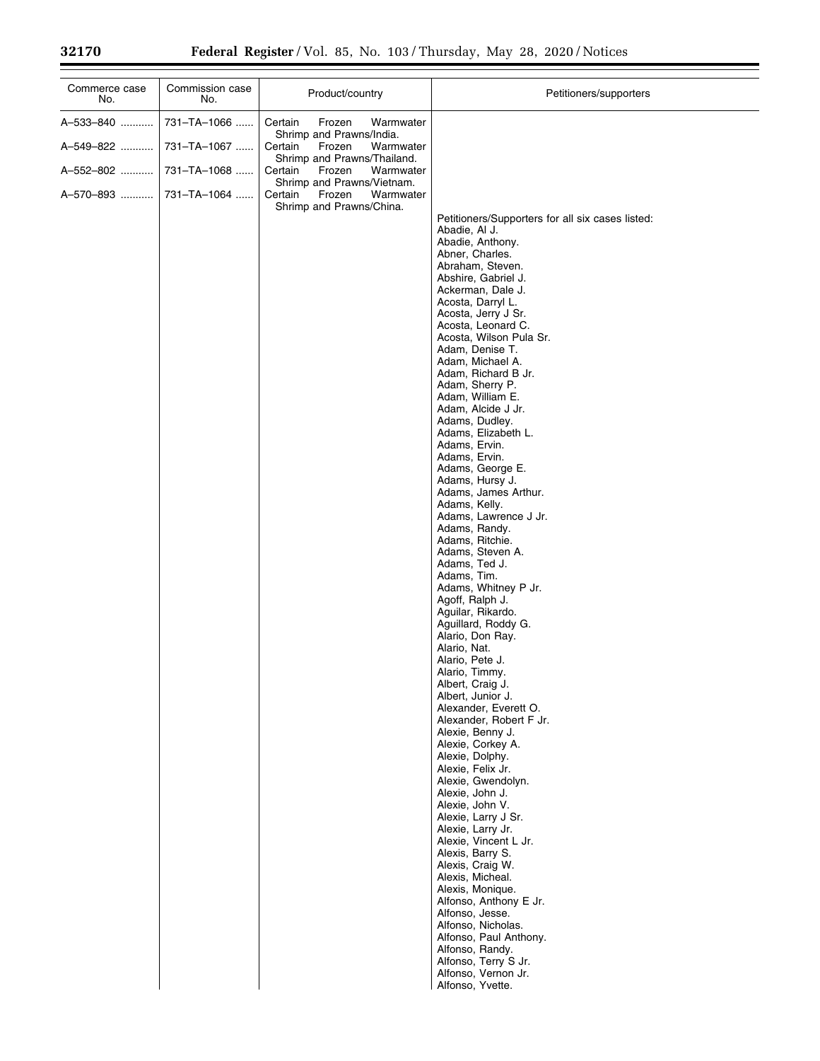| Commerce case No. | Commission case No. | Product/country | Petitioners/supporters |
|---|---|---|---|
| A–533–840 | 731–TA–1066 | Certain Frozen Warmwater Shrimp and Prawns/India. | |
| A–549–822 | 731–TA–1067 | Certain Frozen Warmwater Shrimp and Prawns/Thailand. | |
| A–552–802 | 731–TA–1068 | Certain Frozen Warmwater Shrimp and Prawns/Vietnam. | |
| A–570–893 | 731–TA–1064 | Certain Frozen Warmwater Shrimp and Prawns/China. | |
| | | | Petitioners/Supporters for all six cases listed: |
| | | | Abadie, Al J. |
| | | | Abadie, Anthony. |
| | | | Abner, Charles. |
| | | | Abraham, Steven. |
| | | | Abshire, Gabriel J. |
| | | | Ackerman, Dale J. |
| | | | Acosta, Darryl L. |
| | | | Acosta, Jerry J Sr. |
| | | | Acosta, Leonard C. |
| | | | Acosta, Wilson Pula Sr. |
| | | | Adam, Denise T. |
| | | | Adam, Michael A. |
| | | | Adam, Richard B Jr. |
| | | | Adam, Sherry P. |
| | | | Adam, William E. |
| | | | Adam, Alcide J Jr. |
| | | | Adams, Dudley. |
| | | | Adams, Elizabeth L. |
| | | | Adams, Ervin. |
| | | | Adams, Ervin. |
| | | | Adams, George E. |
| | | | Adams, Hursy J. |
| | | | Adams, James Arthur. |
| | | | Adams, Kelly. |
| | | | Adams, Lawrence J Jr. |
| | | | Adams, Randy. |
| | | | Adams, Ritchie. |
| | | | Adams, Steven A. |
| | | | Adams, Ted J. |
| | | | Adams, Tim. |
| | | | Adams, Whitney P Jr. |
| | | | Agoff, Ralph J. |
| | | | Aguilar, Rikardo. |
| | | | Aguillard, Roddy G. |
| | | | Alario, Don Ray. |
| | | | Alario, Nat. |
| | | | Alario, Pete J. |
| | | | Alario, Timmy. |
| | | | Albert, Craig J. |
| | | | Albert, Junior J. |
| | | | Alexander, Everett O. |
| | | | Alexander, Robert F Jr. |
| | | | Alexie, Benny J. |
| | | | Alexie, Corkey A. |
| | | | Alexie, Dolphy. |
| | | | Alexie, Felix Jr. |
| | | | Alexie, Gwendolyn. |
| | | | Alexie, John J. |
| | | | Alexie, John V. |
| | | | Alexie, Larry J Sr. |
| | | | Alexie, Larry Jr. |
| | | | Alexie, Vincent L Jr. |
| | | | Alexis, Barry S. |
| | | | Alexis, Craig W. |
| | | | Alexis, Micheal. |
| | | | Alexis, Monique. |
| | | | Alfonso, Anthony E Jr. |
| | | | Alfonso, Jesse. |
| | | | Alfonso, Nicholas. |
| | | | Alfonso, Paul Anthony. |
| | | | Alfonso, Randy. |
| | | | Alfonso, Terry S Jr. |
| | | | Alfonso, Vernon Jr. |
| | | | Alfonso, Yvette. |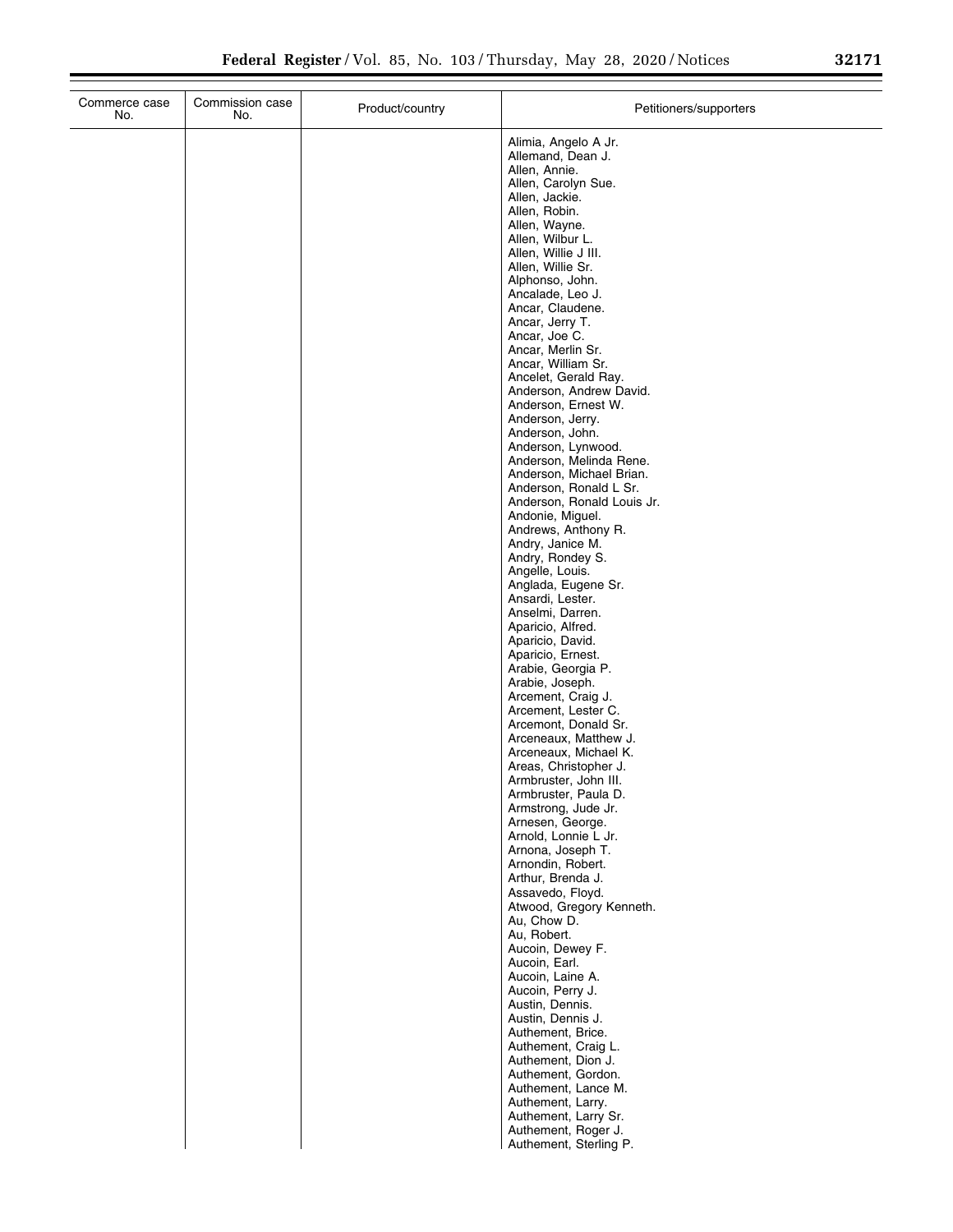| Commerce case No. | Commission case No. | Product/country | Petitioners/supporters |
|---|---|---|---|
| | | | Alimia, Angelo A Jr. |
| | | | Allemand, Dean J. |
| | | | Allen, Annie. |
| | | | Allen, Carolyn Sue. |
| | | | Allen, Jackie. |
| | | | Allen, Robin. |
| | | | Allen, Wayne. |
| | | | Allen, Wilbur L. |
| | | | Allen, Willie J III. |
| | | | Allen, Willie Sr. |
| | | | Alphonso, John. |
| | | | Ancalade, Leo J. |
| | | | Ancar, Claudene. |
| | | | Ancar, Jerry T. |
| | | | Ancar, Joe C. |
| | | | Ancar, Merlin Sr. |
| | | | Ancar, William Sr. |
| | | | Ancelet, Gerald Ray. |
| | | | Anderson, Andrew David. |
| | | | Anderson, Ernest W. |
| | | | Anderson, Jerry. |
| | | | Anderson, John. |
| | | | Anderson, Lynwood. |
| | | | Anderson, Melinda Rene. |
| | | | Anderson, Michael Brian. |
| | | | Anderson, Ronald L Sr. |
| | | | Anderson, Ronald Louis Jr. |
| | | | Andonie, Miguel. |
| | | | Andrews, Anthony R. |
| | | | Andry, Janice M. |
| | | | Andry, Rondey S. |
| | | | Angelle, Louis. |
| | | | Anglada, Eugene Sr. |
| | | | Ansardi, Lester. |
| | | | Anselmi, Darren. |
| | | | Aparicio, Alfred. |
| | | | Aparicio, David. |
| | | | Aparicio, Ernest. |
| | | | Arabie, Georgia P. |
| | | | Arabie, Joseph. |
| | | | Arcement, Craig J. |
| | | | Arcement, Lester C. |
| | | | Arcemont, Donald Sr. |
| | | | Arceneaux, Matthew J. |
| | | | Arceneaux, Michael K. |
| | | | Areas, Christopher J. |
| | | | Armbruster, John III. |
| | | | Armbruster, Paula D. |
| | | | Armstrong, Jude Jr. |
| | | | Arnesen, George. |
| | | | Arnold, Lonnie L Jr. |
| | | | Arnona, Joseph T. |
| | | | Arnondin, Robert. |
| | | | Arthur, Brenda J. |
| | | | Assavedo, Floyd. |
| | | | Atwood, Gregory Kenneth. |
| | | | Au, Chow D. |
| | | | Au, Robert. |
| | | | Aucoin, Dewey F. |
| | | | Aucoin, Earl. |
| | | | Aucoin, Laine A. |
| | | | Aucoin, Perry J. |
| | | | Austin, Dennis. |
| | | | Austin, Dennis J. |
| | | | Authement, Brice. |
| | | | Authement, Craig L. |
| | | | Authement, Dion J. |
| | | | Authement, Gordon. |
| | | | Authement, Lance M. |
| | | | Authement, Larry. |
| | | | Authement, Larry Sr. |
| | | | Authement, Roger J. |
| | | | Authement, Sterling P. |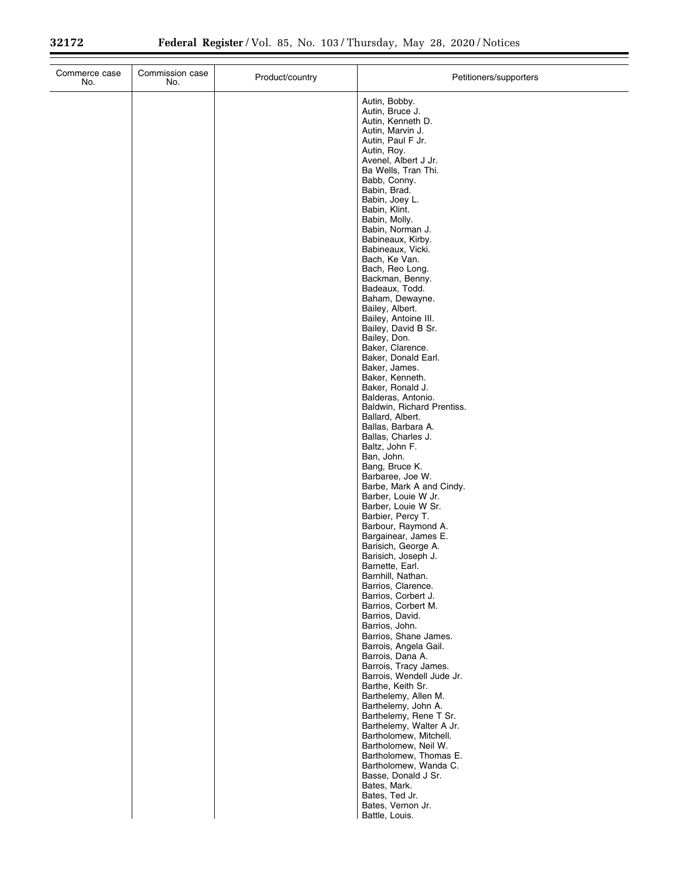| Commerce case No. | Commission case No. | Product/country | Petitioners/supporters |
| --- | --- | --- | --- |
| | | | Autin, Bobby. |
| | | | Autin, Bruce J. |
| | | | Autin, Kenneth D. |
| | | | Autin, Marvin J. |
| | | | Autin, Paul F Jr. |
| | | | Autin, Roy. |
| | | | Avenel, Albert J Jr. |
| | | | Ba Wells, Tran Thi. |
| | | | Babb, Conny. |
| | | | Babin, Brad. |
| | | | Babin, Joey L. |
| | | | Babin, Klint. |
| | | | Babin, Molly. |
| | | | Babin, Norman J. |
| | | | Babineaux, Kirby. |
| | | | Babineaux, Vicki. |
| | | | Bach, Ke Van. |
| | | | Bach, Reo Long. |
| | | | Backman, Benny. |
| | | | Badeaux, Todd. |
| | | | Baham, Dewayne. |
| | | | Bailey, Albert. |
| | | | Bailey, Antoine III. |
| | | | Bailey, David B Sr. |
| | | | Bailey, Don. |
| | | | Baker, Clarence. |
| | | | Baker, Donald Earl. |
| | | | Baker, James. |
| | | | Baker, Kenneth. |
| | | | Baker, Ronald J. |
| | | | Balderas, Antonio. |
| | | | Baldwin, Richard Prentiss. |
| | | | Ballard, Albert. |
| | | | Ballas, Barbara A. |
| | | | Ballas, Charles J. |
| | | | Baltz, John F. |
| | | | Ban, John. |
| | | | Bang, Bruce K. |
| | | | Barbaree, Joe W. |
| | | | Barbe, Mark A and Cindy. |
| | | | Barber, Louie W Jr. |
| | | | Barber, Louie W Sr. |
| | | | Barbier, Percy T. |
| | | | Barbour, Raymond A. |
| | | | Bargainear, James E. |
| | | | Barisich, George A. |
| | | | Barisich, Joseph J. |
| | | | Barnette, Earl. |
| | | | Barnhill, Nathan. |
| | | | Barrios, Clarence. |
| | | | Barrios, Corbert J. |
| | | | Barrios, Corbert M. |
| | | | Barrios, David. |
| | | | Barrios, John. |
| | | | Barrios, Shane James. |
| | | | Barrois, Angela Gail. |
| | | | Barrois, Dana A. |
| | | | Barrois, Tracy James. |
| | | | Barrois, Wendell Jude Jr. |
| | | | Barthe, Keith Sr. |
| | | | Barthelemy, Allen M. |
| | | | Barthelemy, John A. |
| | | | Barthelemy, Rene T Sr. |
| | | | Barthelemy, Walter A Jr. |
| | | | Bartholomew, Mitchell. |
| | | | Bartholomew, Neil W. |
| | | | Bartholomew, Thomas E. |
| | | | Bartholomew, Wanda C. |
| | | | Basse, Donald J Sr. |
| | | | Bates, Mark. |
| | | | Bates, Ted Jr. |
| | | | Bates, Vernon Jr. |
| | | | Battle, Louis. |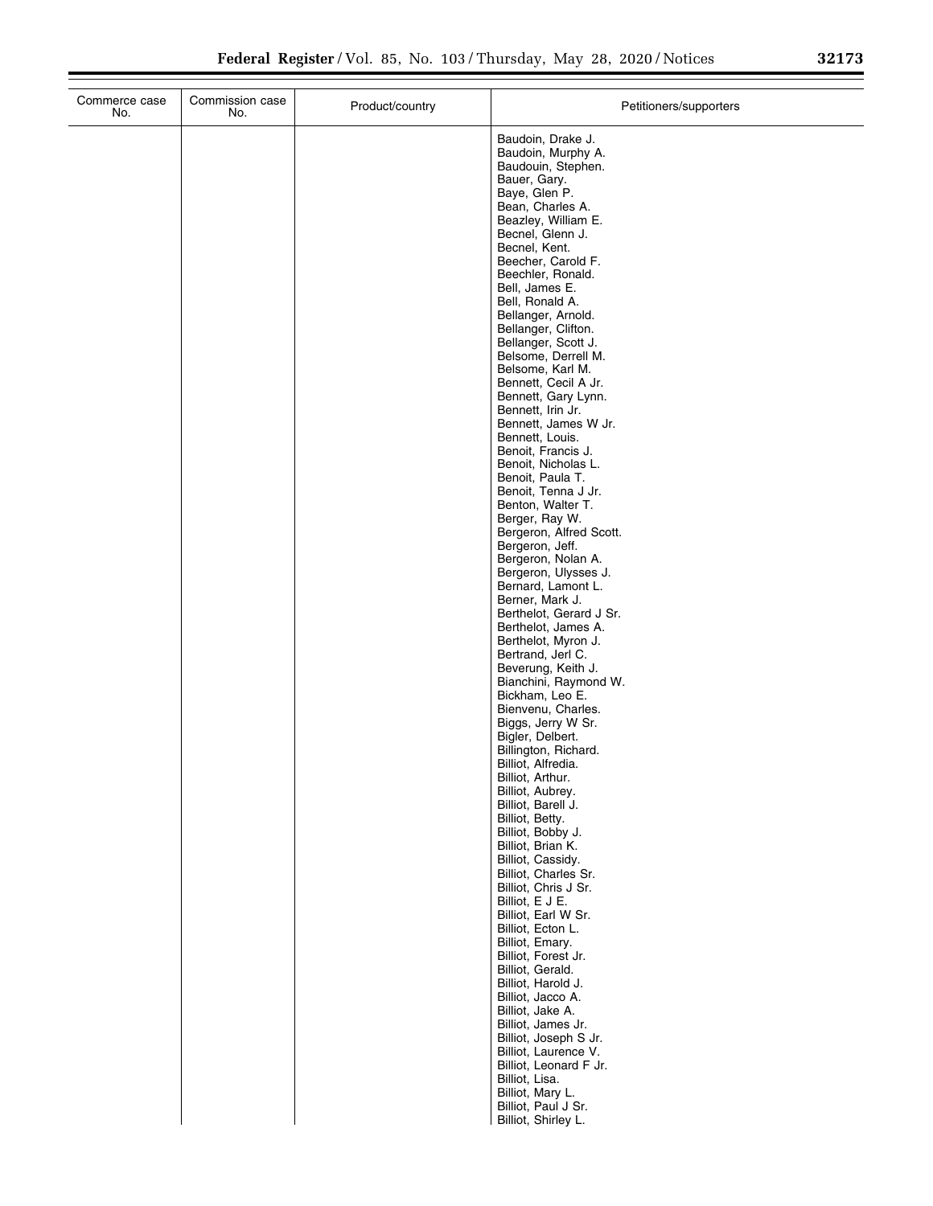| Commerce case No. | Commission case No. | Product/country | Petitioners/supporters |
| --- | --- | --- | --- |
| | | | Baudoin, Drake J.<br>Baudoin, Murphy A.<br>Baudouin, Stephen.<br>Bauer, Gary.<br>Baye, Glen P.<br>Bean, Charles A.<br>Beazley, William E.<br>Becnel, Glenn J.<br>Becnel, Kent.<br>Beecher, Carold F.<br>Beechler, Ronald.<br>Bell, James E.<br>Bell, Ronald A.<br>Bellanger, Arnold.<br>Bellanger, Clifton.<br>Bellanger, Scott J.<br>Belsome, Derrell M.<br>Belsome, Karl M.<br>Bennett, Cecil A Jr.<br>Bennett, Gary Lynn.<br>Bennett, Irin Jr.<br>Bennett, James W Jr.<br>Bennett, Louis.<br>Benoit, Francis J.<br>Benoit, Nicholas L.<br>Benoit, Paula T.<br>Benoit, Tenna J Jr.<br>Benton, Walter T.<br>Berger, Ray W.<br>Bergeron, Alfred Scott.<br>Bergeron, Jeff.<br>Bergeron, Nolan A.<br>Bergeron, Ulysses J.<br>Bernard, Lamont L.<br>Berner, Mark J.<br>Berthelot, Gerard J Sr.<br>Berthelot, James A.<br>Berthelot, Myron J.<br>Bertrand, Jerl C.<br>Beverung, Keith J.<br>Bianchini, Raymond W.<br>Bickham, Leo E.<br>Bienvenu, Charles.<br>Biggs, Jerry W Sr.<br>Bigler, Delbert.<br>Billington, Richard.<br>Billiot, Alfredia.<br>Billiot, Arthur.<br>Billiot, Aubrey.<br>Billiot, Barell J.<br>Billiot, Betty.<br>Billiot, Bobby J.<br>Billiot, Brian K.<br>Billiot, Cassidy.<br>Billiot, Charles Sr.<br>Billiot, Chris J Sr.<br>Billiot, E J E.<br>Billiot, Earl W Sr.<br>Billiot, Ecton L.<br>Billiot, Emary.<br>Billiot, Forest Jr.<br>Billiot, Gerald.<br>Billiot, Harold J.<br>Billiot, Jacco A.<br>Billiot, Jake A.<br>Billiot, James Jr.<br>Billiot, Joseph S Jr.<br>Billiot, Laurence V.<br>Billiot, Leonard F Jr.<br>Billiot, Lisa.<br>Billiot, Mary L.<br>Billiot, Paul J Sr.<br>Billiot, Shirley L. |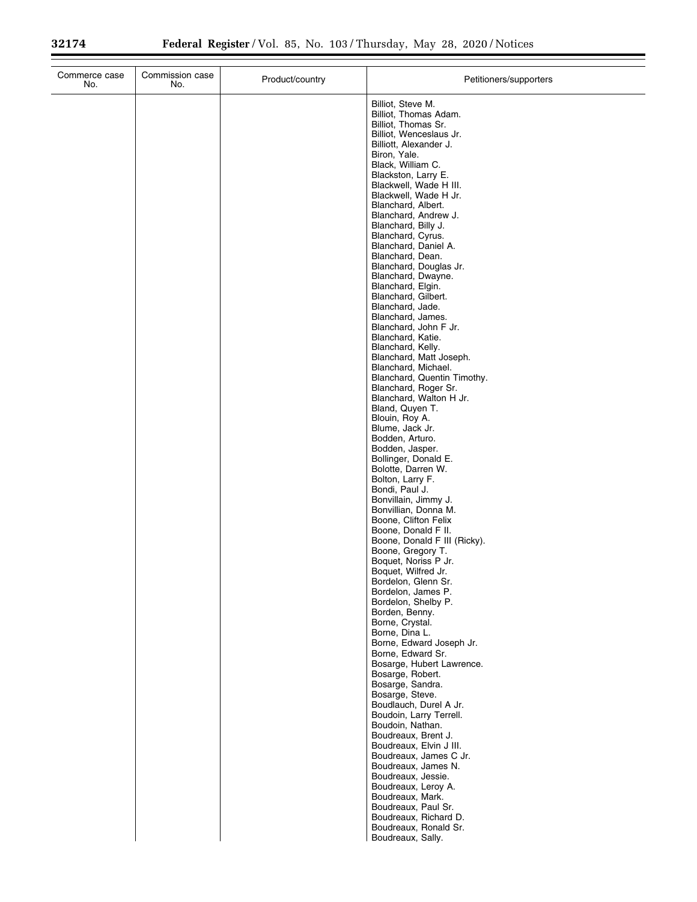| Commerce case No. | Commission case No. | Product/country | Petitioners/supporters |
|---|---|---|---|
| | | | Billiot, Steve M. |
| | | | Billiot, Thomas Adam. |
| | | | Billiot, Thomas Sr. |
| | | | Billiot, Wenceslaus Jr. |
| | | | Billiott, Alexander J. |
| | | | Biron, Yale. |
| | | | Black, William C. |
| | | | Blackston, Larry E. |
| | | | Blackwell, Wade H III. |
| | | | Blackwell, Wade H Jr. |
| | | | Blanchard, Albert. |
| | | | Blanchard, Andrew J. |
| | | | Blanchard, Billy J. |
| | | | Blanchard, Cyrus. |
| | | | Blanchard, Daniel A. |
| | | | Blanchard, Dean. |
| | | | Blanchard, Douglas Jr. |
| | | | Blanchard, Dwayne. |
| | | | Blanchard, Elgin. |
| | | | Blanchard, Gilbert. |
| | | | Blanchard, Jade. |
| | | | Blanchard, James. |
| | | | Blanchard, John F Jr. |
| | | | Blanchard, Katie. |
| | | | Blanchard, Kelly. |
| | | | Blanchard, Matt Joseph. |
| | | | Blanchard, Michael. |
| | | | Blanchard, Quentin Timothy. |
| | | | Blanchard, Roger Sr. |
| | | | Blanchard, Walton H Jr. |
| | | | Bland, Quyen T. |
| | | | Blouin, Roy A. |
| | | | Blume, Jack Jr. |
| | | | Bodden, Arturo. |
| | | | Bodden, Jasper. |
| | | | Bollinger, Donald E. |
| | | | Bolotte, Darren W. |
| | | | Bolton, Larry F. |
| | | | Bondi, Paul J. |
| | | | Bonvillain, Jimmy J. |
| | | | Bonvillian, Donna M. |
| | | | Boone, Clifton Felix |
| | | | Boone, Donald F II. |
| | | | Boone, Donald F III (Ricky). |
| | | | Boone, Gregory T. |
| | | | Boquet, Noriss P Jr. |
| | | | Boquet, Wilfred Jr. |
| | | | Bordelon, Glenn Sr. |
| | | | Bordelon, James P. |
| | | | Bordelon, Shelby P. |
| | | | Borden, Benny. |
| | | | Borne, Crystal. |
| | | | Borne, Dina L. |
| | | | Borne, Edward Joseph Jr. |
| | | | Borne, Edward Sr. |
| | | | Bosarge, Hubert Lawrence. |
| | | | Bosarge, Robert. |
| | | | Bosarge, Sandra. |
| | | | Bosarge, Steve. |
| | | | Boudlauch, Durel A Jr. |
| | | | Boudoin, Larry Terrell. |
| | | | Boudoin, Nathan. |
| | | | Boudreaux, Brent J. |
| | | | Boudreaux, Elvin J III. |
| | | | Boudreaux, James C Jr. |
| | | | Boudreaux, James N. |
| | | | Boudreaux, Jessie. |
| | | | Boudreaux, Leroy A. |
| | | | Boudreaux, Mark. |
| | | | Boudreaux, Paul Sr. |
| | | | Boudreaux, Richard D. |
| | | | Boudreaux, Ronald Sr. |
| | | | Boudreaux, Sally. |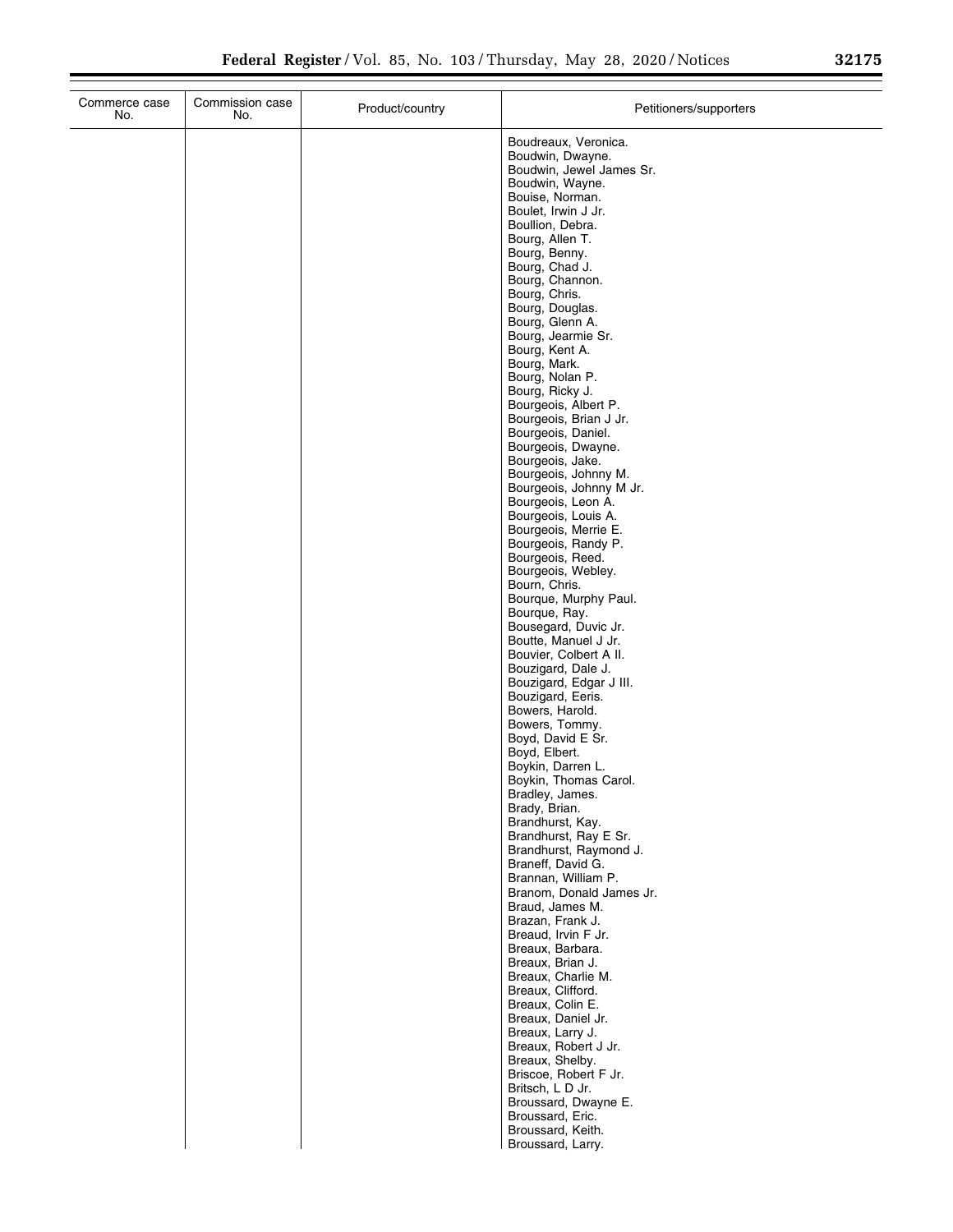| Commerce case No. | Commission case No. | Product/country | Petitioners/supporters |
|---|---|---|---|
| | | | Boudreaux, Veronica. |
| | | | Boudwin, Dwayne. |
| | | | Boudwin, Jewel James Sr. |
| | | | Boudwin, Wayne. |
| | | | Bouise, Norman. |
| | | | Boulet, Irwin J Jr. |
| | | | Boullion, Debra. |
| | | | Bourg, Allen T. |
| | | | Bourg, Benny. |
| | | | Bourg, Chad J. |
| | | | Bourg, Channon. |
| | | | Bourg, Chris. |
| | | | Bourg, Douglas. |
| | | | Bourg, Glenn A. |
| | | | Bourg, Jearmie Sr. |
| | | | Bourg, Kent A. |
| | | | Bourg, Mark. |
| | | | Bourg, Nolan P. |
| | | | Bourg, Ricky J. |
| | | | Bourgeois, Albert P. |
| | | | Bourgeois, Brian J Jr. |
| | | | Bourgeois, Daniel. |
| | | | Bourgeois, Dwayne. |
| | | | Bourgeois, Jake. |
| | | | Bourgeois, Johnny M. |
| | | | Bourgeois, Johnny M Jr. |
| | | | Bourgeois, Leon A. |
| | | | Bourgeois, Louis A. |
| | | | Bourgeois, Merrie E. |
| | | | Bourgeois, Randy P. |
| | | | Bourgeois, Reed. |
| | | | Bourgeois, Webley. |
| | | | Bourn, Chris. |
| | | | Bourque, Murphy Paul. |
| | | | Bourque, Ray. |
| | | | Bousegard, Duvic Jr. |
| | | | Boutte, Manuel J Jr. |
| | | | Bouvier, Colbert A II. |
| | | | Bouzigard, Dale J. |
| | | | Bouzigard, Edgar J III. |
| | | | Bouzigard, Eeris. |
| | | | Bowers, Harold. |
| | | | Bowers, Tommy. |
| | | | Boyd, David E Sr. |
| | | | Boyd, Elbert. |
| | | | Boykin, Darren L. |
| | | | Boykin, Thomas Carol. |
| | | | Bradley, James. |
| | | | Brady, Brian. |
| | | | Brandhurst, Kay. |
| | | | Brandhurst, Ray E Sr. |
| | | | Brandhurst, Raymond J. |
| | | | Braneff, David G. |
| | | | Brannan, William P. |
| | | | Branom, Donald James Jr. |
| | | | Braud, James M. |
| | | | Brazan, Frank J. |
| | | | Breaud, Irvin F Jr. |
| | | | Breaux, Barbara. |
| | | | Breaux, Brian J. |
| | | | Breaux, Charlie M. |
| | | | Breaux, Clifford. |
| | | | Breaux, Colin E. |
| | | | Breaux, Daniel Jr. |
| | | | Breaux, Larry J. |
| | | | Breaux, Robert J Jr. |
| | | | Breaux, Shelby. |
| | | | Briscoe, Robert F Jr. |
| | | | Britsch, L D Jr. |
| | | | Broussard, Dwayne E. |
| | | | Broussard, Eric. |
| | | | Broussard, Keith. |
| | | | Broussard, Larry. |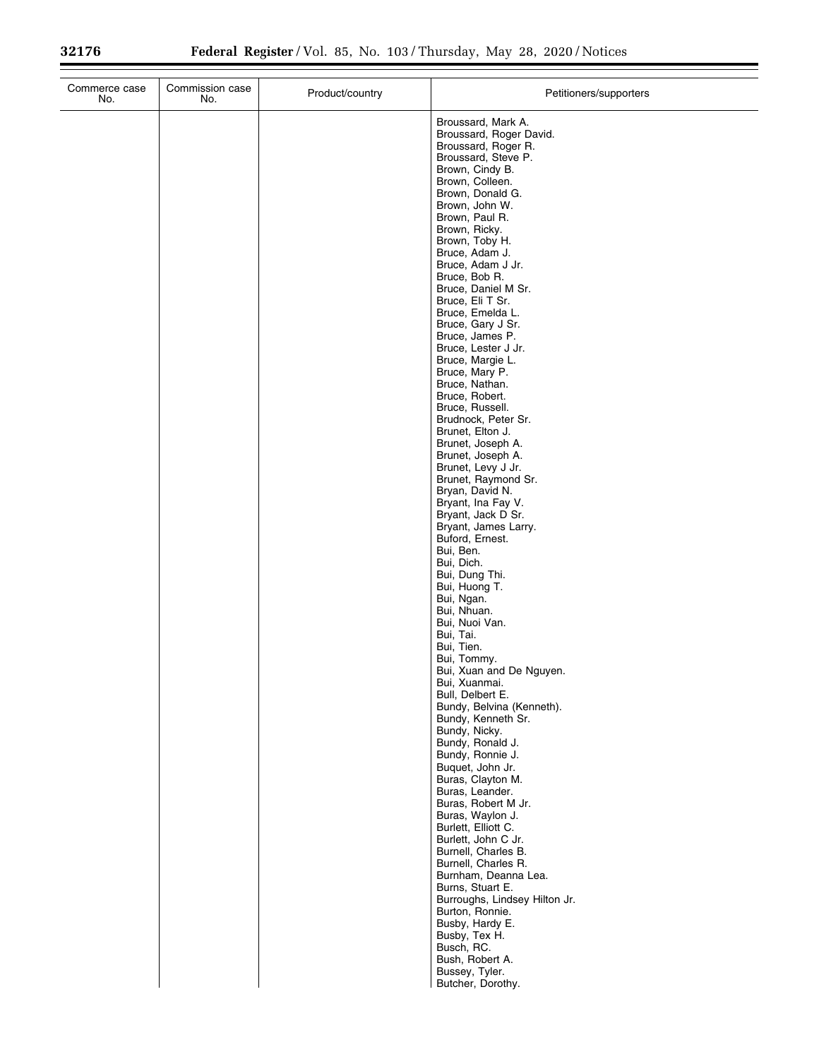| Commerce case No. | Commission case No. | Product/country | Petitioners/supporters |
|---|---|---|---|
| | | | Broussard, Mark A. |
| | | | Broussard, Roger David. |
| | | | Broussard, Roger R. |
| | | | Broussard, Steve P. |
| | | | Brown, Cindy B. |
| | | | Brown, Colleen. |
| | | | Brown, Donald G. |
| | | | Brown, John W. |
| | | | Brown, Paul R. |
| | | | Brown, Ricky. |
| | | | Brown, Toby H. |
| | | | Bruce, Adam J. |
| | | | Bruce, Adam J Jr. |
| | | | Bruce, Bob R. |
| | | | Bruce, Daniel M Sr. |
| | | | Bruce, Eli T Sr. |
| | | | Bruce, Emelda L. |
| | | | Bruce, Gary J Sr. |
| | | | Bruce, James P. |
| | | | Bruce, Lester J Jr. |
| | | | Bruce, Margie L. |
| | | | Bruce, Mary P. |
| | | | Bruce, Nathan. |
| | | | Bruce, Robert. |
| | | | Bruce, Russell. |
| | | | Brudnock, Peter Sr. |
| | | | Brunet, Elton J. |
| | | | Brunet, Joseph A. |
| | | | Brunet, Joseph A. |
| | | | Brunet, Levy J Jr. |
| | | | Brunet, Raymond Sr. |
| | | | Bryan, David N. |
| | | | Bryant, Ina Fay V. |
| | | | Bryant, Jack D Sr. |
| | | | Bryant, James Larry. |
| | | | Buford, Ernest. |
| | | | Bui, Ben. |
| | | | Bui, Dich. |
| | | | Bui, Dung Thi. |
| | | | Bui, Huong T. |
| | | | Bui, Ngan. |
| | | | Bui, Nhuan. |
| | | | Bui, Nuoi Van. |
| | | | Bui, Tai. |
| | | | Bui, Tien. |
| | | | Bui, Tommy. |
| | | | Bui, Xuan and De Nguyen. |
| | | | Bui, Xuanmai. |
| | | | Bull, Delbert E. |
| | | | Bundy, Belvina (Kenneth). |
| | | | Bundy, Kenneth Sr. |
| | | | Bundy, Nicky. |
| | | | Bundy, Ronald J. |
| | | | Bundy, Ronnie J. |
| | | | Buquet, John Jr. |
| | | | Buras, Clayton M. |
| | | | Buras, Leander. |
| | | | Buras, Robert M Jr. |
| | | | Buras, Waylon J. |
| | | | Burlett, Elliott C. |
| | | | Burlett, John C Jr. |
| | | | Burnell, Charles B. |
| | | | Burnell, Charles R. |
| | | | Burnham, Deanna Lea. |
| | | | Burns, Stuart E. |
| | | | Burroughs, Lindsey Hilton Jr. |
| | | | Burton, Ronnie. |
| | | | Busby, Hardy E. |
| | | | Busby, Tex H. |
| | | | Busch, RC. |
| | | | Bush, Robert A. |
| | | | Bussey, Tyler. |
| | | | Butcher, Dorothy. |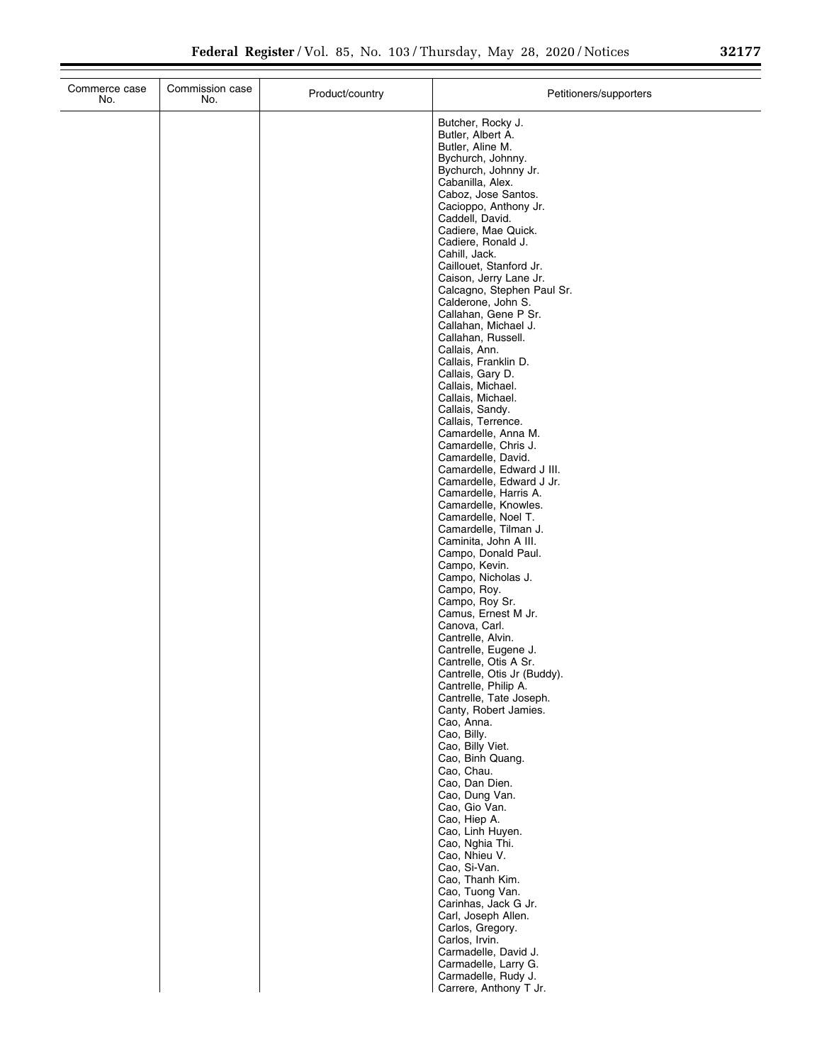| Commerce case No. | Commission case No. | Product/country | Petitioners/supporters |
| --- | --- | --- | --- |
| | | | Butcher, Rocky J.<br>Butler, Albert A.<br>Butler, Aline M.<br>Bychurch, Johnny.<br>Bychurch, Johnny Jr.<br>Cabanilla, Alex.<br>Caboz, Jose Santos.<br>Cacioppo, Anthony Jr.<br>Caddell, David.<br>Cadiere, Mae Quick.<br>Cadiere, Ronald J.<br>Cahill, Jack.<br>Caillouet, Stanford Jr.<br>Caison, Jerry Lane Jr.<br>Calcagno, Stephen Paul Sr.<br>Calderone, John S.<br>Callahan, Gene P Sr.<br>Callahan, Michael J.<br>Callahan, Russell.<br>Callais, Ann.<br>Callais, Franklin D.<br>Callais, Gary D.<br>Callais, Michael.<br>Callais, Michael.<br>Callais, Sandy.<br>Callais, Terrence.<br>Camardelle, Anna M.<br>Camardelle, Chris J.<br>Camardelle, David.<br>Camardelle, Edward J III.<br>Camardelle, Edward J Jr.<br>Camardelle, Harris A.<br>Camardelle, Knowles.<br>Camardelle, Noel T.<br>Camardelle, Tilman J.<br>Caminita, John A III.<br>Campo, Donald Paul.<br>Campo, Kevin.<br>Campo, Nicholas J.<br>Campo, Roy.<br>Campo, Roy Sr.<br>Camus, Ernest M Jr.<br>Canova, Carl.<br>Cantrelle, Alvin.<br>Cantrelle, Eugene J.<br>Cantrelle, Otis A Sr.<br>Cantrelle, Otis Jr (Buddy).<br>Cantrelle, Philip A.<br>Cantrelle, Tate Joseph.<br>Canty, Robert Jamies.<br>Cao, Anna.<br>Cao, Billy.<br>Cao, Billy Viet.<br>Cao, Binh Quang.<br>Cao, Chau.<br>Cao, Dan Dien.<br>Cao, Dung Van.<br>Cao, Gio Van.<br>Cao, Hiep A.<br>Cao, Linh Huyen.<br>Cao, Nghia Thi.<br>Cao, Nhieu V.<br>Cao, Si-Van.<br>Cao, Thanh Kim.<br>Cao, Tuong Van.<br>Carinhas, Jack G Jr.<br>Carl, Joseph Allen.<br>Carlos, Gregory.<br>Carlos, Irvin.<br>Carmadelle, David J.<br>Carmadelle, Larry G.<br>Carmadelle, Rudy J.<br>Carrere, Anthony T Jr. |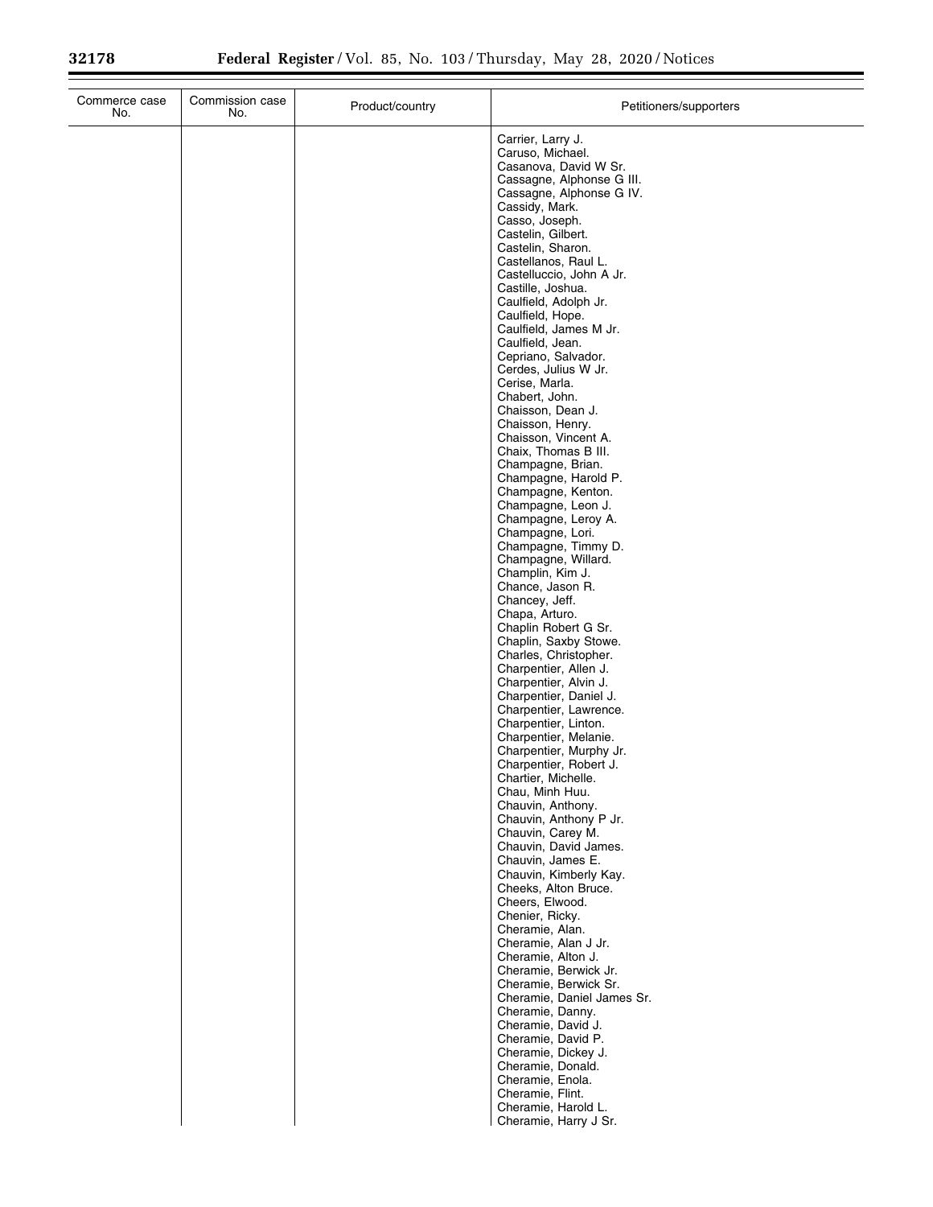| Commerce case No. | Commission case No. | Product/country | Petitioners/supporters |
|---|---|---|---|
| | | | Carrier, Larry J.<br>Caruso, Michael.<br>Casanova, David W Sr.<br>Cassagne, Alphonse G III.<br>Cassagne, Alphonse G IV.<br>Cassidy, Mark.<br>Casso, Joseph.<br>Castelin, Gilbert.<br>Castelin, Sharon.<br>Castellanos, Raul L.<br>Castelluccio, John A Jr.<br>Castille, Joshua.<br>Caulfield, Adolph Jr.<br>Caulfield, Hope.<br>Caulfield, James M Jr.<br>Caulfield, Jean.<br>Cepriano, Salvador.<br>Cerdes, Julius W Jr.<br>Cerise, Marla.<br>Chabert, John.<br>Chaisson, Dean J.<br>Chaisson, Henry.<br>Chaisson, Vincent A.<br>Chaix, Thomas B III.<br>Champagne, Brian.<br>Champagne, Harold P.<br>Champagne, Kenton.<br>Champagne, Leon J.<br>Champagne, Leroy A.<br>Champagne, Lori.<br>Champagne, Timmy D.<br>Champagne, Willard.<br>Champlin, Kim J.<br>Chance, Jason R.<br>Chancey, Jeff.<br>Chapa, Arturo.<br>Chaplin Robert G Sr.<br>Chaplin, Saxby Stowe.<br>Charles, Christopher.<br>Charpentier, Allen J.<br>Charpentier, Alvin J.<br>Charpentier, Daniel J.<br>Charpentier, Lawrence.<br>Charpentier, Linton.<br>Charpentier, Melanie.<br>Charpentier, Murphy Jr.<br>Charpentier, Robert J.<br>Chartier, Michelle.<br>Chau, Minh Huu.<br>Chauvin, Anthony.<br>Chauvin, Anthony P Jr.<br>Chauvin, Carey M.<br>Chauvin, David James.<br>Chauvin, James E.<br>Chauvin, Kimberly Kay.<br>Cheeks, Alton Bruce.<br>Cheers, Elwood.<br>Chenier, Ricky.<br>Cheramie, Alan.<br>Cheramie, Alan J Jr.<br>Cheramie, Alton J.<br>Cheramie, Berwick Jr.<br>Cheramie, Berwick Sr.<br>Cheramie, Daniel James Sr.<br>Cheramie, Danny.<br>Cheramie, David J.<br>Cheramie, David P.<br>Cheramie, Dickey J.<br>Cheramie, Donald.<br>Cheramie, Enola.<br>Cheramie, Flint.<br>Cheramie, Harold L.<br>Cheramie, Harry J Sr. |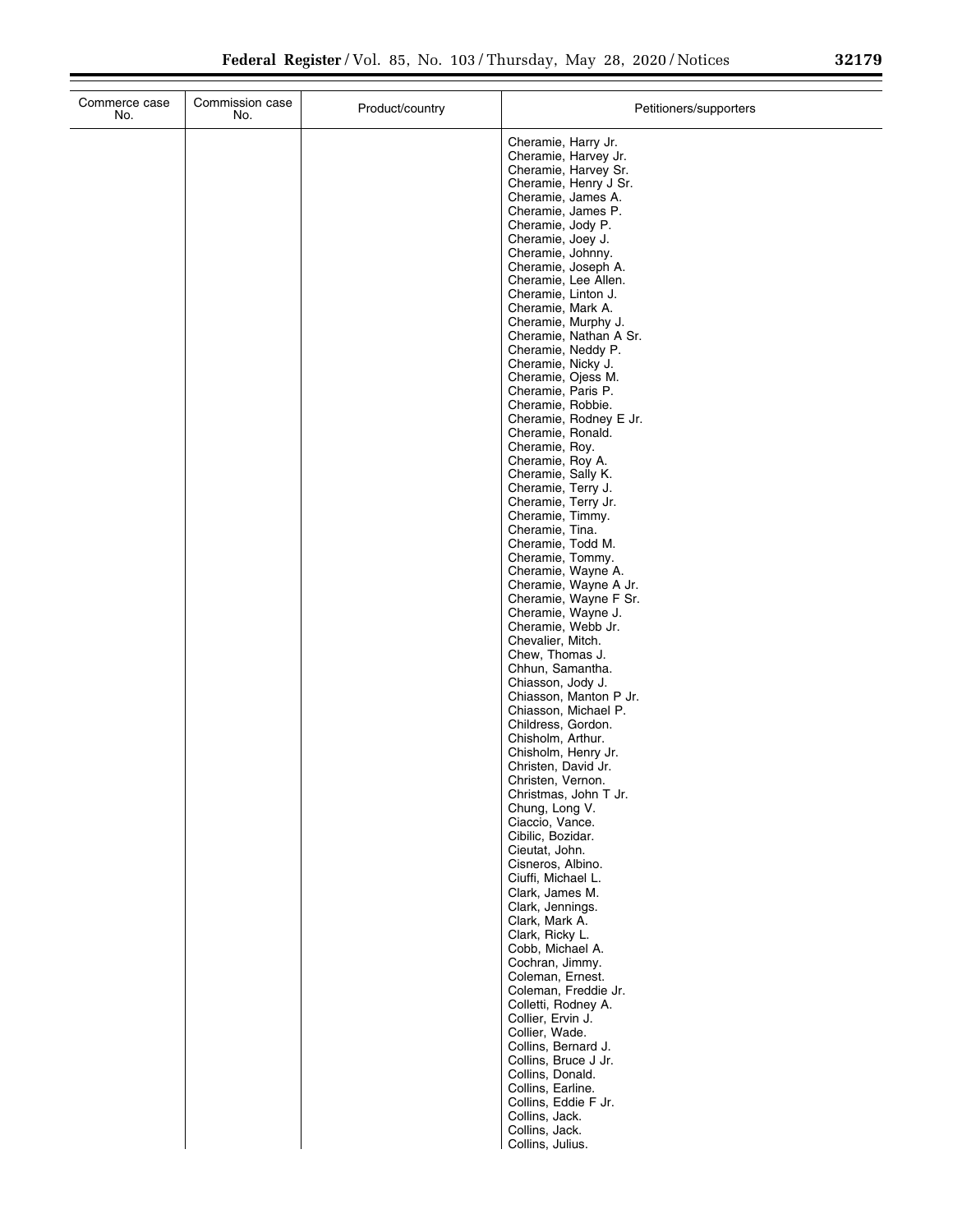| Commerce case No. | Commission case No. | Product/country | Petitioners/supporters |
|---|---|---|---|
| | | | Cheramie, Harry Jr. |
| | | | Cheramie, Harvey Jr. |
| | | | Cheramie, Harvey Sr. |
| | | | Cheramie, Henry J Sr. |
| | | | Cheramie, James A. |
| | | | Cheramie, James P. |
| | | | Cheramie, Jody P. |
| | | | Cheramie, Joey J. |
| | | | Cheramie, Johnny. |
| | | | Cheramie, Joseph A. |
| | | | Cheramie, Lee Allen. |
| | | | Cheramie, Linton J. |
| | | | Cheramie, Mark A. |
| | | | Cheramie, Murphy J. |
| | | | Cheramie, Nathan A Sr. |
| | | | Cheramie, Neddy P. |
| | | | Cheramie, Nicky J. |
| | | | Cheramie, Ojess M. |
| | | | Cheramie, Paris P. |
| | | | Cheramie, Robbie. |
| | | | Cheramie, Rodney E Jr. |
| | | | Cheramie, Ronald. |
| | | | Cheramie, Roy. |
| | | | Cheramie, Roy A. |
| | | | Cheramie, Sally K. |
| | | | Cheramie, Terry J. |
| | | | Cheramie, Terry Jr. |
| | | | Cheramie, Timmy. |
| | | | Cheramie, Tina. |
| | | | Cheramie, Todd M. |
| | | | Cheramie, Tommy. |
| | | | Cheramie, Wayne A. |
| | | | Cheramie, Wayne A Jr. |
| | | | Cheramie, Wayne F Sr. |
| | | | Cheramie, Wayne J. |
| | | | Cheramie, Webb Jr. |
| | | | Chevalier, Mitch. |
| | | | Chew, Thomas J. |
| | | | Chhun, Samantha. |
| | | | Chiasson, Jody J. |
| | | | Chiasson, Manton P Jr. |
| | | | Chiasson, Michael P. |
| | | | Childress, Gordon. |
| | | | Chisholm, Arthur. |
| | | | Chisholm, Henry Jr. |
| | | | Christen, David Jr. |
| | | | Christen, Vernon. |
| | | | Christmas, John T Jr. |
| | | | Chung, Long V. |
| | | | Ciaccio, Vance. |
| | | | Cibilic, Bozidar. |
| | | | Cieutat, John. |
| | | | Cisneros, Albino. |
| | | | Ciuffi, Michael L. |
| | | | Clark, James M. |
| | | | Clark, Jennings. |
| | | | Clark, Mark A. |
| | | | Clark, Ricky L. |
| | | | Cobb, Michael A. |
| | | | Cochran, Jimmy. |
| | | | Coleman, Ernest. |
| | | | Coleman, Freddie Jr. |
| | | | Colletti, Rodney A. |
| | | | Collier, Ervin J. |
| | | | Collier, Wade. |
| | | | Collins, Bernard J. |
| | | | Collins, Bruce J Jr. |
| | | | Collins, Donald. |
| | | | Collins, Earline. |
| | | | Collins, Eddie F Jr. |
| | | | Collins, Jack. |
| | | | Collins, Jack. |
| | | | Collins, Julius. |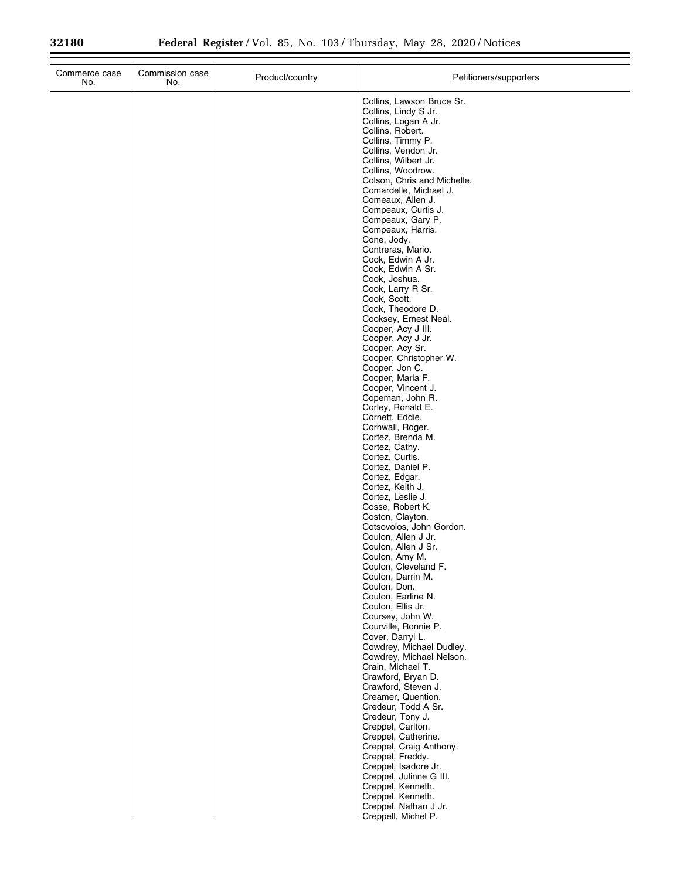| Commerce case No. | Commission case No. | Product/country | Petitioners/supporters |
| --- | --- | --- | --- |
| | | | Collins, Lawson Bruce Sr. |
| | | | Collins, Lindy S Jr. |
| | | | Collins, Logan A Jr. |
| | | | Collins, Robert. |
| | | | Collins, Timmy P. |
| | | | Collins, Vendon Jr. |
| | | | Collins, Wilbert Jr. |
| | | | Collins, Woodrow. |
| | | | Colson, Chris and Michelle. |
| | | | Comardelle, Michael J. |
| | | | Comeaux, Allen J. |
| | | | Compeaux, Curtis J. |
| | | | Compeaux, Gary P. |
| | | | Compeaux, Harris. |
| | | | Cone, Jody. |
| | | | Contreras, Mario. |
| | | | Cook, Edwin A Jr. |
| | | | Cook, Edwin A Sr. |
| | | | Cook, Joshua. |
| | | | Cook, Larry R Sr. |
| | | | Cook, Scott. |
| | | | Cook, Theodore D. |
| | | | Cooksey, Ernest Neal. |
| | | | Cooper, Acy J III. |
| | | | Cooper, Acy J Jr. |
| | | | Cooper, Acy Sr. |
| | | | Cooper, Christopher W. |
| | | | Cooper, Jon C. |
| | | | Cooper, Marla F. |
| | | | Cooper, Vincent J. |
| | | | Copeman, John R. |
| | | | Corley, Ronald E. |
| | | | Cornett, Eddie. |
| | | | Cornwall, Roger. |
| | | | Cortez, Brenda M. |
| | | | Cortez, Cathy. |
| | | | Cortez, Curtis. |
| | | | Cortez, Daniel P. |
| | | | Cortez, Edgar. |
| | | | Cortez, Keith J. |
| | | | Cortez, Leslie J. |
| | | | Cosse, Robert K. |
| | | | Coston, Clayton. |
| | | | Cotsovolos, John Gordon. |
| | | | Coulon, Allen J Jr. |
| | | | Coulon, Allen J Sr. |
| | | | Coulon, Amy M. |
| | | | Coulon, Cleveland F. |
| | | | Coulon, Darrin M. |
| | | | Coulon, Don. |
| | | | Coulon, Earline N. |
| | | | Coulon, Ellis Jr. |
| | | | Coursey, John W. |
| | | | Courville, Ronnie P. |
| | | | Cover, Darryl L. |
| | | | Cowdrey, Michael Dudley. |
| | | | Cowdrey, Michael Nelson. |
| | | | Crain, Michael T. |
| | | | Crawford, Bryan D. |
| | | | Crawford, Steven J. |
| | | | Creamer, Quention. |
| | | | Credeur, Todd A Sr. |
| | | | Credeur, Tony J. |
| | | | Creppel, Carlton. |
| | | | Creppel, Catherine. |
| | | | Creppel, Craig Anthony. |
| | | | Creppel, Freddy. |
| | | | Creppel, Isadore Jr. |
| | | | Creppel, Julinne G III. |
| | | | Creppel, Kenneth. |
| | | | Creppel, Kenneth. |
| | | | Creppel, Nathan J Jr. |
| | | | Creppell, Michel P. |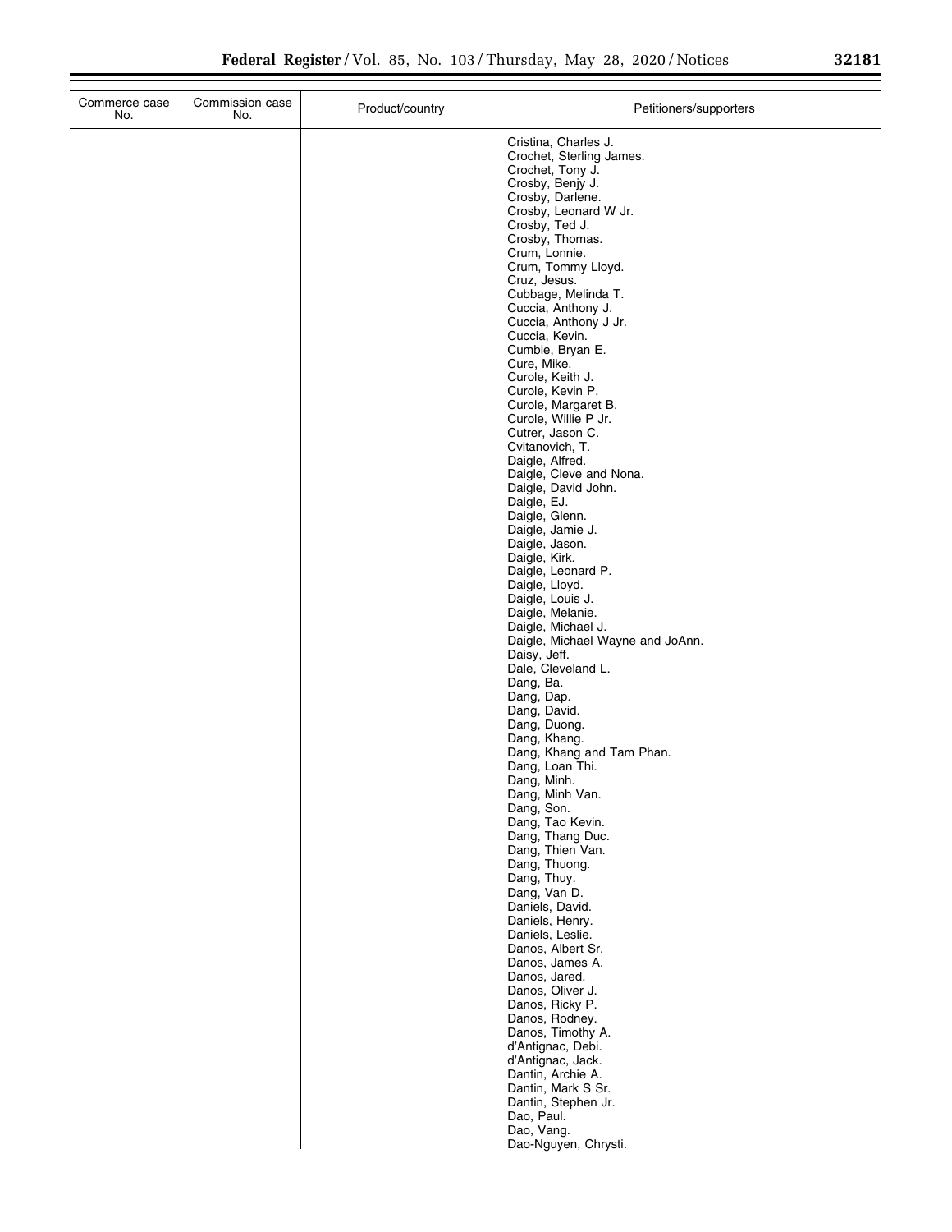| Commerce case No. | Commission case No. | Product/country | Petitioners/supporters |
| --- | --- | --- | --- |
| | | | Cristina, Charles J. |
| | | | Crochet, Sterling James. |
| | | | Crochet, Tony J. |
| | | | Crosby, Benjy J. |
| | | | Crosby, Darlene. |
| | | | Crosby, Leonard W Jr. |
| | | | Crosby, Ted J. |
| | | | Crosby, Thomas. |
| | | | Crum, Lonnie. |
| | | | Crum, Tommy Lloyd. |
| | | | Cruz, Jesus. |
| | | | Cubbage, Melinda T. |
| | | | Cuccia, Anthony J. |
| | | | Cuccia, Anthony J Jr. |
| | | | Cuccia, Kevin. |
| | | | Cumbie, Bryan E. |
| | | | Cure, Mike. |
| | | | Curole, Keith J. |
| | | | Curole, Kevin P. |
| | | | Curole, Margaret B. |
| | | | Curole, Willie P Jr. |
| | | | Cutrer, Jason C. |
| | | | Cvitanovich, T. |
| | | | Daigle, Alfred. |
| | | | Daigle, Cleve and Nona. |
| | | | Daigle, David John. |
| | | | Daigle, EJ. |
| | | | Daigle, Glenn. |
| | | | Daigle, Jamie J. |
| | | | Daigle, Jason. |
| | | | Daigle, Kirk. |
| | | | Daigle, Leonard P. |
| | | | Daigle, Lloyd. |
| | | | Daigle, Louis J. |
| | | | Daigle, Melanie. |
| | | | Daigle, Michael J. |
| | | | Daigle, Michael Wayne and JoAnn. |
| | | | Daisy, Jeff. |
| | | | Dale, Cleveland L. |
| | | | Dang, Ba. |
| | | | Dang, Dap. |
| | | | Dang, David. |
| | | | Dang, Duong. |
| | | | Dang, Khang. |
| | | | Dang, Khang and Tam Phan. |
| | | | Dang, Loan Thi. |
| | | | Dang, Minh. |
| | | | Dang, Minh Van. |
| | | | Dang, Son. |
| | | | Dang, Tao Kevin. |
| | | | Dang, Thang Duc. |
| | | | Dang, Thien Van. |
| | | | Dang, Thuong. |
| | | | Dang, Thuy. |
| | | | Dang, Van D. |
| | | | Daniels, David. |
| | | | Daniels, Henry. |
| | | | Daniels, Leslie. |
| | | | Danos, Albert Sr. |
| | | | Danos, James A. |
| | | | Danos, Jared. |
| | | | Danos, Oliver J. |
| | | | Danos, Ricky P. |
| | | | Danos, Rodney. |
| | | | Danos, Timothy A. |
| | | | d'Antignac, Debi. |
| | | | d'Antignac, Jack. |
| | | | Dantin, Archie A. |
| | | | Dantin, Mark S Sr. |
| | | | Dantin, Stephen Jr. |
| | | | Dao, Paul. |
| | | | Dao, Vang. |
| | | | Dao-Nguyen, Chrysti. |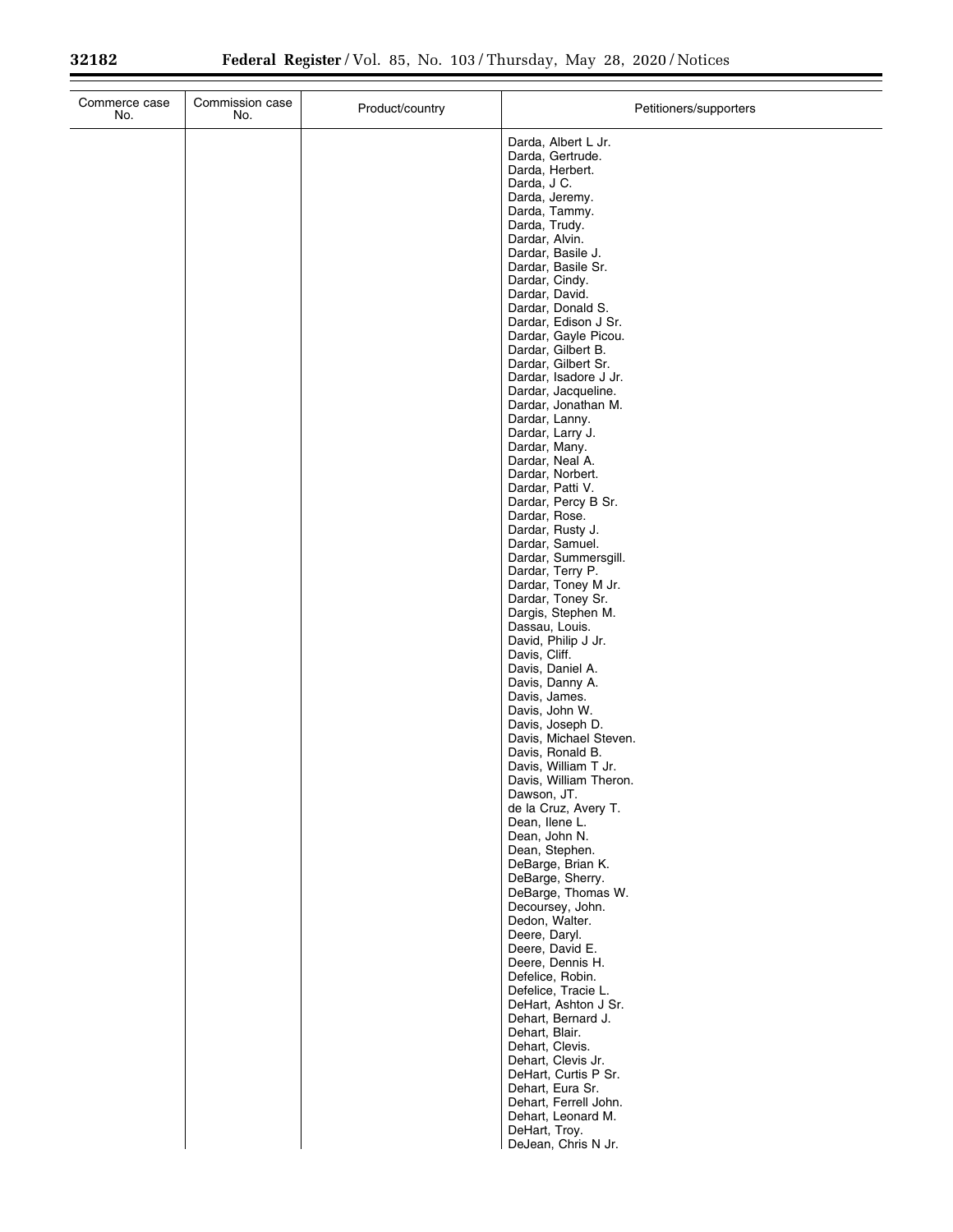| Commerce case No. | Commission case No. | Product/country | Petitioners/supporters |
|---|---|---|---|
| | | | Darda, Albert L Jr. |
| | | | Darda, Gertrude. |
| | | | Darda, Herbert. |
| | | | Darda, J C. |
| | | | Darda, Jeremy. |
| | | | Darda, Tammy. |
| | | | Darda, Trudy. |
| | | | Dardar, Alvin. |
| | | | Dardar, Basile J. |
| | | | Dardar, Basile Sr. |
| | | | Dardar, Cindy. |
| | | | Dardar, David. |
| | | | Dardar, Donald S. |
| | | | Dardar, Edison J Sr. |
| | | | Dardar, Gayle Picou. |
| | | | Dardar, Gilbert B. |
| | | | Dardar, Gilbert Sr. |
| | | | Dardar, Isadore J Jr. |
| | | | Dardar, Jacqueline. |
| | | | Dardar, Jonathan M. |
| | | | Dardar, Lanny. |
| | | | Dardar, Larry J. |
| | | | Dardar, Many. |
| | | | Dardar, Neal A. |
| | | | Dardar, Norbert. |
| | | | Dardar, Patti V. |
| | | | Dardar, Percy B Sr. |
| | | | Dardar, Rose. |
| | | | Dardar, Rusty J. |
| | | | Dardar, Samuel. |
| | | | Dardar, Summersgill. |
| | | | Dardar, Terry P. |
| | | | Dardar, Toney M Jr. |
| | | | Dardar, Toney Sr. |
| | | | Dargis, Stephen M. |
| | | | Dassau, Louis. |
| | | | David, Philip J Jr. |
| | | | Davis, Cliff. |
| | | | Davis, Daniel A. |
| | | | Davis, Danny A. |
| | | | Davis, James. |
| | | | Davis, John W. |
| | | | Davis, Joseph D. |
| | | | Davis, Michael Steven. |
| | | | Davis, Ronald B. |
| | | | Davis, William T Jr. |
| | | | Davis, William Theron. |
| | | | Dawson, JT. |
| | | | de la Cruz, Avery T. |
| | | | Dean, Ilene L. |
| | | | Dean, John N. |
| | | | Dean, Stephen. |
| | | | DeBarge, Brian K. |
| | | | DeBarge, Sherry. |
| | | | DeBarge, Thomas W. |
| | | | Decoursey, John. |
| | | | Dedon, Walter. |
| | | | Deere, Daryl. |
| | | | Deere, David E. |
| | | | Deere, Dennis H. |
| | | | Defelice, Robin. |
| | | | Defelice, Tracie L. |
| | | | DeHart, Ashton J Sr. |
| | | | Dehart, Bernard J. |
| | | | Dehart, Blair. |
| | | | Dehart, Clevis. |
| | | | Dehart, Clevis Jr. |
| | | | DeHart, Curtis P Sr. |
| | | | Dehart, Eura Sr. |
| | | | Dehart, Ferrell John. |
| | | | Dehart, Leonard M. |
| | | | DeHart, Troy. |
| | | | DeJean, Chris N Jr. |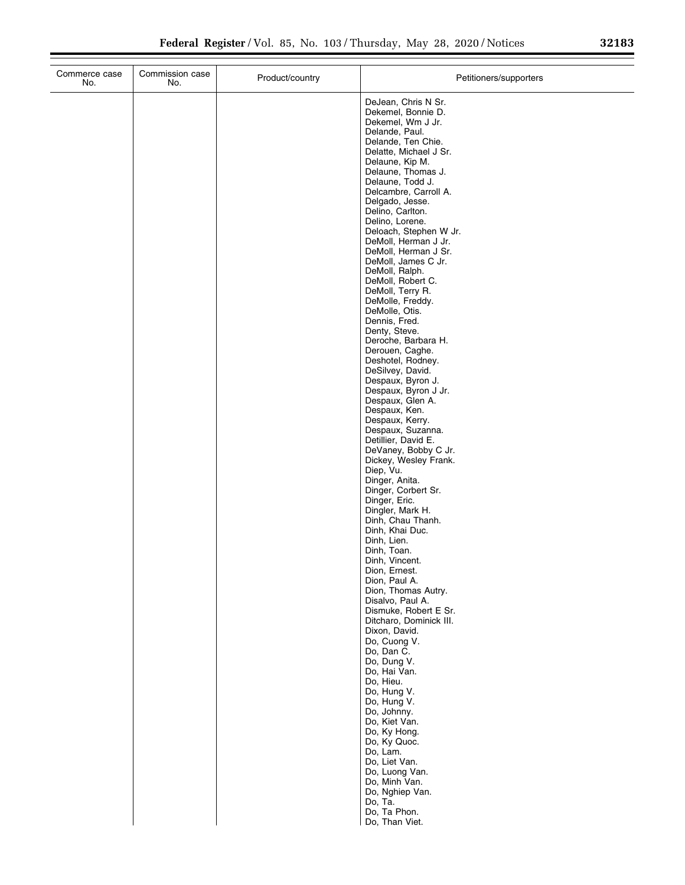| Commerce case No. | Commission case No. | Product/country | Petitioners/supporters |
|---|---|---|---|
| | | | DeJean, Chris N Sr.<br>Dekemel, Bonnie D.<br>Dekemel, Wm J Jr.<br>Delande, Paul.<br>Delande, Ten Chie.<br>Delatte, Michael J Sr.<br>Delaune, Kip M.<br>Delaune, Thomas J.<br>Delaune, Todd J.<br>Delcambre, Carroll A.<br>Delgado, Jesse.<br>Delino, Carlton.<br>Delino, Lorene.<br>Deloach, Stephen W Jr.<br>DeMoll, Herman J Jr.<br>DeMoll, Herman J Sr.<br>DeMoll, James C Jr.<br>DeMoll, Ralph.<br>DeMoll, Robert C.<br>DeMoll, Terry R.<br>DeMolle, Freddy.<br>DeMolle, Otis.<br>Dennis, Fred.<br>Denty, Steve.<br>Deroche, Barbara H.<br>Derouen, Caghe.<br>Deshotel, Rodney.<br>DeSilvey, David.<br>Despaux, Byron J.<br>Despaux, Byron J Jr.<br>Despaux, Glen A.<br>Despaux, Ken.<br>Despaux, Kerry.<br>Despaux, Suzanna.<br>Detillier, David E.<br>DeVaney, Bobby C Jr.<br>Dickey, Wesley Frank.<br>Diep, Vu.<br>Dinger, Anita.<br>Dinger, Corbert Sr.<br>Dinger, Eric.<br>Dingler, Mark H.<br>Dinh, Chau Thanh.<br>Dinh, Khai Duc.<br>Dinh, Lien.<br>Dinh, Toan.<br>Dinh, Vincent.<br>Dion, Ernest.<br>Dion, Paul A.<br>Dion, Thomas Autry.<br>Disalvo, Paul A.<br>Dismuke, Robert E Sr.<br>Ditcharo, Dominick III.<br>Dixon, David.<br>Do, Cuong V.<br>Do, Dan C.<br>Do, Dung V.<br>Do, Hai Van.<br>Do, Hieu.<br>Do, Hung V.<br>Do, Hung V.<br>Do, Johnny.<br>Do, Kiet Van.<br>Do, Ky Hong.<br>Do, Ky Quoc.<br>Do, Lam.<br>Do, Liet Van.<br>Do, Luong Van.<br>Do, Minh Van.<br>Do, Nghiep Van.<br>Do, Ta.<br>Do, Ta Phon.<br>Do, Than Viet. |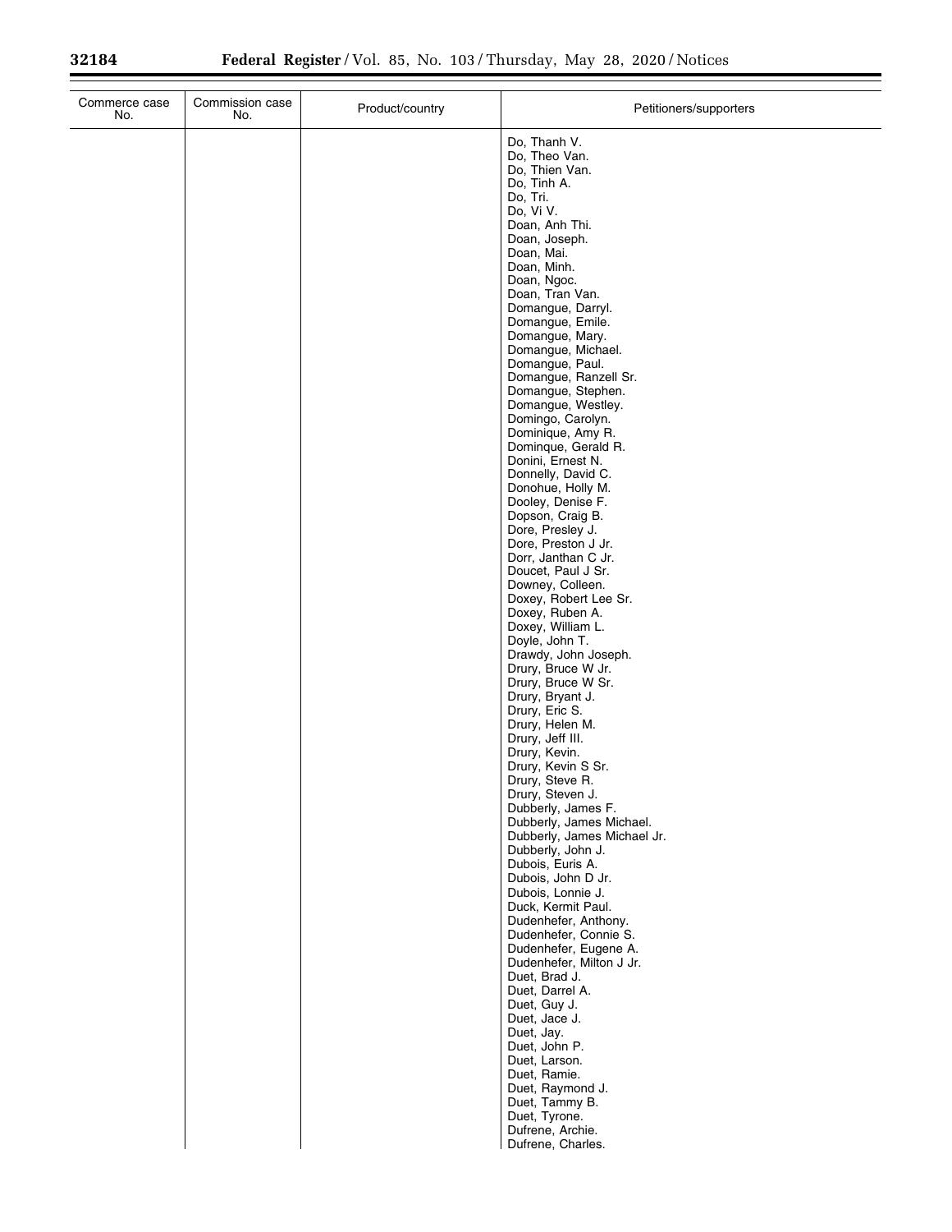| Commerce case No. | Commission case No. | Product/country | Petitioners/supporters |
|---|---|---|---|
| | | | Do, Thanh V. |
| | | | Do, Theo Van. |
| | | | Do, Thien Van. |
| | | | Do, Tinh A. |
| | | | Do, Tri. |
| | | | Do, Vi V. |
| | | | Doan, Anh Thi. |
| | | | Doan, Joseph. |
| | | | Doan, Mai. |
| | | | Doan, Minh. |
| | | | Doan, Ngoc. |
| | | | Doan, Tran Van. |
| | | | Domangue, Darryl. |
| | | | Domangue, Emile. |
| | | | Domangue, Mary. |
| | | | Domangue, Michael. |
| | | | Domangue, Paul. |
| | | | Domangue, Ranzell Sr. |
| | | | Domangue, Stephen. |
| | | | Domangue, Westley. |
| | | | Domingo, Carolyn. |
| | | | Dominique, Amy R. |
| | | | Dominque, Gerald R. |
| | | | Donini, Ernest N. |
| | | | Donnelly, David C. |
| | | | Donohue, Holly M. |
| | | | Dooley, Denise F. |
| | | | Dopson, Craig B. |
| | | | Dore, Presley J. |
| | | | Dore, Preston J Jr. |
| | | | Dorr, Janthan C Jr. |
| | | | Doucet, Paul J Sr. |
| | | | Downey, Colleen. |
| | | | Doxey, Robert Lee Sr. |
| | | | Doxey, Ruben A. |
| | | | Doxey, William L. |
| | | | Doyle, John T. |
| | | | Drawdy, John Joseph. |
| | | | Drury, Bruce W Jr. |
| | | | Drury, Bruce W Sr. |
| | | | Drury, Bryant J. |
| | | | Drury, Eric S. |
| | | | Drury, Helen M. |
| | | | Drury, Jeff III. |
| | | | Drury, Kevin. |
| | | | Drury, Kevin S Sr. |
| | | | Drury, Steve R. |
| | | | Drury, Steven J. |
| | | | Dubberly, James F. |
| | | | Dubberly, James Michael. |
| | | | Dubberly, James Michael Jr. |
| | | | Dubberly, John J. |
| | | | Dubois, Euris A. |
| | | | Dubois, John D Jr. |
| | | | Dubois, Lonnie J. |
| | | | Duck, Kermit Paul. |
| | | | Dudenhefer, Anthony. |
| | | | Dudenhefer, Connie S. |
| | | | Dudenhefer, Eugene A. |
| | | | Dudenhefer, Milton J Jr. |
| | | | Duet, Brad J. |
| | | | Duet, Darrel A. |
| | | | Duet, Guy J. |
| | | | Duet, Jace J. |
| | | | Duet, Jay. |
| | | | Duet, John P. |
| | | | Duet, Larson. |
| | | | Duet, Ramie. |
| | | | Duet, Raymond J. |
| | | | Duet, Tammy B. |
| | | | Duet, Tyrone. |
| | | | Dufrene, Archie. |
| | | | Dufrene, Charles. |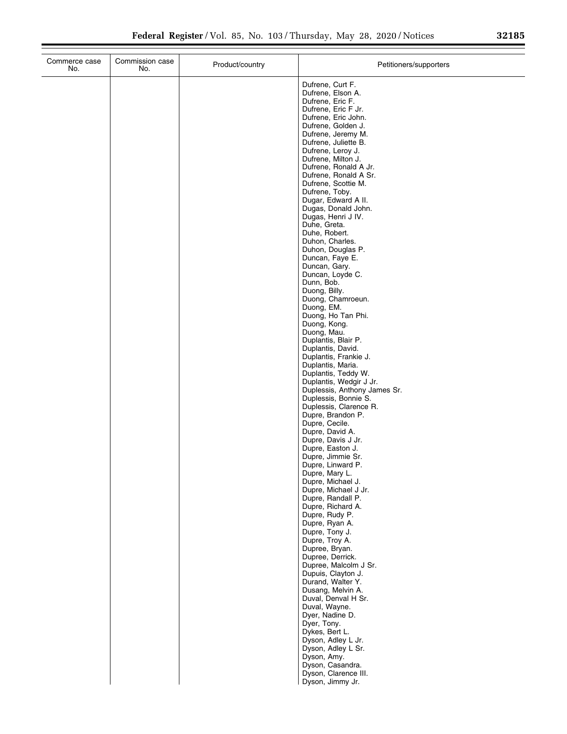| Commerce case No. | Commission case No. | Product/country | Petitioners/supporters |
|---|---|---|---|
| | | | Dufrene, Curt F. |
| | | | Dufrene, Elson A. |
| | | | Dufrene, Eric F. |
| | | | Dufrene, Eric F Jr. |
| | | | Dufrene, Eric John. |
| | | | Dufrene, Golden J. |
| | | | Dufrene, Jeremy M. |
| | | | Dufrene, Juliette B. |
| | | | Dufrene, Leroy J. |
| | | | Dufrene, Milton J. |
| | | | Dufrene, Ronald A Jr. |
| | | | Dufrene, Ronald A Sr. |
| | | | Dufrene, Scottie M. |
| | | | Dufrene, Toby. |
| | | | Dugar, Edward A II. |
| | | | Dugas, Donald John. |
| | | | Dugas, Henri J IV. |
| | | | Duhe, Greta. |
| | | | Duhe, Robert. |
| | | | Duhon, Charles. |
| | | | Duhon, Douglas P. |
| | | | Duncan, Faye E. |
| | | | Duncan, Gary. |
| | | | Duncan, Loyde C. |
| | | | Dunn, Bob. |
| | | | Duong, Billy. |
| | | | Duong, Chamroeun. |
| | | | Duong, EM. |
| | | | Duong, Ho Tan Phi. |
| | | | Duong, Kong. |
| | | | Duong, Mau. |
| | | | Duplantis, Blair P. |
| | | | Duplantis, David. |
| | | | Duplantis, Frankie J. |
| | | | Duplantis, Maria. |
| | | | Duplantis, Teddy W. |
| | | | Duplantis, Wedgir J Jr. |
| | | | Duplessis, Anthony James Sr. |
| | | | Duplessis, Bonnie S. |
| | | | Duplessis, Clarence R. |
| | | | Dupre, Brandon P. |
| | | | Dupre, Cecile. |
| | | | Dupre, David A. |
| | | | Dupre, Davis J Jr. |
| | | | Dupre, Easton J. |
| | | | Dupre, Jimmie Sr. |
| | | | Dupre, Linward P. |
| | | | Dupre, Mary L. |
| | | | Dupre, Michael J. |
| | | | Dupre, Michael J Jr. |
| | | | Dupre, Randall P. |
| | | | Dupre, Richard A. |
| | | | Dupre, Rudy P. |
| | | | Dupre, Ryan A. |
| | | | Dupre, Tony J. |
| | | | Dupre, Troy A. |
| | | | Dupree, Bryan. |
| | | | Dupree, Derrick. |
| | | | Dupree, Malcolm J Sr. |
| | | | Dupuis, Clayton J. |
| | | | Durand, Walter Y. |
| | | | Dusang, Melvin A. |
| | | | Duval, Denval H Sr. |
| | | | Duval, Wayne. |
| | | | Dyer, Nadine D. |
| | | | Dyer, Tony. |
| | | | Dykes, Bert L. |
| | | | Dyson, Adley L Jr. |
| | | | Dyson, Adley L Sr. |
| | | | Dyson, Amy. |
| | | | Dyson, Casandra. |
| | | | Dyson, Clarence III. |
| | | | Dyson, Jimmy Jr. |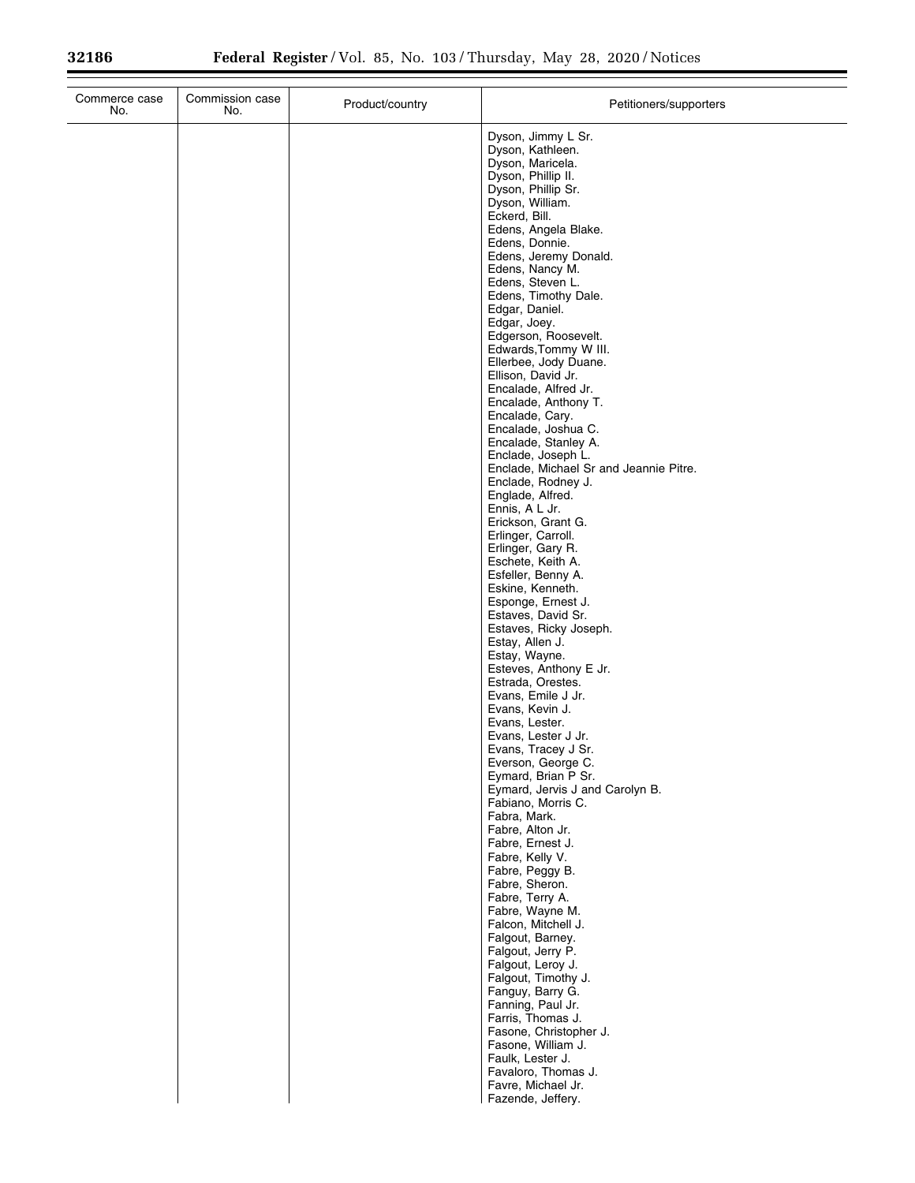| Commerce case No. | Commission case No. | Product/country | Petitioners/supporters |
| --- | --- | --- | --- |
| | | | Dyson, Jimmy L Sr. |
| | | | Dyson, Kathleen. |
| | | | Dyson, Maricela. |
| | | | Dyson, Phillip II. |
| | | | Dyson, Phillip Sr. |
| | | | Dyson, William. |
| | | | Eckerd, Bill. |
| | | | Edens, Angela Blake. |
| | | | Edens, Donnie. |
| | | | Edens, Jeremy Donald. |
| | | | Edens, Nancy M. |
| | | | Edens, Steven L. |
| | | | Edens, Timothy Dale. |
| | | | Edgar, Daniel. |
| | | | Edgar, Joey. |
| | | | Edgerson, Roosevelt. |
| | | | Edwards,Tommy W III. |
| | | | Ellerbee, Jody Duane. |
| | | | Ellison, David Jr. |
| | | | Encalade, Alfred Jr. |
| | | | Encalade, Anthony T. |
| | | | Encalade, Cary. |
| | | | Encalade, Joshua C. |
| | | | Encalade, Stanley A. |
| | | | Enclade, Joseph L. |
| | | | Enclade, Michael Sr and Jeannie Pitre. |
| | | | Enclade, Rodney J. |
| | | | Englade, Alfred. |
| | | | Ennis, A L Jr. |
| | | | Erickson, Grant G. |
| | | | Erlinger, Carroll. |
| | | | Erlinger, Gary R. |
| | | | Eschete, Keith A. |
| | | | Esfeller, Benny A. |
| | | | Eskine, Kenneth. |
| | | | Esponge, Ernest J. |
| | | | Estaves, David Sr. |
| | | | Estaves, Ricky Joseph. |
| | | | Estay, Allen J. |
| | | | Estay, Wayne. |
| | | | Esteves, Anthony E Jr. |
| | | | Estrada, Orestes. |
| | | | Evans, Emile J Jr. |
| | | | Evans, Kevin J. |
| | | | Evans, Lester. |
| | | | Evans, Lester J Jr. |
| | | | Evans, Tracey J Sr. |
| | | | Everson, George C. |
| | | | Eymard, Brian P Sr. |
| | | | Eymard, Jervis J and Carolyn B. |
| | | | Fabiano, Morris C. |
| | | | Fabra, Mark. |
| | | | Fabre, Alton Jr. |
| | | | Fabre, Ernest J. |
| | | | Fabre, Kelly V. |
| | | | Fabre, Peggy B. |
| | | | Fabre, Sheron. |
| | | | Fabre, Terry A. |
| | | | Fabre, Wayne M. |
| | | | Falcon, Mitchell J. |
| | | | Falgout, Barney. |
| | | | Falgout, Jerry P. |
| | | | Falgout, Leroy J. |
| | | | Falgout, Timothy J. |
| | | | Fanguy, Barry G. |
| | | | Fanning, Paul Jr. |
| | | | Farris, Thomas J. |
| | | | Fasone, Christopher J. |
| | | | Fasone, William J. |
| | | | Faulk, Lester J. |
| | | | Favaloro, Thomas J. |
| | | | Favre, Michael Jr. |
| | | | Fazende, Jeffery. |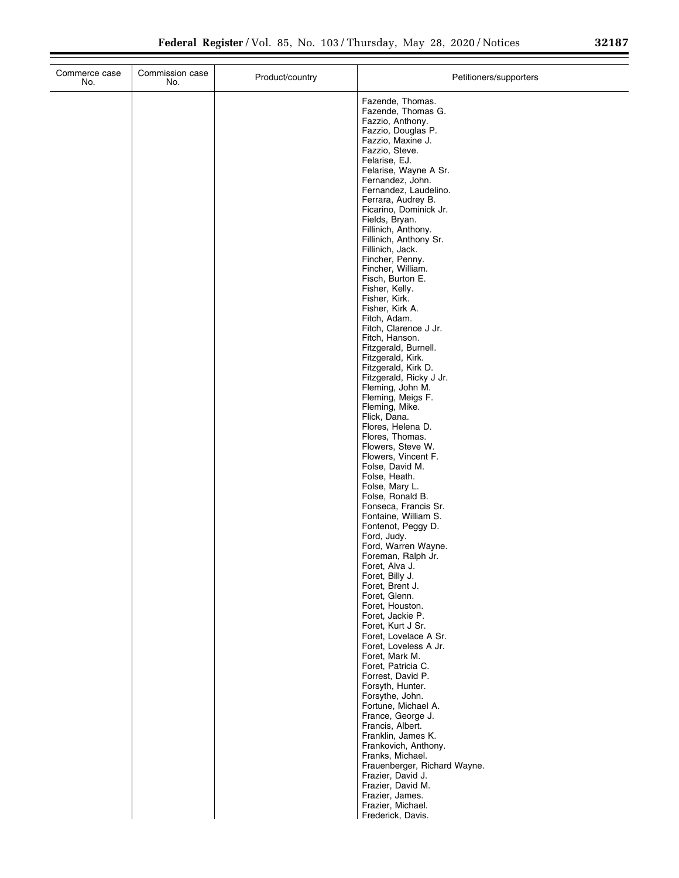| Commerce case No. | Commission case No. | Product/country | Petitioners/supporters |
|---|---|---|---|
| | | | Fazende, Thomas.<br>Fazende, Thomas G.<br>Fazzio, Anthony.<br>Fazzio, Douglas P.<br>Fazzio, Maxine J.<br>Fazzio, Steve.<br>Felarise, EJ.<br>Felarise, Wayne A Sr.<br>Fernandez, John.<br>Fernandez, Laudelino.<br>Ferrara, Audrey B.<br>Ficarino, Dominick Jr.<br>Fields, Bryan.<br>Fillinich, Anthony.<br>Fillinich, Anthony Sr.<br>Fillinich, Jack.<br>Fincher, Penny.<br>Fincher, William.<br>Fisch, Burton E.<br>Fisher, Kelly.<br>Fisher, Kirk.<br>Fisher, Kirk A.<br>Fitch, Adam.<br>Fitch, Clarence J Jr.<br>Fitch, Hanson.<br>Fitzgerald, Burnell.<br>Fitzgerald, Kirk.<br>Fitzgerald, Kirk D.<br>Fitzgerald, Ricky J Jr.<br>Fleming, John M.<br>Fleming, Meigs F.<br>Fleming, Mike.<br>Flick, Dana.<br>Flores, Helena D.<br>Flores, Thomas.<br>Flowers, Steve W.<br>Flowers, Vincent F.<br>Folse, David M.<br>Folse, Heath.<br>Folse, Mary L.<br>Folse, Ronald B.<br>Fonseca, Francis Sr.<br>Fontaine, William S.<br>Fontenot, Peggy D.<br>Ford, Judy.<br>Ford, Warren Wayne.<br>Foreman, Ralph Jr.<br>Foret, Alva J.<br>Foret, Billy J.<br>Foret, Brent J.<br>Foret, Glenn.<br>Foret, Houston.<br>Foret, Jackie P.<br>Foret, Kurt J Sr.<br>Foret, Lovelace A Sr.<br>Foret, Loveless A Jr.<br>Foret, Mark M.<br>Foret, Patricia C.<br>Forrest, David P.<br>Forsyth, Hunter.<br>Forsythe, John.<br>Fortune, Michael A.<br>France, George J.<br>Francis, Albert.<br>Franklin, James K.<br>Frankovich, Anthony.<br>Franks, Michael.<br>Frauenberger, Richard Wayne.<br>Frazier, David J.<br>Frazier, David M.<br>Frazier, James.<br>Frazier, Michael.<br>Frederick, Davis. |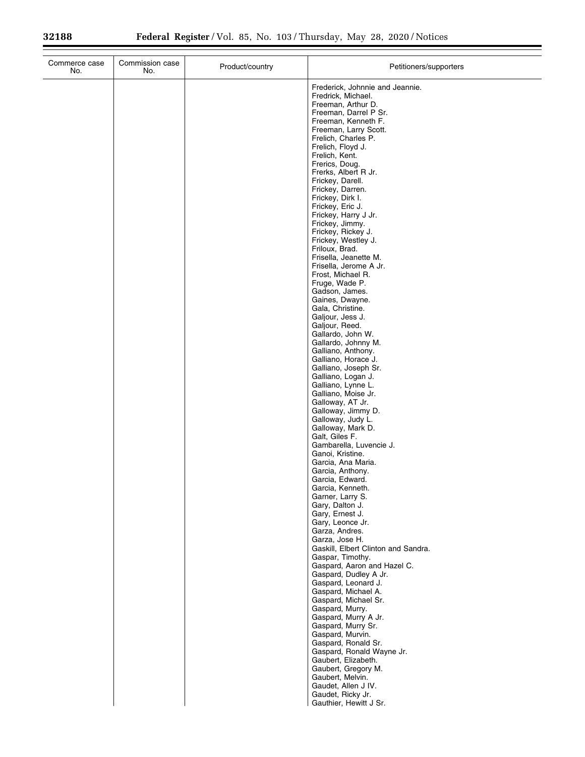| Commerce case No. | Commission case No. | Product/country | Petitioners/supporters |
|---|---|---|---|
| | | | Frederick, Johnnie and Jeannie. |
| | | | Fredrick, Michael. |
| | | | Freeman, Arthur D. |
| | | | Freeman, Darrel P Sr. |
| | | | Freeman, Kenneth F. |
| | | | Freeman, Larry Scott. |
| | | | Frelich, Charles P. |
| | | | Frelich, Floyd J. |
| | | | Frelich, Kent. |
| | | | Frerics, Doug. |
| | | | Frerks, Albert R Jr. |
| | | | Frickey, Darell. |
| | | | Frickey, Darren. |
| | | | Frickey, Dirk I. |
| | | | Frickey, Eric J. |
| | | | Frickey, Harry J Jr. |
| | | | Frickey, Jimmy. |
| | | | Frickey, Rickey J. |
| | | | Frickey, Westley J. |
| | | | Friloux, Brad. |
| | | | Frisella, Jeanette M. |
| | | | Frisella, Jerome A Jr. |
| | | | Frost, Michael R. |
| | | | Fruge, Wade P. |
| | | | Gadson, James. |
| | | | Gaines, Dwayne. |
| | | | Gala, Christine. |
| | | | Galjour, Jess J. |
| | | | Galjour, Reed. |
| | | | Gallardo, John W. |
| | | | Gallardo, Johnny M. |
| | | | Galliano, Anthony. |
| | | | Galliano, Horace J. |
| | | | Galliano, Joseph Sr. |
| | | | Galliano, Logan J. |
| | | | Galliano, Lynne L. |
| | | | Galliano, Moise Jr. |
| | | | Galloway, AT Jr. |
| | | | Galloway, Jimmy D. |
| | | | Galloway, Judy L. |
| | | | Galloway, Mark D. |
| | | | Galt, Giles F. |
| | | | Gambarella, Luvencie J. |
| | | | Ganoi, Kristine. |
| | | | Garcia, Ana Maria. |
| | | | Garcia, Anthony. |
| | | | Garcia, Edward. |
| | | | Garcia, Kenneth. |
| | | | Garner, Larry S. |
| | | | Gary, Dalton J. |
| | | | Gary, Ernest J. |
| | | | Gary, Leonce Jr. |
| | | | Garza, Andres. |
| | | | Garza, Jose H. |
| | | | Gaskill, Elbert Clinton and Sandra. |
| | | | Gaspar, Timothy. |
| | | | Gaspard, Aaron and Hazel C. |
| | | | Gaspard, Dudley A Jr. |
| | | | Gaspard, Leonard J. |
| | | | Gaspard, Michael A. |
| | | | Gaspard, Michael Sr. |
| | | | Gaspard, Murry. |
| | | | Gaspard, Murry A Jr. |
| | | | Gaspard, Murry Sr. |
| | | | Gaspard, Murvin. |
| | | | Gaspard, Ronald Sr. |
| | | | Gaspard, Ronald Wayne Jr. |
| | | | Gaubert, Elizabeth. |
| | | | Gaubert, Gregory M. |
| | | | Gaubert, Melvin. |
| | | | Gaudet, Allen J IV. |
| | | | Gaudet, Ricky Jr. |
| | | | Gauthier, Hewitt J Sr. |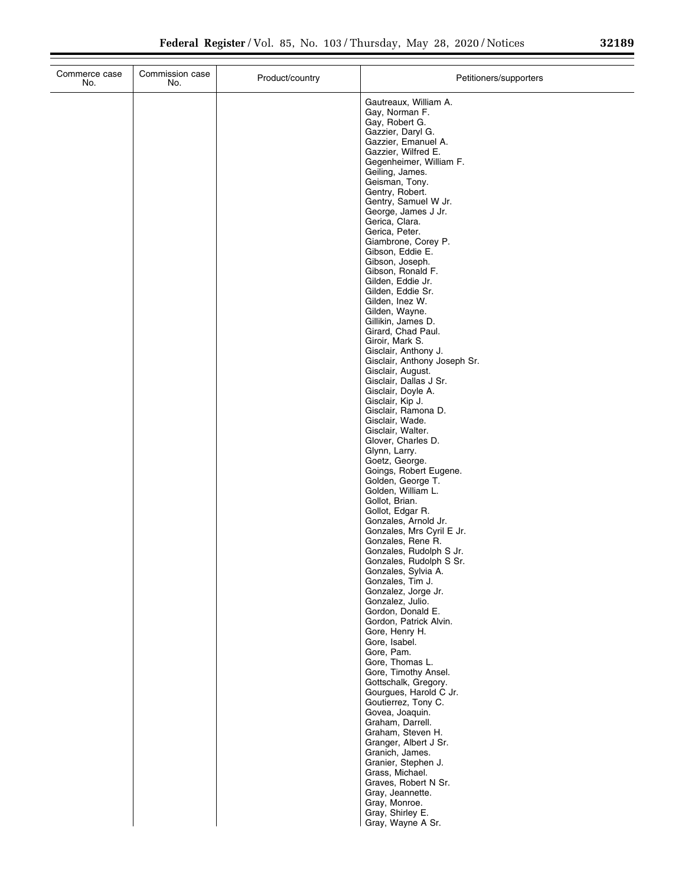| Commerce case No. | Commission case No. | Product/country | Petitioners/supporters |
| --- | --- | --- | --- |
| | | | Gautreaux, William A.<br>Gay, Norman F.<br>Gay, Robert G.<br>Gazzier, Daryl G.<br>Gazzier, Emanuel A.<br>Gazzier, Wilfred E.<br>Gegenheimer, William F.<br>Geiling, James.<br>Geisman, Tony.<br>Gentry, Robert.<br>Gentry, Samuel W Jr.<br>George, James J Jr.<br>Gerica, Clara.<br>Gerica, Peter.<br>Giambrone, Corey P.<br>Gibson, Eddie E.<br>Gibson, Joseph.<br>Gibson, Ronald F.<br>Gilden, Eddie Jr.<br>Gilden, Eddie Sr.<br>Gilden, Inez W.<br>Gilden, Wayne.<br>Gillikin, James D.<br>Girard, Chad Paul.<br>Giroir, Mark S.<br>Gisclair, Anthony J.<br>Gisclair, Anthony Joseph Sr.<br>Gisclair, August.<br>Gisclair, Dallas J Sr.<br>Gisclair, Doyle A.<br>Gisclair, Kip J.<br>Gisclair, Ramona D.<br>Gisclair, Wade.<br>Gisclair, Walter.<br>Glover, Charles D.<br>Glynn, Larry.<br>Goetz, George.<br>Goings, Robert Eugene.<br>Golden, George T.<br>Golden, William L.<br>Gollot, Brian.<br>Gollot, Edgar R.<br>Gonzales, Arnold Jr.<br>Gonzales, Mrs Cyril E Jr.<br>Gonzales, Rene R.<br>Gonzales, Rudolph S Jr.<br>Gonzales, Rudolph S Sr.<br>Gonzales, Sylvia A.<br>Gonzales, Tim J.<br>Gonzalez, Jorge Jr.<br>Gonzalez, Julio.<br>Gordon, Donald E.<br>Gordon, Patrick Alvin.<br>Gore, Henry H.<br>Gore, Isabel.<br>Gore, Pam.<br>Gore, Thomas L.<br>Gore, Timothy Ansel.<br>Gottschalk, Gregory.<br>Gourgues, Harold C Jr.<br>Goutierrez, Tony C.<br>Govea, Joaquin.<br>Graham, Darrell.<br>Graham, Steven H.<br>Granger, Albert J Sr.<br>Granich, James.<br>Granier, Stephen J.<br>Grass, Michael.<br>Graves, Robert N Sr.<br>Gray, Jeannette.<br>Gray, Monroe.<br>Gray, Shirley E.<br>Gray, Wayne A Sr. |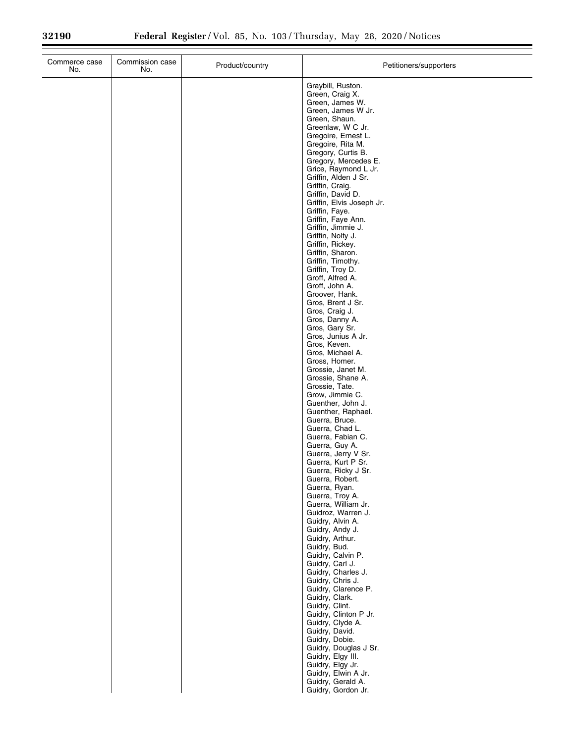| Commerce case No. | Commission case No. | Product/country | Petitioners/supporters |
|---|---|---|---|
| | | | Graybill, Ruston. |
| | | | Green, Craig X. |
| | | | Green, James W. |
| | | | Green, James W Jr. |
| | | | Green, Shaun. |
| | | | Greenlaw, W C Jr. |
| | | | Gregoire, Ernest L. |
| | | | Gregoire, Rita M. |
| | | | Gregory, Curtis B. |
| | | | Gregory, Mercedes E. |
| | | | Grice, Raymond L Jr. |
| | | | Griffin, Alden J Sr. |
| | | | Griffin, Craig. |
| | | | Griffin, David D. |
| | | | Griffin, Elvis Joseph Jr. |
| | | | Griffin, Faye. |
| | | | Griffin, Faye Ann. |
| | | | Griffin, Jimmie J. |
| | | | Griffin, Nolty J. |
| | | | Griffin, Rickey. |
| | | | Griffin, Sharon. |
| | | | Griffin, Timothy. |
| | | | Griffin, Troy D. |
| | | | Groff, Alfred A. |
| | | | Groff, John A. |
| | | | Groover, Hank. |
| | | | Gros, Brent J Sr. |
| | | | Gros, Craig J. |
| | | | Gros, Danny A. |
| | | | Gros, Gary Sr. |
| | | | Gros, Junius A Jr. |
| | | | Gros, Keven. |
| | | | Gros, Michael A. |
| | | | Gross, Homer. |
| | | | Grossie, Janet M. |
| | | | Grossie, Shane A. |
| | | | Grossie, Tate. |
| | | | Grow, Jimmie C. |
| | | | Guenther, John J. |
| | | | Guenther, Raphael. |
| | | | Guerra, Bruce. |
| | | | Guerra, Chad L. |
| | | | Guerra, Fabian C. |
| | | | Guerra, Guy A. |
| | | | Guerra, Jerry V Sr. |
| | | | Guerra, Kurt P Sr. |
| | | | Guerra, Ricky J Sr. |
| | | | Guerra, Robert. |
| | | | Guerra, Ryan. |
| | | | Guerra, Troy A. |
| | | | Guerra, William Jr. |
| | | | Guidroz, Warren J. |
| | | | Guidry, Alvin A. |
| | | | Guidry, Andy J. |
| | | | Guidry, Arthur. |
| | | | Guidry, Bud. |
| | | | Guidry, Calvin P. |
| | | | Guidry, Carl J. |
| | | | Guidry, Charles J. |
| | | | Guidry, Chris J. |
| | | | Guidry, Clarence P. |
| | | | Guidry, Clark. |
| | | | Guidry, Clint. |
| | | | Guidry, Clinton P Jr. |
| | | | Guidry, Clyde A. |
| | | | Guidry, David. |
| | | | Guidry, Dobie. |
| | | | Guidry, Douglas J Sr. |
| | | | Guidry, Elgy III. |
| | | | Guidry, Elgy Jr. |
| | | | Guidry, Elwin A Jr. |
| | | | Guidry, Gerald A. |
| | | | Guidry, Gordon Jr. |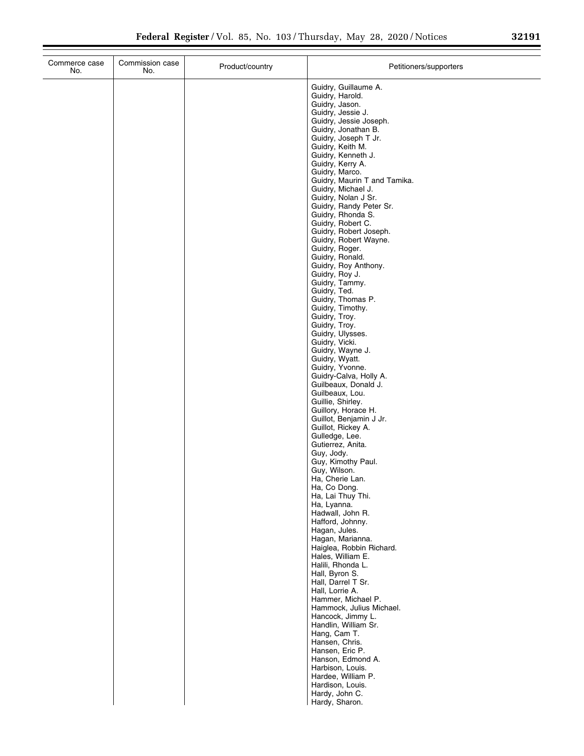| Commerce case No. | Commission case No. | Product/country | Petitioners/supporters |
|---|---|---|---|
| | | | Guidry, Guillaume A. |
| | | | Guidry, Harold. |
| | | | Guidry, Jason. |
| | | | Guidry, Jessie J. |
| | | | Guidry, Jessie Joseph. |
| | | | Guidry, Jonathan B. |
| | | | Guidry, Joseph T Jr. |
| | | | Guidry, Keith M. |
| | | | Guidry, Kenneth J. |
| | | | Guidry, Kerry A. |
| | | | Guidry, Marco. |
| | | | Guidry, Maurin T and Tamika. |
| | | | Guidry, Michael J. |
| | | | Guidry, Nolan J Sr. |
| | | | Guidry, Randy Peter Sr. |
| | | | Guidry, Rhonda S. |
| | | | Guidry, Robert C. |
| | | | Guidry, Robert Joseph. |
| | | | Guidry, Robert Wayne. |
| | | | Guidry, Roger. |
| | | | Guidry, Ronald. |
| | | | Guidry, Roy Anthony. |
| | | | Guidry, Roy J. |
| | | | Guidry, Tammy. |
| | | | Guidry, Ted. |
| | | | Guidry, Thomas P. |
| | | | Guidry, Timothy. |
| | | | Guidry, Troy. |
| | | | Guidry, Troy. |
| | | | Guidry, Ulysses. |
| | | | Guidry, Vicki. |
| | | | Guidry, Wayne J. |
| | | | Guidry, Wyatt. |
| | | | Guidry, Yvonne. |
| | | | Guidry-Calva, Holly A. |
| | | | Guilbeaux, Donald J. |
| | | | Guilbeaux, Lou. |
| | | | Guillie, Shirley. |
| | | | Guillory, Horace H. |
| | | | Guillot, Benjamin J Jr. |
| | | | Guillot, Rickey A. |
| | | | Gulledge, Lee. |
| | | | Gutierrez, Anita. |
| | | | Guy, Jody. |
| | | | Guy, Kimothy Paul. |
| | | | Guy, Wilson. |
| | | | Ha, Cherie Lan. |
| | | | Ha, Co Dong. |
| | | | Ha, Lai Thuy Thi. |
| | | | Ha, Lyanna. |
| | | | Hadwall, John R. |
| | | | Hafford, Johnny. |
| | | | Hagan, Jules. |
| | | | Hagan, Marianna. |
| | | | Haiglea, Robbin Richard. |
| | | | Hales, William E. |
| | | | Halili, Rhonda L. |
| | | | Hall, Byron S. |
| | | | Hall, Darrel T Sr. |
| | | | Hall, Lorrie A. |
| | | | Hammer, Michael P. |
| | | | Hammock, Julius Michael. |
| | | | Hancock, Jimmy L. |
| | | | Handlin, William Sr. |
| | | | Hang, Cam T. |
| | | | Hansen, Chris. |
| | | | Hansen, Eric P. |
| | | | Hanson, Edmond A. |
| | | | Harbison, Louis. |
| | | | Hardee, William P. |
| | | | Hardison, Louis. |
| | | | Hardy, John C. |
| | | | Hardy, Sharon. |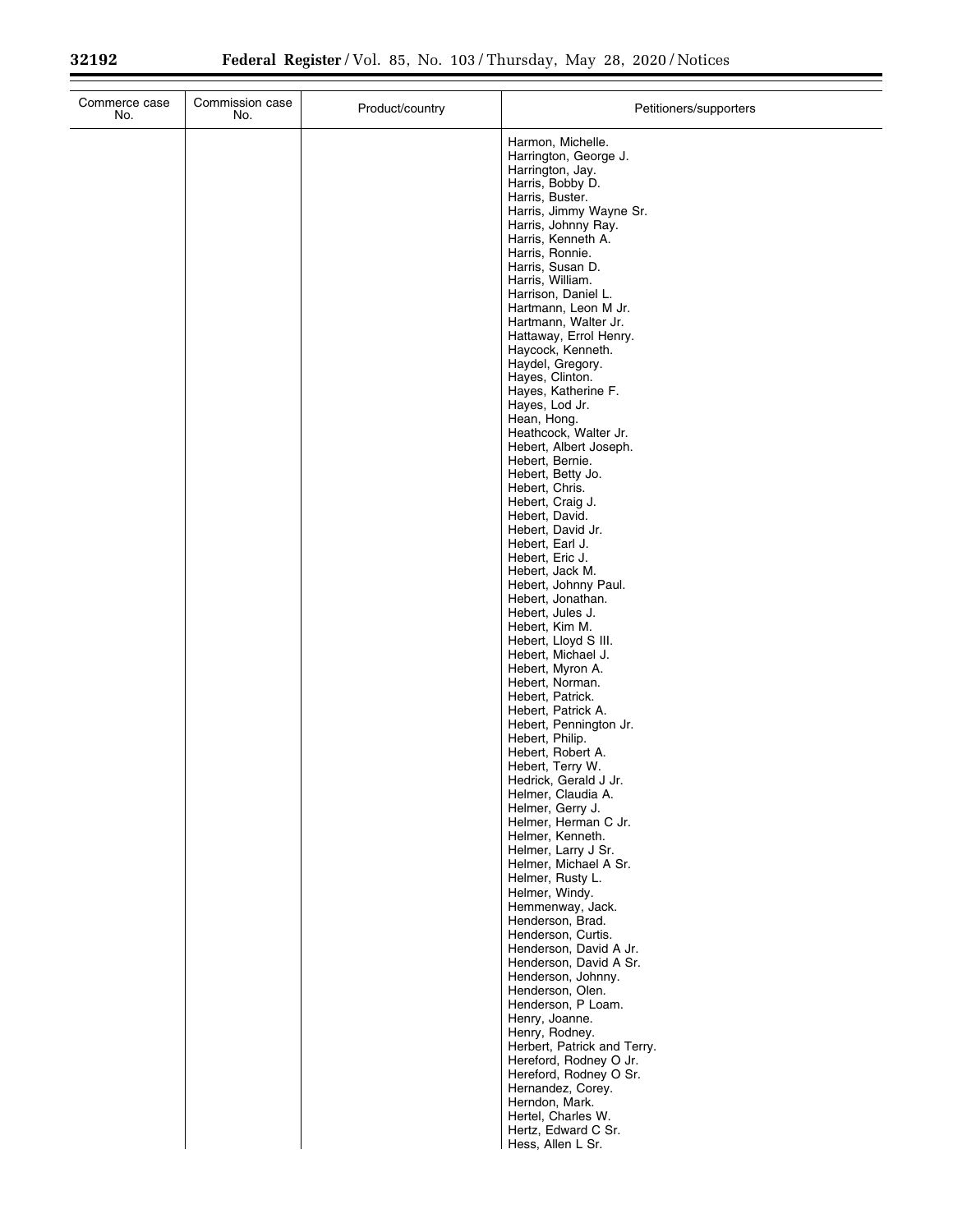| Commerce case No. | Commission case No. | Product/country | Petitioners/supporters |
|---|---|---|---|
| | | | Harmon, Michelle. |
| | | | Harrington, George J. |
| | | | Harrington, Jay. |
| | | | Harris, Bobby D. |
| | | | Harris, Buster. |
| | | | Harris, Jimmy Wayne Sr. |
| | | | Harris, Johnny Ray. |
| | | | Harris, Kenneth A. |
| | | | Harris, Ronnie. |
| | | | Harris, Susan D. |
| | | | Harris, William. |
| | | | Harrison, Daniel L. |
| | | | Hartmann, Leon M Jr. |
| | | | Hartmann, Walter Jr. |
| | | | Hattaway, Errol Henry. |
| | | | Haycock, Kenneth. |
| | | | Haydel, Gregory. |
| | | | Hayes, Clinton. |
| | | | Hayes, Katherine F. |
| | | | Hayes, Lod Jr. |
| | | | Hean, Hong. |
| | | | Heathcock, Walter Jr. |
| | | | Hebert, Albert Joseph. |
| | | | Hebert, Bernie. |
| | | | Hebert, Betty Jo. |
| | | | Hebert, Chris. |
| | | | Hebert, Craig J. |
| | | | Hebert, David. |
| | | | Hebert, David Jr. |
| | | | Hebert, Earl J. |
| | | | Hebert, Eric J. |
| | | | Hebert, Jack M. |
| | | | Hebert, Johnny Paul. |
| | | | Hebert, Jonathan. |
| | | | Hebert, Jules J. |
| | | | Hebert, Kim M. |
| | | | Hebert, Lloyd S III. |
| | | | Hebert, Michael J. |
| | | | Hebert, Myron A. |
| | | | Hebert, Norman. |
| | | | Hebert, Patrick. |
| | | | Hebert, Patrick A. |
| | | | Hebert, Pennington Jr. |
| | | | Hebert, Philip. |
| | | | Hebert, Robert A. |
| | | | Hebert, Terry W. |
| | | | Hedrick, Gerald J Jr. |
| | | | Helmer, Claudia A. |
| | | | Helmer, Gerry J. |
| | | | Helmer, Herman C Jr. |
| | | | Helmer, Kenneth. |
| | | | Helmer, Larry J Sr. |
| | | | Helmer, Michael A Sr. |
| | | | Helmer, Rusty L. |
| | | | Helmer, Windy. |
| | | | Hemmenway, Jack. |
| | | | Henderson, Brad. |
| | | | Henderson, Curtis. |
| | | | Henderson, David A Jr. |
| | | | Henderson, David A Sr. |
| | | | Henderson, Johnny. |
| | | | Henderson, Olen. |
| | | | Henderson, P Loam. |
| | | | Henry, Joanne. |
| | | | Henry, Rodney. |
| | | | Herbert, Patrick and Terry. |
| | | | Hereford, Rodney O Jr. |
| | | | Hereford, Rodney O Sr. |
| | | | Hernandez, Corey. |
| | | | Herndon, Mark. |
| | | | Hertel, Charles W. |
| | | | Hertz, Edward C Sr. |
| | | | Hess, Allen L Sr. |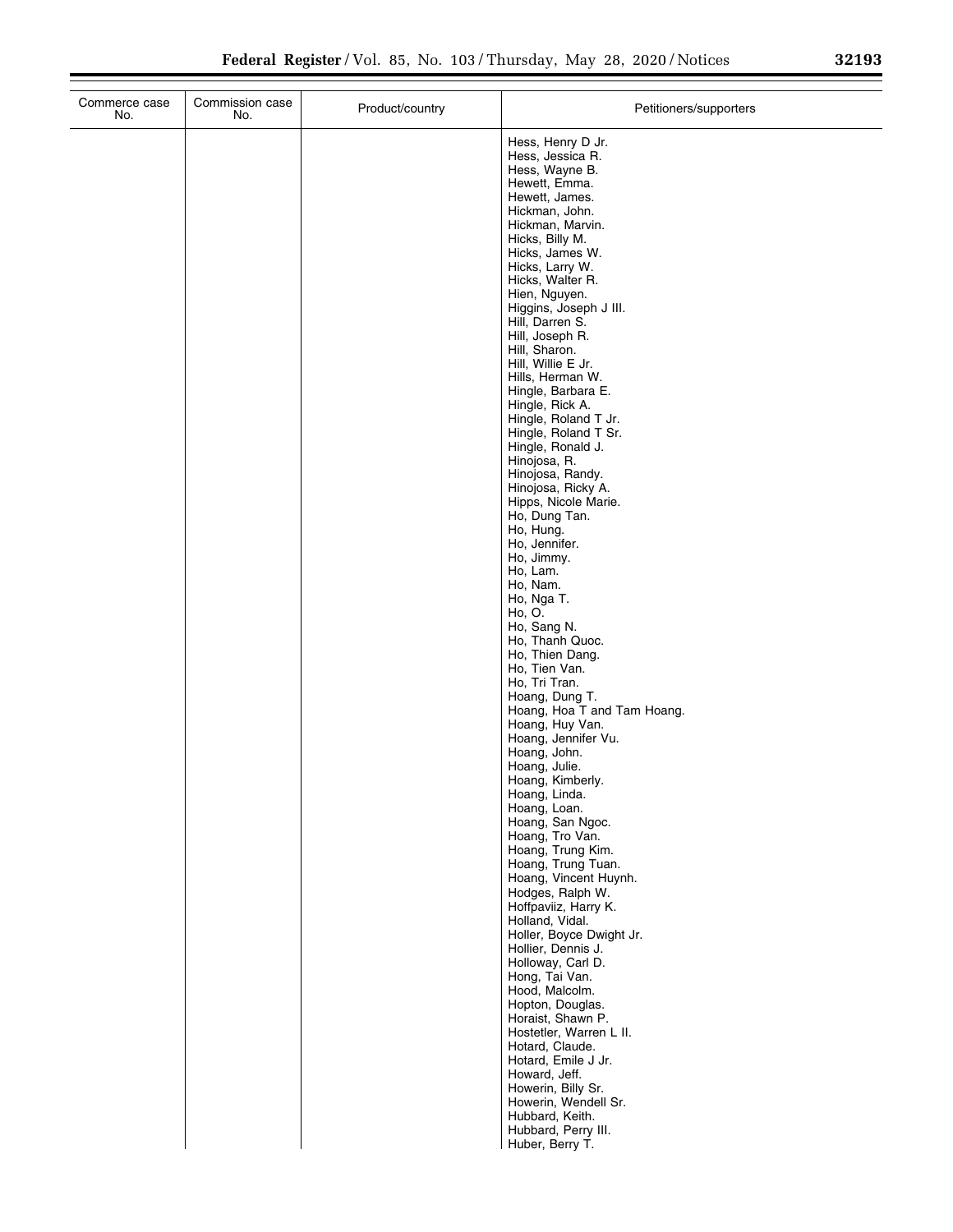| Commerce case No. | Commission case No. | Product/country | Petitioners/supporters |
| --- | --- | --- | --- |
| | | | Hess, Henry D Jr. |
| | | | Hess, Jessica R. |
| | | | Hess, Wayne B. |
| | | | Hewett, Emma. |
| | | | Hewett, James. |
| | | | Hickman, John. |
| | | | Hickman, Marvin. |
| | | | Hicks, Billy M. |
| | | | Hicks, James W. |
| | | | Hicks, Larry W. |
| | | | Hicks, Walter R. |
| | | | Hien, Nguyen. |
| | | | Higgins, Joseph J III. |
| | | | Hill, Darren S. |
| | | | Hill, Joseph R. |
| | | | Hill, Sharon. |
| | | | Hill, Willie E Jr. |
| | | | Hills, Herman W. |
| | | | Hingle, Barbara E. |
| | | | Hingle, Rick A. |
| | | | Hingle, Roland T Jr. |
| | | | Hingle, Roland T Sr. |
| | | | Hingle, Ronald J. |
| | | | Hinojosa, R. |
| | | | Hinojosa, Randy. |
| | | | Hinojosa, Ricky A. |
| | | | Hipps, Nicole Marie. |
| | | | Ho, Dung Tan. |
| | | | Ho, Hung. |
| | | | Ho, Jennifer. |
| | | | Ho, Jimmy. |
| | | | Ho, Lam. |
| | | | Ho, Nam. |
| | | | Ho, Nga T. |
| | | | Ho, O. |
| | | | Ho, Sang N. |
| | | | Ho, Thanh Quoc. |
| | | | Ho, Thien Dang. |
| | | | Ho, Tien Van. |
| | | | Ho, Tri Tran. |
| | | | Hoang, Dung T. |
| | | | Hoang, Hoa T and Tam Hoang. |
| | | | Hoang, Huy Van. |
| | | | Hoang, Jennifer Vu. |
| | | | Hoang, John. |
| | | | Hoang, Julie. |
| | | | Hoang, Kimberly. |
| | | | Hoang, Linda. |
| | | | Hoang, Loan. |
| | | | Hoang, San Ngoc. |
| | | | Hoang, Tro Van. |
| | | | Hoang, Trung Kim. |
| | | | Hoang, Trung Tuan. |
| | | | Hoang, Vincent Huynh. |
| | | | Hodges, Ralph W. |
| | | | Hoffpaviiz, Harry K. |
| | | | Holland, Vidal. |
| | | | Holler, Boyce Dwight Jr. |
| | | | Hollier, Dennis J. |
| | | | Holloway, Carl D. |
| | | | Hong, Tai Van. |
| | | | Hood, Malcolm. |
| | | | Hopton, Douglas. |
| | | | Horaist, Shawn P. |
| | | | Hostetler, Warren L II. |
| | | | Hotard, Claude. |
| | | | Hotard, Emile J Jr. |
| | | | Howard, Jeff. |
| | | | Howerin, Billy Sr. |
| | | | Howerin, Wendell Sr. |
| | | | Hubbard, Keith. |
| | | | Hubbard, Perry III. |
| | | | Huber, Berry T. |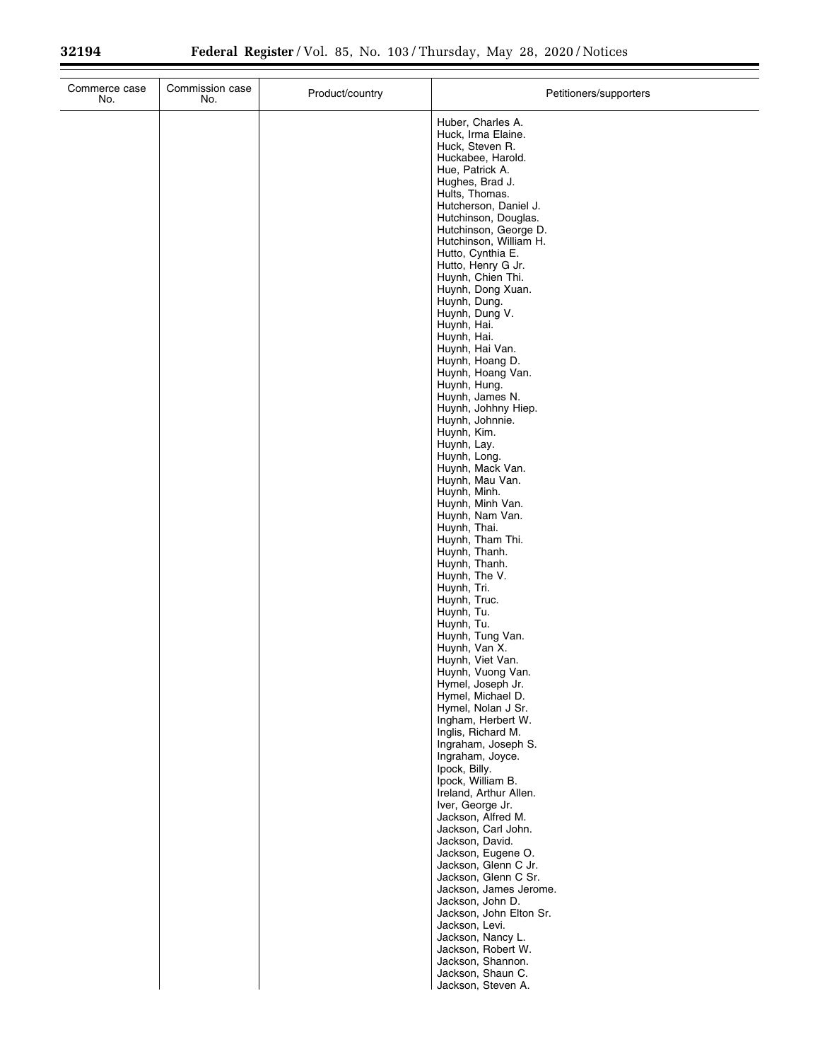| Commerce case No. | Commission case No. | Product/country | Petitioners/supporters |
|---|---|---|---|
| | | | Huber, Charles A. |
| | | | Huck, Irma Elaine. |
| | | | Huck, Steven R. |
| | | | Huckabee, Harold. |
| | | | Hue, Patrick A. |
| | | | Hughes, Brad J. |
| | | | Hults, Thomas. |
| | | | Hutcherson, Daniel J. |
| | | | Hutchinson, Douglas. |
| | | | Hutchinson, George D. |
| | | | Hutchinson, William H. |
| | | | Hutto, Cynthia E. |
| | | | Hutto, Henry G Jr. |
| | | | Huynh, Chien Thi. |
| | | | Huynh, Dong Xuan. |
| | | | Huynh, Dung. |
| | | | Huynh, Dung V. |
| | | | Huynh, Hai. |
| | | | Huynh, Hai. |
| | | | Huynh, Hai Van. |
| | | | Huynh, Hoang D. |
| | | | Huynh, Hoang Van. |
| | | | Huynh, Hung. |
| | | | Huynh, James N. |
| | | | Huynh, Johhny Hiep. |
| | | | Huynh, Johnnie. |
| | | | Huynh, Kim. |
| | | | Huynh, Lay. |
| | | | Huynh, Long. |
| | | | Huynh, Mack Van. |
| | | | Huynh, Mau Van. |
| | | | Huynh, Minh. |
| | | | Huynh, Minh Van. |
| | | | Huynh, Nam Van. |
| | | | Huynh, Thai. |
| | | | Huynh, Tham Thi. |
| | | | Huynh, Thanh. |
| | | | Huynh, Thanh. |
| | | | Huynh, The V. |
| | | | Huynh, Tri. |
| | | | Huynh, Truc. |
| | | | Huynh, Tu. |
| | | | Huynh, Tu. |
| | | | Huynh, Tung Van. |
| | | | Huynh, Van X. |
| | | | Huynh, Viet Van. |
| | | | Huynh, Vuong Van. |
| | | | Hymel, Joseph Jr. |
| | | | Hymel, Michael D. |
| | | | Hymel, Nolan J Sr. |
| | | | Ingham, Herbert W. |
| | | | Inglis, Richard M. |
| | | | Ingraham, Joseph S. |
| | | | Ingraham, Joyce. |
| | | | Ipock, Billy. |
| | | | Ipock, William B. |
| | | | Ireland, Arthur Allen. |
| | | | Iver, George Jr. |
| | | | Jackson, Alfred M. |
| | | | Jackson, Carl John. |
| | | | Jackson, David. |
| | | | Jackson, Eugene O. |
| | | | Jackson, Glenn C Jr. |
| | | | Jackson, Glenn C Sr. |
| | | | Jackson, James Jerome. |
| | | | Jackson, John D. |
| | | | Jackson, John Elton Sr. |
| | | | Jackson, Levi. |
| | | | Jackson, Nancy L. |
| | | | Jackson, Robert W. |
| | | | Jackson, Shannon. |
| | | | Jackson, Shaun C. |
| | | | Jackson, Steven A. |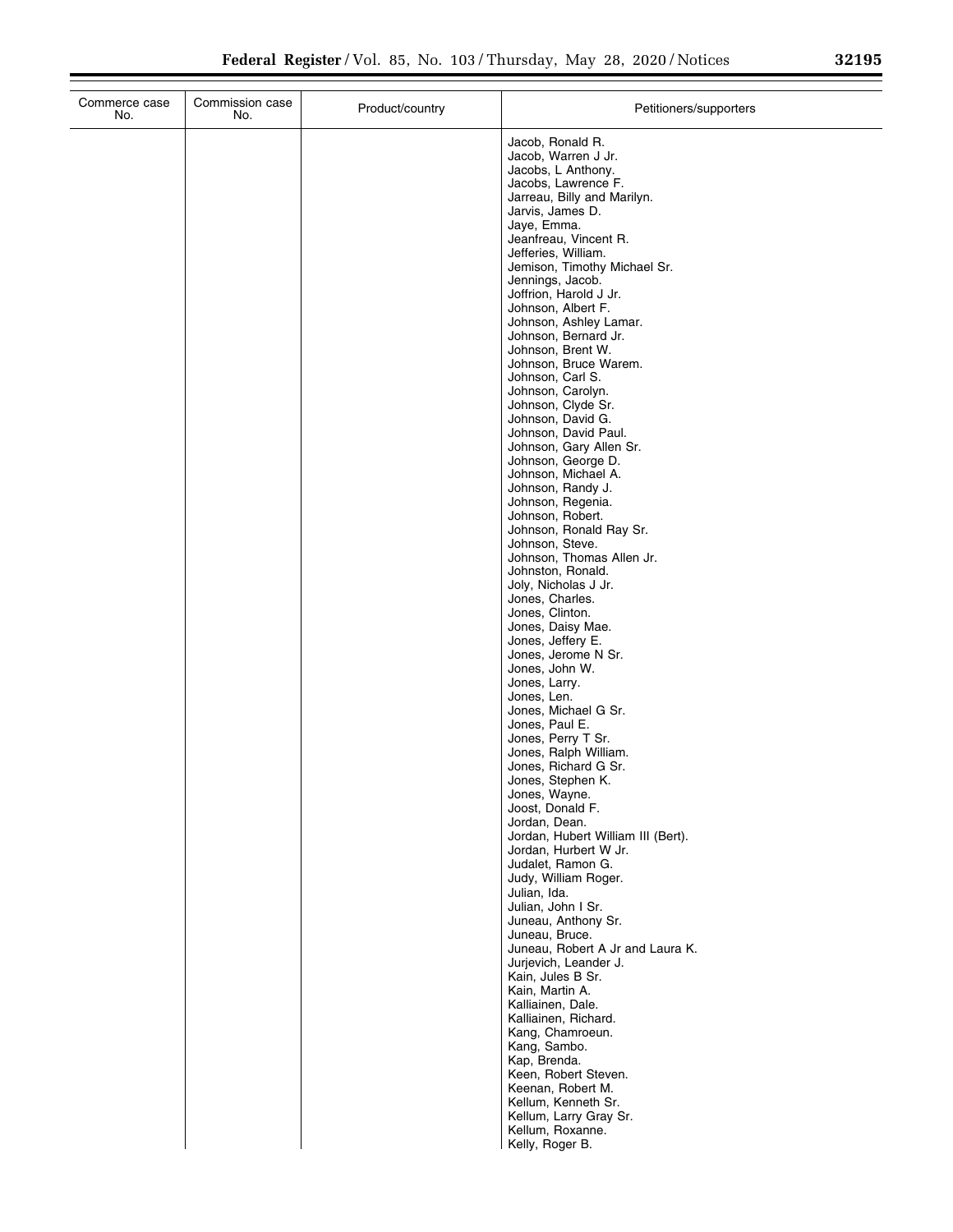| Commerce case No. | Commission case No. | Product/country | Petitioners/supporters |
|---|---|---|---|
| | | | Jacob, Ronald R. |
| | | | Jacob, Warren J Jr. |
| | | | Jacobs, L Anthony. |
| | | | Jacobs, Lawrence F. |
| | | | Jarreau, Billy and Marilyn. |
| | | | Jarvis, James D. |
| | | | Jaye, Emma. |
| | | | Jeanfreau, Vincent R. |
| | | | Jefferies, William. |
| | | | Jemison, Timothy Michael Sr. |
| | | | Jennings, Jacob. |
| | | | Joffrion, Harold J Jr. |
| | | | Johnson, Albert F. |
| | | | Johnson, Ashley Lamar. |
| | | | Johnson, Bernard Jr. |
| | | | Johnson, Brent W. |
| | | | Johnson, Bruce Warem. |
| | | | Johnson, Carl S. |
| | | | Johnson, Carolyn. |
| | | | Johnson, Clyde Sr. |
| | | | Johnson, David G. |
| | | | Johnson, David Paul. |
| | | | Johnson, Gary Allen Sr. |
| | | | Johnson, George D. |
| | | | Johnson, Michael A. |
| | | | Johnson, Randy J. |
| | | | Johnson, Regenia. |
| | | | Johnson, Robert. |
| | | | Johnson, Ronald Ray Sr. |
| | | | Johnson, Steve. |
| | | | Johnson, Thomas Allen Jr. |
| | | | Johnston, Ronald. |
| | | | Joly, Nicholas J Jr. |
| | | | Jones, Charles. |
| | | | Jones, Clinton. |
| | | | Jones, Daisy Mae. |
| | | | Jones, Jeffery E. |
| | | | Jones, Jerome N Sr. |
| | | | Jones, John W. |
| | | | Jones, Larry. |
| | | | Jones, Len. |
| | | | Jones, Michael G Sr. |
| | | | Jones, Paul E. |
| | | | Jones, Perry T Sr. |
| | | | Jones, Ralph William. |
| | | | Jones, Richard G Sr. |
| | | | Jones, Stephen K. |
| | | | Jones, Wayne. |
| | | | Joost, Donald F. |
| | | | Jordan, Dean. |
| | | | Jordan, Hubert William III (Bert). |
| | | | Jordan, Hurbert W Jr. |
| | | | Judalet, Ramon G. |
| | | | Judy, William Roger. |
| | | | Julian, Ida. |
| | | | Julian, John I Sr. |
| | | | Juneau, Anthony Sr. |
| | | | Juneau, Bruce. |
| | | | Juneau, Robert A Jr and Laura K. |
| | | | Jurjevich, Leander J. |
| | | | Kain, Jules B Sr. |
| | | | Kain, Martin A. |
| | | | Kalliainen, Dale. |
| | | | Kalliainen, Richard. |
| | | | Kang, Chamroeun. |
| | | | Kang, Sambo. |
| | | | Kap, Brenda. |
| | | | Keen, Robert Steven. |
| | | | Keenan, Robert M. |
| | | | Kellum, Kenneth Sr. |
| | | | Kellum, Larry Gray Sr. |
| | | | Kellum, Roxanne. |
| | | | Kelly, Roger B. |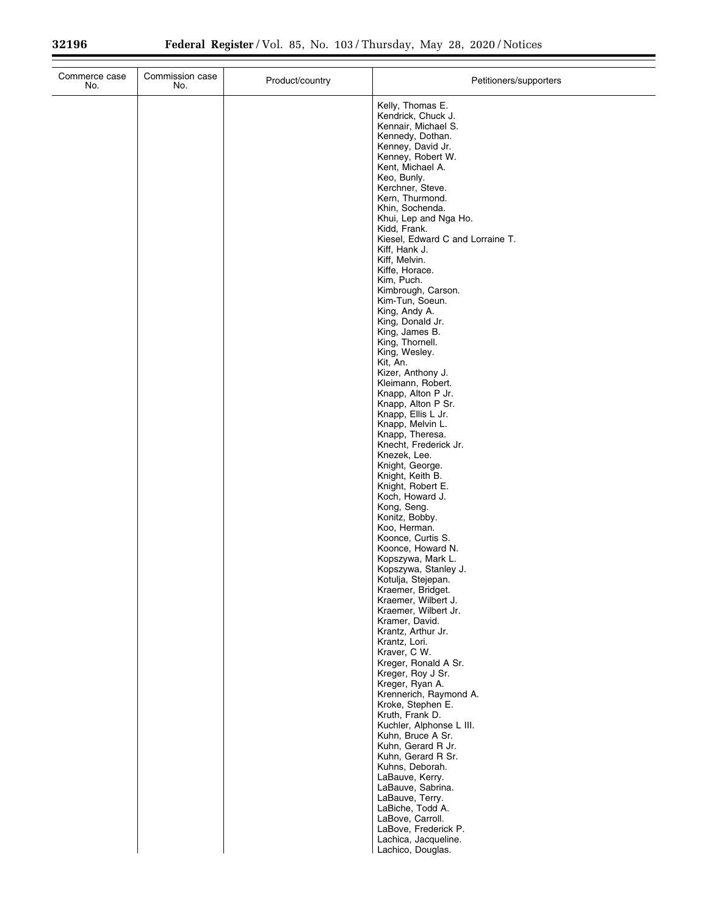| Commerce case No. | Commission case No. | Product/country | Petitioners/supporters |
|---|---|---|---|
| | | | Kelly, Thomas E. |
| | | | Kendrick, Chuck J. |
| | | | Kennair, Michael S. |
| | | | Kennedy, Dothan. |
| | | | Kenney, David Jr. |
| | | | Kenney, Robert W. |
| | | | Kent, Michael A. |
| | | | Keo, Bunly. |
| | | | Kerchner, Steve. |
| | | | Kern, Thurmond. |
| | | | Khin, Sochenda. |
| | | | Khui, Lep and Nga Ho. |
| | | | Kidd, Frank. |
| | | | Kiesel, Edward C and Lorraine T. |
| | | | Kiff, Hank J. |
| | | | Kiff, Melvin. |
| | | | Kiffe, Horace. |
| | | | Kim, Puch. |
| | | | Kimbrough, Carson. |
| | | | Kim-Tun, Soeun. |
| | | | King, Andy A. |
| | | | King, Donald Jr. |
| | | | King, James B. |
| | | | King, Thornell. |
| | | | King, Wesley. |
| | | | Kit, An. |
| | | | Kizer, Anthony J. |
| | | | Kleimann, Robert. |
| | | | Knapp, Alton P Jr. |
| | | | Knapp, Alton P Sr. |
| | | | Knapp, Ellis L Jr. |
| | | | Knapp, Melvin L. |
| | | | Knapp, Theresa. |
| | | | Knecht, Frederick Jr. |
| | | | Knezek, Lee. |
| | | | Knight, George. |
| | | | Knight, Keith B. |
| | | | Knight, Robert E. |
| | | | Koch, Howard J. |
| | | | Kong, Seng. |
| | | | Konitz, Bobby. |
| | | | Koo, Herman. |
| | | | Koonce, Curtis S. |
| | | | Koonce, Howard N. |
| | | | Kopszywa, Mark L. |
| | | | Kopszywa, Stanley J. |
| | | | Kotulja, Stejepan. |
| | | | Kraemer, Bridget. |
| | | | Kraemer, Wilbert J. |
| | | | Kraemer, Wilbert Jr. |
| | | | Kramer, David. |
| | | | Krantz, Arthur Jr. |
| | | | Krantz, Lori. |
| | | | Kraver, C W. |
| | | | Kreger, Ronald A Sr. |
| | | | Kreger, Roy J Sr. |
| | | | Kreger, Ryan A. |
| | | | Krennerich, Raymond A. |
| | | | Kroke, Stephen E. |
| | | | Kruth, Frank D. |
| | | | Kuchler, Alphonse L III. |
| | | | Kuhn, Bruce A Sr. |
| | | | Kuhn, Gerard R Jr. |
| | | | Kuhn, Gerard R Sr. |
| | | | Kuhns, Deborah. |
| | | | LaBauve, Kerry. |
| | | | LaBauve, Sabrina. |
| | | | LaBauve, Terry. |
| | | | LaBiche, Todd A. |
| | | | LaBove, Carroll. |
| | | | LaBove, Frederick P. |
| | | | Lachica, Jacqueline. |
| | | | Lachico, Douglas. |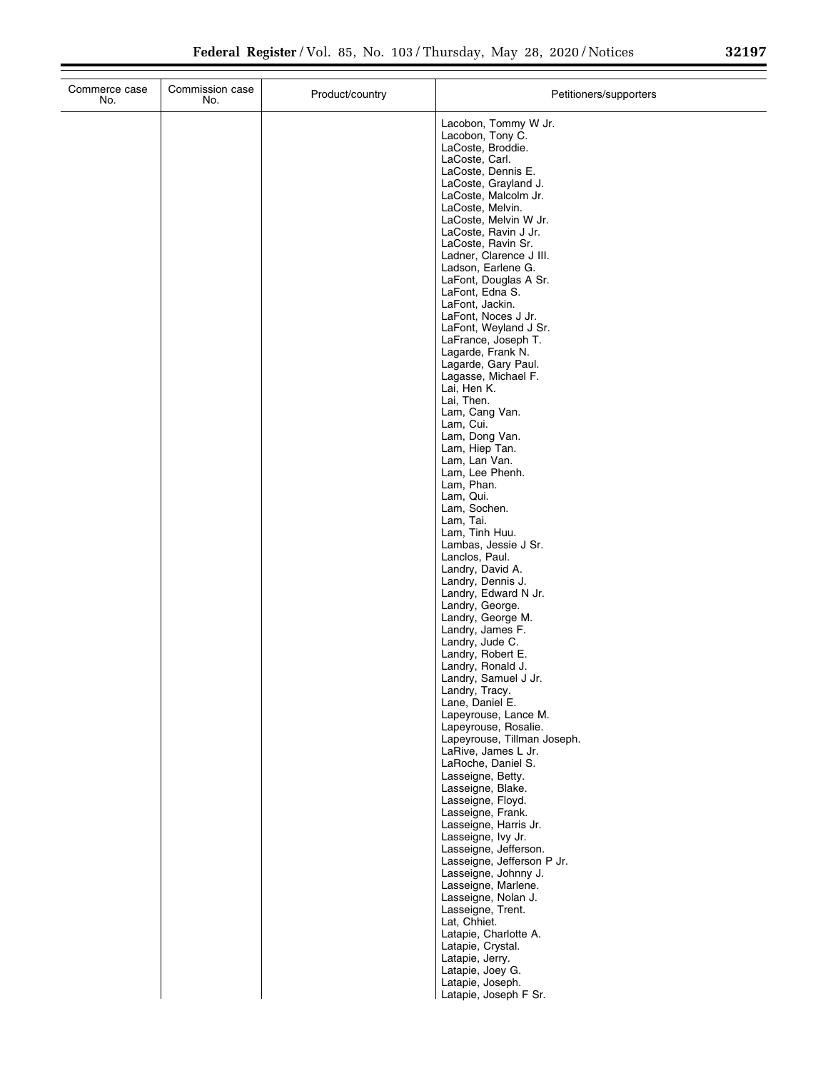| Commerce case No. | Commission case No. | Product/country | Petitioners/supporters |
| --- | --- | --- | --- |
| | | | Lacobon, Tommy W Jr.<br>Lacobon, Tony C.<br>LaCoste, Broddie.<br>LaCoste, Carl.<br>LaCoste, Dennis E.<br>LaCoste, Grayland J.<br>LaCoste, Malcolm Jr.<br>LaCoste, Melvin.<br>LaCoste, Melvin W Jr.<br>LaCoste, Ravin J Jr.<br>LaCoste, Ravin Sr.<br>Ladner, Clarence J III.<br>Ladson, Earlene G.<br>LaFont, Douglas A Sr.<br>LaFont, Edna S.<br>LaFont, Jackin.<br>LaFont, Noces J Jr.<br>LaFont, Weyland J Sr.<br>LaFrance, Joseph T.<br>Lagarde, Frank N.<br>Lagarde, Gary Paul.<br>Lagasse, Michael F.<br>Lai, Hen K.<br>Lai, Then.<br>Lam, Cang Van.<br>Lam, Cui.<br>Lam, Dong Van.<br>Lam, Hiep Tan.<br>Lam, Lan Van.<br>Lam, Lee Phenh.<br>Lam, Phan.<br>Lam, Qui.<br>Lam, Sochen.<br>Lam, Tai.<br>Lam, Tinh Huu.<br>Lambas, Jessie J Sr.<br>Lanclos, Paul.<br>Landry, David A.<br>Landry, Dennis J.<br>Landry, Edward N Jr.<br>Landry, George.<br>Landry, George M.<br>Landry, James F.<br>Landry, Jude C.<br>Landry, Robert E.<br>Landry, Ronald J.<br>Landry, Samuel J Jr.<br>Landry, Tracy.<br>Lane, Daniel E.<br>Lapeyrouse, Lance M.<br>Lapeyrouse, Rosalie.<br>Lapeyrouse, Tillman Joseph.<br>LaRive, James L Jr.<br>LaRoche, Daniel S.<br>Lasseigne, Betty.<br>Lasseigne, Blake.<br>Lasseigne, Floyd.<br>Lasseigne, Frank.<br>Lasseigne, Harris Jr.<br>Lasseigne, Ivy Jr.<br>Lasseigne, Jefferson.<br>Lasseigne, Jefferson P Jr.<br>Lasseigne, Johnny J.<br>Lasseigne, Marlene.<br>Lasseigne, Nolan J.<br>Lasseigne, Trent.<br>Lat, Chhiet.<br>Latapie, Charlotte A.<br>Latapie, Crystal.<br>Latapie, Jerry.<br>Latapie, Joey G.<br>Latapie, Joseph.<br>Latapie, Joseph F Sr. |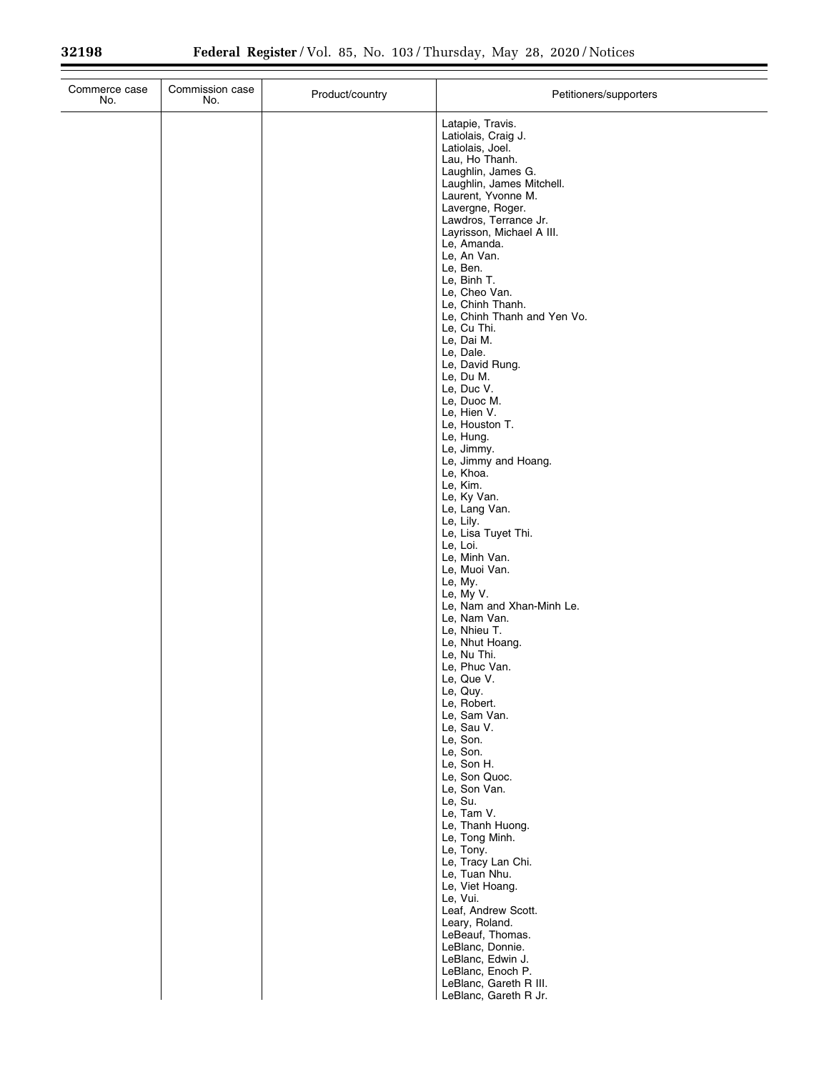| Commerce case No. | Commission case No. | Product/country | Petitioners/supporters |
|---|---|---|---|
| | | | Latapie, Travis. |
| | | | Latiolais, Craig J. |
| | | | Latiolais, Joel. |
| | | | Lau, Ho Thanh. |
| | | | Laughlin, James G. |
| | | | Laughlin, James Mitchell. |
| | | | Laurent, Yvonne M. |
| | | | Lavergne, Roger. |
| | | | Lawdros, Terrance Jr. |
| | | | Layrisson, Michael A III. |
| | | | Le, Amanda. |
| | | | Le, An Van. |
| | | | Le, Ben. |
| | | | Le, Binh T. |
| | | | Le, Cheo Van. |
| | | | Le, Chinh Thanh. |
| | | | Le, Chinh Thanh and Yen Vo. |
| | | | Le, Cu Thi. |
| | | | Le, Dai M. |
| | | | Le, Dale. |
| | | | Le, David Rung. |
| | | | Le, Du M. |
| | | | Le, Duc V. |
| | | | Le, Duoc M. |
| | | | Le, Hien V. |
| | | | Le, Houston T. |
| | | | Le, Hung. |
| | | | Le, Jimmy. |
| | | | Le, Jimmy and Hoang. |
| | | | Le, Khoa. |
| | | | Le, Kim. |
| | | | Le, Ky Van. |
| | | | Le, Lang Van. |
| | | | Le, Lily. |
| | | | Le, Lisa Tuyet Thi. |
| | | | Le, Loi. |
| | | | Le, Minh Van. |
| | | | Le, Muoi Van. |
| | | | Le, My. |
| | | | Le, My V. |
| | | | Le, Nam and Xhan-Minh Le. |
| | | | Le, Nam Van. |
| | | | Le, Nhieu T. |
| | | | Le, Nhut Hoang. |
| | | | Le, Nu Thi. |
| | | | Le, Phuc Van. |
| | | | Le, Que V. |
| | | | Le, Quy. |
| | | | Le, Robert. |
| | | | Le, Sam Van. |
| | | | Le, Sau V. |
| | | | Le, Son. |
| | | | Le, Son. |
| | | | Le, Son H. |
| | | | Le, Son Quoc. |
| | | | Le, Son Van. |
| | | | Le, Su. |
| | | | Le, Tam V. |
| | | | Le, Thanh Huong. |
| | | | Le, Tong Minh. |
| | | | Le, Tony. |
| | | | Le, Tracy Lan Chi. |
| | | | Le, Tuan Nhu. |
| | | | Le, Viet Hoang. |
| | | | Le, Vui. |
| | | | Leaf, Andrew Scott. |
| | | | Leary, Roland. |
| | | | LeBeauf, Thomas. |
| | | | LeBlanc, Donnie. |
| | | | LeBlanc, Edwin J. |
| | | | LeBlanc, Enoch P. |
| | | | LeBlanc, Gareth R III. |
| | | | LeBlanc, Gareth R Jr. |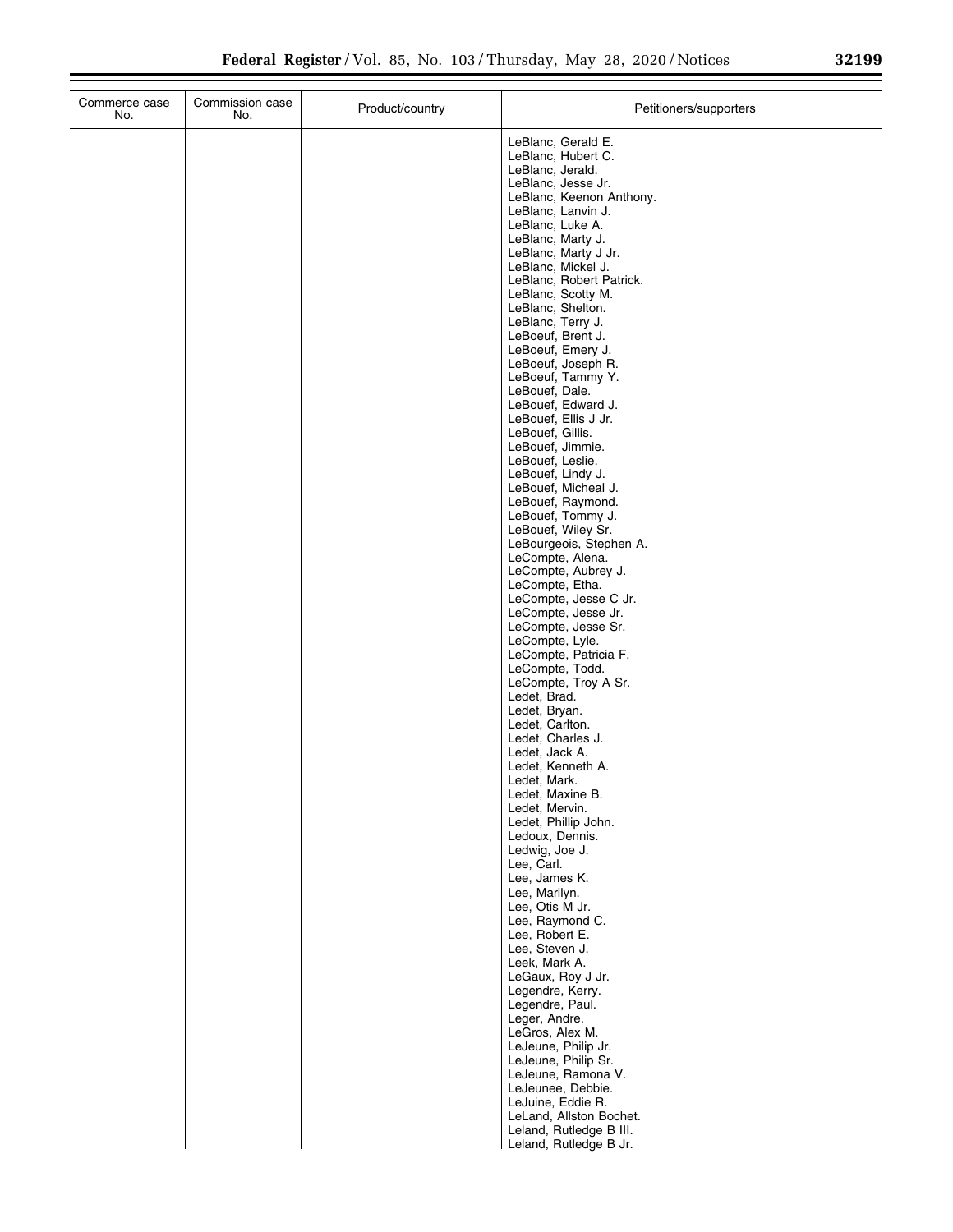| Commerce case No. | Commission case No. | Product/country | Petitioners/supporters |
|---|---|---|---|
| | | | LeBlanc, Gerald E. |
| | | | LeBlanc, Hubert C. |
| | | | LeBlanc, Jerald. |
| | | | LeBlanc, Jesse Jr. |
| | | | LeBlanc, Keenon Anthony. |
| | | | LeBlanc, Lanvin J. |
| | | | LeBlanc, Luke A. |
| | | | LeBlanc, Marty J. |
| | | | LeBlanc, Marty J Jr. |
| | | | LeBlanc, Mickel J. |
| | | | LeBlanc, Robert Patrick. |
| | | | LeBlanc, Scotty M. |
| | | | LeBlanc, Shelton. |
| | | | LeBlanc, Terry J. |
| | | | LeBoeuf, Brent J. |
| | | | LeBoeuf, Emery J. |
| | | | LeBoeuf, Joseph R. |
| | | | LeBoeuf, Tammy Y. |
| | | | LeBouef, Dale. |
| | | | LeBouef, Edward J. |
| | | | LeBouef, Ellis J Jr. |
| | | | LeBouef, Gillis. |
| | | | LeBouef, Jimmie. |
| | | | LeBouef, Leslie. |
| | | | LeBouef, Lindy J. |
| | | | LeBouef, Micheal J. |
| | | | LeBouef, Raymond. |
| | | | LeBouef, Tommy J. |
| | | | LeBouef, Wiley Sr. |
| | | | LeBourgeois, Stephen A. |
| | | | LeCompte, Alena. |
| | | | LeCompte, Aubrey J. |
| | | | LeCompte, Etha. |
| | | | LeCompte, Jesse C Jr. |
| | | | LeCompte, Jesse Jr. |
| | | | LeCompte, Jesse Sr. |
| | | | LeCompte, Lyle. |
| | | | LeCompte, Patricia F. |
| | | | LeCompte, Todd. |
| | | | LeCompte, Troy A Sr. |
| | | | Ledet, Brad. |
| | | | Ledet, Bryan. |
| | | | Ledet, Carlton. |
| | | | Ledet, Charles J. |
| | | | Ledet, Jack A. |
| | | | Ledet, Kenneth A. |
| | | | Ledet, Mark. |
| | | | Ledet, Maxine B. |
| | | | Ledet, Mervin. |
| | | | Ledet, Phillip John. |
| | | | Ledoux, Dennis. |
| | | | Ledwig, Joe J. |
| | | | Lee, Carl. |
| | | | Lee, James K. |
| | | | Lee, Marilyn. |
| | | | Lee, Otis M Jr. |
| | | | Lee, Raymond C. |
| | | | Lee, Robert E. |
| | | | Lee, Steven J. |
| | | | Leek, Mark A. |
| | | | LeGaux, Roy J Jr. |
| | | | Legendre, Kerry. |
| | | | Legendre, Paul. |
| | | | Leger, Andre. |
| | | | LeGros, Alex M. |
| | | | LeJeune, Philip Jr. |
| | | | LeJeune, Philip Sr. |
| | | | LeJeune, Ramona V. |
| | | | LeJeunee, Debbie. |
| | | | LeJuine, Eddie R. |
| | | | LeLand, Allston Bochet. |
| | | | Leland, Rutledge B III. |
| | | | Leland, Rutledge B Jr. |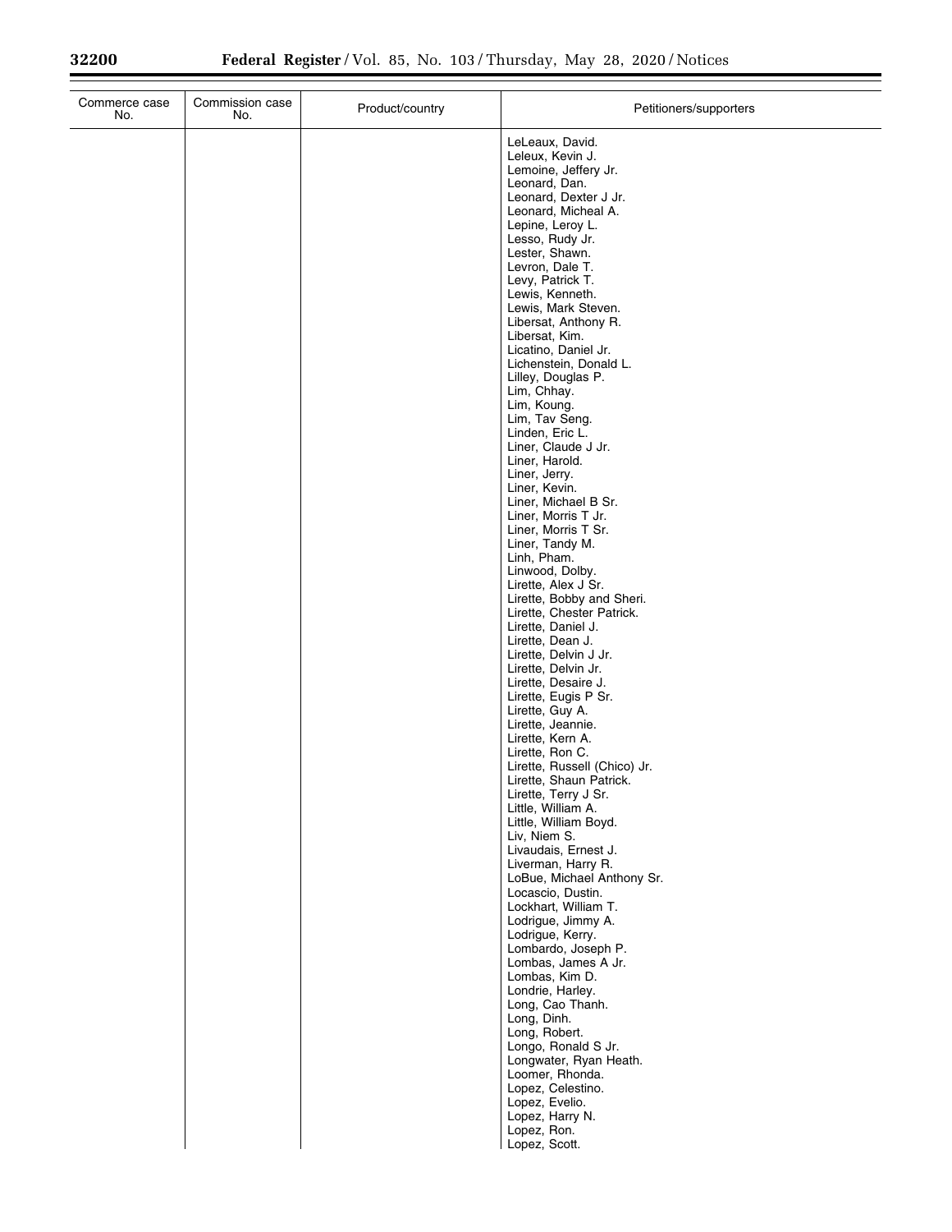| Commerce case No. | Commission case No. | Product/country | Petitioners/supporters |
| --- | --- | --- | --- |
| | | | LeLeaux, David. |
| | | | Leleux, Kevin J. |
| | | | Lemoine, Jeffery Jr. |
| | | | Leonard, Dan. |
| | | | Leonard, Dexter J Jr. |
| | | | Leonard, Micheal A. |
| | | | Lepine, Leroy L. |
| | | | Lesso, Rudy Jr. |
| | | | Lester, Shawn. |
| | | | Levron, Dale T. |
| | | | Levy, Patrick T. |
| | | | Lewis, Kenneth. |
| | | | Lewis, Mark Steven. |
| | | | Libersat, Anthony R. |
| | | | Libersat, Kim. |
| | | | Licatino, Daniel Jr. |
| | | | Lichenstein, Donald L. |
| | | | Lilley, Douglas P. |
| | | | Lim, Chhay. |
| | | | Lim, Koung. |
| | | | Lim, Tav Seng. |
| | | | Linden, Eric L. |
| | | | Liner, Claude J Jr. |
| | | | Liner, Harold. |
| | | | Liner, Jerry. |
| | | | Liner, Kevin. |
| | | | Liner, Michael B Sr. |
| | | | Liner, Morris T Jr. |
| | | | Liner, Morris T Sr. |
| | | | Liner, Tandy M. |
| | | | Linh, Pham. |
| | | | Linwood, Dolby. |
| | | | Lirette, Alex J Sr. |
| | | | Lirette, Bobby and Sheri. |
| | | | Lirette, Chester Patrick. |
| | | | Lirette, Daniel J. |
| | | | Lirette, Dean J. |
| | | | Lirette, Delvin J Jr. |
| | | | Lirette, Delvin Jr. |
| | | | Lirette, Desaire J. |
| | | | Lirette, Eugis P Sr. |
| | | | Lirette, Guy A. |
| | | | Lirette, Jeannie. |
| | | | Lirette, Kern A. |
| | | | Lirette, Ron C. |
| | | | Lirette, Russell (Chico) Jr. |
| | | | Lirette, Shaun Patrick. |
| | | | Lirette, Terry J Sr. |
| | | | Little, William A. |
| | | | Little, William Boyd. |
| | | | Liv, Niem S. |
| | | | Livaudais, Ernest J. |
| | | | Liverman, Harry R. |
| | | | LoBue, Michael Anthony Sr. |
| | | | Locascio, Dustin. |
| | | | Lockhart, William T. |
| | | | Lodrigue, Jimmy A. |
| | | | Lodrigue, Kerry. |
| | | | Lombardo, Joseph P. |
| | | | Lombas, James A Jr. |
| | | | Lombas, Kim D. |
| | | | Londrie, Harley. |
| | | | Long, Cao Thanh. |
| | | | Long, Dinh. |
| | | | Long, Robert. |
| | | | Longo, Ronald S Jr. |
| | | | Longwater, Ryan Heath. |
| | | | Loomer, Rhonda. |
| | | | Lopez, Celestino. |
| | | | Lopez, Evelio. |
| | | | Lopez, Harry N. |
| | | | Lopez, Ron. |
| | | | Lopez, Scott. |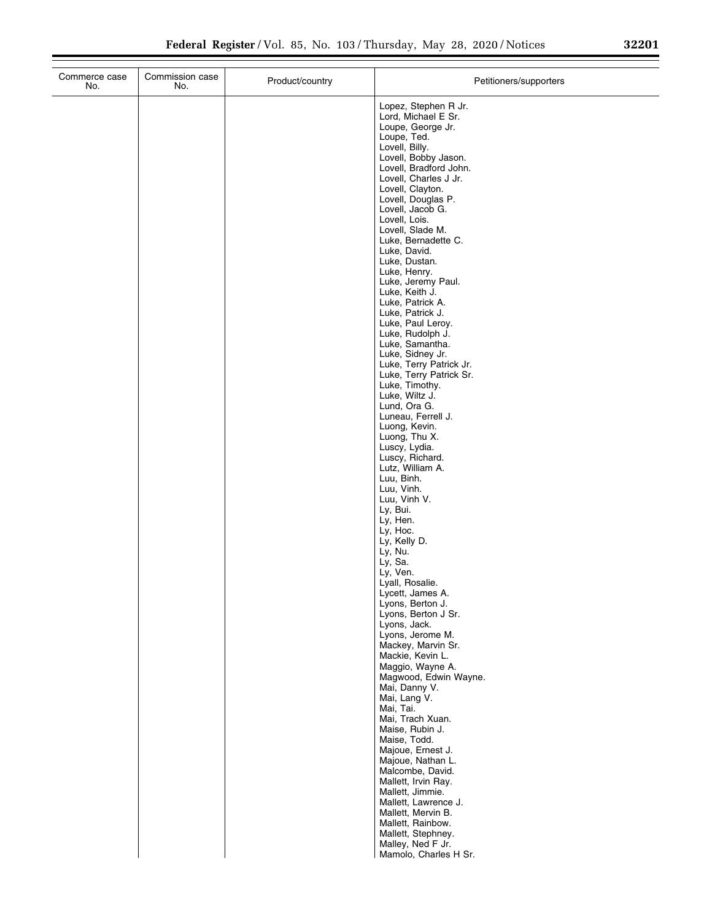| Commerce case No. | Commission case No. | Product/country | Petitioners/supporters |
| --- | --- | --- | --- |
| | | | Lopez, Stephen R Jr. |
| | | | Lord, Michael E Sr. |
| | | | Loupe, George Jr. |
| | | | Loupe, Ted. |
| | | | Lovell, Billy. |
| | | | Lovell, Bobby Jason. |
| | | | Lovell, Bradford John. |
| | | | Lovell, Charles J Jr. |
| | | | Lovell, Clayton. |
| | | | Lovell, Douglas P. |
| | | | Lovell, Jacob G. |
| | | | Lovell, Lois. |
| | | | Lovell, Slade M. |
| | | | Luke, Bernadette C. |
| | | | Luke, David. |
| | | | Luke, Dustan. |
| | | | Luke, Henry. |
| | | | Luke, Jeremy Paul. |
| | | | Luke, Keith J. |
| | | | Luke, Patrick A. |
| | | | Luke, Patrick J. |
| | | | Luke, Paul Leroy. |
| | | | Luke, Rudolph J. |
| | | | Luke, Samantha. |
| | | | Luke, Sidney Jr. |
| | | | Luke, Terry Patrick Jr. |
| | | | Luke, Terry Patrick Sr. |
| | | | Luke, Timothy. |
| | | | Luke, Wiltz J. |
| | | | Lund, Ora G. |
| | | | Luneau, Ferrell J. |
| | | | Luong, Kevin. |
| | | | Luong, Thu X. |
| | | | Luscy, Lydia. |
| | | | Luscy, Richard. |
| | | | Lutz, William A. |
| | | | Luu, Binh. |
| | | | Luu, Vinh. |
| | | | Luu, Vinh V. |
| | | | Ly, Bui. |
| | | | Ly, Hen. |
| | | | Ly, Hoc. |
| | | | Ly, Kelly D. |
| | | | Ly, Nu. |
| | | | Ly, Sa. |
| | | | Ly, Ven. |
| | | | Lyall, Rosalie. |
| | | | Lycett, James A. |
| | | | Lyons, Berton J. |
| | | | Lyons, Berton J Sr. |
| | | | Lyons, Jack. |
| | | | Lyons, Jerome M. |
| | | | Mackey, Marvin Sr. |
| | | | Mackie, Kevin L. |
| | | | Maggio, Wayne A. |
| | | | Magwood, Edwin Wayne. |
| | | | Mai, Danny V. |
| | | | Mai, Lang V. |
| | | | Mai, Tai. |
| | | | Mai, Trach Xuan. |
| | | | Maise, Rubin J. |
| | | | Maise, Todd. |
| | | | Majoue, Ernest J. |
| | | | Majoue, Nathan L. |
| | | | Malcombe, David. |
| | | | Mallett, Irvin Ray. |
| | | | Mallett, Jimmie. |
| | | | Mallett, Lawrence J. |
| | | | Mallett, Mervin B. |
| | | | Mallett, Rainbow. |
| | | | Mallett, Stephney. |
| | | | Malley, Ned F Jr. |
| | | | Mamolo, Charles H Sr. |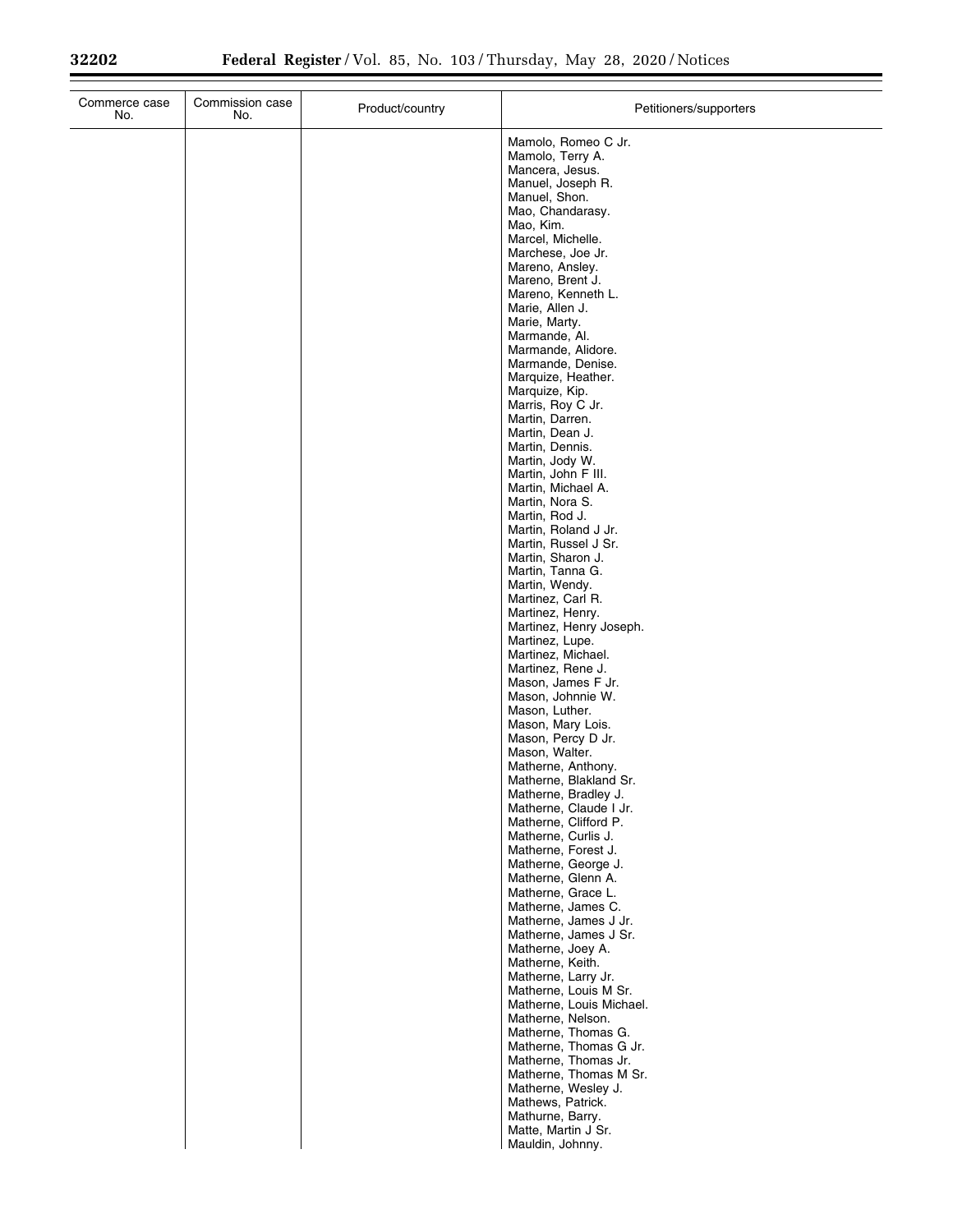| Commerce case No. | Commission case No. | Product/country | Petitioners/supporters |
|---|---|---|---|
| | | | Mamolo, Romeo C Jr. |
| | | | Mamolo, Terry A. |
| | | | Mancera, Jesus. |
| | | | Manuel, Joseph R. |
| | | | Manuel, Shon. |
| | | | Mao, Chandarasy. |
| | | | Mao, Kim. |
| | | | Marcel, Michelle. |
| | | | Marchese, Joe Jr. |
| | | | Mareno, Ansley. |
| | | | Mareno, Brent J. |
| | | | Mareno, Kenneth L. |
| | | | Marie, Allen J. |
| | | | Marie, Marty. |
| | | | Marmande, Al. |
| | | | Marmande, Alidore. |
| | | | Marmande, Denise. |
| | | | Marquize, Heather. |
| | | | Marquize, Kip. |
| | | | Marris, Roy C Jr. |
| | | | Martin, Darren. |
| | | | Martin, Dean J. |
| | | | Martin, Dennis. |
| | | | Martin, Jody W. |
| | | | Martin, John F III. |
| | | | Martin, Michael A. |
| | | | Martin, Nora S. |
| | | | Martin, Rod J. |
| | | | Martin, Roland J Jr. |
| | | | Martin, Russel J Sr. |
| | | | Martin, Sharon J. |
| | | | Martin, Tanna G. |
| | | | Martin, Wendy. |
| | | | Martinez, Carl R. |
| | | | Martinez, Henry. |
| | | | Martinez, Henry Joseph. |
| | | | Martinez, Lupe. |
| | | | Martinez, Michael. |
| | | | Martinez, Rene J. |
| | | | Mason, James F Jr. |
| | | | Mason, Johnnie W. |
| | | | Mason, Luther. |
| | | | Mason, Mary Lois. |
| | | | Mason, Percy D Jr. |
| | | | Mason, Walter. |
| | | | Matherne, Anthony. |
| | | | Matherne, Blakland Sr. |
| | | | Matherne, Bradley J. |
| | | | Matherne, Claude I Jr. |
| | | | Matherne, Clifford P. |
| | | | Matherne, Curlis J. |
| | | | Matherne, Forest J. |
| | | | Matherne, George J. |
| | | | Matherne, Glenn A. |
| | | | Matherne, Grace L. |
| | | | Matherne, James C. |
| | | | Matherne, James J Jr. |
| | | | Matherne, James J Sr. |
| | | | Matherne, Joey A. |
| | | | Matherne, Keith. |
| | | | Matherne, Larry Jr. |
| | | | Matherne, Louis M Sr. |
| | | | Matherne, Louis Michael. |
| | | | Matherne, Nelson. |
| | | | Matherne, Thomas G. |
| | | | Matherne, Thomas G Jr. |
| | | | Matherne, Thomas Jr. |
| | | | Matherne, Thomas M Sr. |
| | | | Matherne, Wesley J. |
| | | | Mathews, Patrick. |
| | | | Mathurne, Barry. |
| | | | Matte, Martin J Sr. |
| | | | Mauldin, Johnny. |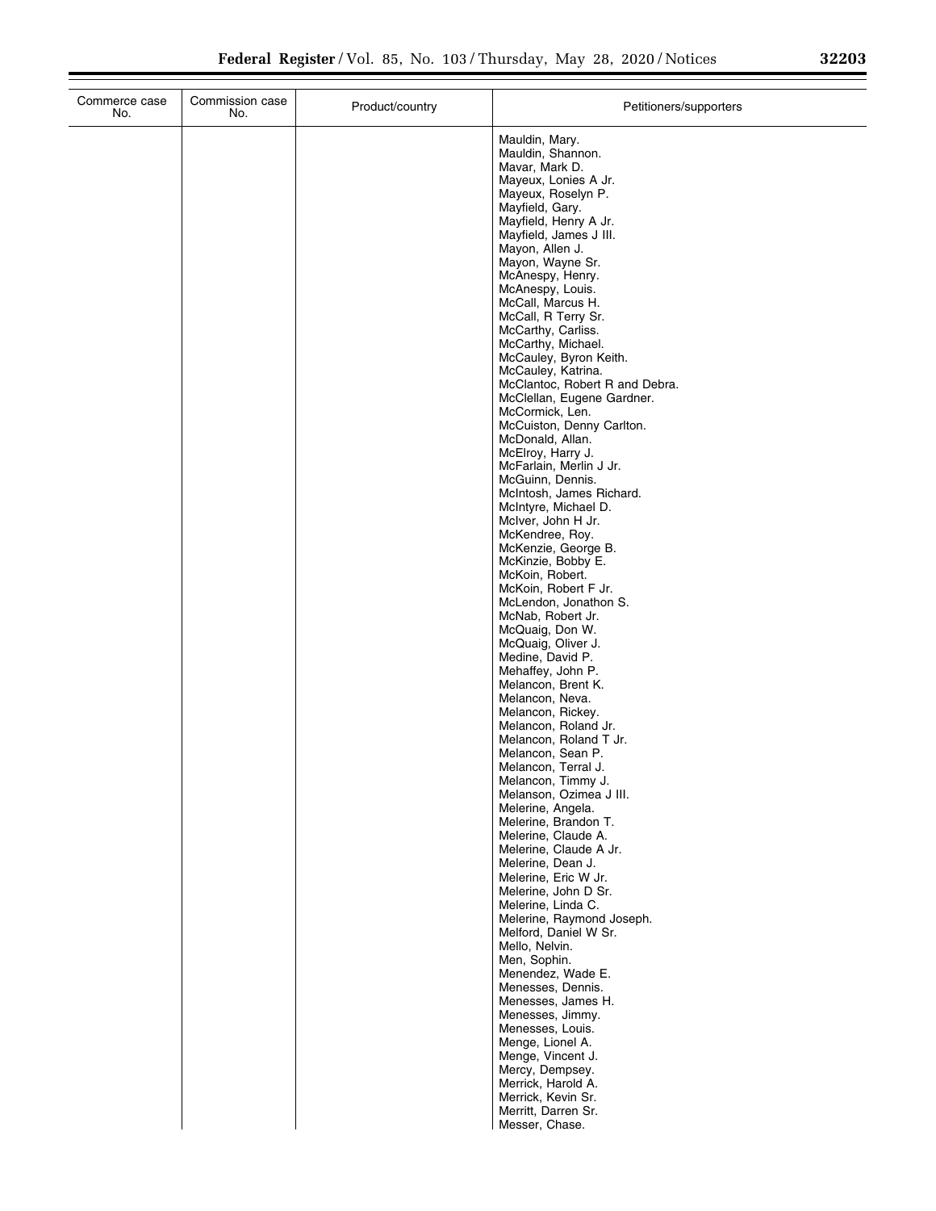| Commerce case No. | Commission case No. | Product/country | Petitioners/supporters |
| --- | --- | --- | --- |
| | | | Mauldin, Mary.<br>Mauldin, Shannon.<br>Mavar, Mark D.<br>Mayeux, Lonies A Jr.<br>Mayeux, Roselyn P.<br>Mayfield, Gary.<br>Mayfield, Henry A Jr.<br>Mayfield, James J III.<br>Mayon, Allen J.<br>Mayon, Wayne Sr.<br>McAnespy, Henry.<br>McAnespy, Louis.<br>McCall, Marcus H.<br>McCall, R Terry Sr.<br>McCarthy, Carliss.<br>McCarthy, Michael.<br>McCauley, Byron Keith.<br>McCauley, Katrina.<br>McClantoc, Robert R and Debra.<br>McClellan, Eugene Gardner.<br>McCormick, Len.<br>McCuiston, Denny Carlton.<br>McDonald, Allan.<br>McElroy, Harry J.<br>McFarlain, Merlin J Jr.<br>McGuinn, Dennis.<br>McIntosh, James Richard.<br>McIntyre, Michael D.<br>McIver, John H Jr.<br>McKendree, Roy.<br>McKenzie, George B.<br>McKinzie, Bobby E.<br>McKoin, Robert.<br>McKoin, Robert F Jr.<br>McLendon, Jonathon S.<br>McNab, Robert Jr.<br>McQuaig, Don W.<br>McQuaig, Oliver J.<br>Medine, David P.<br>Mehaffey, John P.<br>Melancon, Brent K.<br>Melancon, Neva.<br>Melancon, Rickey.<br>Melancon, Roland Jr.<br>Melancon, Roland T Jr.<br>Melancon, Sean P.<br>Melancon, Terral J.<br>Melancon, Timmy J.<br>Melanson, Ozimea J III.<br>Melerine, Angela.<br>Melerine, Brandon T.<br>Melerine, Claude A.<br>Melerine, Claude A Jr.<br>Melerine, Dean J.<br>Melerine, Eric W Jr.<br>Melerine, John D Sr.<br>Melerine, Linda C.<br>Melerine, Raymond Joseph.<br>Melford, Daniel W Sr.<br>Mello, Nelvin.<br>Men, Sophin.<br>Menendez, Wade E.<br>Menesses, Dennis.<br>Menesses, James H.<br>Menesses, Jimmy.<br>Menesses, Louis.<br>Menge, Lionel A.<br>Menge, Vincent J.<br>Mercy, Dempsey.<br>Merrick, Harold A.<br>Merrick, Kevin Sr.<br>Merritt, Darren Sr.<br>Messer, Chase. |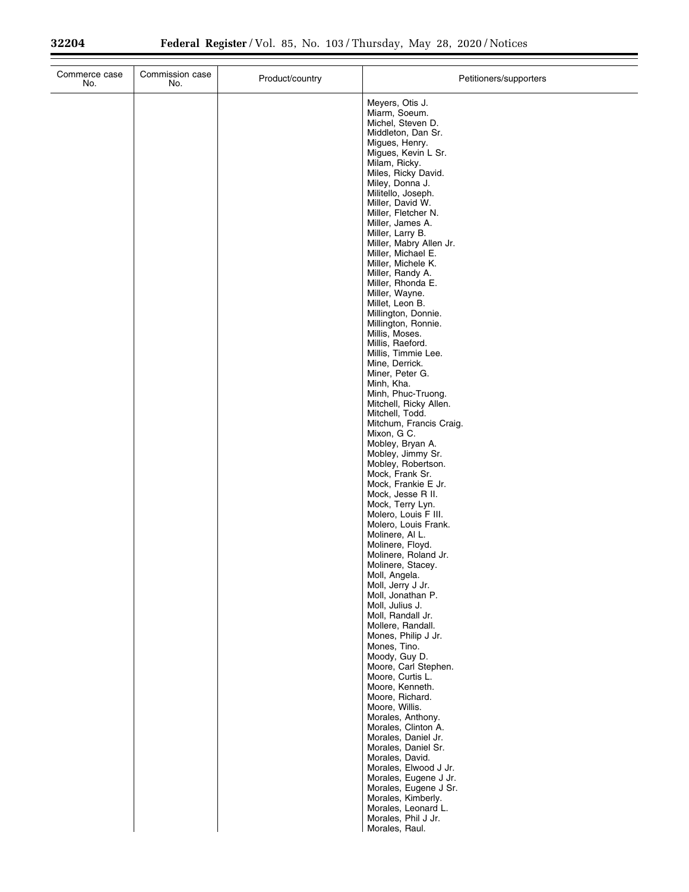| Commerce case No. | Commission case No. | Product/country | Petitioners/supporters |
|---|---|---|---|
| | | | Meyers, Otis J. |
| | | | Miarm, Soeum. |
| | | | Michel, Steven D. |
| | | | Middleton, Dan Sr. |
| | | | Migues, Henry. |
| | | | Migues, Kevin L Sr. |
| | | | Milam, Ricky. |
| | | | Miles, Ricky David. |
| | | | Miley, Donna J. |
| | | | Militello, Joseph. |
| | | | Miller, David W. |
| | | | Miller, Fletcher N. |
| | | | Miller, James A. |
| | | | Miller, Larry B. |
| | | | Miller, Mabry Allen Jr. |
| | | | Miller, Michael E. |
| | | | Miller, Michele K. |
| | | | Miller, Randy A. |
| | | | Miller, Rhonda E. |
| | | | Miller, Wayne. |
| | | | Millet, Leon B. |
| | | | Millington, Donnie. |
| | | | Millington, Ronnie. |
| | | | Millis, Moses. |
| | | | Millis, Raeford. |
| | | | Millis, Timmie Lee. |
| | | | Mine, Derrick. |
| | | | Miner, Peter G. |
| | | | Minh, Kha. |
| | | | Minh, Phuc-Truong. |
| | | | Mitchell, Ricky Allen. |
| | | | Mitchell, Todd. |
| | | | Mitchum, Francis Craig. |
| | | | Mixon, G C. |
| | | | Mobley, Bryan A. |
| | | | Mobley, Jimmy Sr. |
| | | | Mobley, Robertson. |
| | | | Mock, Frank Sr. |
| | | | Mock, Frankie E Jr. |
| | | | Mock, Jesse R II. |
| | | | Mock, Terry Lyn. |
| | | | Molero, Louis F III. |
| | | | Molero, Louis Frank. |
| | | | Molinere, Al L. |
| | | | Molinere, Floyd. |
| | | | Molinere, Roland Jr. |
| | | | Molinere, Stacey. |
| | | | Moll, Angela. |
| | | | Moll, Jerry J Jr. |
| | | | Moll, Jonathan P. |
| | | | Moll, Julius J. |
| | | | Moll, Randall Jr. |
| | | | Mollere, Randall. |
| | | | Mones, Philip J Jr. |
| | | | Mones, Tino. |
| | | | Moody, Guy D. |
| | | | Moore, Carl Stephen. |
| | | | Moore, Curtis L. |
| | | | Moore, Kenneth. |
| | | | Moore, Richard. |
| | | | Moore, Willis. |
| | | | Morales, Anthony. |
| | | | Morales, Clinton A. |
| | | | Morales, Daniel Jr. |
| | | | Morales, Daniel Sr. |
| | | | Morales, David. |
| | | | Morales, Elwood J Jr. |
| | | | Morales, Eugene J Jr. |
| | | | Morales, Eugene J Sr. |
| | | | Morales, Kimberly. |
| | | | Morales, Leonard L. |
| | | | Morales, Phil J Jr. |
| | | | Morales, Raul. |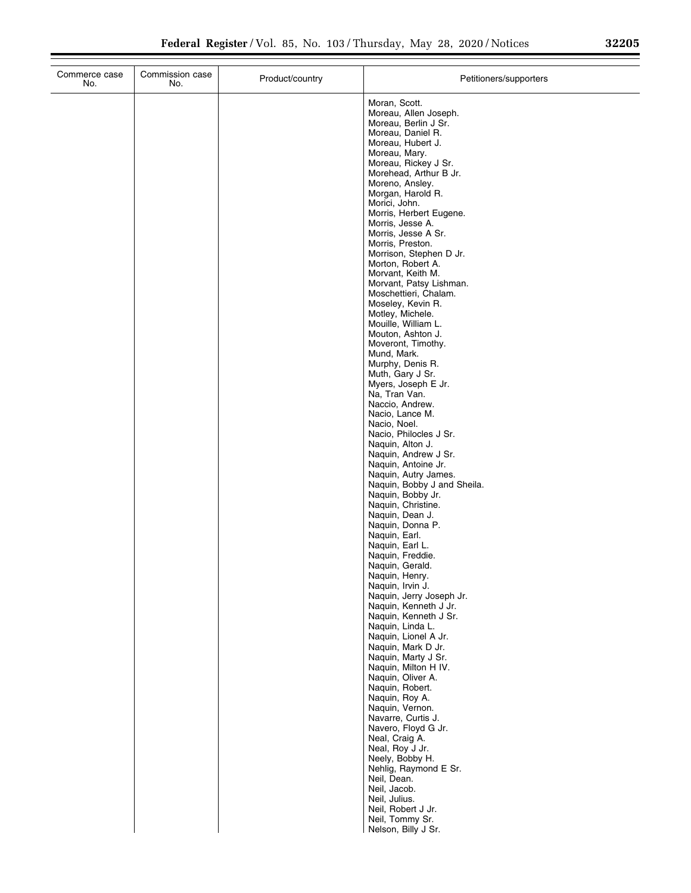| Commerce case No. | Commission case No. | Product/country | Petitioners/supporters |
|---|---|---|---|
| | | | Moran, Scott.<br>Moreau, Allen Joseph.<br>Moreau, Berlin J Sr.<br>Moreau, Daniel R.<br>Moreau, Hubert J.<br>Moreau, Mary.<br>Moreau, Rickey J Sr.<br>Morehead, Arthur B Jr.<br>Moreno, Ansley.<br>Morgan, Harold R.<br>Morici, John.<br>Morris, Herbert Eugene.<br>Morris, Jesse A.<br>Morris, Jesse A Sr.<br>Morris, Preston.<br>Morrison, Stephen D Jr.<br>Morton, Robert A.<br>Morvant, Keith M.<br>Morvant, Patsy Lishman.<br>Moschettieri, Chalam.<br>Moseley, Kevin R.<br>Motley, Michele.<br>Mouille, William L.<br>Mouton, Ashton J.<br>Moveront, Timothy.<br>Mund, Mark.<br>Murphy, Denis R.<br>Muth, Gary J Sr.<br>Myers, Joseph E Jr.<br>Na, Tran Van.<br>Naccio, Andrew.<br>Nacio, Lance M.<br>Nacio, Noel.<br>Nacio, Philocles J Sr.<br>Naquin, Alton J.<br>Naquin, Andrew J Sr.<br>Naquin, Antoine Jr.<br>Naquin, Autry James.<br>Naquin, Bobby J and Sheila.<br>Naquin, Bobby Jr.<br>Naquin, Christine.<br>Naquin, Dean J.<br>Naquin, Donna P.<br>Naquin, Earl.<br>Naquin, Earl L.<br>Naquin, Freddie.<br>Naquin, Gerald.<br>Naquin, Henry.<br>Naquin, Irvin J.<br>Naquin, Jerry Joseph Jr.<br>Naquin, Kenneth J Jr.<br>Naquin, Kenneth J Sr.<br>Naquin, Linda L.<br>Naquin, Lionel A Jr.<br>Naquin, Mark D Jr.<br>Naquin, Marty J Sr.<br>Naquin, Milton H IV.<br>Naquin, Oliver A.<br>Naquin, Robert.<br>Naquin, Roy A.<br>Naquin, Vernon.<br>Navarre, Curtis J.<br>Navero, Floyd G Jr.<br>Neal, Craig A.<br>Neal, Roy J Jr.<br>Neely, Bobby H.<br>Nehlig, Raymond E Sr.<br>Neil, Dean.<br>Neil, Jacob.<br>Neil, Julius.<br>Neil, Robert J Jr.<br>Neil, Tommy Sr.<br>Nelson, Billy J Sr. |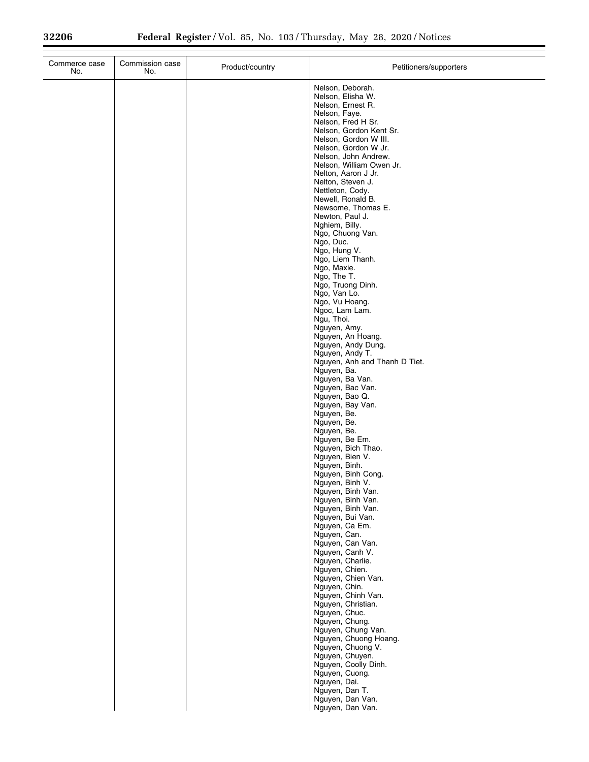| Commerce case No. | Commission case No. | Product/country | Petitioners/supporters |
|---|---|---|---|
| | | | Nelson, Deborah. |
| | | | Nelson, Elisha W. |
| | | | Nelson, Ernest R. |
| | | | Nelson, Faye. |
| | | | Nelson, Fred H Sr. |
| | | | Nelson, Gordon Kent Sr. |
| | | | Nelson, Gordon W III. |
| | | | Nelson, Gordon W Jr. |
| | | | Nelson, John Andrew. |
| | | | Nelson, William Owen Jr. |
| | | | Nelton, Aaron J Jr. |
| | | | Nelton, Steven J. |
| | | | Nettleton, Cody. |
| | | | Newell, Ronald B. |
| | | | Newsome, Thomas E. |
| | | | Newton, Paul J. |
| | | | Nghiem, Billy. |
| | | | Ngo, Chuong Van. |
| | | | Ngo, Duc. |
| | | | Ngo, Hung V. |
| | | | Ngo, Liem Thanh. |
| | | | Ngo, Maxie. |
| | | | Ngo, The T. |
| | | | Ngo, Truong Dinh. |
| | | | Ngo, Van Lo. |
| | | | Ngo, Vu Hoang. |
| | | | Ngoc, Lam Lam. |
| | | | Ngu, Thoi. |
| | | | Nguyen, Amy. |
| | | | Nguyen, An Hoang. |
| | | | Nguyen, Andy Dung. |
| | | | Nguyen, Andy T. |
| | | | Nguyen, Anh and Thanh D Tiet. |
| | | | Nguyen, Ba. |
| | | | Nguyen, Ba Van. |
| | | | Nguyen, Bac Van. |
| | | | Nguyen, Bao Q. |
| | | | Nguyen, Bay Van. |
| | | | Nguyen, Be. |
| | | | Nguyen, Be. |
| | | | Nguyen, Be. |
| | | | Nguyen, Be Em. |
| | | | Nguyen, Bich Thao. |
| | | | Nguyen, Bien V. |
| | | | Nguyen, Binh. |
| | | | Nguyen, Binh Cong. |
| | | | Nguyen, Binh V. |
| | | | Nguyen, Binh Van. |
| | | | Nguyen, Binh Van. |
| | | | Nguyen, Binh Van. |
| | | | Nguyen, Bui Van. |
| | | | Nguyen, Ca Em. |
| | | | Nguyen, Can. |
| | | | Nguyen, Can Van. |
| | | | Nguyen, Canh V. |
| | | | Nguyen, Charlie. |
| | | | Nguyen, Chien. |
| | | | Nguyen, Chien Van. |
| | | | Nguyen, Chin. |
| | | | Nguyen, Chinh Van. |
| | | | Nguyen, Christian. |
| | | | Nguyen, Chuc. |
| | | | Nguyen, Chung. |
| | | | Nguyen, Chung Van. |
| | | | Nguyen, Chuong Hoang. |
| | | | Nguyen, Chuong V. |
| | | | Nguyen, Chuyen. |
| | | | Nguyen, Coolly Dinh. |
| | | | Nguyen, Cuong. |
| | | | Nguyen, Dai. |
| | | | Nguyen, Dan T. |
| | | | Nguyen, Dan Van. |
| | | | Nguyen, Dan Van. |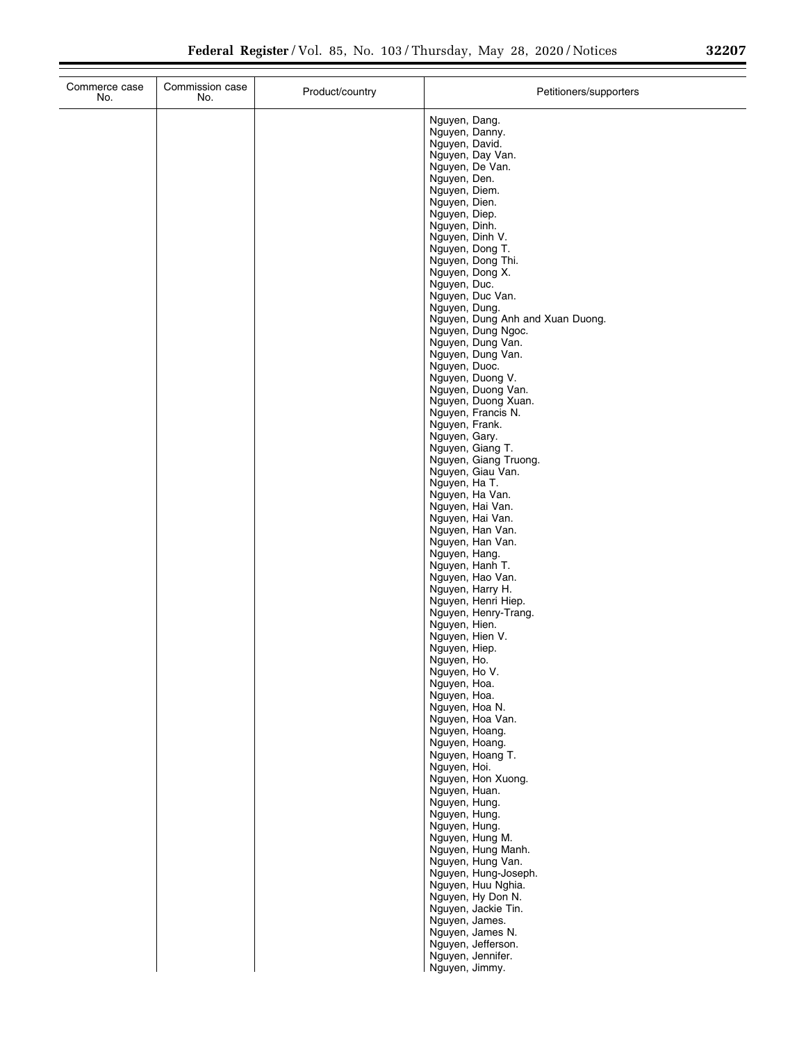| Commerce case No. | Commission case No. | Product/country | Petitioners/supporters |
|---|---|---|---|
| | | | Nguyen, Dang. |
| | | | Nguyen, Danny. |
| | | | Nguyen, David. |
| | | | Nguyen, Day Van. |
| | | | Nguyen, De Van. |
| | | | Nguyen, Den. |
| | | | Nguyen, Diem. |
| | | | Nguyen, Dien. |
| | | | Nguyen, Diep. |
| | | | Nguyen, Dinh. |
| | | | Nguyen, Dinh V. |
| | | | Nguyen, Dong T. |
| | | | Nguyen, Dong Thi. |
| | | | Nguyen, Dong X. |
| | | | Nguyen, Duc. |
| | | | Nguyen, Duc Van. |
| | | | Nguyen, Dung. |
| | | | Nguyen, Dung Anh and Xuan Duong. |
| | | | Nguyen, Dung Ngoc. |
| | | | Nguyen, Dung Van. |
| | | | Nguyen, Dung Van. |
| | | | Nguyen, Duoc. |
| | | | Nguyen, Duong V. |
| | | | Nguyen, Duong Van. |
| | | | Nguyen, Duong Xuan. |
| | | | Nguyen, Francis N. |
| | | | Nguyen, Frank. |
| | | | Nguyen, Gary. |
| | | | Nguyen, Giang T. |
| | | | Nguyen, Giang Truong. |
| | | | Nguyen, Giau Van. |
| | | | Nguyen, Ha T. |
| | | | Nguyen, Ha Van. |
| | | | Nguyen, Hai Van. |
| | | | Nguyen, Hai Van. |
| | | | Nguyen, Han Van. |
| | | | Nguyen, Han Van. |
| | | | Nguyen, Hang. |
| | | | Nguyen, Hanh T. |
| | | | Nguyen, Hao Van. |
| | | | Nguyen, Harry H. |
| | | | Nguyen, Henri Hiep. |
| | | | Nguyen, Henry-Trang. |
| | | | Nguyen, Hien. |
| | | | Nguyen, Hien V. |
| | | | Nguyen, Hiep. |
| | | | Nguyen, Ho. |
| | | | Nguyen, Ho V. |
| | | | Nguyen, Hoa. |
| | | | Nguyen, Hoa. |
| | | | Nguyen, Hoa N. |
| | | | Nguyen, Hoa Van. |
| | | | Nguyen, Hoang. |
| | | | Nguyen, Hoang. |
| | | | Nguyen, Hoang T. |
| | | | Nguyen, Hoi. |
| | | | Nguyen, Hon Xuong. |
| | | | Nguyen, Huan. |
| | | | Nguyen, Hung. |
| | | | Nguyen, Hung. |
| | | | Nguyen, Hung. |
| | | | Nguyen, Hung M. |
| | | | Nguyen, Hung Manh. |
| | | | Nguyen, Hung Van. |
| | | | Nguyen, Hung-Joseph. |
| | | | Nguyen, Huu Nghia. |
| | | | Nguyen, Hy Don N. |
| | | | Nguyen, Jackie Tin. |
| | | | Nguyen, James. |
| | | | Nguyen, James N. |
| | | | Nguyen, Jefferson. |
| | | | Nguyen, Jennifer. |
| | | | Nguyen, Jimmy. |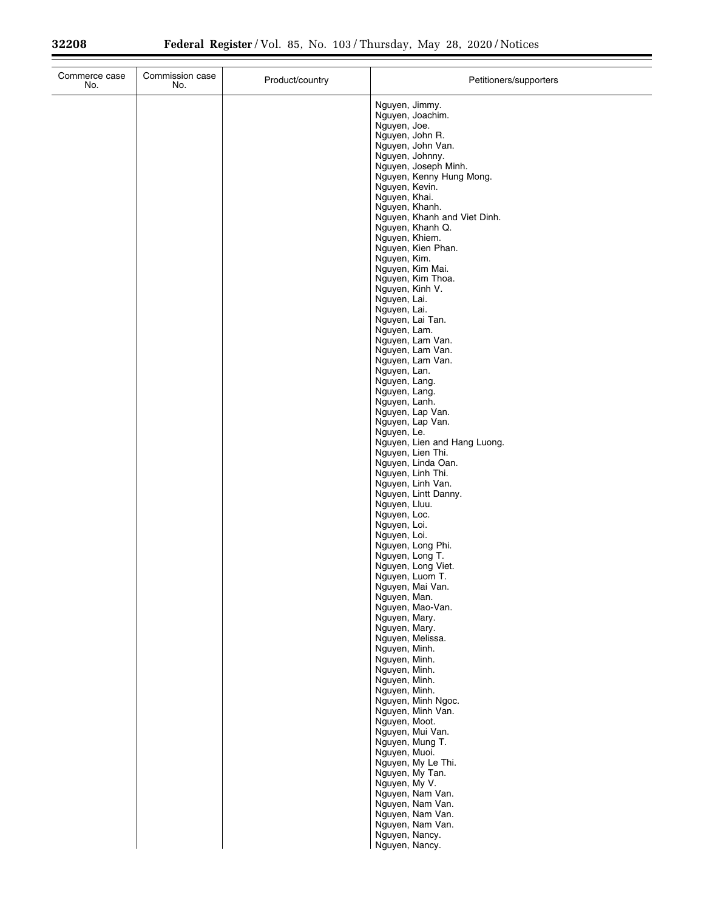| Commerce case No. | Commission case No. | Product/country | Petitioners/supporters |
|---|---|---|---|
| | | | Nguyen, Jimmy. |
| | | | Nguyen, Joachim. |
| | | | Nguyen, Joe. |
| | | | Nguyen, John R. |
| | | | Nguyen, John Van. |
| | | | Nguyen, Johnny. |
| | | | Nguyen, Joseph Minh. |
| | | | Nguyen, Kenny Hung Mong. |
| | | | Nguyen, Kevin. |
| | | | Nguyen, Khai. |
| | | | Nguyen, Khanh. |
| | | | Nguyen, Khanh and Viet Dinh. |
| | | | Nguyen, Khanh Q. |
| | | | Nguyen, Khiem. |
| | | | Nguyen, Kien Phan. |
| | | | Nguyen, Kim. |
| | | | Nguyen, Kim Mai. |
| | | | Nguyen, Kim Thoa. |
| | | | Nguyen, Kinh V. |
| | | | Nguyen, Lai. |
| | | | Nguyen, Lai. |
| | | | Nguyen, Lai Tan. |
| | | | Nguyen, Lam. |
| | | | Nguyen, Lam Van. |
| | | | Nguyen, Lam Van. |
| | | | Nguyen, Lam Van. |
| | | | Nguyen, Lan. |
| | | | Nguyen, Lang. |
| | | | Nguyen, Lang. |
| | | | Nguyen, Lanh. |
| | | | Nguyen, Lap Van. |
| | | | Nguyen, Lap Van. |
| | | | Nguyen, Le. |
| | | | Nguyen, Lien and Hang Luong. |
| | | | Nguyen, Lien Thi. |
| | | | Nguyen, Linda Oan. |
| | | | Nguyen, Linh Thi. |
| | | | Nguyen, Linh Van. |
| | | | Nguyen, Lintt Danny. |
| | | | Nguyen, Lluu. |
| | | | Nguyen, Loc. |
| | | | Nguyen, Loi. |
| | | | Nguyen, Loi. |
| | | | Nguyen, Long Phi. |
| | | | Nguyen, Long T. |
| | | | Nguyen, Long Viet. |
| | | | Nguyen, Luom T. |
| | | | Nguyen, Mai Van. |
| | | | Nguyen, Man. |
| | | | Nguyen, Mao-Van. |
| | | | Nguyen, Mary. |
| | | | Nguyen, Mary. |
| | | | Nguyen, Melissa. |
| | | | Nguyen, Minh. |
| | | | Nguyen, Minh. |
| | | | Nguyen, Minh. |
| | | | Nguyen, Minh. |
| | | | Nguyen, Minh. |
| | | | Nguyen, Minh Ngoc. |
| | | | Nguyen, Minh Van. |
| | | | Nguyen, Moot. |
| | | | Nguyen, Mui Van. |
| | | | Nguyen, Mung T. |
| | | | Nguyen, Muoi. |
| | | | Nguyen, My Le Thi. |
| | | | Nguyen, My Tan. |
| | | | Nguyen, My V. |
| | | | Nguyen, Nam Van. |
| | | | Nguyen, Nam Van. |
| | | | Nguyen, Nam Van. |
| | | | Nguyen, Nam Van. |
| | | | Nguyen, Nancy. |
| | | | Nguyen, Nancy. |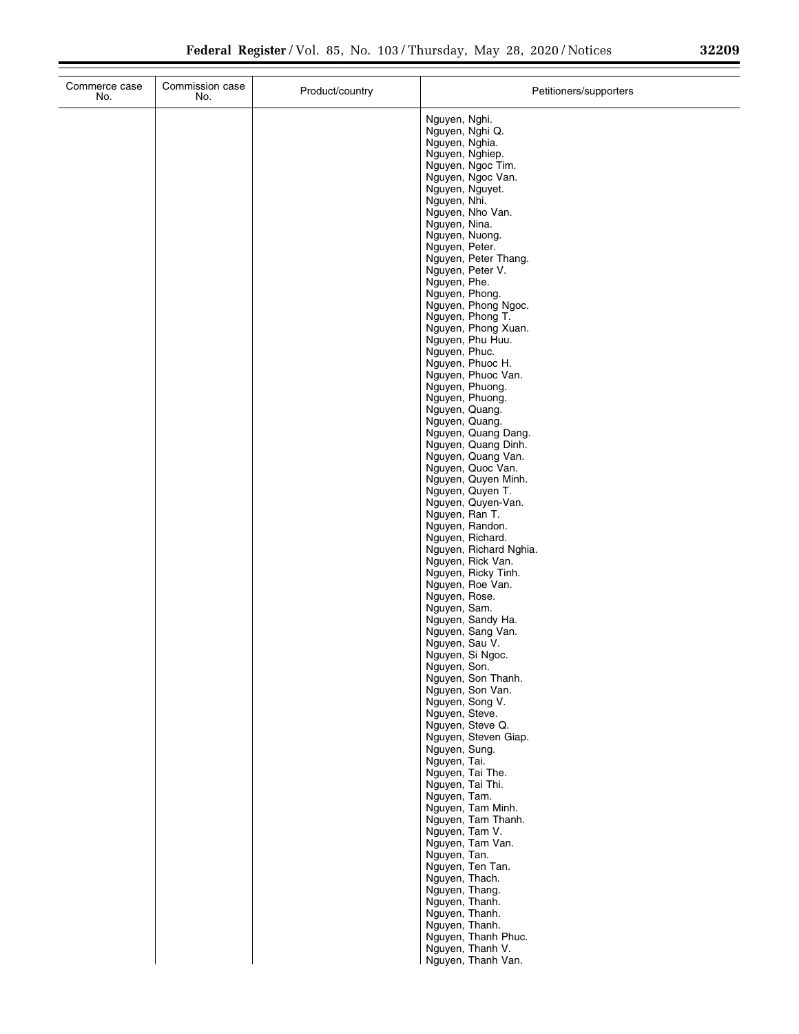| Commerce case No. | Commission case No. | Product/country | Petitioners/supporters |
|---|---|---|---|
| | | | Nguyen, Nghi.<br>Nguyen, Nghi Q.<br>Nguyen, Nghia.<br>Nguyen, Nghiep.<br>Nguyen, Ngoc Tim.<br>Nguyen, Ngoc Van.<br>Nguyen, Nguyet.<br>Nguyen, Nhi.<br>Nguyen, Nho Van.<br>Nguyen, Nina.<br>Nguyen, Nuong.<br>Nguyen, Peter.<br>Nguyen, Peter Thang.<br>Nguyen, Peter V.<br>Nguyen, Phe.<br>Nguyen, Phong.<br>Nguyen, Phong Ngoc.<br>Nguyen, Phong T.<br>Nguyen, Phong Xuan.<br>Nguyen, Phu Huu.<br>Nguyen, Phuc.<br>Nguyen, Phuoc H.<br>Nguyen, Phuoc Van.<br>Nguyen, Phuong.<br>Nguyen, Phuong.<br>Nguyen, Quang.<br>Nguyen, Quang.<br>Nguyen, Quang Dang.<br>Nguyen, Quang Dinh.<br>Nguyen, Quang Van.<br>Nguyen, Quoc Van.<br>Nguyen, Quyen Minh.<br>Nguyen, Quyen T.<br>Nguyen, Quyen-Van.<br>Nguyen, Ran T.<br>Nguyen, Randon.<br>Nguyen, Richard.<br>Nguyen, Richard Nghia.<br>Nguyen, Rick Van.<br>Nguyen, Ricky Tinh.<br>Nguyen, Roe Van.<br>Nguyen, Rose.<br>Nguyen, Sam.<br>Nguyen, Sandy Ha.<br>Nguyen, Sang Van.<br>Nguyen, Sau V.<br>Nguyen, Si Ngoc.<br>Nguyen, Son.<br>Nguyen, Son Thanh.<br>Nguyen, Son Van.<br>Nguyen, Song V.<br>Nguyen, Steve.<br>Nguyen, Steve Q.<br>Nguyen, Steven Giap.<br>Nguyen, Sung.<br>Nguyen, Tai.<br>Nguyen, Tai The.<br>Nguyen, Tai Thi.<br>Nguyen, Tam.<br>Nguyen, Tam Minh.<br>Nguyen, Tam Thanh.<br>Nguyen, Tam V.<br>Nguyen, Tam Van.<br>Nguyen, Tan.<br>Nguyen, Ten Tan.<br>Nguyen, Thach.<br>Nguyen, Thang.<br>Nguyen, Thanh.<br>Nguyen, Thanh.<br>Nguyen, Thanh.<br>Nguyen, Thanh Phuc.<br>Nguyen, Thanh V.<br>Nguyen, Thanh Van. |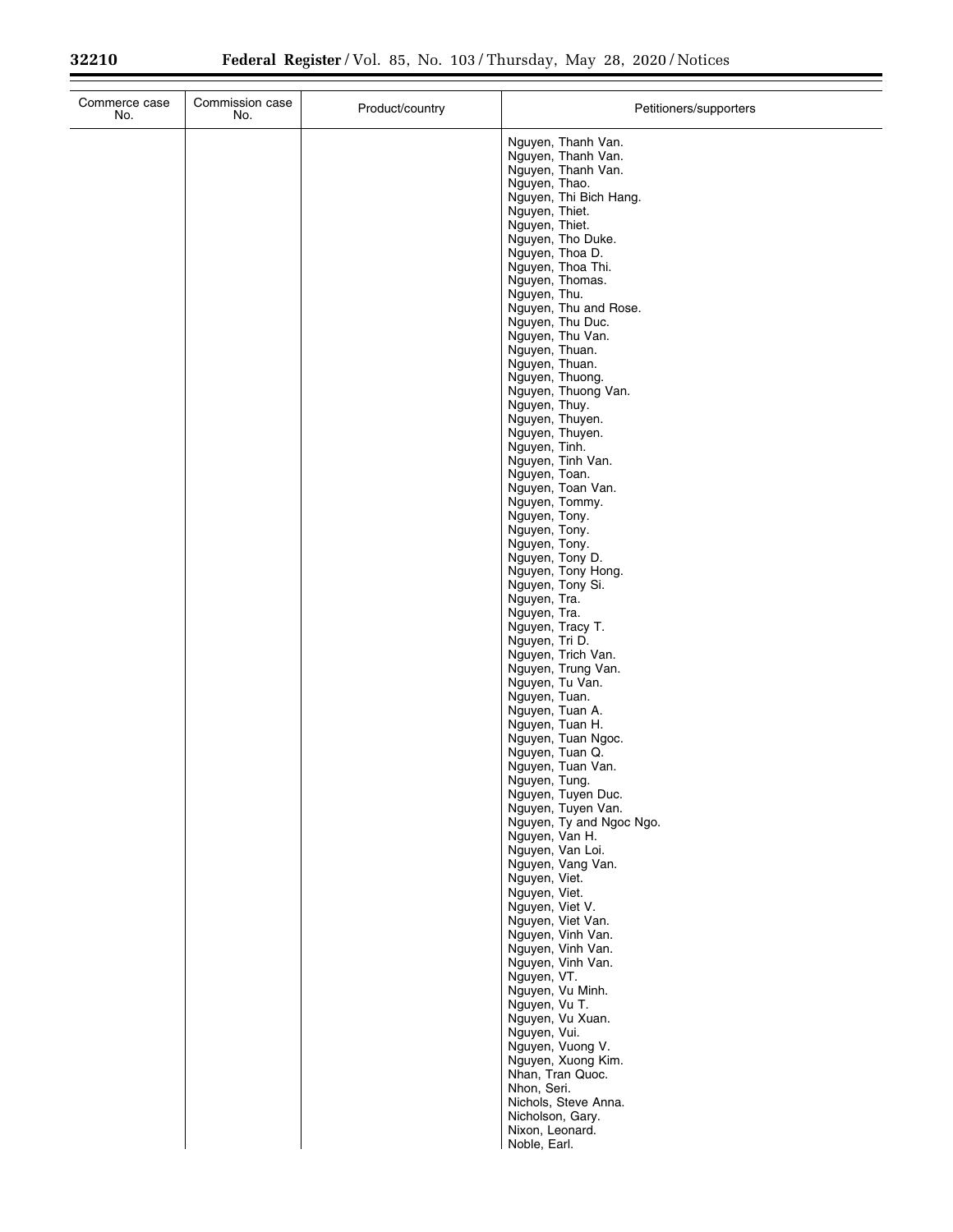| Commerce case No. | Commission case No. | Product/country | Petitioners/supporters |
| --- | --- | --- | --- |
| | | | Nguyen, Thanh Van.<br>Nguyen, Thanh Van.<br>Nguyen, Thanh Van.<br>Nguyen, Thao.<br>Nguyen, Thi Bich Hang.<br>Nguyen, Thiet.<br>Nguyen, Thiet.<br>Nguyen, Tho Duke.<br>Nguyen, Thoa D.<br>Nguyen, Thoa Thi.<br>Nguyen, Thomas.<br>Nguyen, Thu.<br>Nguyen, Thu and Rose.<br>Nguyen, Thu Duc.<br>Nguyen, Thu Van.<br>Nguyen, Thuan.<br>Nguyen, Thuan.<br>Nguyen, Thuong.<br>Nguyen, Thuong Van.<br>Nguyen, Thuy.<br>Nguyen, Thuyen.<br>Nguyen, Thuyen.<br>Nguyen, Tinh.<br>Nguyen, Tinh Van.<br>Nguyen, Toan.<br>Nguyen, Toan Van.<br>Nguyen, Tommy.<br>Nguyen, Tony.<br>Nguyen, Tony.<br>Nguyen, Tony.<br>Nguyen, Tony D.<br>Nguyen, Tony Hong.<br>Nguyen, Tony Si.<br>Nguyen, Tra.<br>Nguyen, Tra.<br>Nguyen, Tracy T.<br>Nguyen, Tri D.<br>Nguyen, Trich Van.<br>Nguyen, Trung Van.<br>Nguyen, Tu Van.<br>Nguyen, Tuan.<br>Nguyen, Tuan A.<br>Nguyen, Tuan H.<br>Nguyen, Tuan Ngoc.<br>Nguyen, Tuan Q.<br>Nguyen, Tuan Van.<br>Nguyen, Tung.<br>Nguyen, Tuyen Duc.<br>Nguyen, Tuyen Van.<br>Nguyen, Ty and Ngoc Ngo.<br>Nguyen, Van H.<br>Nguyen, Van Loi.<br>Nguyen, Vang Van.<br>Nguyen, Viet.<br>Nguyen, Viet.<br>Nguyen, Viet V.<br>Nguyen, Viet Van.<br>Nguyen, Vinh Van.<br>Nguyen, Vinh Van.<br>Nguyen, Vinh Van.<br>Nguyen, VT.<br>Nguyen, Vu Minh.<br>Nguyen, Vu T.<br>Nguyen, Vu Xuan.<br>Nguyen, Vui.<br>Nguyen, Vuong V.<br>Nguyen, Xuong Kim.<br>Nhan, Tran Quoc.<br>Nhon, Seri.<br>Nichols, Steve Anna.<br>Nicholson, Gary.<br>Nixon, Leonard.<br>Noble, Earl. |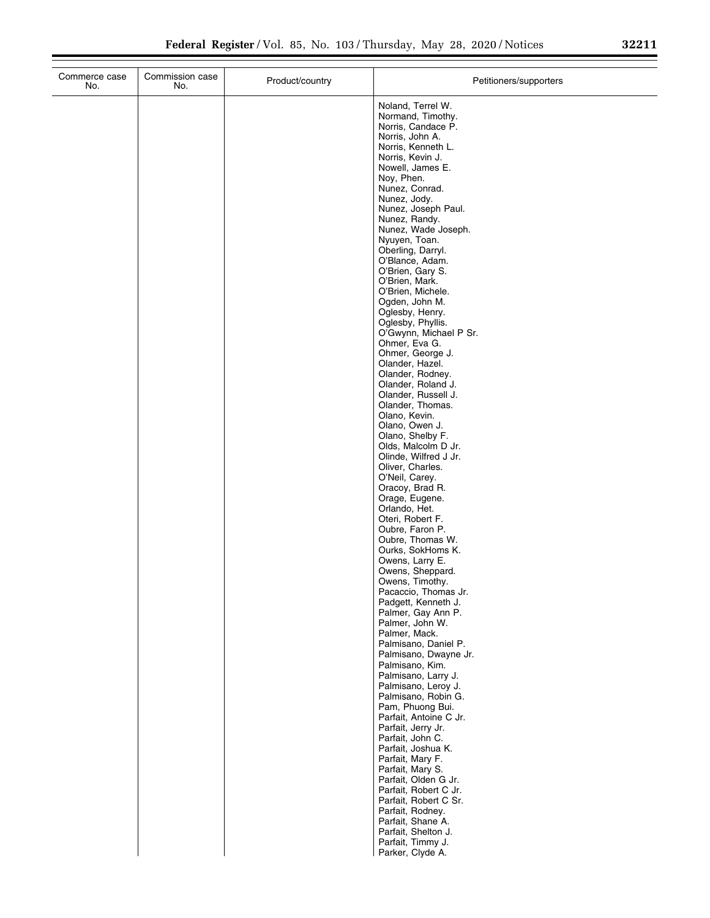| Commerce case No. | Commission case No. | Product/country | Petitioners/supporters |
| --- | --- | --- | --- |
| | | | Noland, Terrel W.<br>Normand, Timothy.<br>Norris, Candace P.<br>Norris, John A.<br>Norris, Kenneth L.<br>Norris, Kevin J.<br>Nowell, James E.<br>Noy, Phen.<br>Nunez, Conrad.<br>Nunez, Jody.<br>Nunez, Joseph Paul.<br>Nunez, Randy.<br>Nunez, Wade Joseph.<br>Nyuyen, Toan.<br>Oberling, Darryl.<br>O'Blance, Adam.<br>O'Brien, Gary S.<br>O'Brien, Mark.<br>O'Brien, Michele.<br>Ogden, John M.<br>Oglesby, Henry.<br>Oglesby, Phyllis.<br>O'Gwynn, Michael P Sr.<br>Ohmer, Eva G.<br>Ohmer, George J.<br>Olander, Hazel.<br>Olander, Rodney.<br>Olander, Roland J.<br>Olander, Russell J.<br>Olander, Thomas.<br>Olano, Kevin.<br>Olano, Owen J.<br>Olano, Shelby F.<br>Olds, Malcolm D Jr.<br>Olinde, Wilfred J Jr.<br>Oliver, Charles.<br>O'Neil, Carey.<br>Oracoy, Brad R.<br>Orage, Eugene.<br>Orlando, Het.<br>Oteri, Robert F.<br>Oubre, Faron P.<br>Oubre, Thomas W.<br>Ourks, SokHoms K.<br>Owens, Larry E.<br>Owens, Sheppard.<br>Owens, Timothy.<br>Pacaccio, Thomas Jr.<br>Padgett, Kenneth J.<br>Palmer, Gay Ann P.<br>Palmer, John W.<br>Palmer, Mack.<br>Palmisano, Daniel P.<br>Palmisano, Dwayne Jr.<br>Palmisano, Kim.<br>Palmisano, Larry J.<br>Palmisano, Leroy J.<br>Palmisano, Robin G.<br>Pam, Phuong Bui.<br>Parfait, Antoine C Jr.<br>Parfait, Jerry Jr.<br>Parfait, John C.<br>Parfait, Joshua K.<br>Parfait, Mary F.<br>Parfait, Mary S.<br>Parfait, Olden G Jr.<br>Parfait, Robert C Jr.<br>Parfait, Robert C Sr.<br>Parfait, Rodney.<br>Parfait, Shane A.<br>Parfait, Shelton J.<br>Parfait, Timmy J.<br>Parker, Clyde A. |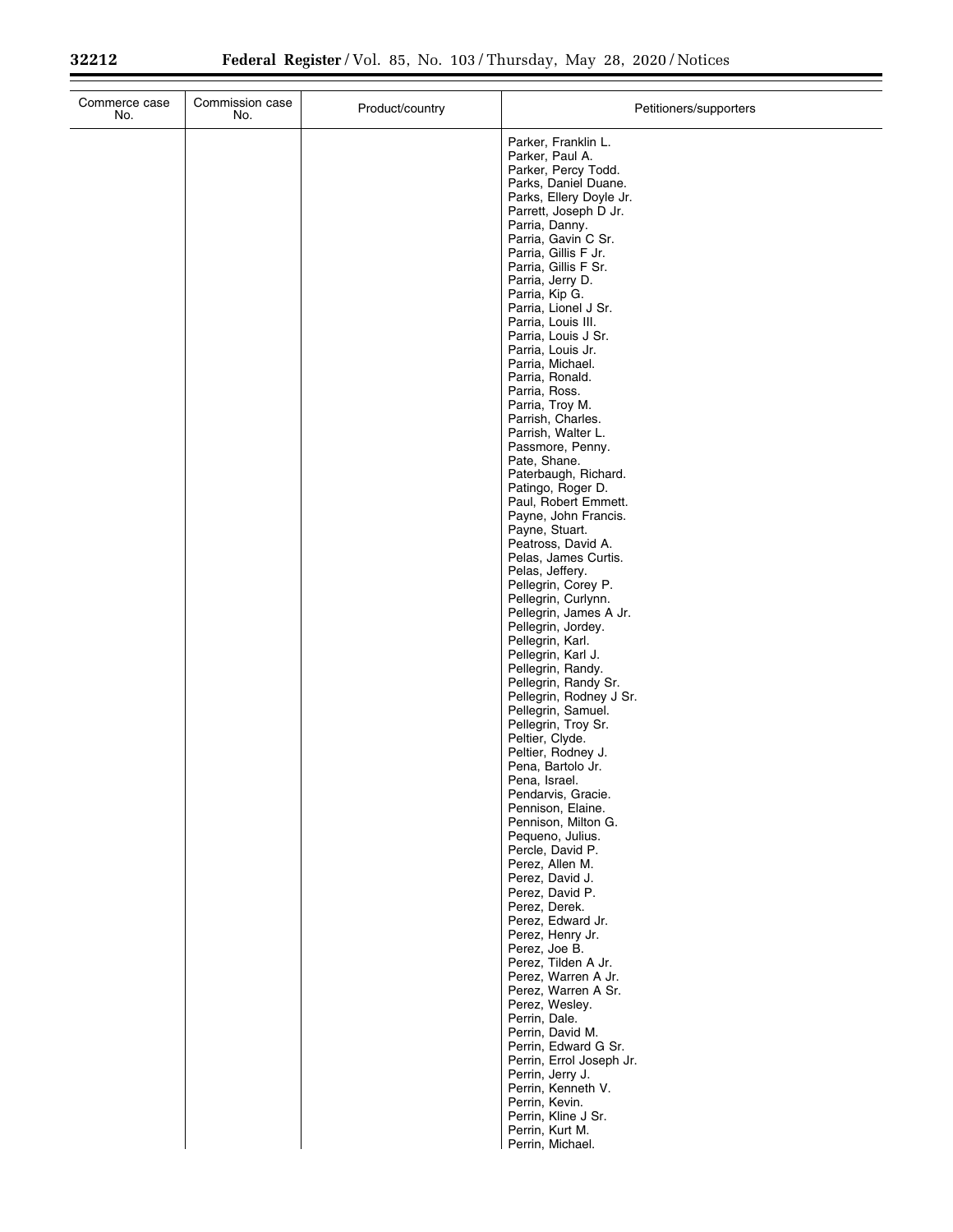| Commerce case No. | Commission case No. | Product/country | Petitioners/supporters |
|---|---|---|---|
| | | | Parker, Franklin L. |
| | | | Parker, Paul A. |
| | | | Parker, Percy Todd. |
| | | | Parks, Daniel Duane. |
| | | | Parks, Ellery Doyle Jr. |
| | | | Parrett, Joseph D Jr. |
| | | | Parria, Danny. |
| | | | Parria, Gavin C Sr. |
| | | | Parria, Gillis F Jr. |
| | | | Parria, Gillis F Sr. |
| | | | Parria, Jerry D. |
| | | | Parria, Kip G. |
| | | | Parria, Lionel J Sr. |
| | | | Parria, Louis III. |
| | | | Parria, Louis J Sr. |
| | | | Parria, Louis Jr. |
| | | | Parria, Michael. |
| | | | Parria, Ronald. |
| | | | Parria, Ross. |
| | | | Parria, Troy M. |
| | | | Parrish, Charles. |
| | | | Parrish, Walter L. |
| | | | Passmore, Penny. |
| | | | Pate, Shane. |
| | | | Paterbaugh, Richard. |
| | | | Patingo, Roger D. |
| | | | Paul, Robert Emmett. |
| | | | Payne, John Francis. |
| | | | Payne, Stuart. |
| | | | Peatross, David A. |
| | | | Pelas, James Curtis. |
| | | | Pelas, Jeffery. |
| | | | Pellegrin, Corey P. |
| | | | Pellegrin, Curlynn. |
| | | | Pellegrin, James A Jr. |
| | | | Pellegrin, Jordey. |
| | | | Pellegrin, Karl. |
| | | | Pellegrin, Karl J. |
| | | | Pellegrin, Randy. |
| | | | Pellegrin, Randy Sr. |
| | | | Pellegrin, Rodney J Sr. |
| | | | Pellegrin, Samuel. |
| | | | Pellegrin, Troy Sr. |
| | | | Peltier, Clyde. |
| | | | Peltier, Rodney J. |
| | | | Pena, Bartolo Jr. |
| | | | Pena, Israel. |
| | | | Pendarvis, Gracie. |
| | | | Pennison, Elaine. |
| | | | Pennison, Milton G. |
| | | | Pequeno, Julius. |
| | | | Percle, David P. |
| | | | Perez, Allen M. |
| | | | Perez, David J. |
| | | | Perez, David P. |
| | | | Perez, Derek. |
| | | | Perez, Edward Jr. |
| | | | Perez, Henry Jr. |
| | | | Perez, Joe B. |
| | | | Perez, Tilden A Jr. |
| | | | Perez, Warren A Jr. |
| | | | Perez, Warren A Sr. |
| | | | Perez, Wesley. |
| | | | Perrin, Dale. |
| | | | Perrin, David M. |
| | | | Perrin, Edward G Sr. |
| | | | Perrin, Errol Joseph Jr. |
| | | | Perrin, Jerry J. |
| | | | Perrin, Kenneth V. |
| | | | Perrin, Kevin. |
| | | | Perrin, Kline J Sr. |
| | | | Perrin, Kurt M. |
| | | | Perrin, Michael. |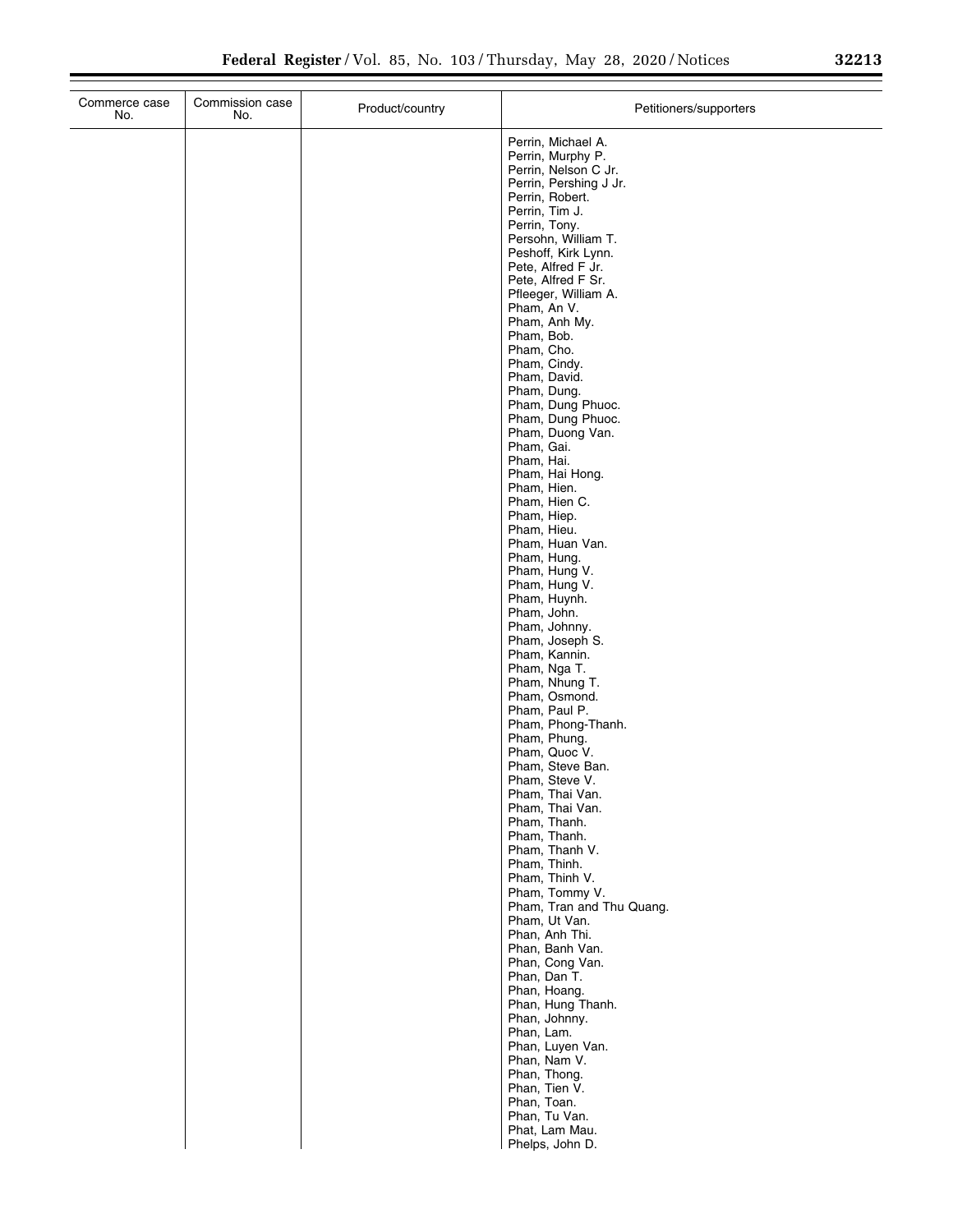| Commerce case No. | Commission case No. | Product/country | Petitioners/supporters |
|---|---|---|---|
| | | | Perrin, Michael A. |
| | | | Perrin, Murphy P. |
| | | | Perrin, Nelson C Jr. |
| | | | Perrin, Pershing J Jr. |
| | | | Perrin, Robert. |
| | | | Perrin, Tim J. |
| | | | Perrin, Tony. |
| | | | Persohn, William T. |
| | | | Peshoff, Kirk Lynn. |
| | | | Pete, Alfred F Jr. |
| | | | Pete, Alfred F Sr. |
| | | | Pfleeger, William A. |
| | | | Pham, An V. |
| | | | Pham, Anh My. |
| | | | Pham, Bob. |
| | | | Pham, Cho. |
| | | | Pham, Cindy. |
| | | | Pham, David. |
| | | | Pham, Dung. |
| | | | Pham, Dung Phuoc. |
| | | | Pham, Dung Phuoc. |
| | | | Pham, Duong Van. |
| | | | Pham, Gai. |
| | | | Pham, Hai. |
| | | | Pham, Hai Hong. |
| | | | Pham, Hien. |
| | | | Pham, Hien C. |
| | | | Pham, Hiep. |
| | | | Pham, Hieu. |
| | | | Pham, Huan Van. |
| | | | Pham, Hung. |
| | | | Pham, Hung V. |
| | | | Pham, Hung V. |
| | | | Pham, Huynh. |
| | | | Pham, John. |
| | | | Pham, Johnny. |
| | | | Pham, Joseph S. |
| | | | Pham, Kannin. |
| | | | Pham, Nga T. |
| | | | Pham, Nhung T. |
| | | | Pham, Osmond. |
| | | | Pham, Paul P. |
| | | | Pham, Phong-Thanh. |
| | | | Pham, Phung. |
| | | | Pham, Quoc V. |
| | | | Pham, Steve Ban. |
| | | | Pham, Steve V. |
| | | | Pham, Thai Van. |
| | | | Pham, Thai Van. |
| | | | Pham, Thanh. |
| | | | Pham, Thanh. |
| | | | Pham, Thanh V. |
| | | | Pham, Thinh. |
| | | | Pham, Thinh V. |
| | | | Pham, Tommy V. |
| | | | Pham, Tran and Thu Quang. |
| | | | Pham, Ut Van. |
| | | | Phan, Anh Thi. |
| | | | Phan, Banh Van. |
| | | | Phan, Cong Van. |
| | | | Phan, Dan T. |
| | | | Phan, Hoang. |
| | | | Phan, Hung Thanh. |
| | | | Phan, Johnny. |
| | | | Phan, Lam. |
| | | | Phan, Luyen Van. |
| | | | Phan, Nam V. |
| | | | Phan, Thong. |
| | | | Phan, Tien V. |
| | | | Phan, Toan. |
| | | | Phan, Tu Van. |
| | | | Phat, Lam Mau. |
| | | | Phelps, John D. |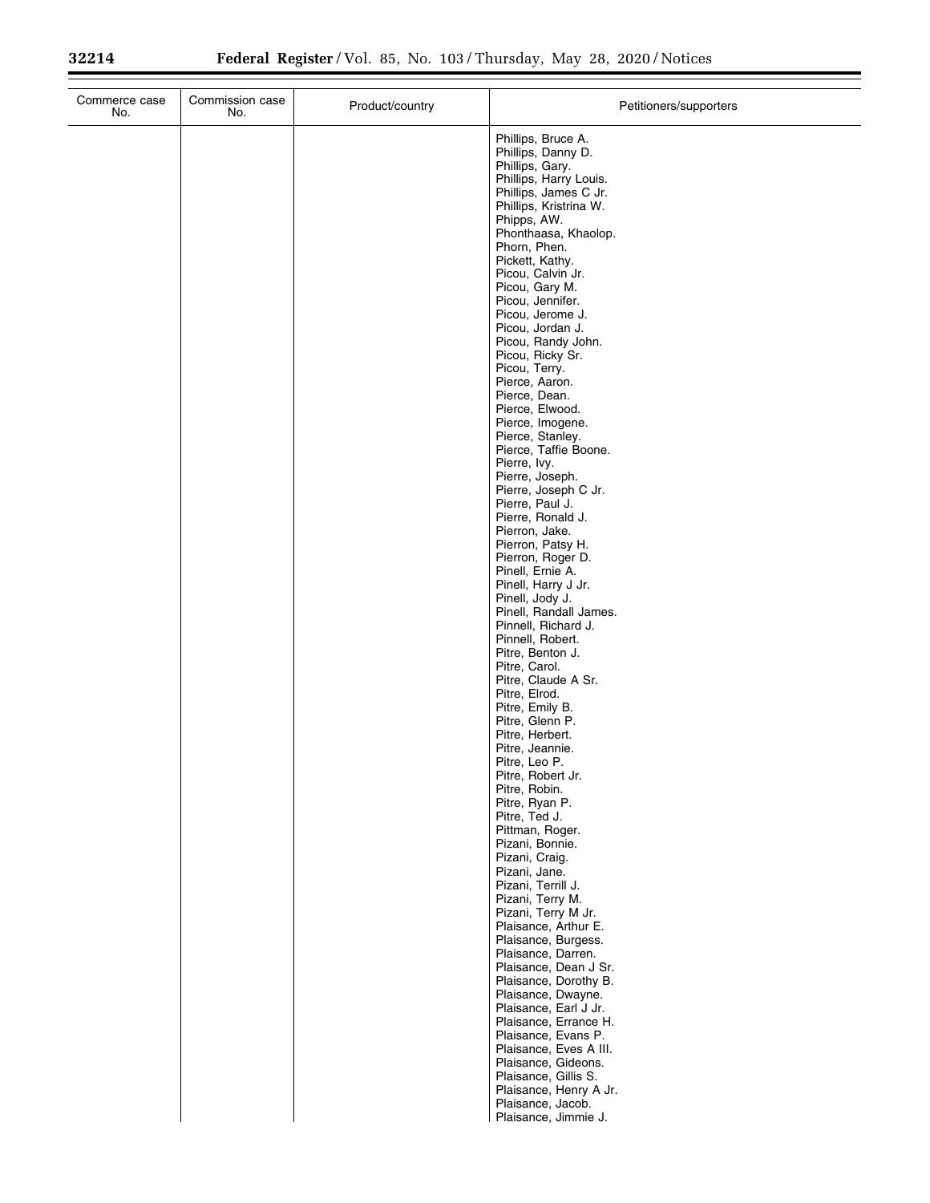| Commerce case No. | Commission case No. | Product/country | Petitioners/supporters |
| --- | --- | --- | --- |
| | | | Phillips, Bruce A.<br>Phillips, Danny D.<br>Phillips, Gary.<br>Phillips, Harry Louis.<br>Phillips, James C Jr.<br>Phillips, Kristrina W.<br>Phipps, AW.<br>Phonthaasa, Khaolop.<br>Phorn, Phen.<br>Pickett, Kathy.<br>Picou, Calvin Jr.<br>Picou, Gary M.<br>Picou, Jennifer.<br>Picou, Jerome J.<br>Picou, Jordan J.<br>Picou, Randy John.<br>Picou, Ricky Sr.<br>Picou, Terry.<br>Pierce, Aaron.<br>Pierce, Dean.<br>Pierce, Elwood.<br>Pierce, Imogene.<br>Pierce, Stanley.<br>Pierce, Taffie Boone.<br>Pierre, Ivy.<br>Pierre, Joseph.<br>Pierre, Joseph C Jr.<br>Pierre, Paul J.<br>Pierre, Ronald J.<br>Pierron, Jake.<br>Pierron, Patsy H.<br>Pierron, Roger D.<br>Pinell, Ernie A.<br>Pinell, Harry J Jr.<br>Pinell, Jody J.<br>Pinell, Randall James.<br>Pinnell, Richard J.<br>Pinnell, Robert.<br>Pitre, Benton J.<br>Pitre, Carol.<br>Pitre, Claude A Sr.<br>Pitre, Elrod.<br>Pitre, Emily B.<br>Pitre, Glenn P.<br>Pitre, Herbert.<br>Pitre, Jeannie.<br>Pitre, Leo P.<br>Pitre, Robert Jr.<br>Pitre, Robin.<br>Pitre, Ryan P.<br>Pitre, Ted J.<br>Pittman, Roger.<br>Pizani, Bonnie.<br>Pizani, Craig.<br>Pizani, Jane.<br>Pizani, Terrill J.<br>Pizani, Terry M.<br>Pizani, Terry M Jr.<br>Plaisance, Arthur E.<br>Plaisance, Burgess.<br>Plaisance, Darren.<br>Plaisance, Dean J Sr.<br>Plaisance, Dorothy B.<br>Plaisance, Dwayne.<br>Plaisance, Earl J Jr.<br>Plaisance, Errance H.<br>Plaisance, Evans P.<br>Plaisance, Eves A III.<br>Plaisance, Gideons.<br>Plaisance, Gillis S.<br>Plaisance, Henry A Jr.<br>Plaisance, Jacob.<br>Plaisance, Jimmie J. |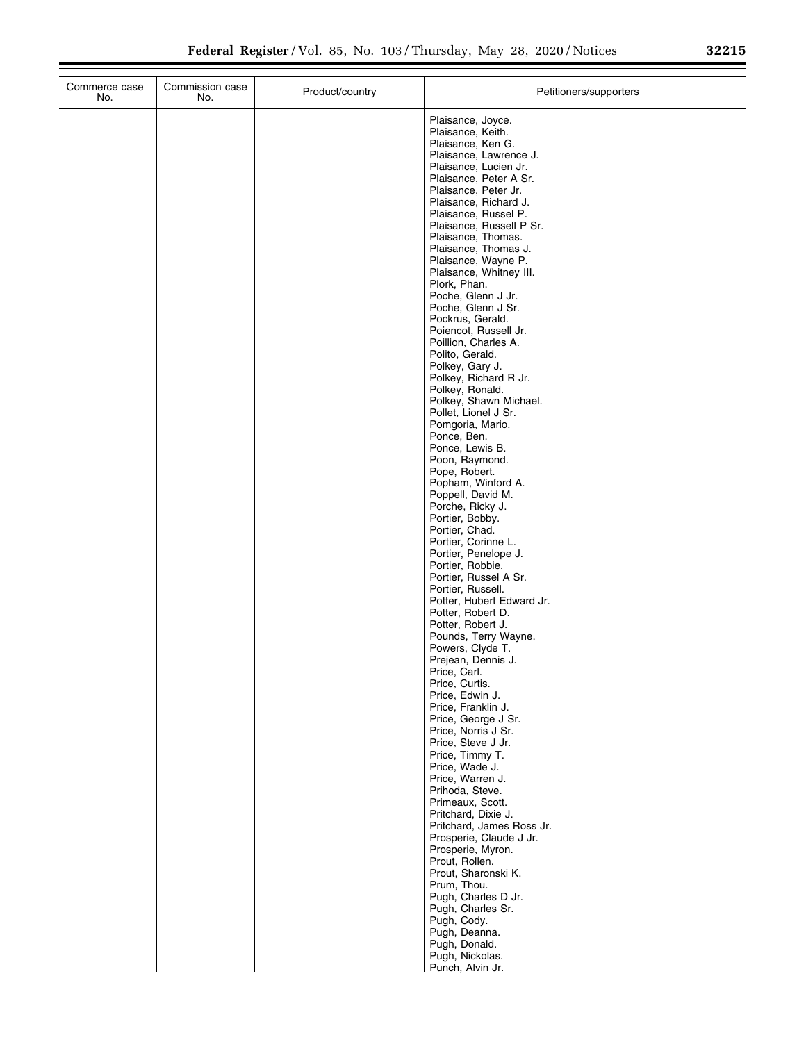| Commerce case No. | Commission case No. | Product/country | Petitioners/supporters |
|---|---|---|---|
| | | | Plaisance, Joyce. |
| | | | Plaisance, Keith. |
| | | | Plaisance, Ken G. |
| | | | Plaisance, Lawrence J. |
| | | | Plaisance, Lucien Jr. |
| | | | Plaisance, Peter A Sr. |
| | | | Plaisance, Peter Jr. |
| | | | Plaisance, Richard J. |
| | | | Plaisance, Russel P. |
| | | | Plaisance, Russell P Sr. |
| | | | Plaisance, Thomas. |
| | | | Plaisance, Thomas J. |
| | | | Plaisance, Wayne P. |
| | | | Plaisance, Whitney III. |
| | | | Plork, Phan. |
| | | | Poche, Glenn J Jr. |
| | | | Poche, Glenn J Sr. |
| | | | Pockrus, Gerald. |
| | | | Poiencot, Russell Jr. |
| | | | Poillion, Charles A. |
| | | | Polito, Gerald. |
| | | | Polkey, Gary J. |
| | | | Polkey, Richard R Jr. |
| | | | Polkey, Ronald. |
| | | | Polkey, Shawn Michael. |
| | | | Pollet, Lionel J Sr. |
| | | | Pomgoria, Mario. |
| | | | Ponce, Ben. |
| | | | Ponce, Lewis B. |
| | | | Poon, Raymond. |
| | | | Pope, Robert. |
| | | | Popham, Winford A. |
| | | | Poppell, David M. |
| | | | Porche, Ricky J. |
| | | | Portier, Bobby. |
| | | | Portier, Chad. |
| | | | Portier, Corinne L. |
| | | | Portier, Penelope J. |
| | | | Portier, Robbie. |
| | | | Portier, Russel A Sr. |
| | | | Portier, Russell. |
| | | | Potter, Hubert Edward Jr. |
| | | | Potter, Robert D. |
| | | | Potter, Robert J. |
| | | | Pounds, Terry Wayne. |
| | | | Powers, Clyde T. |
| | | | Prejean, Dennis J. |
| | | | Price, Carl. |
| | | | Price, Curtis. |
| | | | Price, Edwin J. |
| | | | Price, Franklin J. |
| | | | Price, George J Sr. |
| | | | Price, Norris J Sr. |
| | | | Price, Steve J Jr. |
| | | | Price, Timmy T. |
| | | | Price, Wade J. |
| | | | Price, Warren J. |
| | | | Prihoda, Steve. |
| | | | Primeaux, Scott. |
| | | | Pritchard, Dixie J. |
| | | | Pritchard, James Ross Jr. |
| | | | Prosperie, Claude J Jr. |
| | | | Prosperie, Myron. |
| | | | Prout, Rollen. |
| | | | Prout, Sharonski K. |
| | | | Prum, Thou. |
| | | | Pugh, Charles D Jr. |
| | | | Pugh, Charles Sr. |
| | | | Pugh, Cody. |
| | | | Pugh, Deanna. |
| | | | Pugh, Donald. |
| | | | Pugh, Nickolas. |
| | | | Punch, Alvin Jr. |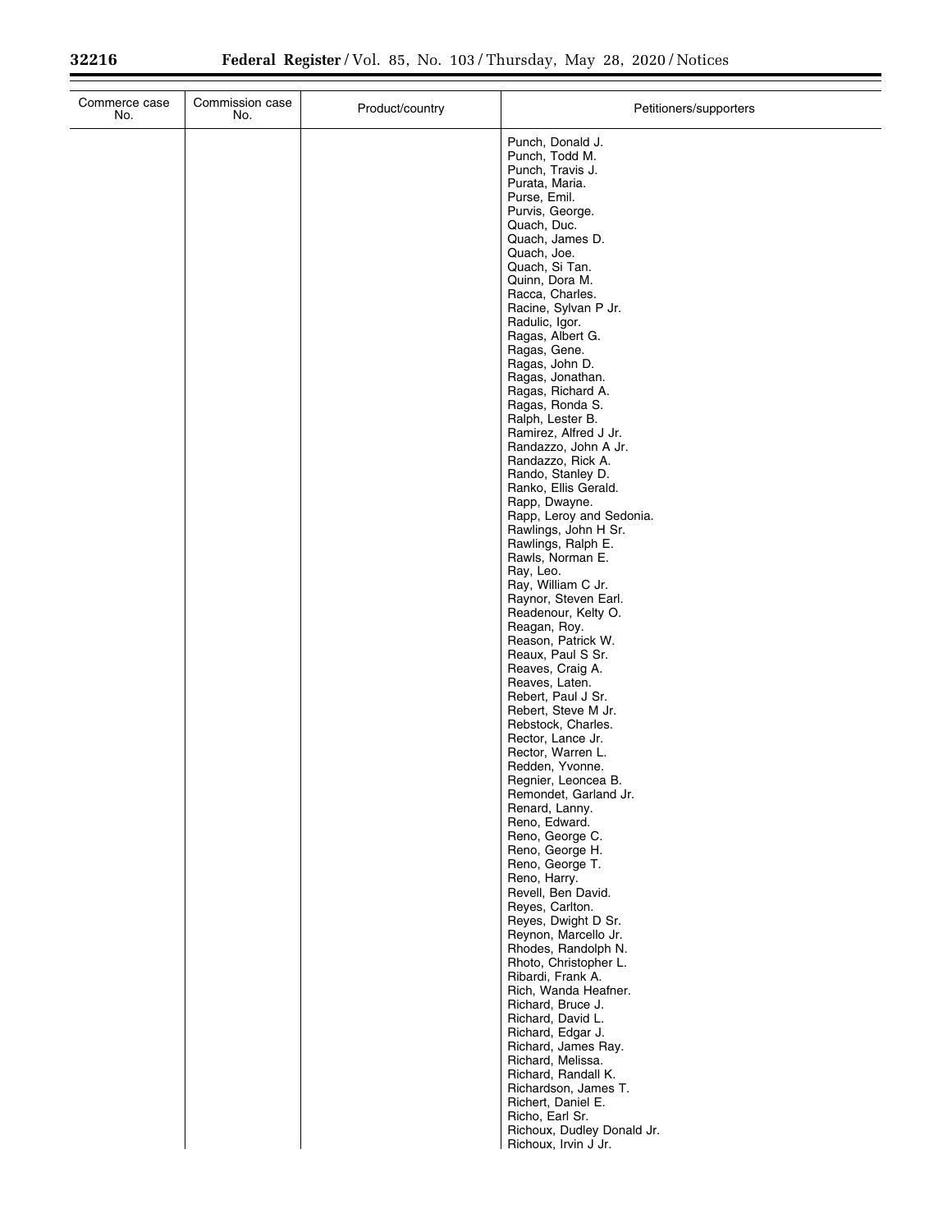| Commerce case No. | Commission case No. | Product/country | Petitioners/supporters |
|---|---|---|---|
| | | | Punch, Donald J.<br>Punch, Todd M.<br>Punch, Travis J.<br>Purata, Maria.<br>Purse, Emil.<br>Purvis, George.<br>Quach, Duc.<br>Quach, James D.<br>Quach, Joe.<br>Quach, Si Tan.<br>Quinn, Dora M.<br>Racca, Charles.<br>Racine, Sylvan P Jr.<br>Radulic, Igor.<br>Ragas, Albert G.<br>Ragas, Gene.<br>Ragas, John D.<br>Ragas, Jonathan.<br>Ragas, Richard A.<br>Ragas, Ronda S.<br>Ralph, Lester B.<br>Ramirez, Alfred J Jr.<br>Randazzo, John A Jr.<br>Randazzo, Rick A.<br>Rando, Stanley D.<br>Ranko, Ellis Gerald.<br>Rapp, Dwayne.<br>Rapp, Leroy and Sedonia.<br>Rawlings, John H Sr.<br>Rawlings, Ralph E.<br>Rawls, Norman E.<br>Ray, Leo.<br>Ray, William C Jr.<br>Raynor, Steven Earl.<br>Readenour, Kelty O.<br>Reagan, Roy.<br>Reason, Patrick W.<br>Reaux, Paul S Sr.<br>Reaves, Craig A.<br>Reaves, Laten.<br>Rebert, Paul J Sr.<br>Rebert, Steve M Jr.<br>Rebstock, Charles.<br>Rector, Lance Jr.<br>Rector, Warren L.<br>Redden, Yvonne.<br>Regnier, Leoncea B.<br>Remondet, Garland Jr.<br>Renard, Lanny.<br>Reno, Edward.<br>Reno, George C.<br>Reno, George H.<br>Reno, George T.<br>Reno, Harry.<br>Revell, Ben David.<br>Reyes, Carlton.<br>Reyes, Dwight D Sr.<br>Reynon, Marcello Jr.<br>Rhodes, Randolph N.<br>Rhoto, Christopher L.<br>Ribardi, Frank A.<br>Rich, Wanda Heafner.<br>Richard, Bruce J.<br>Richard, David L.<br>Richard, Edgar J.<br>Richard, James Ray.<br>Richard, Melissa.<br>Richard, Randall K.<br>Richardson, James T.<br>Richert, Daniel E.<br>Richo, Earl Sr.<br>Richoux, Dudley Donald Jr.<br>Richoux, Irvin J Jr. |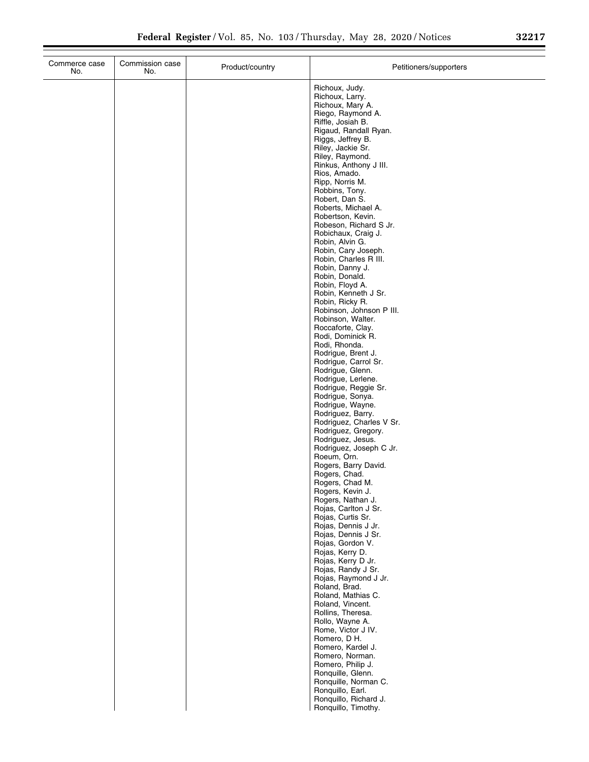| Commerce case No. | Commission case No. | Product/country | Petitioners/supporters |
|---|---|---|---|
| | | | Richoux, Judy. |
| | | | Richoux, Larry. |
| | | | Richoux, Mary A. |
| | | | Riego, Raymond A. |
| | | | Riffle, Josiah B. |
| | | | Rigaud, Randall Ryan. |
| | | | Riggs, Jeffrey B. |
| | | | Riley, Jackie Sr. |
| | | | Riley, Raymond. |
| | | | Rinkus, Anthony J III. |
| | | | Rios, Amado. |
| | | | Ripp, Norris M. |
| | | | Robbins, Tony. |
| | | | Robert, Dan S. |
| | | | Roberts, Michael A. |
| | | | Robertson, Kevin. |
| | | | Robeson, Richard S Jr. |
| | | | Robichaux, Craig J. |
| | | | Robin, Alvin G. |
| | | | Robin, Cary Joseph. |
| | | | Robin, Charles R III. |
| | | | Robin, Danny J. |
| | | | Robin, Donald. |
| | | | Robin, Floyd A. |
| | | | Robin, Kenneth J Sr. |
| | | | Robin, Ricky R. |
| | | | Robinson, Johnson P III. |
| | | | Robinson, Walter. |
| | | | Roccaforte, Clay. |
| | | | Rodi, Dominick R. |
| | | | Rodi, Rhonda. |
| | | | Rodrigue, Brent J. |
| | | | Rodrigue, Carrol Sr. |
| | | | Rodrigue, Glenn. |
| | | | Rodrigue, Lerlene. |
| | | | Rodrigue, Reggie Sr. |
| | | | Rodrigue, Sonya. |
| | | | Rodrigue, Wayne. |
| | | | Rodriguez, Barry. |
| | | | Rodriguez, Charles V Sr. |
| | | | Rodriguez, Gregory. |
| | | | Rodriguez, Jesus. |
| | | | Rodriguez, Joseph C Jr. |
| | | | Roeum, Orn. |
| | | | Rogers, Barry David. |
| | | | Rogers, Chad. |
| | | | Rogers, Chad M. |
| | | | Rogers, Kevin J. |
| | | | Rogers, Nathan J. |
| | | | Rojas, Carlton J Sr. |
| | | | Rojas, Curtis Sr. |
| | | | Rojas, Dennis J Jr. |
| | | | Rojas, Dennis J Sr. |
| | | | Rojas, Gordon V. |
| | | | Rojas, Kerry D. |
| | | | Rojas, Kerry D Jr. |
| | | | Rojas, Randy J Sr. |
| | | | Rojas, Raymond J Jr. |
| | | | Roland, Brad. |
| | | | Roland, Mathias C. |
| | | | Roland, Vincent. |
| | | | Rollins, Theresa. |
| | | | Rollo, Wayne A. |
| | | | Rome, Victor J IV. |
| | | | Romero, D H. |
| | | | Romero, Kardel J. |
| | | | Romero, Norman. |
| | | | Romero, Philip J. |
| | | | Ronquille, Glenn. |
| | | | Ronquille, Norman C. |
| | | | Ronquillo, Earl. |
| | | | Ronquillo, Richard J. |
| | | | Ronquillo, Timothy. |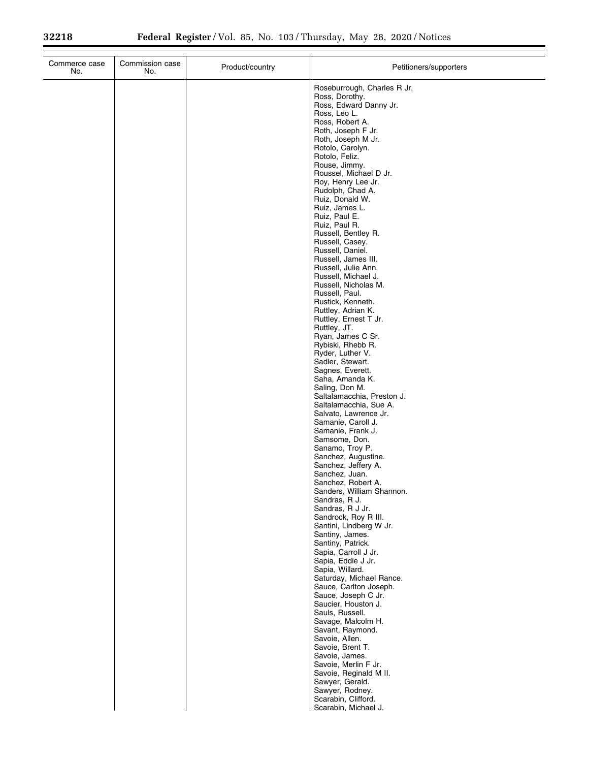| Commerce case No. | Commission case No. | Product/country | Petitioners/supporters |
| --- | --- | --- | --- |
| | | | Roseburrough, Charles R Jr. |
| | | | Ross, Dorothy. |
| | | | Ross, Edward Danny Jr. |
| | | | Ross, Leo L. |
| | | | Ross, Robert A. |
| | | | Roth, Joseph F Jr. |
| | | | Roth, Joseph M Jr. |
| | | | Rotolo, Carolyn. |
| | | | Rotolo, Feliz. |
| | | | Rouse, Jimmy. |
| | | | Roussel, Michael D Jr. |
| | | | Roy, Henry Lee Jr. |
| | | | Rudolph, Chad A. |
| | | | Ruiz, Donald W. |
| | | | Ruiz, James L. |
| | | | Ruiz, Paul E. |
| | | | Ruiz, Paul R. |
| | | | Russell, Bentley R. |
| | | | Russell, Casey. |
| | | | Russell, Daniel. |
| | | | Russell, James III. |
| | | | Russell, Julie Ann. |
| | | | Russell, Michael J. |
| | | | Russell, Nicholas M. |
| | | | Russell, Paul. |
| | | | Rustick, Kenneth. |
| | | | Ruttley, Adrian K. |
| | | | Ruttley, Ernest T Jr. |
| | | | Ruttley, JT. |
| | | | Ryan, James C Sr. |
| | | | Rybiski, Rhebb R. |
| | | | Ryder, Luther V. |
| | | | Sadler, Stewart. |
| | | | Sagnes, Everett. |
| | | | Saha, Amanda K. |
| | | | Saling, Don M. |
| | | | Saltalamacchia, Preston J. |
| | | | Saltalamacchia, Sue A. |
| | | | Salvato, Lawrence Jr. |
| | | | Samanie, Caroll J. |
| | | | Samanie, Frank J. |
| | | | Samsome, Don. |
| | | | Sanamo, Troy P. |
| | | | Sanchez, Augustine. |
| | | | Sanchez, Jeffery A. |
| | | | Sanchez, Juan. |
| | | | Sanchez, Robert A. |
| | | | Sanders, William Shannon. |
| | | | Sandras, R J. |
| | | | Sandras, R J Jr. |
| | | | Sandrock, Roy R III. |
| | | | Santini, Lindberg W Jr. |
| | | | Santiny, James. |
| | | | Santiny, Patrick. |
| | | | Sapia, Carroll J Jr. |
| | | | Sapia, Eddie J Jr. |
| | | | Sapia, Willard. |
| | | | Saturday, Michael Rance. |
| | | | Sauce, Carlton Joseph. |
| | | | Sauce, Joseph C Jr. |
| | | | Saucier, Houston J. |
| | | | Sauls, Russell. |
| | | | Savage, Malcolm H. |
| | | | Savant, Raymond. |
| | | | Savoie, Allen. |
| | | | Savoie, Brent T. |
| | | | Savoie, James. |
| | | | Savoie, Merlin F Jr. |
| | | | Savoie, Reginald M II. |
| | | | Sawyer, Gerald. |
| | | | Sawyer, Rodney. |
| | | | Scarabin, Clifford. |
| | | | Scarabin, Michael J. |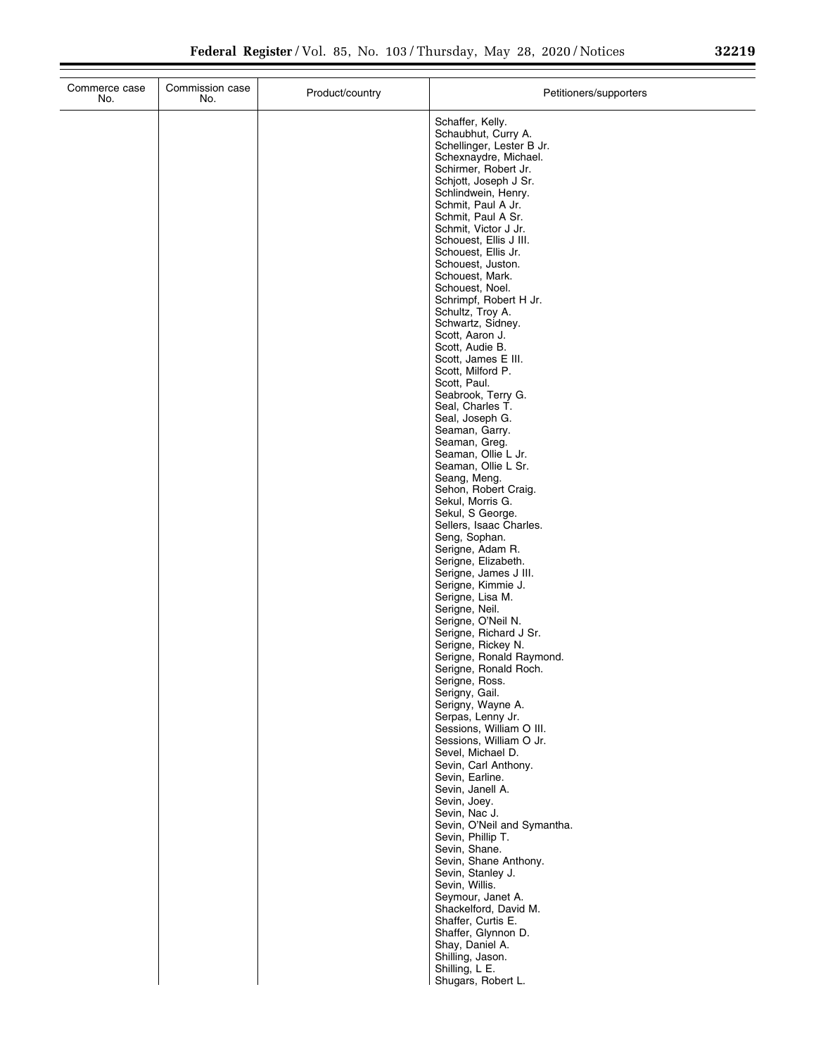| Commerce case No. | Commission case No. | Product/country | Petitioners/supporters |
|---|---|---|---|
| | | | Schaffer, Kelly. |
| | | | Schaubhut, Curry A. |
| | | | Schellinger, Lester B Jr. |
| | | | Schexnaydre, Michael. |
| | | | Schirmer, Robert Jr. |
| | | | Schjott, Joseph J Sr. |
| | | | Schlindwein, Henry. |
| | | | Schmit, Paul A Jr. |
| | | | Schmit, Paul A Sr. |
| | | | Schmit, Victor J Jr. |
| | | | Schouest, Ellis J III. |
| | | | Schouest, Ellis Jr. |
| | | | Schouest, Juston. |
| | | | Schouest, Mark. |
| | | | Schouest, Noel. |
| | | | Schrimpf, Robert H Jr. |
| | | | Schultz, Troy A. |
| | | | Schwartz, Sidney. |
| | | | Scott, Aaron J. |
| | | | Scott, Audie B. |
| | | | Scott, James E III. |
| | | | Scott, Milford P. |
| | | | Scott, Paul. |
| | | | Seabrook, Terry G. |
| | | | Seal, Charles T. |
| | | | Seal, Joseph G. |
| | | | Seaman, Garry. |
| | | | Seaman, Greg. |
| | | | Seaman, Ollie L Jr. |
| | | | Seaman, Ollie L Sr. |
| | | | Seang, Meng. |
| | | | Sehon, Robert Craig. |
| | | | Sekul, Morris G. |
| | | | Sekul, S George. |
| | | | Sellers, Isaac Charles. |
| | | | Seng, Sophan. |
| | | | Serigne, Adam R. |
| | | | Serigne, Elizabeth. |
| | | | Serigne, James J III. |
| | | | Serigne, Kimmie J. |
| | | | Serigne, Lisa M. |
| | | | Serigne, Neil. |
| | | | Serigne, O'Neil N. |
| | | | Serigne, Richard J Sr. |
| | | | Serigne, Rickey N. |
| | | | Serigne, Ronald Raymond. |
| | | | Serigne, Ronald Roch. |
| | | | Serigne, Ross. |
| | | | Serigny, Gail. |
| | | | Serigny, Wayne A. |
| | | | Serpas, Lenny Jr. |
| | | | Sessions, William O III. |
| | | | Sessions, William O Jr. |
| | | | Sevel, Michael D. |
| | | | Sevin, Carl Anthony. |
| | | | Sevin, Earline. |
| | | | Sevin, Janell A. |
| | | | Sevin, Joey. |
| | | | Sevin, Nac J. |
| | | | Sevin, O'Neil and Symantha. |
| | | | Sevin, Phillip T. |
| | | | Sevin, Shane. |
| | | | Sevin, Shane Anthony. |
| | | | Sevin, Stanley J. |
| | | | Sevin, Willis. |
| | | | Seymour, Janet A. |
| | | | Shackelford, David M. |
| | | | Shaffer, Curtis E. |
| | | | Shaffer, Glynnon D. |
| | | | Shay, Daniel A. |
| | | | Shilling, Jason. |
| | | | Shilling, L E. |
| | | | Shugars, Robert L. |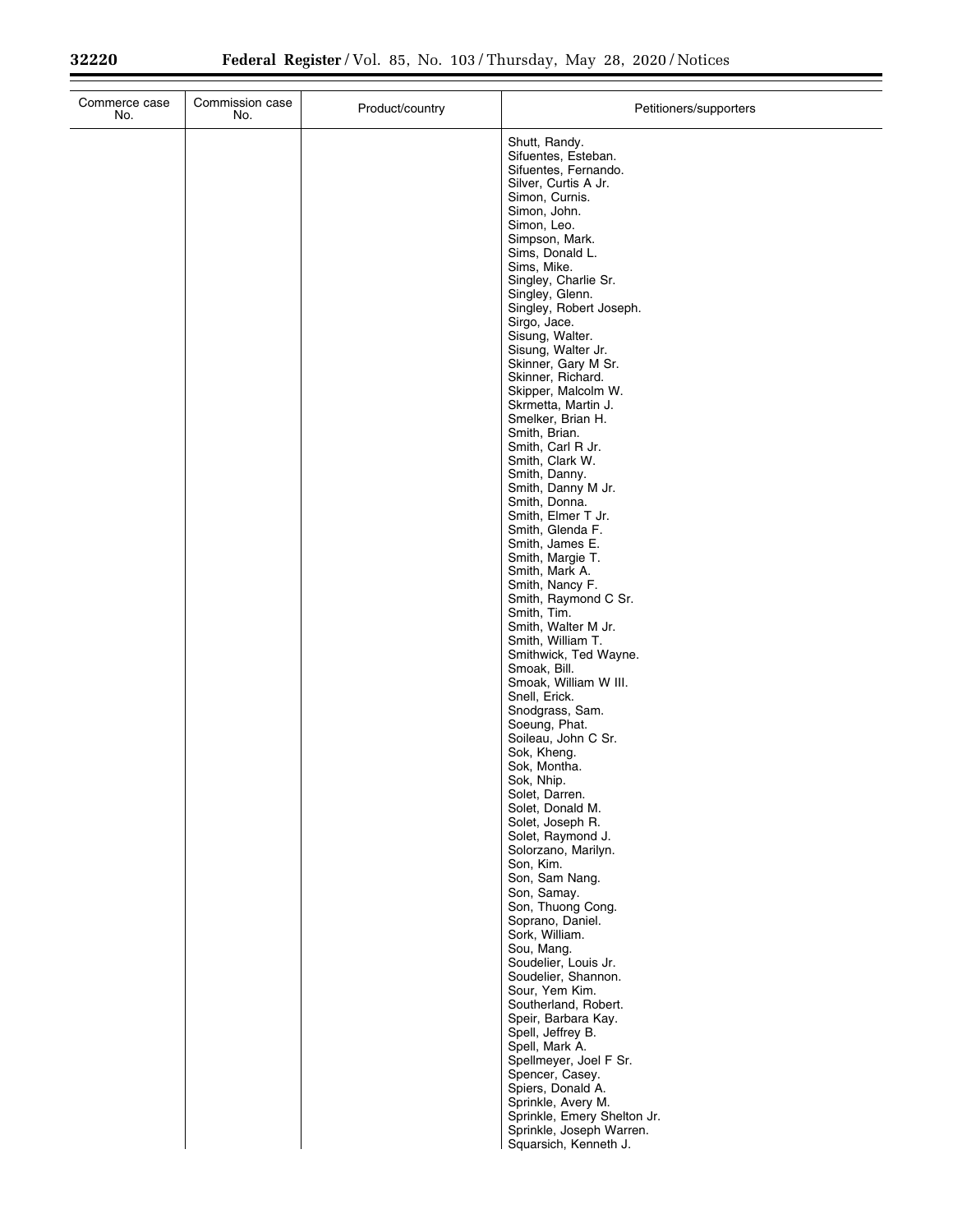| Commerce case No. | Commission case No. | Product/country | Petitioners/supporters |
| --- | --- | --- | --- |
| | | | Shutt, Randy. |
| | | | Sifuentes, Esteban. |
| | | | Sifuentes, Fernando. |
| | | | Silver, Curtis A Jr. |
| | | | Simon, Curnis. |
| | | | Simon, John. |
| | | | Simon, Leo. |
| | | | Simpson, Mark. |
| | | | Sims, Donald L. |
| | | | Sims, Mike. |
| | | | Singley, Charlie Sr. |
| | | | Singley, Glenn. |
| | | | Singley, Robert Joseph. |
| | | | Sirgo, Jace. |
| | | | Sisung, Walter. |
| | | | Sisung, Walter Jr. |
| | | | Skinner, Gary M Sr. |
| | | | Skinner, Richard. |
| | | | Skipper, Malcolm W. |
| | | | Skrmetta, Martin J. |
| | | | Smelker, Brian H. |
| | | | Smith, Brian. |
| | | | Smith, Carl R Jr. |
| | | | Smith, Clark W. |
| | | | Smith, Danny. |
| | | | Smith, Danny M Jr. |
| | | | Smith, Donna. |
| | | | Smith, Elmer T Jr. |
| | | | Smith, Glenda F. |
| | | | Smith, James E. |
| | | | Smith, Margie T. |
| | | | Smith, Mark A. |
| | | | Smith, Nancy F. |
| | | | Smith, Raymond C Sr. |
| | | | Smith, Tim. |
| | | | Smith, Walter M Jr. |
| | | | Smith, William T. |
| | | | Smithwick, Ted Wayne. |
| | | | Smoak, Bill. |
| | | | Smoak, William W III. |
| | | | Snell, Erick. |
| | | | Snodgrass, Sam. |
| | | | Soeung, Phat. |
| | | | Soileau, John C Sr. |
| | | | Sok, Kheng. |
| | | | Sok, Montha. |
| | | | Sok, Nhip. |
| | | | Solet, Darren. |
| | | | Solet, Donald M. |
| | | | Solet, Joseph R. |
| | | | Solet, Raymond J. |
| | | | Solorzano, Marilyn. |
| | | | Son, Kim. |
| | | | Son, Sam Nang. |
| | | | Son, Samay. |
| | | | Son, Thuong Cong. |
| | | | Soprano, Daniel. |
| | | | Sork, William. |
| | | | Sou, Mang. |
| | | | Soudelier, Louis Jr. |
| | | | Soudelier, Shannon. |
| | | | Sour, Yem Kim. |
| | | | Southerland, Robert. |
| | | | Speir, Barbara Kay. |
| | | | Spell, Jeffrey B. |
| | | | Spell, Mark A. |
| | | | Spellmeyer, Joel F Sr. |
| | | | Spencer, Casey. |
| | | | Spiers, Donald A. |
| | | | Sprinkle, Avery M. |
| | | | Sprinkle, Emery Shelton Jr. |
| | | | Sprinkle, Joseph Warren. |
| | | | Squarsich, Kenneth J. |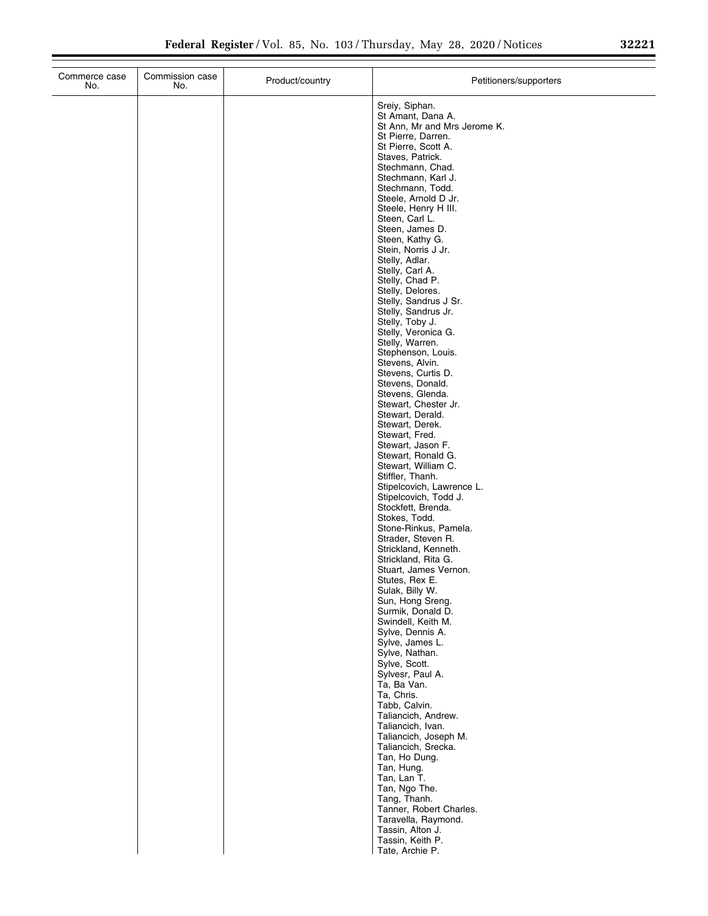| Commerce case No. | Commission case No. | Product/country | Petitioners/supporters |
| --- | --- | --- | --- |
| | | | Sreiy, Siphan.<br>St Amant, Dana A.<br>St Ann, Mr and Mrs Jerome K.<br>St Pierre, Darren.<br>St Pierre, Scott A.<br>Staves, Patrick.<br>Stechmann, Chad.<br>Stechmann, Karl J.<br>Stechmann, Todd.<br>Steele, Arnold D Jr.<br>Steele, Henry H III.<br>Steen, Carl L.<br>Steen, James D.<br>Steen, Kathy G.<br>Stein, Norris J Jr.<br>Stelly, Adlar.<br>Stelly, Carl A.<br>Stelly, Chad P.<br>Stelly, Delores.<br>Stelly, Sandrus J Sr.<br>Stelly, Sandrus Jr.<br>Stelly, Toby J.<br>Stelly, Veronica G.<br>Stelly, Warren.<br>Stephenson, Louis.<br>Stevens, Alvin.<br>Stevens, Curtis D.<br>Stevens, Donald.<br>Stevens, Glenda.<br>Stewart, Chester Jr.<br>Stewart, Derald.<br>Stewart, Derek.<br>Stewart, Fred.<br>Stewart, Jason F.<br>Stewart, Ronald G.<br>Stewart, William C.<br>Stiffler, Thanh.<br>Stipelcovich, Lawrence L.<br>Stipelcovich, Todd J.<br>Stockfett, Brenda.<br>Stokes, Todd.<br>Stone-Rinkus, Pamela.<br>Strader, Steven R.<br>Strickland, Kenneth.<br>Strickland, Rita G.<br>Stuart, James Vernon.<br>Stutes, Rex E.<br>Sulak, Billy W.<br>Sun, Hong Sreng.<br>Surmik, Donald D.<br>Swindell, Keith M.<br>Sylve, Dennis A.<br>Sylve, James L.<br>Sylve, Nathan.<br>Sylve, Scott.<br>Sylvesr, Paul A.<br>Ta, Ba Van.<br>Ta, Chris.<br>Tabb, Calvin.<br>Taliancich, Andrew.<br>Taliancich, Ivan.<br>Taliancich, Joseph M.<br>Taliancich, Srecka.<br>Tan, Ho Dung.<br>Tan, Hung.<br>Tan, Lan T.<br>Tan, Ngo The.<br>Tang, Thanh.<br>Tanner, Robert Charles.<br>Taravella, Raymond.<br>Tassin, Alton J.<br>Tassin, Keith P.<br>Tate, Archie P. |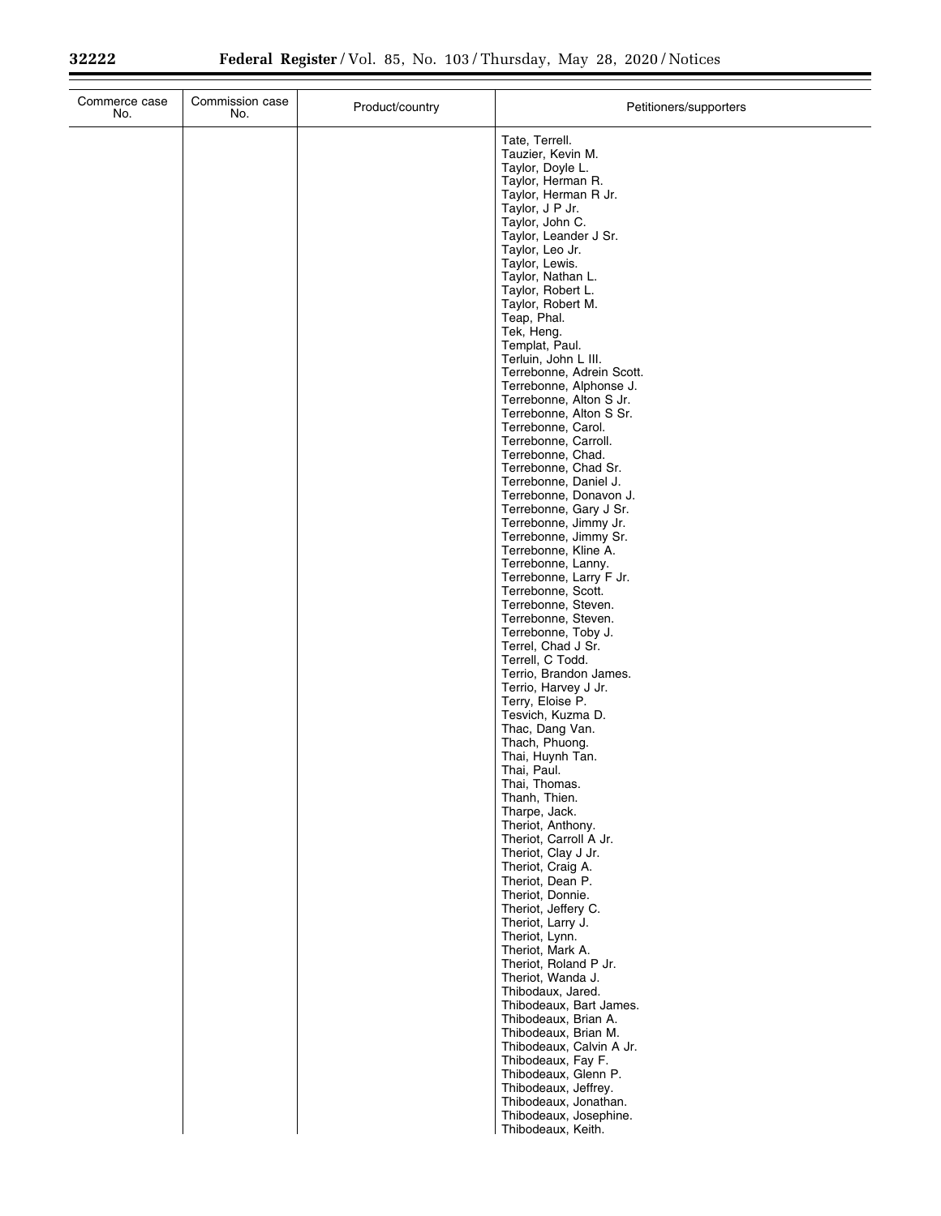| Commerce case No. | Commission case No. | Product/country | Petitioners/supporters |
|---|---|---|---|
| | | | Tate, Terrell. |
| | | | Tauzier, Kevin M. |
| | | | Taylor, Doyle L. |
| | | | Taylor, Herman R. |
| | | | Taylor, Herman R Jr. |
| | | | Taylor, J P Jr. |
| | | | Taylor, John C. |
| | | | Taylor, Leander J Sr. |
| | | | Taylor, Leo Jr. |
| | | | Taylor, Lewis. |
| | | | Taylor, Nathan L. |
| | | | Taylor, Robert L. |
| | | | Taylor, Robert M. |
| | | | Teap, Phal. |
| | | | Tek, Heng. |
| | | | Templat, Paul. |
| | | | Terluin, John L III. |
| | | | Terrebonne, Adrein Scott. |
| | | | Terrebonne, Alphonse J. |
| | | | Terrebonne, Alton S Jr. |
| | | | Terrebonne, Alton S Sr. |
| | | | Terrebonne, Carol. |
| | | | Terrebonne, Carroll. |
| | | | Terrebonne, Chad. |
| | | | Terrebonne, Chad Sr. |
| | | | Terrebonne, Daniel J. |
| | | | Terrebonne, Donavon J. |
| | | | Terrebonne, Gary J Sr. |
| | | | Terrebonne, Jimmy Jr. |
| | | | Terrebonne, Jimmy Sr. |
| | | | Terrebonne, Kline A. |
| | | | Terrebonne, Lanny. |
| | | | Terrebonne, Larry F Jr. |
| | | | Terrebonne, Scott. |
| | | | Terrebonne, Steven. |
| | | | Terrebonne, Steven. |
| | | | Terrebonne, Toby J. |
| | | | Terrel, Chad J Sr. |
| | | | Terrell, C Todd. |
| | | | Terrio, Brandon James. |
| | | | Terrio, Harvey J Jr. |
| | | | Terry, Eloise P. |
| | | | Tesvich, Kuzma D. |
| | | | Thac, Dang Van. |
| | | | Thach, Phuong. |
| | | | Thai, Huynh Tan. |
| | | | Thai, Paul. |
| | | | Thai, Thomas. |
| | | | Thanh, Thien. |
| | | | Tharpe, Jack. |
| | | | Theriot, Anthony. |
| | | | Theriot, Carroll A Jr. |
| | | | Theriot, Clay J Jr. |
| | | | Theriot, Craig A. |
| | | | Theriot, Dean P. |
| | | | Theriot, Donnie. |
| | | | Theriot, Jeffery C. |
| | | | Theriot, Larry J. |
| | | | Theriot, Lynn. |
| | | | Theriot, Mark A. |
| | | | Theriot, Roland P Jr. |
| | | | Theriot, Wanda J. |
| | | | Thibodaux, Jared. |
| | | | Thibodeaux, Bart James. |
| | | | Thibodeaux, Brian A. |
| | | | Thibodeaux, Brian M. |
| | | | Thibodeaux, Calvin A Jr. |
| | | | Thibodeaux, Fay F. |
| | | | Thibodeaux, Glenn P. |
| | | | Thibodeaux, Jeffrey. |
| | | | Thibodeaux, Jonathan. |
| | | | Thibodeaux, Josephine. |
| | | | Thibodeaux, Keith. |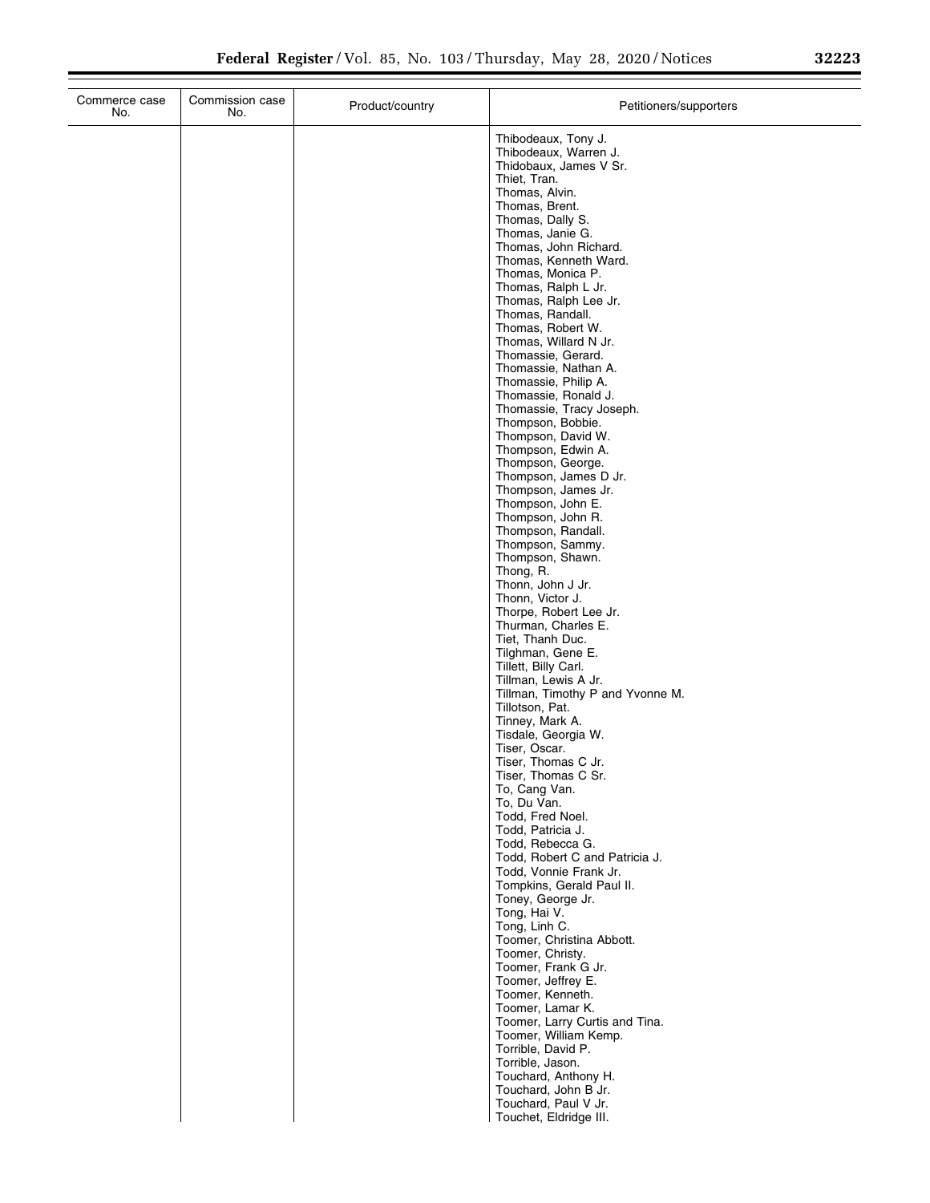| Commerce case No. | Commission case No. | Product/country | Petitioners/supporters |
|---|---|---|---|
| | | | Thibodeaux, Tony J. |
| | | | Thibodeaux, Warren J. |
| | | | Thidobaux, James V Sr. |
| | | | Thiet, Tran. |
| | | | Thomas, Alvin. |
| | | | Thomas, Brent. |
| | | | Thomas, Dally S. |
| | | | Thomas, Janie G. |
| | | | Thomas, John Richard. |
| | | | Thomas, Kenneth Ward. |
| | | | Thomas, Monica P. |
| | | | Thomas, Ralph L Jr. |
| | | | Thomas, Ralph Lee Jr. |
| | | | Thomas, Randall. |
| | | | Thomas, Robert W. |
| | | | Thomas, Willard N Jr. |
| | | | Thomassie, Gerard. |
| | | | Thomassie, Nathan A. |
| | | | Thomassie, Philip A. |
| | | | Thomassie, Ronald J. |
| | | | Thomassie, Tracy Joseph. |
| | | | Thompson, Bobbie. |
| | | | Thompson, David W. |
| | | | Thompson, Edwin A. |
| | | | Thompson, George. |
| | | | Thompson, James D Jr. |
| | | | Thompson, James Jr. |
| | | | Thompson, John E. |
| | | | Thompson, John R. |
| | | | Thompson, Randall. |
| | | | Thompson, Sammy. |
| | | | Thompson, Shawn. |
| | | | Thong, R. |
| | | | Thonn, John J Jr. |
| | | | Thonn, Victor J. |
| | | | Thorpe, Robert Lee Jr. |
| | | | Thurman, Charles E. |
| | | | Tiet, Thanh Duc. |
| | | | Tilghman, Gene E. |
| | | | Tillett, Billy Carl. |
| | | | Tillman, Lewis A Jr. |
| | | | Tillman, Timothy P and Yvonne M. |
| | | | Tillotson, Pat. |
| | | | Tinney, Mark A. |
| | | | Tisdale, Georgia W. |
| | | | Tiser, Oscar. |
| | | | Tiser, Thomas C Jr. |
| | | | Tiser, Thomas C Sr. |
| | | | To, Cang Van. |
| | | | To, Du Van. |
| | | | Todd, Fred Noel. |
| | | | Todd, Patricia J. |
| | | | Todd, Rebecca G. |
| | | | Todd, Robert C and Patricia J. |
| | | | Todd, Vonnie Frank Jr. |
| | | | Tompkins, Gerald Paul II. |
| | | | Toney, George Jr. |
| | | | Tong, Hai V. |
| | | | Tong, Linh C. |
| | | | Toomer, Christina Abbott. |
| | | | Toomer, Christy. |
| | | | Toomer, Frank G Jr. |
| | | | Toomer, Jeffrey E. |
| | | | Toomer, Kenneth. |
| | | | Toomer, Lamar K. |
| | | | Toomer, Larry Curtis and Tina. |
| | | | Toomer, William Kemp. |
| | | | Torrible, David P. |
| | | | Torrible, Jason. |
| | | | Touchard, Anthony H. |
| | | | Touchard, John B Jr. |
| | | | Touchard, Paul V Jr. |
| | | | Touchet, Eldridge III. |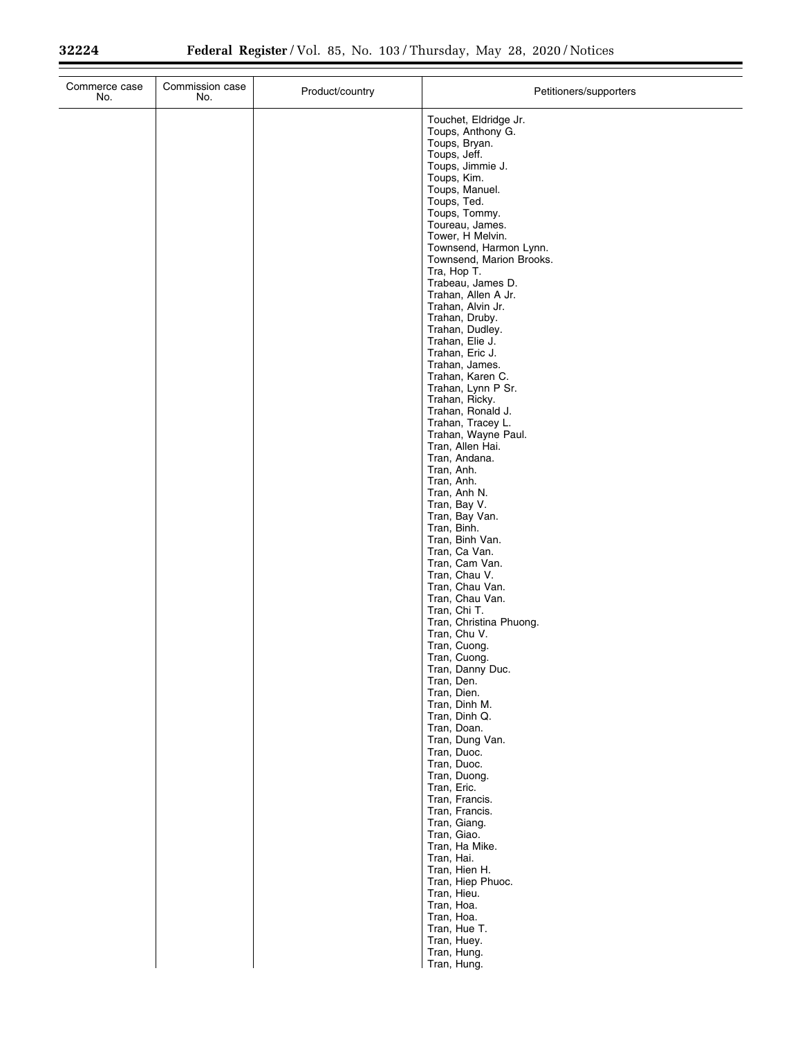| Commerce case No. | Commission case No. | Product/country | Petitioners/supporters |
|---|---|---|---|
| | | | Touchet, Eldridge Jr. |
| | | | Toups, Anthony G. |
| | | | Toups, Bryan. |
| | | | Toups, Jeff. |
| | | | Toups, Jimmie J. |
| | | | Toups, Kim. |
| | | | Toups, Manuel. |
| | | | Toups, Ted. |
| | | | Toups, Tommy. |
| | | | Toureau, James. |
| | | | Tower, H Melvin. |
| | | | Townsend, Harmon Lynn. |
| | | | Townsend, Marion Brooks. |
| | | | Tra, Hop T. |
| | | | Trabeau, James D. |
| | | | Trahan, Allen A Jr. |
| | | | Trahan, Alvin Jr. |
| | | | Trahan, Druby. |
| | | | Trahan, Dudley. |
| | | | Trahan, Elie J. |
| | | | Trahan, Eric J. |
| | | | Trahan, James. |
| | | | Trahan, Karen C. |
| | | | Trahan, Lynn P Sr. |
| | | | Trahan, Ricky. |
| | | | Trahan, Ronald J. |
| | | | Trahan, Tracey L. |
| | | | Trahan, Wayne Paul. |
| | | | Tran, Allen Hai. |
| | | | Tran, Andana. |
| | | | Tran, Anh. |
| | | | Tran, Anh. |
| | | | Tran, Anh N. |
| | | | Tran, Bay V. |
| | | | Tran, Bay Van. |
| | | | Tran, Binh. |
| | | | Tran, Binh Van. |
| | | | Tran, Ca Van. |
| | | | Tran, Cam Van. |
| | | | Tran, Chau V. |
| | | | Tran, Chau Van. |
| | | | Tran, Chau Van. |
| | | | Tran, Chi T. |
| | | | Tran, Christina Phuong. |
| | | | Tran, Chu V. |
| | | | Tran, Cuong. |
| | | | Tran, Cuong. |
| | | | Tran, Danny Duc. |
| | | | Tran, Den. |
| | | | Tran, Dien. |
| | | | Tran, Dinh M. |
| | | | Tran, Dinh Q. |
| | | | Tran, Doan. |
| | | | Tran, Dung Van. |
| | | | Tran, Duoc. |
| | | | Tran, Duoc. |
| | | | Tran, Duong. |
| | | | Tran, Eric. |
| | | | Tran, Francis. |
| | | | Tran, Francis. |
| | | | Tran, Giang. |
| | | | Tran, Giao. |
| | | | Tran, Ha Mike. |
| | | | Tran, Hai. |
| | | | Tran, Hien H. |
| | | | Tran, Hiep Phuoc. |
| | | | Tran, Hieu. |
| | | | Tran, Hoa. |
| | | | Tran, Hoa. |
| | | | Tran, Hue T. |
| | | | Tran, Huey. |
| | | | Tran, Hung. |
| | | | Tran, Hung. |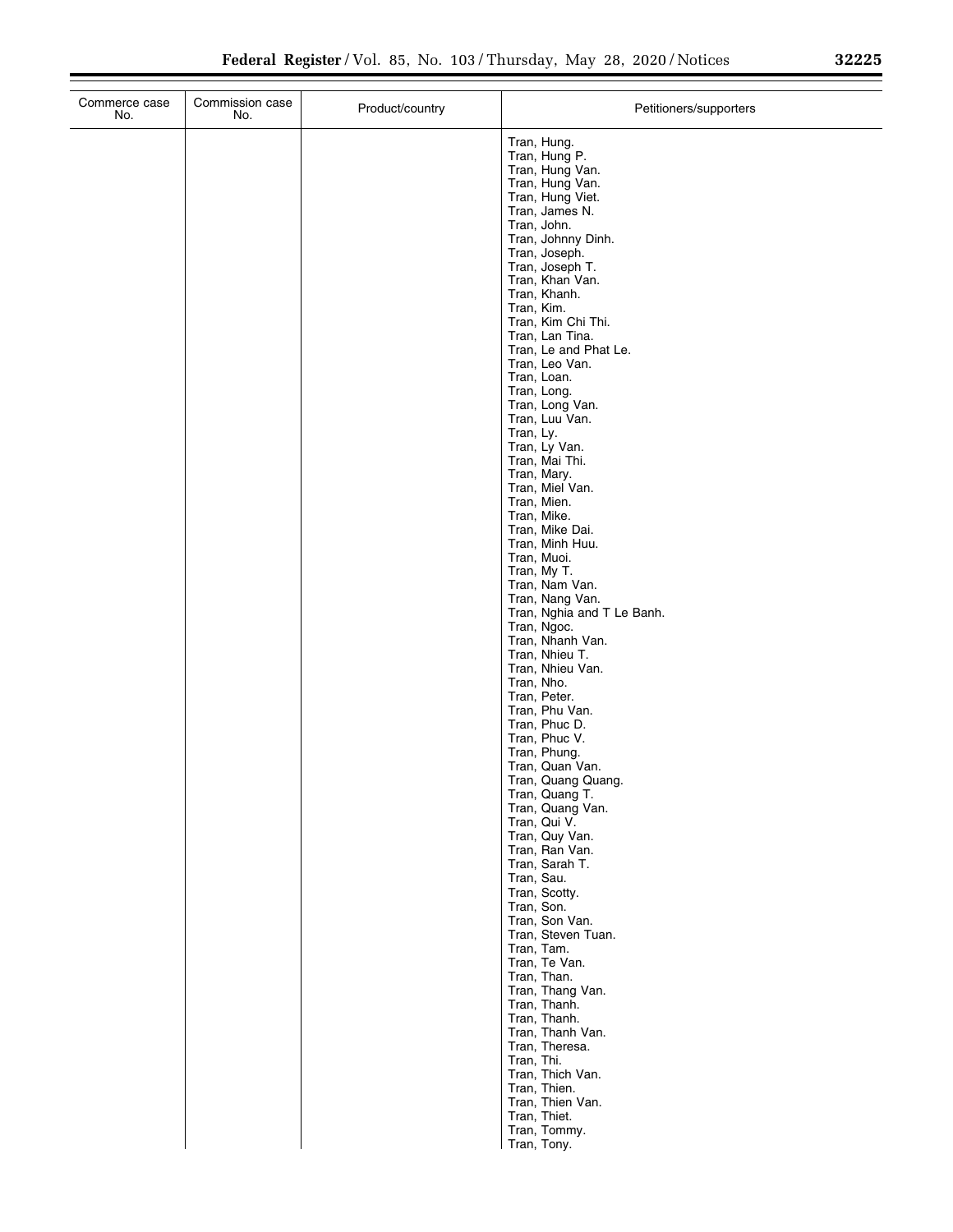| Commerce case No. | Commission case No. | Product/country | Petitioners/supporters |
| --- | --- | --- | --- |
| | | | Tran, Hung. |
| | | | Tran, Hung P. |
| | | | Tran, Hung Van. |
| | | | Tran, Hung Van. |
| | | | Tran, Hung Viet. |
| | | | Tran, James N. |
| | | | Tran, John. |
| | | | Tran, Johnny Dinh. |
| | | | Tran, Joseph. |
| | | | Tran, Joseph T. |
| | | | Tran, Khan Van. |
| | | | Tran, Khanh. |
| | | | Tran, Kim. |
| | | | Tran, Kim Chi Thi. |
| | | | Tran, Lan Tina. |
| | | | Tran, Le and Phat Le. |
| | | | Tran, Leo Van. |
| | | | Tran, Loan. |
| | | | Tran, Long. |
| | | | Tran, Long Van. |
| | | | Tran, Luu Van. |
| | | | Tran, Ly. |
| | | | Tran, Ly Van. |
| | | | Tran, Mai Thi. |
| | | | Tran, Mary. |
| | | | Tran, Miel Van. |
| | | | Tran, Mien. |
| | | | Tran, Mike. |
| | | | Tran, Mike Dai. |
| | | | Tran, Minh Huu. |
| | | | Tran, Muoi. |
| | | | Tran, My T. |
| | | | Tran, Nam Van. |
| | | | Tran, Nang Van. |
| | | | Tran, Nghia and T Le Banh. |
| | | | Tran, Ngoc. |
| | | | Tran, Nhanh Van. |
| | | | Tran, Nhieu T. |
| | | | Tran, Nhieu Van. |
| | | | Tran, Nho. |
| | | | Tran, Peter. |
| | | | Tran, Phu Van. |
| | | | Tran, Phuc D. |
| | | | Tran, Phuc V. |
| | | | Tran, Phung. |
| | | | Tran, Quan Van. |
| | | | Tran, Quang Quang. |
| | | | Tran, Quang T. |
| | | | Tran, Quang Van. |
| | | | Tran, Qui V. |
| | | | Tran, Quy Van. |
| | | | Tran, Ran Van. |
| | | | Tran, Sarah T. |
| | | | Tran, Sau. |
| | | | Tran, Scotty. |
| | | | Tran, Son. |
| | | | Tran, Son Van. |
| | | | Tran, Steven Tuan. |
| | | | Tran, Tam. |
| | | | Tran, Te Van. |
| | | | Tran, Than. |
| | | | Tran, Thang Van. |
| | | | Tran, Thanh. |
| | | | Tran, Thanh. |
| | | | Tran, Thanh Van. |
| | | | Tran, Theresa. |
| | | | Tran, Thi. |
| | | | Tran, Thich Van. |
| | | | Tran, Thien. |
| | | | Tran, Thien Van. |
| | | | Tran, Thiet. |
| | | | Tran, Tommy. |
| | | | Tran, Tony. |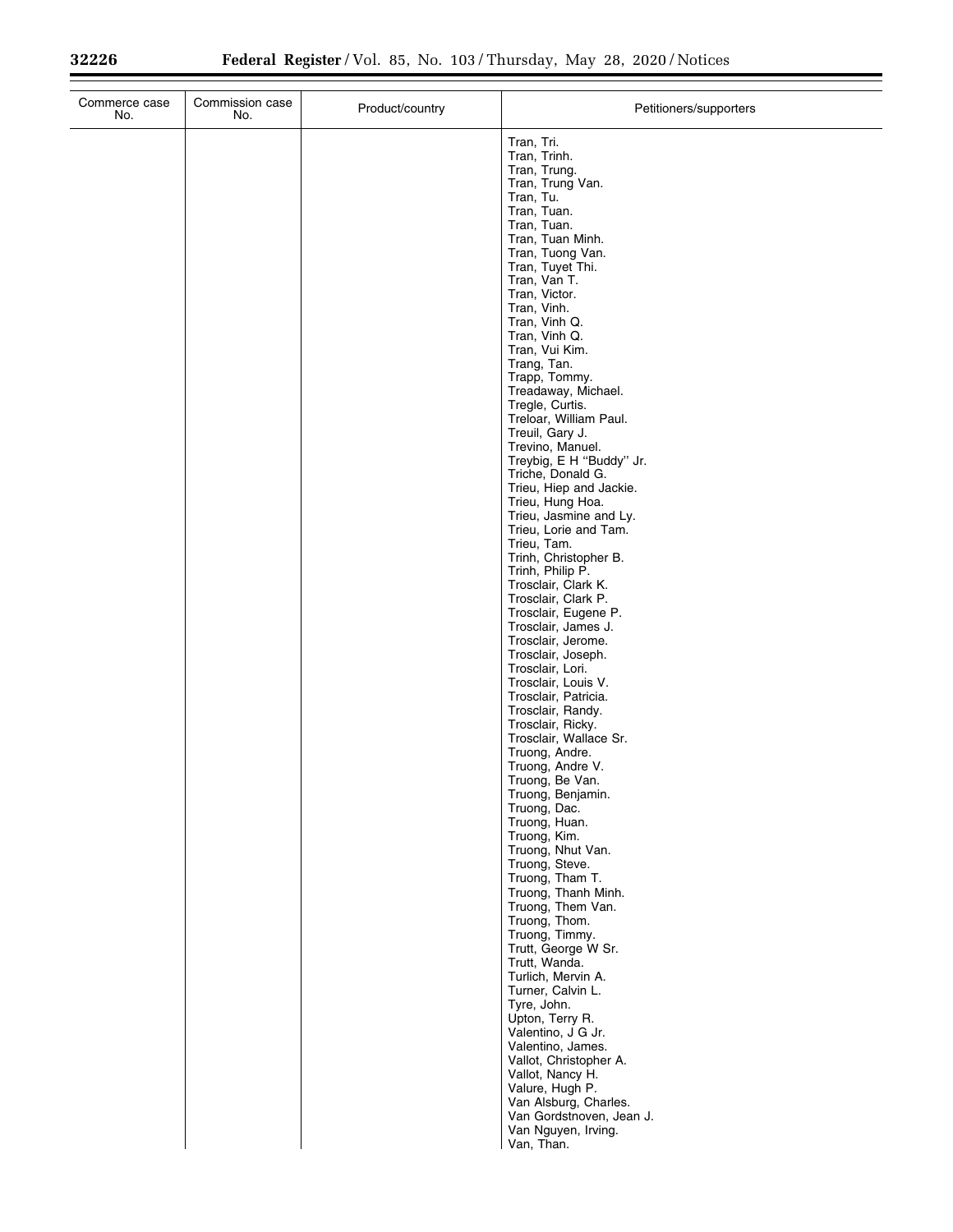| Commerce case No. | Commission case No. | Product/country | Petitioners/supporters |
|---|---|---|---|
| | | | Tran, Tri. |
| | | | Tran, Trinh. |
| | | | Tran, Trung. |
| | | | Tran, Trung Van. |
| | | | Tran, Tu. |
| | | | Tran, Tuan. |
| | | | Tran, Tuan. |
| | | | Tran, Tuan Minh. |
| | | | Tran, Tuong Van. |
| | | | Tran, Tuyet Thi. |
| | | | Tran, Van T. |
| | | | Tran, Victor. |
| | | | Tran, Vinh. |
| | | | Tran, Vinh Q. |
| | | | Tran, Vinh Q. |
| | | | Tran, Vui Kim. |
| | | | Trang, Tan. |
| | | | Trapp, Tommy. |
| | | | Treadaway, Michael. |
| | | | Tregle, Curtis. |
| | | | Treloar, William Paul. |
| | | | Treuil, Gary J. |
| | | | Trevino, Manuel. |
| | | | Treybig, E H ''Buddy'' Jr. |
| | | | Triche, Donald G. |
| | | | Trieu, Hiep and Jackie. |
| | | | Trieu, Hung Hoa. |
| | | | Trieu, Jasmine and Ly. |
| | | | Trieu, Lorie and Tam. |
| | | | Trieu, Tam. |
| | | | Trinh, Christopher B. |
| | | | Trinh, Philip P. |
| | | | Trosclair, Clark K. |
| | | | Trosclair, Clark P. |
| | | | Trosclair, Eugene P. |
| | | | Trosclair, James J. |
| | | | Trosclair, Jerome. |
| | | | Trosclair, Joseph. |
| | | | Trosclair, Lori. |
| | | | Trosclair, Louis V. |
| | | | Trosclair, Patricia. |
| | | | Trosclair, Randy. |
| | | | Trosclair, Ricky. |
| | | | Trosclair, Wallace Sr. |
| | | | Truong, Andre. |
| | | | Truong, Andre V. |
| | | | Truong, Be Van. |
| | | | Truong, Benjamin. |
| | | | Truong, Dac. |
| | | | Truong, Huan. |
| | | | Truong, Kim. |
| | | | Truong, Nhut Van. |
| | | | Truong, Steve. |
| | | | Truong, Tham T. |
| | | | Truong, Thanh Minh. |
| | | | Truong, Them Van. |
| | | | Truong, Thom. |
| | | | Truong, Timmy. |
| | | | Trutt, George W Sr. |
| | | | Trutt, Wanda. |
| | | | Turlich, Mervin A. |
| | | | Turner, Calvin L. |
| | | | Tyre, John. |
| | | | Upton, Terry R. |
| | | | Valentino, J G Jr. |
| | | | Valentino, James. |
| | | | Vallot, Christopher A. |
| | | | Vallot, Nancy H. |
| | | | Valure, Hugh P. |
| | | | Van Alsburg, Charles. |
| | | | Van Gordstnoven, Jean J. |
| | | | Van Nguyen, Irving. |
| | | | Van, Than. |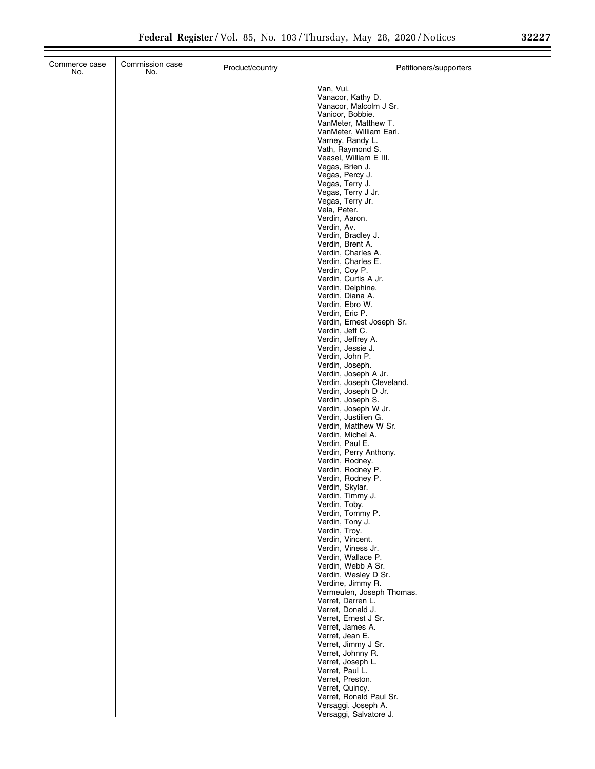| Commerce case No. | Commission case No. | Product/country | Petitioners/supporters |
|---|---|---|---|
| | | | Van, Vui. |
| | | | Vanacor, Kathy D. |
| | | | Vanacor, Malcolm J Sr. |
| | | | Vanicor, Bobbie. |
| | | | VanMeter, Matthew T. |
| | | | VanMeter, William Earl. |
| | | | Varney, Randy L. |
| | | | Vath, Raymond S. |
| | | | Veasel, William E III. |
| | | | Vegas, Brien J. |
| | | | Vegas, Percy J. |
| | | | Vegas, Terry J. |
| | | | Vegas, Terry J Jr. |
| | | | Vegas, Terry Jr. |
| | | | Vela, Peter. |
| | | | Verdin, Aaron. |
| | | | Verdin, Av. |
| | | | Verdin, Bradley J. |
| | | | Verdin, Brent A. |
| | | | Verdin, Charles A. |
| | | | Verdin, Charles E. |
| | | | Verdin, Coy P. |
| | | | Verdin, Curtis A Jr. |
| | | | Verdin, Delphine. |
| | | | Verdin, Diana A. |
| | | | Verdin, Ebro W. |
| | | | Verdin, Eric P. |
| | | | Verdin, Ernest Joseph Sr. |
| | | | Verdin, Jeff C. |
| | | | Verdin, Jeffrey A. |
| | | | Verdin, Jessie J. |
| | | | Verdin, John P. |
| | | | Verdin, Joseph. |
| | | | Verdin, Joseph A Jr. |
| | | | Verdin, Joseph Cleveland. |
| | | | Verdin, Joseph D Jr. |
| | | | Verdin, Joseph S. |
| | | | Verdin, Joseph W Jr. |
| | | | Verdin, Justilien G. |
| | | | Verdin, Matthew W Sr. |
| | | | Verdin, Michel A. |
| | | | Verdin, Paul E. |
| | | | Verdin, Perry Anthony. |
| | | | Verdin, Rodney. |
| | | | Verdin, Rodney P. |
| | | | Verdin, Rodney P. |
| | | | Verdin, Skylar. |
| | | | Verdin, Timmy J. |
| | | | Verdin, Toby. |
| | | | Verdin, Tommy P. |
| | | | Verdin, Tony J. |
| | | | Verdin, Troy. |
| | | | Verdin, Vincent. |
| | | | Verdin, Viness Jr. |
| | | | Verdin, Wallace P. |
| | | | Verdin, Webb A Sr. |
| | | | Verdin, Wesley D Sr. |
| | | | Verdine, Jimmy R. |
| | | | Vermeulen, Joseph Thomas. |
| | | | Verret, Darren L. |
| | | | Verret, Donald J. |
| | | | Verret, Ernest J Sr. |
| | | | Verret, James A. |
| | | | Verret, Jean E. |
| | | | Verret, Jimmy J Sr. |
| | | | Verret, Johnny R. |
| | | | Verret, Joseph L. |
| | | | Verret, Paul L. |
| | | | Verret, Preston. |
| | | | Verret, Quincy. |
| | | | Verret, Ronald Paul Sr. |
| | | | Versaggi, Joseph A. |
| | | | Versaggi, Salvatore J. |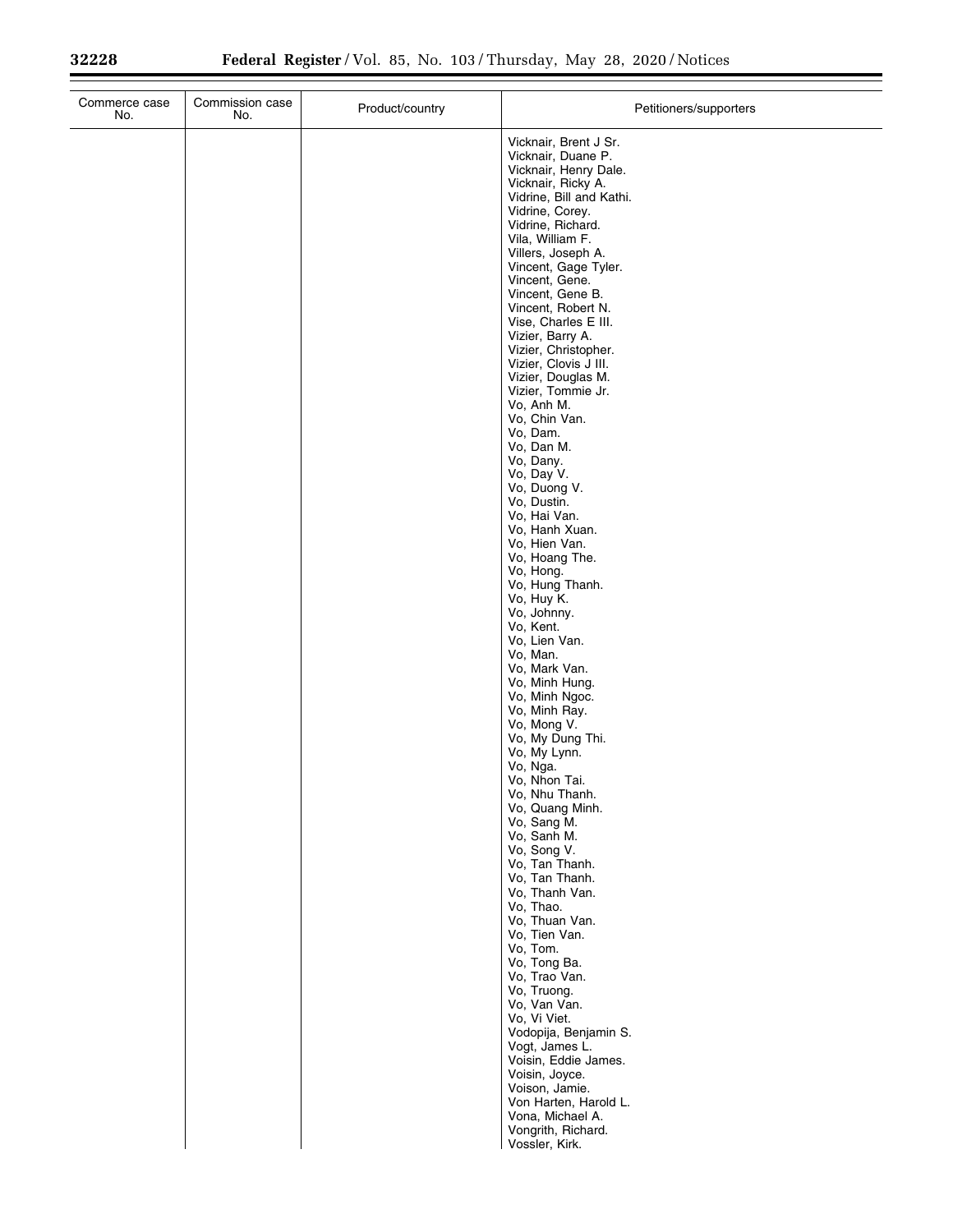| Commerce case No. | Commission case No. | Product/country | Petitioners/supporters |
| --- | --- | --- | --- |
| | | | Vicknair, Brent J Sr.<br>Vicknair, Duane P.<br>Vicknair, Henry Dale.<br>Vicknair, Ricky A.<br>Vidrine, Bill and Kathi.<br>Vidrine, Corey.<br>Vidrine, Richard.<br>Vila, William F.<br>Villers, Joseph A.<br>Vincent, Gage Tyler.<br>Vincent, Gene.<br>Vincent, Gene B.<br>Vincent, Robert N.<br>Vise, Charles E III.<br>Vizier, Barry A.<br>Vizier, Christopher.<br>Vizier, Clovis J III.<br>Vizier, Douglas M.<br>Vizier, Tommie Jr.<br>Vo, Anh M.<br>Vo, Chin Van.<br>Vo, Dam.<br>Vo, Dan M.<br>Vo, Dany.<br>Vo, Day V.<br>Vo, Duong V.<br>Vo, Dustin.<br>Vo, Hai Van.<br>Vo, Hanh Xuan.<br>Vo, Hien Van.<br>Vo, Hoang The.<br>Vo, Hong.<br>Vo, Hung Thanh.<br>Vo, Huy K.<br>Vo, Johnny.<br>Vo, Kent.<br>Vo, Lien Van.<br>Vo, Man.<br>Vo, Mark Van.<br>Vo, Minh Hung.<br>Vo, Minh Ngoc.<br>Vo, Minh Ray.<br>Vo, Mong V.<br>Vo, My Dung Thi.<br>Vo, My Lynn.<br>Vo, Nga.<br>Vo, Nhon Tai.<br>Vo, Nhu Thanh.<br>Vo, Quang Minh.<br>Vo, Sang M.<br>Vo, Sanh M.<br>Vo, Song V.<br>Vo, Tan Thanh.<br>Vo, Tan Thanh.<br>Vo, Thanh Van.<br>Vo, Thao.<br>Vo, Thuan Van.<br>Vo, Tien Van.<br>Vo, Tom.<br>Vo, Tong Ba.<br>Vo, Trao Van.<br>Vo, Truong.<br>Vo, Van Van.<br>Vo, Vi Viet.<br>Vodopija, Benjamin S.<br>Vogt, James L.<br>Voisin, Eddie James.<br>Voisin, Joyce.<br>Voison, Jamie.<br>Von Harten, Harold L.<br>Vona, Michael A.<br>Vongrith, Richard.<br>Vossler, Kirk. |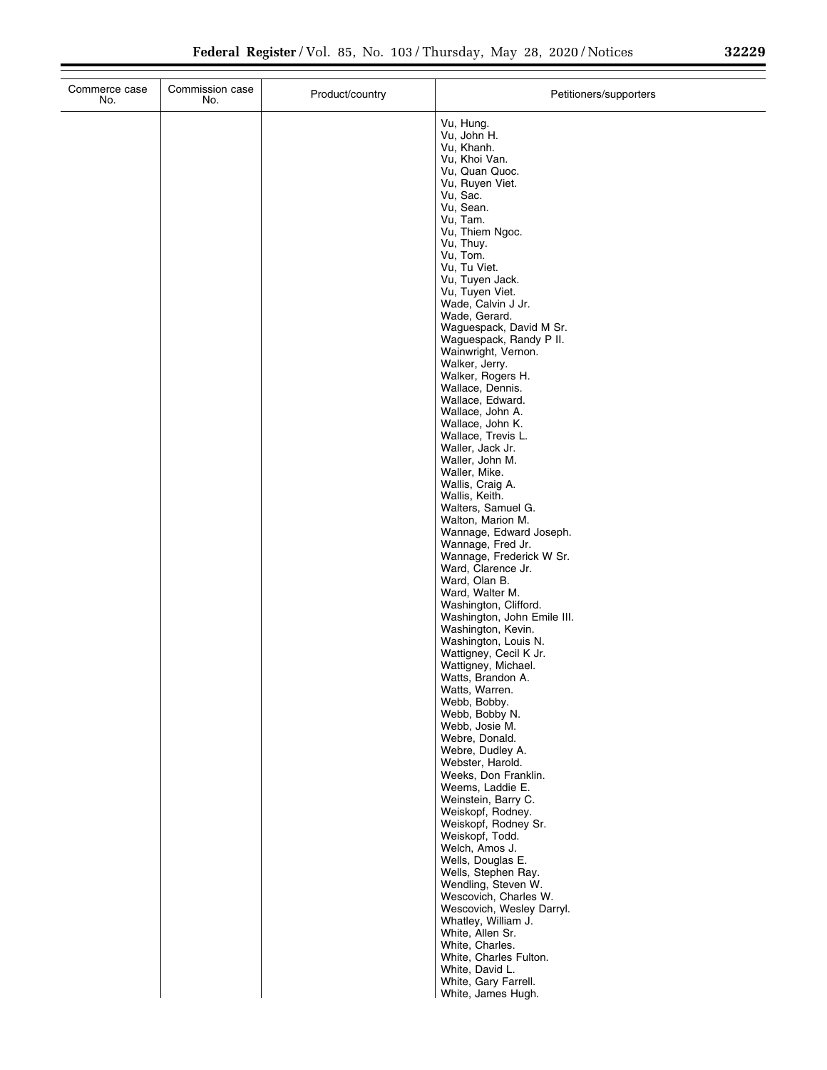| Commerce case No. | Commission case No. | Product/country | Petitioners/supporters |
| --- | --- | --- | --- |
| | | | Vu, Hung. |
| | | | Vu, John H. |
| | | | Vu, Khanh. |
| | | | Vu, Khoi Van. |
| | | | Vu, Quan Quoc. |
| | | | Vu, Ruyen Viet. |
| | | | Vu, Sac. |
| | | | Vu, Sean. |
| | | | Vu, Tam. |
| | | | Vu, Thiem Ngoc. |
| | | | Vu, Thuy. |
| | | | Vu, Tom. |
| | | | Vu, Tu Viet. |
| | | | Vu, Tuyen Jack. |
| | | | Vu, Tuyen Viet. |
| | | | Wade, Calvin J Jr. |
| | | | Wade, Gerard. |
| | | | Waguespack, David M Sr. |
| | | | Waguespack, Randy P II. |
| | | | Wainwright, Vernon. |
| | | | Walker, Jerry. |
| | | | Walker, Rogers H. |
| | | | Wallace, Dennis. |
| | | | Wallace, Edward. |
| | | | Wallace, John A. |
| | | | Wallace, John K. |
| | | | Wallace, Trevis L. |
| | | | Waller, Jack Jr. |
| | | | Waller, John M. |
| | | | Waller, Mike. |
| | | | Wallis, Craig A. |
| | | | Wallis, Keith. |
| | | | Walters, Samuel G. |
| | | | Walton, Marion M. |
| | | | Wannage, Edward Joseph. |
| | | | Wannage, Fred Jr. |
| | | | Wannage, Frederick W Sr. |
| | | | Ward, Clarence Jr. |
| | | | Ward, Olan B. |
| | | | Ward, Walter M. |
| | | | Washington, Clifford. |
| | | | Washington, John Emile III. |
| | | | Washington, Kevin. |
| | | | Washington, Louis N. |
| | | | Wattigney, Cecil K Jr. |
| | | | Wattigney, Michael. |
| | | | Watts, Brandon A. |
| | | | Watts, Warren. |
| | | | Webb, Bobby. |
| | | | Webb, Bobby N. |
| | | | Webb, Josie M. |
| | | | Webre, Donald. |
| | | | Webre, Dudley A. |
| | | | Webster, Harold. |
| | | | Weeks, Don Franklin. |
| | | | Weems, Laddie E. |
| | | | Weinstein, Barry C. |
| | | | Weiskopf, Rodney. |
| | | | Weiskopf, Rodney Sr. |
| | | | Weiskopf, Todd. |
| | | | Welch, Amos J. |
| | | | Wells, Douglas E. |
| | | | Wells, Stephen Ray. |
| | | | Wendling, Steven W. |
| | | | Wescovich, Charles W. |
| | | | Wescovich, Wesley Darryl. |
| | | | Whatley, William J. |
| | | | White, Allen Sr. |
| | | | White, Charles. |
| | | | White, Charles Fulton. |
| | | | White, David L. |
| | | | White, Gary Farrell. |
| | | | White, James Hugh. |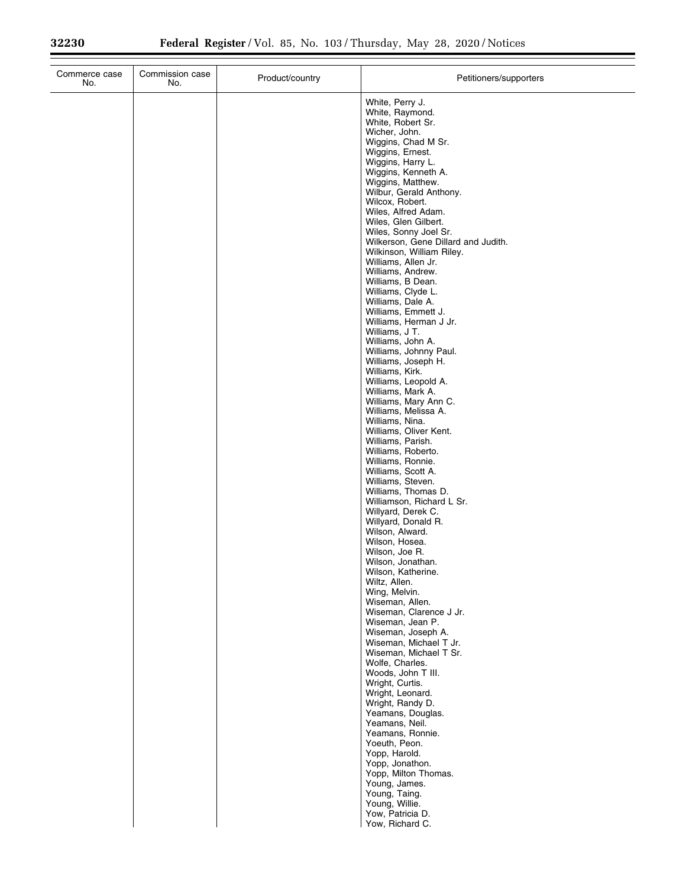| Commerce case No. | Commission case No. | Product/country | Petitioners/supporters |
|---|---|---|---|
| | | | White, Perry J. |
| | | | White, Raymond. |
| | | | White, Robert Sr. |
| | | | Wicher, John. |
| | | | Wiggins, Chad M Sr. |
| | | | Wiggins, Ernest. |
| | | | Wiggins, Harry L. |
| | | | Wiggins, Kenneth A. |
| | | | Wiggins, Matthew. |
| | | | Wilbur, Gerald Anthony. |
| | | | Wilcox, Robert. |
| | | | Wiles, Alfred Adam. |
| | | | Wiles, Glen Gilbert. |
| | | | Wiles, Sonny Joel Sr. |
| | | | Wilkerson, Gene Dillard and Judith. |
| | | | Wilkinson, William Riley. |
| | | | Williams, Allen Jr. |
| | | | Williams, Andrew. |
| | | | Williams, B Dean. |
| | | | Williams, Clyde L. |
| | | | Williams, Dale A. |
| | | | Williams, Emmett J. |
| | | | Williams, Herman J Jr. |
| | | | Williams, J T. |
| | | | Williams, John A. |
| | | | Williams, Johnny Paul. |
| | | | Williams, Joseph H. |
| | | | Williams, Kirk. |
| | | | Williams, Leopold A. |
| | | | Williams, Mark A. |
| | | | Williams, Mary Ann C. |
| | | | Williams, Melissa A. |
| | | | Williams, Nina. |
| | | | Williams, Oliver Kent. |
| | | | Williams, Parish. |
| | | | Williams, Roberto. |
| | | | Williams, Ronnie. |
| | | | Williams, Scott A. |
| | | | Williams, Steven. |
| | | | Williams, Thomas D. |
| | | | Williamson, Richard L Sr. |
| | | | Willyard, Derek C. |
| | | | Willyard, Donald R. |
| | | | Wilson, Alward. |
| | | | Wilson, Hosea. |
| | | | Wilson, Joe R. |
| | | | Wilson, Jonathan. |
| | | | Wilson, Katherine. |
| | | | Wiltz, Allen. |
| | | | Wing, Melvin. |
| | | | Wiseman, Allen. |
| | | | Wiseman, Clarence J Jr. |
| | | | Wiseman, Jean P. |
| | | | Wiseman, Joseph A. |
| | | | Wiseman, Michael T Jr. |
| | | | Wiseman, Michael T Sr. |
| | | | Wolfe, Charles. |
| | | | Woods, John T III. |
| | | | Wright, Curtis. |
| | | | Wright, Leonard. |
| | | | Wright, Randy D. |
| | | | Yeamans, Douglas. |
| | | | Yeamans, Neil. |
| | | | Yeamans, Ronnie. |
| | | | Yoeuth, Peon. |
| | | | Yopp, Harold. |
| | | | Yopp, Jonathon. |
| | | | Yopp, Milton Thomas. |
| | | | Young, James. |
| | | | Young, Taing. |
| | | | Young, Willie. |
| | | | Yow, Patricia D. |
| | | | Yow, Richard C. |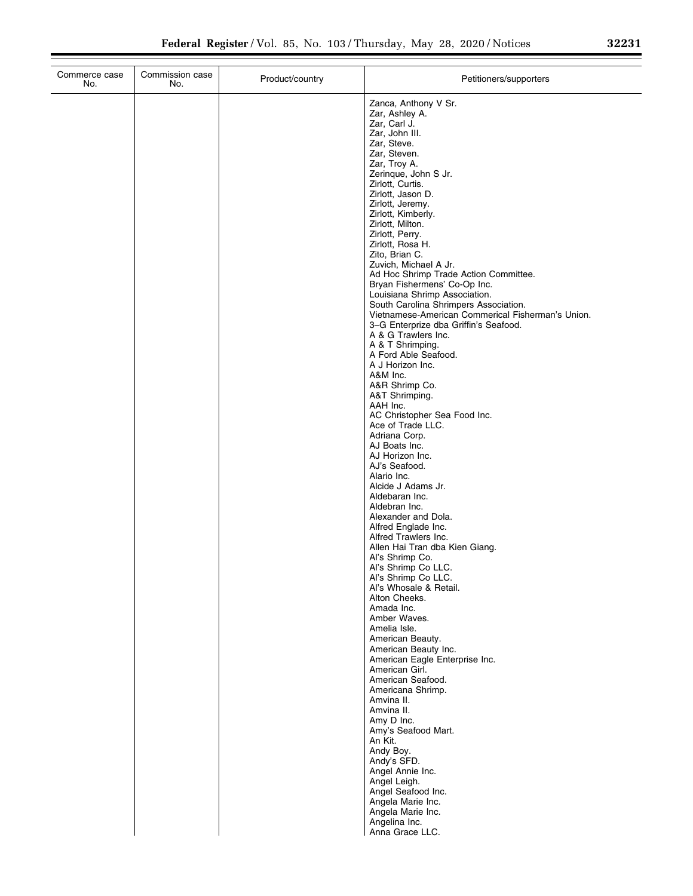| Commerce case No. | Commission case No. | Product/country | Petitioners/supporters |
| --- | --- | --- | --- |
| | | | Zanca, Anthony V Sr.<br>Zar, Ashley A.<br>Zar, Carl J.<br>Zar, John III.<br>Zar, Steve.<br>Zar, Steven.<br>Zar, Troy A.<br>Zerinque, John S Jr.<br>Zirlott, Curtis.<br>Zirlott, Jason D.<br>Zirlott, Jeremy.<br>Zirlott, Kimberly.<br>Zirlott, Milton.<br>Zirlott, Perry.<br>Zirlott, Rosa H.<br>Zito, Brian C.<br>Zuvich, Michael A Jr.<br>Ad Hoc Shrimp Trade Action Committee.<br>Bryan Fishermens' Co-Op Inc.<br>Louisiana Shrimp Association.<br>South Carolina Shrimpers Association.<br>Vietnamese-American Commerical Fisherman's Union.<br>3–G Enterprize dba Griffin's Seafood.<br>A & G Trawlers Inc.<br>A & T Shrimping.<br>A Ford Able Seafood.<br>A J Horizon Inc.<br>A&M Inc.<br>A&R Shrimp Co.<br>A&T Shrimping.<br>AAH Inc.<br>AC Christopher Sea Food Inc.<br>Ace of Trade LLC.<br>Adriana Corp.<br>AJ Boats Inc.<br>AJ Horizon Inc.<br>AJ's Seafood.<br>Alario Inc.<br>Alcide J Adams Jr.<br>Aldebaran Inc.<br>Aldebran Inc.<br>Alexander and Dola.<br>Alfred Englade Inc.<br>Alfred Trawlers Inc.<br>Allen Hai Tran dba Kien Giang.<br>Al's Shrimp Co.<br>Al's Shrimp Co LLC.<br>Al's Shrimp Co LLC.<br>Al's Whosale & Retail.<br>Alton Cheeks.<br>Amada Inc.<br>Amber Waves.<br>Amelia Isle.<br>American Beauty.<br>American Beauty Inc.<br>American Eagle Enterprise Inc.<br>American Girl.<br>American Seafood.<br>Americana Shrimp.<br>Amvina II.<br>Amvina II.<br>Amy D Inc.<br>Amy's Seafood Mart.<br>An Kit.<br>Andy Boy.<br>Andy's SFD.<br>Angel Annie Inc.<br>Angel Leigh.<br>Angel Seafood Inc.<br>Angela Marie Inc.<br>Angela Marie Inc.<br>Angelina Inc.<br>Anna Grace LLC. |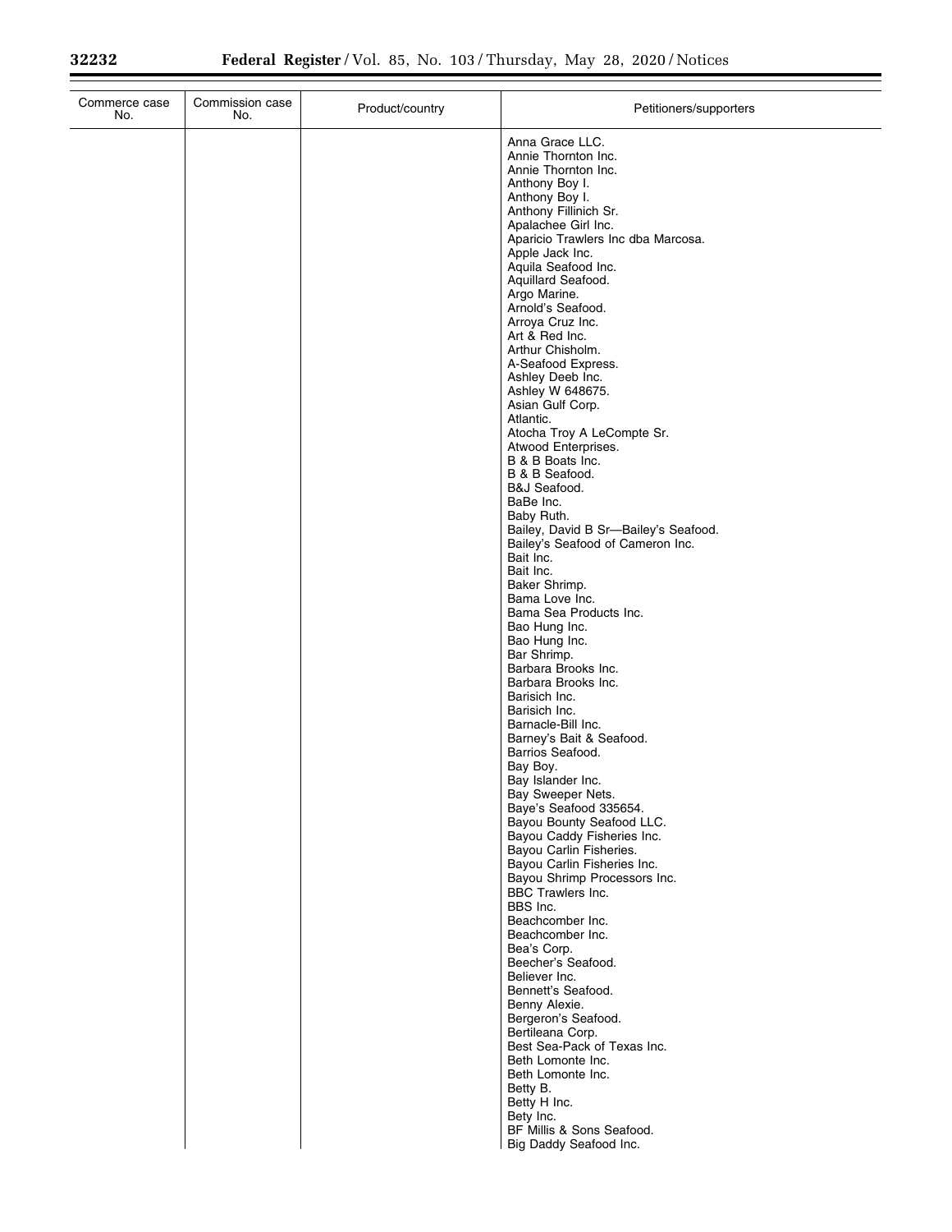| Commerce case No. | Commission case No. | Product/country | Petitioners/supporters |
|---|---|---|---|
| | | | Anna Grace LLC. |
| | | | Annie Thornton Inc. |
| | | | Annie Thornton Inc. |
| | | | Anthony Boy I. |
| | | | Anthony Boy I. |
| | | | Anthony Fillinich Sr. |
| | | | Apalachee Girl Inc. |
| | | | Aparicio Trawlers Inc dba Marcosa. |
| | | | Apple Jack Inc. |
| | | | Aquila Seafood Inc. |
| | | | Aquillard Seafood. |
| | | | Argo Marine. |
| | | | Arnold's Seafood. |
| | | | Arroya Cruz Inc. |
| | | | Art & Red Inc. |
| | | | Arthur Chisholm. |
| | | | A-Seafood Express. |
| | | | Ashley Deeb Inc. |
| | | | Ashley W 648675. |
| | | | Asian Gulf Corp. |
| | | | Atlantic. |
| | | | Atocha Troy A LeCompte Sr. |
| | | | Atwood Enterprises. |
| | | | B & B Boats Inc. |
| | | | B & B Seafood. |
| | | | B&J Seafood. |
| | | | BaBe Inc. |
| | | | Baby Ruth. |
| | | | Bailey, David B Sr—Bailey's Seafood. |
| | | | Bailey's Seafood of Cameron Inc. |
| | | | Bait Inc. |
| | | | Bait Inc. |
| | | | Baker Shrimp. |
| | | | Bama Love Inc. |
| | | | Bama Sea Products Inc. |
| | | | Bao Hung Inc. |
| | | | Bao Hung Inc. |
| | | | Bar Shrimp. |
| | | | Barbara Brooks Inc. |
| | | | Barbara Brooks Inc. |
| | | | Barisich Inc. |
| | | | Barisich Inc. |
| | | | Barnacle-Bill Inc. |
| | | | Barney's Bait & Seafood. |
| | | | Barrios Seafood. |
| | | | Bay Boy. |
| | | | Bay Islander Inc. |
| | | | Bay Sweeper Nets. |
| | | | Baye's Seafood 335654. |
| | | | Bayou Bounty Seafood LLC. |
| | | | Bayou Caddy Fisheries Inc. |
| | | | Bayou Carlin Fisheries. |
| | | | Bayou Carlin Fisheries Inc. |
| | | | Bayou Shrimp Processors Inc. |
| | | | BBC Trawlers Inc. |
| | | | BBS Inc. |
| | | | Beachcomber Inc. |
| | | | Beachcomber Inc. |
| | | | Bea's Corp. |
| | | | Beecher's Seafood. |
| | | | Believer Inc. |
| | | | Bennett's Seafood. |
| | | | Benny Alexie. |
| | | | Bergeron's Seafood. |
| | | | Bertileana Corp. |
| | | | Best Sea-Pack of Texas Inc. |
| | | | Beth Lomonte Inc. |
| | | | Beth Lomonte Inc. |
| | | | Betty B. |
| | | | Betty H Inc. |
| | | | Bety Inc. |
| | | | BF Millis & Sons Seafood. |
| | | | Big Daddy Seafood Inc. |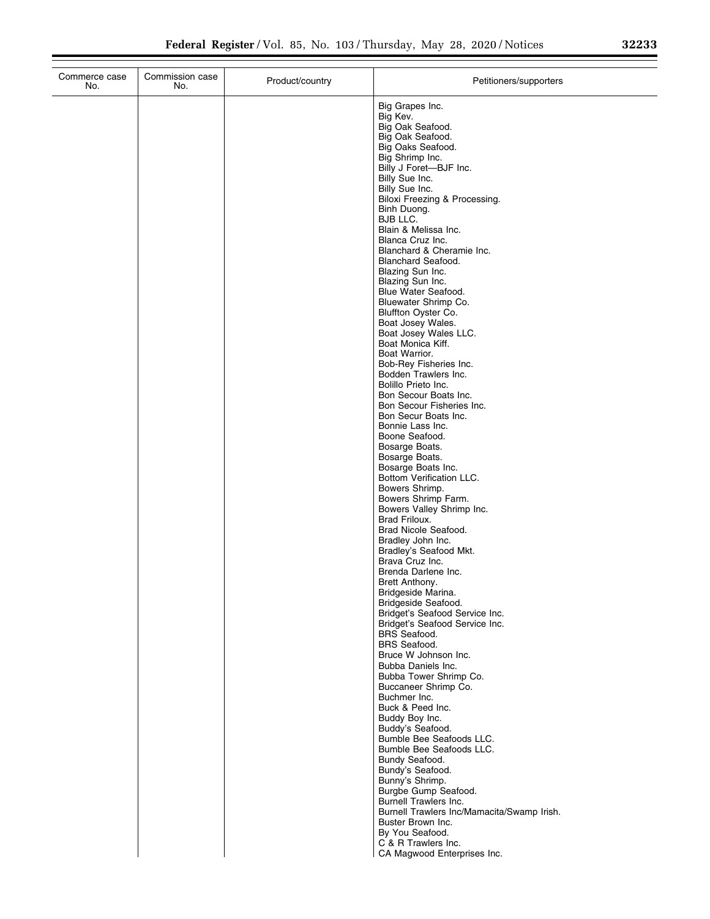| Commerce case No. | Commission case No. | Product/country | Petitioners/supporters |
|---|---|---|---|
| | | | Big Grapes Inc.<br>Big Kev.<br>Big Oak Seafood.<br>Big Oak Seafood.<br>Big Oaks Seafood.<br>Big Shrimp Inc.<br>Billy J Foret—BJF Inc.<br>Billy Sue Inc.<br>Billy Sue Inc.<br>Biloxi Freezing & Processing.<br>Binh Duong.<br>BJB LLC.<br>Blain & Melissa Inc.<br>Blanca Cruz Inc.<br>Blanchard & Cheramie Inc.<br>Blanchard Seafood.<br>Blazing Sun Inc.<br>Blazing Sun Inc.<br>Blue Water Seafood.<br>Bluewater Shrimp Co.<br>Bluffton Oyster Co.<br>Boat Josey Wales.<br>Boat Josey Wales LLC.<br>Boat Monica Kiff.<br>Boat Warrior.<br>Bob-Rey Fisheries Inc.<br>Bodden Trawlers Inc.<br>Bolillo Prieto Inc.<br>Bon Secour Boats Inc.<br>Bon Secour Fisheries Inc.<br>Bon Secur Boats Inc.<br>Bonnie Lass Inc.<br>Boone Seafood.<br>Bosarge Boats.<br>Bosarge Boats.<br>Bosarge Boats Inc.<br>Bottom Verification LLC.<br>Bowers Shrimp.<br>Bowers Shrimp Farm.<br>Bowers Valley Shrimp Inc.<br>Brad Friloux.<br>Brad Nicole Seafood.<br>Bradley John Inc.<br>Bradley's Seafood Mkt.<br>Brava Cruz Inc.<br>Brenda Darlene Inc.<br>Brett Anthony.<br>Bridgeside Marina.<br>Bridgeside Seafood.<br>Bridget's Seafood Service Inc.<br>Bridget's Seafood Service Inc.<br>BRS Seafood.<br>BRS Seafood.<br>Bruce W Johnson Inc.<br>Bubba Daniels Inc.<br>Bubba Tower Shrimp Co.<br>Buccaneer Shrimp Co.<br>Buchmer Inc.<br>Buck & Peed Inc.<br>Buddy Boy Inc.<br>Buddy's Seafood.<br>Bumble Bee Seafoods LLC.<br>Bumble Bee Seafoods LLC.<br>Bundy Seafood.<br>Bundy's Seafood.<br>Bunny's Shrimp.<br>Burgbe Gump Seafood.<br>Burnell Trawlers Inc.<br>Burnell Trawlers Inc/Mamacita/Swamp Irish.<br>Buster Brown Inc.<br>By You Seafood.<br>C & R Trawlers Inc.<br>CA Magwood Enterprises Inc. |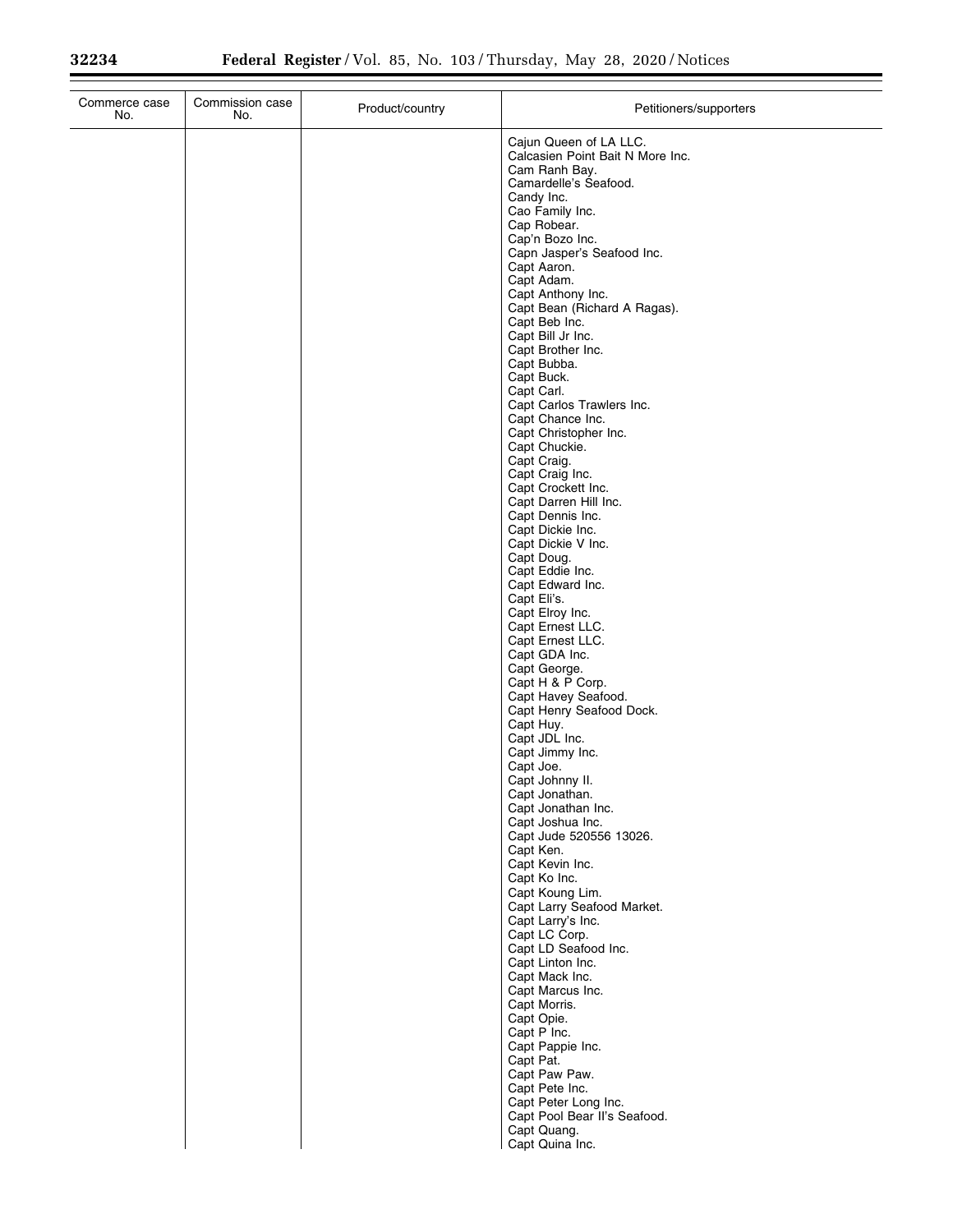| Commerce case No. | Commission case No. | Product/country | Petitioners/supporters |
|---|---|---|---|
| | | | Cajun Queen of LA LLC. |
| | | | Calcasien Point Bait N More Inc. |
| | | | Cam Ranh Bay. |
| | | | Camardelle's Seafood. |
| | | | Candy Inc. |
| | | | Cao Family Inc. |
| | | | Cap Robear. |
| | | | Cap'n Bozo Inc. |
| | | | Capn Jasper's Seafood Inc. |
| | | | Capt Aaron. |
| | | | Capt Adam. |
| | | | Capt Anthony Inc. |
| | | | Capt Bean (Richard A Ragas). |
| | | | Capt Beb Inc. |
| | | | Capt Bill Jr Inc. |
| | | | Capt Brother Inc. |
| | | | Capt Bubba. |
| | | | Capt Buck. |
| | | | Capt Carl. |
| | | | Capt Carlos Trawlers Inc. |
| | | | Capt Chance Inc. |
| | | | Capt Christopher Inc. |
| | | | Capt Chuckie. |
| | | | Capt Craig. |
| | | | Capt Craig Inc. |
| | | | Capt Crockett Inc. |
| | | | Capt Darren Hill Inc. |
| | | | Capt Dennis Inc. |
| | | | Capt Dickie Inc. |
| | | | Capt Dickie V Inc. |
| | | | Capt Doug. |
| | | | Capt Eddie Inc. |
| | | | Capt Edward Inc. |
| | | | Capt Eli's. |
| | | | Capt Elroy Inc. |
| | | | Capt Ernest LLC. |
| | | | Capt Ernest LLC. |
| | | | Capt GDA Inc. |
| | | | Capt George. |
| | | | Capt H & P Corp. |
| | | | Capt Havey Seafood. |
| | | | Capt Henry Seafood Dock. |
| | | | Capt Huy. |
| | | | Capt JDL Inc. |
| | | | Capt Jimmy Inc. |
| | | | Capt Joe. |
| | | | Capt Johnny II. |
| | | | Capt Jonathan. |
| | | | Capt Jonathan Inc. |
| | | | Capt Joshua Inc. |
| | | | Capt Jude 520556 13026. |
| | | | Capt Ken. |
| | | | Capt Kevin Inc. |
| | | | Capt Ko Inc. |
| | | | Capt Koung Lim. |
| | | | Capt Larry Seafood Market. |
| | | | Capt Larry's Inc. |
| | | | Capt LC Corp. |
| | | | Capt LD Seafood Inc. |
| | | | Capt Linton Inc. |
| | | | Capt Mack Inc. |
| | | | Capt Marcus Inc. |
| | | | Capt Morris. |
| | | | Capt Opie. |
| | | | Capt P Inc. |
| | | | Capt Pappie Inc. |
| | | | Capt Pat. |
| | | | Capt Paw Paw. |
| | | | Capt Pete Inc. |
| | | | Capt Peter Long Inc. |
| | | | Capt Pool Bear II's Seafood. |
| | | | Capt Quang. |
| | | | Capt Quina Inc. |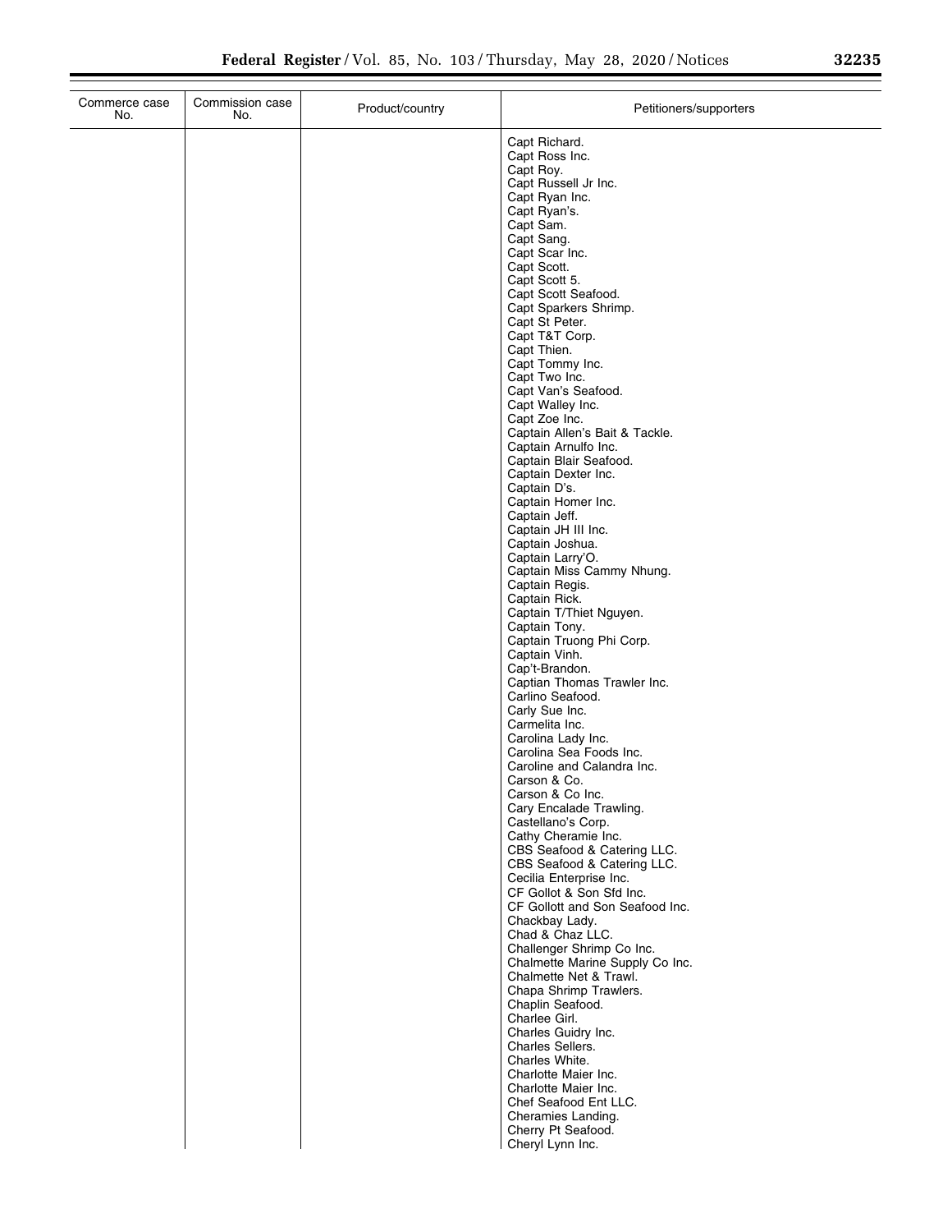| Commerce case No. | Commission case No. | Product/country | Petitioners/supporters |
|---|---|---|---|
| | | | Capt Richard. |
| | | | Capt Ross Inc. |
| | | | Capt Roy. |
| | | | Capt Russell Jr Inc. |
| | | | Capt Ryan Inc. |
| | | | Capt Ryan's. |
| | | | Capt Sam. |
| | | | Capt Sang. |
| | | | Capt Scar Inc. |
| | | | Capt Scott. |
| | | | Capt Scott 5. |
| | | | Capt Scott Seafood. |
| | | | Capt Sparkers Shrimp. |
| | | | Capt St Peter. |
| | | | Capt T&T Corp. |
| | | | Capt Thien. |
| | | | Capt Tommy Inc. |
| | | | Capt Two Inc. |
| | | | Capt Van's Seafood. |
| | | | Capt Walley Inc. |
| | | | Capt Zoe Inc. |
| | | | Captain Allen's Bait & Tackle. |
| | | | Captain Arnulfo Inc. |
| | | | Captain Blair Seafood. |
| | | | Captain Dexter Inc. |
| | | | Captain D's. |
| | | | Captain Homer Inc. |
| | | | Captain Jeff. |
| | | | Captain JH III Inc. |
| | | | Captain Joshua. |
| | | | Captain Larry'O. |
| | | | Captain Miss Cammy Nhung. |
| | | | Captain Regis. |
| | | | Captain Rick. |
| | | | Captain T/Thiet Nguyen. |
| | | | Captain Tony. |
| | | | Captain Truong Phi Corp. |
| | | | Captain Vinh. |
| | | | Cap't-Brandon. |
| | | | Captian Thomas Trawler Inc. |
| | | | Carlino Seafood. |
| | | | Carly Sue Inc. |
| | | | Carmelita Inc. |
| | | | Carolina Lady Inc. |
| | | | Carolina Sea Foods Inc. |
| | | | Caroline and Calandra Inc. |
| | | | Carson & Co. |
| | | | Carson & Co Inc. |
| | | | Cary Encalade Trawling. |
| | | | Castellano's Corp. |
| | | | Cathy Cheramie Inc. |
| | | | CBS Seafood & Catering LLC. |
| | | | CBS Seafood & Catering LLC. |
| | | | Cecilia Enterprise Inc. |
| | | | CF Gollot & Son Sfd Inc. |
| | | | CF Gollott and Son Seafood Inc. |
| | | | Chackbay Lady. |
| | | | Chad & Chaz LLC. |
| | | | Challenger Shrimp Co Inc. |
| | | | Chalmette Marine Supply Co Inc. |
| | | | Chalmette Net & Trawl. |
| | | | Chapa Shrimp Trawlers. |
| | | | Chaplin Seafood. |
| | | | Charlee Girl. |
| | | | Charles Guidry Inc. |
| | | | Charles Sellers. |
| | | | Charles White. |
| | | | Charlotte Maier Inc. |
| | | | Charlotte Maier Inc. |
| | | | Chef Seafood Ent LLC. |
| | | | Cheramies Landing. |
| | | | Cherry Pt Seafood. |
| | | | Cheryl Lynn Inc. |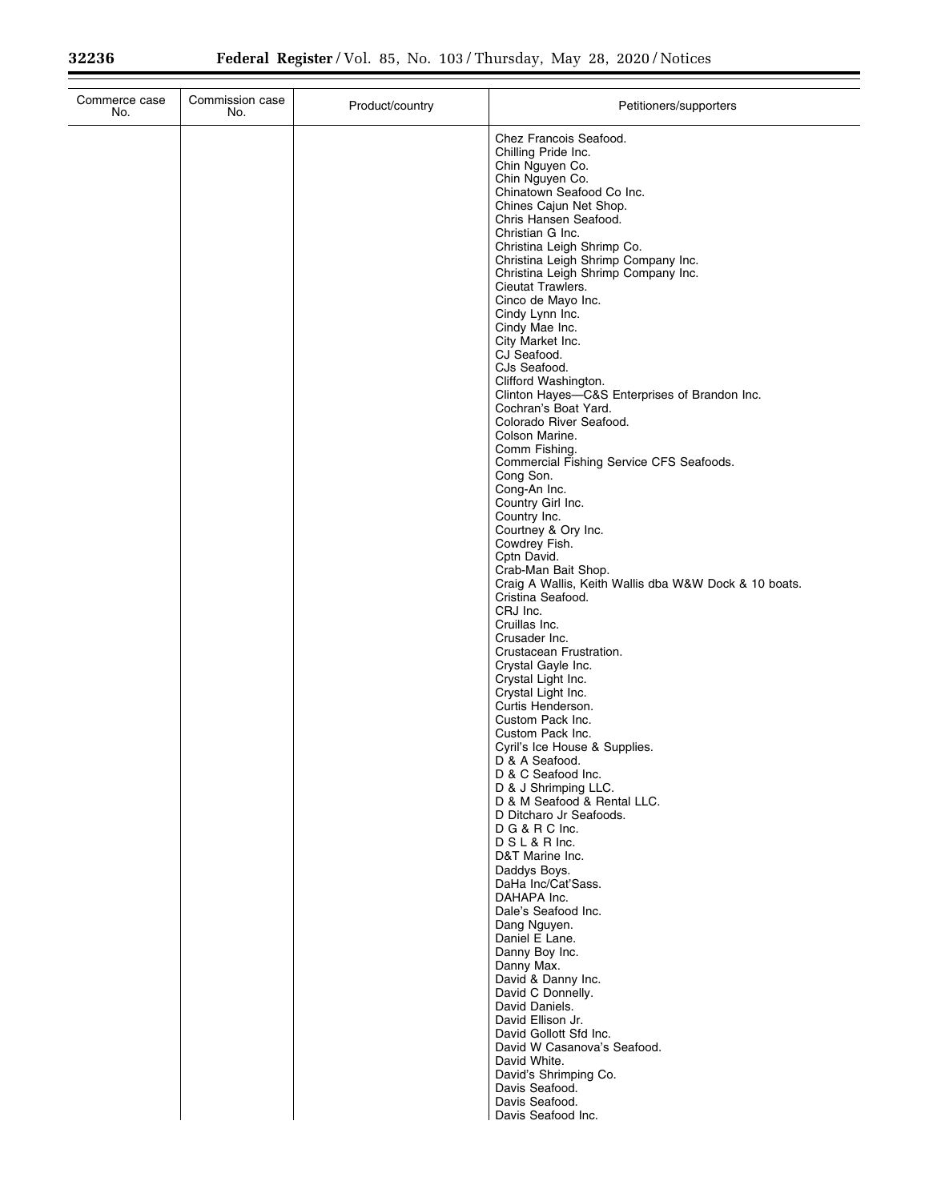| Commerce case No. | Commission case No. | Product/country | Petitioners/supporters |
|---|---|---|---|
| | | | Chez Francois Seafood. |
| | | | Chilling Pride Inc. |
| | | | Chin Nguyen Co. |
| | | | Chin Nguyen Co. |
| | | | Chinatown Seafood Co Inc. |
| | | | Chines Cajun Net Shop. |
| | | | Chris Hansen Seafood. |
| | | | Christian G Inc. |
| | | | Christina Leigh Shrimp Co. |
| | | | Christina Leigh Shrimp Company Inc. |
| | | | Christina Leigh Shrimp Company Inc. |
| | | | Cieutat Trawlers. |
| | | | Cinco de Mayo Inc. |
| | | | Cindy Lynn Inc. |
| | | | Cindy Mae Inc. |
| | | | City Market Inc. |
| | | | CJ Seafood. |
| | | | CJs Seafood. |
| | | | Clifford Washington. |
| | | | Clinton Hayes—C&S Enterprises of Brandon Inc. |
| | | | Cochran's Boat Yard. |
| | | | Colorado River Seafood. |
| | | | Colson Marine. |
| | | | Comm Fishing. |
| | | | Commercial Fishing Service CFS Seafoods. |
| | | | Cong Son. |
| | | | Cong-An Inc. |
| | | | Country Girl Inc. |
| | | | Country Inc. |
| | | | Courtney & Ory Inc. |
| | | | Cowdrey Fish. |
| | | | Cptn David. |
| | | | Crab-Man Bait Shop. |
| | | | Craig A Wallis, Keith Wallis dba W&W Dock & 10 boats. |
| | | | Cristina Seafood. |
| | | | CRJ Inc. |
| | | | Cruillas Inc. |
| | | | Crusader Inc. |
| | | | Crustacean Frustration. |
| | | | Crystal Gayle Inc. |
| | | | Crystal Light Inc. |
| | | | Crystal Light Inc. |
| | | | Curtis Henderson. |
| | | | Custom Pack Inc. |
| | | | Custom Pack Inc. |
| | | | Cyril's Ice House & Supplies. |
| | | | D & A Seafood. |
| | | | D & C Seafood Inc. |
| | | | D & J Shrimping LLC. |
| | | | D & M Seafood & Rental LLC. |
| | | | D Ditcharo Jr Seafoods. |
| | | | D G & R C Inc. |
| | | | D S L & R Inc. |
| | | | D&T Marine Inc. |
| | | | Daddys Boys. |
| | | | DaHa Inc/Cat'Sass. |
| | | | DAHAPA Inc. |
| | | | Dale's Seafood Inc. |
| | | | Dang Nguyen. |
| | | | Daniel E Lane. |
| | | | Danny Boy Inc. |
| | | | Danny Max. |
| | | | David & Danny Inc. |
| | | | David C Donnelly. |
| | | | David Daniels. |
| | | | David Ellison Jr. |
| | | | David Gollott Sfd Inc. |
| | | | David W Casanova's Seafood. |
| | | | David White. |
| | | | David's Shrimping Co. |
| | | | Davis Seafood. |
| | | | Davis Seafood. |
| | | | Davis Seafood Inc. |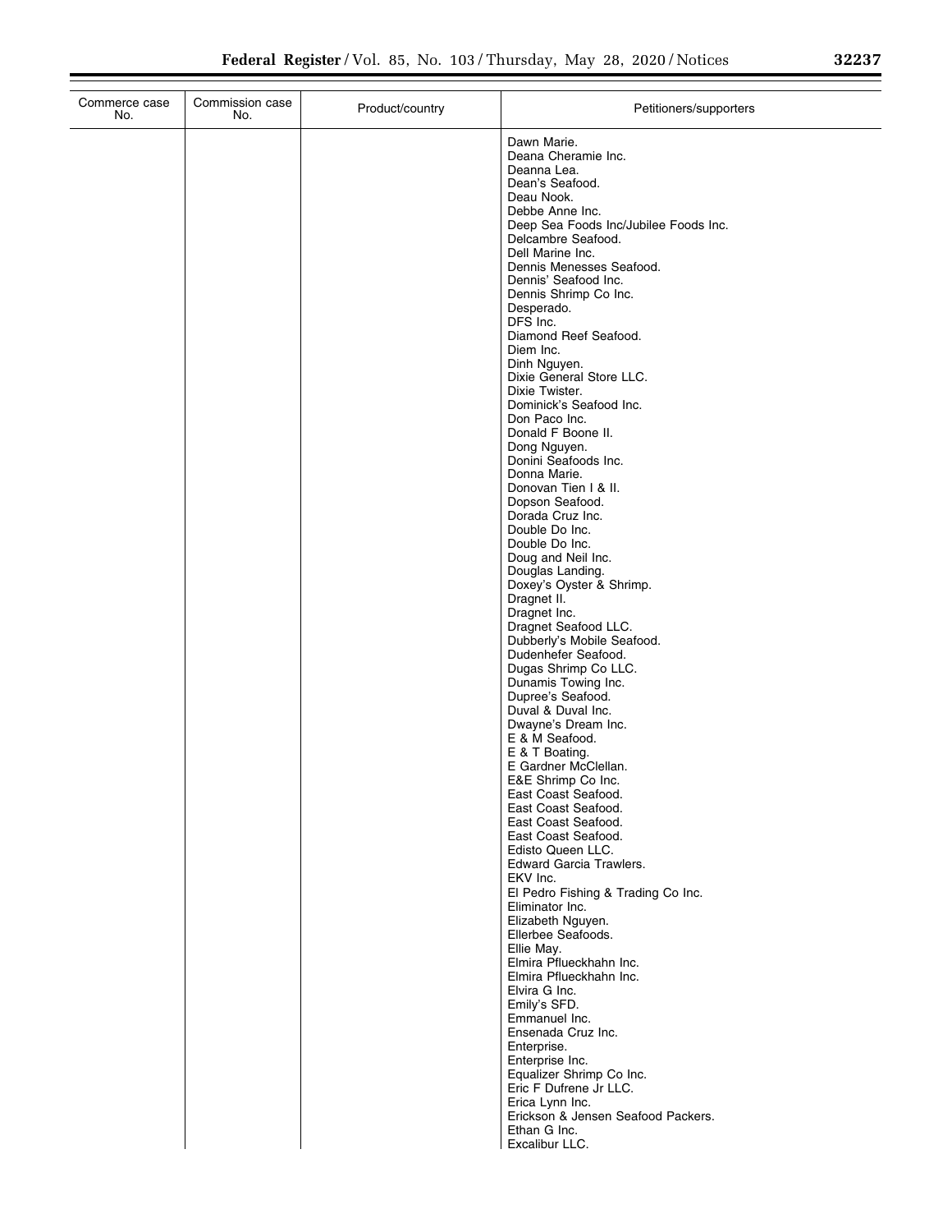| Commerce case No. | Commission case No. | Product/country | Petitioners/supporters |
|---|---|---|---|
| | | | Dawn Marie. |
| | | | Deana Cheramie Inc. |
| | | | Deanna Lea. |
| | | | Dean's Seafood. |
| | | | Deau Nook. |
| | | | Debbe Anne Inc. |
| | | | Deep Sea Foods Inc/Jubilee Foods Inc. |
| | | | Delcambre Seafood. |
| | | | Dell Marine Inc. |
| | | | Dennis Menesses Seafood. |
| | | | Dennis' Seafood Inc. |
| | | | Dennis Shrimp Co Inc. |
| | | | Desperado. |
| | | | DFS Inc. |
| | | | Diamond Reef Seafood. |
| | | | Diem Inc. |
| | | | Dinh Nguyen. |
| | | | Dixie General Store LLC. |
| | | | Dixie Twister. |
| | | | Dominick's Seafood Inc. |
| | | | Don Paco Inc. |
| | | | Donald F Boone II. |
| | | | Dong Nguyen. |
| | | | Donini Seafoods Inc. |
| | | | Donna Marie. |
| | | | Donovan Tien I & II. |
| | | | Dopson Seafood. |
| | | | Dorada Cruz Inc. |
| | | | Double Do Inc. |
| | | | Double Do Inc. |
| | | | Doug and Neil Inc. |
| | | | Douglas Landing. |
| | | | Doxey's Oyster & Shrimp. |
| | | | Dragnet II. |
| | | | Dragnet Inc. |
| | | | Dragnet Seafood LLC. |
| | | | Dubberly's Mobile Seafood. |
| | | | Dudenhefer Seafood. |
| | | | Dugas Shrimp Co LLC. |
| | | | Dunamis Towing Inc. |
| | | | Dupree's Seafood. |
| | | | Duval & Duval Inc. |
| | | | Dwayne's Dream Inc. |
| | | | E & M Seafood. |
| | | | E & T Boating. |
| | | | E Gardner McClellan. |
| | | | E&E Shrimp Co Inc. |
| | | | East Coast Seafood. |
| | | | East Coast Seafood. |
| | | | East Coast Seafood. |
| | | | East Coast Seafood. |
| | | | Edisto Queen LLC. |
| | | | Edward Garcia Trawlers. |
| | | | EKV Inc. |
| | | | El Pedro Fishing & Trading Co Inc. |
| | | | Eliminator Inc. |
| | | | Elizabeth Nguyen. |
| | | | Ellerbee Seafoods. |
| | | | Ellie May. |
| | | | Elmira Pflueckhahn Inc. |
| | | | Elmira Pflueckhahn Inc. |
| | | | Elvira G Inc. |
| | | | Emily's SFD. |
| | | | Emmanuel Inc. |
| | | | Ensenada Cruz Inc. |
| | | | Enterprise. |
| | | | Enterprise Inc. |
| | | | Equalizer Shrimp Co Inc. |
| | | | Eric F Dufrene Jr LLC. |
| | | | Erica Lynn Inc. |
| | | | Erickson & Jensen Seafood Packers. |
| | | | Ethan G Inc. |
| | | | Excalibur LLC. |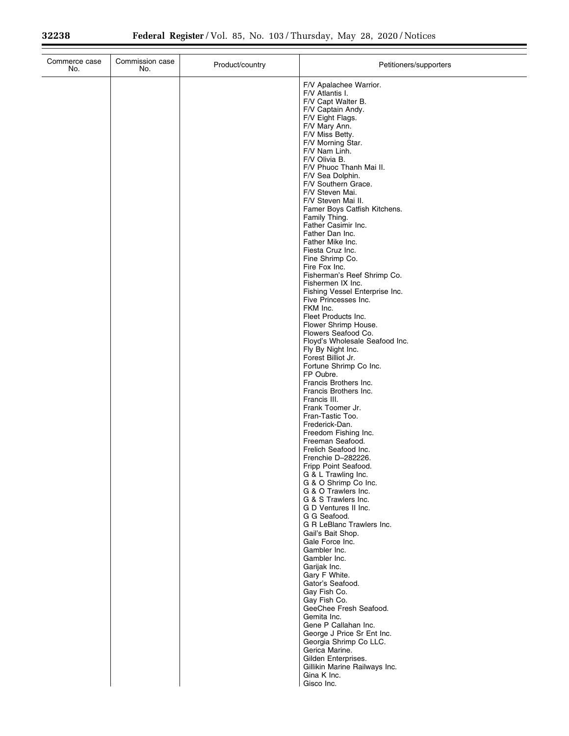| Commerce case No. | Commission case No. | Product/country | Petitioners/supporters |
|---|---|---|---|
| | | | F/V Apalachee Warrior. |
| | | | F/V Atlantis I. |
| | | | F/V Capt Walter B. |
| | | | F/V Captain Andy. |
| | | | F/V Eight Flags. |
| | | | F/V Mary Ann. |
| | | | F/V Miss Betty. |
| | | | F/V Morning Star. |
| | | | F/V Nam Linh. |
| | | | F/V Olivia B. |
| | | | F/V Phuoc Thanh Mai II. |
| | | | F/V Sea Dolphin. |
| | | | F/V Southern Grace. |
| | | | F/V Steven Mai. |
| | | | F/V Steven Mai II. |
| | | | Famer Boys Catfish Kitchens. |
| | | | Family Thing. |
| | | | Father Casimir Inc. |
| | | | Father Dan Inc. |
| | | | Father Mike Inc. |
| | | | Fiesta Cruz Inc. |
| | | | Fine Shrimp Co. |
| | | | Fire Fox Inc. |
| | | | Fisherman's Reef Shrimp Co. |
| | | | Fishermen IX Inc. |
| | | | Fishing Vessel Enterprise Inc. |
| | | | Five Princesses Inc. |
| | | | FKM Inc. |
| | | | Fleet Products Inc. |
| | | | Flower Shrimp House. |
| | | | Flowers Seafood Co. |
| | | | Floyd's Wholesale Seafood Inc. |
| | | | Fly By Night Inc. |
| | | | Forest Billiot Jr. |
| | | | Fortune Shrimp Co Inc. |
| | | | FP Oubre. |
| | | | Francis Brothers Inc. |
| | | | Francis Brothers Inc. |
| | | | Francis III. |
| | | | Frank Toomer Jr. |
| | | | Fran-Tastic Too. |
| | | | Frederick-Dan. |
| | | | Freedom Fishing Inc. |
| | | | Freeman Seafood. |
| | | | Frelich Seafood Inc. |
| | | | Frenchie D–282226. |
| | | | Fripp Point Seafood. |
| | | | G & L Trawling Inc. |
| | | | G & O Shrimp Co Inc. |
| | | | G & O Trawlers Inc. |
| | | | G & S Trawlers Inc. |
| | | | G D Ventures II Inc. |
| | | | G G Seafood. |
| | | | G R LeBlanc Trawlers Inc. |
| | | | Gail's Bait Shop. |
| | | | Gale Force Inc. |
| | | | Gambler Inc. |
| | | | Gambler Inc. |
| | | | Garijak Inc. |
| | | | Gary F White. |
| | | | Gator's Seafood. |
| | | | Gay Fish Co. |
| | | | Gay Fish Co. |
| | | | GeeChee Fresh Seafood. |
| | | | Gemita Inc. |
| | | | Gene P Callahan Inc. |
| | | | George J Price Sr Ent Inc. |
| | | | Georgia Shrimp Co LLC. |
| | | | Gerica Marine. |
| | | | Gilden Enterprises. |
| | | | Gillikin Marine Railways Inc. |
| | | | Gina K Inc. |
| | | | Gisco Inc. |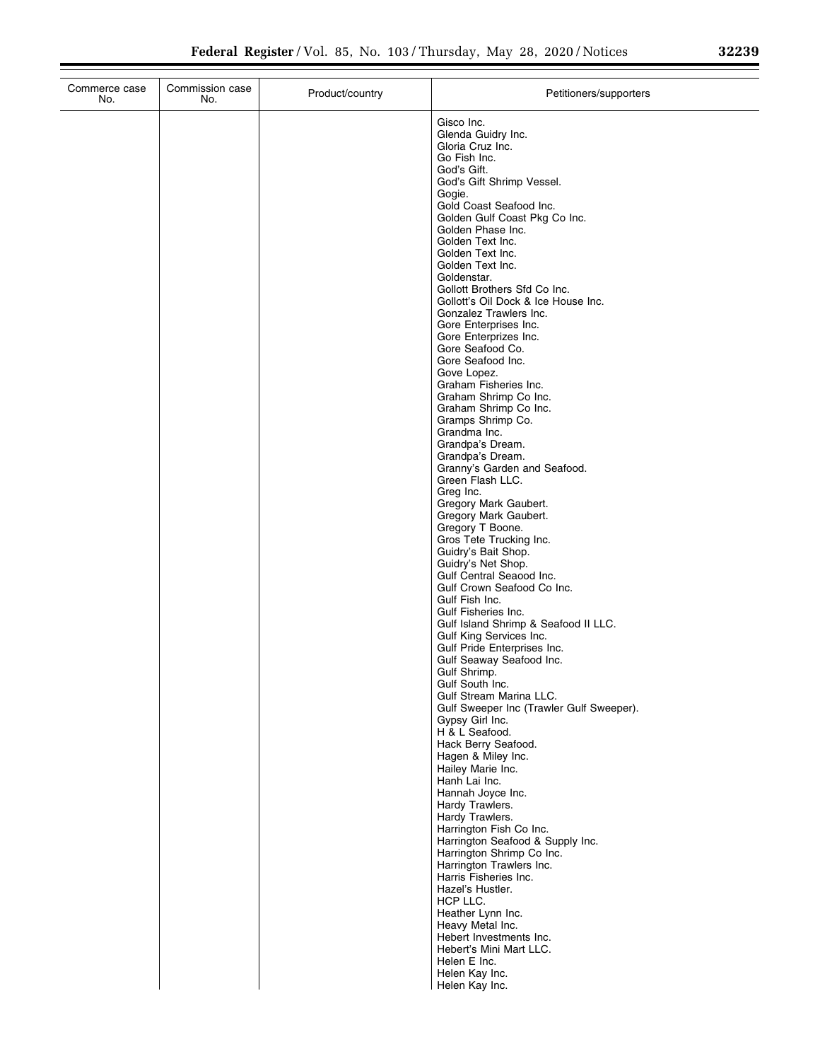| Commerce case No. | Commission case No. | Product/country | Petitioners/supporters |
| --- | --- | --- | --- |
| | | | Gisco Inc.<br>Glenda Guidry Inc.<br>Gloria Cruz Inc.<br>Go Fish Inc.<br>God's Gift.<br>God's Gift Shrimp Vessel.<br>Gogie.<br>Gold Coast Seafood Inc.<br>Golden Gulf Coast Pkg Co Inc.<br>Golden Phase Inc.<br>Golden Text Inc.<br>Golden Text Inc.<br>Golden Text Inc.<br>Goldenstar.<br>Gollott Brothers Sfd Co Inc.<br>Gollott's Oil Dock & Ice House Inc.<br>Gonzalez Trawlers Inc.<br>Gore Enterprises Inc.<br>Gore Enterprizes Inc.<br>Gore Seafood Co.<br>Gore Seafood Inc.<br>Gove Lopez.<br>Graham Fisheries Inc.<br>Graham Shrimp Co Inc.<br>Graham Shrimp Co Inc.<br>Gramps Shrimp Co.<br>Grandma Inc.<br>Grandpa's Dream.<br>Grandpa's Dream.<br>Granny's Garden and Seafood.<br>Green Flash LLC.<br>Greg Inc.<br>Gregory Mark Gaubert.<br>Gregory Mark Gaubert.<br>Gregory T Boone.<br>Gros Tete Trucking Inc.<br>Guidry's Bait Shop.<br>Guidry's Net Shop.<br>Gulf Central Seaood Inc.<br>Gulf Crown Seafood Co Inc.<br>Gulf Fish Inc.<br>Gulf Fisheries Inc.<br>Gulf Island Shrimp & Seafood II LLC.<br>Gulf King Services Inc.<br>Gulf Pride Enterprises Inc.<br>Gulf Seaway Seafood Inc.<br>Gulf Shrimp.<br>Gulf South Inc.<br>Gulf Stream Marina LLC.<br>Gulf Sweeper Inc (Trawler Gulf Sweeper).<br>Gypsy Girl Inc.<br>H & L Seafood.<br>Hack Berry Seafood.<br>Hagen & Miley Inc.<br>Hailey Marie Inc.<br>Hanh Lai Inc.<br>Hannah Joyce Inc.<br>Hardy Trawlers.<br>Hardy Trawlers.<br>Harrington Fish Co Inc.<br>Harrington Seafood & Supply Inc.<br>Harrington Shrimp Co Inc.<br>Harrington Trawlers Inc.<br>Harris Fisheries Inc.<br>Hazel's Hustler.<br>HCP LLC.<br>Heather Lynn Inc.<br>Heavy Metal Inc.<br>Hebert Investments Inc.<br>Hebert's Mini Mart LLC.<br>Helen E Inc.<br>Helen Kay Inc.<br>Helen Kay Inc. |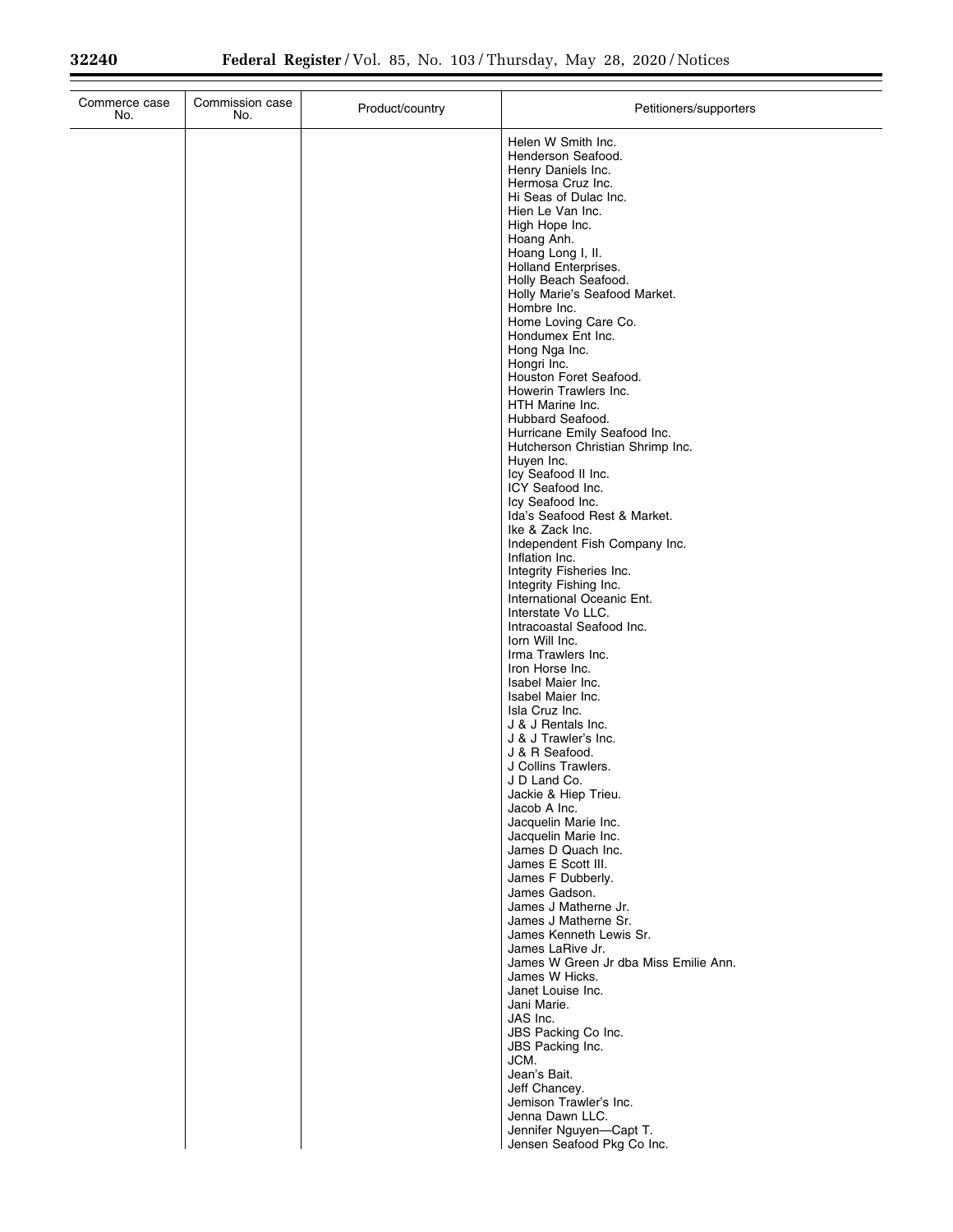| Commerce case No. | Commission case No. | Product/country | Petitioners/supporters |
|---|---|---|---|
| | | | Helen W Smith Inc. |
| | | | Henderson Seafood. |
| | | | Henry Daniels Inc. |
| | | | Hermosa Cruz Inc. |
| | | | Hi Seas of Dulac Inc. |
| | | | Hien Le Van Inc. |
| | | | High Hope Inc. |
| | | | Hoang Anh. |
| | | | Hoang Long I, II. |
| | | | Holland Enterprises. |
| | | | Holly Beach Seafood. |
| | | | Holly Marie's Seafood Market. |
| | | | Hombre Inc. |
| | | | Home Loving Care Co. |
| | | | Hondumex Ent Inc. |
| | | | Hong Nga Inc. |
| | | | Hongri Inc. |
| | | | Houston Foret Seafood. |
| | | | Howerin Trawlers Inc. |
| | | | HTH Marine Inc. |
| | | | Hubbard Seafood. |
| | | | Hurricane Emily Seafood Inc. |
| | | | Hutcherson Christian Shrimp Inc. |
| | | | Huyen Inc. |
| | | | Icy Seafood II Inc. |
| | | | ICY Seafood Inc. |
| | | | Icy Seafood Inc. |
| | | | Ida's Seafood Rest & Market. |
| | | | Ike & Zack Inc. |
| | | | Independent Fish Company Inc. |
| | | | Inflation Inc. |
| | | | Integrity Fisheries Inc. |
| | | | Integrity Fishing Inc. |
| | | | International Oceanic Ent. |
| | | | Interstate Vo LLC. |
| | | | Intracoastal Seafood Inc. |
| | | | Iorn Will Inc. |
| | | | Irma Trawlers Inc. |
| | | | Iron Horse Inc. |
| | | | Isabel Maier Inc. |
| | | | Isabel Maier Inc. |
| | | | Isla Cruz Inc. |
| | | | J & J Rentals Inc. |
| | | | J & J Trawler's Inc. |
| | | | J & R Seafood. |
| | | | J Collins Trawlers. |
| | | | J D Land Co. |
| | | | Jackie & Hiep Trieu. |
| | | | Jacob A Inc. |
| | | | Jacquelin Marie Inc. |
| | | | Jacquelin Marie Inc. |
| | | | James D Quach Inc. |
| | | | James E Scott III. |
| | | | James F Dubberly. |
| | | | James Gadson. |
| | | | James J Matherne Jr. |
| | | | James J Matherne Sr. |
| | | | James Kenneth Lewis Sr. |
| | | | James LaRive Jr. |
| | | | James W Green Jr dba Miss Emilie Ann. |
| | | | James W Hicks. |
| | | | Janet Louise Inc. |
| | | | Jani Marie. |
| | | | JAS Inc. |
| | | | JBS Packing Co Inc. |
| | | | JBS Packing Inc. |
| | | | JCM. |
| | | | Jean's Bait. |
| | | | Jeff Chancey. |
| | | | Jemison Trawler's Inc. |
| | | | Jenna Dawn LLC. |
| | | | Jennifer Nguyen—Capt T. |
| | | | Jensen Seafood Pkg Co Inc. |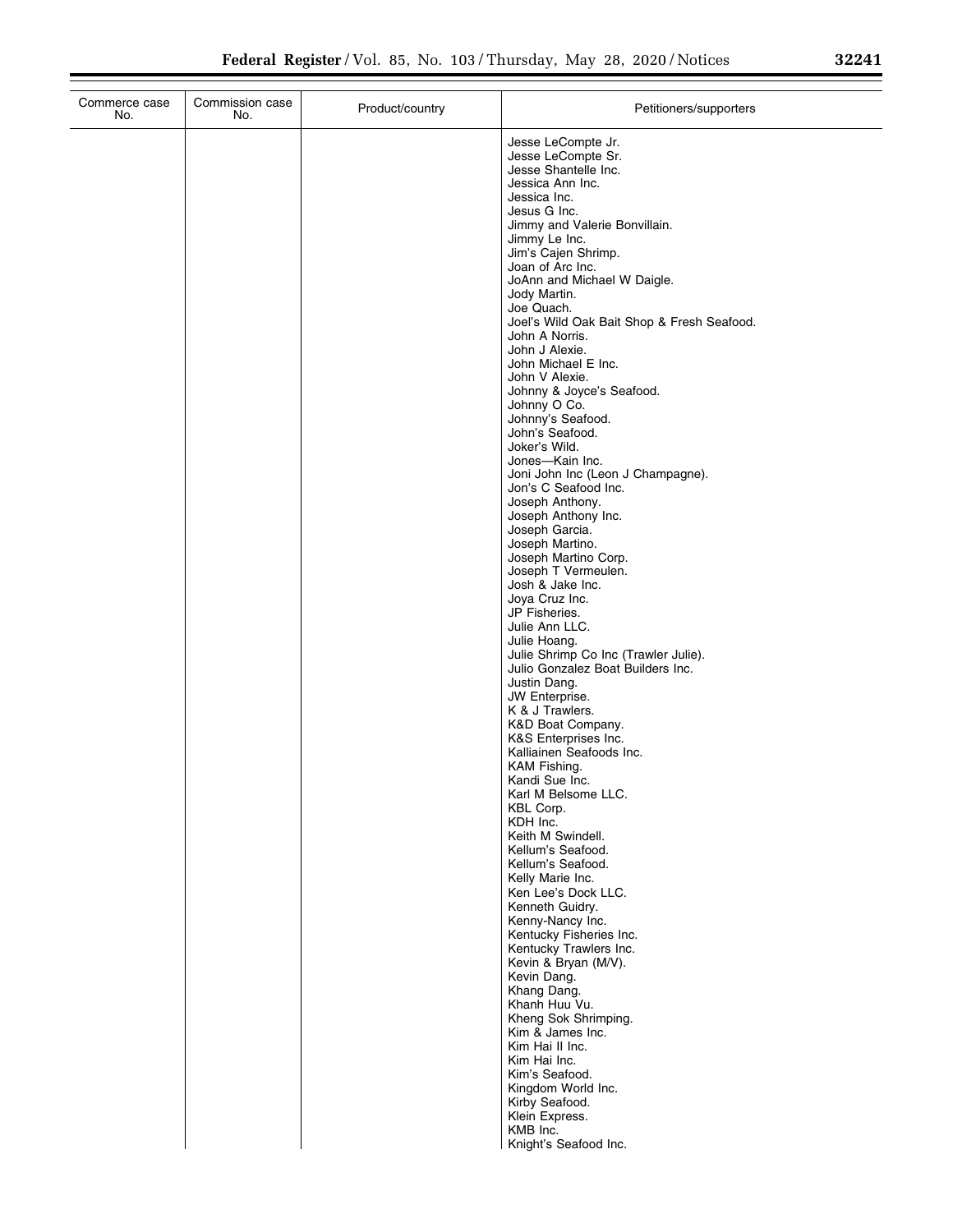| Commerce case No. | Commission case No. | Product/country | Petitioners/supporters |
|---|---|---|---|
| | | | Jesse LeCompte Jr. |
| | | | Jesse LeCompte Sr. |
| | | | Jesse Shantelle Inc. |
| | | | Jessica Ann Inc. |
| | | | Jessica Inc. |
| | | | Jesus G Inc. |
| | | | Jimmy and Valerie Bonvillain. |
| | | | Jimmy Le Inc. |
| | | | Jim's Cajen Shrimp. |
| | | | Joan of Arc Inc. |
| | | | JoAnn and Michael W Daigle. |
| | | | Jody Martin. |
| | | | Joe Quach. |
| | | | Joel's Wild Oak Bait Shop & Fresh Seafood. |
| | | | John A Norris. |
| | | | John J Alexie. |
| | | | John Michael E Inc. |
| | | | John V Alexie. |
| | | | Johnny & Joyce's Seafood. |
| | | | Johnny O Co. |
| | | | Johnny's Seafood. |
| | | | John's Seafood. |
| | | | Joker's Wild. |
| | | | Jones—Kain Inc. |
| | | | Joni John Inc (Leon J Champagne). |
| | | | Jon's C Seafood Inc. |
| | | | Joseph Anthony. |
| | | | Joseph Anthony Inc. |
| | | | Joseph Garcia. |
| | | | Joseph Martino. |
| | | | Joseph Martino Corp. |
| | | | Joseph T Vermeulen. |
| | | | Josh & Jake Inc. |
| | | | Joya Cruz Inc. |
| | | | JP Fisheries. |
| | | | Julie Ann LLC. |
| | | | Julie Hoang. |
| | | | Julie Shrimp Co Inc (Trawler Julie). |
| | | | Julio Gonzalez Boat Builders Inc. |
| | | | Justin Dang. |
| | | | JW Enterprise. |
| | | | K & J Trawlers. |
| | | | K&D Boat Company. |
| | | | K&S Enterprises Inc. |
| | | | Kalliainen Seafoods Inc. |
| | | | KAM Fishing. |
| | | | Kandi Sue Inc. |
| | | | Karl M Belsome LLC. |
| | | | KBL Corp. |
| | | | KDH Inc. |
| | | | Keith M Swindell. |
| | | | Kellum's Seafood. |
| | | | Kellum's Seafood. |
| | | | Kelly Marie Inc. |
| | | | Ken Lee's Dock LLC. |
| | | | Kenneth Guidry. |
| | | | Kenny-Nancy Inc. |
| | | | Kentucky Fisheries Inc. |
| | | | Kentucky Trawlers Inc. |
| | | | Kevin & Bryan (M/V). |
| | | | Kevin Dang. |
| | | | Khang Dang. |
| | | | Khanh Huu Vu. |
| | | | Kheng Sok Shrimping. |
| | | | Kim & James Inc. |
| | | | Kim Hai II Inc. |
| | | | Kim Hai Inc. |
| | | | Kim's Seafood. |
| | | | Kingdom World Inc. |
| | | | Kirby Seafood. |
| | | | Klein Express. |
| | | | KMB Inc. |
| | | | Knight's Seafood Inc. |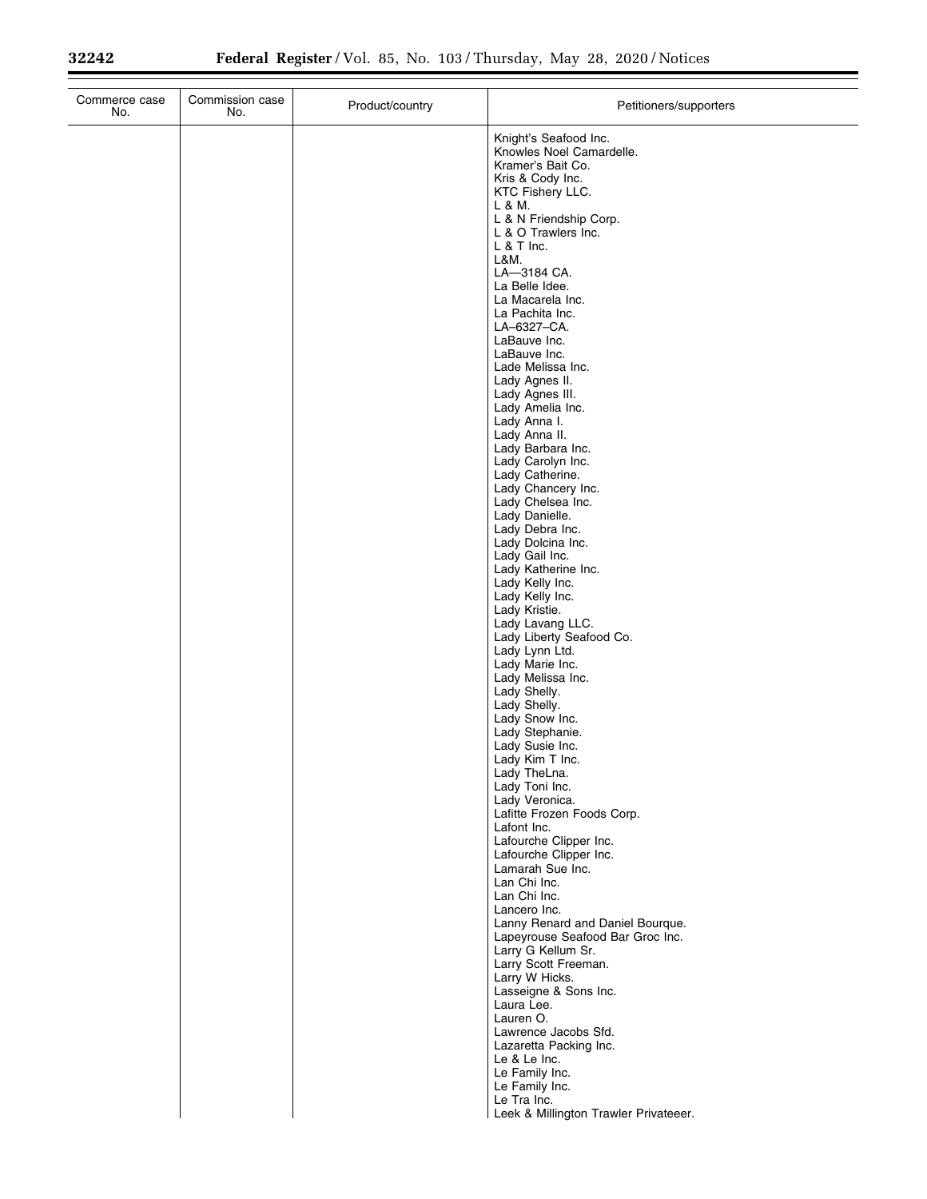| Commerce case No. | Commission case No. | Product/country | Petitioners/supporters |
| --- | --- | --- | --- |
| | | | Knight's Seafood Inc. |
| | | | Knowles Noel Camardelle. |
| | | | Kramer's Bait Co. |
| | | | Kris & Cody Inc. |
| | | | KTC Fishery LLC. |
| | | | L & M. |
| | | | L & N Friendship Corp. |
| | | | L & O Trawlers Inc. |
| | | | L & T Inc. |
| | | | L&M. |
| | | | LA—3184 CA. |
| | | | La Belle Idee. |
| | | | La Macarela Inc. |
| | | | La Pachita Inc. |
| | | | LA–6327–CA. |
| | | | LaBauve Inc. |
| | | | LaBauve Inc. |
| | | | Lade Melissa Inc. |
| | | | Lady Agnes II. |
| | | | Lady Agnes III. |
| | | | Lady Amelia Inc. |
| | | | Lady Anna I. |
| | | | Lady Anna II. |
| | | | Lady Barbara Inc. |
| | | | Lady Carolyn Inc. |
| | | | Lady Catherine. |
| | | | Lady Chancery Inc. |
| | | | Lady Chelsea Inc. |
| | | | Lady Danielle. |
| | | | Lady Debra Inc. |
| | | | Lady Dolcina Inc. |
| | | | Lady Gail Inc. |
| | | | Lady Katherine Inc. |
| | | | Lady Kelly Inc. |
| | | | Lady Kelly Inc. |
| | | | Lady Kristie. |
| | | | Lady Lavang LLC. |
| | | | Lady Liberty Seafood Co. |
| | | | Lady Lynn Ltd. |
| | | | Lady Marie Inc. |
| | | | Lady Melissa Inc. |
| | | | Lady Shelly. |
| | | | Lady Shelly. |
| | | | Lady Snow Inc. |
| | | | Lady Stephanie. |
| | | | Lady Susie Inc. |
| | | | Lady Kim T Inc. |
| | | | Lady TheLna. |
| | | | Lady Toni Inc. |
| | | | Lady Veronica. |
| | | | Lafitte Frozen Foods Corp. |
| | | | Lafont Inc. |
| | | | Lafourche Clipper Inc. |
| | | | Lafourche Clipper Inc. |
| | | | Lamarah Sue Inc. |
| | | | Lan Chi Inc. |
| | | | Lan Chi Inc. |
| | | | Lancero Inc. |
| | | | Lanny Renard and Daniel Bourque. |
| | | | Lapeyrouse Seafood Bar Groc Inc. |
| | | | Larry G Kellum Sr. |
| | | | Larry Scott Freeman. |
| | | | Larry W Hicks. |
| | | | Lasseigne & Sons Inc. |
| | | | Laura Lee. |
| | | | Lauren O. |
| | | | Lawrence Jacobs Sfd. |
| | | | Lazaretta Packing Inc. |
| | | | Le & Le Inc. |
| | | | Le Family Inc. |
| | | | Le Family Inc. |
| | | | Le Tra Inc. |
| | | | Leek & Millington Trawler Privateeer. |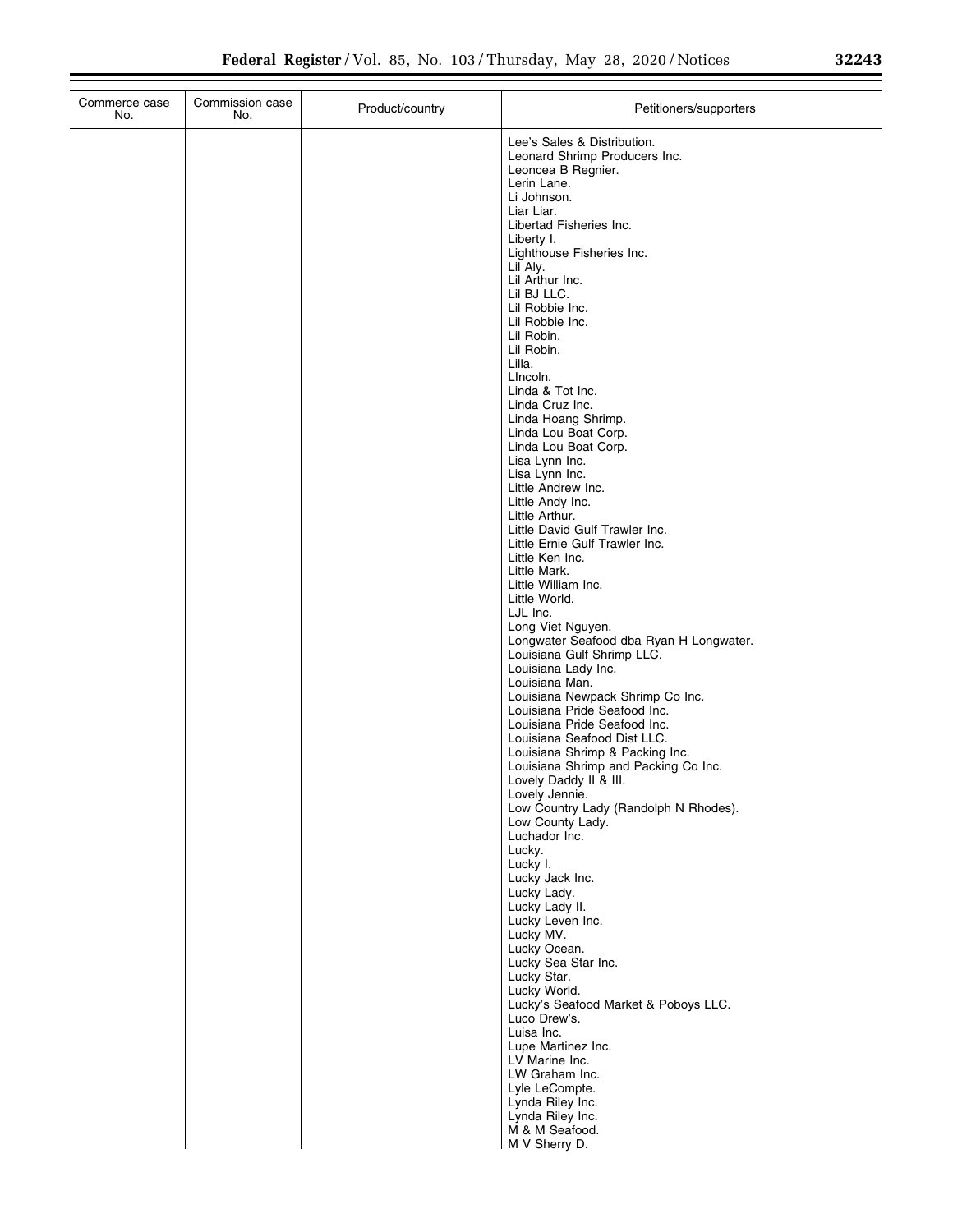| Commerce case No. | Commission case No. | Product/country | Petitioners/supporters |
|---|---|---|---|
| | | | Lee's Sales & Distribution. |
| | | | Leonard Shrimp Producers Inc. |
| | | | Leoncea B Regnier. |
| | | | Lerin Lane. |
| | | | Li Johnson. |
| | | | Liar Liar. |
| | | | Libertad Fisheries Inc. |
| | | | Liberty I. |
| | | | Lighthouse Fisheries Inc. |
| | | | Lil Aly. |
| | | | Lil Arthur Inc. |
| | | | Lil BJ LLC. |
| | | | Lil Robbie Inc. |
| | | | Lil Robbie Inc. |
| | | | Lil Robin. |
| | | | Lil Robin. |
| | | | Lilla. |
| | | | LIncoln. |
| | | | Linda & Tot Inc. |
| | | | Linda Cruz Inc. |
| | | | Linda Hoang Shrimp. |
| | | | Linda Lou Boat Corp. |
| | | | Linda Lou Boat Corp. |
| | | | Lisa Lynn Inc. |
| | | | Lisa Lynn Inc. |
| | | | Little Andrew Inc. |
| | | | Little Andy Inc. |
| | | | Little Arthur. |
| | | | Little David Gulf Trawler Inc. |
| | | | Little Ernie Gulf Trawler Inc. |
| | | | Little Ken Inc. |
| | | | Little Mark. |
| | | | Little William Inc. |
| | | | Little World. |
| | | | LJL Inc. |
| | | | Long Viet Nguyen. |
| | | | Longwater Seafood dba Ryan H Longwater. |
| | | | Louisiana Gulf Shrimp LLC. |
| | | | Louisiana Lady Inc. |
| | | | Louisiana Man. |
| | | | Louisiana Newpack Shrimp Co Inc. |
| | | | Louisiana Pride Seafood Inc. |
| | | | Louisiana Pride Seafood Inc. |
| | | | Louisiana Seafood Dist LLC. |
| | | | Louisiana Shrimp & Packing Inc. |
| | | | Louisiana Shrimp and Packing Co Inc. |
| | | | Lovely Daddy II & III. |
| | | | Lovely Jennie. |
| | | | Low Country Lady (Randolph N Rhodes). |
| | | | Low County Lady. |
| | | | Luchador Inc. |
| | | | Lucky. |
| | | | Lucky I. |
| | | | Lucky Jack Inc. |
| | | | Lucky Lady. |
| | | | Lucky Lady II. |
| | | | Lucky Leven Inc. |
| | | | Lucky MV. |
| | | | Lucky Ocean. |
| | | | Lucky Sea Star Inc. |
| | | | Lucky Star. |
| | | | Lucky World. |
| | | | Lucky's Seafood Market & Poboys LLC. |
| | | | Luco Drew's. |
| | | | Luisa Inc. |
| | | | Lupe Martinez Inc. |
| | | | LV Marine Inc. |
| | | | LW Graham Inc. |
| | | | Lyle LeCompte. |
| | | | Lynda Riley Inc. |
| | | | Lynda Riley Inc. |
| | | | M & M Seafood. |
| | | | M V Sherry D. |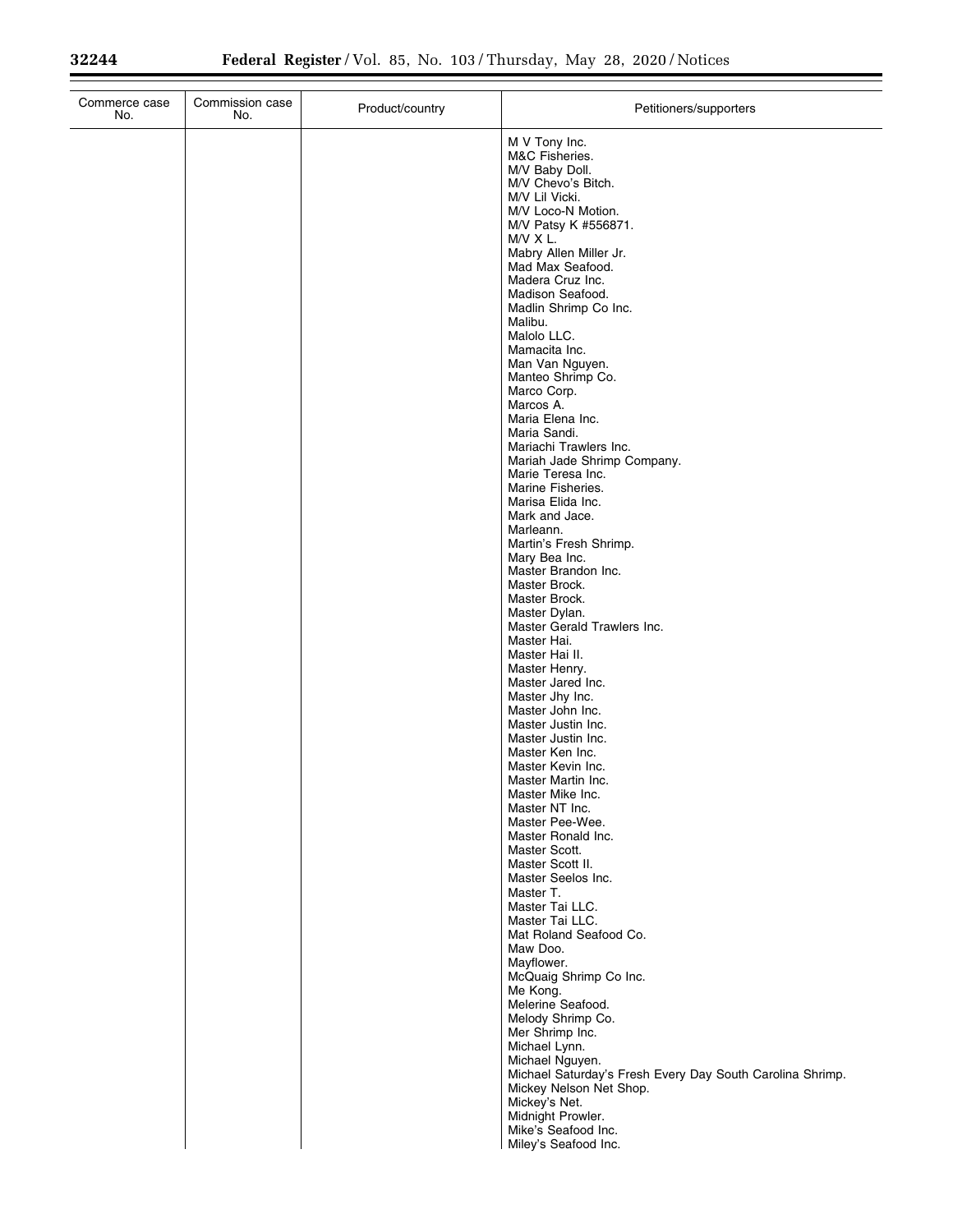| Commerce case No. | Commission case No. | Product/country | Petitioners/supporters |
|---|---|---|---|
| | | | M V Tony Inc.<br>M&C Fisheries.<br>M/V Baby Doll.<br>M/V Chevo's Bitch.<br>M/V Lil Vicki.<br>M/V Loco-N Motion.<br>M/V Patsy K #556871.<br>M/V X L.<br>Mabry Allen Miller Jr.<br>Mad Max Seafood.<br>Madera Cruz Inc.<br>Madison Seafood.<br>Madlin Shrimp Co Inc.<br>Malibu.<br>Malolo LLC.<br>Mamacita Inc.<br>Man Van Nguyen.<br>Manteo Shrimp Co.<br>Marco Corp.<br>Marcos A.<br>Maria Elena Inc.<br>Maria Sandi.<br>Mariachi Trawlers Inc.<br>Mariah Jade Shrimp Company.<br>Marie Teresa Inc.<br>Marine Fisheries.<br>Marisa Elida Inc.<br>Mark and Jace.<br>Marleann.<br>Martin's Fresh Shrimp.<br>Mary Bea Inc.<br>Master Brandon Inc.<br>Master Brock.<br>Master Brock.<br>Master Dylan.<br>Master Gerald Trawlers Inc.<br>Master Hai.<br>Master Hai II.<br>Master Henry.<br>Master Jared Inc.<br>Master Jhy Inc.<br>Master John Inc.<br>Master Justin Inc.<br>Master Justin Inc.<br>Master Ken Inc.<br>Master Kevin Inc.<br>Master Martin Inc.<br>Master Mike Inc.<br>Master NT Inc.<br>Master Pee-Wee.<br>Master Ronald Inc.<br>Master Scott.<br>Master Scott II.<br>Master Seelos Inc.<br>Master T.<br>Master Tai LLC.<br>Master Tai LLC.<br>Mat Roland Seafood Co.<br>Maw Doo.<br>Mayflower.<br>McQuaig Shrimp Co Inc.<br>Me Kong.<br>Melerine Seafood.<br>Melody Shrimp Co.<br>Mer Shrimp Inc.<br>Michael Lynn.<br>Michael Nguyen.<br>Michael Saturday's Fresh Every Day South Carolina Shrimp.<br>Mickey Nelson Net Shop.<br>Mickey's Net.<br>Midnight Prowler.<br>Mike's Seafood Inc.<br>Miley's Seafood Inc. |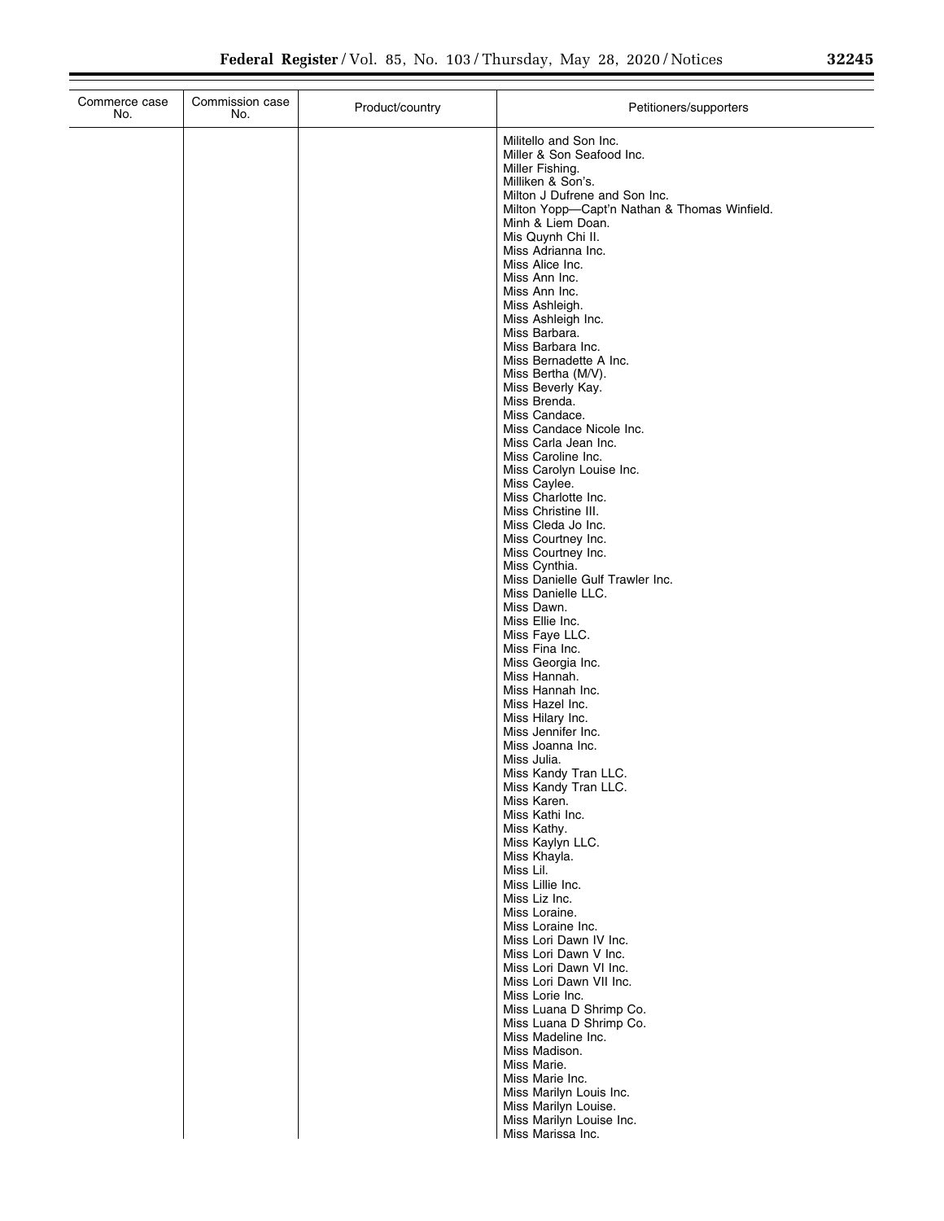| Commerce case No. | Commission case No. | Product/country | Petitioners/supporters |
|---|---|---|---|
| | | | Militello and Son Inc. |
| | | | Miller & Son Seafood Inc. |
| | | | Miller Fishing. |
| | | | Milliken & Son's. |
| | | | Milton J Dufrene and Son Inc. |
| | | | Milton Yopp—Capt'n Nathan & Thomas Winfield. |
| | | | Minh & Liem Doan. |
| | | | Mis Quynh Chi II. |
| | | | Miss Adrianna Inc. |
| | | | Miss Alice Inc. |
| | | | Miss Ann Inc. |
| | | | Miss Ann Inc. |
| | | | Miss Ashleigh. |
| | | | Miss Ashleigh Inc. |
| | | | Miss Barbara. |
| | | | Miss Barbara Inc. |
| | | | Miss Bernadette A Inc. |
| | | | Miss Bertha (M/V). |
| | | | Miss Beverly Kay. |
| | | | Miss Brenda. |
| | | | Miss Candace. |
| | | | Miss Candace Nicole Inc. |
| | | | Miss Carla Jean Inc. |
| | | | Miss Caroline Inc. |
| | | | Miss Carolyn Louise Inc. |
| | | | Miss Caylee. |
| | | | Miss Charlotte Inc. |
| | | | Miss Christine III. |
| | | | Miss Cleda Jo Inc. |
| | | | Miss Courtney Inc. |
| | | | Miss Courtney Inc. |
| | | | Miss Cynthia. |
| | | | Miss Danielle Gulf Trawler Inc. |
| | | | Miss Danielle LLC. |
| | | | Miss Dawn. |
| | | | Miss Ellie Inc. |
| | | | Miss Faye LLC. |
| | | | Miss Fina Inc. |
| | | | Miss Georgia Inc. |
| | | | Miss Hannah. |
| | | | Miss Hannah Inc. |
| | | | Miss Hazel Inc. |
| | | | Miss Hilary Inc. |
| | | | Miss Jennifer Inc. |
| | | | Miss Joanna Inc. |
| | | | Miss Julia. |
| | | | Miss Kandy Tran LLC. |
| | | | Miss Kandy Tran LLC. |
| | | | Miss Karen. |
| | | | Miss Kathi Inc. |
| | | | Miss Kathy. |
| | | | Miss Kaylyn LLC. |
| | | | Miss Khayla. |
| | | | Miss Lil. |
| | | | Miss Lillie Inc. |
| | | | Miss Liz Inc. |
| | | | Miss Loraine. |
| | | | Miss Loraine Inc. |
| | | | Miss Lori Dawn IV Inc. |
| | | | Miss Lori Dawn V Inc. |
| | | | Miss Lori Dawn VI Inc. |
| | | | Miss Lori Dawn VII Inc. |
| | | | Miss Lorie Inc. |
| | | | Miss Luana D Shrimp Co. |
| | | | Miss Luana D Shrimp Co. |
| | | | Miss Madeline Inc. |
| | | | Miss Madison. |
| | | | Miss Marie. |
| | | | Miss Marie Inc. |
| | | | Miss Marilyn Louis Inc. |
| | | | Miss Marilyn Louise. |
| | | | Miss Marilyn Louise Inc. |
| | | | Miss Marissa Inc. |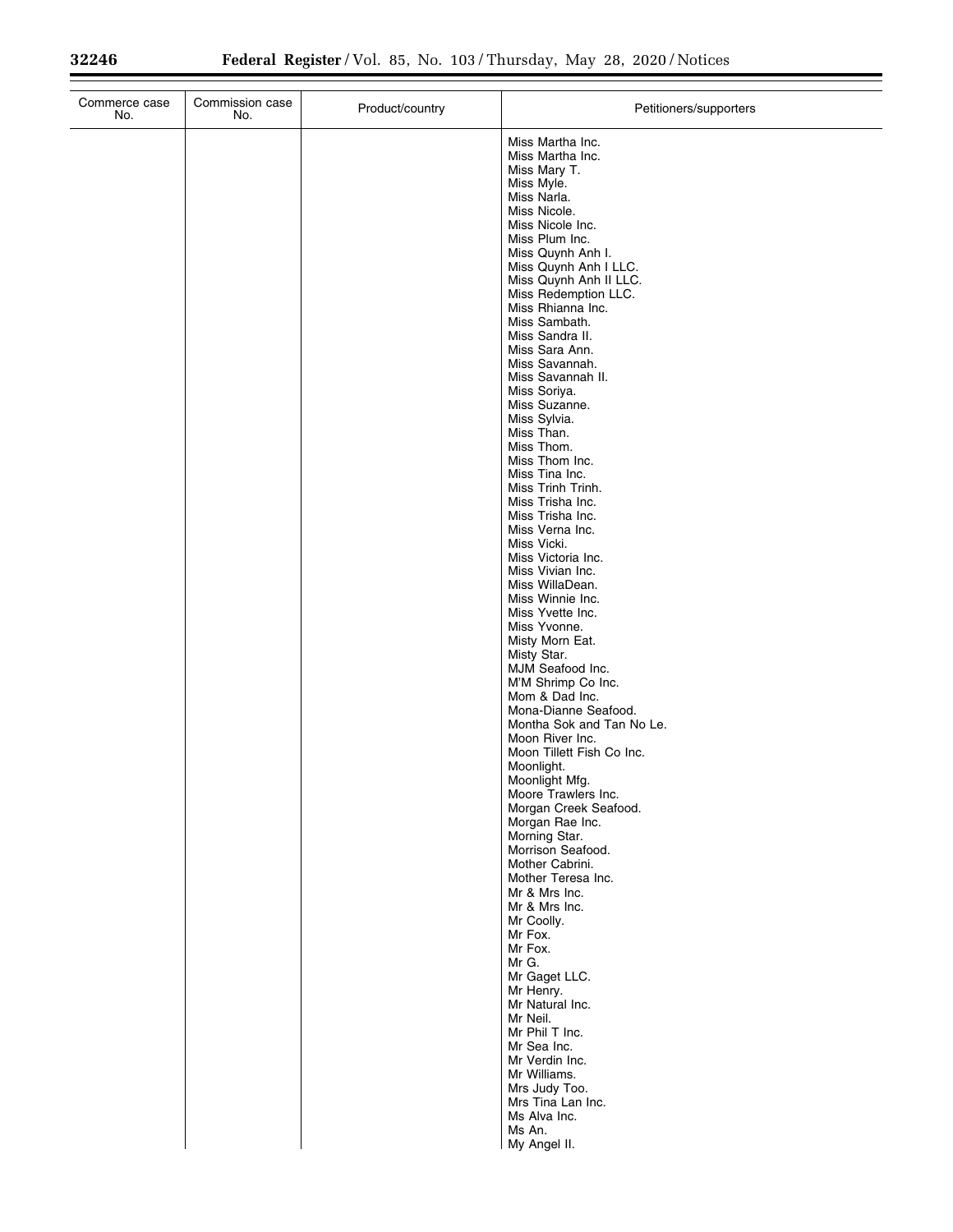| Commerce case No. | Commission case No. | Product/country | Petitioners/supporters |
|---|---|---|---|
| | | | Miss Martha Inc.<br>Miss Martha Inc.<br>Miss Mary T.<br>Miss Myle.<br>Miss Narla.<br>Miss Nicole.<br>Miss Nicole Inc.<br>Miss Plum Inc.<br>Miss Quynh Anh I.<br>Miss Quynh Anh I LLC.<br>Miss Quynh Anh II LLC.<br>Miss Redemption LLC.<br>Miss Rhianna Inc.<br>Miss Sambath.<br>Miss Sandra II.<br>Miss Sara Ann.<br>Miss Savannah.<br>Miss Savannah II.<br>Miss Soriya.<br>Miss Suzanne.<br>Miss Sylvia.<br>Miss Than.<br>Miss Thom.<br>Miss Thom Inc.<br>Miss Tina Inc.<br>Miss Trinh Trinh.<br>Miss Trisha Inc.<br>Miss Trisha Inc.<br>Miss Verna Inc.<br>Miss Vicki.<br>Miss Victoria Inc.<br>Miss Vivian Inc.<br>Miss WillaDean.<br>Miss Winnie Inc.<br>Miss Yvette Inc.<br>Miss Yvonne.<br>Misty Morn Eat.<br>Misty Star.<br>MJM Seafood Inc.<br>M'M Shrimp Co Inc.<br>Mom & Dad Inc.<br>Mona-Dianne Seafood.<br>Montha Sok and Tan No Le.<br>Moon River Inc.<br>Moon Tillett Fish Co Inc.<br>Moonlight.<br>Moonlight Mfg.<br>Moore Trawlers Inc.<br>Morgan Creek Seafood.<br>Morgan Rae Inc.<br>Morning Star.<br>Morrison Seafood.<br>Mother Cabrini.<br>Mother Teresa Inc.<br>Mr & Mrs Inc.<br>Mr & Mrs Inc.<br>Mr Coolly.<br>Mr Fox.<br>Mr Fox.<br>Mr G.<br>Mr Gaget LLC.<br>Mr Henry.<br>Mr Natural Inc.<br>Mr Neil.<br>Mr Phil T Inc.<br>Mr Sea Inc.<br>Mr Verdin Inc.<br>Mr Williams.<br>Mrs Judy Too.<br>Mrs Tina Lan Inc.<br>Ms Alva Inc.<br>Ms An.<br>My Angel II. |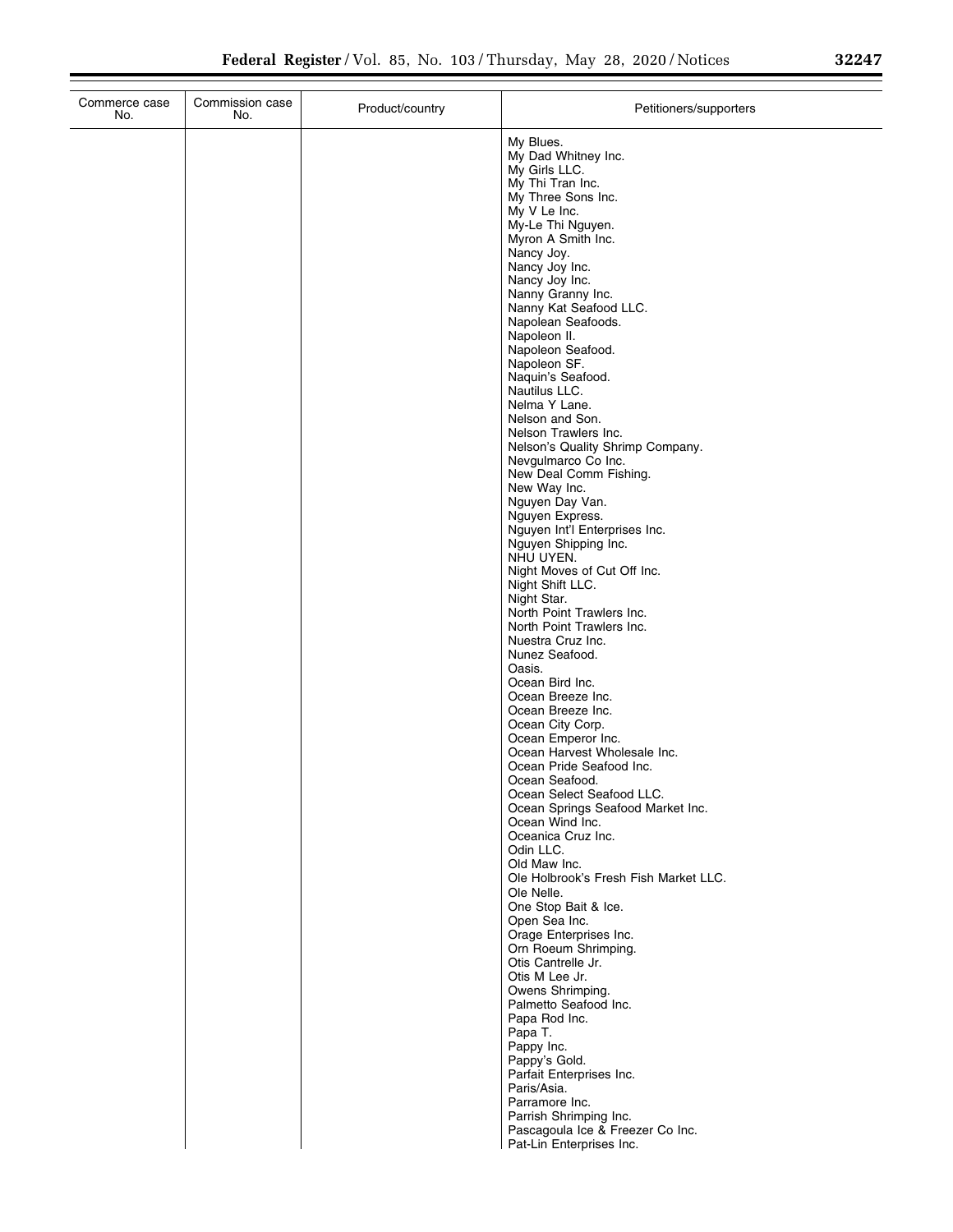| Commerce case No. | Commission case No. | Product/country | Petitioners/supporters |
|---|---|---|---|
| | | | My Blues. |
| | | | My Dad Whitney Inc. |
| | | | My Girls LLC. |
| | | | My Thi Tran Inc. |
| | | | My Three Sons Inc. |
| | | | My V Le Inc. |
| | | | My-Le Thi Nguyen. |
| | | | Myron A Smith Inc. |
| | | | Nancy Joy. |
| | | | Nancy Joy Inc. |
| | | | Nancy Joy Inc. |
| | | | Nanny Granny Inc. |
| | | | Nanny Kat Seafood LLC. |
| | | | Napolean Seafoods. |
| | | | Napoleon II. |
| | | | Napoleon Seafood. |
| | | | Napoleon SF. |
| | | | Naquin's Seafood. |
| | | | Nautilus LLC. |
| | | | Nelma Y Lane. |
| | | | Nelson and Son. |
| | | | Nelson Trawlers Inc. |
| | | | Nelson's Quality Shrimp Company. |
| | | | Nevgulmarco Co Inc. |
| | | | New Deal Comm Fishing. |
| | | | New Way Inc. |
| | | | Nguyen Day Van. |
| | | | Nguyen Express. |
| | | | Nguyen Int'l Enterprises Inc. |
| | | | Nguyen Shipping Inc. |
| | | | NHU UYEN. |
| | | | Night Moves of Cut Off Inc. |
| | | | Night Shift LLC. |
| | | | Night Star. |
| | | | North Point Trawlers Inc. |
| | | | North Point Trawlers Inc. |
| | | | Nuestra Cruz Inc. |
| | | | Nunez Seafood. |
| | | | Oasis. |
| | | | Ocean Bird Inc. |
| | | | Ocean Breeze Inc. |
| | | | Ocean Breeze Inc. |
| | | | Ocean City Corp. |
| | | | Ocean Emperor Inc. |
| | | | Ocean Harvest Wholesale Inc. |
| | | | Ocean Pride Seafood Inc. |
| | | | Ocean Seafood. |
| | | | Ocean Select Seafood LLC. |
| | | | Ocean Springs Seafood Market Inc. |
| | | | Ocean Wind Inc. |
| | | | Oceanica Cruz Inc. |
| | | | Odin LLC. |
| | | | Old Maw Inc. |
| | | | Ole Holbrook's Fresh Fish Market LLC. |
| | | | Ole Nelle. |
| | | | One Stop Bait & Ice. |
| | | | Open Sea Inc. |
| | | | Orage Enterprises Inc. |
| | | | Orn Roeum Shrimping. |
| | | | Otis Cantrelle Jr. |
| | | | Otis M Lee Jr. |
| | | | Owens Shrimping. |
| | | | Palmetto Seafood Inc. |
| | | | Papa Rod Inc. |
| | | | Papa T. |
| | | | Pappy Inc. |
| | | | Pappy's Gold. |
| | | | Parfait Enterprises Inc. |
| | | | Paris/Asia. |
| | | | Parramore Inc. |
| | | | Parrish Shrimping Inc. |
| | | | Pascagoula Ice & Freezer Co Inc. |
| | | | Pat-Lin Enterprises Inc. |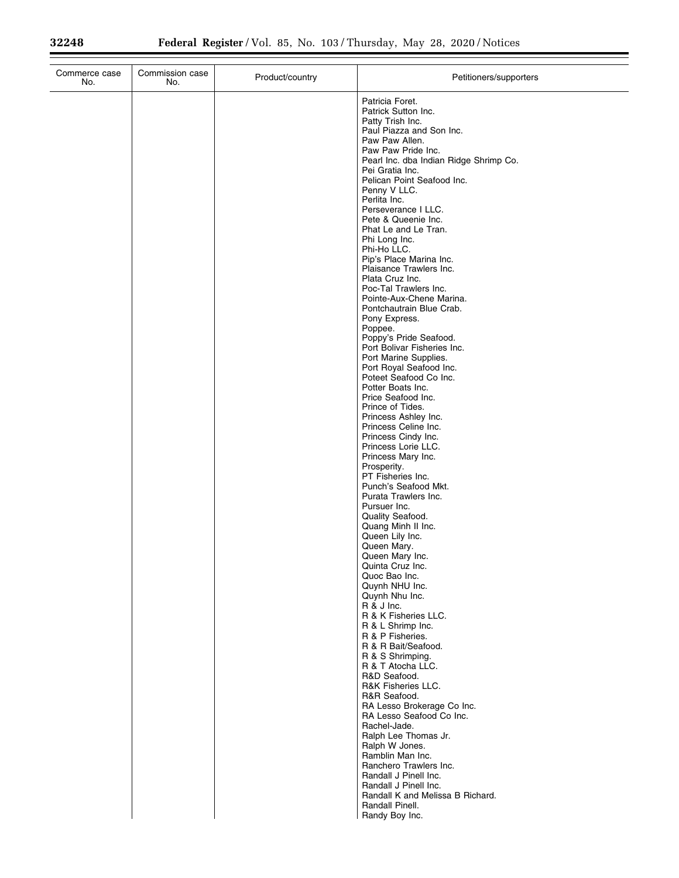| Commerce case No. | Commission case No. | Product/country | Petitioners/supporters |
| --- | --- | --- | --- |
| | | | Patricia Foret. |
| | | | Patrick Sutton Inc. |
| | | | Patty Trish Inc. |
| | | | Paul Piazza and Son Inc. |
| | | | Paw Paw Allen. |
| | | | Paw Paw Pride Inc. |
| | | | Pearl Inc. dba Indian Ridge Shrimp Co. |
| | | | Pei Gratia Inc. |
| | | | Pelican Point Seafood Inc. |
| | | | Penny V LLC. |
| | | | Perlita Inc. |
| | | | Perseverance I LLC. |
| | | | Pete & Queenie Inc. |
| | | | Phat Le and Le Tran. |
| | | | Phi Long Inc. |
| | | | Phi-Ho LLC. |
| | | | Pip's Place Marina Inc. |
| | | | Plaisance Trawlers Inc. |
| | | | Plata Cruz Inc. |
| | | | Poc-Tal Trawlers Inc. |
| | | | Pointe-Aux-Chene Marina. |
| | | | Pontchautrain Blue Crab. |
| | | | Pony Express. |
| | | | Poppee. |
| | | | Poppy's Pride Seafood. |
| | | | Port Bolivar Fisheries Inc. |
| | | | Port Marine Supplies. |
| | | | Port Royal Seafood Inc. |
| | | | Poteet Seafood Co Inc. |
| | | | Potter Boats Inc. |
| | | | Price Seafood Inc. |
| | | | Prince of Tides. |
| | | | Princess Ashley Inc. |
| | | | Princess Celine Inc. |
| | | | Princess Cindy Inc. |
| | | | Princess Lorie LLC. |
| | | | Princess Mary Inc. |
| | | | Prosperity. |
| | | | PT Fisheries Inc. |
| | | | Punch's Seafood Mkt. |
| | | | Purata Trawlers Inc. |
| | | | Pursuer Inc. |
| | | | Quality Seafood. |
| | | | Quang Minh II Inc. |
| | | | Queen Lily Inc. |
| | | | Queen Mary. |
| | | | Queen Mary Inc. |
| | | | Quinta Cruz Inc. |
| | | | Quoc Bao Inc. |
| | | | Quynh NHU Inc. |
| | | | Quynh Nhu Inc. |
| | | | R & J Inc. |
| | | | R & K Fisheries LLC. |
| | | | R & L Shrimp Inc. |
| | | | R & P Fisheries. |
| | | | R & R Bait/Seafood. |
| | | | R & S Shrimping. |
| | | | R & T Atocha LLC. |
| | | | R&D Seafood. |
| | | | R&K Fisheries LLC. |
| | | | R&R Seafood. |
| | | | RA Lesso Brokerage Co Inc. |
| | | | RA Lesso Seafood Co Inc. |
| | | | Rachel-Jade. |
| | | | Ralph Lee Thomas Jr. |
| | | | Ralph W Jones. |
| | | | Ramblin Man Inc. |
| | | | Ranchero Trawlers Inc. |
| | | | Randall J Pinell Inc. |
| | | | Randall J Pinell Inc. |
| | | | Randall K and Melissa B Richard. |
| | | | Randall Pinell. |
| | | | Randy Boy Inc. |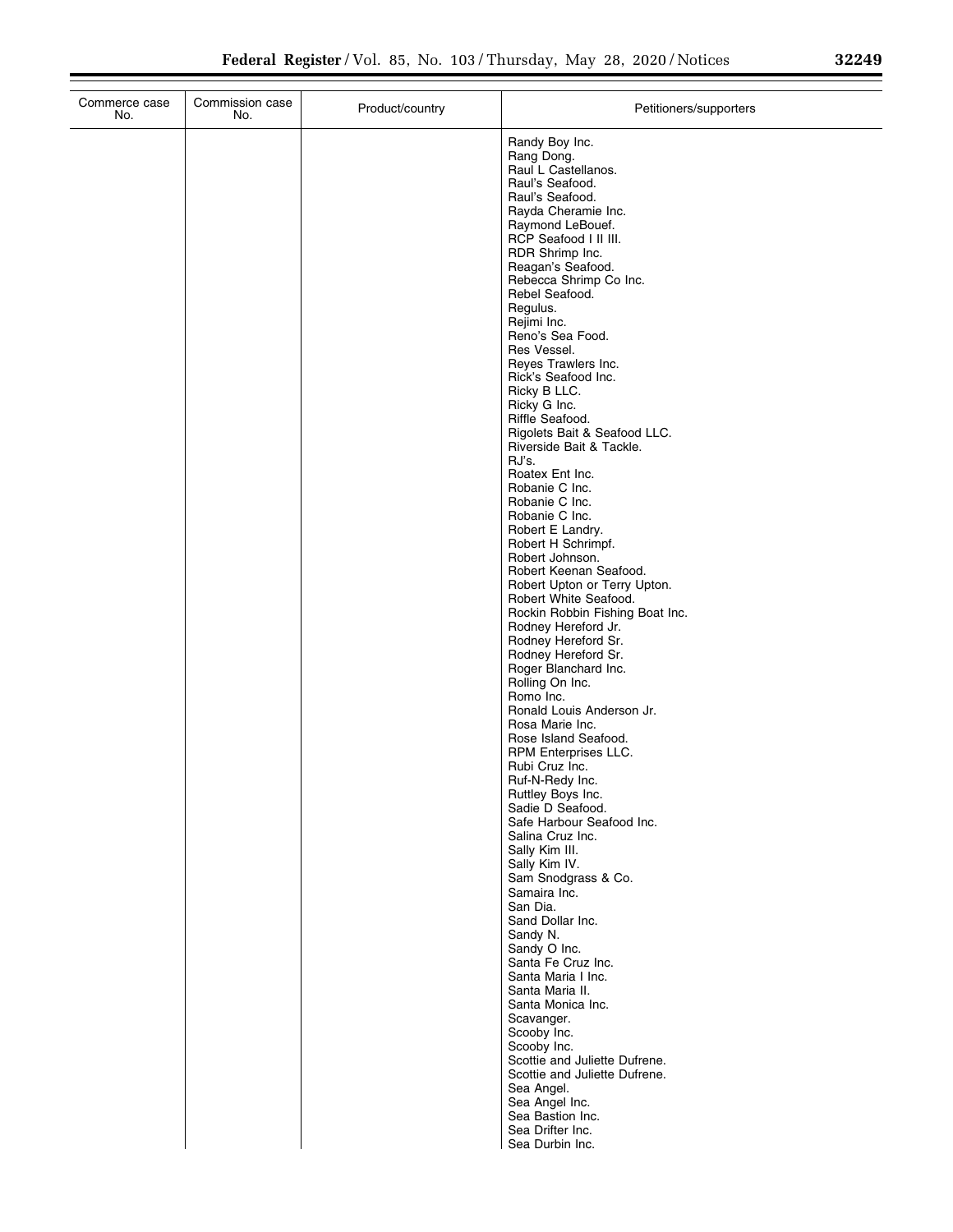| Commerce case No. | Commission case No. | Product/country | Petitioners/supporters |
|---|---|---|---|
| | | | Randy Boy Inc. |
| | | | Rang Dong. |
| | | | Raul L Castellanos. |
| | | | Raul's Seafood. |
| | | | Raul's Seafood. |
| | | | Rayda Cheramie Inc. |
| | | | Raymond LeBouef. |
| | | | RCP Seafood I II III. |
| | | | RDR Shrimp Inc. |
| | | | Reagan's Seafood. |
| | | | Rebecca Shrimp Co Inc. |
| | | | Rebel Seafood. |
| | | | Regulus. |
| | | | Rejimi Inc. |
| | | | Reno's Sea Food. |
| | | | Res Vessel. |
| | | | Reyes Trawlers Inc. |
| | | | Rick's Seafood Inc. |
| | | | Ricky B LLC. |
| | | | Ricky G Inc. |
| | | | Riffle Seafood. |
| | | | Rigolets Bait & Seafood LLC. |
| | | | Riverside Bait & Tackle. |
| | | | RJ's. |
| | | | Roatex Ent Inc. |
| | | | Robanie C Inc. |
| | | | Robanie C Inc. |
| | | | Robanie C Inc. |
| | | | Robert E Landry. |
| | | | Robert H Schrimpf. |
| | | | Robert Johnson. |
| | | | Robert Keenan Seafood. |
| | | | Robert Upton or Terry Upton. |
| | | | Robert White Seafood. |
| | | | Rockin Robbin Fishing Boat Inc. |
| | | | Rodney Hereford Jr. |
| | | | Rodney Hereford Sr. |
| | | | Rodney Hereford Sr. |
| | | | Roger Blanchard Inc. |
| | | | Rolling On Inc. |
| | | | Romo Inc. |
| | | | Ronald Louis Anderson Jr. |
| | | | Rosa Marie Inc. |
| | | | Rose Island Seafood. |
| | | | RPM Enterprises LLC. |
| | | | Rubi Cruz Inc. |
| | | | Ruf-N-Redy Inc. |
| | | | Ruttley Boys Inc. |
| | | | Sadie D Seafood. |
| | | | Safe Harbour Seafood Inc. |
| | | | Salina Cruz Inc. |
| | | | Sally Kim III. |
| | | | Sally Kim IV. |
| | | | Sam Snodgrass & Co. |
| | | | Samaira Inc. |
| | | | San Dia. |
| | | | Sand Dollar Inc. |
| | | | Sandy N. |
| | | | Sandy O Inc. |
| | | | Santa Fe Cruz Inc. |
| | | | Santa Maria I Inc. |
| | | | Santa Maria II. |
| | | | Santa Monica Inc. |
| | | | Scavanger. |
| | | | Scooby Inc. |
| | | | Scooby Inc. |
| | | | Scottie and Juliette Dufrene. |
| | | | Scottie and Juliette Dufrene. |
| | | | Sea Angel. |
| | | | Sea Angel Inc. |
| | | | Sea Bastion Inc. |
| | | | Sea Drifter Inc. |
| | | | Sea Durbin Inc. |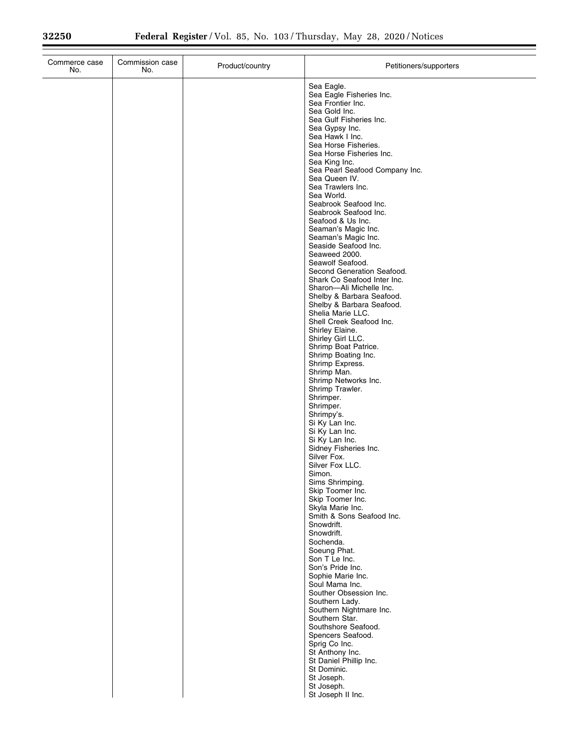| Commerce case No. | Commission case No. | Product/country | Petitioners/supporters |
|---|---|---|---|
| | | | Sea Eagle. |
| | | | Sea Eagle Fisheries Inc. |
| | | | Sea Frontier Inc. |
| | | | Sea Gold Inc. |
| | | | Sea Gulf Fisheries Inc. |
| | | | Sea Gypsy Inc. |
| | | | Sea Hawk I Inc. |
| | | | Sea Horse Fisheries. |
| | | | Sea Horse Fisheries Inc. |
| | | | Sea King Inc. |
| | | | Sea Pearl Seafood Company Inc. |
| | | | Sea Queen IV. |
| | | | Sea Trawlers Inc. |
| | | | Sea World. |
| | | | Seabrook Seafood Inc. |
| | | | Seabrook Seafood Inc. |
| | | | Seafood & Us Inc. |
| | | | Seaman's Magic Inc. |
| | | | Seaman's Magic Inc. |
| | | | Seaside Seafood Inc. |
| | | | Seaweed 2000. |
| | | | Seawolf Seafood. |
| | | | Second Generation Seafood. |
| | | | Shark Co Seafood Inter Inc. |
| | | | Sharon—Ali Michelle Inc. |
| | | | Shelby & Barbara Seafood. |
| | | | Shelby & Barbara Seafood. |
| | | | Shelia Marie LLC. |
| | | | Shell Creek Seafood Inc. |
| | | | Shirley Elaine. |
| | | | Shirley Girl LLC. |
| | | | Shrimp Boat Patrice. |
| | | | Shrimp Boating Inc. |
| | | | Shrimp Express. |
| | | | Shrimp Man. |
| | | | Shrimp Networks Inc. |
| | | | Shrimp Trawler. |
| | | | Shrimper. |
| | | | Shrimper. |
| | | | Shrimpy's. |
| | | | Si Ky Lan Inc. |
| | | | Si Ky Lan Inc. |
| | | | Si Ky Lan Inc. |
| | | | Sidney Fisheries Inc. |
| | | | Silver Fox. |
| | | | Silver Fox LLC. |
| | | | Simon. |
| | | | Sims Shrimping. |
| | | | Skip Toomer Inc. |
| | | | Skip Toomer Inc. |
| | | | Skyla Marie Inc. |
| | | | Smith & Sons Seafood Inc. |
| | | | Snowdrift. |
| | | | Snowdrift. |
| | | | Sochenda. |
| | | | Soeung Phat. |
| | | | Son T Le Inc. |
| | | | Son's Pride Inc. |
| | | | Sophie Marie Inc. |
| | | | Soul Mama Inc. |
| | | | Souther Obsession Inc. |
| | | | Southern Lady. |
| | | | Southern Nightmare Inc. |
| | | | Southern Star. |
| | | | Southshore Seafood. |
| | | | Spencers Seafood. |
| | | | Sprig Co Inc. |
| | | | St Anthony Inc. |
| | | | St Daniel Phillip Inc. |
| | | | St Dominic. |
| | | | St Joseph. |
| | | | St Joseph. |
| | | | St Joseph II Inc. |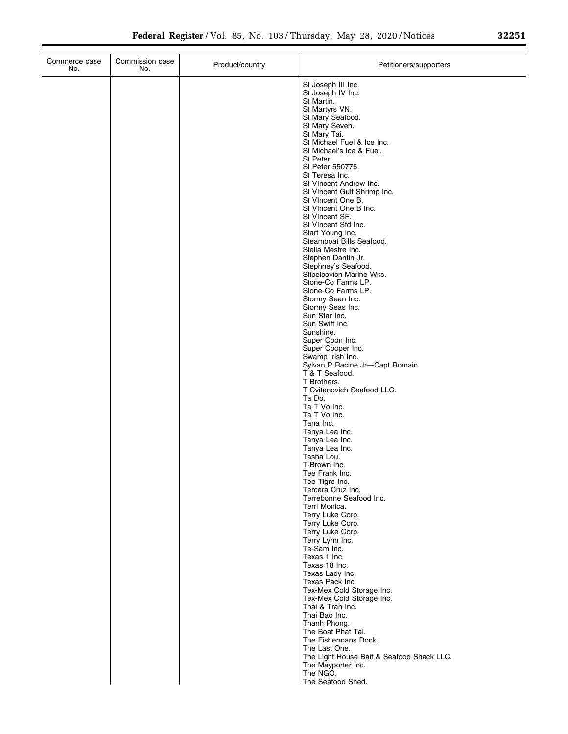| Commerce case No. | Commission case No. | Product/country | Petitioners/supporters |
| --- | --- | --- | --- |
| | | | St Joseph III Inc.<br>St Joseph IV Inc.<br>St Martin.<br>St Martyrs VN.<br>St Mary Seafood.<br>St Mary Seven.<br>St Mary Tai.<br>St Michael Fuel & Ice Inc.<br>St Michael's Ice & Fuel.<br>St Peter.<br>St Peter 550775.<br>St Teresa Inc.<br>St VIncent Andrew Inc.<br>St VIncent Gulf Shrimp Inc.<br>St VIncent One B.<br>St VIncent One B Inc.<br>St VIncent SF.<br>St VIncent Sfd Inc.<br>Start Young Inc.<br>Steamboat Bills Seafood.<br>Stella Mestre Inc.<br>Stephen Dantin Jr.<br>Stephney's Seafood.<br>Stipelcovich Marine Wks.<br>Stone-Co Farms LP.<br>Stone-Co Farms LP.<br>Stormy Sean Inc.<br>Stormy Seas Inc.<br>Sun Star Inc.<br>Sun Swift Inc.<br>Sunshine.<br>Super Coon Inc.<br>Super Cooper Inc.<br>Swamp Irish Inc.<br>Sylvan P Racine Jr—Capt Romain.<br>T & T Seafood.<br>T Brothers.<br>T Cvitanovich Seafood LLC.<br>Ta Do.<br>Ta T Vo Inc.<br>Ta T Vo Inc.<br>Tana Inc.<br>Tanya Lea Inc.<br>Tanya Lea Inc.<br>Tanya Lea Inc.<br>Tasha Lou.<br>T-Brown Inc.<br>Tee Frank Inc.<br>Tee Tigre Inc.<br>Tercera Cruz Inc.<br>Terrebonne Seafood Inc.<br>Terri Monica.<br>Terry Luke Corp.<br>Terry Luke Corp.<br>Terry Luke Corp.<br>Terry Lynn Inc.<br>Te-Sam Inc.<br>Texas 1 Inc.<br>Texas 18 Inc.<br>Texas Lady Inc.<br>Texas Pack Inc.<br>Tex-Mex Cold Storage Inc.<br>Tex-Mex Cold Storage Inc.<br>Thai & Tran Inc.<br>Thai Bao Inc.<br>Thanh Phong.<br>The Boat Phat Tai.<br>The Fishermans Dock.<br>The Last One.<br>The Light House Bait & Seafood Shack LLC.<br>The Mayporter Inc.<br>The NGO.<br>The Seafood Shed. |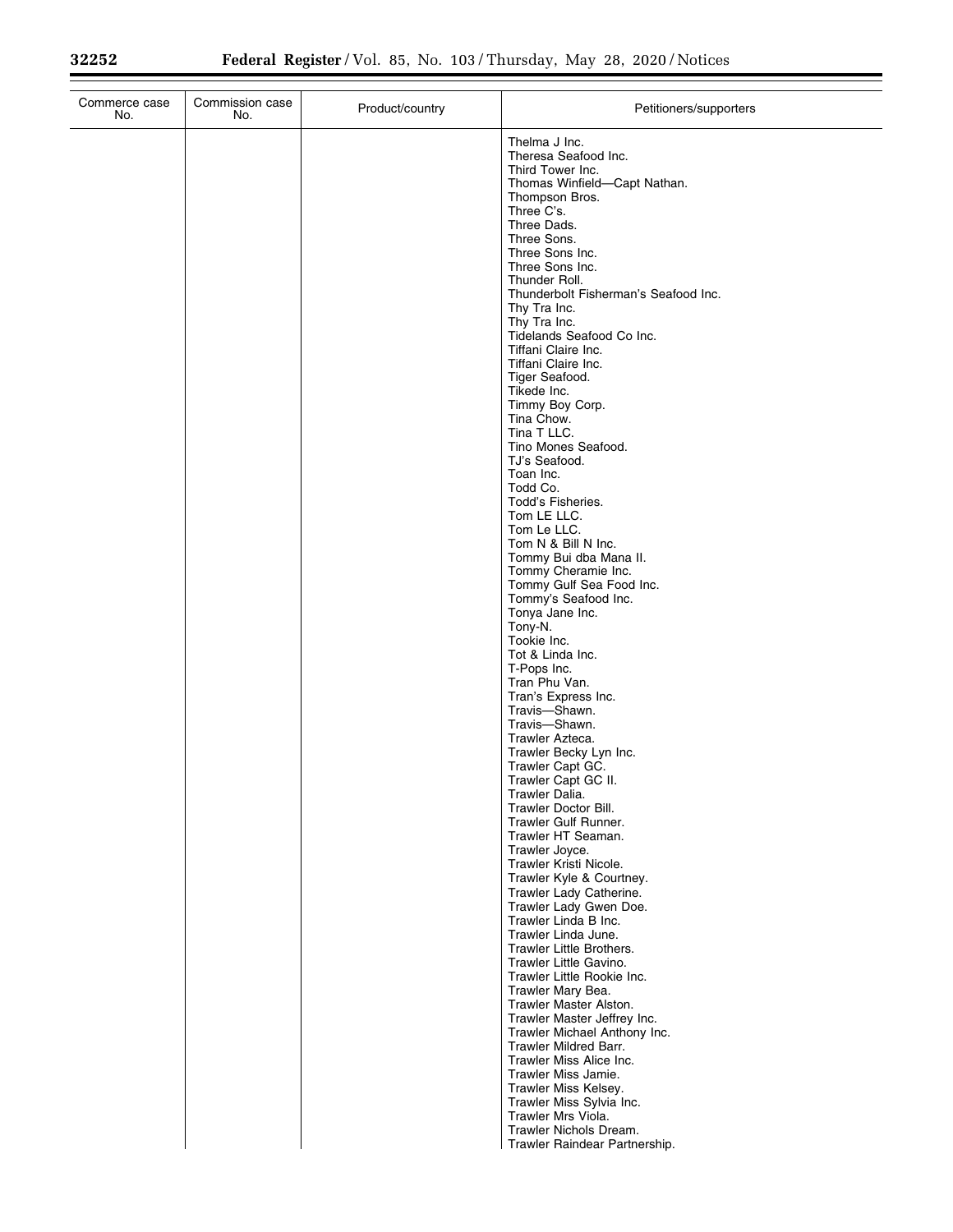| Commerce case No. | Commission case No. | Product/country | Petitioners/supporters |
|---|---|---|---|
| | | | Thelma J Inc. |
| | | | Theresa Seafood Inc. |
| | | | Third Tower Inc. |
| | | | Thomas Winfield—Capt Nathan. |
| | | | Thompson Bros. |
| | | | Three C's. |
| | | | Three Dads. |
| | | | Three Sons. |
| | | | Three Sons Inc. |
| | | | Three Sons Inc. |
| | | | Thunder Roll. |
| | | | Thunderbolt Fisherman's Seafood Inc. |
| | | | Thy Tra Inc. |
| | | | Thy Tra Inc. |
| | | | Tidelands Seafood Co Inc. |
| | | | Tiffani Claire Inc. |
| | | | Tiffani Claire Inc. |
| | | | Tiger Seafood. |
| | | | Tikede Inc. |
| | | | Timmy Boy Corp. |
| | | | Tina Chow. |
| | | | Tina T LLC. |
| | | | Tino Mones Seafood. |
| | | | TJ's Seafood. |
| | | | Toan Inc. |
| | | | Todd Co. |
| | | | Todd's Fisheries. |
| | | | Tom LE LLC. |
| | | | Tom Le LLC. |
| | | | Tom N & Bill N Inc. |
| | | | Tommy Bui dba Mana II. |
| | | | Tommy Cheramie Inc. |
| | | | Tommy Gulf Sea Food Inc. |
| | | | Tommy's Seafood Inc. |
| | | | Tonya Jane Inc. |
| | | | Tony-N. |
| | | | Tookie Inc. |
| | | | Tot & Linda Inc. |
| | | | T-Pops Inc. |
| | | | Tran Phu Van. |
| | | | Tran's Express Inc. |
| | | | Travis—Shawn. |
| | | | Travis—Shawn. |
| | | | Trawler Azteca. |
| | | | Trawler Becky Lyn Inc. |
| | | | Trawler Capt GC. |
| | | | Trawler Capt GC II. |
| | | | Trawler Dalia. |
| | | | Trawler Doctor Bill. |
| | | | Trawler Gulf Runner. |
| | | | Trawler HT Seaman. |
| | | | Trawler Joyce. |
| | | | Trawler Kristi Nicole. |
| | | | Trawler Kyle & Courtney. |
| | | | Trawler Lady Catherine. |
| | | | Trawler Lady Gwen Doe. |
| | | | Trawler Linda B Inc. |
| | | | Trawler Linda June. |
| | | | Trawler Little Brothers. |
| | | | Trawler Little Gavino. |
| | | | Trawler Little Rookie Inc. |
| | | | Trawler Mary Bea. |
| | | | Trawler Master Alston. |
| | | | Trawler Master Jeffrey Inc. |
| | | | Trawler Michael Anthony Inc. |
| | | | Trawler Mildred Barr. |
| | | | Trawler Miss Alice Inc. |
| | | | Trawler Miss Jamie. |
| | | | Trawler Miss Kelsey. |
| | | | Trawler Miss Sylvia Inc. |
| | | | Trawler Mrs Viola. |
| | | | Trawler Nichols Dream. |
| | | | Trawler Raindear Partnership. |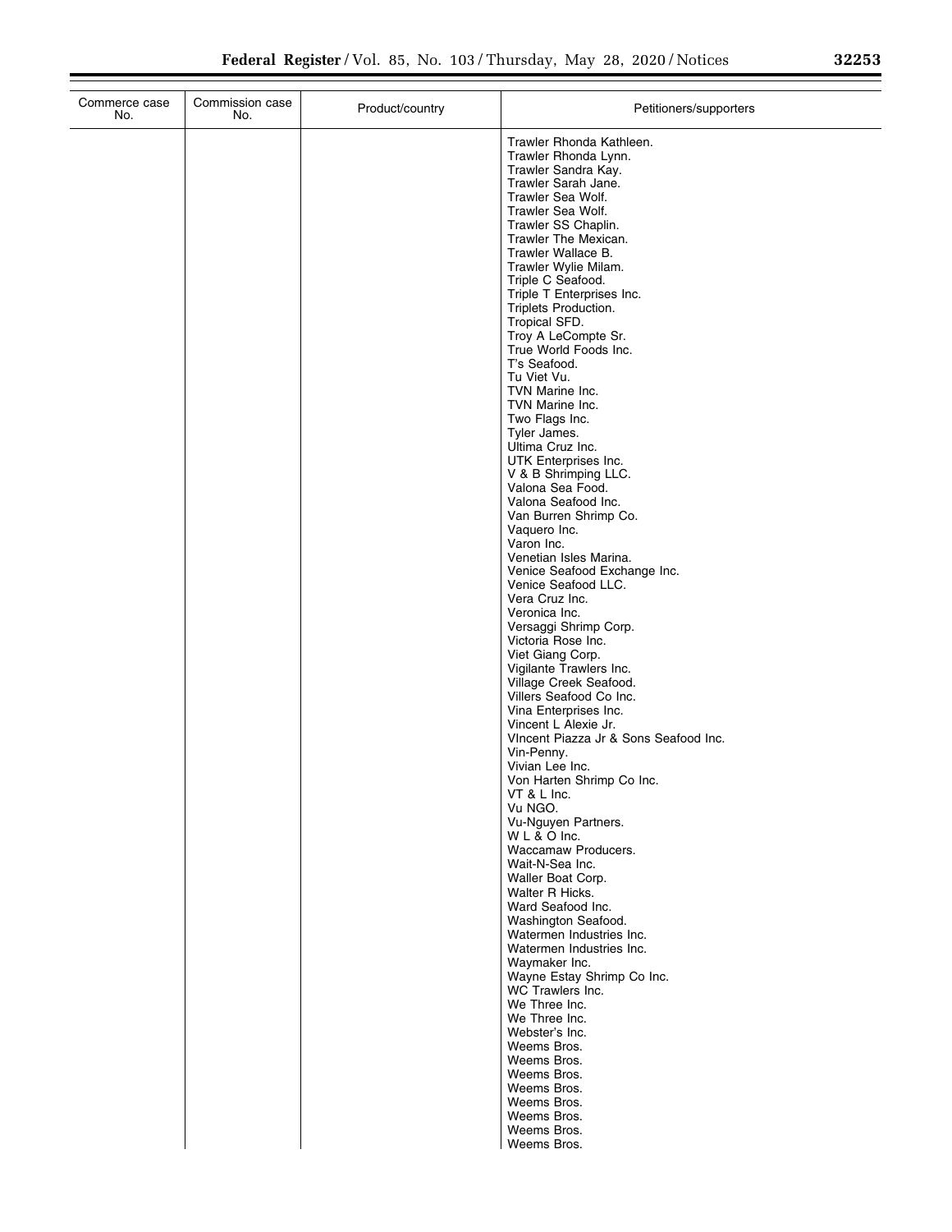| Commerce case No. | Commission case No. | Product/country | Petitioners/supporters |
|---|---|---|---|
| | | | Trawler Rhonda Kathleen. |
| | | | Trawler Rhonda Lynn. |
| | | | Trawler Sandra Kay. |
| | | | Trawler Sarah Jane. |
| | | | Trawler Sea Wolf. |
| | | | Trawler Sea Wolf. |
| | | | Trawler SS Chaplin. |
| | | | Trawler The Mexican. |
| | | | Trawler Wallace B. |
| | | | Trawler Wylie Milam. |
| | | | Triple C Seafood. |
| | | | Triple T Enterprises Inc. |
| | | | Triplets Production. |
| | | | Tropical SFD. |
| | | | Troy A LeCompte Sr. |
| | | | True World Foods Inc. |
| | | | T's Seafood. |
| | | | Tu Viet Vu. |
| | | | TVN Marine Inc. |
| | | | TVN Marine Inc. |
| | | | Two Flags Inc. |
| | | | Tyler James. |
| | | | Ultima Cruz Inc. |
| | | | UTK Enterprises Inc. |
| | | | V & B Shrimping LLC. |
| | | | Valona Sea Food. |
| | | | Valona Seafood Inc. |
| | | | Van Burren Shrimp Co. |
| | | | Vaquero Inc. |
| | | | Varon Inc. |
| | | | Venetian Isles Marina. |
| | | | Venice Seafood Exchange Inc. |
| | | | Venice Seafood LLC. |
| | | | Vera Cruz Inc. |
| | | | Veronica Inc. |
| | | | Versaggi Shrimp Corp. |
| | | | Victoria Rose Inc. |
| | | | Viet Giang Corp. |
| | | | Vigilante Trawlers Inc. |
| | | | Village Creek Seafood. |
| | | | Villers Seafood Co Inc. |
| | | | Vina Enterprises Inc. |
| | | | Vincent L Alexie Jr. |
| | | | VIncent Piazza Jr & Sons Seafood Inc. |
| | | | Vin-Penny. |
| | | | Vivian Lee Inc. |
| | | | Von Harten Shrimp Co Inc. |
| | | | VT & L Inc. |
| | | | Vu NGO. |
| | | | Vu-Nguyen Partners. |
| | | | W L & O Inc. |
| | | | Waccamaw Producers. |
| | | | Wait-N-Sea Inc. |
| | | | Waller Boat Corp. |
| | | | Walter R Hicks. |
| | | | Ward Seafood Inc. |
| | | | Washington Seafood. |
| | | | Watermen Industries Inc. |
| | | | Watermen Industries Inc. |
| | | | Waymaker Inc. |
| | | | Wayne Estay Shrimp Co Inc. |
| | | | WC Trawlers Inc. |
| | | | We Three Inc. |
| | | | We Three Inc. |
| | | | Webster's Inc. |
| | | | Weems Bros. |
| | | | Weems Bros. |
| | | | Weems Bros. |
| | | | Weems Bros. |
| | | | Weems Bros. |
| | | | Weems Bros. |
| | | | Weems Bros. |
| | | | Weems Bros. |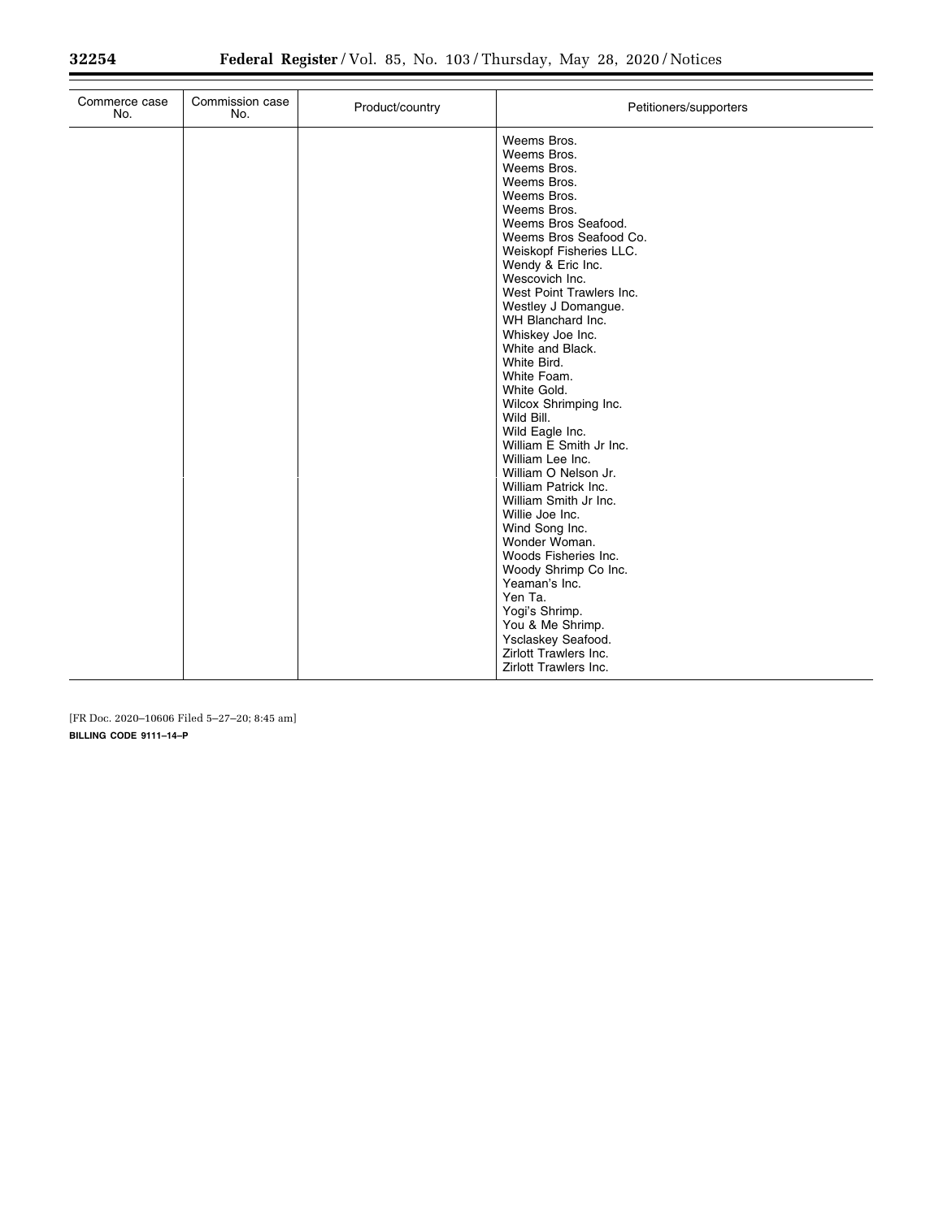| Commerce case No. | Commission case No. | Product/country | Petitioners/supporters |
|---|---|---|---|
| | | | Weems Bros. |
| | | | Weems Bros. |
| | | | Weems Bros. |
| | | | Weems Bros. |
| | | | Weems Bros. |
| | | | Weems Bros. |
| | | | Weems Bros Seafood. |
| | | | Weems Bros Seafood Co. |
| | | | Weiskopf Fisheries LLC. |
| | | | Wendy & Eric Inc. |
| | | | Wescovich Inc. |
| | | | West Point Trawlers Inc. |
| | | | Westley J Domangue. |
| | | | WH Blanchard Inc. |
| | | | Whiskey Joe Inc. |
| | | | White and Black. |
| | | | White Bird. |
| | | | White Foam. |
| | | | White Gold. |
| | | | Wilcox Shrimping Inc. |
| | | | Wild Bill. |
| | | | Wild Eagle Inc. |
| | | | William E Smith Jr Inc. |
| | | | William Lee Inc. |
| | | | William O Nelson Jr. |
| | | | William Patrick Inc. |
| | | | William Smith Jr Inc. |
| | | | Willie Joe Inc. |
| | | | Wind Song Inc. |
| | | | Wonder Woman. |
| | | | Woods Fisheries Inc. |
| | | | Woody Shrimp Co Inc. |
| | | | Yeaman's Inc. |
| | | | Yen Ta. |
| | | | Yogi's Shrimp. |
| | | | You & Me Shrimp. |
| | | | Ysclaskey Seafood. |
| | | | Zirlott Trawlers Inc. |
| | | | Zirlott Trawlers Inc. |

[FR Doc. 2020–10606 Filed 5–27–20; 8:45 am]

**BILLING CODE 9111–14–P**